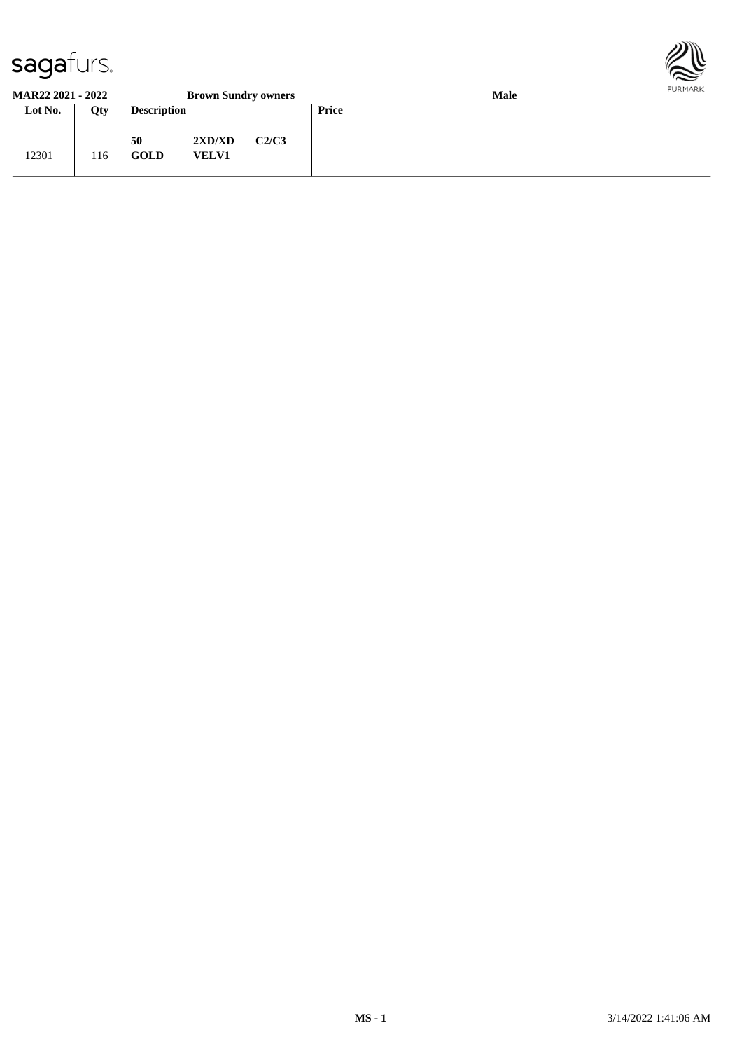**MAR22 2021 - 2022** **Brown Sundry owners** **Male**

| Lot No. | Qty | Description | | | Price | |
|---|---|---|---|---|---|---|
| 12301 | 116 | **50** **GOLD** | **2XD/XD** **VELV1** | **C2/C3** | | |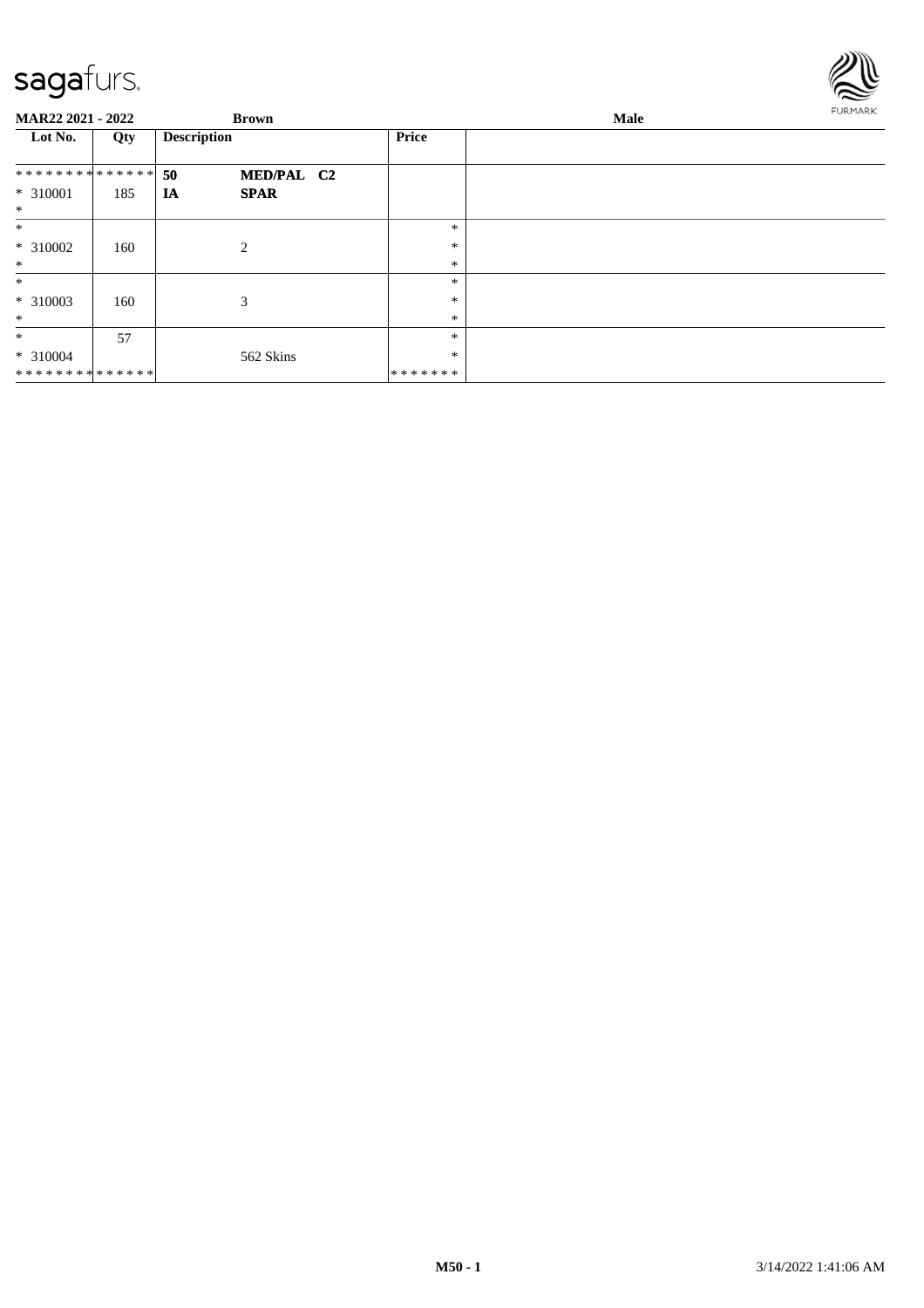| MAR22 2021 - 2022 | | Brown | | Male |
|---|---|---|---|---|
| **Lot No.** | **Qty** | **Description** | **Price** | |
| ************** | | **50** **MED/PAL C2** | | |
| * 310001 | 185 | **IA** **SPAR** | | |
| * | | | | |
| * | | | * | |
| * 310002 | 160 | 2 | * | |
| * | | | * | |
| * | | | * | |
| * 310003 | 160 | 3 | * | |
| * | | | * | |
| * | 57 | | * | |
| * 310004 | | 562 Skins | * | |
| ************** | | | ******* | |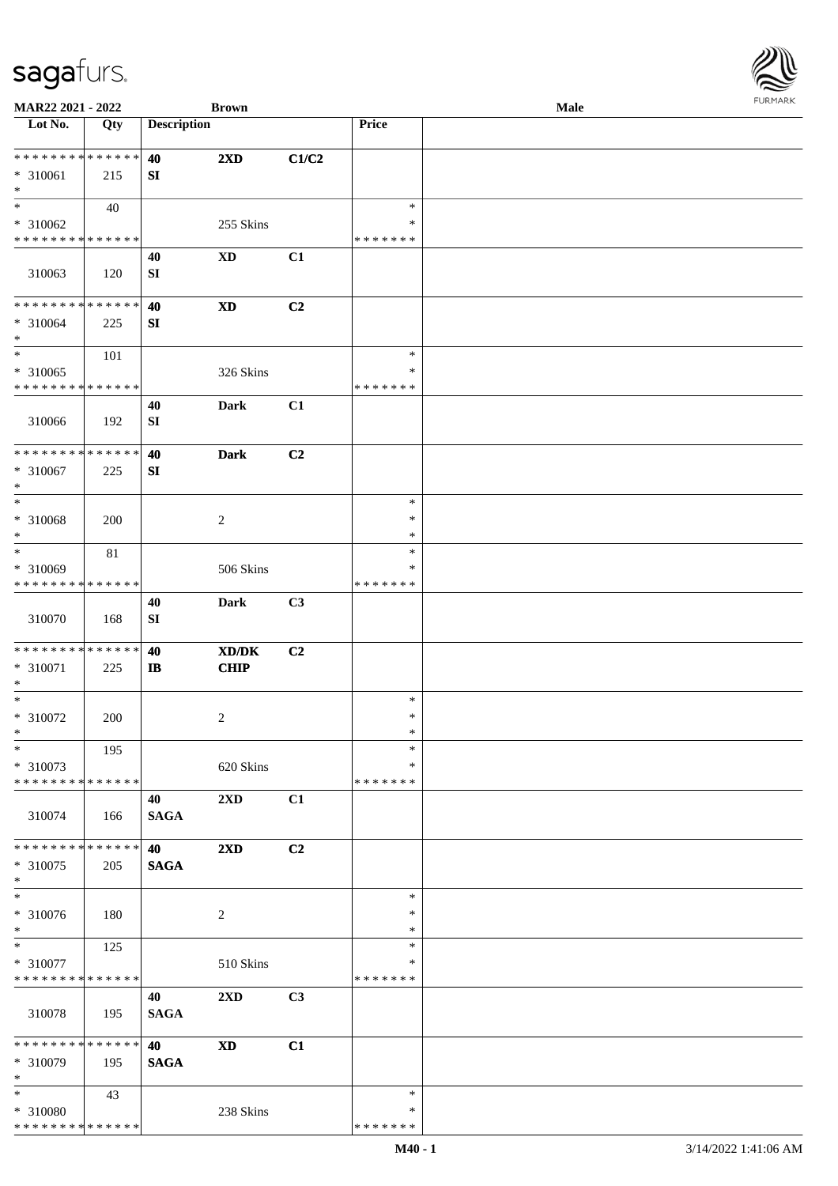| Lot No. | Qty | Description | | | Price | |
|---|---|---|---|---|---|---|
| * * * * * * * * * * * * * * | | 40 | 2XD | C1/C2 | | |
| * 310061 | 215 | SI | | | | |
| * | | | | | | |
| * | 40 | | | | * | |
| * 310062 | | | 255 Skins | | * | |
| * * * * * * * * * * * * * * | | | | | * * * * * * * | |
| | | 40 | XD | C1 | | |
| 310063 | 120 | SI | | | | |
| * * * * * * * * * * * * * * | | 40 | XD | C2 | | |
| * 310064 | 225 | SI | | | | |
| * | | | | | | |
| * | 101 | | | | * | |
| * 310065 | | | 326 Skins | | * | |
| * * * * * * * * * * * * * * | | | | | * * * * * * * | |
| | | 40 | Dark | C1 | | |
| 310066 | 192 | SI | | | | |
| * * * * * * * * * * * * * * | | 40 | Dark | C2 | | |
| * 310067 | 225 | SI | | | | |
| * | | | | | | |
| * | | | | | * | |
| * 310068 | 200 | | 2 | | * | |
| * | | | | | * | |
| * | 81 | | | | * | |
| * 310069 | | | 506 Skins | | * | |
| * * * * * * * * * * * * * * | | | | | * * * * * * * | |
| | | 40 | Dark | C3 | | |
| 310070 | 168 | SI | | | | |
| * * * * * * * * * * * * * * | | 40 | XD/DK | C2 | | |
| * 310071 | 225 | IB | CHIP | | | |
| * | | | | | | |
| * | | | | | * | |
| * 310072 | 200 | | 2 | | * | |
| * | | | | | * | |
| * | 195 | | | | * | |
| * 310073 | | | 620 Skins | | * | |
| * * * * * * * * * * * * * * | | | | | * * * * * * * | |
| | | 40 | 2XD | C1 | | |
| 310074 | 166 | SAGA | | | | |
| * * * * * * * * * * * * * * | | 40 | 2XD | C2 | | |
| * 310075 | 205 | SAGA | | | | |
| * | | | | | | |
| * | | | | | * | |
| * 310076 | 180 | | 2 | | * | |
| * | | | | | * | |
| * | 125 | | | | * | |
| * 310077 | | | 510 Skins | | * | |
| * * * * * * * * * * * * * * | | | | | * * * * * * * | |
| | | 40 | 2XD | C3 | | |
| 310078 | 195 | SAGA | | | | |
| * * * * * * * * * * * * * * | | 40 | XD | C1 | | |
| * 310079 | 195 | SAGA | | | | |
| * | | | | | | |
| * | 43 | | | | * | |
| * 310080 | | | 238 Skins | | * | |
| * * * * * * * * * * * * * * | | | | | * * * * * * * | |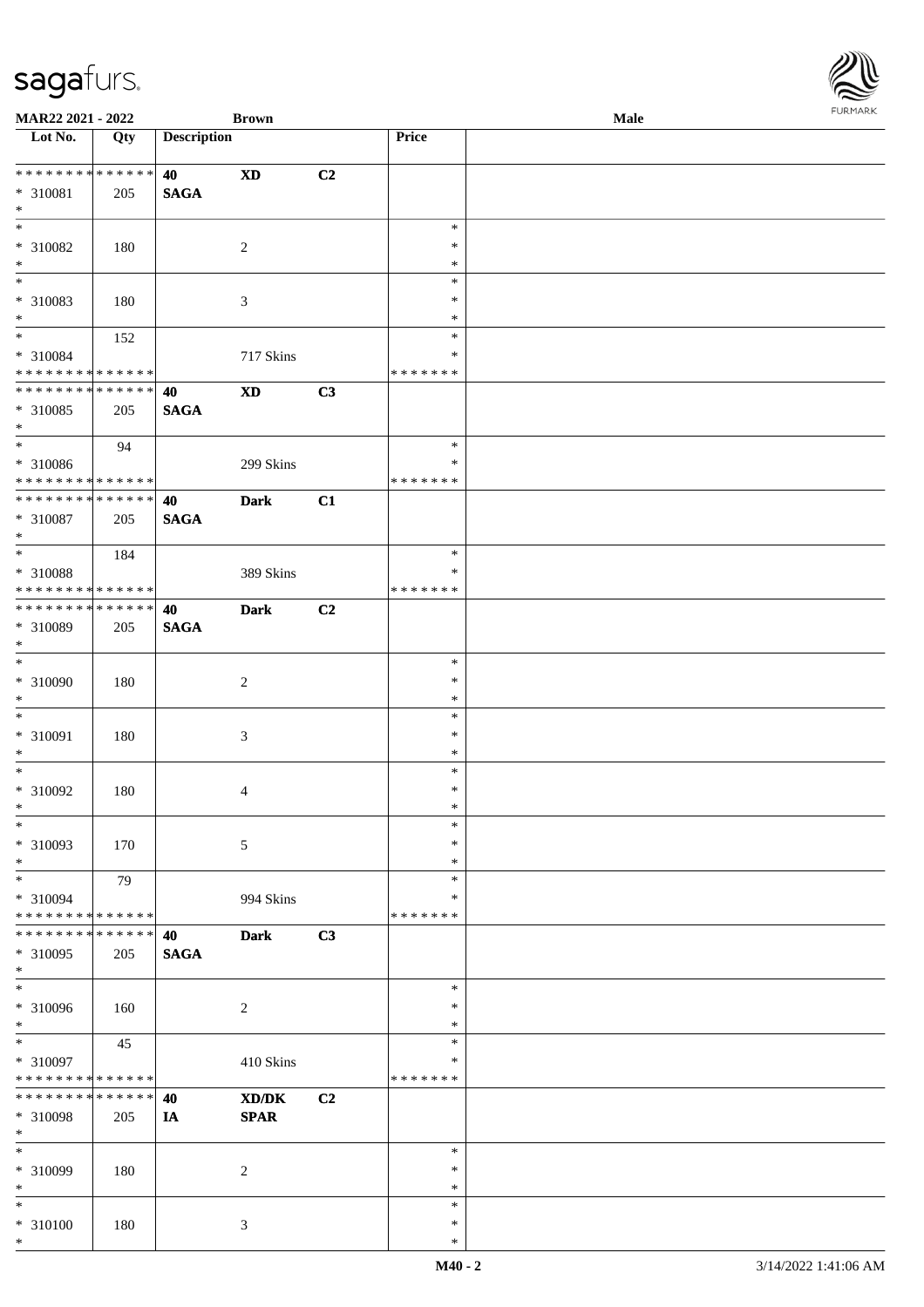| Lot No. | Qty | Description | | | Price | |
|---|---|---|---|---|---|---|
| * * * * * * * * * * * * * * | | 40 | XD | C2 | | |
| * 310081 | 205 | SAGA | | | | |
| * | | | | | | |
| * | | | | | * | |
| * 310082 | 180 | | 2 | | * | |
| * | | | | | * | |
| * | | | | | * | |
| * 310083 | 180 | | 3 | | * | |
| * | | | | | * | |
| * | 152 | | | | * | |
| * 310084 | | | 717 Skins | | * | |
| * * * * * * * * * * * * * * | | | | | * * * * * * * | |
| * * * * * * * * * * * * * * | | 40 | XD | C3 | | |
| * 310085 | 205 | SAGA | | | | |
| * | | | | | | |
| * | 94 | | | | * | |
| * 310086 | | | 299 Skins | | * | |
| * * * * * * * * * * * * * * | | | | | * * * * * * * | |
| * * * * * * * * * * * * * * | | 40 | Dark | C1 | | |
| * 310087 | 205 | SAGA | | | | |
| * | | | | | | |
| * | 184 | | | | * | |
| * 310088 | | | 389 Skins | | * | |
| * * * * * * * * * * * * * * | | | | | * * * * * * * | |
| * * * * * * * * * * * * * * | | 40 | Dark | C2 | | |
| * 310089 | 205 | SAGA | | | | |
| * | | | | | | |
| * | | | | | * | |
| * 310090 | 180 | | 2 | | * | |
| * | | | | | * | |
| * | | | | | * | |
| * 310091 | 180 | | 3 | | * | |
| * | | | | | * | |
| * | | | | | * | |
| * 310092 | 180 | | 4 | | * | |
| * | | | | | * | |
| * | | | | | * | |
| * 310093 | 170 | | 5 | | * | |
| * | | | | | * | |
| * | 79 | | | | * | |
| * 310094 | | | 994 Skins | | * | |
| * * * * * * * * * * * * * * | | | | | * * * * * * * | |
| * * * * * * * * * * * * * * | | 40 | Dark | C3 | | |
| * 310095 | 205 | SAGA | | | | |
| * | | | | | | |
| * | | | | | * | |
| * 310096 | 160 | | 2 | | * | |
| * | | | | | * | |
| * | 45 | | | | * | |
| * 310097 | | | 410 Skins | | * | |
| * * * * * * * * * * * * * * | | | | | * * * * * * * | |
| * * * * * * * * * * * * * * | | 40 | XD/DK | C2 | | |
| * 310098 | 205 | IA | SPAR | | | |
| * | | | | | | |
| * | | | | | * | |
| * 310099 | 180 | | 2 | | * | |
| * | | | | | * | |
| * | | | | | * | |
| * 310100 | 180 | | 3 | | * | |
| * | | | | | * | |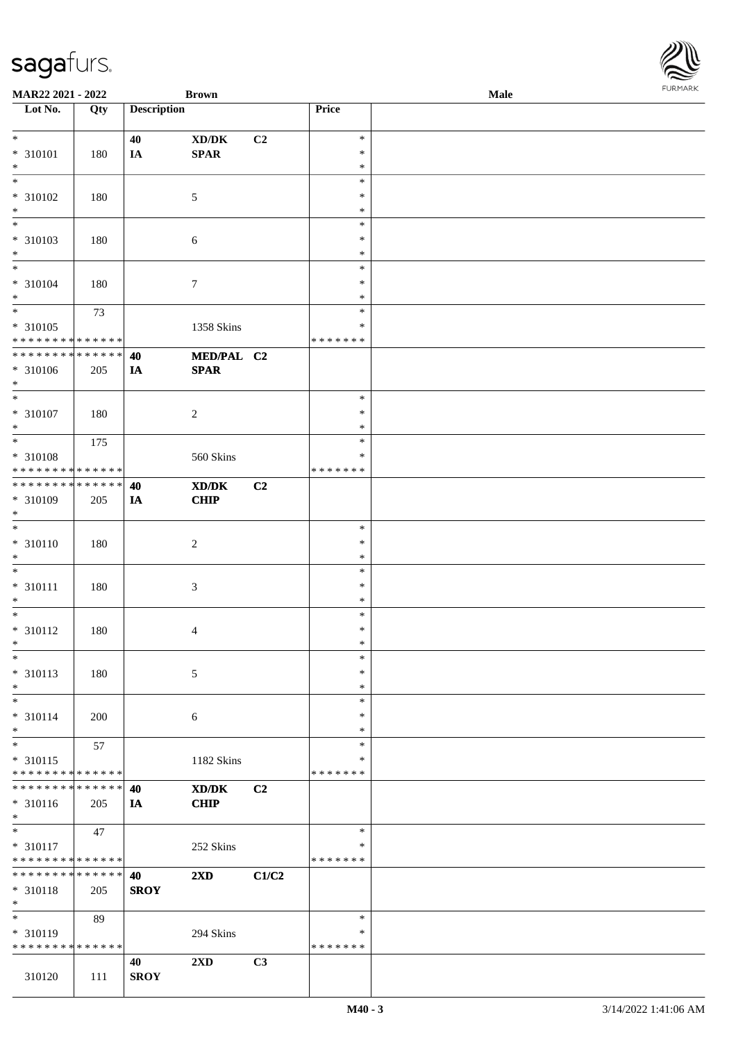| Lot No. | Qty | Description | | | Price | |
|---|---|---|---|---|---|---|
| * | | 40 | XD/DK | C2 | * | |
| * 310101 | 180 | IA | SPAR | | * | |
| * | | | | | * | |
| * | | | | | * | |
| * 310102 | 180 | | 5 | | * | |
| * | | | | | * | |
| * | | | | | * | |
| * 310103 | 180 | | 6 | | * | |
| * | | | | | * | |
| * | | | | | * | |
| * 310104 | 180 | | 7 | | * | |
| * | | | | | * | |
| * | 73 | | | | * | |
| * 310105 | | | 1358 Skins | | * | |
| * * * * * * * * * * * * * * | | | | | * * * * * * * | |
| * * * * * * * * * * * * * * | | 40 | MED/PAL | C2 | | |
| * 310106 | 205 | IA | SPAR | | | |
| * | | | | | | |
| * | | | | | * | |
| * 310107 | 180 | | 2 | | * | |
| * | | | | | * | |
| * | 175 | | | | * | |
| * 310108 | | | 560 Skins | | * | |
| * * * * * * * * * * * * * * | | | | | * * * * * * * | |
| * * * * * * * * * * * * * * | | 40 | XD/DK | C2 | | |
| * 310109 | 205 | IA | CHIP | | | |
| * | | | | | | |
| * | | | | | * | |
| * 310110 | 180 | | 2 | | * | |
| * | | | | | * | |
| * | | | | | * | |
| * 310111 | 180 | | 3 | | * | |
| * | | | | | * | |
| * | | | | | * | |
| * 310112 | 180 | | 4 | | * | |
| * | | | | | * | |
| * | | | | | * | |
| * 310113 | 180 | | 5 | | * | |
| * | | | | | * | |
| * | | | | | * | |
| * 310114 | 200 | | 6 | | * | |
| * | | | | | * | |
| * | 57 | | | | * | |
| * 310115 | | | 1182 Skins | | * | |
| * * * * * * * * * * * * * * | | | | | * * * * * * * | |
| * * * * * * * * * * * * * * | | 40 | XD/DK | C2 | | |
| * 310116 | 205 | IA | CHIP | | | |
| * | | | | | | |
| * | 47 | | | | * | |
| * 310117 | | | 252 Skins | | * | |
| * * * * * * * * * * * * * * | | | | | * * * * * * * | |
| * * * * * * * * * * * * * * | | 40 | 2XD | C1/C2 | | |
| * 310118 | 205 | SROY | | | | |
| * | | | | | | |
| * | 89 | | | | * | |
| * 310119 | | | 294 Skins | | * | |
| * * * * * * * * * * * * * * | | | | | * * * * * * * | |
| | | 40 | 2XD | C3 | | |
| 310120 | 111 | SROY | | | | |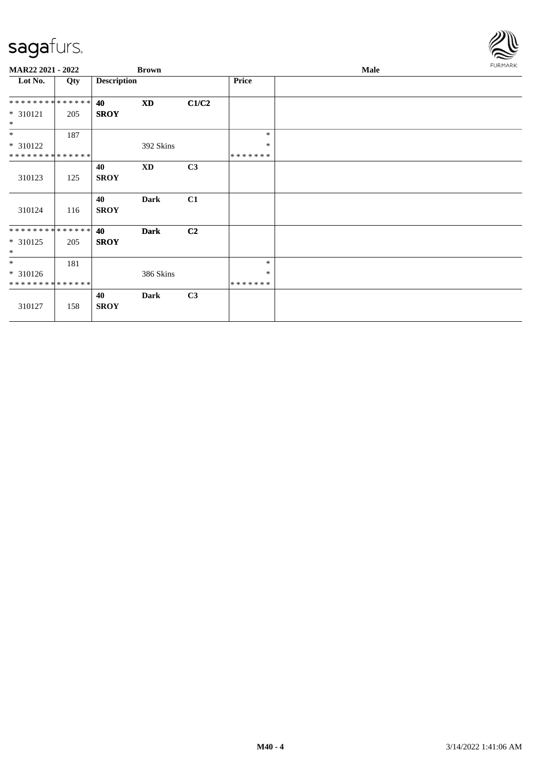| Lot No. | Qty | Description | | | Price | |
|---|---|---|---|---|---|---|
| * * * * * * * * * * * * * * | | **40** | **XD** | **C1/C2** | | |
| * 310121 | 205 | **SROY** | | | | |
| * | | | | | | |
| * | 187 | | | | * | |
| * 310122 | | | 392 Skins | | * | |
| * * * * * * * * * * * * * * | | | | | * * * * * * * | |
| | | **40** | **XD** | **C3** | | |
| 310123 | 125 | **SROY** | | | | |
| | | **40** | **Dark** | **C1** | | |
| 310124 | 116 | **SROY** | | | | |
| * * * * * * * * * * * * * * | | **40** | **Dark** | **C2** | | |
| * 310125 | 205 | **SROY** | | | | |
| * | | | | | | |
| * | 181 | | | | * | |
| * 310126 | | | 386 Skins | | * | |
| * * * * * * * * * * * * * * | | | | | * * * * * * * | |
| | | **40** | **Dark** | **C3** | | |
| 310127 | 158 | **SROY** | | | | |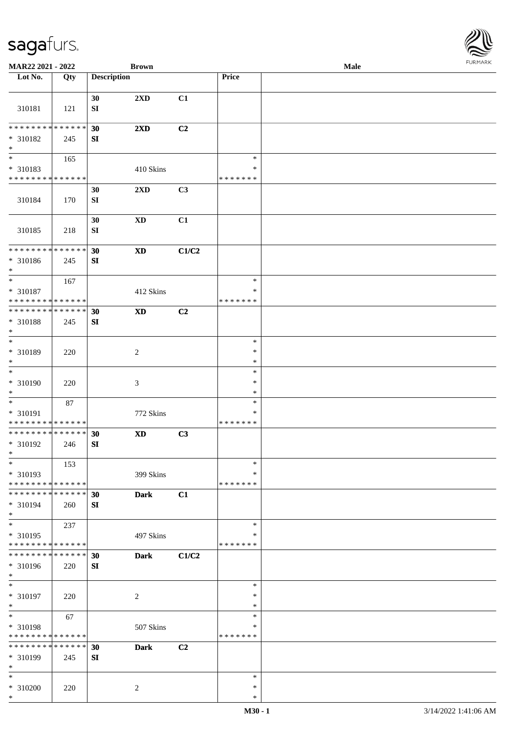| Lot No. | Qty | Description | | | Price | |
|---|---|---|---|---|---|---|
| 310181 | 121 | 30 SI | 2XD | C1 | | |
| * * * * * * * * * * * * * * <br>* 310182<br>* | 245 | 30 SI | 2XD | C2 | | |
| * <br>* 310183<br>* * * * * * * * * * * * * * | 165 | | 410 Skins | | * <br>* <br>* * * * * * * | |
| 310184 | 170 | 30 SI | 2XD | C3 | | |
| 310185 | 218 | 30 SI | XD | C1 | | |
| * * * * * * * * * * * * * * <br>* 310186<br>* | 245 | 30 SI | XD | C1/C2 | | |
| * <br>* 310187<br>* * * * * * * * * * * * * * | 167 | | 412 Skins | | * <br>* <br>* * * * * * * | |
| * * * * * * * * * * * * * * <br>* 310188<br>* | 245 | 30 SI | XD | C2 | | |
| * <br>* 310189<br>* | 220 | | 2 | | * <br>* <br>* | |
| * <br>* 310190<br>* | 220 | | 3 | | * <br>* <br>* | |
| * <br>* 310191<br>* * * * * * * * * * * * * * | 87 | | 772 Skins | | * <br>* <br>* * * * * * * | |
| * * * * * * * * * * * * * * <br>* 310192<br>* | 246 | 30 SI | XD | C3 | | |
| * <br>* 310193<br>* * * * * * * * * * * * * * | 153 | | 399 Skins | | * <br>* <br>* * * * * * * | |
| * * * * * * * * * * * * * * <br>* 310194<br>* | 260 | 30 SI | Dark | C1 | | |
| * <br>* 310195<br>* * * * * * * * * * * * * * | 237 | | 497 Skins | | * <br>* <br>* * * * * * * | |
| * * * * * * * * * * * * * * <br>* 310196<br>* | 220 | 30 SI | Dark | C1/C2 | | |
| * <br>* 310197<br>* | 220 | | 2 | | * <br>* <br>* | |
| * <br>* 310198<br>* * * * * * * * * * * * * * | 67 | | 507 Skins | | * <br>* <br>* * * * * * * | |
| * * * * * * * * * * * * * * <br>* 310199<br>* | 245 | 30 SI | Dark | C2 | | |
| * <br>* 310200<br>* | 220 | | 2 | | * <br>* <br>* | |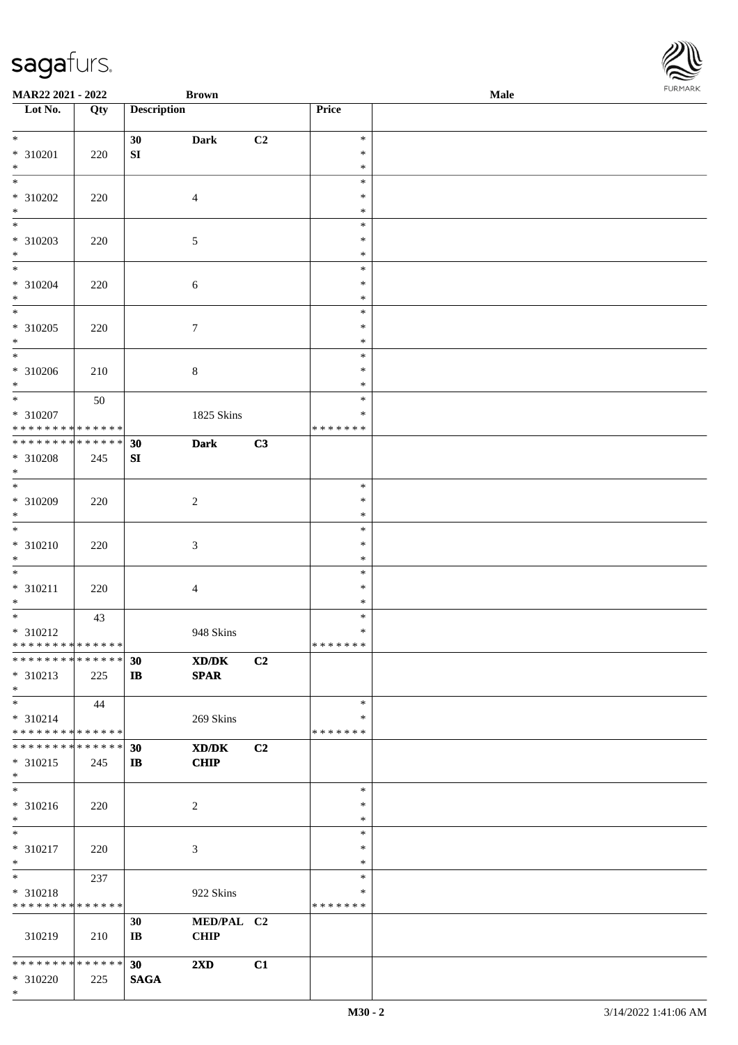| Lot No. | Qty | Description | | | Price | |
|---|---|---|---|---|---|---|
| * | | 30 | Dark | C2 | * | |
| * 310201 | 220 | SI | | | * | |
| * | | | | | * | |
| * | | | | | * | |
| * 310202 | 220 | | 4 | | * | |
| * | | | | | * | |
| * | | | | | * | |
| * 310203 | 220 | | 5 | | * | |
| * | | | | | * | |
| * | | | | | * | |
| * 310204 | 220 | | 6 | | * | |
| * | | | | | * | |
| * | | | | | * | |
| * 310205 | 220 | | 7 | | * | |
| * | | | | | * | |
| * | | | | | * | |
| * 310206 | 210 | | 8 | | * | |
| * | | | | | * | |
| * | 50 | | | | * | |
| * 310207 | | | 1825 Skins | | * | |
| * * * * * * * * * * * * * * | | | | | * * * * * * * | |
| * * * * * * * * * * * * * * | | 30 | Dark | C3 | | |
| * 310208 | 245 | SI | | | | |
| * | | | | | | |
| * | | | | | * | |
| * 310209 | 220 | | 2 | | * | |
| * | | | | | * | |
| * | | | | | * | |
| * 310210 | 220 | | 3 | | * | |
| * | | | | | * | |
| * | | | | | * | |
| * 310211 | 220 | | 4 | | * | |
| * | | | | | * | |
| * | 43 | | | | * | |
| * 310212 | | | 948 Skins | | * | |
| * * * * * * * * * * * * * * | | | | | * * * * * * * | |
| * * * * * * * * * * * * * * | | 30 | XD/DK | C2 | | |
| * 310213 | 225 | IB | SPAR | | | |
| * | | | | | | |
| * | 44 | | | | * | |
| * 310214 | | | 269 Skins | | * | |
| * * * * * * * * * * * * * * | | | | | * * * * * * * | |
| * * * * * * * * * * * * * * | | 30 | XD/DK | C2 | | |
| * 310215 | 245 | IB | CHIP | | | |
| * | | | | | | |
| * | | | | | * | |
| * 310216 | 220 | | 2 | | * | |
| * | | | | | * | |
| * | | | | | * | |
| * 310217 | 220 | | 3 | | * | |
| * | | | | | * | |
| * | 237 | | | | * | |
| * 310218 | | | 922 Skins | | * | |
| * * * * * * * * * * * * * * | | | | | * * * * * * * | |
| | | 30 | MED/PAL | C2 | | |
| 310219 | 210 | IB | CHIP | | | |
| * * * * * * * * * * * * * * | | 30 | 2XD | C1 | | |
| * 310220 | 225 | SAGA | | | | |
| * | | | | | | |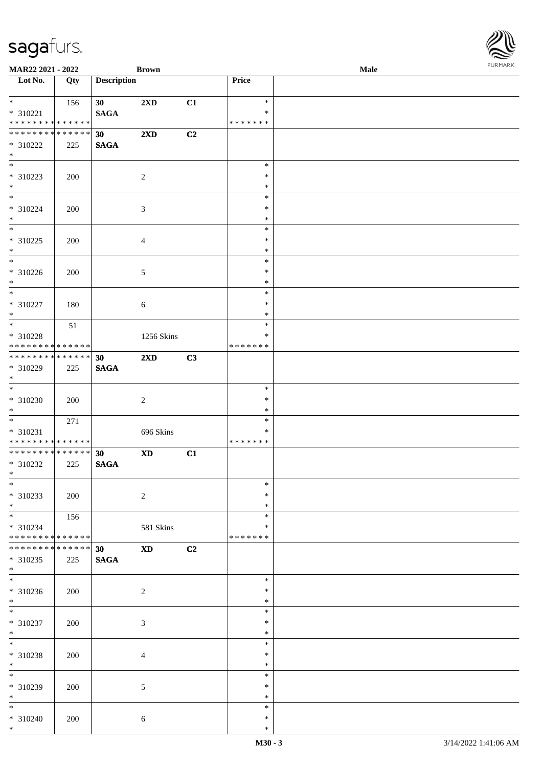**MAR22 2021 - 2022** | **Brown** | **Male**

| Lot No. | Qty | Description | | | Price | |
|---|---|---|---|---|---|---|
| * | 156 | 30 | 2XD | C1 | * | |
| * 310221 | | SAGA | | | * | |
| * * * * * * * * * * * * * * | | | | | * * * * * * * | |
| * * * * * * * * * * * * * * | | 30 | 2XD | C2 | | |
| * 310222 | 225 | SAGA | | | | |
| * | | | | | | |
| * | | | | | * | |
| * 310223 | 200 | | 2 | | * | |
| * | | | | | * | |
| * | | | | | * | |
| * 310224 | 200 | | 3 | | * | |
| * | | | | | * | |
| * | | | | | * | |
| * 310225 | 200 | | 4 | | * | |
| * | | | | | * | |
| * | | | | | * | |
| * 310226 | 200 | | 5 | | * | |
| * | | | | | * | |
| * | | | | | * | |
| * 310227 | 180 | | 6 | | * | |
| * | | | | | * | |
| * | 51 | | | | * | |
| * 310228 | | | 1256 Skins | | * | |
| * * * * * * * * * * * * * * | | | | | * * * * * * * | |
| * * * * * * * * * * * * * * | | 30 | 2XD | C3 | | |
| * 310229 | 225 | SAGA | | | | |
| * | | | | | | |
| * | | | | | * | |
| * 310230 | 200 | | 2 | | * | |
| * | | | | | * | |
| * | 271 | | | | * | |
| * 310231 | | | 696 Skins | | * | |
| * * * * * * * * * * * * * * | | | | | * * * * * * * | |
| * * * * * * * * * * * * * * | | 30 | XD | C1 | | |
| * 310232 | 225 | SAGA | | | | |
| * | | | | | | |
| * | | | | | * | |
| * 310233 | 200 | | 2 | | * | |
| * | | | | | * | |
| * | 156 | | | | * | |
| * 310234 | | | 581 Skins | | * | |
| * * * * * * * * * * * * * * | | | | | * * * * * * * | |
| * * * * * * * * * * * * * * | | 30 | XD | C2 | | |
| * 310235 | 225 | SAGA | | | | |
| * | | | | | | |
| * | | | | | * | |
| * 310236 | 200 | | 2 | | * | |
| * | | | | | * | |
| * | | | | | * | |
| * 310237 | 200 | | 3 | | * | |
| * | | | | | * | |
| * | | | | | * | |
| * 310238 | 200 | | 4 | | * | |
| * | | | | | * | |
| * | | | | | * | |
| * 310239 | 200 | | 5 | | * | |
| * | | | | | * | |
| * | | | | | * | |
| * 310240 | 200 | | 6 | | * | |
| * | | | | | * | |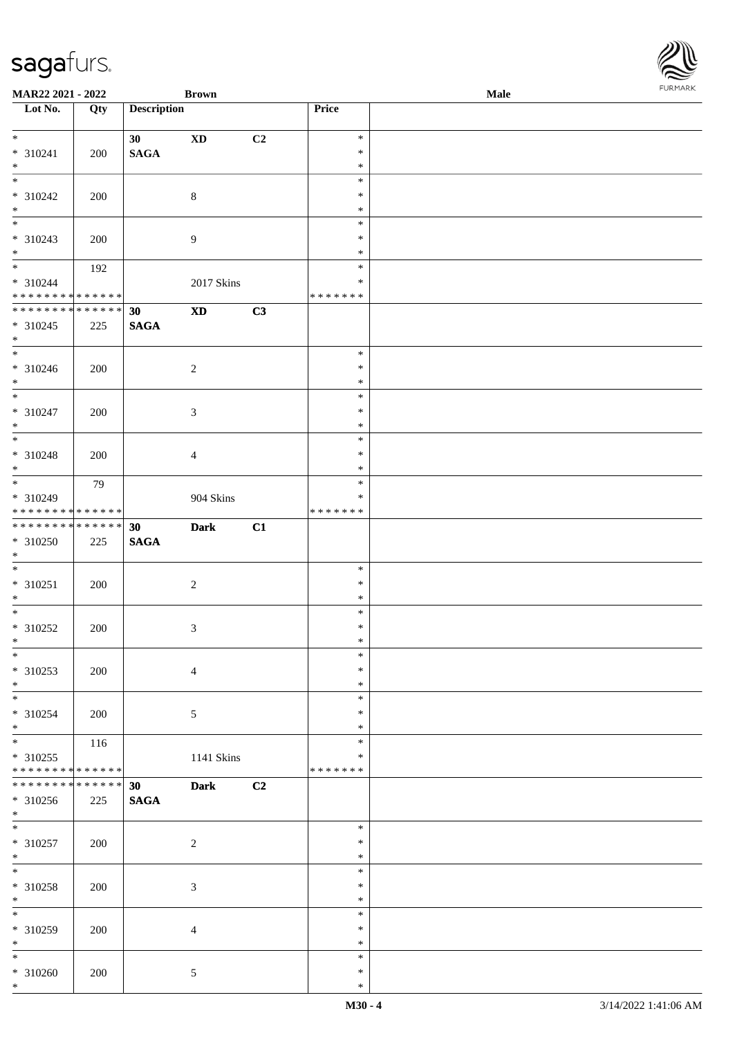| Lot No. | Qty | Description | | | Price | |
|---|---|---|---|---|---|---|
| * | | 30 | **XD** | C2 | * | |
| * 310241 | 200 | **SAGA** | | | * | |
| * | | | | | * | |
| * | | | | | * | |
| * 310242 | 200 | | 8 | | * | |
| * | | | | | * | |
| * | | | | | * | |
| * 310243 | 200 | | 9 | | * | |
| * | | | | | * | |
| * | 192 | | | | * | |
| * 310244 | | | 2017 Skins | | * | |
| * * * * * * * * * * * * * * | | | | | * * * * * * * | |
| * * * * * * * * * * * * * * | | 30 | **XD** | C3 | | |
| * 310245 | 225 | **SAGA** | | | | |
| * | | | | | | |
| * | | | | | * | |
| * 310246 | 200 | | 2 | | * | |
| * | | | | | * | |
| * | | | | | * | |
| * 310247 | 200 | | 3 | | * | |
| * | | | | | * | |
| * | | | | | * | |
| * 310248 | 200 | | 4 | | * | |
| * | | | | | * | |
| * | 79 | | | | * | |
| * 310249 | | | 904 Skins | | * | |
| * * * * * * * * * * * * * * | | | | | * * * * * * * | |
| * * * * * * * * * * * * * * | | 30 | **Dark** | C1 | | |
| * 310250 | 225 | **SAGA** | | | | |
| * | | | | | | |
| * | | | | | * | |
| * 310251 | 200 | | 2 | | * | |
| * | | | | | * | |
| * | | | | | * | |
| * 310252 | 200 | | 3 | | * | |
| * | | | | | * | |
| * | | | | | * | |
| * 310253 | 200 | | 4 | | * | |
| * | | | | | * | |
| * | | | | | * | |
| * 310254 | 200 | | 5 | | * | |
| * | | | | | * | |
| * | 116 | | | | * | |
| * 310255 | | | 1141 Skins | | * | |
| * * * * * * * * * * * * * * | | | | | * * * * * * * | |
| * * * * * * * * * * * * * * | | 30 | **Dark** | C2 | | |
| * 310256 | 225 | **SAGA** | | | | |
| * | | | | | | |
| * | | | | | * | |
| * 310257 | 200 | | 2 | | * | |
| * | | | | | * | |
| * | | | | | * | |
| * 310258 | 200 | | 3 | | * | |
| * | | | | | * | |
| * | | | | | * | |
| * 310259 | 200 | | 4 | | * | |
| * | | | | | * | |
| * | | | | | * | |
| * 310260 | 200 | | 5 | | * | |
| * | | | | | * | |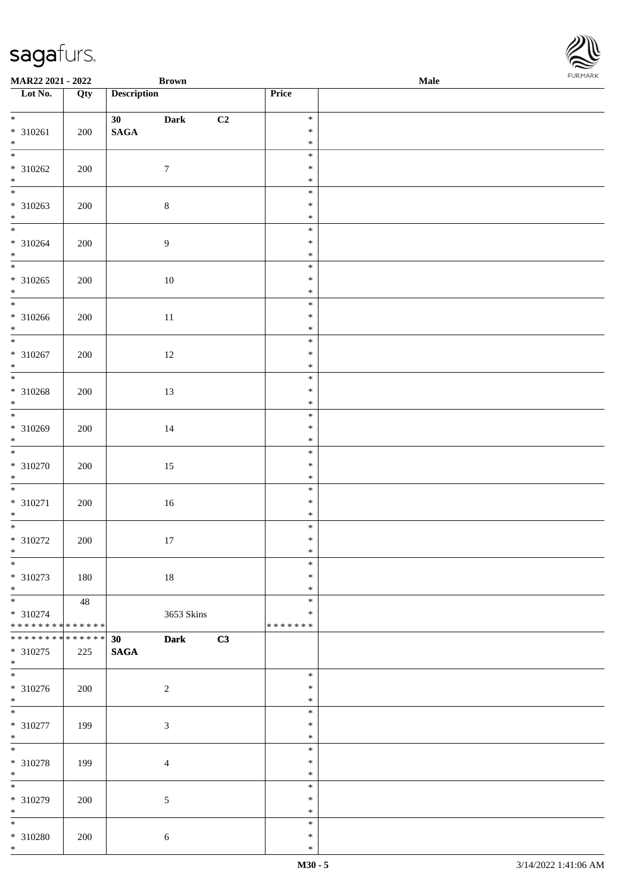| Lot No. | Qty | Description | Price |  |
|---|---|---|---|---|
| * * 310261 * | 200 | 30 Dark C2 SAGA | * * * |  |
| * * 310262 * | 200 | 7 | * * * |  |
| * * 310263 * | 200 | 8 | * * * |  |
| * * 310264 * | 200 | 9 | * * * |  |
| * * 310265 * | 200 | 10 | * * * |  |
| * * 310266 * | 200 | 11 | * * * |  |
| * * 310267 * | 200 | 12 | * * * |  |
| * * 310268 * | 200 | 13 | * * * |  |
| * * 310269 * | 200 | 14 | * * * |  |
| * * 310270 * | 200 | 15 | * * * |  |
| * * 310271 * | 200 | 16 | * * * |  |
| * * 310272 * | 200 | 17 | * * * |  |
| * * 310273 * | 180 | 18 | * * * |  |
| * * 310274 * * * * * * * * * * * * * * | 48 | 3653 Skins | * * * * * * * * * |  |
| * * * * * * * * * * * * * * * 310275 * | 225 | 30 Dark C3 SAGA |  |  |
| * * 310276 * | 200 | 2 | * * * |  |
| * * 310277 * | 199 | 3 | * * * |  |
| * * 310278 * | 199 | 4 | * * * |  |
| * * 310279 * | 200 | 5 | * * * |  |
| * * 310280 * | 200 | 6 | * * * |  |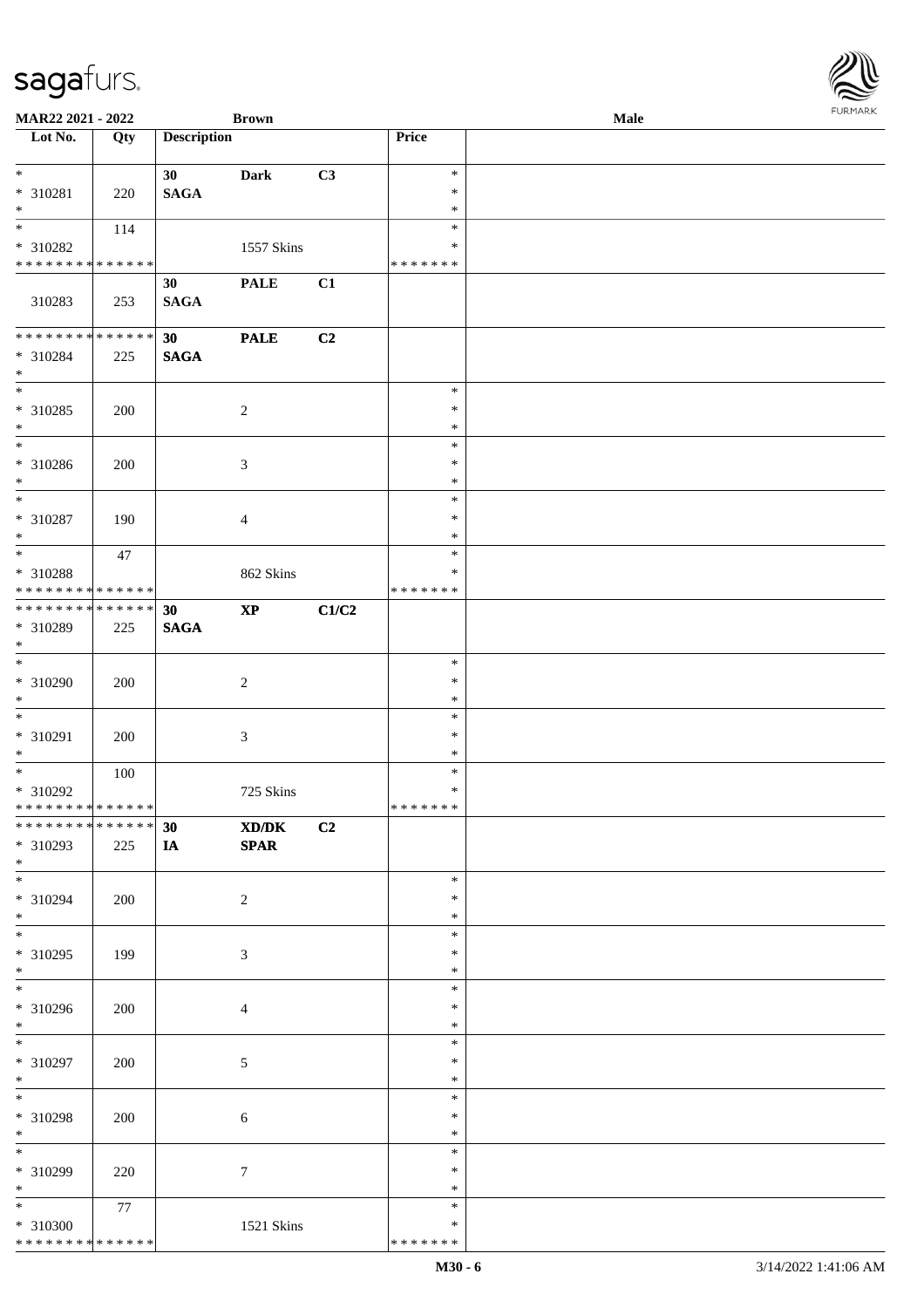**MAR22 2021 - 2022** **Brown** **Male**

| Lot No. | Qty | Description | | | Price | |
|---|---|---|---|---|---|---|
| * <br> * 310281 <br> * | 220 | 30 <br> SAGA | Dark | C3 | * <br> * <br> * | |
| * <br> * 310282 <br> * * * * * * * * * * * * * * | 114 | | 1557 Skins | | * <br> * <br> * * * * * * * | |
| 310283 | 253 | 30 <br> SAGA | PALE | C1 | | |
| * * * * * * * * * * * * * * <br> * 310284 <br> * | 225 | 30 <br> SAGA | PALE | C2 | | |
| * <br> * 310285 <br> * | 200 | | 2 | | * <br> * <br> * | |
| * <br> * 310286 <br> * | 200 | | 3 | | * <br> * <br> * | |
| * <br> * 310287 <br> * | 190 | | 4 | | * <br> * <br> * | |
| * <br> * 310288 <br> * * * * * * * * * * * * * * | 47 | | 862 Skins | | * <br> * <br> * * * * * * * | |
| * * * * * * * * * * * * * * <br> * 310289 <br> * | 225 | 30 <br> SAGA | XP | C1/C2 | | |
| * <br> * 310290 <br> * | 200 | | 2 | | * <br> * <br> * | |
| * <br> * 310291 <br> * | 200 | | 3 | | * <br> * <br> * | |
| * <br> * 310292 <br> * * * * * * * * * * * * * * | 100 | | 725 Skins | | * <br> * <br> * * * * * * * | |
| * * * * * * * * * * * * * * <br> * 310293 <br> * | 225 | 30 <br> IA | XD/DK <br> SPAR | C2 | | |
| * <br> * 310294 <br> * | 200 | | 2 | | * <br> * <br> * | |
| * <br> * 310295 <br> * | 199 | | 3 | | * <br> * <br> * | |
| * <br> * 310296 <br> * | 200 | | 4 | | * <br> * <br> * | |
| * <br> * 310297 <br> * | 200 | | 5 | | * <br> * <br> * | |
| * <br> * 310298 <br> * | 200 | | 6 | | * <br> * <br> * | |
| * <br> * 310299 <br> * | 220 | | 7 | | * <br> * <br> * | |
| * <br> * 310300 <br> * * * * * * * * * * * * * * | 77 | | 1521 Skins | | * <br> * <br> * * * * * * * | |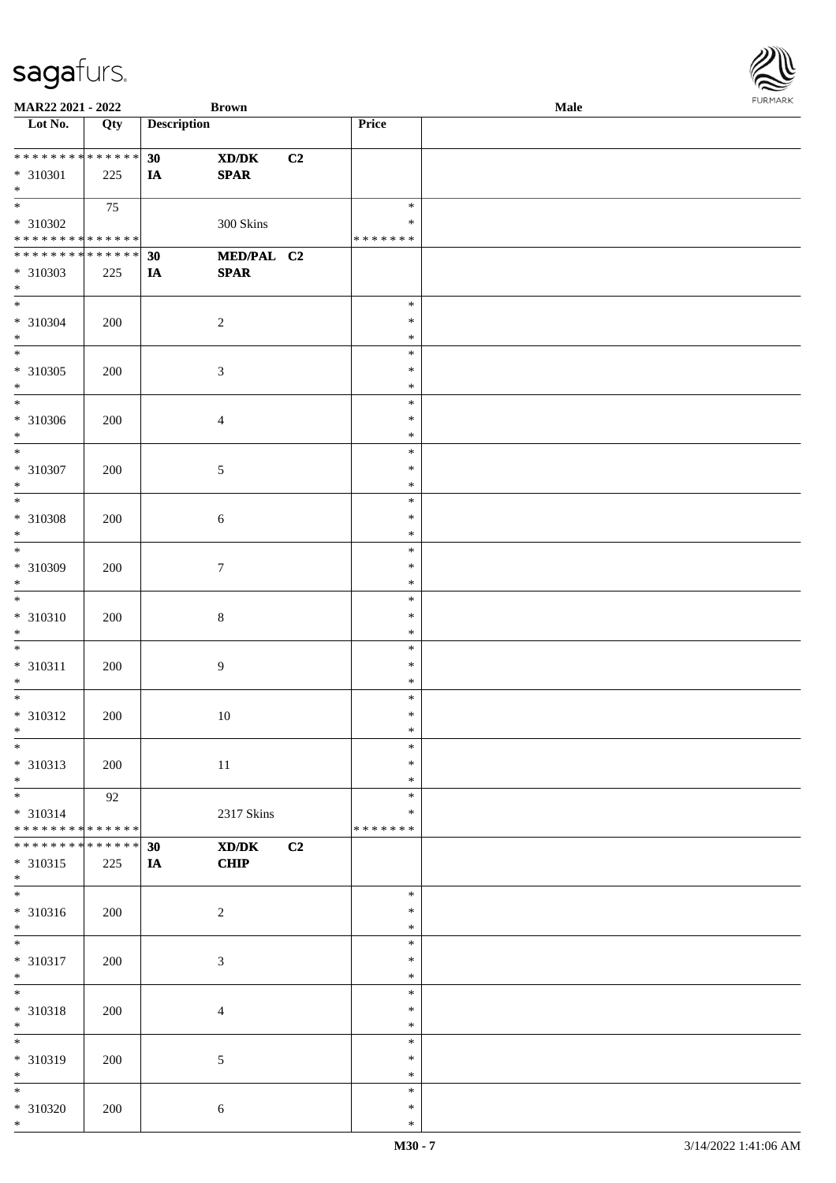**MAR22 2021 - 2022** **Brown** **Male**

| Lot No. | Qty | Description | | | Price | |
|---|---|---|---|---|---|---|
| * * * * * * * * * * * * * * | | **30** | **XD/DK** | **C2** | | |
| * 310301 | 225 | **IA** | **SPAR** | | | |
| * | | | | | | |
| * | 75 | | | | * | |
| * 310302 | | | 300 Skins | | * | |
| * * * * * * * * * * * * * * | | | | | * * * * * * * | |
| * * * * * * * * * * * * * * | | **30** | **MED/PAL** | **C2** | | |
| * 310303 | 225 | **IA** | **SPAR** | | | |
| * | | | | | | |
| * 310304 | 200 | | 2 | | * | |
| * 310305 | 200 | | 3 | | * | |
| * 310306 | 200 | | 4 | | * | |
| * 310307 | 200 | | 5 | | * | |
| * 310308 | 200 | | 6 | | * | |
| * 310309 | 200 | | 7 | | * | |
| * 310310 | 200 | | 8 | | * | |
| * 310311 | 200 | | 9 | | * | |
| * 310312 | 200 | | 10 | | * | |
| * 310313 | 200 | | 11 | | * | |
| * | 92 | | | | * | |
| * 310314 | | | 2317 Skins | | * | |
| * * * * * * * * * * * * * * | | | | | * * * * * * * | |
| * * * * * * * * * * * * * * | | **30** | **XD/DK** | **C2** | | |
| * 310315 | 225 | **IA** | **CHIP** | | | |
| * | | | | | | |
| * 310316 | 200 | | 2 | | * | |
| * 310317 | 200 | | 3 | | * | |
| * 310318 | 200 | | 4 | | * | |
| * 310319 | 200 | | 5 | | * | |
| * 310320 | 200 | | 6 | | * | |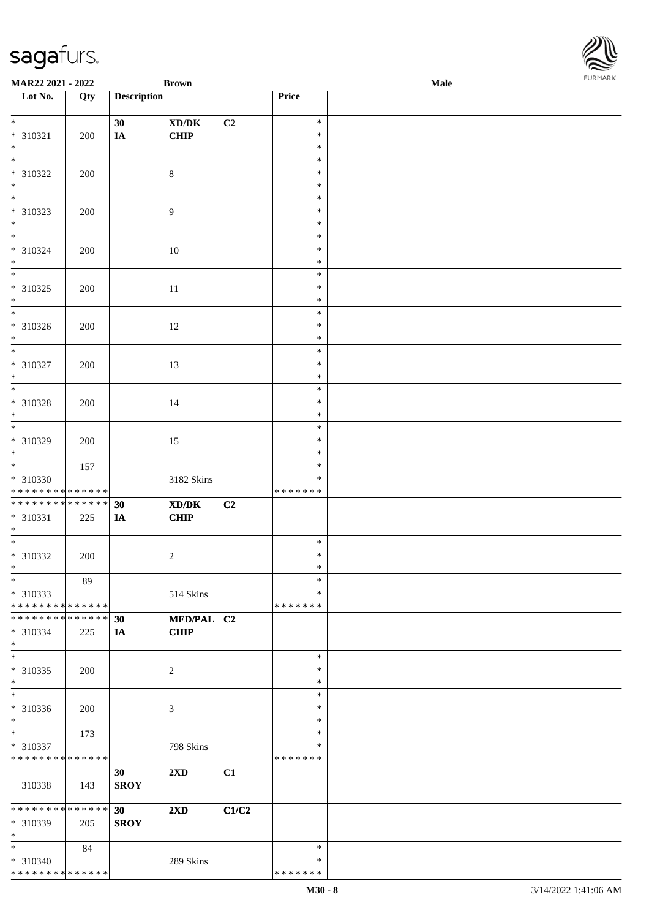**MAR22 2021 - 2022** **Brown** **Male**

| Lot No. | Qty | Description | | | Price | |
|---|---|---|---|---|---|---|
| * | | **30** | **XD/DK** | **C2** | * | |
| * 310321 | 200 | **IA** | **CHIP** | | * | |
| * | | | | | * | |
| * | | | | | * | |
| * 310322 | 200 | | 8 | | * | |
| * | | | | | * | |
| * | | | | | * | |
| * 310323 | 200 | | 9 | | * | |
| * | | | | | * | |
| * | | | | | * | |
| * 310324 | 200 | | 10 | | * | |
| * | | | | | * | |
| * | | | | | * | |
| * 310325 | 200 | | 11 | | * | |
| * | | | | | * | |
| * | | | | | * | |
| * 310326 | 200 | | 12 | | * | |
| * | | | | | * | |
| * | | | | | * | |
| * 310327 | 200 | | 13 | | * | |
| * | | | | | * | |
| * | | | | | * | |
| * 310328 | 200 | | 14 | | * | |
| * | | | | | * | |
| * | | | | | * | |
| * 310329 | 200 | | 15 | | * | |
| * | | | | | * | |
| * | 157 | | | | * | |
| * 310330 | | | 3182 Skins | | * | |
| * * * * * * * * * * * * * * | | | | | * * * * * * * | |
| * * * * * * * * * * * * * * | | **30** | **XD/DK** | **C2** | | |
| * 310331 | 225 | **IA** | **CHIP** | | | |
| * | | | | | | |
| * | | | | | * | |
| * 310332 | 200 | | 2 | | * | |
| * | | | | | * | |
| * | 89 | | | | * | |
| * 310333 | | | 514 Skins | | * | |
| * * * * * * * * * * * * * * | | | | | * * * * * * * | |
| * * * * * * * * * * * * * * | | **30** | **MED/PAL** | **C2** | | |
| * 310334 | 225 | **IA** | **CHIP** | | | |
| * | | | | | | |
| * | | | | | * | |
| * 310335 | 200 | | 2 | | * | |
| * | | | | | * | |
| * | | | | | * | |
| * 310336 | 200 | | 3 | | * | |
| * | | | | | * | |
| * | 173 | | | | * | |
| * 310337 | | | 798 Skins | | * | |
| * * * * * * * * * * * * * * | | | | | * * * * * * * | |
| | | **30** | **2XD** | **C1** | | |
| 310338 | 143 | **SROY** | | | | |
| * * * * * * * * * * * * * * | | **30** | **2XD** | **C1/C2** | | |
| * 310339 | 205 | **SROY** | | | | |
| * | | | | | | |
| * | 84 | | | | * | |
| * 310340 | | | 289 Skins | | * | |
| * * * * * * * * * * * * * * | | | | | * * * * * * * | |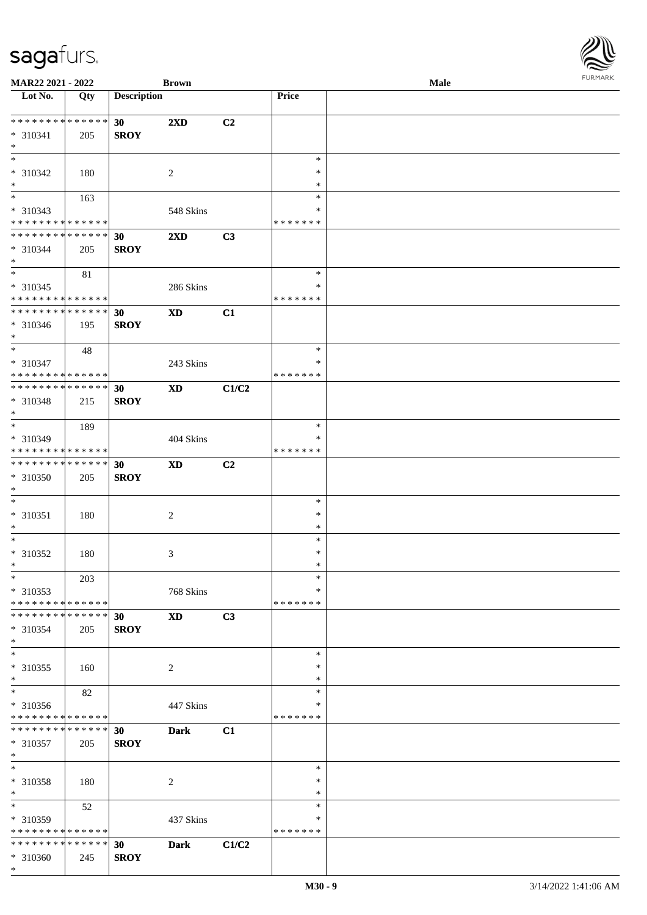MAR22 2021 - 2022 | Brown | Male

| Lot No. | Qty | Description | | | Price | |
|---|---|---|---|---|---|---|
| * * * * * * * * * * * * * * | | 30 | 2XD | C2 | | |
| * 310341 | 205 | SROY | | | | |
| * | | | | | | |
| * | | | | | * | |
| * 310342 | 180 | | 2 | | * | |
| * | | | | | * | |
| * | 163 | | | | * | |
| * 310343 | | | 548 Skins | | * | |
| * * * * * * * * * * * * * * | | | | | * * * * * * * | |
| * * * * * * * * * * * * * * | | 30 | 2XD | C3 | | |
| * 310344 | 205 | SROY | | | | |
| * | | | | | | |
| * | 81 | | | | * | |
| * 310345 | | | 286 Skins | | * | |
| * * * * * * * * * * * * * * | | | | | * * * * * * * | |
| * * * * * * * * * * * * * * | | 30 | XD | C1 | | |
| * 310346 | 195 | SROY | | | | |
| * | | | | | | |
| * | 48 | | | | * | |
| * 310347 | | | 243 Skins | | * | |
| * * * * * * * * * * * * * * | | | | | * * * * * * * | |
| * * * * * * * * * * * * * * | | 30 | XD | C1/C2 | | |
| * 310348 | 215 | SROY | | | | |
| * | | | | | | |
| * | 189 | | | | * | |
| * 310349 | | | 404 Skins | | * | |
| * * * * * * * * * * * * * * | | | | | * * * * * * * | |
| * * * * * * * * * * * * * * | | 30 | XD | C2 | | |
| * 310350 | 205 | SROY | | | | |
| * | | | | | | |
| * | | | | | * | |
| * 310351 | 180 | | 2 | | * | |
| * | | | | | * | |
| * | | | | | * | |
| * 310352 | 180 | | 3 | | * | |
| * | | | | | * | |
| * | 203 | | | | * | |
| * 310353 | | | 768 Skins | | * | |
| * * * * * * * * * * * * * * | | | | | * * * * * * * | |
| * * * * * * * * * * * * * * | | 30 | XD | C3 | | |
| * 310354 | 205 | SROY | | | | |
| * | | | | | | |
| * | | | | | * | |
| * 310355 | 160 | | 2 | | * | |
| * | | | | | * | |
| * | 82 | | | | * | |
| * 310356 | | | 447 Skins | | * | |
| * * * * * * * * * * * * * * | | | | | * * * * * * * | |
| * * * * * * * * * * * * * * | | 30 | Dark | C1 | | |
| * 310357 | 205 | SROY | | | | |
| * | | | | | | |
| * | | | | | * | |
| * 310358 | 180 | | 2 | | * | |
| * | | | | | * | |
| * | 52 | | | | * | |
| * 310359 | | | 437 Skins | | * | |
| * * * * * * * * * * * * * * | | | | | * * * * * * * | |
| * * * * * * * * * * * * * * | | 30 | Dark | C1/C2 | | |
| * 310360 | 245 | SROY | | | | |
| * | | | | | | |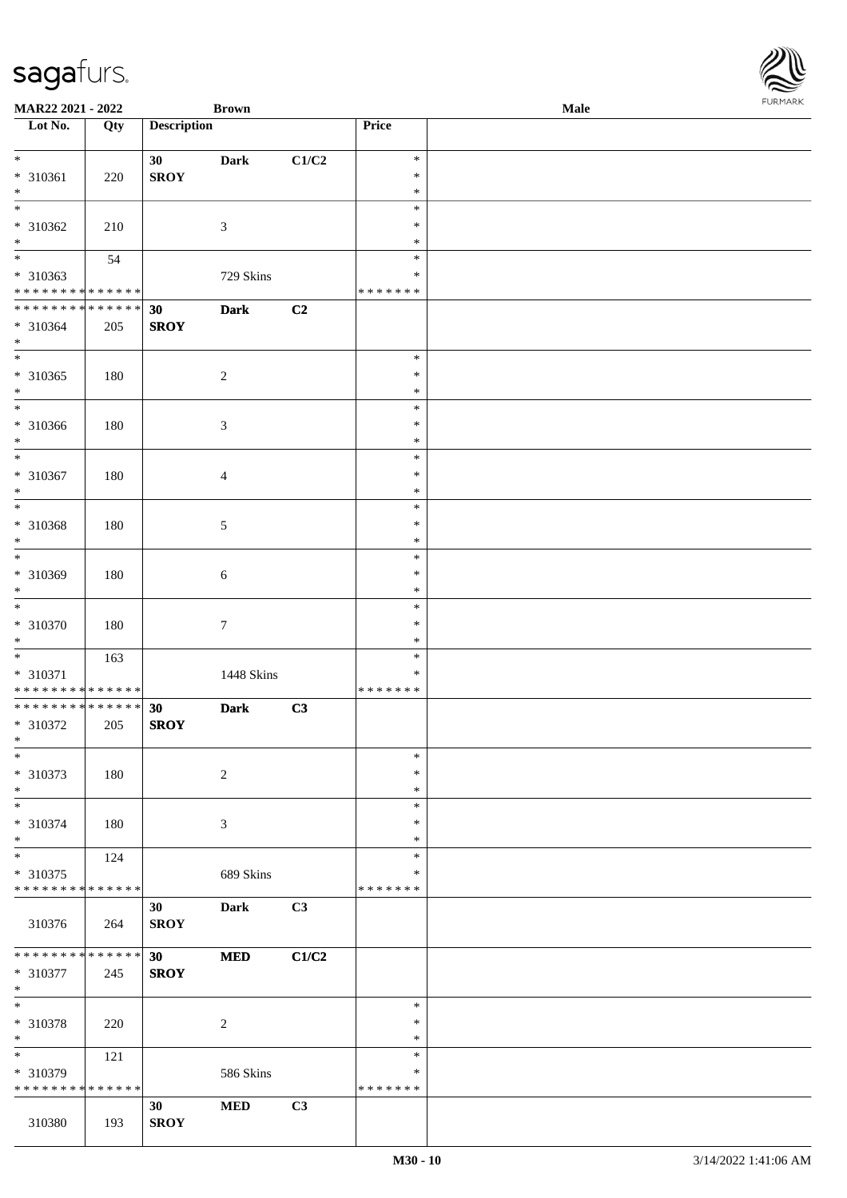| Lot No. | Qty | Description | | | Price | |
|---|---|---|---|---|---|---|
| * * 310361 * | 220 | 30 SROY | Dark | C1/C2 | * * * | |
| * * 310362 * | 210 | | 3 | | * * * | |
| * * 310363 * * * * * * * * * * * * * * | 54 | | 729 Skins | | * * * * * * * * | |
| * * * * * * * * * * * * * * * 310364 * | 205 | 30 SROY | Dark | C2 | | |
| * * 310365 * | 180 | | 2 | | * * * | |
| * * 310366 * | 180 | | 3 | | * * * | |
| * * 310367 * | 180 | | 4 | | * * * | |
| * * 310368 * | 180 | | 5 | | * * * | |
| * * 310369 * | 180 | | 6 | | * * * | |
| * * 310370 * | 180 | | 7 | | * * * | |
| * * 310371 * * * * * * * * * * * * * * | 163 | | 1448 Skins | | * * * * * * * * | |
| * * * * * * * * * * * * * * * 310372 * | 205 | 30 SROY | Dark | C3 | | |
| * * 310373 * | 180 | | 2 | | * * * | |
| * * 310374 * | 180 | | 3 | | * * * | |
| * * 310375 * * * * * * * * * * * * * * | 124 | | 689 Skins | | * * * * * * * * | |
| 310376 | 264 | 30 SROY | Dark | C3 | | |
| * * * * * * * * * * * * * * * 310377 * | 245 | 30 SROY | MED | C1/C2 | | |
| * * 310378 * | 220 | | 2 | | * * * | |
| * * 310379 * * * * * * * * * * * * * * | 121 | | 586 Skins | | * * * * * * * * | |
| 310380 | 193 | 30 SROY | MED | C3 | | |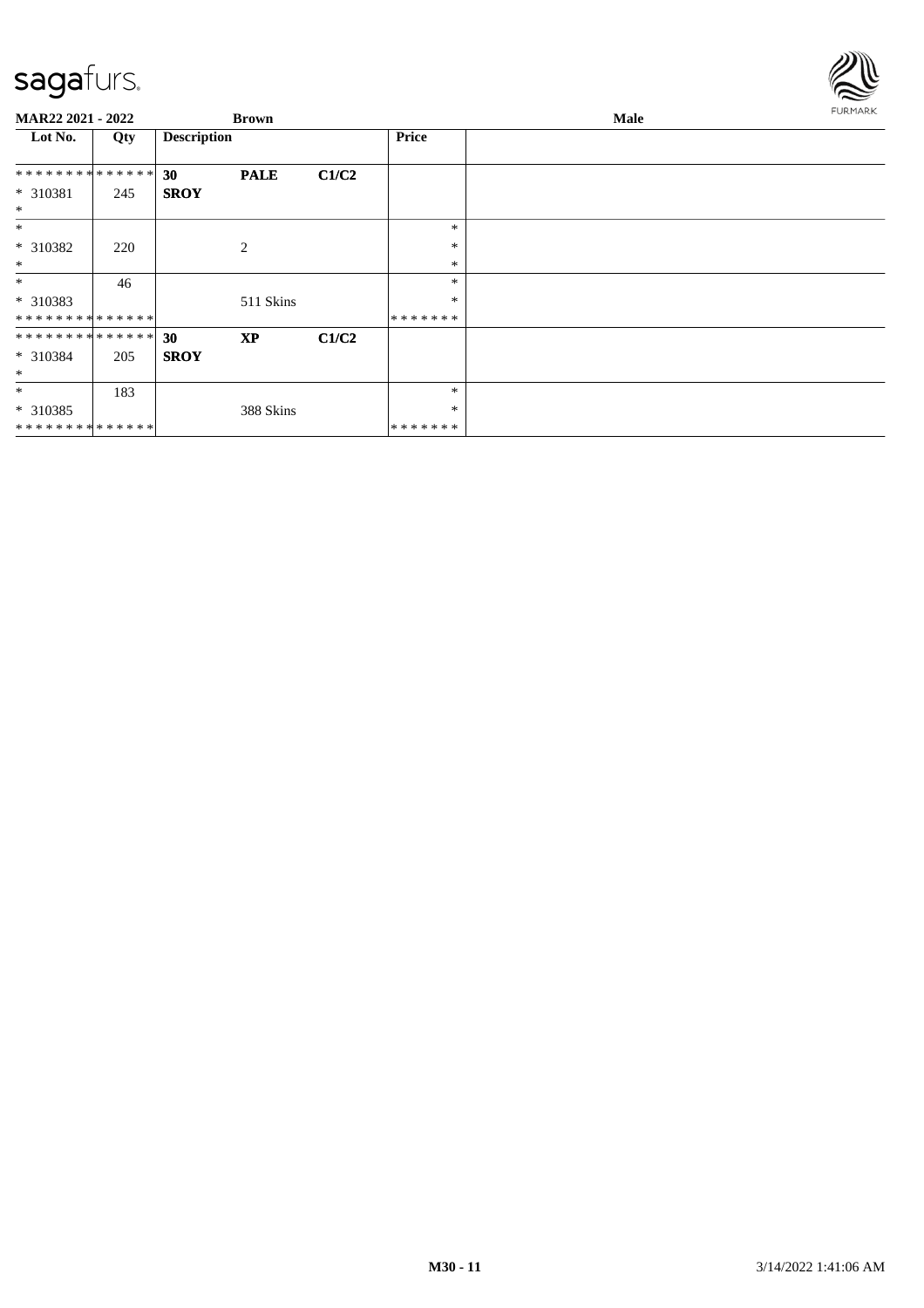MAR22 2021 - 2022 | Brown | Male

| Lot No. | Qty | Description | | | Price | |
|---|---|---|---|---|---|---|
| ************** | | 30 | **PALE** | **C1/C2** | | |
| * 310381 | 245 | **SROY** | | | | |
| * | | | | | | |
| * | | | | | * | |
| * 310382 | 220 | | 2 | | * | |
| * | | | | | * | |
| * | 46 | | | | * | |
| * 310383 | | | 511 Skins | | * | |
| ************** | | | | | ******* | |
| ************** | | 30 | **XP** | **C1/C2** | | |
| * 310384 | 205 | **SROY** | | | | |
| * | | | | | | |
| * | 183 | | | | * | |
| * 310385 | | | 388 Skins | | * | |
| ************** | | | | | ******* | |

M30 - 11 | 3/14/2022 1:41:06 AM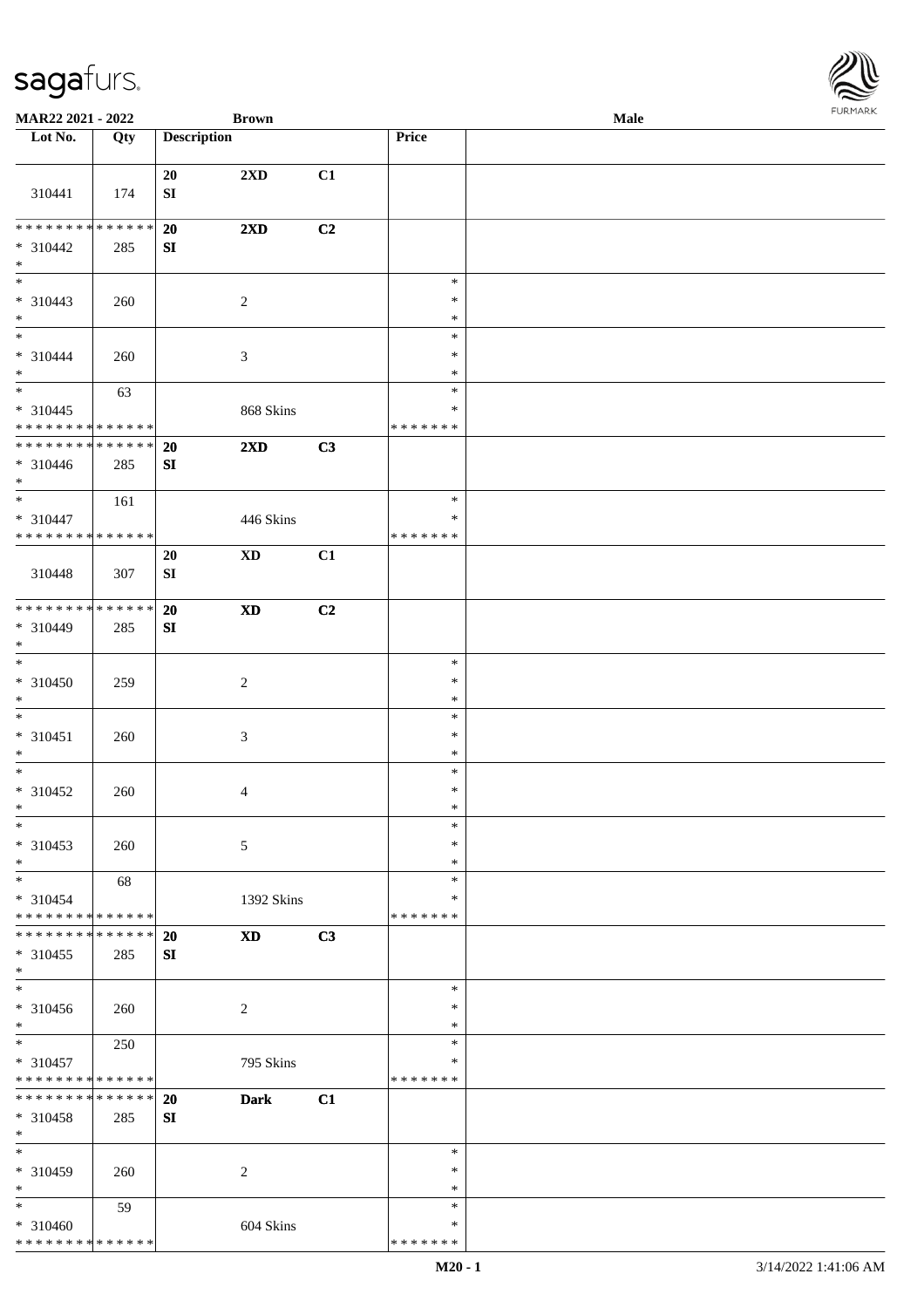MAR22 2021 - 2022 Brown Male

| Lot No. | Qty | Description | | | Price | |
|---|---|---|---|---|---|---|
| 310441 | 174 | 20 SI | 2XD | C1 | | |
| * * * * * * * * * * * * * * * 310442 * | 285 | 20 SI | 2XD | C2 | | |
| * * 310443 * | 260 | | 2 | | * * * | |
| * * 310444 * | 260 | | 3 | | * * * | |
| * * 310445 * * * * * * * * * * * * * * | 63 | | 868 Skins | | * * * * * * * * | |
| * * * * * * * * * * * * * * * 310446 * | 285 | 20 SI | 2XD | C3 | | |
| * * 310447 * * * * * * * * * * * * * * | 161 | | 446 Skins | | * * * * * * * * | |
| 310448 | 307 | 20 SI | XD | C1 | | |
| * * * * * * * * * * * * * * * 310449 * | 285 | 20 SI | XD | C2 | | |
| * * 310450 * | 259 | | 2 | | * * * | |
| * * 310451 * | 260 | | 3 | | * * * | |
| * * 310452 * | 260 | | 4 | | * * * | |
| * * 310453 * | 260 | | 5 | | * * * | |
| * * 310454 * * * * * * * * * * * * * * | 68 | | 1392 Skins | | * * * * * * * * | |
| * * * * * * * * * * * * * * * 310455 * | 285 | 20 SI | XD | C3 | | |
| * * 310456 * | 260 | | 2 | | * * * | |
| * * 310457 * * * * * * * * * * * * * * | 250 | | 795 Skins | | * * * * * * * * | |
| * * * * * * * * * * * * * * * 310458 * | 285 | 20 SI | Dark | C1 | | |
| * * 310459 * | 260 | | 2 | | * * * | |
| * * 310460 * * * * * * * * * * * * * * | 59 | | 604 Skins | | * * * * * * * * | |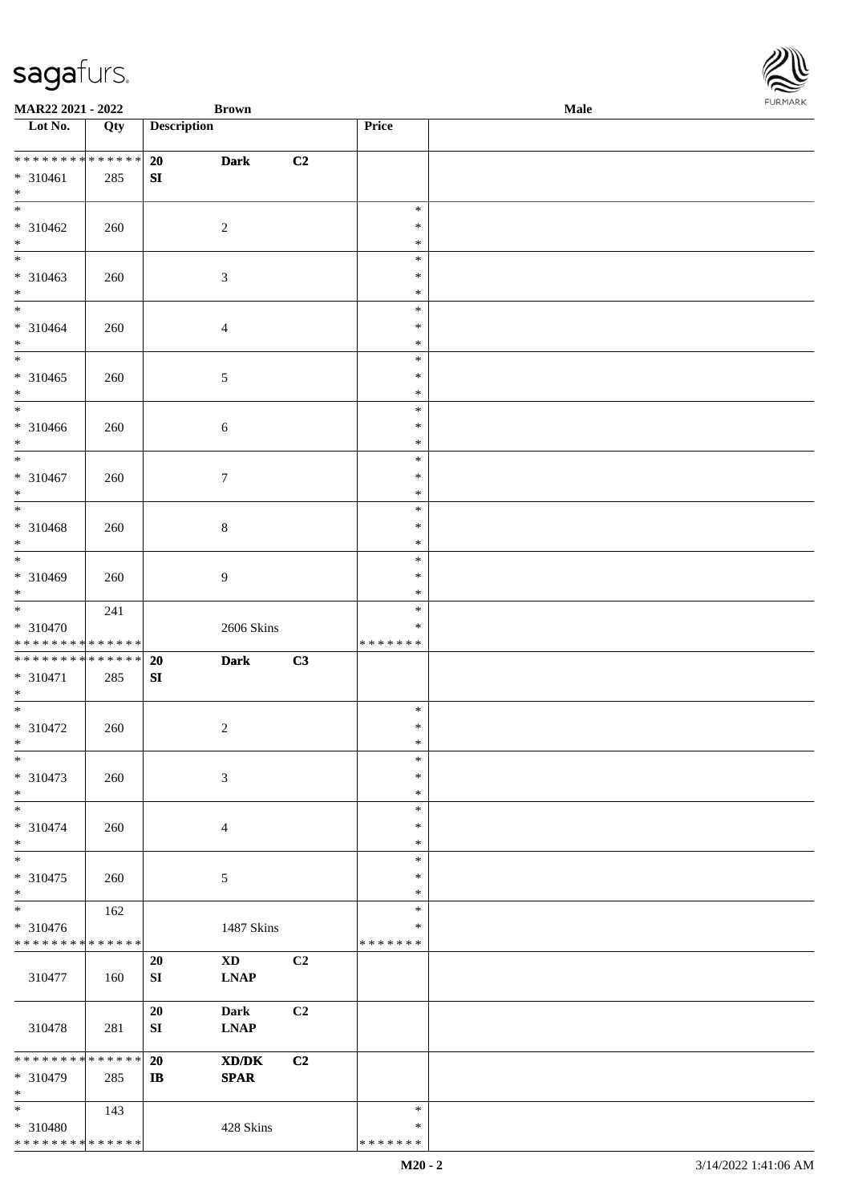| Lot No. | Qty | Description | | | Price | |
|---|---|---|---|---|---|---|
| * * * * * * * * * * * * * * | 20 | Dark | C2 | | | |
| * 310461 | 285 | SI | | | | |
| * | | | | | | |
| * 310462 | 260 | | 2 | | * * * | |
| * 310463 | 260 | | 3 | | * * * | |
| * 310464 | 260 | | 4 | | * * * | |
| * 310465 | 260 | | 5 | | * * * | |
| * 310466 | 260 | | 6 | | * * * | |
| * 310467 | 260 | | 7 | | * * * | |
| * 310468 | 260 | | 8 | | * * * | |
| * 310469 | 260 | | 9 | | * * * | |
| * 310470 | 241 | | 2606 Skins | | * * * * * * * | |
| * * * * * * * * * * * * * * | 20 | Dark | C3 | | | |
| * 310471 | 285 | SI | | | | |
| * 310472 | 260 | | 2 | | * * * | |
| * 310473 | 260 | | 3 | | * * * | |
| * 310474 | 260 | | 4 | | * * * | |
| * 310475 | 260 | | 5 | | * * * | |
| * 310476 | 162 | | 1487 Skins | | * * * * * * * | |
| 310477 | 160 | 20 SI | XD LNAP | C2 | | |
| 310478 | 281 | 20 SI | Dark LNAP | C2 | | |
| * * * * * * * * * * * * * * | 20 | XD/DK | C2 | | | |
| * 310479 | 285 | IB | SPAR | | | |
| * 310480 | 143 | | 428 Skins | | * * * * * * * | |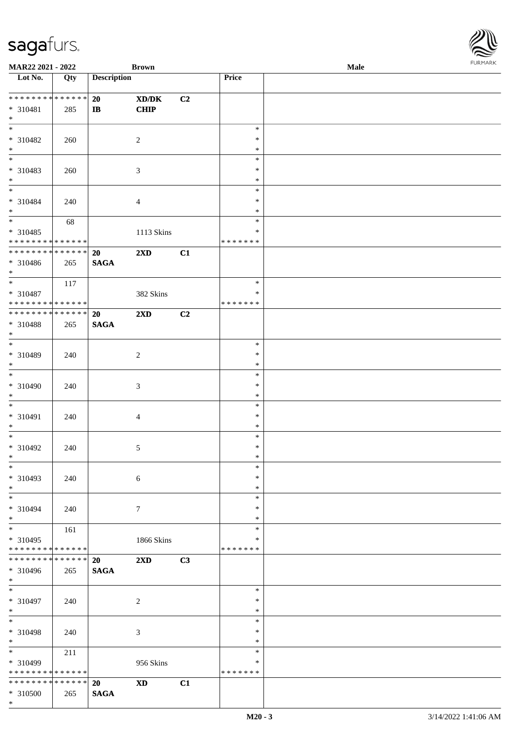**MAR22 2021 - 2022** **Brown** **Male**

| Lot No. | Qty | Description | | | Price | |
|---|---|---|---|---|---|---|
| * * * * * * * * * * * * * * | | **20** | **XD/DK** | **C2** | | |
| * 310481 | 285 | **IB** | **CHIP** | | | |
| * | | | | | | |
| * | | | | | * | |
| * 310482 | 260 | | 2 | | * | |
| * | | | | | * | |
| * | | | | | * | |
| * 310483 | 260 | | 3 | | * | |
| * | | | | | * | |
| * | | | | | * | |
| * 310484 | 240 | | 4 | | * | |
| * | | | | | * | |
| * | 68 | | | | * | |
| * 310485 | | | 1113 Skins | | * | |
| * * * * * * * * * * * * * * | | | | | * * * * * * * | |
| * * * * * * * * * * * * * * | | **20** | **2XD** | **C1** | | |
| * 310486 | 265 | **SAGA** | | | | |
| * | | | | | | |
| * | 117 | | | | * | |
| * 310487 | | | 382 Skins | | * | |
| * * * * * * * * * * * * * * | | | | | * * * * * * * | |
| * * * * * * * * * * * * * * | | **20** | **2XD** | **C2** | | |
| * 310488 | 265 | **SAGA** | | | | |
| * | | | | | | |
| * | | | | | * | |
| * 310489 | 240 | | 2 | | * | |
| * | | | | | * | |
| * | | | | | * | |
| * 310490 | 240 | | 3 | | * | |
| * | | | | | * | |
| * | | | | | * | |
| * 310491 | 240 | | 4 | | * | |
| * | | | | | * | |
| * | | | | | * | |
| * 310492 | 240 | | 5 | | * | |
| * | | | | | * | |
| * | | | | | * | |
| * 310493 | 240 | | 6 | | * | |
| * | | | | | * | |
| * | | | | | * | |
| * 310494 | 240 | | 7 | | * | |
| * | | | | | * | |
| * | 161 | | | | * | |
| * 310495 | | | 1866 Skins | | * | |
| * * * * * * * * * * * * * * | | | | | * * * * * * * | |
| * * * * * * * * * * * * * * | | **20** | **2XD** | **C3** | | |
| * 310496 | 265 | **SAGA** | | | | |
| * | | | | | | |
| * | | | | | * | |
| * 310497 | 240 | | 2 | | * | |
| * | | | | | * | |
| * | | | | | * | |
| * 310498 | 240 | | 3 | | * | |
| * | | | | | * | |
| * | 211 | | | | * | |
| * 310499 | | | 956 Skins | | * | |
| * * * * * * * * * * * * * * | | | | | * * * * * * * | |
| * * * * * * * * * * * * * * | | **20** | **XD** | **C1** | | |
| * 310500 | 265 | **SAGA** | | | | |
| * | | | | | | |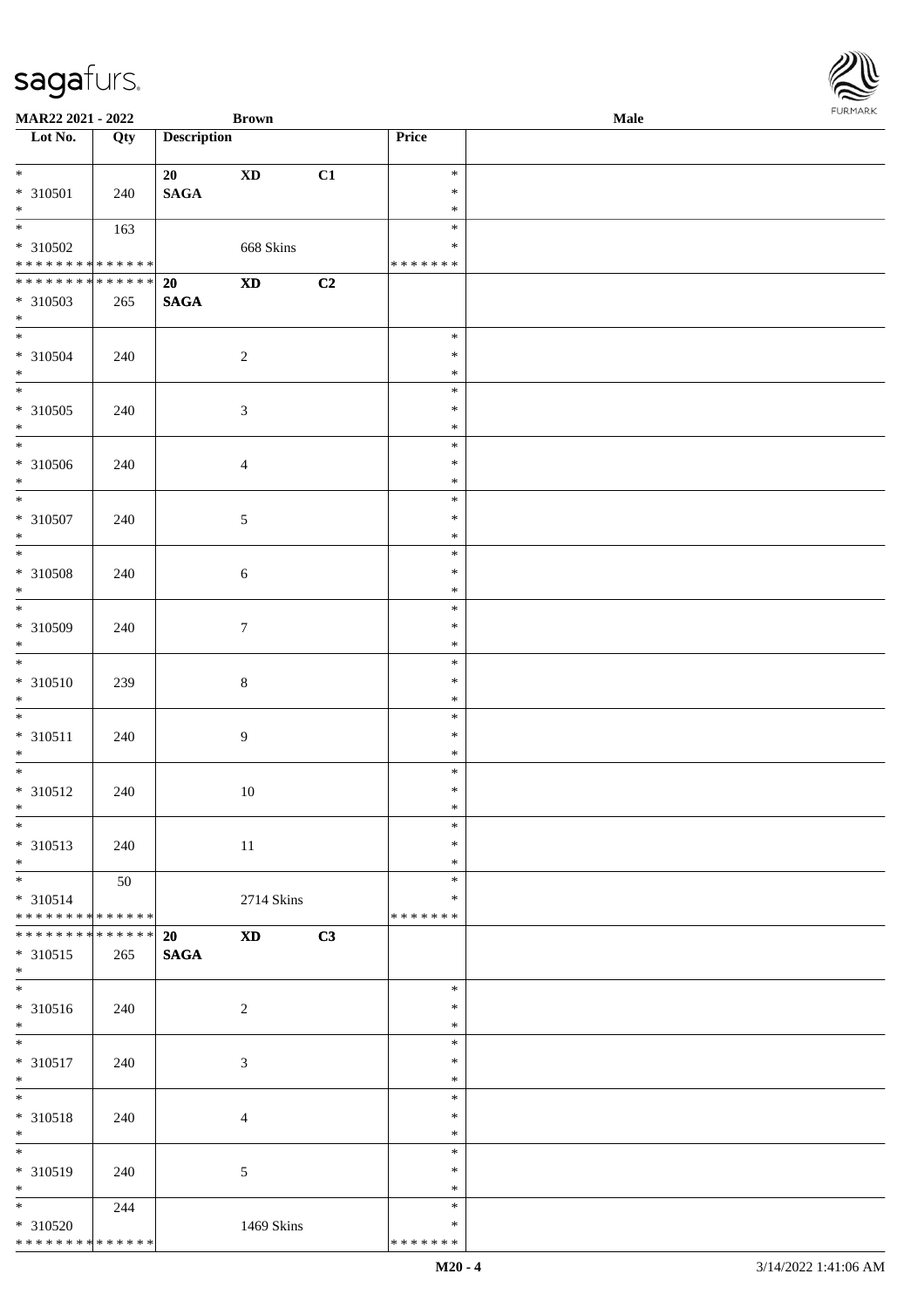MAR22 2021 - 2022 | Brown | Male

| Lot No. | Qty | Description | | | Price | |
|---|---|---|---|---|---|---|
| * 310501 * | 240 | 20 SAGA | XD | C1 | * * * | |
| * 310502 * * * * * * * * * * * * * * | 163 | | 668 Skins | | * * * * * * * * * | |
| * * * * * * * * * * * * * * 310503 * | 265 | 20 SAGA | XD | C2 | | |
| * 310504 * | 240 | | 2 | | * * * | |
| * 310505 * | 240 | | 3 | | * * * | |
| * 310506 * | 240 | | 4 | | * * * | |
| * 310507 * | 240 | | 5 | | * * * | |
| * 310508 * | 240 | | 6 | | * * * | |
| * 310509 * | 240 | | 7 | | * * * | |
| * 310510 * | 239 | | 8 | | * * * | |
| * 310511 * | 240 | | 9 | | * * * | |
| * 310512 * | 240 | | 10 | | * * * | |
| * 310513 * | 240 | | 11 | | * * * | |
| * 310514 * * * * * * * * * * * * * * | 50 | | 2714 Skins | | * * * * * * * * * | |
| * * * * * * * * * * * * * * 310515 * | 265 | 20 SAGA | XD | C3 | | |
| * 310516 * | 240 | | 2 | | * * * | |
| * 310517 * | 240 | | 3 | | * * * | |
| * 310518 * | 240 | | 4 | | * * * | |
| * 310519 * | 240 | | 5 | | * * * | |
| * 310520 * * * * * * * * * * * * * * | 244 | | 1469 Skins | | * * * * * * * * * | |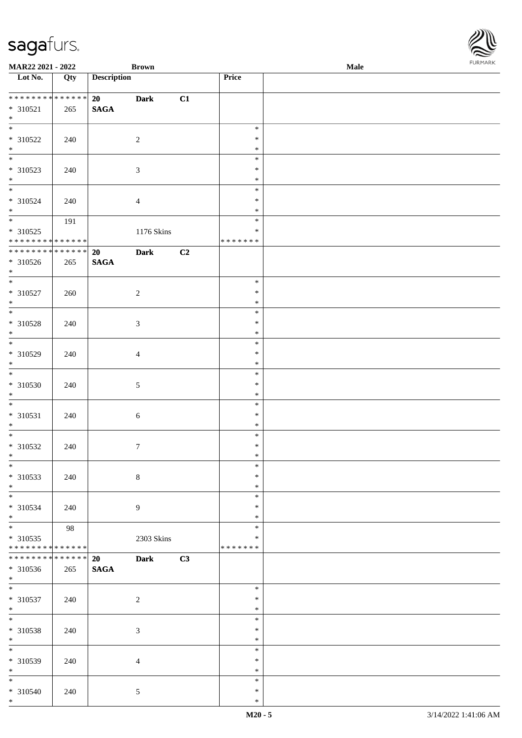| Lot No. | Qty | Description | | | Price | |
|---|---|---|---|---|---|---|
| * * * * * * * * * * * * * * | | 20 | Dark | C1 | | |
| * 310521 | 265 | SAGA | | | | |
| * | | | | | | |
| * 310522 | 240 | | 2 | | * * * | |
| * 310523 | 240 | | 3 | | * * * | |
| * 310524 | 240 | | 4 | | * * * | |
| * | 191 | | | | * | |
| * 310525 | | | 1176 Skins | | * | |
| * * * * * * * * * * * * * * | | | | | * * * * * * * | |
| * * * * * * * * * * * * * * | | 20 | Dark | C2 | | |
| * 310526 | 265 | SAGA | | | | |
| * | | | | | | |
| * 310527 | 260 | | 2 | | * * * | |
| * 310528 | 240 | | 3 | | * * * | |
| * 310529 | 240 | | 4 | | * * * | |
| * 310530 | 240 | | 5 | | * * * | |
| * 310531 | 240 | | 6 | | * * * | |
| * 310532 | 240 | | 7 | | * * * | |
| * 310533 | 240 | | 8 | | * * * | |
| * 310534 | 240 | | 9 | | * * * | |
| * | 98 | | | | * | |
| * 310535 | | | 2303 Skins | | * | |
| * * * * * * * * * * * * * * | | | | | * * * * * * * | |
| * * * * * * * * * * * * * * | | 20 | Dark | C3 | | |
| * 310536 | 265 | SAGA | | | | |
| * | | | | | | |
| * 310537 | 240 | | 2 | | * * * | |
| * 310538 | 240 | | 3 | | * * * | |
| * 310539 | 240 | | 4 | | * * * | |
| * 310540 | 240 | | 5 | | * * * | |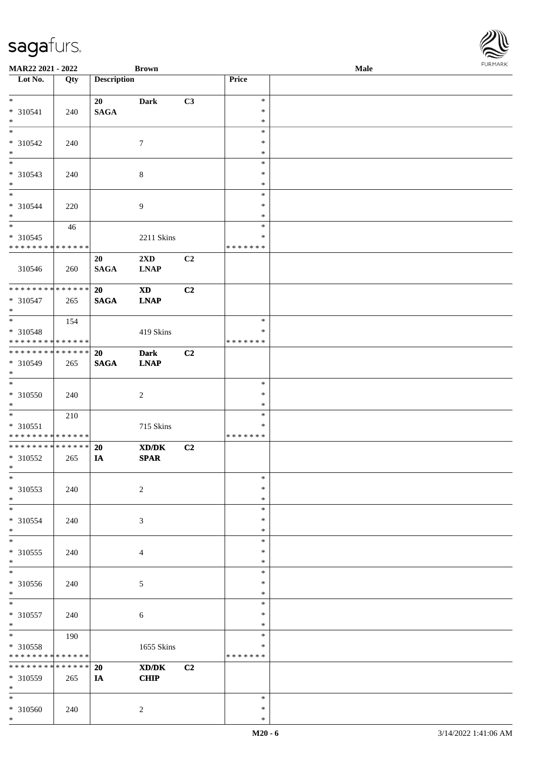MAR22 2021 - 2022 | Brown | Male

| Lot No. | Qty | Description | | | Price | |
|---|---|---|---|---|---|---|
| * | | 20 | Dark | C3 | * | |
| * 310541 | 240 | SAGA | | | * | |
| * | | | | | * | |
| * | | | | | * | |
| * 310542 | 240 | | 7 | | * | |
| * | | | | | * | |
| * | | | | | * | |
| * 310543 | 240 | | 8 | | * | |
| * | | | | | * | |
| * | | | | | * | |
| * 310544 | 220 | | 9 | | * | |
| * | | | | | * | |
| * | 46 | | | | * | |
| * 310545 | | | 2211 Skins | | * | |
| * * * * * * * * * * * * * * | | | | | * * * * * * * | |
| | | 20 | 2XD | C2 | | |
| 310546 | 260 | SAGA | LNAP | | | |
| * * * * * * * * * * * * * * | | 20 | XD | C2 | | |
| * 310547 | 265 | SAGA | LNAP | | | |
| * | | | | | | |
| * | 154 | | | | * | |
| * 310548 | | | 419 Skins | | * | |
| * * * * * * * * * * * * * * | | | | | * * * * * * * | |
| * * * * * * * * * * * * * * | | 20 | Dark | C2 | | |
| * 310549 | 265 | SAGA | LNAP | | | |
| * | | | | | | |
| * | | | | | * | |
| * 310550 | 240 | | 2 | | * | |
| * | | | | | * | |
| * | 210 | | | | * | |
| * 310551 | | | 715 Skins | | * | |
| * * * * * * * * * * * * * * | | | | | * * * * * * * | |
| * * * * * * * * * * * * * * | | 20 | XD/DK | C2 | | |
| * 310552 | 265 | IA | SPAR | | | |
| * | | | | | | |
| * | | | | | * | |
| * 310553 | 240 | | 2 | | * | |
| * | | | | | * | |
| * | | | | | * | |
| * 310554 | 240 | | 3 | | * | |
| * | | | | | * | |
| * | | | | | * | |
| * 310555 | 240 | | 4 | | * | |
| * | | | | | * | |
| * | | | | | * | |
| * 310556 | 240 | | 5 | | * | |
| * | | | | | * | |
| * | | | | | * | |
| * 310557 | 240 | | 6 | | * | |
| * | | | | | * | |
| * | 190 | | | | * | |
| * 310558 | | | 1655 Skins | | * | |
| * * * * * * * * * * * * * * | | | | | * * * * * * * | |
| * * * * * * * * * * * * * * | | 20 | XD/DK | C2 | | |
| * 310559 | 265 | IA | CHIP | | | |
| * | | | | | | |
| * | | | | | * | |
| * 310560 | 240 | | 2 | | * | |
| * | | | | | * | |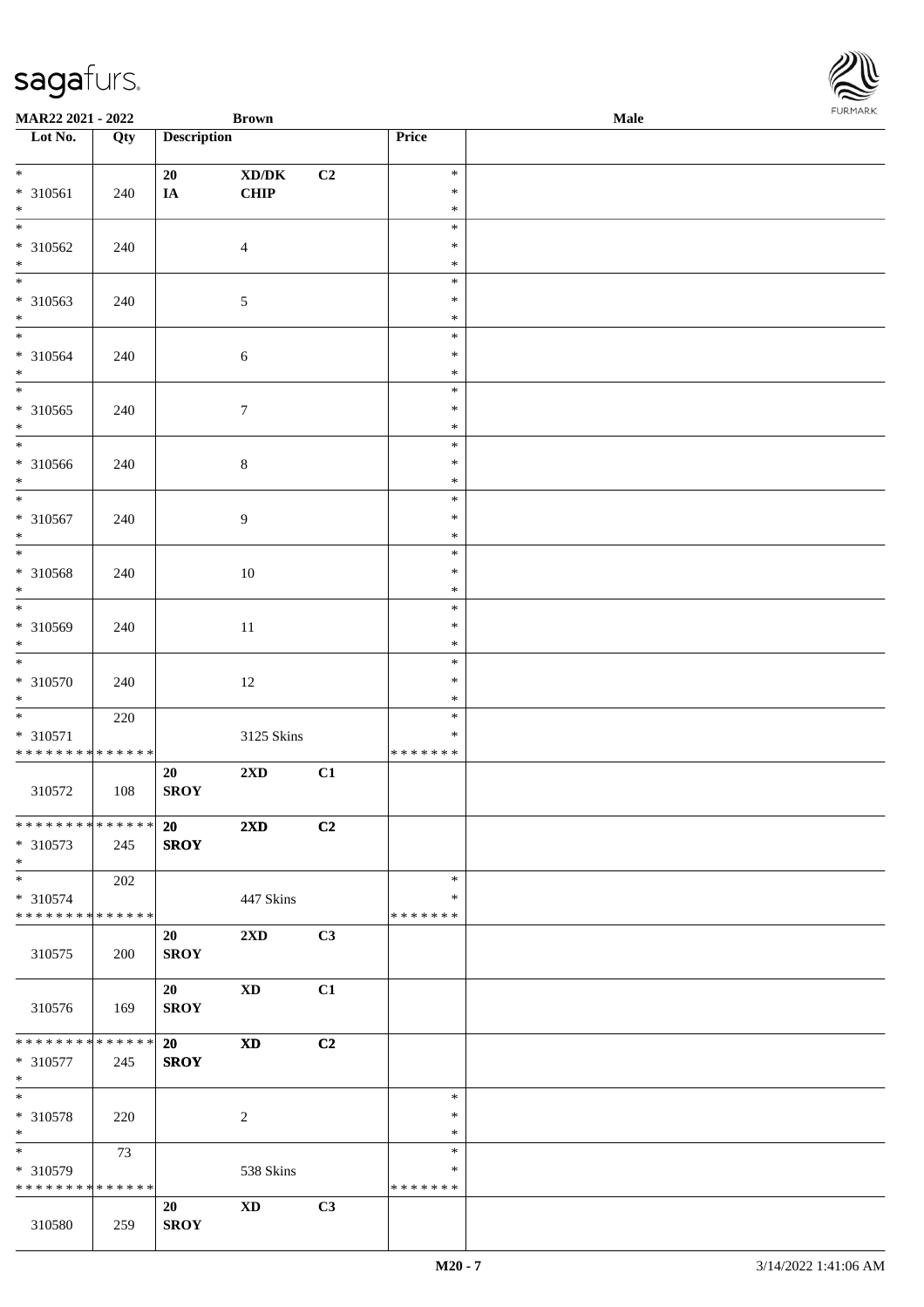**MAR22 2021 - 2022** **Brown** **Male**

| Lot No. | Qty | Description | | | Price | |
|---|---|---|---|---|---|---|
| * | | 20 | XD/DK | C2 | * | |
| * 310561 | 240 | IA | CHIP | | * | |
| * | | | | | * | |
| * | | | | | * | |
| * 310562 | 240 | | 4 | | * | |
| * | | | | | * | |
| * | | | | | * | |
| * 310563 | 240 | | 5 | | * | |
| * | | | | | * | |
| * | | | | | * | |
| * 310564 | 240 | | 6 | | * | |
| * | | | | | * | |
| * | | | | | * | |
| * 310565 | 240 | | 7 | | * | |
| * | | | | | * | |
| * | | | | | * | |
| * 310566 | 240 | | 8 | | * | |
| * | | | | | * | |
| * | | | | | * | |
| * 310567 | 240 | | 9 | | * | |
| * | | | | | * | |
| * | | | | | * | |
| * 310568 | 240 | | 10 | | * | |
| * | | | | | * | |
| * | | | | | * | |
| * 310569 | 240 | | 11 | | * | |
| * | | | | | * | |
| * | | | | | * | |
| * 310570 | 240 | | 12 | | * | |
| * | | | | | * | |
| * | 220 | | | | * | |
| * 310571 | | | 3125 Skins | | * | |
| * * * * * * * * * * * * * * | | | | | * * * * * * * | |
| 310572 | 108 | 20 SROY | 2XD | C1 | | |
| * * * * * * * * * * * * * * | | 20 | 2XD | C2 | | |
| * 310573 | 245 | SROY | | | | |
| * | | | | | | |
| * | 202 | | | | * | |
| * 310574 | | | 447 Skins | | * | |
| * * * * * * * * * * * * * * | | | | | * * * * * * * | |
| 310575 | 200 | 20 SROY | 2XD | C3 | | |
| 310576 | 169 | 20 SROY | XD | C1 | | |
| * * * * * * * * * * * * * * | | 20 | XD | C2 | | |
| * 310577 | 245 | SROY | | | | |
| * | | | | | | |
| * | | | | | * | |
| * 310578 | 220 | | 2 | | * | |
| * | | | | | * | |
| * | 73 | | | | * | |
| * 310579 | | | 538 Skins | | * | |
| * * * * * * * * * * * * * * | | | | | * * * * * * * | |
| 310580 | 259 | 20 SROY | XD | C3 | | |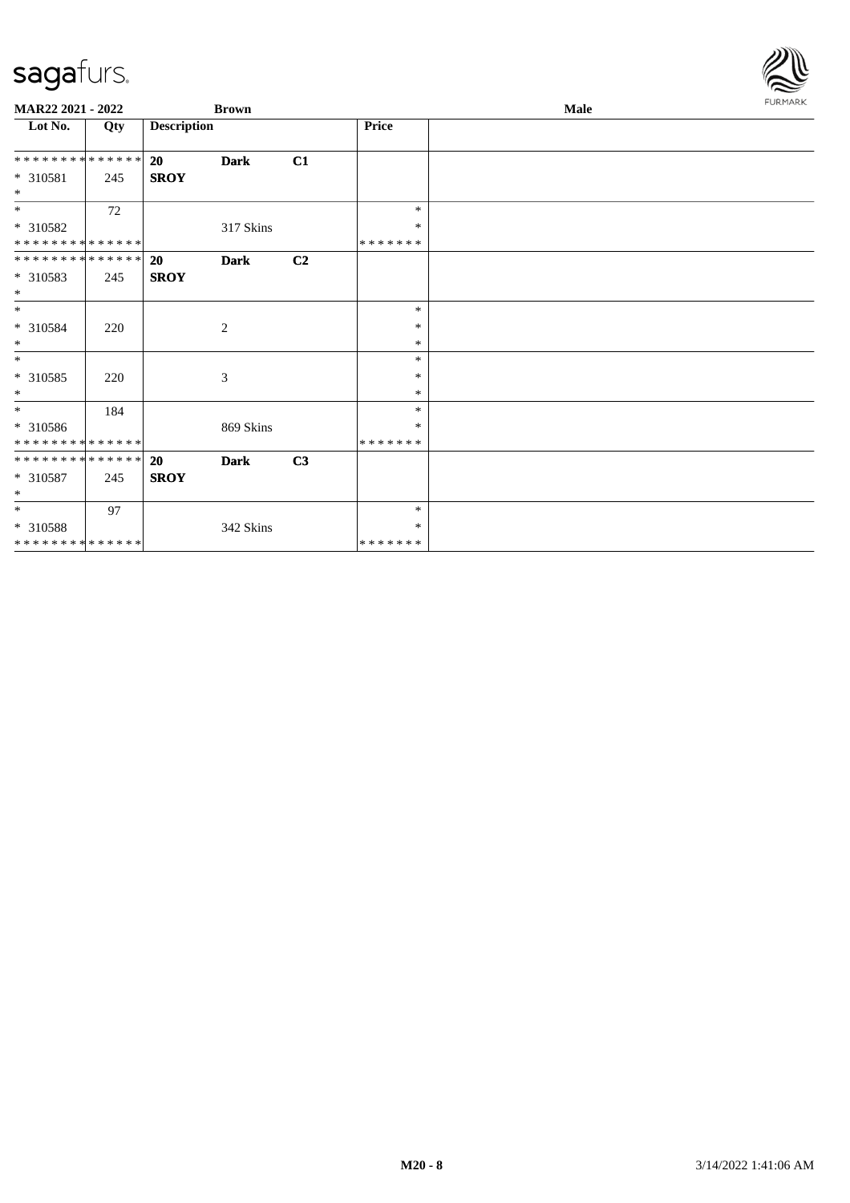sagafurs.

| MAR22 2021 - 2022 | | Brown | | | | Male |
|---|---|---|---|---|---|---|
| **Lot No.** | **Qty** | **Description** | | | **Price** | |
| ************** | | **20** | **Dark** | **C1** | | |
| * 310581 | 245 | **SROY** | | | | |
| * | | | | | | |
| * | 72 | | | | * | |
| * 310582 | | | 317 Skins | | * | |
| ************** | | | | | ******* | |
| ************** | | **20** | **Dark** | **C2** | | |
| * 310583 | 245 | **SROY** | | | | |
| * | | | | | | |
| * | | | | | * | |
| * 310584 | 220 | | 2 | | * | |
| * | | | | | * | |
| * | | | | | * | |
| * 310585 | 220 | | 3 | | * | |
| * | | | | | * | |
| * | 184 | | | | * | |
| * 310586 | | | 869 Skins | | * | |
| ************** | | | | | ******* | |
| ************** | | **20** | **Dark** | **C3** | | |
| * 310587 | 245 | **SROY** | | | | |
| * | | | | | | |
| * | 97 | | | | * | |
| * 310588 | | | 342 Skins | | * | |
| ************** | | | | | ******* | |

M20 - 8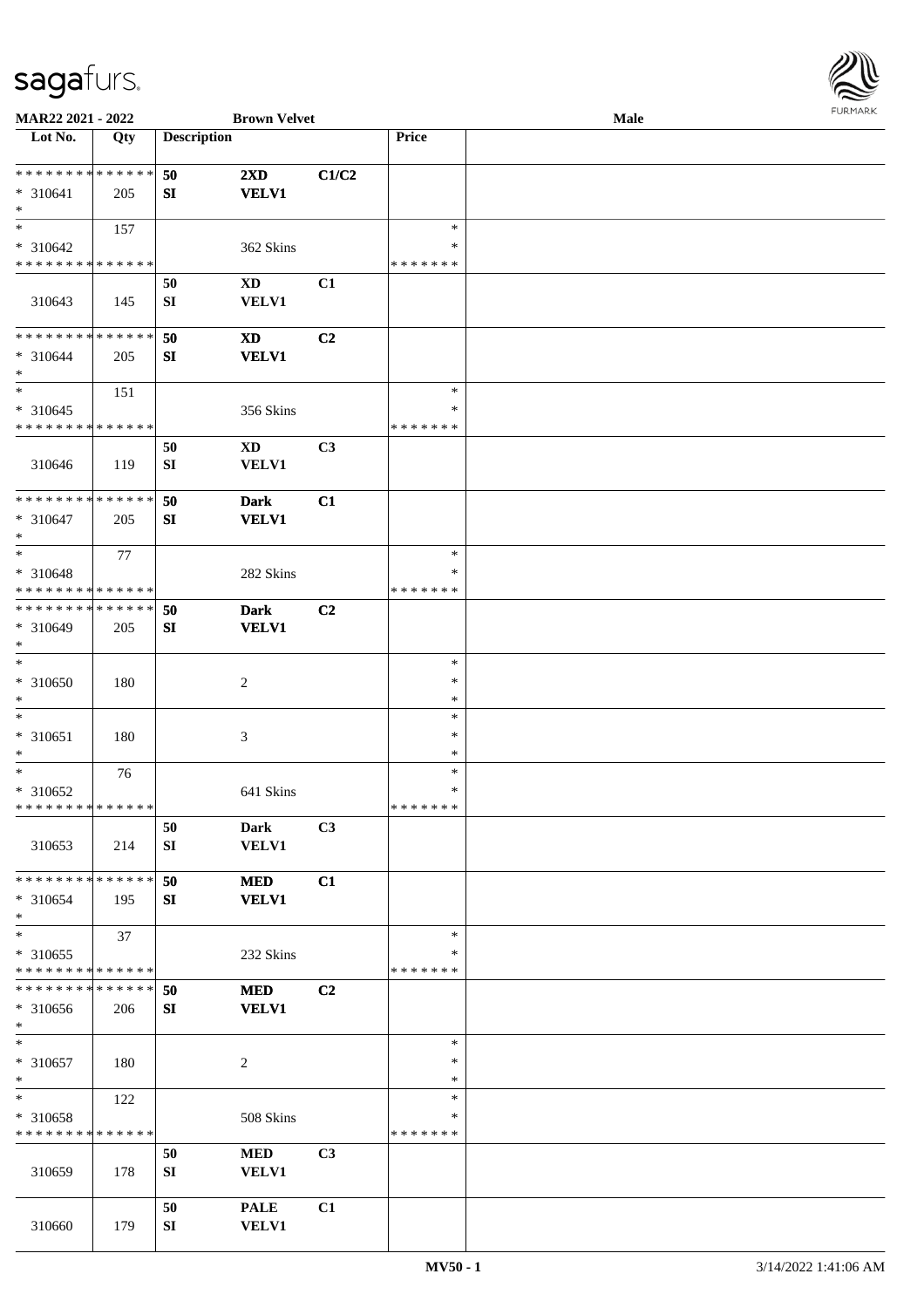**MAR22 2021 - 2022** **Brown Velvet** **Male**

| Lot No. | Qty | Description | | | Price | |
|---|---|---|---|---|---|---|
| * * * * * * * * * * * * * * | | 50 | 2XD | C1/C2 | | |
| * 310641 | 205 | SI | VELV1 | | | |
| * | | | | | | |
| * | 157 | | | | * | |
| * 310642 | | | 362 Skins | | * | |
| * * * * * * * * * * * * * * | | | | | * * * * * * * | |
| | | 50 | XD | C1 | | |
| 310643 | 145 | SI | VELV1 | | | |
| * * * * * * * * * * * * * * | | 50 | XD | C2 | | |
| * 310644 | 205 | SI | VELV1 | | | |
| * | | | | | | |
| * | 151 | | | | * | |
| * 310645 | | | 356 Skins | | * | |
| * * * * * * * * * * * * * * | | | | | * * * * * * * | |
| | | 50 | XD | C3 | | |
| 310646 | 119 | SI | VELV1 | | | |
| * * * * * * * * * * * * * * | | 50 | Dark | C1 | | |
| * 310647 | 205 | SI | VELV1 | | | |
| * | | | | | | |
| * | 77 | | | | * | |
| * 310648 | | | 282 Skins | | * | |
| * * * * * * * * * * * * * * | | | | | * * * * * * * | |
| * * * * * * * * * * * * * * | | 50 | Dark | C2 | | |
| * 310649 | 205 | SI | VELV1 | | | |
| * | | | | | | |
| * | | | | | * | |
| * 310650 | 180 | | 2 | | * | |
| * | | | | | * | |
| * | | | | | * | |
| * 310651 | 180 | | 3 | | * | |
| * | | | | | * | |
| * | 76 | | | | * | |
| * 310652 | | | 641 Skins | | * | |
| * * * * * * * * * * * * * * | | | | | * * * * * * * | |
| | | 50 | Dark | C3 | | |
| 310653 | 214 | SI | VELV1 | | | |
| * * * * * * * * * * * * * * | | 50 | MED | C1 | | |
| * 310654 | 195 | SI | VELV1 | | | |
| * | | | | | | |
| * | 37 | | | | * | |
| * 310655 | | | 232 Skins | | * | |
| * * * * * * * * * * * * * * | | | | | * * * * * * * | |
| * * * * * * * * * * * * * * | | 50 | MED | C2 | | |
| * 310656 | 206 | SI | VELV1 | | | |
| * | | | | | | |
| * | | | | | * | |
| * 310657 | 180 | | 2 | | * | |
| * | | | | | * | |
| * | 122 | | | | * | |
| * 310658 | | | 508 Skins | | * | |
| * * * * * * * * * * * * * * | | | | | * * * * * * * | |
| | | 50 | MED | C3 | | |
| 310659 | 178 | SI | VELV1 | | | |
| | | 50 | PALE | C1 | | |
| 310660 | 179 | SI | VELV1 | | | |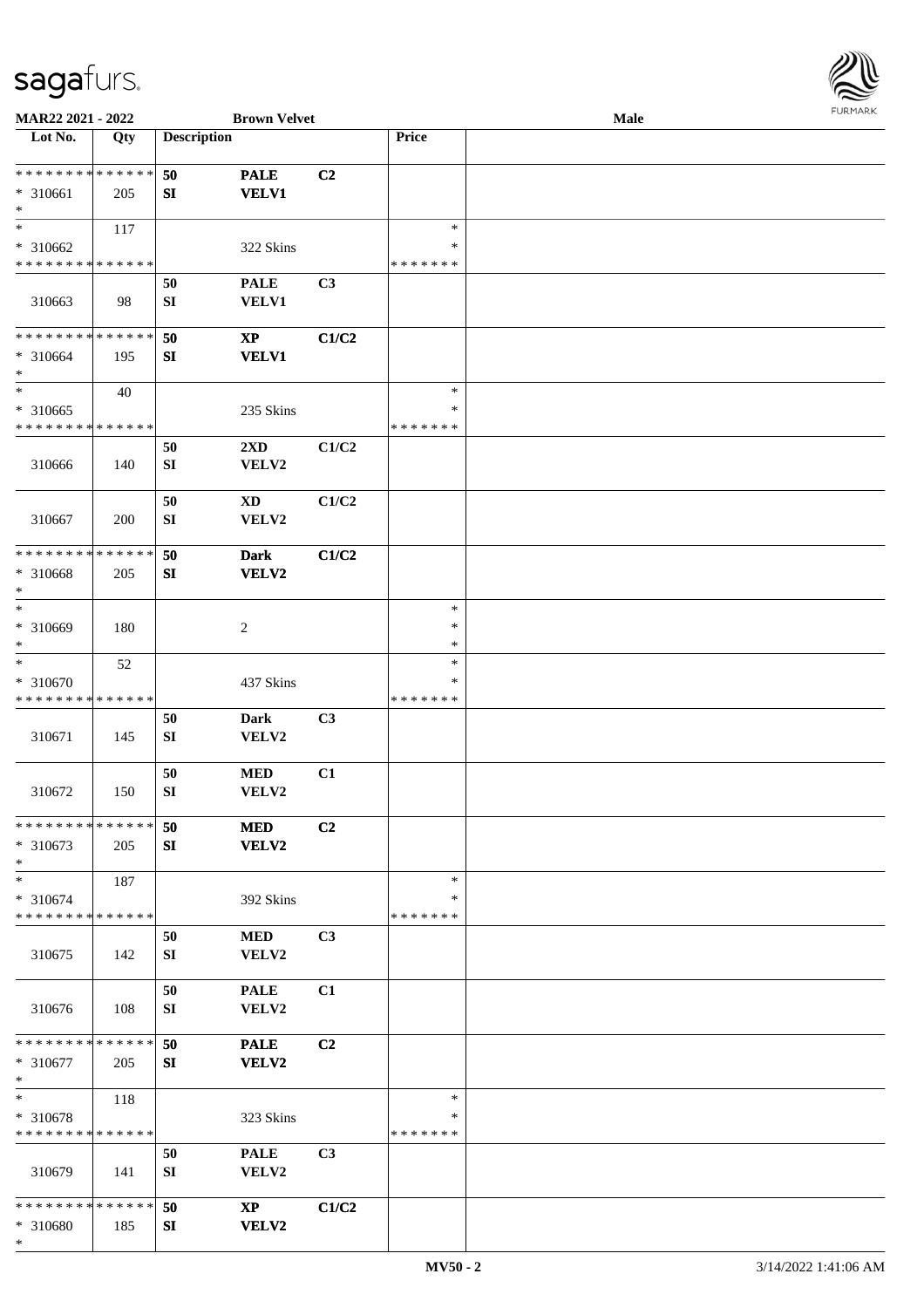| Lot No. | Qty | Description | | | Price | |
|---|---|---|---|---|---|---|
| * * * * * * * * * * * * * * | | 50 | PALE | C2 | | |
| * 310661 | 205 | SI | VELV1 | | | |
| * | | | | | | |
| * | 117 | | | | * | |
| * 310662 | | | 322 Skins | | * | |
| * * * * * * * * * * * * * * | | | | | * * * * * * * | |
| | | 50 | PALE | C3 | | |
| 310663 | 98 | SI | VELV1 | | | |
| * * * * * * * * * * * * * * | | 50 | XP | C1/C2 | | |
| * 310664 | 195 | SI | VELV1 | | | |
| * | | | | | | |
| * | 40 | | | | * | |
| * 310665 | | | 235 Skins | | * | |
| * * * * * * * * * * * * * * | | | | | * * * * * * * | |
| | | 50 | 2XD | C1/C2 | | |
| 310666 | 140 | SI | VELV2 | | | |
| | | 50 | XD | C1/C2 | | |
| 310667 | 200 | SI | VELV2 | | | |
| * * * * * * * * * * * * * * | | 50 | Dark | C1/C2 | | |
| * 310668 | 205 | SI | VELV2 | | | |
| * | | | | | | |
| * | | | | | * | |
| * 310669 | 180 | | 2 | | * | |
| * | | | | | * | |
| * | 52 | | | | * | |
| * 310670 | | | 437 Skins | | * | |
| * * * * * * * * * * * * * * | | | | | * * * * * * * | |
| | | 50 | Dark | C3 | | |
| 310671 | 145 | SI | VELV2 | | | |
| | | 50 | MED | C1 | | |
| 310672 | 150 | SI | VELV2 | | | |
| * * * * * * * * * * * * * * | | 50 | MED | C2 | | |
| * 310673 | 205 | SI | VELV2 | | | |
| * | | | | | | |
| * | 187 | | | | * | |
| * 310674 | | | 392 Skins | | * | |
| * * * * * * * * * * * * * * | | | | | * * * * * * * | |
| | | 50 | MED | C3 | | |
| 310675 | 142 | SI | VELV2 | | | |
| | | 50 | PALE | C1 | | |
| 310676 | 108 | SI | VELV2 | | | |
| * * * * * * * * * * * * * * | | 50 | PALE | C2 | | |
| * 310677 | 205 | SI | VELV2 | | | |
| * | | | | | | |
| * | 118 | | | | * | |
| * 310678 | | | 323 Skins | | * | |
| * * * * * * * * * * * * * * | | | | | * * * * * * * | |
| | | 50 | PALE | C3 | | |
| 310679 | 141 | SI | VELV2 | | | |
| * * * * * * * * * * * * * * | | 50 | XP | C1/C2 | | |
| * 310680 | 185 | SI | VELV2 | | | |
| * | | | | | | |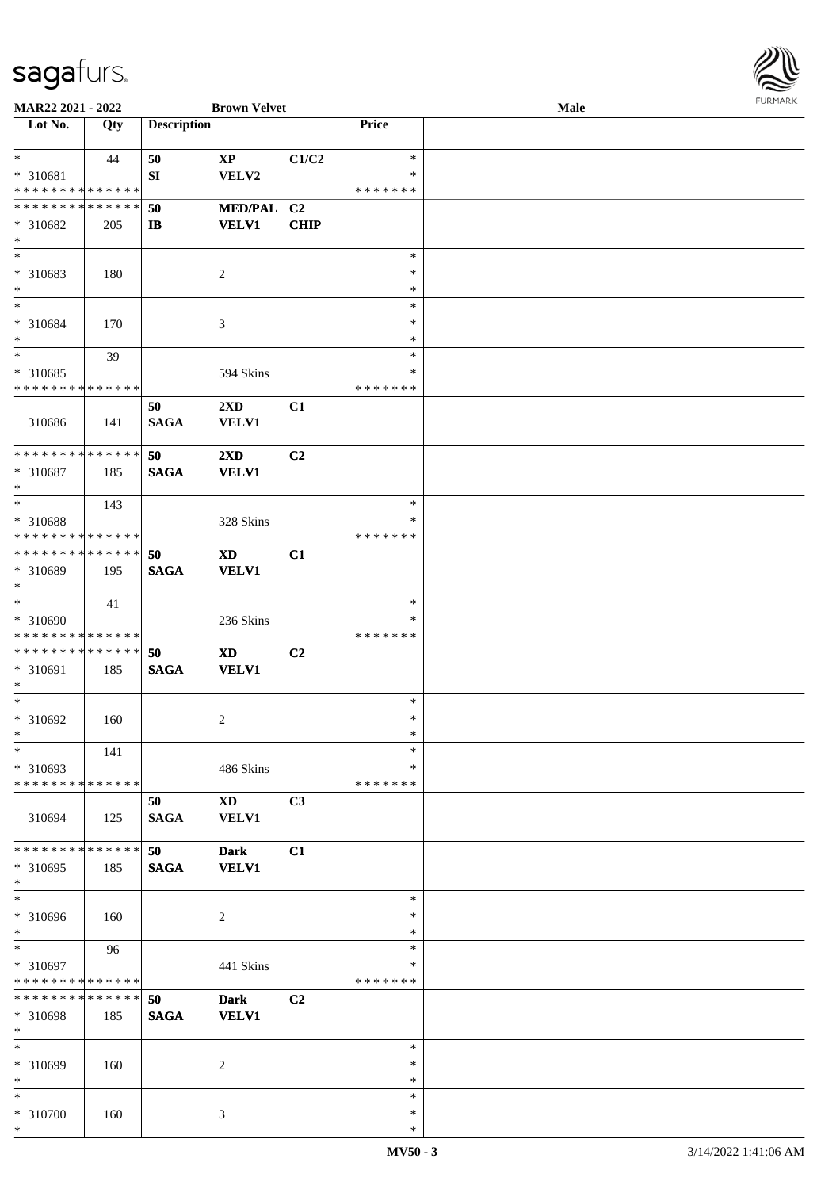| Lot No. | Qty | Description | | | Price | |
|---|---|---|---|---|---|---|
| * | 44 | 50 | XP | C1/C2 | * | |
| * 310681 | | SI | VELV2 | | * | |
| * * * * * * * * * * * * * * | | | | | * * * * * * * | |
| * * * * * * * * * * * * * * | | 50 | MED/PAL | C2 | | |
| * 310682 | 205 | IB | VELV1 | CHIP | | |
| * | | | | | | |
| * | | | | | * | |
| * 310683 | 180 | | 2 | | * | |
| * | | | | | * | |
| * | | | | | * | |
| * 310684 | 170 | | 3 | | * | |
| * | | | | | * | |
| * | 39 | | | | * | |
| * 310685 | | | 594 Skins | | * | |
| * * * * * * * * * * * * * * | | | | | * * * * * * * | |
| 310686 | 141 | 50 SAGA | 2XD VELV1 | C1 | | |
| * * * * * * * * * * * * * * | | 50 | 2XD | C2 | | |
| * 310687 | 185 | SAGA | VELV1 | | | |
| * | | | | | | |
| * | 143 | | | | * | |
| * 310688 | | | 328 Skins | | * | |
| * * * * * * * * * * * * * * | | | | | * * * * * * * | |
| * * * * * * * * * * * * * * | | 50 | XD | C1 | | |
| * 310689 | 195 | SAGA | VELV1 | | | |
| * | | | | | | |
| * | 41 | | | | * | |
| * 310690 | | | 236 Skins | | * | |
| * * * * * * * * * * * * * * | | | | | * * * * * * * | |
| * * * * * * * * * * * * * * | | 50 | XD | C2 | | |
| * 310691 | 185 | SAGA | VELV1 | | | |
| * | | | | | | |
| * | | | | | * | |
| * 310692 | 160 | | 2 | | * | |
| * | | | | | * | |
| * | 141 | | | | * | |
| * 310693 | | | 486 Skins | | * | |
| * * * * * * * * * * * * * * | | | | | * * * * * * * | |
| 310694 | 125 | 50 SAGA | XD VELV1 | C3 | | |
| * * * * * * * * * * * * * * | | 50 | Dark | C1 | | |
| * 310695 | 185 | SAGA | VELV1 | | | |
| * | | | | | | |
| * | | | | | * | |
| * 310696 | 160 | | 2 | | * | |
| * | | | | | * | |
| * | 96 | | | | * | |
| * 310697 | | | 441 Skins | | * | |
| * * * * * * * * * * * * * * | | | | | * * * * * * * | |
| * * * * * * * * * * * * * * | | 50 | Dark | C2 | | |
| * 310698 | 185 | SAGA | VELV1 | | | |
| * | | | | | | |
| * | | | | | * | |
| * 310699 | 160 | | 2 | | * | |
| * | | | | | * | |
| * | | | | | * | |
| * 310700 | 160 | | 3 | | * | |
| * | | | | | * | |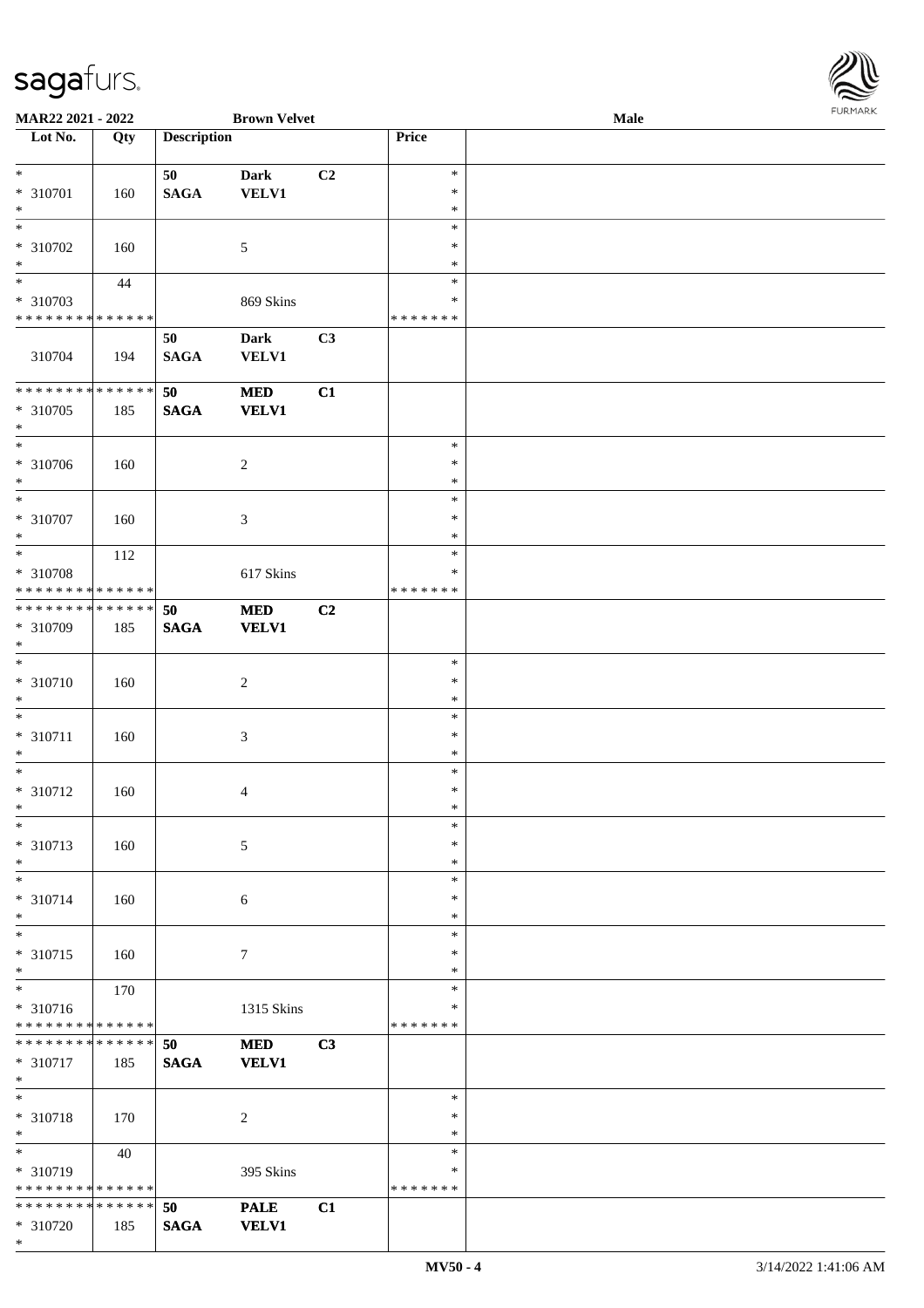MAR22 2021 - 2022 **Brown Velvet** **Male**

| Lot No. | Qty | Description | | | Price | |
|---|---|---|---|---|---|---|
| *<br>* 310701<br>* | 160 | 50<br>SAGA | Dark<br>VELV1 | C2 | *<br>*<br>* | |
| *<br>* 310702<br>* | 160 | | 5 | | *<br>*<br>* | |
| *<br>* 310703<br>* * * * * * * * * * * * * * | 44 | | 869 Skins | | *<br>*<br>* * * * * * * | |
| 310704 | 194 | 50<br>SAGA | Dark<br>VELV1 | C3 | | |
| * * * * * * * * * * * * * *<br>* 310705<br>* | 185 | 50<br>SAGA | MED<br>VELV1 | C1 | | |
| *<br>* 310706<br>* | 160 | | 2 | | *<br>*<br>* | |
| *<br>* 310707<br>* | 160 | | 3 | | *<br>*<br>* | |
| *<br>* 310708<br>* * * * * * * * * * * * * * | 112 | | 617 Skins | | *<br>*<br>* * * * * * * | |
| * * * * * * * * * * * * * *<br>* 310709<br>* | 185 | 50<br>SAGA | MED<br>VELV1 | C2 | | |
| *<br>* 310710<br>* | 160 | | 2 | | *<br>*<br>* | |
| *<br>* 310711<br>* | 160 | | 3 | | *<br>*<br>* | |
| *<br>* 310712<br>* | 160 | | 4 | | *<br>*<br>* | |
| *<br>* 310713<br>* | 160 | | 5 | | *<br>*<br>* | |
| *<br>* 310714<br>* | 160 | | 6 | | *<br>*<br>* | |
| *<br>* 310715<br>* | 160 | | 7 | | *<br>*<br>* | |
| *<br>* 310716<br>* * * * * * * * * * * * * * | 170 | | 1315 Skins | | *<br>*<br>* * * * * * * | |
| * * * * * * * * * * * * * *<br>* 310717<br>* | 185 | 50<br>SAGA | MED<br>VELV1 | C3 | | |
| *<br>* 310718<br>* | 170 | | 2 | | *<br>*<br>* | |
| *<br>* 310719<br>* * * * * * * * * * * * * * | 40 | | 395 Skins | | *<br>*<br>* * * * * * * | |
| * * * * * * * * * * * * * *<br>* 310720<br>* | 185 | 50<br>SAGA | PALE<br>VELV1 | C1 | | |

MV50 - 4 3/14/2022 1:41:06 AM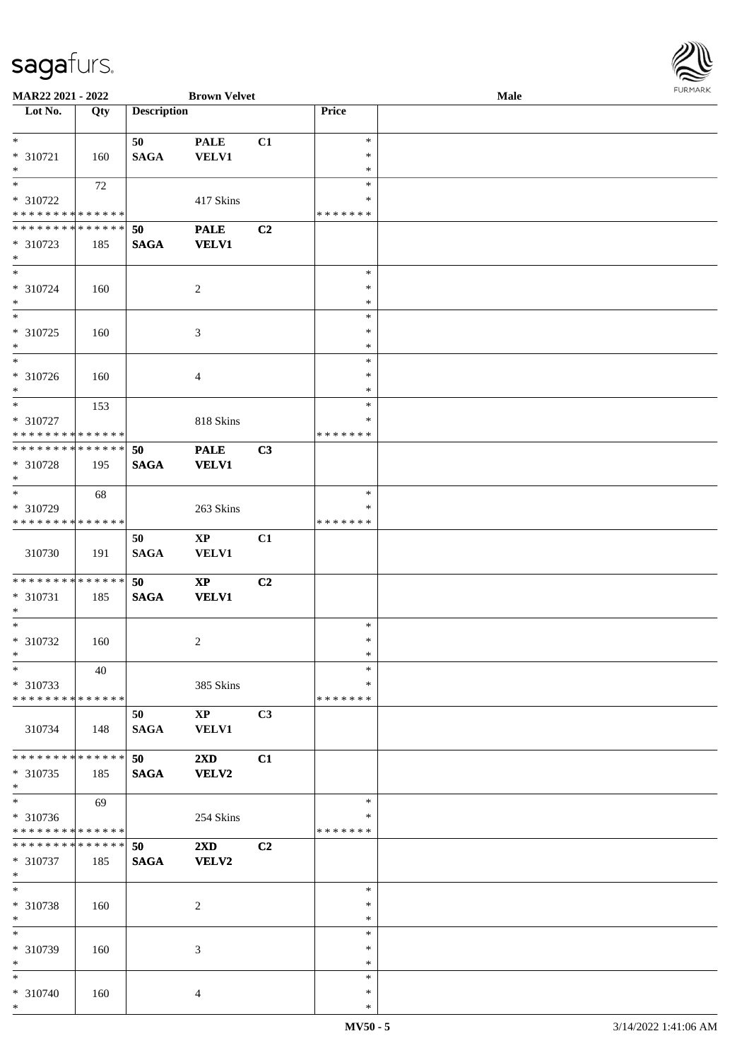| Lot No. | Qty | Description | | | Price | |
|---|---|---|---|---|---|---|
| * | | 50 | PALE | C1 | * | |
| * 310721 | 160 | SAGA | VELV1 | | * | |
| * | | | | | * | |
| * | 72 | | | | * | |
| * 310722 | | | 417 Skins | | * | |
| * * * * * * * * * * * * * * | | | | | * * * * * * * | |
| * * * * * * * * * * * * * * | | 50 | PALE | C2 | | |
| * 310723 | 185 | SAGA | VELV1 | | | |
| * | | | | | | |
| * | | | | | * | |
| * 310724 | 160 | | 2 | | * | |
| * | | | | | * | |
| * | | | | | * | |
| * 310725 | 160 | | 3 | | * | |
| * | | | | | * | |
| * | | | | | * | |
| * 310726 | 160 | | 4 | | * | |
| * | | | | | * | |
| * | 153 | | | | * | |
| * 310727 | | | 818 Skins | | * | |
| * * * * * * * * * * * * * * | | | | | * * * * * * * | |
| * * * * * * * * * * * * * * | | 50 | PALE | C3 | | |
| * 310728 | 195 | SAGA | VELV1 | | | |
| * | | | | | | |
| * | 68 | | | | * | |
| * 310729 | | | 263 Skins | | * | |
| * * * * * * * * * * * * * * | | | | | * * * * * * * | |
| | | 50 | XP | C1 | | |
| 310730 | 191 | SAGA | VELV1 | | | |
| * * * * * * * * * * * * * * | | 50 | XP | C2 | | |
| * 310731 | 185 | SAGA | VELV1 | | | |
| * | | | | | | |
| * | | | | | * | |
| * 310732 | 160 | | 2 | | * | |
| * | | | | | * | |
| * | 40 | | | | * | |
| * 310733 | | | 385 Skins | | * | |
| * * * * * * * * * * * * * * | | | | | * * * * * * * | |
| | | 50 | XP | C3 | | |
| 310734 | 148 | SAGA | VELV1 | | | |
| * * * * * * * * * * * * * * | | 50 | 2XD | C1 | | |
| * 310735 | 185 | SAGA | VELV2 | | | |
| * | | | | | | |
| * | 69 | | | | * | |
| * 310736 | | | 254 Skins | | * | |
| * * * * * * * * * * * * * * | | | | | * * * * * * * | |
| * * * * * * * * * * * * * * | | 50 | 2XD | C2 | | |
| * 310737 | 185 | SAGA | VELV2 | | | |
| * | | | | | | |
| * | | | | | * | |
| * 310738 | 160 | | 2 | | * | |
| * | | | | | * | |
| * | | | | | * | |
| * 310739 | 160 | | 3 | | * | |
| * | | | | | * | |
| * | | | | | * | |
| * 310740 | 160 | | 4 | | * | |
| * | | | | | * | |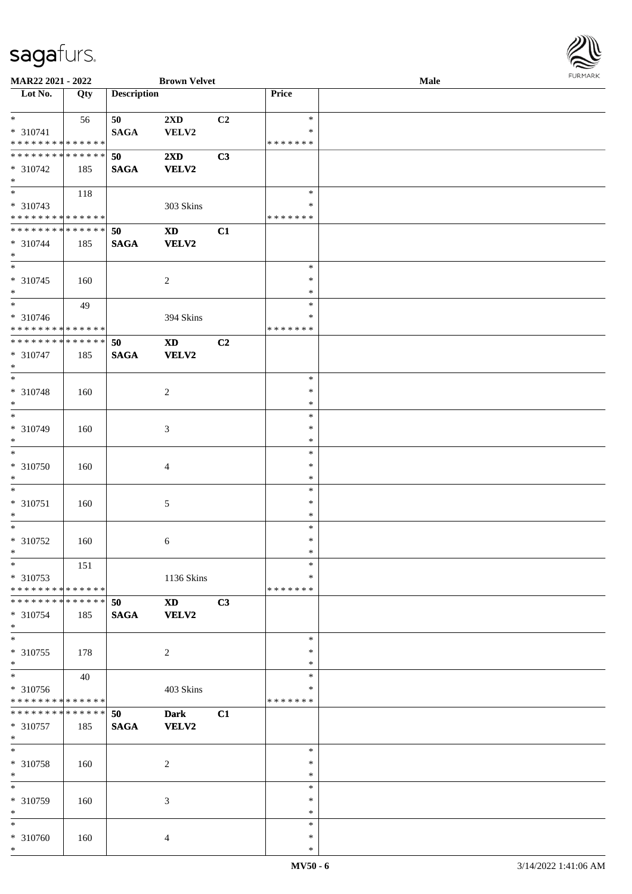| Lot No. | Qty | Description | | | Price | |
|---|---|---|---|---|---|---|
| * | 56 | 50 | 2XD | C2 | * | |
| * 310741 | | SAGA | VELV2 | | * | |
| * * * * * * * * * * * * * * | | | | | * * * * * * * | |
| * * * * * * * * * * * * * * | | 50 | 2XD | C3 | | |
| * 310742 | 185 | SAGA | VELV2 | | | |
| * | | | | | | |
| * | 118 | | | | * | |
| * 310743 | | | 303 Skins | | * | |
| * * * * * * * * * * * * * * | | | | | * * * * * * * | |
| * * * * * * * * * * * * * * | | 50 | XD | C1 | | |
| * 310744 | 185 | SAGA | VELV2 | | | |
| * | | | | | | |
| * | | | | | * | |
| * 310745 | 160 | | 2 | | * | |
| * | | | | | * | |
| * | 49 | | | | * | |
| * 310746 | | | 394 Skins | | * | |
| * * * * * * * * * * * * * * | | | | | * * * * * * * | |
| * * * * * * * * * * * * * * | | 50 | XD | C2 | | |
| * 310747 | 185 | SAGA | VELV2 | | | |
| * | | | | | | |
| * | | | | | * | |
| * 310748 | 160 | | 2 | | * | |
| * | | | | | * | |
| * | | | | | * | |
| * 310749 | 160 | | 3 | | * | |
| * | | | | | * | |
| * | | | | | * | |
| * 310750 | 160 | | 4 | | * | |
| * | | | | | * | |
| * | | | | | * | |
| * 310751 | 160 | | 5 | | * | |
| * | | | | | * | |
| * | | | | | * | |
| * 310752 | 160 | | 6 | | * | |
| * | | | | | * | |
| * | 151 | | | | * | |
| * 310753 | | | 1136 Skins | | * | |
| * * * * * * * * * * * * * * | | | | | * * * * * * * | |
| * * * * * * * * * * * * * * | | 50 | XD | C3 | | |
| * 310754 | 185 | SAGA | VELV2 | | | |
| * | | | | | | |
| * | | | | | * | |
| * 310755 | 178 | | 2 | | * | |
| * | | | | | * | |
| * | 40 | | | | * | |
| * 310756 | | | 403 Skins | | * | |
| * * * * * * * * * * * * * * | | | | | * * * * * * * | |
| * * * * * * * * * * * * * * | | 50 | Dark | C1 | | |
| * 310757 | 185 | SAGA | VELV2 | | | |
| * | | | | | | |
| * | | | | | * | |
| * 310758 | 160 | | 2 | | * | |
| * | | | | | * | |
| * | | | | | * | |
| * 310759 | 160 | | 3 | | * | |
| * | | | | | * | |
| * | | | | | * | |
| * 310760 | 160 | | 4 | | * | |
| * | | | | | * | |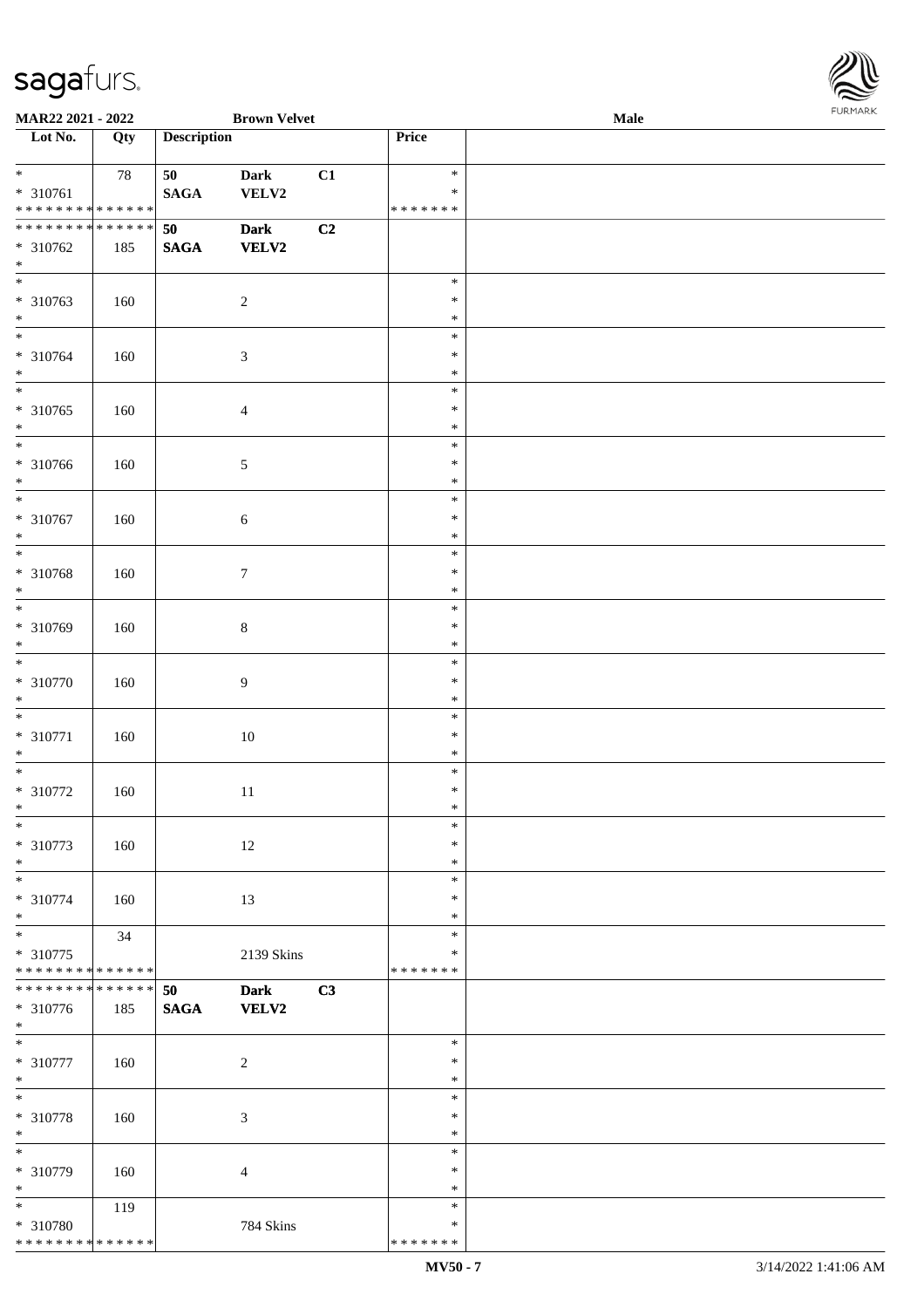MAR22 2021 - 2022 | Brown Velvet | Male

| Lot No. | Qty | Description | | | Price | |
|---|---|---|---|---|---|---|
| * | 78 | 50 | Dark | C1 | * | |
| * 310761 | | SAGA | VELV2 | | * | |
| * * * * * * * * * * * * * * | | | | | * * * * * * * | |
| * * * * * * * * * * * * * * | | 50 | Dark | C2 | | |
| * 310762 | 185 | SAGA | VELV2 | | | |
| * | | | | | | |
| * | | | | | * | |
| * 310763 | 160 | | 2 | | * | |
| * | | | | | * | |
| * | | | | | * | |
| * 310764 | 160 | | 3 | | * | |
| * | | | | | * | |
| * | | | | | * | |
| * 310765 | 160 | | 4 | | * | |
| * | | | | | * | |
| * | | | | | * | |
| * 310766 | 160 | | 5 | | * | |
| * | | | | | * | |
| * | | | | | * | |
| * 310767 | 160 | | 6 | | * | |
| * | | | | | * | |
| * | | | | | * | |
| * 310768 | 160 | | 7 | | * | |
| * | | | | | * | |
| * | | | | | * | |
| * 310769 | 160 | | 8 | | * | |
| * | | | | | * | |
| * | | | | | * | |
| * 310770 | 160 | | 9 | | * | |
| * | | | | | * | |
| * | | | | | * | |
| * 310771 | 160 | | 10 | | * | |
| * | | | | | * | |
| * | | | | | * | |
| * 310772 | 160 | | 11 | | * | |
| * | | | | | * | |
| * | | | | | * | |
| * 310773 | 160 | | 12 | | * | |
| * | | | | | * | |
| * | | | | | * | |
| * 310774 | 160 | | 13 | | * | |
| * | | | | | * | |
| * | 34 | | | | * | |
| * 310775 | | | 2139 Skins | | * | |
| * * * * * * * * * * * * * * | | | | | * * * * * * * | |
| * * * * * * * * * * * * * * | | 50 | Dark | C3 | | |
| * 310776 | 185 | SAGA | VELV2 | | | |
| * | | | | | | |
| * | | | | | * | |
| * 310777 | 160 | | 2 | | * | |
| * | | | | | * | |
| * | | | | | * | |
| * 310778 | 160 | | 3 | | * | |
| * | | | | | * | |
| * | | | | | * | |
| * 310779 | 160 | | 4 | | * | |
| * | | | | | * | |
| * | 119 | | | | * | |
| * 310780 | | | 784 Skins | | * | |
| * * * * * * * * * * * * * * | | | | | * * * * * * * | |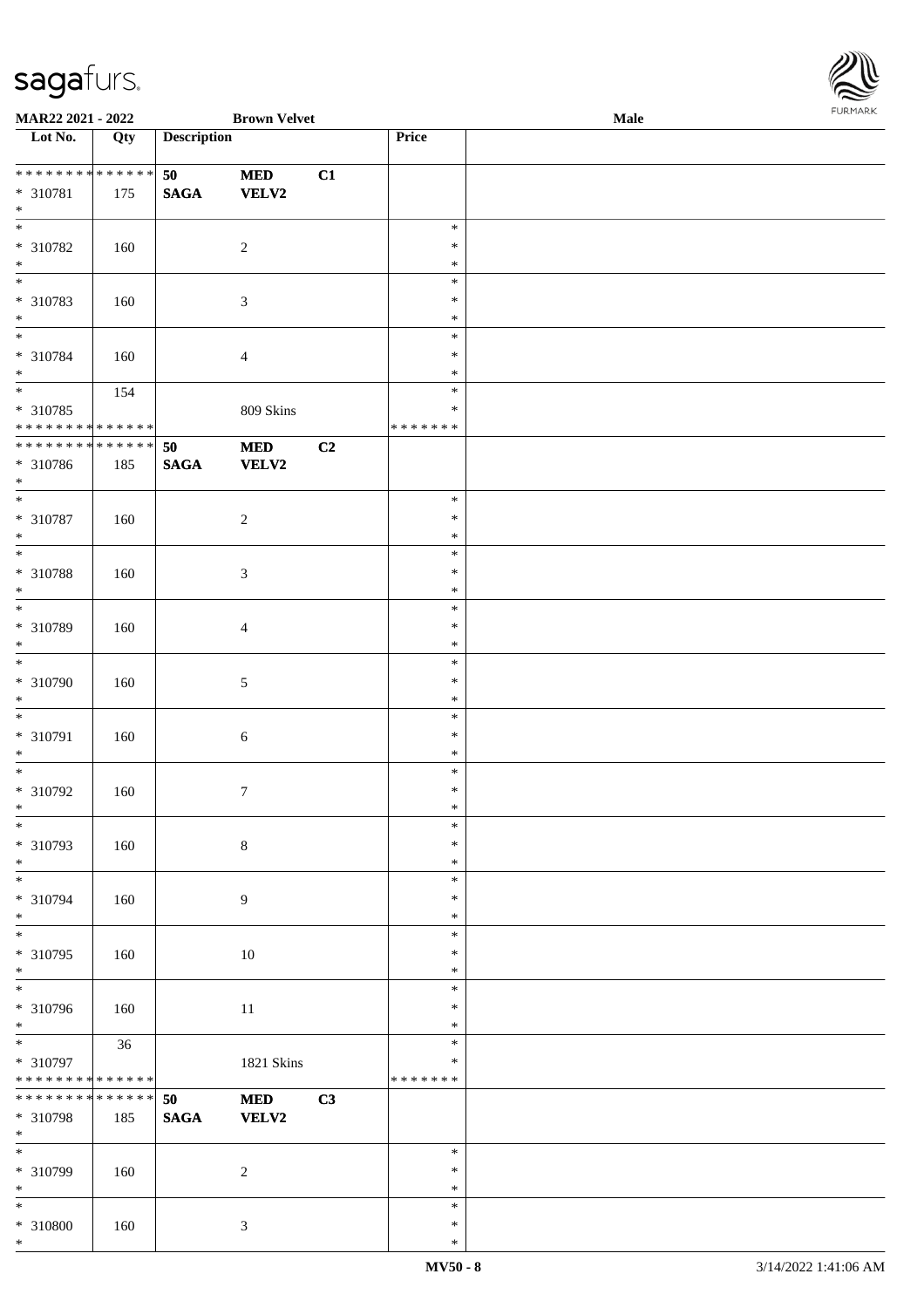| Lot No. | Qty | Description | | | Price | |
|---|---|---|---|---|---|---|
| * * * * * * * * * * * * * * | | 50 | MED | C1 | | |
| * 310781 | 175 | SAGA | VELV2 | | | |
| * | | | | | | |
| * | | | | | * | |
| * 310782 | 160 | | 2 | | * | |
| * | | | | | * | |
| * | | | | | * | |
| * 310783 | 160 | | 3 | | * | |
| * | | | | | * | |
| * | | | | | * | |
| * 310784 | 160 | | 4 | | * | |
| * | | | | | * | |
| * | 154 | | | | * | |
| * 310785 | | | 809 Skins | | * | |
| * * * * * * * * * * * * * * | | | | | * * * * * * * | |
| * * * * * * * * * * * * * * | | 50 | MED | C2 | | |
| * 310786 | 185 | SAGA | VELV2 | | | |
| * | | | | | | |
| * | | | | | * | |
| * 310787 | 160 | | 2 | | * | |
| * | | | | | * | |
| * | | | | | * | |
| * 310788 | 160 | | 3 | | * | |
| * | | | | | * | |
| * | | | | | * | |
| * 310789 | 160 | | 4 | | * | |
| * | | | | | * | |
| * | | | | | * | |
| * 310790 | 160 | | 5 | | * | |
| * | | | | | * | |
| * | | | | | * | |
| * 310791 | 160 | | 6 | | * | |
| * | | | | | * | |
| * | | | | | * | |
| * 310792 | 160 | | 7 | | * | |
| * | | | | | * | |
| * | | | | | * | |
| * 310793 | 160 | | 8 | | * | |
| * | | | | | * | |
| * | | | | | * | |
| * 310794 | 160 | | 9 | | * | |
| * | | | | | * | |
| * | | | | | * | |
| * 310795 | 160 | | 10 | | * | |
| * | | | | | * | |
| * | | | | | * | |
| * 310796 | 160 | | 11 | | * | |
| * | | | | | * | |
| * | 36 | | | | * | |
| * 310797 | | | 1821 Skins | | * | |
| * * * * * * * * * * * * * * | | | | | * * * * * * * | |
| * * * * * * * * * * * * * * | | 50 | MED | C3 | | |
| * 310798 | 185 | SAGA | VELV2 | | | |
| * | | | | | | |
| * | | | | | * | |
| * 310799 | 160 | | 2 | | * | |
| * | | | | | * | |
| * | | | | | * | |
| * 310800 | 160 | | 3 | | * | |
| * | | | | | * | |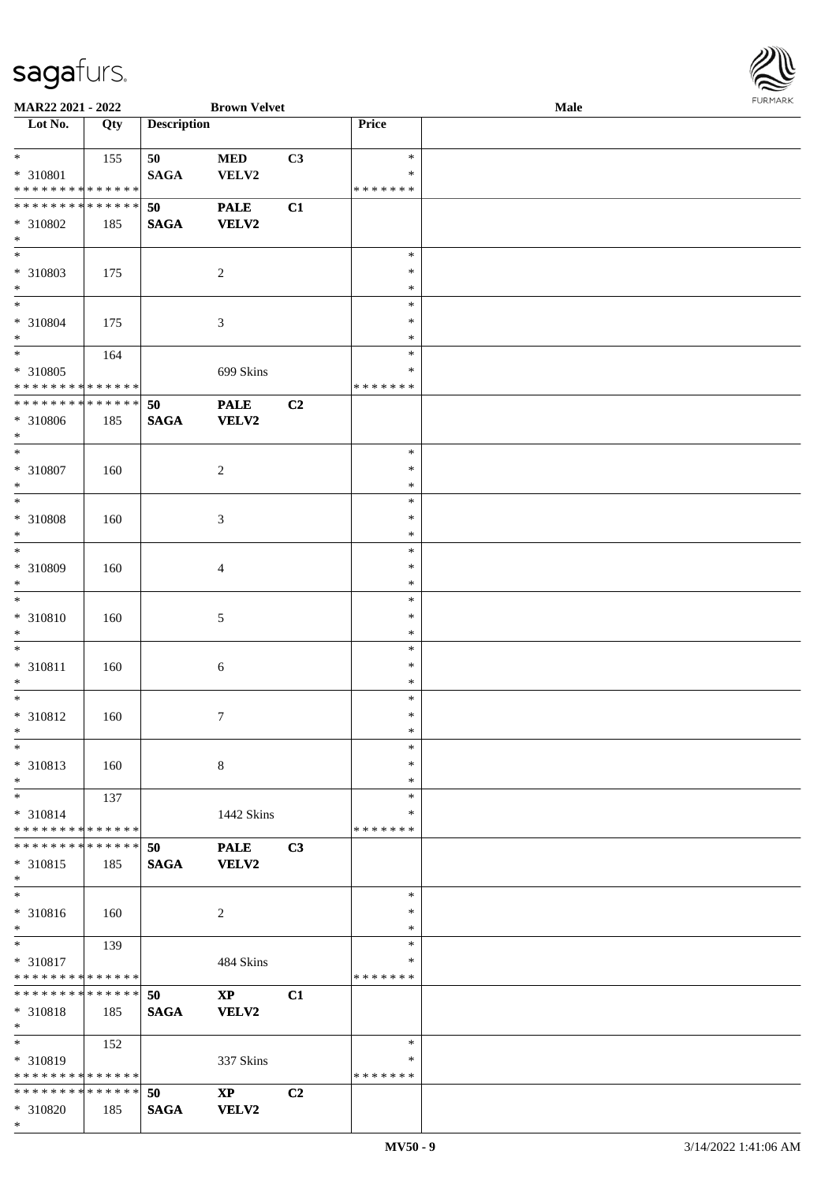| Lot No. | Qty | Description | | | Price | |
|---|---|---|---|---|---|---|
| * | 155 | 50 | MED | C3 | * | |
| * 310801 | | SAGA | VELV2 | | * | |
| * * * * * * * * * * * * * * | | | | | * * * * * * * | |
| * * * * * * * * * * * * * * | | 50 | PALE | C1 | | |
| * 310802 | 185 | SAGA | VELV2 | | | |
| * | | | | | | |
| * | | | | | * | |
| * 310803 | 175 | | 2 | | * | |
| * | | | | | * | |
| * | | | | | * | |
| * 310804 | 175 | | 3 | | * | |
| * | | | | | * | |
| * | 164 | | | | * | |
| * 310805 | | | 699 Skins | | * | |
| * * * * * * * * * * * * * * | | | | | * * * * * * * | |
| * * * * * * * * * * * * * * | | 50 | PALE | C2 | | |
| * 310806 | 185 | SAGA | VELV2 | | | |
| * | | | | | | |
| * | | | | | * | |
| * 310807 | 160 | | 2 | | * | |
| * | | | | | * | |
| * | | | | | * | |
| * 310808 | 160 | | 3 | | * | |
| * | | | | | * | |
| * | | | | | * | |
| * 310809 | 160 | | 4 | | * | |
| * | | | | | * | |
| * | | | | | * | |
| * 310810 | 160 | | 5 | | * | |
| * | | | | | * | |
| * | | | | | * | |
| * 310811 | 160 | | 6 | | * | |
| * | | | | | * | |
| * | | | | | * | |
| * 310812 | 160 | | 7 | | * | |
| * | | | | | * | |
| * | | | | | * | |
| * 310813 | 160 | | 8 | | * | |
| * | | | | | * | |
| * | 137 | | | | * | |
| * 310814 | | | 1442 Skins | | * | |
| * * * * * * * * * * * * * * | | | | | * * * * * * * | |
| * * * * * * * * * * * * * * | | 50 | PALE | C3 | | |
| * 310815 | 185 | SAGA | VELV2 | | | |
| * | | | | | | |
| * | | | | | * | |
| * 310816 | 160 | | 2 | | * | |
| * | | | | | * | |
| * | 139 | | | | * | |
| * 310817 | | | 484 Skins | | * | |
| * * * * * * * * * * * * * * | | | | | * * * * * * * | |
| * * * * * * * * * * * * * * | | 50 | XP | C1 | | |
| * 310818 | 185 | SAGA | VELV2 | | | |
| * | | | | | | |
| * | 152 | | | | * | |
| * 310819 | | | 337 Skins | | * | |
| * * * * * * * * * * * * * * | | | | | * * * * * * * | |
| * * * * * * * * * * * * * * | | 50 | XP | C2 | | |
| * 310820 | 185 | SAGA | VELV2 | | | |
| * | | | | | | |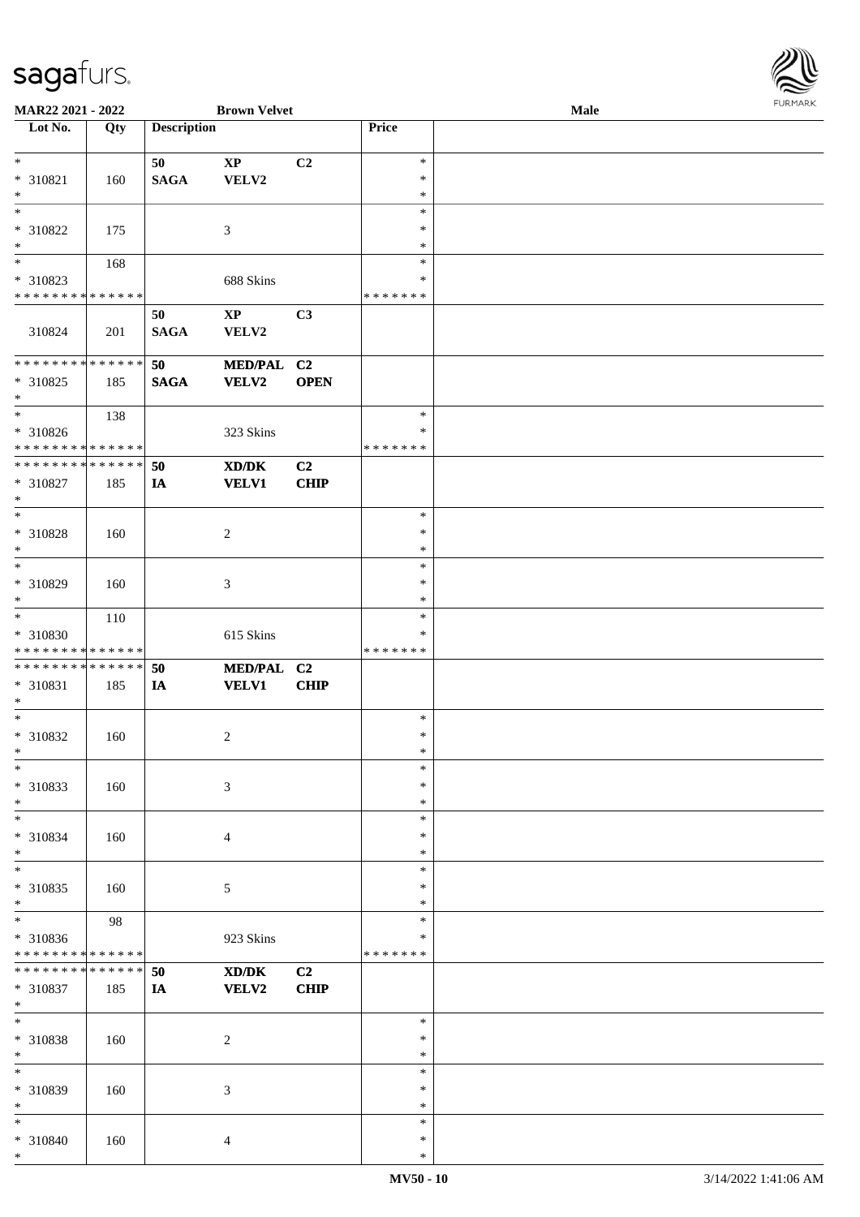MAR22 2021 - 2022 | Brown Velvet | Male

| Lot No. | Qty | Description | | | Price | |
|---|---|---|---|---|---|---|
| * | | 50 | XP | C2 | * | |
| * 310821 | 160 | SAGA | VELV2 | | * | |
| * | | | | | * | |
| * | | | | | * | |
| * 310822 | 175 | | 3 | | * | |
| * | | | | | * | |
| * | 168 | | | | * | |
| * 310823 | | | 688 Skins | | * | |
| * * * * * * * * * * * * * * | | | | | * * * * * * * | |
| | | 50 | XP | C3 | | |
| 310824 | 201 | SAGA | VELV2 | | | |
| * * * * * * * * * * * * * * | | 50 | MED/PAL | C2 | | |
| * 310825 | 185 | SAGA | VELV2 | OPEN | | |
| * | | | | | | |
| * | 138 | | | | * | |
| * 310826 | | | 323 Skins | | * | |
| * * * * * * * * * * * * * * | | | | | * * * * * * * | |
| * * * * * * * * * * * * * * | | 50 | XD/DK | C2 | | |
| * 310827 | 185 | IA | VELV1 | CHIP | | |
| * | | | | | | |
| * | | | | | * | |
| * 310828 | 160 | | 2 | | * | |
| * | | | | | * | |
| * | | | | | * | |
| * 310829 | 160 | | 3 | | * | |
| * | | | | | * | |
| * | 110 | | | | * | |
| * 310830 | | | 615 Skins | | * | |
| * * * * * * * * * * * * * * | | | | | * * * * * * * | |
| * * * * * * * * * * * * * * | | 50 | MED/PAL | C2 | | |
| * 310831 | 185 | IA | VELV1 | CHIP | | |
| * | | | | | | |
| * | | | | | * | |
| * 310832 | 160 | | 2 | | * | |
| * | | | | | * | |
| * | | | | | * | |
| * 310833 | 160 | | 3 | | * | |
| * | | | | | * | |
| * | | | | | * | |
| * 310834 | 160 | | 4 | | * | |
| * | | | | | * | |
| * | | | | | * | |
| * 310835 | 160 | | 5 | | * | |
| * | | | | | * | |
| * | 98 | | | | * | |
| * 310836 | | | 923 Skins | | * | |
| * * * * * * * * * * * * * * | | | | | * * * * * * * | |
| * * * * * * * * * * * * * * | | 50 | XD/DK | C2 | | |
| * 310837 | 185 | IA | VELV2 | CHIP | | |
| * | | | | | | |
| * | | | | | * | |
| * 310838 | 160 | | 2 | | * | |
| * | | | | | * | |
| * | | | | | * | |
| * 310839 | 160 | | 3 | | * | |
| * | | | | | * | |
| * | | | | | * | |
| * 310840 | 160 | | 4 | | * | |
| * | | | | | * | |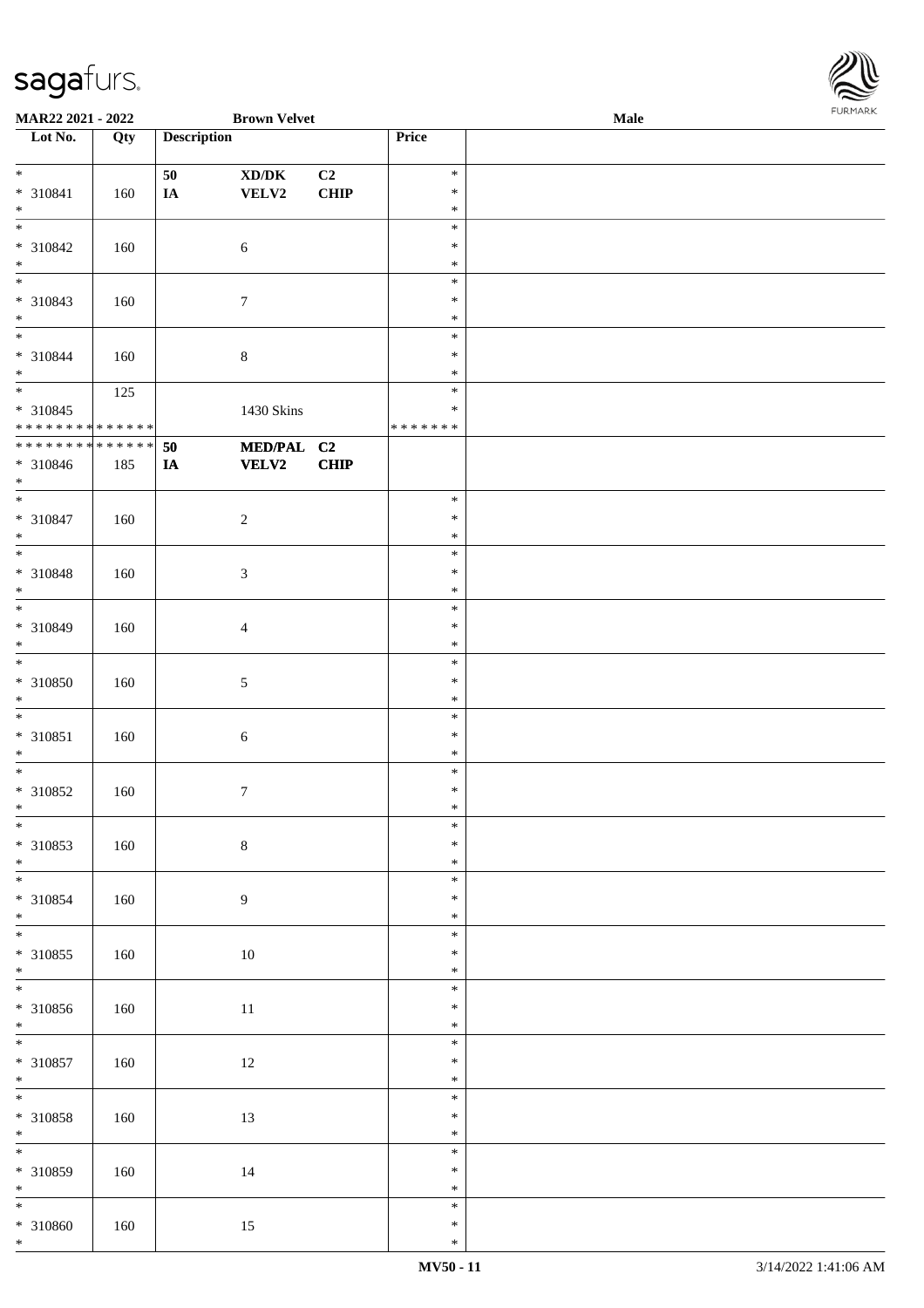| Lot No. | Qty | Description | | | Price | |
|---|---|---|---|---|---|---|
| * | | 50 | XD/DK | C2 | * | |
| * 310841 | 160 | IA | VELV2 | CHIP | * | |
| * | | | | | * | |
| * | | | | | * | |
| * 310842 | 160 | | 6 | | * | |
| * | | | | | * | |
| * | | | | | * | |
| * 310843 | 160 | | 7 | | * | |
| * | | | | | * | |
| * | | | | | * | |
| * 310844 | 160 | | 8 | | * | |
| * | | | | | * | |
| * | 125 | | | | * | |
| * 310845 | | | 1430 Skins | | * | |
| * * * * * * * * * * * * * * | | | | | * * * * * * * | |
| * * * * * * * * * * * * * * | | 50 | MED/PAL | C2 | | |
| * 310846 | 185 | IA | VELV2 | CHIP | | |
| * | | | | | | |
| * | | | | | * | |
| * 310847 | 160 | | 2 | | * | |
| * | | | | | * | |
| * | | | | | * | |
| * 310848 | 160 | | 3 | | * | |
| * | | | | | * | |
| * | | | | | * | |
| * 310849 | 160 | | 4 | | * | |
| * | | | | | * | |
| * | | | | | * | |
| * 310850 | 160 | | 5 | | * | |
| * | | | | | * | |
| * | | | | | * | |
| * 310851 | 160 | | 6 | | * | |
| * | | | | | * | |
| * | | | | | * | |
| * 310852 | 160 | | 7 | | * | |
| * | | | | | * | |
| * | | | | | * | |
| * 310853 | 160 | | 8 | | * | |
| * | | | | | * | |
| * | | | | | * | |
| * 310854 | 160 | | 9 | | * | |
| * | | | | | * | |
| * | | | | | * | |
| * 310855 | 160 | | 10 | | * | |
| * | | | | | * | |
| * | | | | | * | |
| * 310856 | 160 | | 11 | | * | |
| * | | | | | * | |
| * | | | | | * | |
| * 310857 | 160 | | 12 | | * | |
| * | | | | | * | |
| * | | | | | * | |
| * 310858 | 160 | | 13 | | * | |
| * | | | | | * | |
| * | | | | | * | |
| * 310859 | 160 | | 14 | | * | |
| * | | | | | * | |
| * | | | | | * | |
| * 310860 | 160 | | 15 | | * | |
| * | | | | | * | |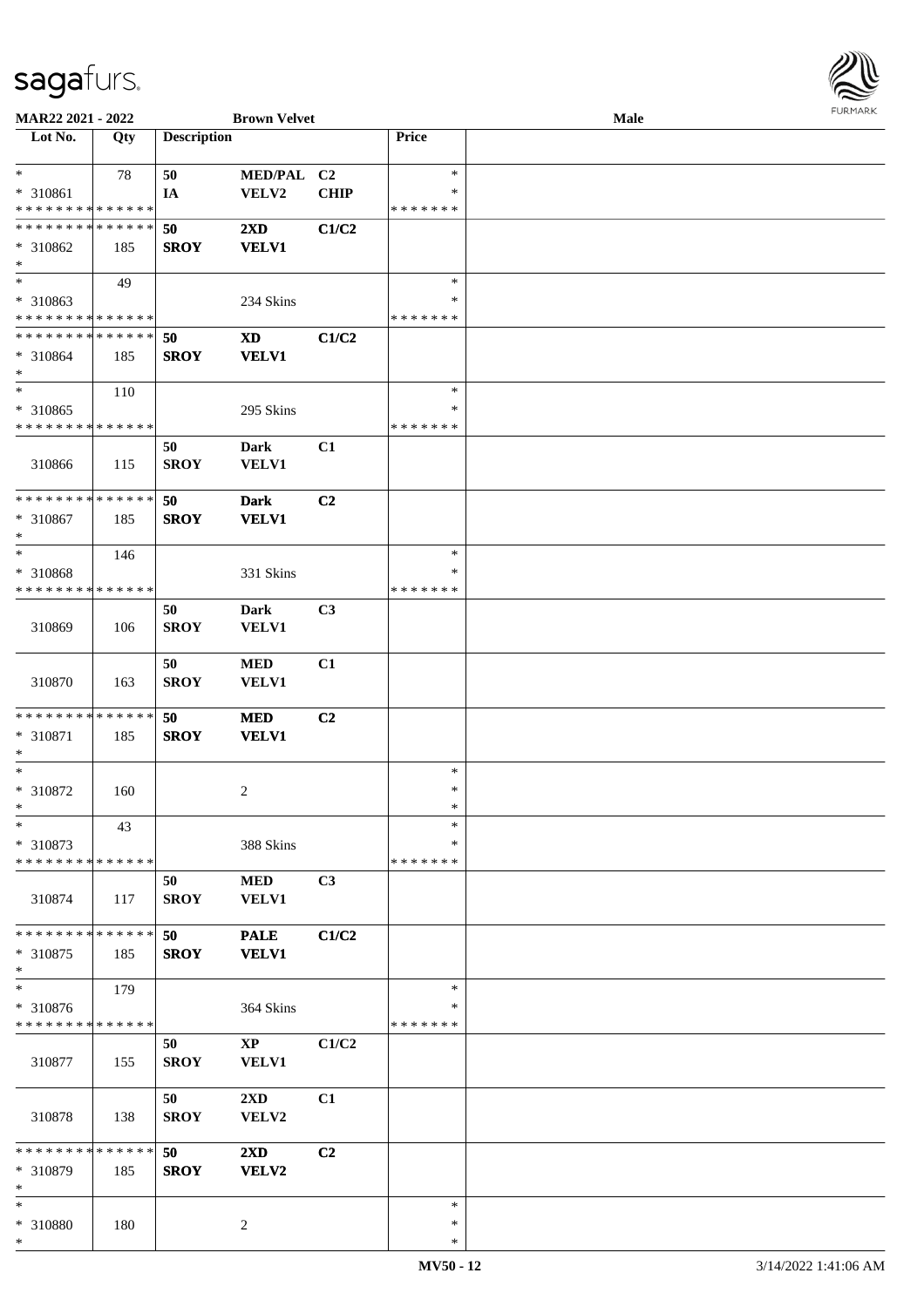MAR22 2021 - 2022 | Brown Velvet | Male

| Lot No. | Qty | Description | | | Price | |
|---|---|---|---|---|---|---|
| * | 78 | 50 | MED/PAL | C2 | * | |
| * 310861 | | IA | VELV2 | CHIP | * | |
| * * * * * * * * * * * * * * | | | | | * * * * * * * | |
| * * * * * * * * * * * * * * | | 50 | 2XD | C1/C2 | | |
| * 310862 | 185 | SROY | VELV1 | | | |
| * | | | | | | |
| * | 49 | | | | * | |
| * 310863 | | | 234 Skins | | * | |
| * * * * * * * * * * * * * * | | | | | * * * * * * * | |
| * * * * * * * * * * * * * * | | 50 | XD | C1/C2 | | |
| * 310864 | 185 | SROY | VELV1 | | | |
| * | | | | | | |
| * | 110 | | | | * | |
| * 310865 | | | 295 Skins | | * | |
| * * * * * * * * * * * * * * | | | | | * * * * * * * | |
| 310866 | 115 | 50 SROY | Dark VELV1 | C1 | | |
| * * * * * * * * * * * * * * | | 50 | Dark | C2 | | |
| * 310867 | 185 | SROY | VELV1 | | | |
| * | | | | | | |
| * | 146 | | | | * | |
| * 310868 | | | 331 Skins | | * | |
| * * * * * * * * * * * * * * | | | | | * * * * * * * | |
| 310869 | 106 | 50 SROY | Dark VELV1 | C3 | | |
| 310870 | 163 | 50 SROY | MED VELV1 | C1 | | |
| * * * * * * * * * * * * * * | | 50 | MED | C2 | | |
| * 310871 | 185 | SROY | VELV1 | | | |
| * | | | | | | |
| * | | | | | * | |
| * 310872 | 160 | | 2 | | * | |
| * | | | | | * | |
| * | 43 | | | | * | |
| * 310873 | | | 388 Skins | | * | |
| * * * * * * * * * * * * * * | | | | | * * * * * * * | |
| 310874 | 117 | 50 SROY | MED VELV1 | C3 | | |
| * * * * * * * * * * * * * * | | 50 | PALE | C1/C2 | | |
| * 310875 | 185 | SROY | VELV1 | | | |
| * | | | | | | |
| * | 179 | | | | * | |
| * 310876 | | | 364 Skins | | * | |
| * * * * * * * * * * * * * * | | | | | * * * * * * * | |
| 310877 | 155 | 50 SROY | XP VELV1 | C1/C2 | | |
| 310878 | 138 | 50 SROY | 2XD VELV2 | C1 | | |
| * * * * * * * * * * * * * * | | 50 | 2XD | C2 | | |
| * 310879 | 185 | SROY | VELV2 | | | |
| * | | | | | | |
| * | | | | | * | |
| * 310880 | 180 | | 2 | | * | |
| * | | | | | * | |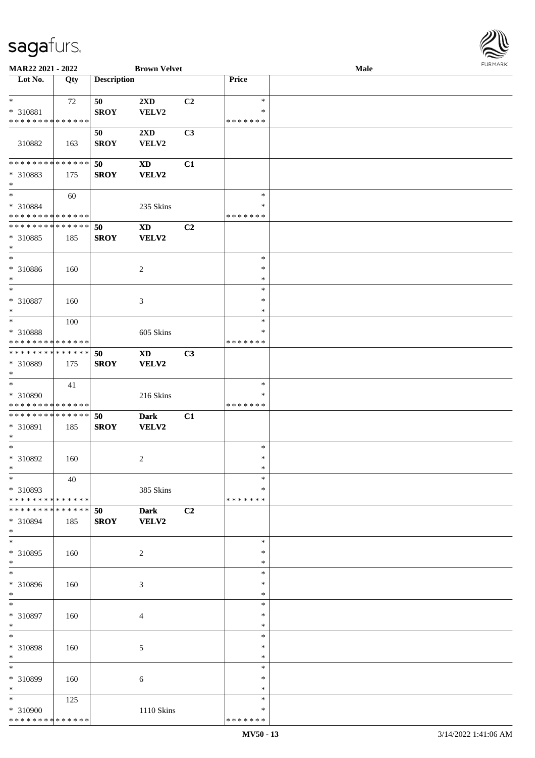MAR22 2021 - 2022 | Brown Velvet | Male

| Lot No. | Qty | Description | | | Price | |
|---|---|---|---|---|---|---|
| * | 72 | 50 | 2XD | C2 | * | |
| * 310881 | | SROY | VELV2 | | * | |
| * * * * * * * * * * * * * * | | | | | * * * * * * * | |
| | | 50 | 2XD | C3 | | |
| 310882 | 163 | SROY | VELV2 | | | |
| * * * * * * * * * * * * * * | | 50 | XD | C1 | | |
| * 310883 | 175 | SROY | VELV2 | | | |
| * | | | | | | |
| * | 60 | | | | * | |
| * 310884 | | | 235 Skins | | * | |
| * * * * * * * * * * * * * * | | | | | * * * * * * * | |
| * * * * * * * * * * * * * * | | 50 | XD | C2 | | |
| * 310885 | 185 | SROY | VELV2 | | | |
| * | | | | | | |
| * | | | | | * | |
| * 310886 | 160 | | 2 | | * | |
| * | | | | | * | |
| * | | | | | * | |
| * 310887 | 160 | | 3 | | * | |
| * | | | | | * | |
| * | 100 | | | | * | |
| * 310888 | | | 605 Skins | | * | |
| * * * * * * * * * * * * * * | | | | | * * * * * * * | |
| * * * * * * * * * * * * * * | | 50 | XD | C3 | | |
| * 310889 | 175 | SROY | VELV2 | | | |
| * | | | | | | |
| * | 41 | | | | * | |
| * 310890 | | | 216 Skins | | * | |
| * * * * * * * * * * * * * * | | | | | * * * * * * * | |
| * * * * * * * * * * * * * * | | 50 | Dark | C1 | | |
| * 310891 | 185 | SROY | VELV2 | | | |
| * | | | | | | |
| * | | | | | * | |
| * 310892 | 160 | | 2 | | * | |
| * | | | | | * | |
| * | 40 | | | | * | |
| * 310893 | | | 385 Skins | | * | |
| * * * * * * * * * * * * * * | | | | | * * * * * * * | |
| * * * * * * * * * * * * * * | | 50 | Dark | C2 | | |
| * 310894 | 185 | SROY | VELV2 | | | |
| * | | | | | | |
| * | | | | | * | |
| * 310895 | 160 | | 2 | | * | |
| * | | | | | * | |
| * | | | | | * | |
| * 310896 | 160 | | 3 | | * | |
| * | | | | | * | |
| * | | | | | * | |
| * 310897 | 160 | | 4 | | * | |
| * | | | | | * | |
| * | | | | | * | |
| * 310898 | 160 | | 5 | | * | |
| * | | | | | * | |
| * | | | | | * | |
| * 310899 | 160 | | 6 | | * | |
| * | | | | | * | |
| * | 125 | | | | * | |
| * 310900 | | | 1110 Skins | | * | |
| * * * * * * * * * * * * * * | | | | | * * * * * * * | |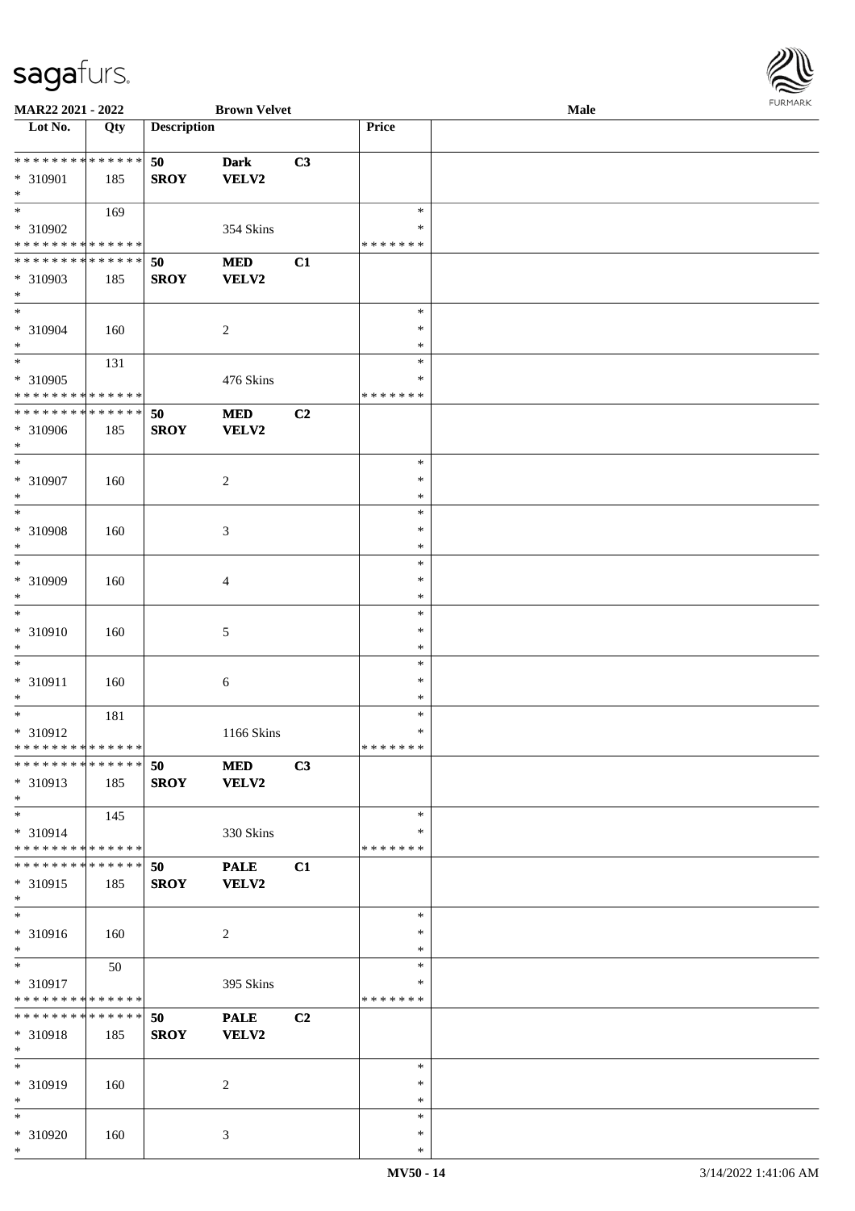MAR22 2021 - 2022 — Brown Velvet — Male

| Lot No. | Qty | Description | | | Price | |
|---|---|---|---|---|---|---|
| * * * * * * * * * * * * * * | | 50 | Dark | C3 | | |
| * 310901 | 185 | SROY | VELV2 | | | |
| * | | | | | | |
| * | 169 | | | | * | |
| * 310902 | | | 354 Skins | | * | |
| * * * * * * * * * * * * * * | | | | | * * * * * * * | |
| * * * * * * * * * * * * * * | | 50 | MED | C1 | | |
| * 310903 | 185 | SROY | VELV2 | | | |
| * | | | | | | |
| * | | | | | * | |
| * 310904 | 160 | | 2 | | * | |
| * | | | | | * | |
| * | 131 | | | | * | |
| * 310905 | | | 476 Skins | | * | |
| * * * * * * * * * * * * * * | | | | | * * * * * * * | |
| * * * * * * * * * * * * * * | | 50 | MED | C2 | | |
| * 310906 | 185 | SROY | VELV2 | | | |
| * | | | | | | |
| * | | | | | * | |
| * 310907 | 160 | | 2 | | * | |
| * | | | | | * | |
| * | | | | | * | |
| * 310908 | 160 | | 3 | | * | |
| * | | | | | * | |
| * | | | | | * | |
| * 310909 | 160 | | 4 | | * | |
| * | | | | | * | |
| * | | | | | * | |
| * 310910 | 160 | | 5 | | * | |
| * | | | | | * | |
| * | | | | | * | |
| * 310911 | 160 | | 6 | | * | |
| * | | | | | * | |
| * | 181 | | | | * | |
| * 310912 | | | 1166 Skins | | * | |
| * * * * * * * * * * * * * * | | | | | * * * * * * * | |
| * * * * * * * * * * * * * * | | 50 | MED | C3 | | |
| * 310913 | 185 | SROY | VELV2 | | | |
| * | | | | | | |
| * | 145 | | | | * | |
| * 310914 | | | 330 Skins | | * | |
| * * * * * * * * * * * * * * | | | | | * * * * * * * | |
| * * * * * * * * * * * * * * | | 50 | PALE | C1 | | |
| * 310915 | 185 | SROY | VELV2 | | | |
| * | | | | | | |
| * | | | | | * | |
| * 310916 | 160 | | 2 | | * | |
| * | | | | | * | |
| * | 50 | | | | * | |
| * 310917 | | | 395 Skins | | * | |
| * * * * * * * * * * * * * * | | | | | * * * * * * * | |
| * * * * * * * * * * * * * * | | 50 | PALE | C2 | | |
| * 310918 | 185 | SROY | VELV2 | | | |
| * | | | | | | |
| * | | | | | * | |
| * 310919 | 160 | | 2 | | * | |
| * | | | | | * | |
| * | | | | | * | |
| * 310920 | 160 | | 3 | | * | |
| * | | | | | * | |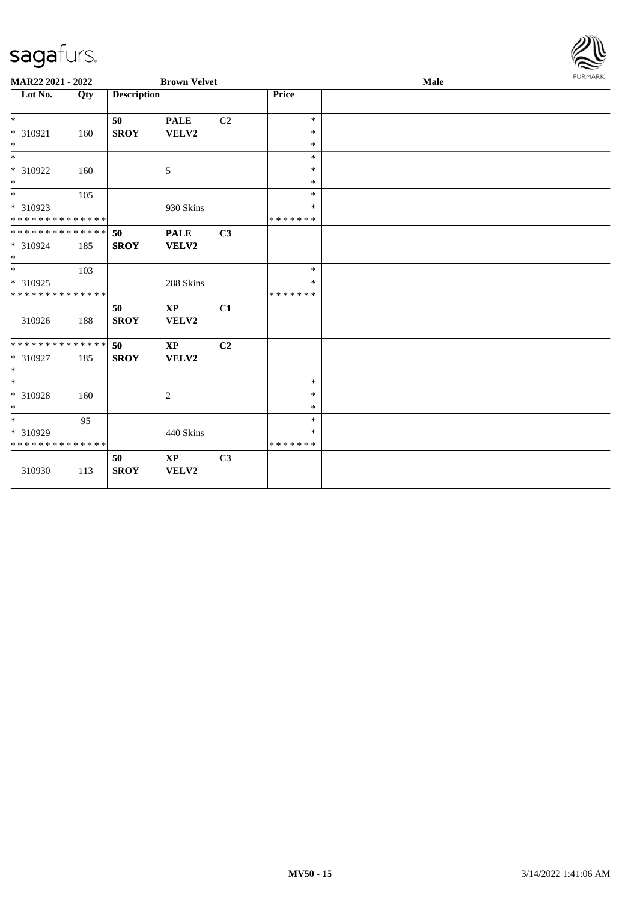MAR22 2021 - 2022 Brown Velvet Male

| Lot No. | Qty | Description | | | Price | |
|---|---|---|---|---|---|---|
| * | | 50 | PALE | C2 | * | |
| * 310921 | 160 | SROY | VELV2 | | * | |
| * | | | | | * | |
| * | | | | | * | |
| * 310922 | 160 | | 5 | | * | |
| * | | | | | * | |
| * | 105 | | | | * | |
| * 310923 | | | 930 Skins | | * | |
| * * * * * * * * * * * * * * | | | | | * * * * * * * | |
| * * * * * * * * * * * * * * | | **50** | **PALE** | **C3** | | |
| * 310924 | 185 | **SROY** | **VELV2** | | | |
| * | | | | | | |
| * | 103 | | | | * | |
| * 310925 | | | 288 Skins | | * | |
| * * * * * * * * * * * * * * | | | | | * * * * * * * | |
| | | 50 | XP | C1 | | |
| 310926 | 188 | SROY | VELV2 | | | |
| * * * * * * * * * * * * * * | | **50** | **XP** | **C2** | | |
| * 310927 | 185 | **SROY** | **VELV2** | | | |
| * | | | | | | |
| * | | | | | * | |
| * 310928 | 160 | | 2 | | * | |
| * | | | | | * | |
| * | 95 | | | | * | |
| * 310929 | | | 440 Skins | | * | |
| * * * * * * * * * * * * * * | | | | | * * * * * * * | |
| | | 50 | XP | C3 | | |
| 310930 | 113 | SROY | VELV2 | | | |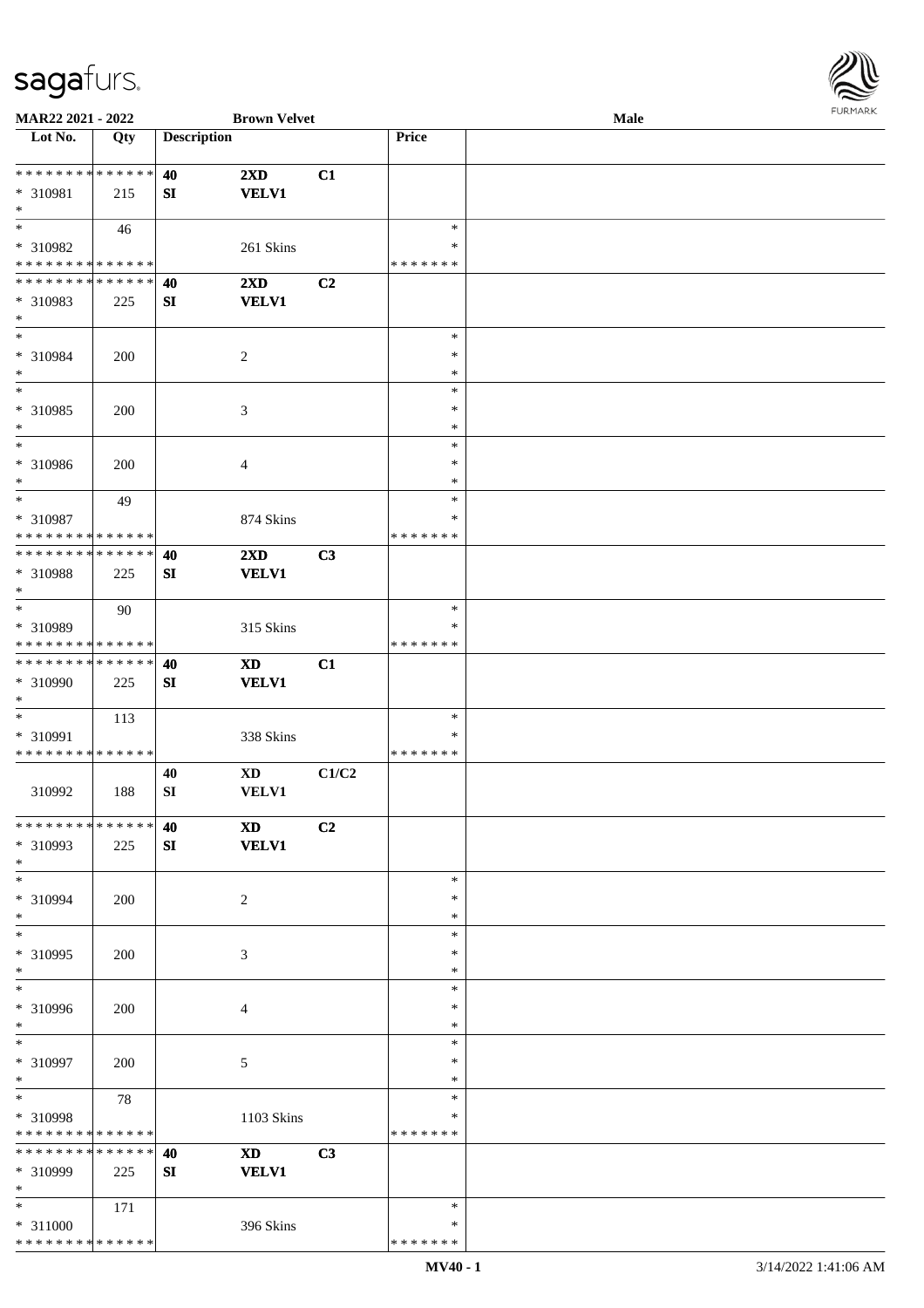**MAR22 2021 - 2022** | **Brown Velvet** | **Male**

| Lot No. | Qty | Description | | | Price | |
|---|---|---|---|---|---|---|
| * * * * * * * * * * * * * * | | 40 | 2XD | C1 | | |
| * 310981 | 215 | SI | VELV1 | | | |
| * | | | | | | |
| * | 46 | | | | * | |
| * 310982 | | | 261 Skins | | * | |
| * * * * * * * * * * * * * * | | | | | * * * * * * * | |
| * * * * * * * * * * * * * * | | 40 | 2XD | C2 | | |
| * 310983 | 225 | SI | VELV1 | | | |
| * | | | | | | |
| * | | | | | * | |
| * 310984 | 200 | | 2 | | * | |
| * | | | | | * | |
| * | | | | | * | |
| * 310985 | 200 | | 3 | | * | |
| * | | | | | * | |
| * | | | | | * | |
| * 310986 | 200 | | 4 | | * | |
| * | | | | | * | |
| * | 49 | | | | * | |
| * 310987 | | | 874 Skins | | * | |
| * * * * * * * * * * * * * * | | | | | * * * * * * * | |
| * * * * * * * * * * * * * * | | 40 | 2XD | C3 | | |
| * 310988 | 225 | SI | VELV1 | | | |
| * | | | | | | |
| * | 90 | | | | * | |
| * 310989 | | | 315 Skins | | * | |
| * * * * * * * * * * * * * * | | | | | * * * * * * * | |
| * * * * * * * * * * * * * * | | 40 | XD | C1 | | |
| * 310990 | 225 | SI | VELV1 | | | |
| * | | | | | | |
| * | 113 | | | | * | |
| * 310991 | | | 338 Skins | | * | |
| * * * * * * * * * * * * * * | | | | | * * * * * * * | |
| | | 40 | XD | C1/C2 | | |
| 310992 | 188 | SI | VELV1 | | | |
| * * * * * * * * * * * * * * | | 40 | XD | C2 | | |
| * 310993 | 225 | SI | VELV1 | | | |
| * | | | | | | |
| * | | | | | * | |
| * 310994 | 200 | | 2 | | * | |
| * | | | | | * | |
| * | | | | | * | |
| * 310995 | 200 | | 3 | | * | |
| * | | | | | * | |
| * | | | | | * | |
| * 310996 | 200 | | 4 | | * | |
| * | | | | | * | |
| * | | | | | * | |
| * 310997 | 200 | | 5 | | * | |
| * | | | | | * | |
| * | 78 | | | | * | |
| * 310998 | | | 1103 Skins | | * | |
| * * * * * * * * * * * * * * | | | | | * * * * * * * | |
| * * * * * * * * * * * * * * | | 40 | XD | C3 | | |
| * 310999 | 225 | SI | VELV1 | | | |
| * | | | | | | |
| * | 171 | | | | * | |
| * 311000 | | | 396 Skins | | * | |
| * * * * * * * * * * * * * * | | | | | * * * * * * * | |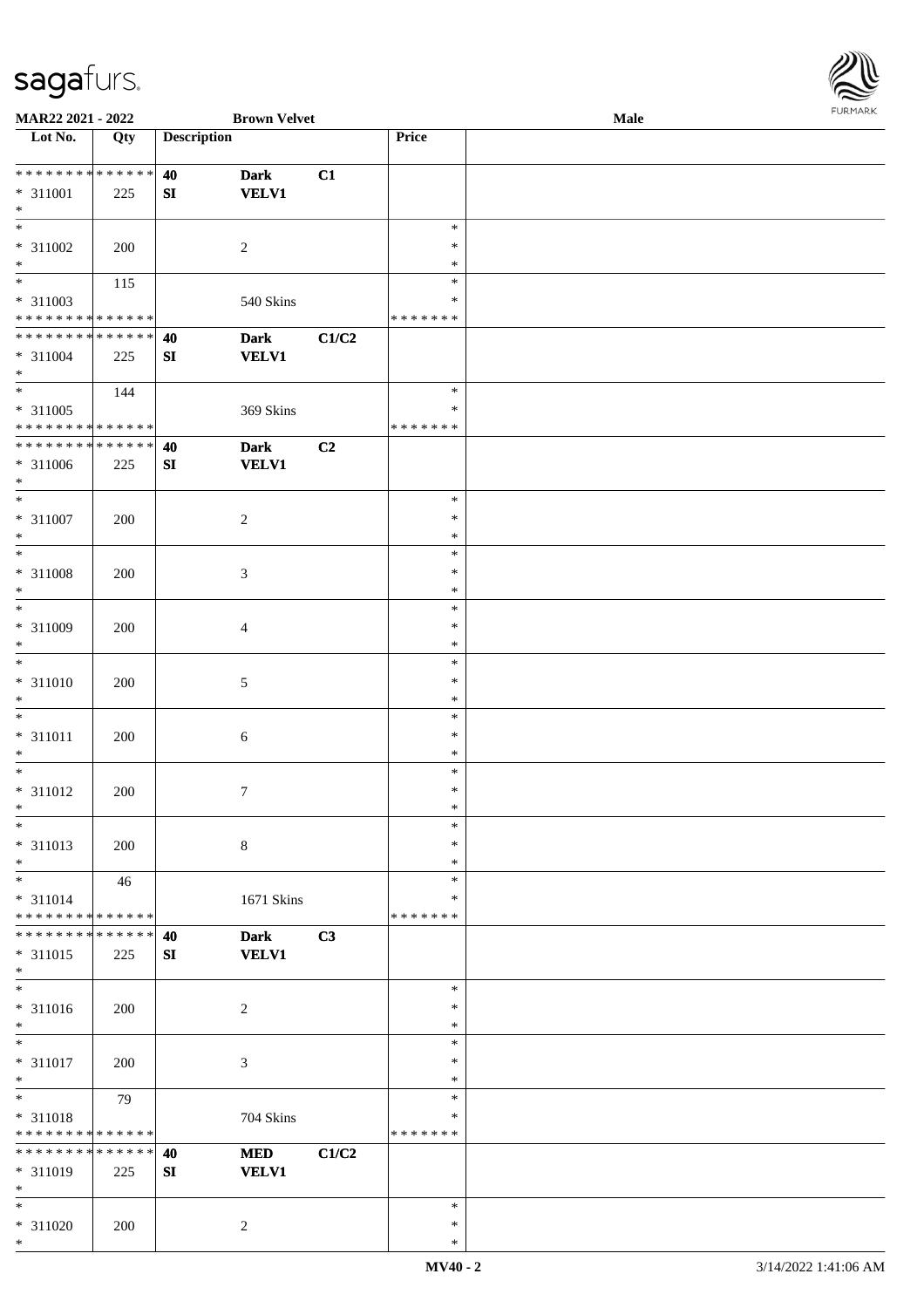**MAR22 2021 - 2022** **Brown Velvet** **Male**

| Lot No. | Qty | Description | | | Price | |
|---|---|---|---|---|---|---|
| * * * * * * * * * * * * * * | | **40** | **Dark** | **C1** | | |
| * 311001 | 225 | **SI** | **VELV1** | | | |
| * | | | | | | |
| * | | | | | * | |
| * 311002 | 200 | | 2 | | * | |
| * | | | | | * | |
| * | 115 | | | | * | |
| * 311003 | | | 540 Skins | | * | |
| * * * * * * * * * * * * * * | | | | | * * * * * * * | |
| * * * * * * * * * * * * * * | | **40** | **Dark** | **C1/C2** | | |
| * 311004 | 225 | **SI** | **VELV1** | | | |
| * | | | | | | |
| * | 144 | | | | * | |
| * 311005 | | | 369 Skins | | * | |
| * * * * * * * * * * * * * * | | | | | * * * * * * * | |
| * * * * * * * * * * * * * * | | **40** | **Dark** | **C2** | | |
| * 311006 | 225 | **SI** | **VELV1** | | | |
| * | | | | | | |
| * | | | | | * | |
| * 311007 | 200 | | 2 | | * | |
| * | | | | | * | |
| * | | | | | * | |
| * 311008 | 200 | | 3 | | * | |
| * | | | | | * | |
| * | | | | | * | |
| * 311009 | 200 | | 4 | | * | |
| * | | | | | * | |
| * | | | | | * | |
| * 311010 | 200 | | 5 | | * | |
| * | | | | | * | |
| * | | | | | * | |
| * 311011 | 200 | | 6 | | * | |
| * | | | | | * | |
| * | | | | | * | |
| * 311012 | 200 | | 7 | | * | |
| * | | | | | * | |
| * | | | | | * | |
| * 311013 | 200 | | 8 | | * | |
| * | | | | | * | |
| * | 46 | | | | * | |
| * 311014 | | | 1671 Skins | | * | |
| * * * * * * * * * * * * * * | | | | | * * * * * * * | |
| * * * * * * * * * * * * * * | | **40** | **Dark** | **C3** | | |
| * 311015 | 225 | **SI** | **VELV1** | | | |
| * | | | | | | |
| * | | | | | * | |
| * 311016 | 200 | | 2 | | * | |
| * | | | | | * | |
| * | | | | | * | |
| * 311017 | 200 | | 3 | | * | |
| * | | | | | * | |
| * | 79 | | | | * | |
| * 311018 | | | 704 Skins | | * | |
| * * * * * * * * * * * * * * | | | | | * * * * * * * | |
| * * * * * * * * * * * * * * | | **40** | **MED** | **C1/C2** | | |
| * 311019 | 225 | **SI** | **VELV1** | | | |
| * | | | | | | |
| * | | | | | * | |
| * 311020 | 200 | | 2 | | * | |
| * | | | | | * | |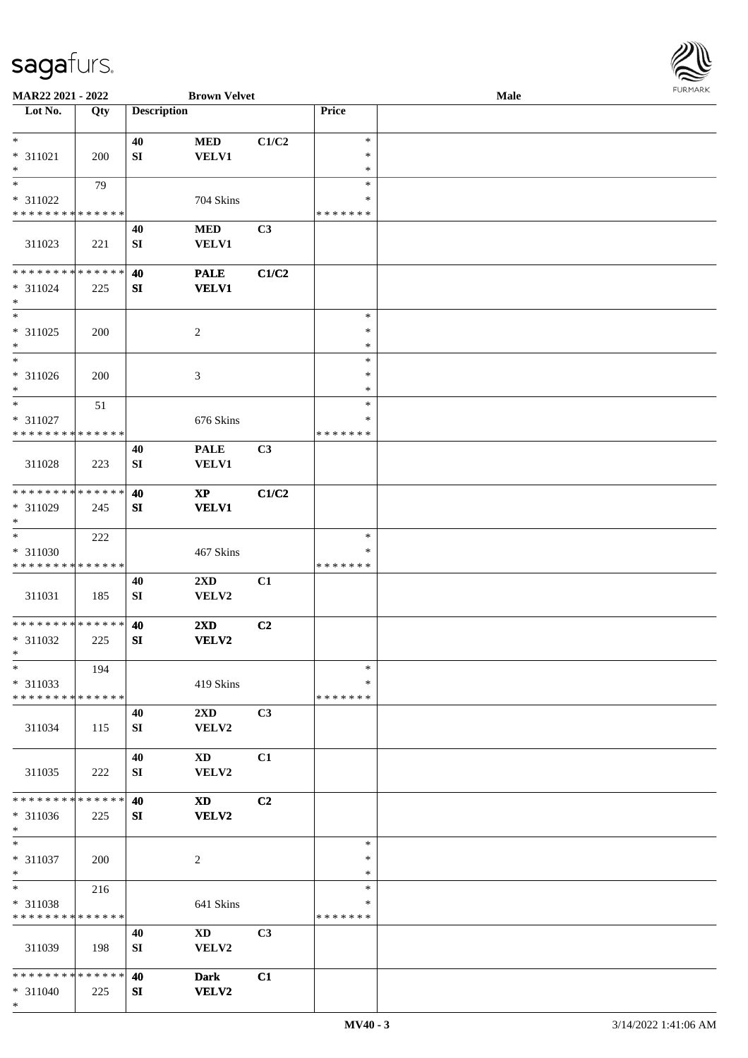**MAR22 2021 - 2022** **Brown Velvet** **Male**

| Lot No. | Qty | Description | | | Price | |
|---|---|---|---|---|---|---|
| * | | 40 | MED | C1/C2 | * | |
| * 311021 | 200 | SI | VELV1 | | * | |
| * | | | | | * | |
| * | 79 | | | | * | |
| * 311022 | | | 704 Skins | | * | |
| * * * * * * * * * * * * * * | | | | | * * * * * * * | |
| | | 40 | MED | C3 | | |
| 311023 | 221 | SI | VELV1 | | | |
| * * * * * * * * * * * * * * | | 40 | PALE | C1/C2 | | |
| * 311024 | 225 | SI | VELV1 | | | |
| * | | | | | | |
| * | | | | | * | |
| * 311025 | 200 | | 2 | | * | |
| * | | | | | * | |
| * | | | | | * | |
| * 311026 | 200 | | 3 | | * | |
| * | | | | | * | |
| * | 51 | | | | * | |
| * 311027 | | | 676 Skins | | * | |
| * * * * * * * * * * * * * * | | | | | * * * * * * * | |
| | | 40 | PALE | C3 | | |
| 311028 | 223 | SI | VELV1 | | | |
| * * * * * * * * * * * * * * | | 40 | XP | C1/C2 | | |
| * 311029 | 245 | SI | VELV1 | | | |
| * | | | | | | |
| * | 222 | | | | * | |
| * 311030 | | | 467 Skins | | * | |
| * * * * * * * * * * * * * * | | | | | * * * * * * * | |
| | | 40 | 2XD | C1 | | |
| 311031 | 185 | SI | VELV2 | | | |
| * * * * * * * * * * * * * * | | 40 | 2XD | C2 | | |
| * 311032 | 225 | SI | VELV2 | | | |
| * | | | | | | |
| * | 194 | | | | * | |
| * 311033 | | | 419 Skins | | * | |
| * * * * * * * * * * * * * * | | | | | * * * * * * * | |
| | | 40 | 2XD | C3 | | |
| 311034 | 115 | SI | VELV2 | | | |
| | | 40 | XD | C1 | | |
| 311035 | 222 | SI | VELV2 | | | |
| * * * * * * * * * * * * * * | | 40 | XD | C2 | | |
| * 311036 | 225 | SI | VELV2 | | | |
| * | | | | | | |
| * | | | | | * | |
| * 311037 | 200 | | 2 | | * | |
| * | | | | | * | |
| * | 216 | | | | * | |
| * 311038 | | | 641 Skins | | * | |
| * * * * * * * * * * * * * * | | | | | * * * * * * * | |
| | | 40 | XD | C3 | | |
| 311039 | 198 | SI | VELV2 | | | |
| * * * * * * * * * * * * * * | | 40 | Dark | C1 | | |
| * 311040 | 225 | SI | VELV2 | | | |
| * | | | | | | |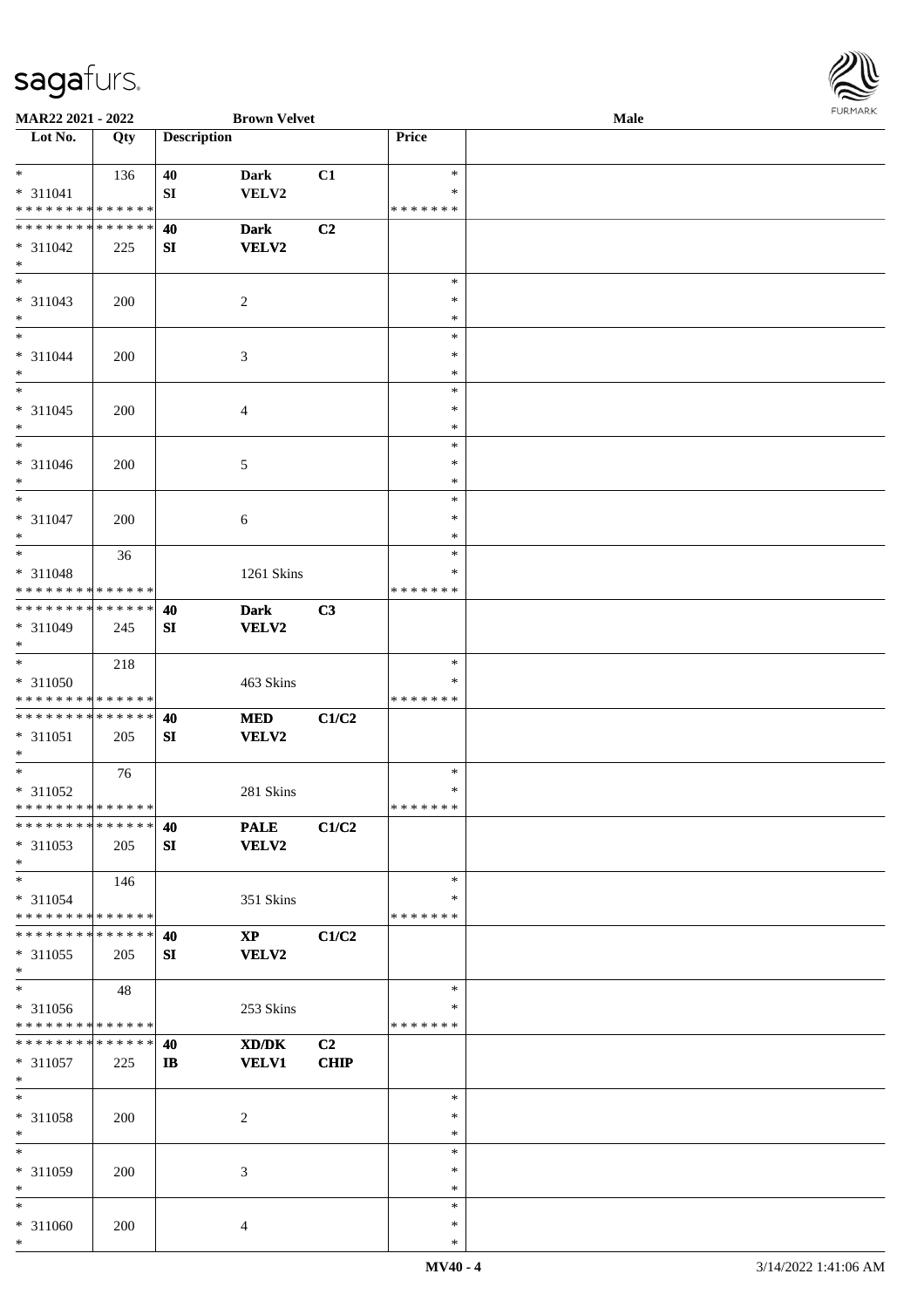| Lot No. | Qty | Description | | | Price | |
|---|---|---|---|---|---|---|
| * | 136 | 40 | Dark | C1 | * | |
| * 311041 | | SI | VELV2 | | * | |
| * * * * * * * * * * * * * * | | | | | * * * * * * * | |
| * * * * * * * * * * * * * * | | 40 | **Dark** | **C2** | | |
| * 311042 | 225 | **SI** | **VELV2** | | | |
| * | | | | | | |
| * | | | | | * | |
| * 311043 | 200 | | 2 | | * | |
| * | | | | | * | |
| * | | | | | * | |
| * 311044 | 200 | | 3 | | * | |
| * | | | | | * | |
| * | | | | | * | |
| * 311045 | 200 | | 4 | | * | |
| * | | | | | * | |
| * | | | | | * | |
| * 311046 | 200 | | 5 | | * | |
| * | | | | | * | |
| * | | | | | * | |
| * 311047 | 200 | | 6 | | * | |
| * | | | | | * | |
| * | 36 | | | | * | |
| * 311048 | | | 1261 Skins | | * | |
| * * * * * * * * * * * * * * | | | | | * * * * * * * | |
| * * * * * * * * * * * * * * | | **40** | **Dark** | **C3** | | |
| * 311049 | 245 | **SI** | **VELV2** | | | |
| * | | | | | | |
| * | 218 | | | | * | |
| * 311050 | | | 463 Skins | | * | |
| * * * * * * * * * * * * * * | | | | | * * * * * * * | |
| * * * * * * * * * * * * * * | | **40** | **MED** | **C1/C2** | | |
| * 311051 | 205 | **SI** | **VELV2** | | | |
| * | | | | | | |
| * | 76 | | | | * | |
| * 311052 | | | 281 Skins | | * | |
| * * * * * * * * * * * * * * | | | | | * * * * * * * | |
| * * * * * * * * * * * * * * | | **40** | **PALE** | **C1/C2** | | |
| * 311053 | 205 | **SI** | **VELV2** | | | |
| * | | | | | | |
| * | 146 | | | | * | |
| * 311054 | | | 351 Skins | | * | |
| * * * * * * * * * * * * * * | | | | | * * * * * * * | |
| * * * * * * * * * * * * * * | | **40** | **XP** | **C1/C2** | | |
| * 311055 | 205 | **SI** | **VELV2** | | | |
| * | | | | | | |
| * | 48 | | | | * | |
| * 311056 | | | 253 Skins | | * | |
| * * * * * * * * * * * * * * | | | | | * * * * * * * | |
| * * * * * * * * * * * * * * | | **40** | **XD/DK** | **C2** | | |
| * 311057 | 225 | **IB** | **VELV1** | **CHIP** | | |
| * | | | | | | |
| * | | | | | * | |
| * 311058 | 200 | | 2 | | * | |
| * | | | | | * | |
| * | | | | | * | |
| * 311059 | 200 | | 3 | | * | |
| * | | | | | * | |
| * | | | | | * | |
| * 311060 | 200 | | 4 | | * | |
| * | | | | | * | |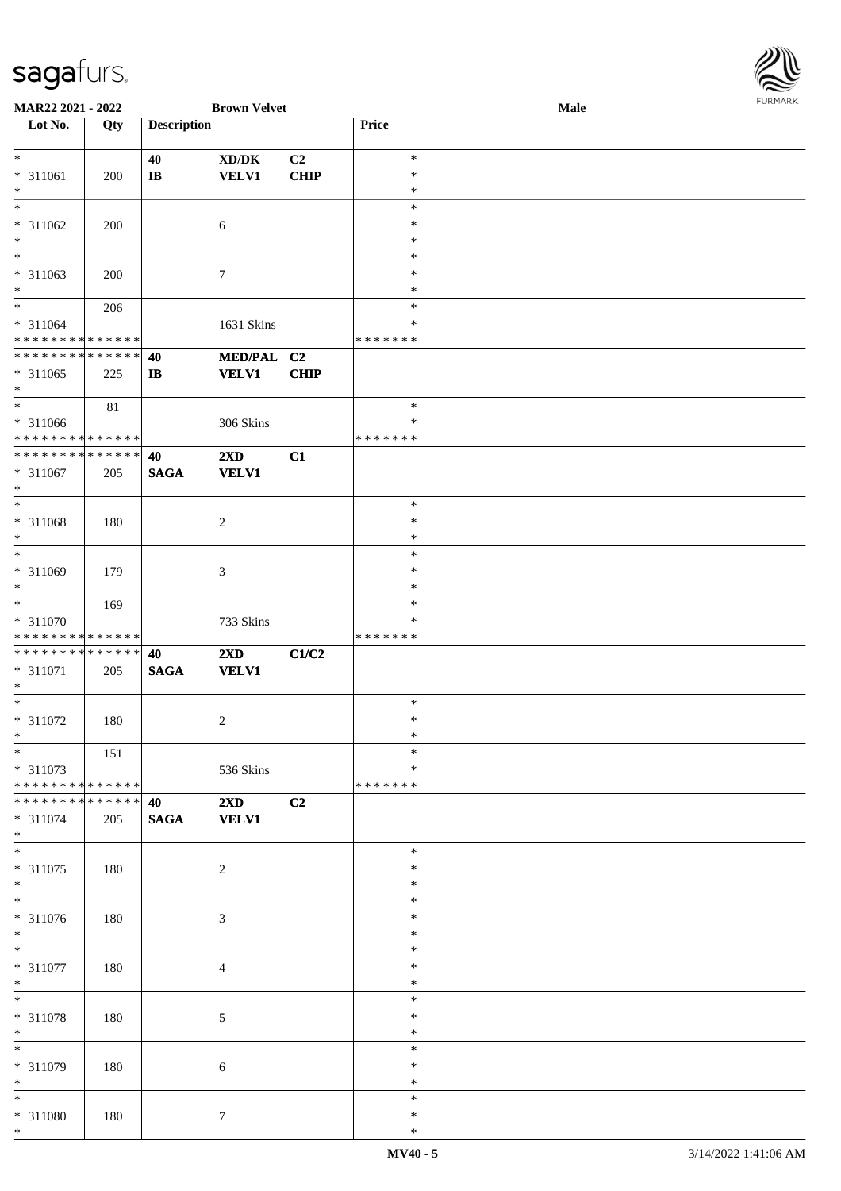| Lot No. | Qty | Description | | | Price | |
|---|---|---|---|---|---|---|
| * | | 40 | XD/DK | C2 | * | |
| * 311061 | 200 | IB | VELV1 | CHIP | * | |
| * | | | | | * | |
| * | | | | | * | |
| * 311062 | 200 | | 6 | | * | |
| * | | | | | * | |
| * | | | | | * | |
| * 311063 | 200 | | 7 | | * | |
| * | | | | | * | |
| * | 206 | | | | * | |
| * 311064 | | | 1631 Skins | | * | |
| * * * * * * * * * * * * * * | | | | | * * * * * * * | |
| * * * * * * * * * * * * * * | | 40 | MED/PAL | C2 | | |
| * 311065 | 225 | IB | VELV1 | CHIP | | |
| * | | | | | | |
| * | 81 | | | | * | |
| * 311066 | | | 306 Skins | | * | |
| * * * * * * * * * * * * * * | | | | | * * * * * * * | |
| * * * * * * * * * * * * * * | | 40 | 2XD | C1 | | |
| * 311067 | 205 | SAGA | VELV1 | | | |
| * | | | | | | |
| * | | | | | * | |
| * 311068 | 180 | | 2 | | * | |
| * | | | | | * | |
| * | | | | | * | |
| * 311069 | 179 | | 3 | | * | |
| * | | | | | * | |
| * | 169 | | | | * | |
| * 311070 | | | 733 Skins | | * | |
| * * * * * * * * * * * * * * | | | | | * * * * * * * | |
| * * * * * * * * * * * * * * | | 40 | 2XD | C1/C2 | | |
| * 311071 | 205 | SAGA | VELV1 | | | |
| * | | | | | | |
| * | | | | | * | |
| * 311072 | 180 | | 2 | | * | |
| * | | | | | * | |
| * | 151 | | | | * | |
| * 311073 | | | 536 Skins | | * | |
| * * * * * * * * * * * * * * | | | | | * * * * * * * | |
| * * * * * * * * * * * * * * | | 40 | 2XD | C2 | | |
| * 311074 | 205 | SAGA | VELV1 | | | |
| * | | | | | | |
| * | | | | | * | |
| * 311075 | 180 | | 2 | | * | |
| * | | | | | * | |
| * | | | | | * | |
| * 311076 | 180 | | 3 | | * | |
| * | | | | | * | |
| * | | | | | * | |
| * 311077 | 180 | | 4 | | * | |
| * | | | | | * | |
| * | | | | | * | |
| * 311078 | 180 | | 5 | | * | |
| * | | | | | * | |
| * | | | | | * | |
| * 311079 | 180 | | 6 | | * | |
| * | | | | | * | |
| * | | | | | * | |
| * 311080 | 180 | | 7 | | * | |
| * | | | | | * | |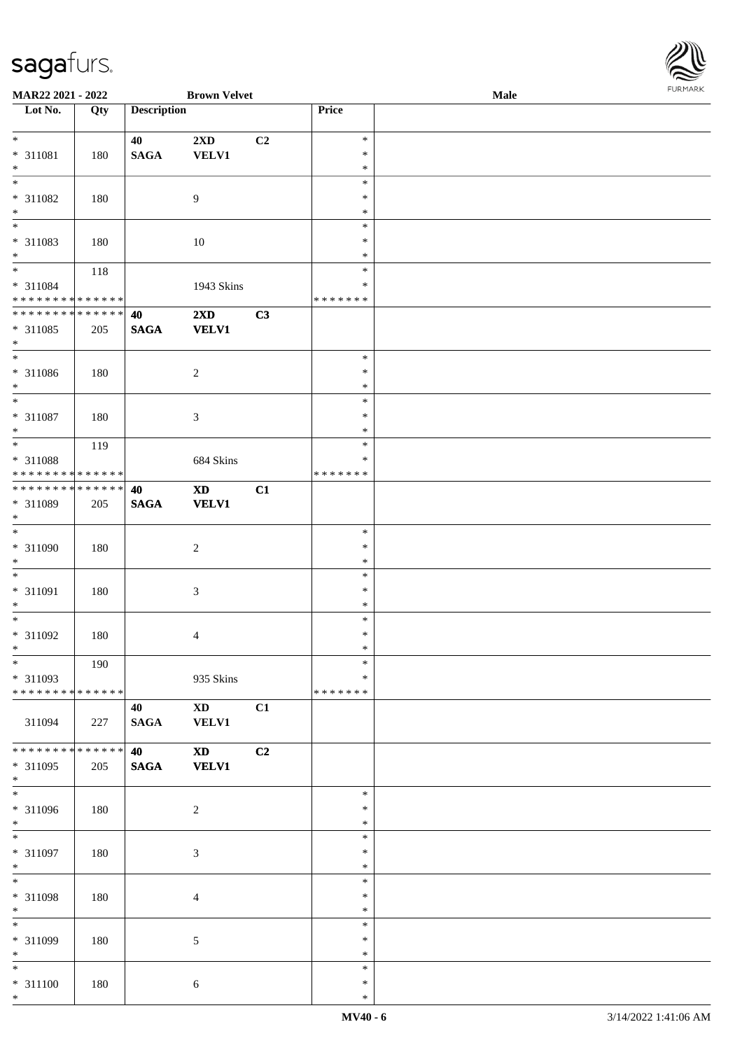| Lot No. | Qty | Description | | | Price | |
|---|---|---|---|---|---|---|
| * <br> * 311081 <br> * | 180 | 40 <br> SAGA | 2XD <br> VELV1 | C2 | * <br> * <br> * | |
| * <br> * 311082 <br> * | 180 | | 9 | | * <br> * <br> * | |
| * <br> * 311083 <br> * | 180 | | 10 | | * <br> * <br> * | |
| * <br> * 311084 <br> * * * * * * * * * * * * * * | 118 | | 1943 Skins | | * <br> * <br> * * * * * * * | |
| * * * * * * * * * * * * * * <br> * 311085 <br> * | 205 | 40 <br> SAGA | 2XD <br> VELV1 | C3 | | |
| * <br> * 311086 <br> * | 180 | | 2 | | * <br> * <br> * | |
| * <br> * 311087 <br> * | 180 | | 3 | | * <br> * <br> * | |
| * <br> * 311088 <br> * * * * * * * * * * * * * * | 119 | | 684 Skins | | * <br> * <br> * * * * * * * | |
| * * * * * * * * * * * * * * <br> * 311089 <br> * | 205 | 40 <br> SAGA | XD <br> VELV1 | C1 | | |
| * <br> * 311090 <br> * | 180 | | 2 | | * <br> * <br> * | |
| * <br> * 311091 <br> * | 180 | | 3 | | * <br> * <br> * | |
| * <br> * 311092 <br> * | 180 | | 4 | | * <br> * <br> * | |
| * <br> * 311093 <br> * * * * * * * * * * * * * * | 190 | | 935 Skins | | * <br> * <br> * * * * * * * | |
| 311094 | 227 | 40 <br> SAGA | XD <br> VELV1 | C1 | | |
| * * * * * * * * * * * * * * <br> * 311095 <br> * | 205 | 40 <br> SAGA | XD <br> VELV1 | C2 | | |
| * <br> * 311096 <br> * | 180 | | 2 | | * <br> * <br> * | |
| * <br> * 311097 <br> * | 180 | | 3 | | * <br> * <br> * | |
| * <br> * 311098 <br> * | 180 | | 4 | | * <br> * <br> * | |
| * <br> * 311099 <br> * | 180 | | 5 | | * <br> * <br> * | |
| * <br> * 311100 <br> * | 180 | | 6 | | * <br> * <br> * | |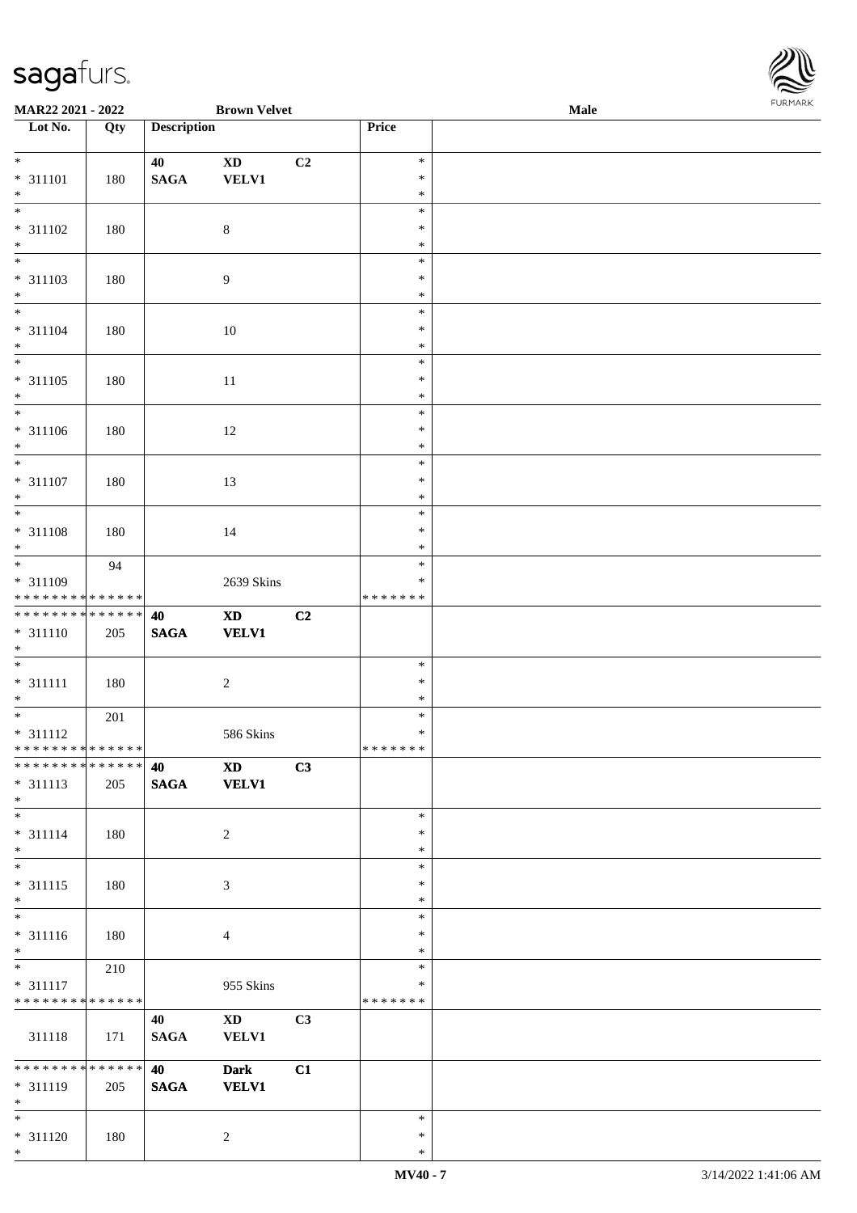**MAR22 2021 - 2022** **Brown Velvet** **Male**

| Lot No. | Qty | Description | | | Price | |
|---|---|---|---|---|---|---|
| * 311101 * | 180 | 40 SAGA | XD VELV1 | C2 | * * * | |
| * 311102 * | 180 | | 8 | | * * * | |
| * 311103 * | 180 | | 9 | | * * * | |
| * 311104 * | 180 | | 10 | | * * * | |
| * 311105 * | 180 | | 11 | | * * * | |
| * 311106 * | 180 | | 12 | | * * * | |
| * 311107 * | 180 | | 13 | | * * * | |
| * 311108 * | 180 | | 14 | | * * * | |
| * 311109 * * * * * * * * * * * * * * | 94 | | 2639 Skins | | * * * * * * * * * | |
| * * * * * * * * * * * * * * 311110 * | 205 | 40 SAGA | XD VELV1 | C2 | | |
| * 311111 * | 180 | | 2 | | * * * | |
| * 311112 * * * * * * * * * * * * * * | 201 | | 586 Skins | | * * * * * * * * * | |
| * * * * * * * * * * * * * * 311113 * | 205 | 40 SAGA | XD VELV1 | C3 | | |
| * 311114 * | 180 | | 2 | | * * * | |
| * 311115 * | 180 | | 3 | | * * * | |
| * 311116 * | 180 | | 4 | | * * * | |
| * 311117 * * * * * * * * * * * * * * | 210 | | 955 Skins | | * * * * * * * * * | |
| 311118 | 171 | 40 SAGA | XD VELV1 | C3 | | |
| * * * * * * * * * * * * * * 311119 * | 205 | 40 SAGA | Dark VELV1 | C1 | | |
| * 311120 * | 180 | | 2 | | * * * | |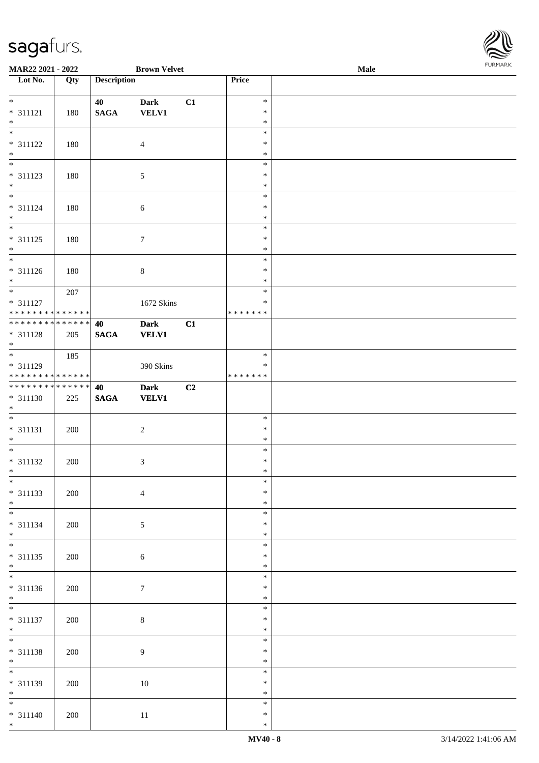| Lot No. | Qty | Description | | | Price | |
|---|---|---|---|---|---|---|
| * | | 40 | Dark | C1 | * | |
| * 311121 | 180 | SAGA | VELV1 | | * | |
| * | | | | | * | |
| * | | | | | * | |
| * 311122 | 180 | | 4 | | * | |
| * | | | | | * | |
| * | | | | | * | |
| * 311123 | 180 | | 5 | | * | |
| * | | | | | * | |
| * | | | | | * | |
| * 311124 | 180 | | 6 | | * | |
| * | | | | | * | |
| * | | | | | * | |
| * 311125 | 180 | | 7 | | * | |
| * | | | | | * | |
| * | | | | | * | |
| * 311126 | 180 | | 8 | | * | |
| * | | | | | * | |
| * | 207 | | | | * | |
| * 311127 | | | 1672 Skins | | * | |
| * * * * * * * * * * * * * * | | | | | * * * * * * * | |
| * * * * * * * * * * * * * * | | 40 | Dark | C1 | | |
| * 311128 | 205 | SAGA | VELV1 | | | |
| * | | | | | | |
| * | 185 | | | | * | |
| * 311129 | | | 390 Skins | | * | |
| * * * * * * * * * * * * * * | | | | | * * * * * * * | |
| * * * * * * * * * * * * * * | | 40 | Dark | C2 | | |
| * 311130 | 225 | SAGA | VELV1 | | | |
| * | | | | | | |
| * | | | | | * | |
| * 311131 | 200 | | 2 | | * | |
| * | | | | | * | |
| * | | | | | * | |
| * 311132 | 200 | | 3 | | * | |
| * | | | | | * | |
| * | | | | | * | |
| * 311133 | 200 | | 4 | | * | |
| * | | | | | * | |
| * | | | | | * | |
| * 311134 | 200 | | 5 | | * | |
| * | | | | | * | |
| * | | | | | * | |
| * 311135 | 200 | | 6 | | * | |
| * | | | | | * | |
| * | | | | | * | |
| * 311136 | 200 | | 7 | | * | |
| * | | | | | * | |
| * | | | | | * | |
| * 311137 | 200 | | 8 | | * | |
| * | | | | | * | |
| * | | | | | * | |
| * 311138 | 200 | | 9 | | * | |
| * | | | | | * | |
| * | | | | | * | |
| * 311139 | 200 | | 10 | | * | |
| * | | | | | * | |
| * | | | | | * | |
| * 311140 | 200 | | 11 | | * | |
| * | | | | | * | |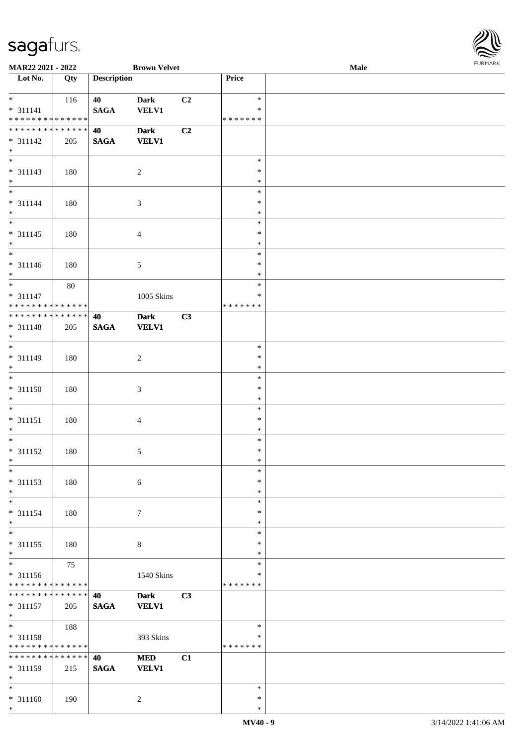MAR22 2021 - 2022 **Brown Velvet** **Male**

| Lot No. | Qty | Description | | | Price | |
|---|---|---|---|---|---|---|
| * | 116 | **40** | **Dark** | **C2** | * | |
| * 311141 | | **SAGA** | **VELV1** | | * | |
| * * * * * * * * * * * * * * | | | | | * * * * * * * | |
| * * * * * * * * * * * * * * | | **40** | **Dark** | **C2** | | |
| * 311142 | 205 | **SAGA** | **VELV1** | | | |
| * | | | | | | |
| * | | | | | * | |
| * 311143 | 180 | | 2 | | * | |
| * | | | | | * | |
| * | | | | | * | |
| * 311144 | 180 | | 3 | | * | |
| * | | | | | * | |
| * | | | | | * | |
| * 311145 | 180 | | 4 | | * | |
| * | | | | | * | |
| * | | | | | * | |
| * 311146 | 180 | | 5 | | * | |
| * | | | | | * | |
| * | 80 | | | | * | |
| * 311147 | | | 1005 Skins | | * | |
| * * * * * * * * * * * * * * | | | | | * * * * * * * | |
| * * * * * * * * * * * * * * | | **40** | **Dark** | **C3** | | |
| * 311148 | 205 | **SAGA** | **VELV1** | | | |
| * | | | | | | |
| * | | | | | * | |
| * 311149 | 180 | | 2 | | * | |
| * | | | | | * | |
| * | | | | | * | |
| * 311150 | 180 | | 3 | | * | |
| * | | | | | * | |
| * | | | | | * | |
| * 311151 | 180 | | 4 | | * | |
| * | | | | | * | |
| * | | | | | * | |
| * 311152 | 180 | | 5 | | * | |
| * | | | | | * | |
| * | | | | | * | |
| * 311153 | 180 | | 6 | | * | |
| * | | | | | * | |
| * | | | | | * | |
| * 311154 | 180 | | 7 | | * | |
| * | | | | | * | |
| * | | | | | * | |
| * 311155 | 180 | | 8 | | * | |
| * | | | | | * | |
| * | 75 | | | | * | |
| * 311156 | | | 1540 Skins | | * | |
| * * * * * * * * * * * * * * | | | | | * * * * * * * | |
| * * * * * * * * * * * * * * | | **40** | **Dark** | **C3** | | |
| * 311157 | 205 | **SAGA** | **VELV1** | | | |
| * | | | | | | |
| * | 188 | | | | * | |
| * 311158 | | | 393 Skins | | * | |
| * * * * * * * * * * * * * * | | | | | * * * * * * * | |
| * * * * * * * * * * * * * * | | **40** | **MED** | **C1** | | |
| * 311159 | 215 | **SAGA** | **VELV1** | | | |
| * | | | | | | |
| * | | | | | * | |
| * 311160 | 190 | | 2 | | * | |
| * | | | | | * | |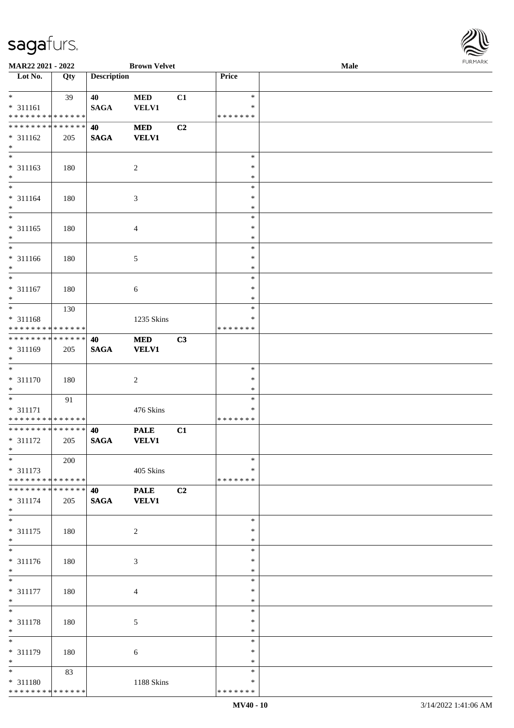**MAR22 2021 - 2022** **Brown Velvet** **Male**

| Lot No. | Qty | Description | | | Price | |
|---|---|---|---|---|---|---|
| * | 39 | 40 | MED | C1 | * | |
| * 311161 | | SAGA | VELV1 | | * | |
| * * * * * * * * * * * * * * | | | | | * * * * * * * | |
| * * * * * * * * * * * * * * | | 40 | MED | C2 | | |
| * 311162 | 205 | SAGA | VELV1 | | | |
| * | | | | | | |
| * | | | | | * | |
| * 311163 | 180 | | 2 | | * | |
| * | | | | | * | |
| * | | | | | * | |
| * 311164 | 180 | | 3 | | * | |
| * | | | | | * | |
| * | | | | | * | |
| * 311165 | 180 | | 4 | | * | |
| * | | | | | * | |
| * | | | | | * | |
| * 311166 | 180 | | 5 | | * | |
| * | | | | | * | |
| * | | | | | * | |
| * 311167 | 180 | | 6 | | * | |
| * | | | | | * | |
| * | 130 | | | | * | |
| * 311168 | | | 1235 Skins | | * | |
| * * * * * * * * * * * * * * | | | | | * * * * * * * | |
| * * * * * * * * * * * * * * | | 40 | MED | C3 | | |
| * 311169 | 205 | SAGA | VELV1 | | | |
| * | | | | | | |
| * | | | | | * | |
| * 311170 | 180 | | 2 | | * | |
| * | | | | | * | |
| * | 91 | | | | * | |
| * 311171 | | | 476 Skins | | * | |
| * * * * * * * * * * * * * * | | | | | * * * * * * * | |
| * * * * * * * * * * * * * * | | 40 | PALE | C1 | | |
| * 311172 | 205 | SAGA | VELV1 | | | |
| * | | | | | | |
| * | 200 | | | | * | |
| * 311173 | | | 405 Skins | | * | |
| * * * * * * * * * * * * * * | | | | | * * * * * * * | |
| * * * * * * * * * * * * * * | | 40 | PALE | C2 | | |
| * 311174 | 205 | SAGA | VELV1 | | | |
| * | | | | | | |
| * | | | | | * | |
| * 311175 | 180 | | 2 | | * | |
| * | | | | | * | |
| * | | | | | * | |
| * 311176 | 180 | | 3 | | * | |
| * | | | | | * | |
| * | | | | | * | |
| * 311177 | 180 | | 4 | | * | |
| * | | | | | * | |
| * | | | | | * | |
| * 311178 | 180 | | 5 | | * | |
| * | | | | | * | |
| * | | | | | * | |
| * 311179 | 180 | | 6 | | * | |
| * | | | | | * | |
| * | 83 | | | | * | |
| * 311180 | | | 1188 Skins | | * | |
| * * * * * * * * * * * * * * | | | | | * * * * * * * | |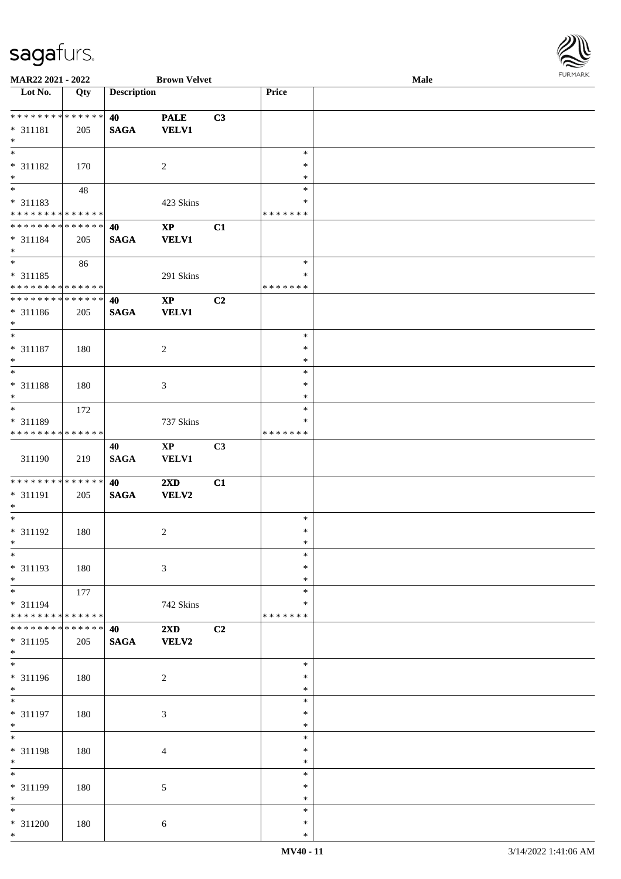**MAR22 2021 - 2022** **Brown Velvet** **Male**

| Lot No. | Qty | Description | | | Price | |
|---|---|---|---|---|---|---|
| * * * * * * * * * * * * * * | | 40 | PALE | C3 | | |
| * 311181 | 205 | SAGA | VELV1 | | | |
| * | | | | | | |
| * | | | | | * | |
| * 311182 | 170 | | 2 | | * | |
| * | | | | | * | |
| * | 48 | | | | * | |
| * 311183 | | | 423 Skins | | * | |
| * * * * * * * * * * * * * * | | | | | * * * * * * * | |
| * * * * * * * * * * * * * * | | 40 | XP | C1 | | |
| * 311184 | 205 | SAGA | VELV1 | | | |
| * | | | | | | |
| * | 86 | | | | * | |
| * 311185 | | | 291 Skins | | * | |
| * * * * * * * * * * * * * * | | | | | * * * * * * * | |
| * * * * * * * * * * * * * * | | 40 | XP | C2 | | |
| * 311186 | 205 | SAGA | VELV1 | | | |
| * | | | | | | |
| * | | | | | * | |
| * 311187 | 180 | | 2 | | * | |
| * | | | | | * | |
| * | | | | | * | |
| * 311188 | 180 | | 3 | | * | |
| * | | | | | * | |
| * | 172 | | | | * | |
| * 311189 | | | 737 Skins | | * | |
| * * * * * * * * * * * * * * | | | | | * * * * * * * | |
| | | 40 | XP | C3 | | |
| 311190 | 219 | SAGA | VELV1 | | | |
| * * * * * * * * * * * * * * | | 40 | 2XD | C1 | | |
| * 311191 | 205 | SAGA | VELV2 | | | |
| * | | | | | | |
| * | | | | | * | |
| * 311192 | 180 | | 2 | | * | |
| * | | | | | * | |
| * | | | | | * | |
| * 311193 | 180 | | 3 | | * | |
| * | | | | | * | |
| * | 177 | | | | * | |
| * 311194 | | | 742 Skins | | * | |
| * * * * * * * * * * * * * * | | | | | * * * * * * * | |
| * * * * * * * * * * * * * * | | 40 | 2XD | C2 | | |
| * 311195 | 205 | SAGA | VELV2 | | | |
| * | | | | | | |
| * | | | | | * | |
| * 311196 | 180 | | 2 | | * | |
| * | | | | | * | |
| * | | | | | * | |
| * 311197 | 180 | | 3 | | * | |
| * | | | | | * | |
| * | | | | | * | |
| * 311198 | 180 | | 4 | | * | |
| * | | | | | * | |
| * | | | | | * | |
| * 311199 | 180 | | 5 | | * | |
| * | | | | | * | |
| * | | | | | * | |
| * 311200 | 180 | | 6 | | * | |
| * | | | | | * | |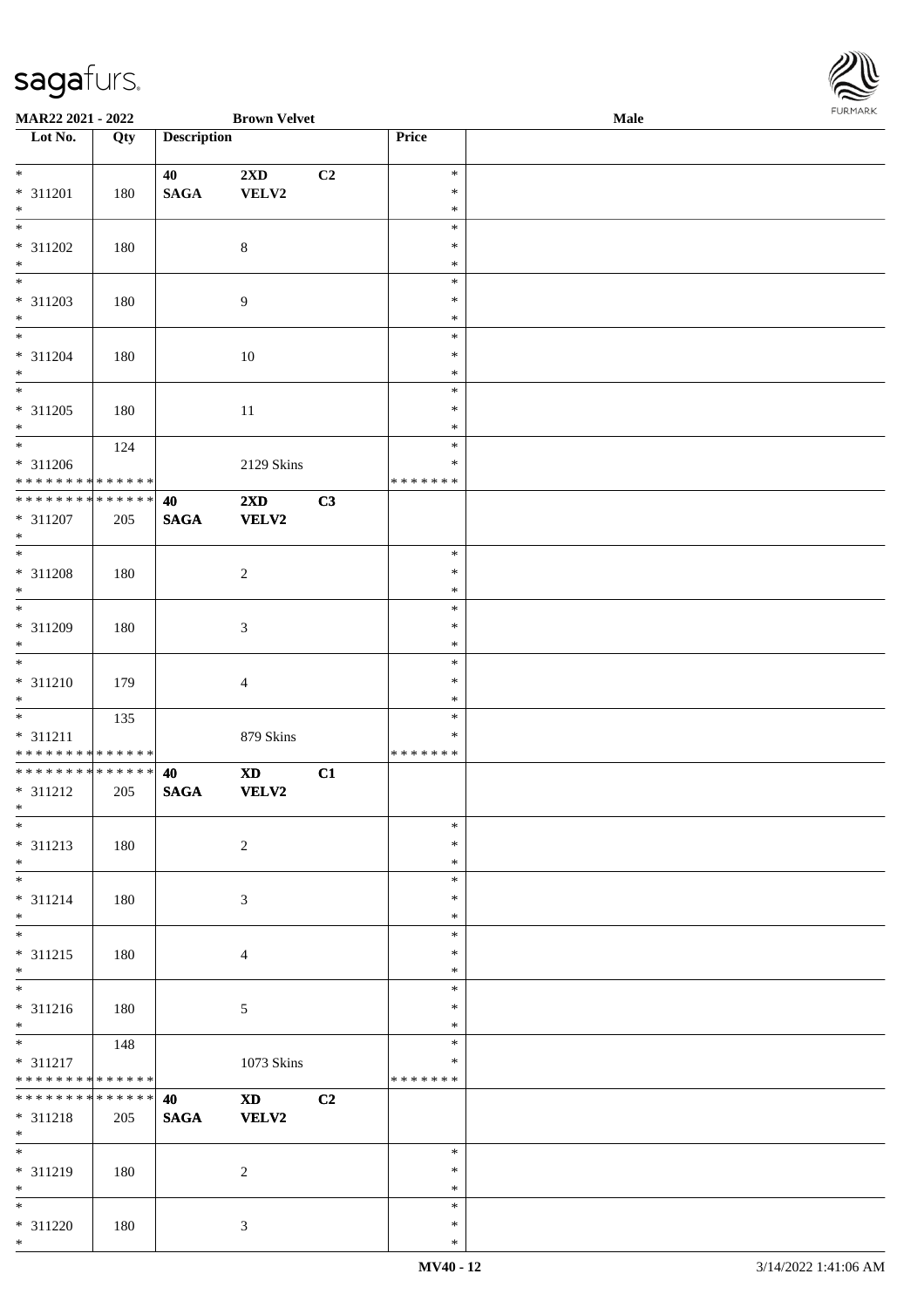| Lot No. | Qty | Description | | | Price | |
|---|---|---|---|---|---|---|
| * <br> * 311201 <br> * | 180 | 40 <br> **SAGA** | **2XD** <br> **VELV2** | **C2** | * <br> * <br> * | |
| * <br> * 311202 <br> * | 180 | | 8 | | * <br> * <br> * | |
| * <br> * 311203 <br> * | 180 | | 9 | | * <br> * <br> * | |
| * <br> * 311204 <br> * | 180 | | 10 | | * <br> * <br> * | |
| * <br> * 311205 <br> * | 180 | | 11 | | * <br> * <br> * | |
| * <br> * 311206 <br> * * * * * * * * * * * * * * | 124 | | 2129 Skins | | * <br> * <br> * * * * * * * | |
| * * * * * * * * * * * * * * <br> * 311207 <br> * | 205 | **40** <br> **SAGA** | **2XD** <br> **VELV2** | **C3** | | |
| * <br> * 311208 <br> * | 180 | | 2 | | * <br> * <br> * | |
| * <br> * 311209 <br> * | 180 | | 3 | | * <br> * <br> * | |
| * <br> * 311210 <br> * | 179 | | 4 | | * <br> * <br> * | |
| * <br> * 311211 <br> * * * * * * * * * * * * * * | 135 | | 879 Skins | | * <br> * <br> * * * * * * * | |
| * * * * * * * * * * * * * * <br> * 311212 <br> * | 205 | **40** <br> **SAGA** | **XD** <br> **VELV2** | **C1** | | |
| * <br> * 311213 <br> * | 180 | | 2 | | * <br> * <br> * | |
| * <br> * 311214 <br> * | 180 | | 3 | | * <br> * <br> * | |
| * <br> * 311215 <br> * | 180 | | 4 | | * <br> * <br> * | |
| * <br> * 311216 <br> * | 180 | | 5 | | * <br> * <br> * | |
| * <br> * 311217 <br> * * * * * * * * * * * * * * | 148 | | 1073 Skins | | * <br> * <br> * * * * * * * | |
| * * * * * * * * * * * * * * <br> * 311218 <br> * | 205 | **40** <br> **SAGA** | **XD** <br> **VELV2** | **C2** | | |
| * <br> * 311219 <br> * | 180 | | 2 | | * <br> * <br> * | |
| * <br> * 311220 <br> * | 180 | | 3 | | * <br> * <br> * | |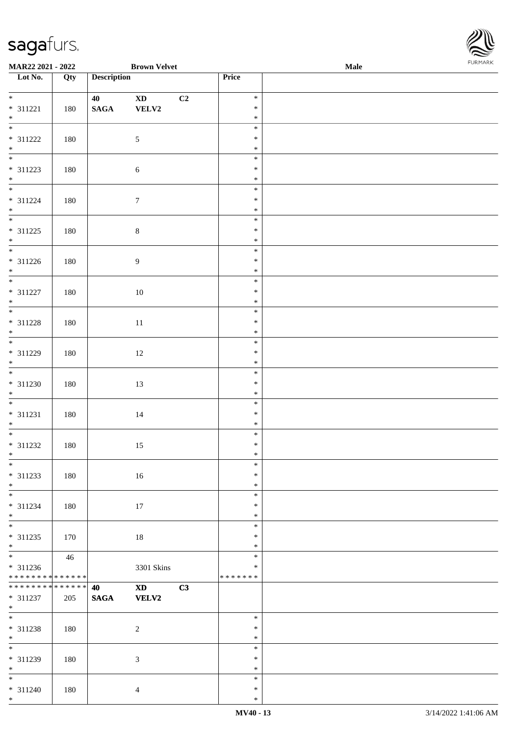MAR22 2021 - 2022 | Brown Velvet | Male

| Lot No. | Qty | Description | | | Price | |
|---|---|---|---|---|---|---|
| * 311221 * | 180 | 40 SAGA | XD VELV2 | C2 | * * * | |
| * 311222 * | 180 | | 5 | | * * * | |
| * 311223 * | 180 | | 6 | | * * * | |
| * 311224 * | 180 | | 7 | | * * * | |
| * 311225 * | 180 | | 8 | | * * * | |
| * 311226 * | 180 | | 9 | | * * * | |
| * 311227 * | 180 | | 10 | | * * * | |
| * 311228 * | 180 | | 11 | | * * * | |
| * 311229 * | 180 | | 12 | | * * * | |
| * 311230 * | 180 | | 13 | | * * * | |
| * 311231 * | 180 | | 14 | | * * * | |
| * 311232 * | 180 | | 15 | | * * * | |
| * 311233 * | 180 | | 16 | | * * * | |
| * 311234 * | 180 | | 17 | | * * * | |
| * 311235 * | 170 | | 18 | | * * * | |
| * 311236 * * * * * * * * * * * * * * | 46 | | 3301 Skins | | * * * * * * * * * | |
| * * * * * * * * * * * * * * 311237 * | 205 | 40 SAGA | XD VELV2 | C3 | | |
| * 311238 * | 180 | | 2 | | * * * | |
| * 311239 * | 180 | | 3 | | * * * | |
| * 311240 * | 180 | | 4 | | * * * | |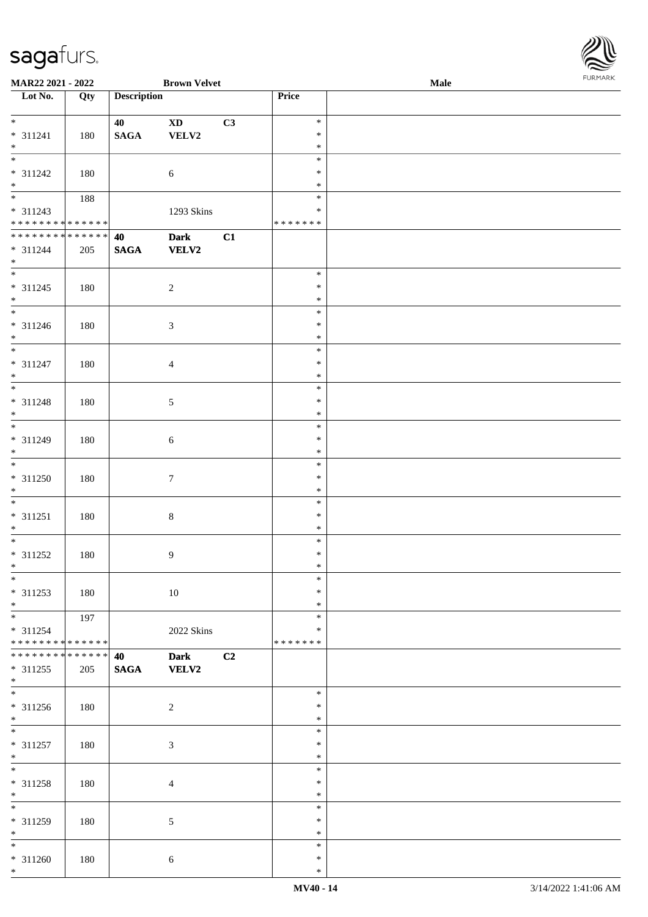| Lot No. | Qty | Description | | | Price | |
|---|---|---|---|---|---|---|
| * <br> * 311241 <br> * | 180 | 40 <br> **SAGA** | **XD** <br> **VELV2** | **C3** | * <br> * <br> * | |
| * <br> * 311242 <br> * | 180 | | 6 | | * <br> * <br> * | |
| * <br> * 311243 <br> * * * * * * * * * * * * * * | 188 | | 1293 Skins | | * <br> * <br> * * * * * * * | |
| * * * * * * * * * * * * * * <br> * 311244 <br> * | 205 | **40** <br> **SAGA** | **Dark** <br> **VELV2** | **C1** | | |
| * <br> * 311245 <br> * | 180 | | 2 | | * <br> * <br> * | |
| * <br> * 311246 <br> * | 180 | | 3 | | * <br> * <br> * | |
| * <br> * 311247 <br> * | 180 | | 4 | | * <br> * <br> * | |
| * <br> * 311248 <br> * | 180 | | 5 | | * <br> * <br> * | |
| * <br> * 311249 <br> * | 180 | | 6 | | * <br> * <br> * | |
| * <br> * 311250 <br> * | 180 | | 7 | | * <br> * <br> * | |
| * <br> * 311251 <br> * | 180 | | 8 | | * <br> * <br> * | |
| * <br> * 311252 <br> * | 180 | | 9 | | * <br> * <br> * | |
| * <br> * 311253 <br> * | 180 | | 10 | | * <br> * <br> * | |
| * <br> * 311254 <br> * * * * * * * * * * * * * * | 197 | | 2022 Skins | | * <br> * <br> * * * * * * * | |
| * * * * * * * * * * * * * * <br> * 311255 <br> * | 205 | **40** <br> **SAGA** | **Dark** <br> **VELV2** | **C2** | | |
| * <br> * 311256 <br> * | 180 | | 2 | | * <br> * <br> * | |
| * <br> * 311257 <br> * | 180 | | 3 | | * <br> * <br> * | |
| * <br> * 311258 <br> * | 180 | | 4 | | * <br> * <br> * | |
| * <br> * 311259 <br> * | 180 | | 5 | | * <br> * <br> * | |
| * <br> * 311260 <br> * | 180 | | 6 | | * <br> * <br> * | |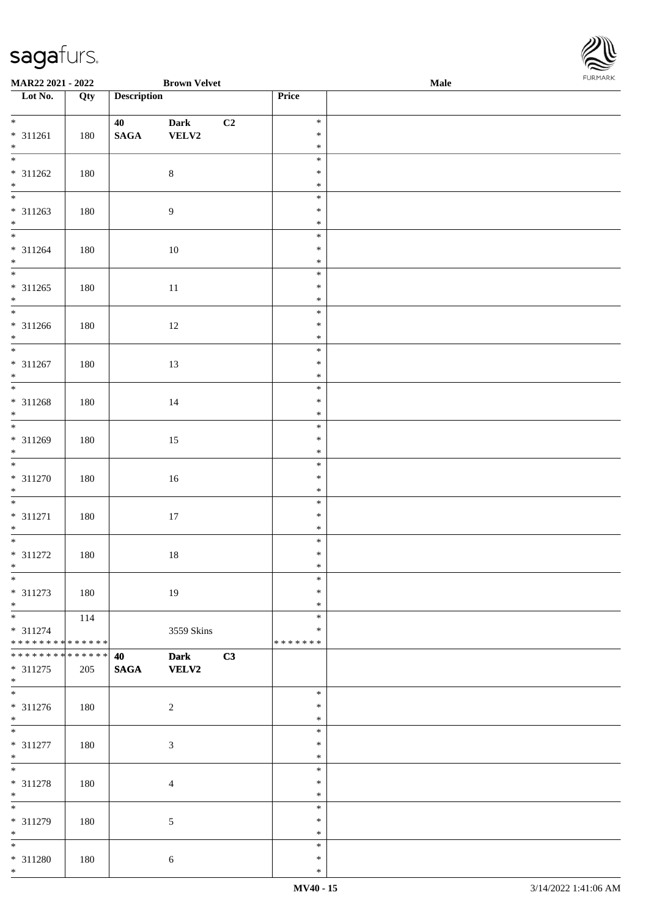**MAR22 2021 - 2022** **Brown Velvet** **Male**

| Lot No. | Qty | Description | | | Price | |
|---|---|---|---|---|---|---|
| * | | **40** | **Dark** | **C2** | * | |
| * 311261 | 180 | **SAGA** | **VELV2** | | * | |
| * | | | | | * | |
| * | | | | | * | |
| * 311262 | 180 | | 8 | | * | |
| * | | | | | * | |
| * | | | | | * | |
| * 311263 | 180 | | 9 | | * | |
| * | | | | | * | |
| * | | | | | * | |
| * 311264 | 180 | | 10 | | * | |
| * | | | | | * | |
| * | | | | | * | |
| * 311265 | 180 | | 11 | | * | |
| * | | | | | * | |
| * | | | | | * | |
| * 311266 | 180 | | 12 | | * | |
| * | | | | | * | |
| * | | | | | * | |
| * 311267 | 180 | | 13 | | * | |
| * | | | | | * | |
| * | | | | | * | |
| * 311268 | 180 | | 14 | | * | |
| * | | | | | * | |
| * | | | | | * | |
| * 311269 | 180 | | 15 | | * | |
| * | | | | | * | |
| * | | | | | * | |
| * 311270 | 180 | | 16 | | * | |
| * | | | | | * | |
| * | | | | | * | |
| * 311271 | 180 | | 17 | | * | |
| * | | | | | * | |
| * | | | | | * | |
| * 311272 | 180 | | 18 | | * | |
| * | | | | | * | |
| * | | | | | * | |
| * 311273 | 180 | | 19 | | * | |
| * | | | | | * | |
| * | 114 | | | | * | |
| * 311274 | | | 3559 Skins | | * | |
| * * * * * * * * * * * * * * | | | | | * * * * * * * | |
| * * * * * * * * * * * * * * | | **40** | **Dark** | **C3** | | |
| * 311275 | 205 | **SAGA** | **VELV2** | | | |
| * | | | | | | |
| * | | | | | * | |
| * 311276 | 180 | | 2 | | * | |
| * | | | | | * | |
| * | | | | | * | |
| * 311277 | 180 | | 3 | | * | |
| * | | | | | * | |
| * | | | | | * | |
| * 311278 | 180 | | 4 | | * | |
| * | | | | | * | |
| * | | | | | * | |
| * 311279 | 180 | | 5 | | * | |
| * | | | | | * | |
| * | | | | | * | |
| * 311280 | 180 | | 6 | | * | |
| * | | | | | * | |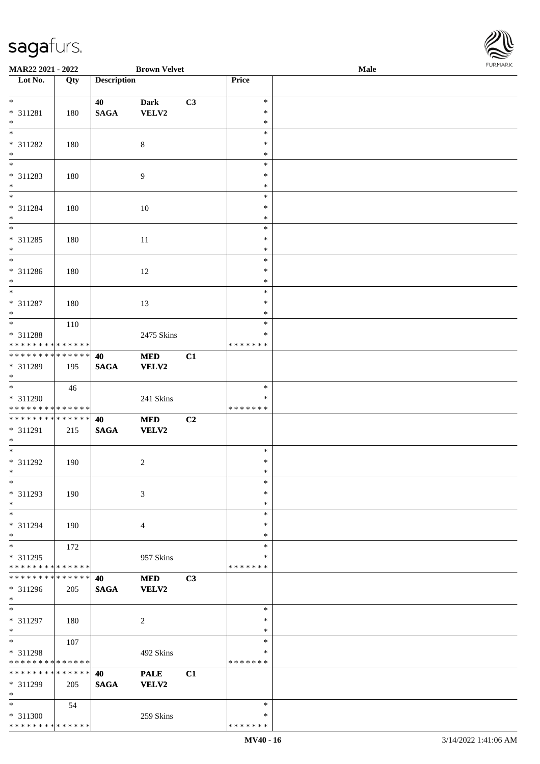MAR22 2021 - 2022 | Brown Velvet | Male

| Lot No. | Qty | Description | | | Price | |
|---|---|---|---|---|---|---|
| * <br> * 311281 <br> * | 180 | 40 <br> **SAGA** | **Dark** <br> **VELV2** | **C3** | * <br> * <br> * | |
| * <br> * 311282 <br> * | 180 | | 8 | | * <br> * <br> * | |
| * <br> * 311283 <br> * | 180 | | 9 | | * <br> * <br> * | |
| * <br> * 311284 <br> * | 180 | | 10 | | * <br> * <br> * | |
| * <br> * 311285 <br> * | 180 | | 11 | | * <br> * <br> * | |
| * <br> * 311286 <br> * | 180 | | 12 | | * <br> * <br> * | |
| * <br> * 311287 <br> * | 180 | | 13 | | * <br> * <br> * | |
| * <br> * 311288 <br> * * * * * * * * * * * * * * | 110 | | 2475 Skins | | * <br> * <br> * * * * * * * | |
| * * * * * * * * * * * * * * <br> * 311289 <br> * | 195 | **40** <br> **SAGA** | **MED** <br> **VELV2** | **C1** | | |
| * <br> * 311290 <br> * * * * * * * * * * * * * * | 46 | | 241 Skins | | * <br> * <br> * * * * * * * | |
| * * * * * * * * * * * * * * <br> * 311291 <br> * | 215 | **40** <br> **SAGA** | **MED** <br> **VELV2** | **C2** | | |
| * <br> * 311292 <br> * | 190 | | 2 | | * <br> * <br> * | |
| * <br> * 311293 <br> * | 190 | | 3 | | * <br> * <br> * | |
| * <br> * 311294 <br> * | 190 | | 4 | | * <br> * <br> * | |
| * <br> * 311295 <br> * * * * * * * * * * * * * * | 172 | | 957 Skins | | * <br> * <br> * * * * * * * | |
| * * * * * * * * * * * * * * <br> * 311296 <br> * | 205 | **40** <br> **SAGA** | **MED** <br> **VELV2** | **C3** | | |
| * <br> * 311297 <br> * | 180 | | 2 | | * <br> * <br> * | |
| * <br> * 311298 <br> * * * * * * * * * * * * * * | 107 | | 492 Skins | | * <br> * <br> * * * * * * * | |
| * * * * * * * * * * * * * * <br> * 311299 <br> * | 205 | **40** <br> **SAGA** | **PALE** <br> **VELV2** | **C1** | | |
| * <br> * 311300 <br> * * * * * * * * * * * * * * | 54 | | 259 Skins | | * <br> * <br> * * * * * * * | |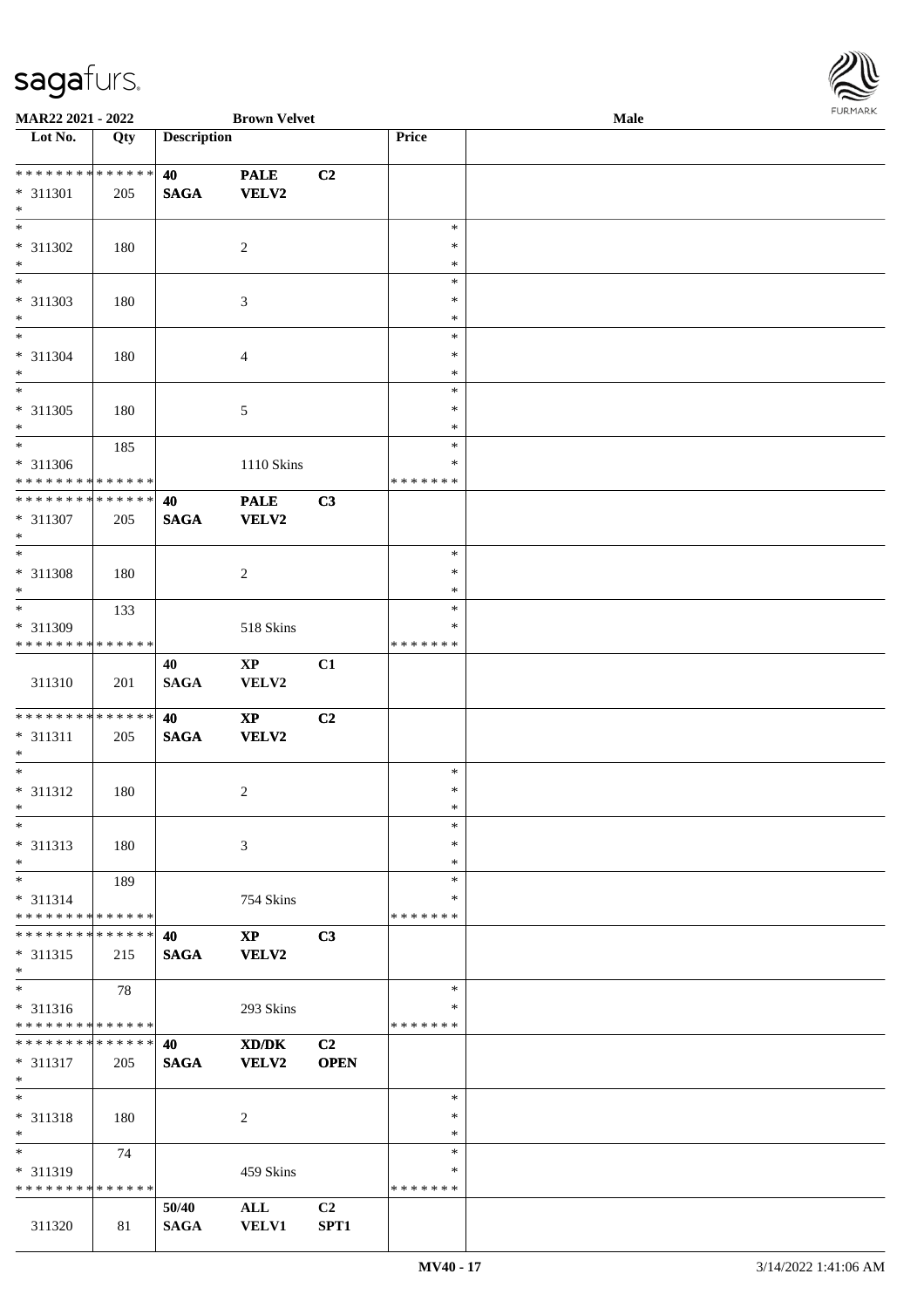MAR22 2021 - 2022 | Brown Velvet | Male

| Lot No. | Qty | Description | | | Price | |
|---|---|---|---|---|---|---|
| * * * * * * * * * * * * * * | | 40 | PALE | C2 | | |
| * 311301 | 205 | SAGA | VELV2 | | | |
| * | | | | | | |
| * | | | | | * | |
| * 311302 | 180 | | 2 | | * | |
| * | | | | | * | |
| * | | | | | * | |
| * 311303 | 180 | | 3 | | * | |
| * | | | | | * | |
| * | | | | | * | |
| * 311304 | 180 | | 4 | | * | |
| * | | | | | * | |
| * | | | | | * | |
| * 311305 | 180 | | 5 | | * | |
| * | | | | | * | |
| * | 185 | | | | * | |
| * 311306 | | | 1110 Skins | | * | |
| * * * * * * * * * * * * * * | | | | | * * * * * * * | |
| * * * * * * * * * * * * * * | | 40 | PALE | C3 | | |
| * 311307 | 205 | SAGA | VELV2 | | | |
| * | | | | | | |
| * | | | | | * | |
| * 311308 | 180 | | 2 | | * | |
| * | | | | | * | |
| * | 133 | | | | * | |
| * 311309 | | | 518 Skins | | * | |
| * * * * * * * * * * * * * * | | | | | * * * * * * * | |
| | | 40 | XP | C1 | | |
| 311310 | 201 | SAGA | VELV2 | | | |
| * * * * * * * * * * * * * * | | 40 | XP | C2 | | |
| * 311311 | 205 | SAGA | VELV2 | | | |
| * | | | | | | |
| * | | | | | * | |
| * 311312 | 180 | | 2 | | * | |
| * | | | | | * | |
| * | | | | | * | |
| * 311313 | 180 | | 3 | | * | |
| * | | | | | * | |
| * | 189 | | | | * | |
| * 311314 | | | 754 Skins | | * | |
| * * * * * * * * * * * * * * | | | | | * * * * * * * | |
| * * * * * * * * * * * * * * | | 40 | XP | C3 | | |
| * 311315 | 215 | SAGA | VELV2 | | | |
| * | | | | | | |
| * | 78 | | | | * | |
| * 311316 | | | 293 Skins | | * | |
| * * * * * * * * * * * * * * | | | | | * * * * * * * | |
| * * * * * * * * * * * * * * | | 40 | XD/DK | C2 | | |
| * 311317 | 205 | SAGA | VELV2 | OPEN | | |
| * | | | | | | |
| * | | | | | * | |
| * 311318 | 180 | | 2 | | * | |
| * | | | | | * | |
| * | 74 | | | | * | |
| * 311319 | | | 459 Skins | | * | |
| * * * * * * * * * * * * * * | | | | | * * * * * * * | |
| | | 50/40 | ALL | C2 | | |
| 311320 | 81 | SAGA | VELV1 | SPT1 | | |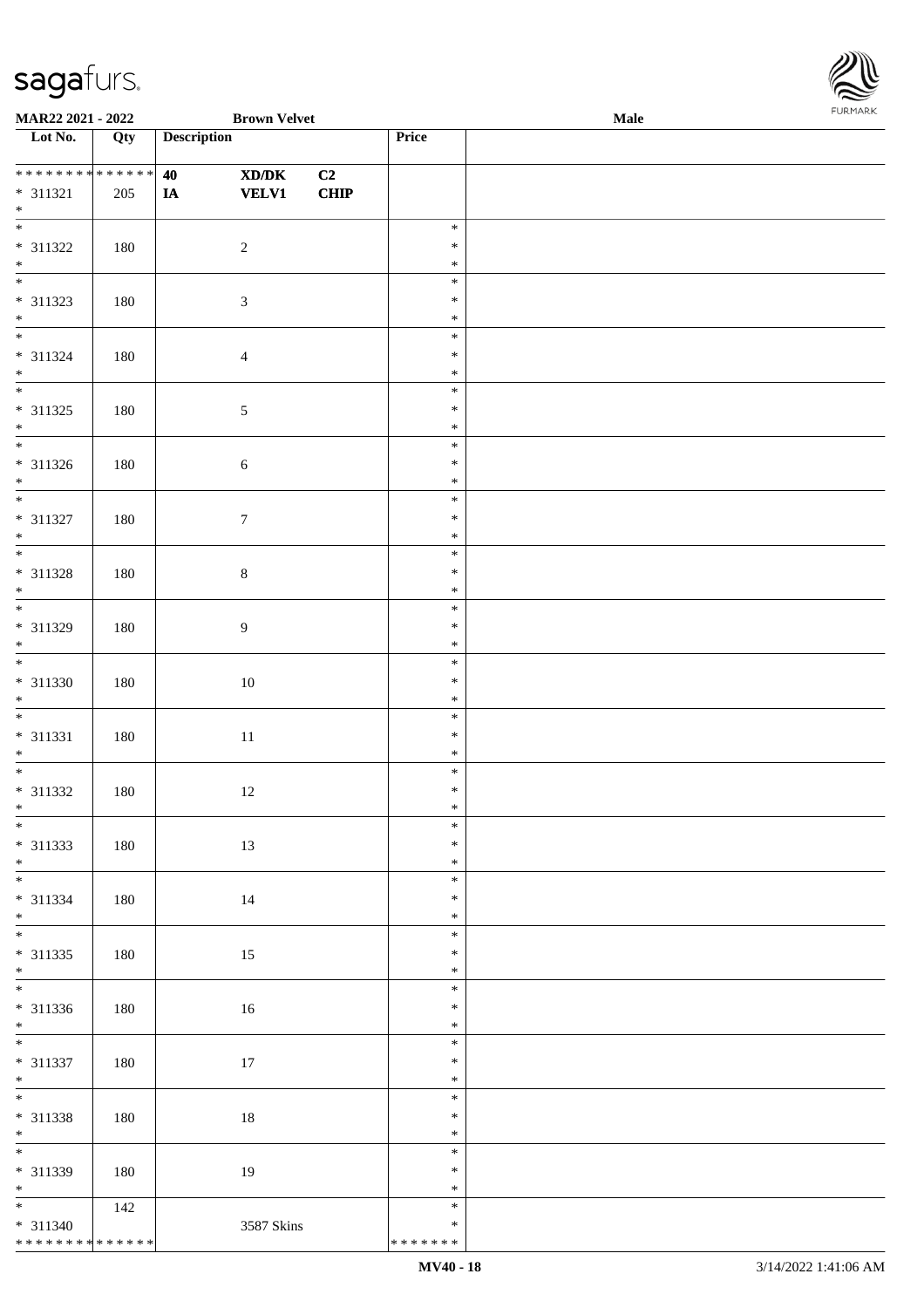**MAR22 2021 - 2022** | **Brown Velvet** | **Male**

| Lot No. | Qty | Description | | | Price | |
|---|---|---|---|---|---|---|
| * * * * * * * * * * * * * * | | **40** | **XD/DK** | **C2** | | |
| * 311321 | 205 | **IA** | **VELV1** | **CHIP** | | |
| * | | | | | | |
| * 311322 | 180 | | 2 | | * | |
| * 311323 | 180 | | 3 | | * | |
| * 311324 | 180 | | 4 | | * | |
| * 311325 | 180 | | 5 | | * | |
| * 311326 | 180 | | 6 | | * | |
| * 311327 | 180 | | 7 | | * | |
| * 311328 | 180 | | 8 | | * | |
| * 311329 | 180 | | 9 | | * | |
| * 311330 | 180 | | 10 | | * | |
| * 311331 | 180 | | 11 | | * | |
| * 311332 | 180 | | 12 | | * | |
| * 311333 | 180 | | 13 | | * | |
| * 311334 | 180 | | 14 | | * | |
| * 311335 | 180 | | 15 | | * | |
| * 311336 | 180 | | 16 | | * | |
| * 311337 | 180 | | 17 | | * | |
| * 311338 | 180 | | 18 | | * | |
| * 311339 | 180 | | 19 | | * | |
| * 311340 | 142 | | 3587 Skins | | * | |
| * * * * * * * * * * * * * * | | | | | * * * * * * * | |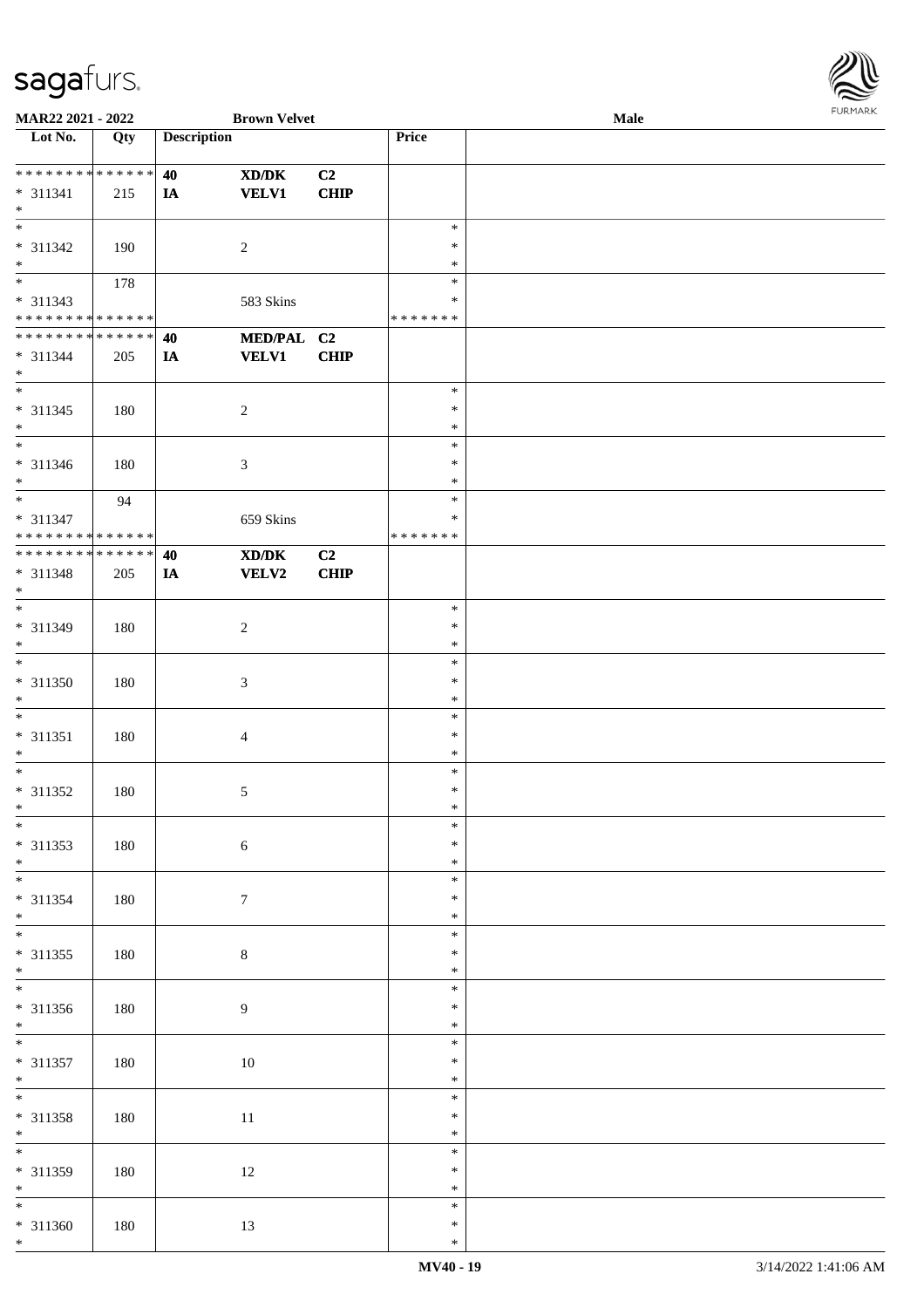**MAR22 2021 - 2022** **Brown Velvet** **Male**

| Lot No. | Qty | Description | | | Price | |
|---|---|---|---|---|---|---|
| * * * * * * * * * * * * * * | | 40 | XD/DK | C2 | | |
| * 311341 | 215 | IA | VELV1 | CHIP | | |
| * | | | | | | |
| * 311342 | 190 | | 2 | | * | |
| * 311343 | 178 | | 583 Skins | | * * * * * * * | |
| * * * * * * * * * * * * * * | | 40 | MED/PAL | C2 | | |
| * 311344 | 205 | IA | VELV1 | CHIP | | |
| * 311345 | 180 | | 2 | | * | |
| * 311346 | 180 | | 3 | | * | |
| * 311347 | 94 | | 659 Skins | | * * * * * * * | |
| * * * * * * * * * * * * * * | | 40 | XD/DK | C2 | | |
| * 311348 | 205 | IA | VELV2 | CHIP | | |
| * 311349 | 180 | | 2 | | * | |
| * 311350 | 180 | | 3 | | * | |
| * 311351 | 180 | | 4 | | * | |
| * 311352 | 180 | | 5 | | * | |
| * 311353 | 180 | | 6 | | * | |
| * 311354 | 180 | | 7 | | * | |
| * 311355 | 180 | | 8 | | * | |
| * 311356 | 180 | | 9 | | * | |
| * 311357 | 180 | | 10 | | * | |
| * 311358 | 180 | | 11 | | * | |
| * 311359 | 180 | | 12 | | * | |
| * 311360 | 180 | | 13 | | * | |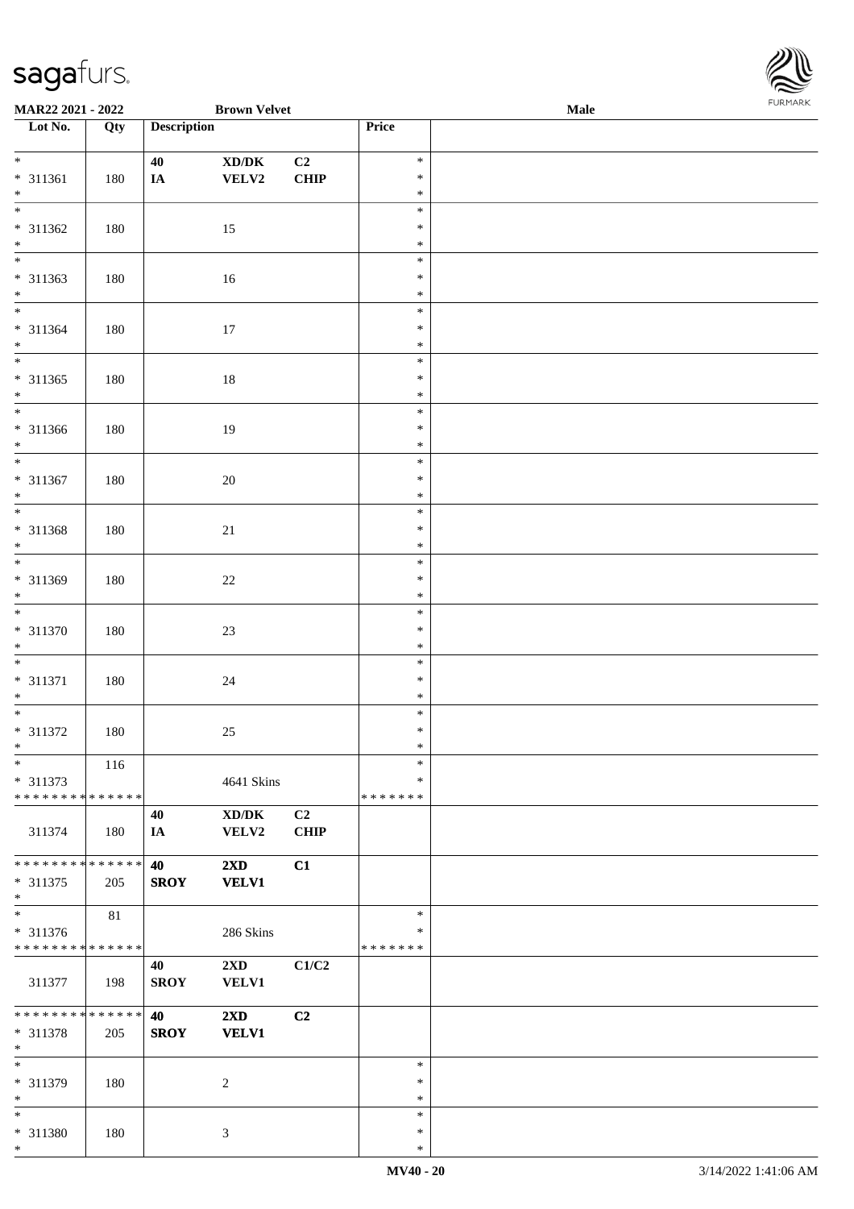MAR22 2021 - 2022 Brown Velvet Male

| Lot No. | Qty | Description | | | Price | |
|---|---|---|---|---|---|---|
| * <br> * 311361 <br> * | 180 | 40 <br> IA | XD/DK <br> VELV2 | C2 <br> CHIP | * <br> * <br> * | |
| * <br> * 311362 <br> * | 180 | | 15 | | * <br> * <br> * | |
| * <br> * 311363 <br> * | 180 | | 16 | | * <br> * <br> * | |
| * <br> * 311364 <br> * | 180 | | 17 | | * <br> * <br> * | |
| * <br> * 311365 <br> * | 180 | | 18 | | * <br> * <br> * | |
| * <br> * 311366 <br> * | 180 | | 19 | | * <br> * <br> * | |
| * <br> * 311367 <br> * | 180 | | 20 | | * <br> * <br> * | |
| * <br> * 311368 <br> * | 180 | | 21 | | * <br> * <br> * | |
| * <br> * 311369 <br> * | 180 | | 22 | | * <br> * <br> * | |
| * <br> * 311370 <br> * | 180 | | 23 | | * <br> * <br> * | |
| * <br> * 311371 <br> * | 180 | | 24 | | * <br> * <br> * | |
| * <br> * 311372 <br> * | 180 | | 25 | | * <br> * <br> * | |
| * <br> * 311373 <br> * * * * * * * * * * * * * * | 116 | | 4641 Skins | | * <br> * <br> * * * * * * * | |
| 311374 | 180 | 40 <br> IA | XD/DK <br> VELV2 | C2 <br> CHIP | | |
| * * * * * * * * * * * * * * <br> * 311375 <br> * | 205 | 40 <br> SROY | 2XD <br> VELV1 | C1 | | |
| * <br> * 311376 <br> * * * * * * * * * * * * * * | 81 | | 286 Skins | | * <br> * <br> * * * * * * * | |
| 311377 | 198 | 40 <br> SROY | 2XD <br> VELV1 | C1/C2 | | |
| * * * * * * * * * * * * * * <br> * 311378 <br> * | 205 | 40 <br> SROY | 2XD <br> VELV1 | C2 | | |
| * <br> * 311379 <br> * | 180 | | 2 | | * <br> * <br> * | |
| * <br> * 311380 <br> * | 180 | | 3 | | * <br> * <br> * | |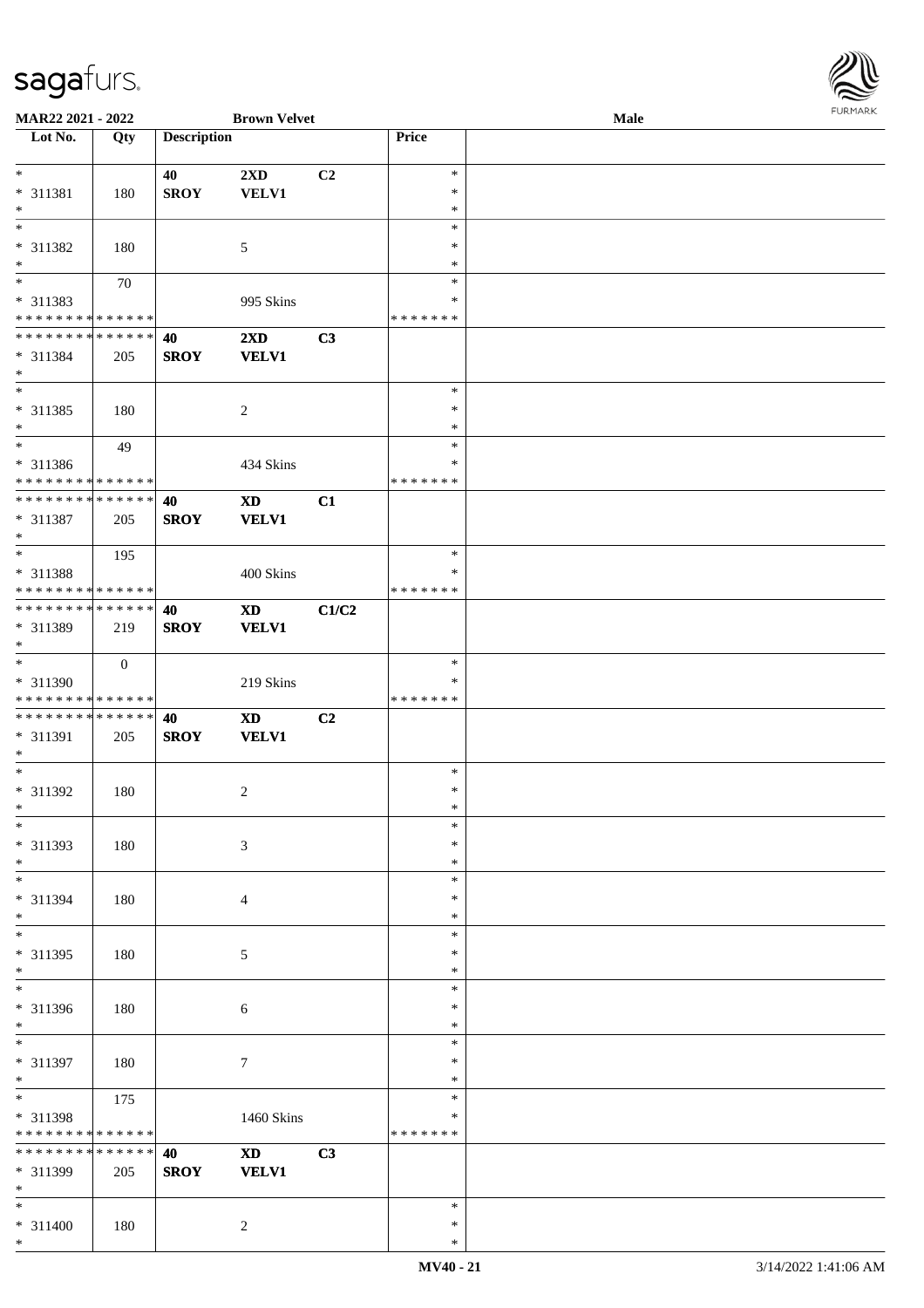| Lot No. | Qty | Description | | | Price | |
|---|---|---|---|---|---|---|
| * | | 40 | 2XD | C2 | * | |
| * 311381 | 180 | SROY | VELV1 | | * | |
| * | | | | | * | |
| * | | | | | * | |
| * 311382 | 180 | | 5 | | * | |
| * | | | | | * | |
| * | 70 | | | | * | |
| * 311383 | | | 995 Skins | | * | |
| * * * * * * * * * * * * * * | | | | | * * * * * * * | |
| * * * * * * * * * * * * * * | | 40 | 2XD | C3 | | |
| * 311384 | 205 | SROY | VELV1 | | | |
| * | | | | | | |
| * | | | | | * | |
| * 311385 | 180 | | 2 | | * | |
| * | | | | | * | |
| * | 49 | | | | * | |
| * 311386 | | | 434 Skins | | * | |
| * * * * * * * * * * * * * * | | | | | * * * * * * * | |
| * * * * * * * * * * * * * * | | 40 | XD | C1 | | |
| * 311387 | 205 | SROY | VELV1 | | | |
| * | | | | | | |
| * | 195 | | | | * | |
| * 311388 | | | 400 Skins | | * | |
| * * * * * * * * * * * * * * | | | | | * * * * * * * | |
| * * * * * * * * * * * * * * | | 40 | XD | C1/C2 | | |
| * 311389 | 219 | SROY | VELV1 | | | |
| * | | | | | | |
| * | 0 | | | | * | |
| * 311390 | | | 219 Skins | | * | |
| * * * * * * * * * * * * * * | | | | | * * * * * * * | |
| * * * * * * * * * * * * * * | | 40 | XD | C2 | | |
| * 311391 | 205 | SROY | VELV1 | | | |
| * | | | | | | |
| * | | | | | * | |
| * 311392 | 180 | | 2 | | * | |
| * | | | | | * | |
| * | | | | | * | |
| * 311393 | 180 | | 3 | | * | |
| * | | | | | * | |
| * | | | | | * | |
| * 311394 | 180 | | 4 | | * | |
| * | | | | | * | |
| * | | | | | * | |
| * 311395 | 180 | | 5 | | * | |
| * | | | | | * | |
| * | | | | | * | |
| * 311396 | 180 | | 6 | | * | |
| * | | | | | * | |
| * | | | | | * | |
| * 311397 | 180 | | 7 | | * | |
| * | | | | | * | |
| * | 175 | | | | * | |
| * 311398 | | | 1460 Skins | | * | |
| * * * * * * * * * * * * * * | | | | | * * * * * * * | |
| * * * * * * * * * * * * * * | | 40 | XD | C3 | | |
| * 311399 | 205 | SROY | VELV1 | | | |
| * | | | | | | |
| * | | | | | * | |
| * 311400 | 180 | | 2 | | * | |
| * | | | | | * | |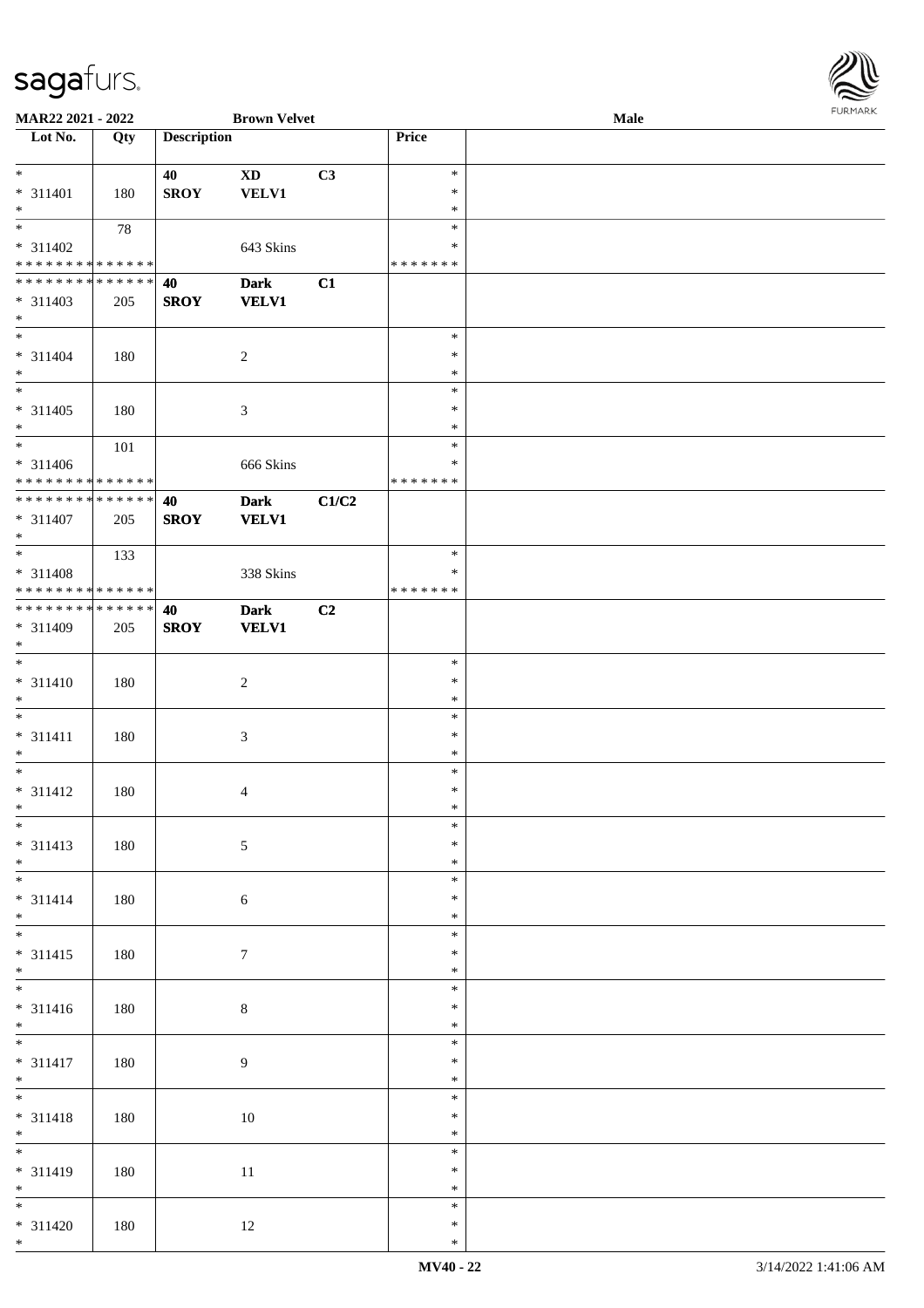MAR22 2021 - 2022 Brown Velvet Male

| Lot No. | Qty | Description | | | Price | |
|---|---|---|---|---|---|---|
| * 311401 * | 180 | 40 SROY | XD VELV1 | C3 | * * * | |
| * 311402 * * * * * * * * * * * * * * | 78 | | 643 Skins | | * * * * * * * * * | |
| * * * * * * * * * * * * * * 311403 * | 205 | 40 SROY | Dark VELV1 | C1 | | |
| * 311404 * | 180 | | 2 | | * * * | |
| * 311405 * | 180 | | 3 | | * * * | |
| * 311406 * * * * * * * * * * * * * * | 101 | | 666 Skins | | * * * * * * * * * | |
| * * * * * * * * * * * * * * 311407 * | 205 | 40 SROY | Dark VELV1 | C1/C2 | | |
| * 311408 * * * * * * * * * * * * * * | 133 | | 338 Skins | | * * * * * * * * | |
| * * * * * * * * * * * * * * 311409 * | 205 | 40 SROY | Dark VELV1 | C2 | | |
| * 311410 * | 180 | | 2 | | * * * | |
| * 311411 * | 180 | | 3 | | * * * | |
| * 311412 * | 180 | | 4 | | * * * | |
| * 311413 * | 180 | | 5 | | * * * | |
| * 311414 * | 180 | | 6 | | * * * | |
| * 311415 * | 180 | | 7 | | * * * | |
| * 311416 * | 180 | | 8 | | * * * | |
| * 311417 * | 180 | | 9 | | * * * | |
| * 311418 * | 180 | | 10 | | * * * | |
| * 311419 * | 180 | | 11 | | * * * | |
| * 311420 * | 180 | | 12 | | * * * | |

MV40 - 22 3/14/2022 1:41:06 AM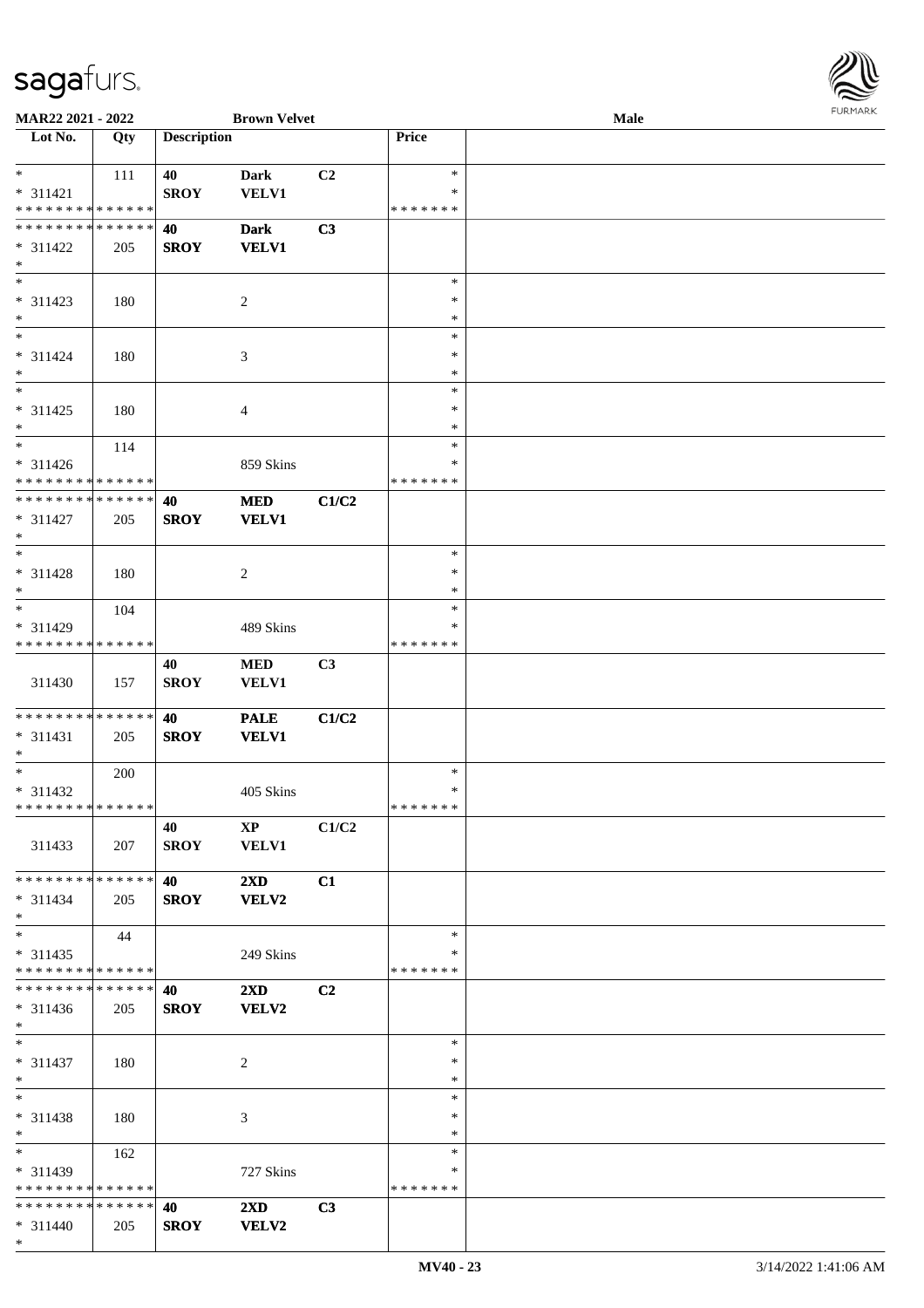**MAR22 2021 - 2022** **Brown Velvet** **Male**

| Lot No. | Qty | Description | | | Price | |
|---|---|---|---|---|---|---|
| * | 111 | 40 | Dark | C2 | * | |
| * 311421 | | SROY | VELV1 | | * | |
| * * * * * * * * * * * * * * | | | | | * * * * * * * | |
| * * * * * * * * * * * * * * | | 40 | Dark | C3 | | |
| * 311422 | 205 | SROY | VELV1 | | | |
| * | | | | | | |
| * | | | | | * | |
| * 311423 | 180 | | 2 | | * | |
| * | | | | | * | |
| * | | | | | * | |
| * 311424 | 180 | | 3 | | * | |
| * | | | | | * | |
| * | | | | | * | |
| * 311425 | 180 | | 4 | | * | |
| * | | | | | * | |
| * | 114 | | | | * | |
| * 311426 | | | 859 Skins | | * | |
| * * * * * * * * * * * * * * | | | | | * * * * * * * | |
| * * * * * * * * * * * * * * | | 40 | MED | C1/C2 | | |
| * 311427 | 205 | SROY | VELV1 | | | |
| * | | | | | | |
| * | | | | | * | |
| * 311428 | 180 | | 2 | | * | |
| * | | | | | * | |
| * | 104 | | | | * | |
| * 311429 | | | 489 Skins | | * | |
| * * * * * * * * * * * * * * | | | | | * * * * * * * | |
| | | 40 | MED | C3 | | |
| 311430 | 157 | SROY | VELV1 | | | |
| * * * * * * * * * * * * * * | | 40 | PALE | C1/C2 | | |
| * 311431 | 205 | SROY | VELV1 | | | |
| * | | | | | | |
| * | 200 | | | | * | |
| * 311432 | | | 405 Skins | | * | |
| * * * * * * * * * * * * * * | | | | | * * * * * * * | |
| | | 40 | XP | C1/C2 | | |
| 311433 | 207 | SROY | VELV1 | | | |
| * * * * * * * * * * * * * * | | 40 | 2XD | C1 | | |
| * 311434 | 205 | SROY | VELV2 | | | |
| * | | | | | | |
| * | 44 | | | | * | |
| * 311435 | | | 249 Skins | | * | |
| * * * * * * * * * * * * * * | | | | | * * * * * * * | |
| * * * * * * * * * * * * * * | | 40 | 2XD | C2 | | |
| * 311436 | 205 | SROY | VELV2 | | | |
| * | | | | | | |
| * | | | | | * | |
| * 311437 | 180 | | 2 | | * | |
| * | | | | | * | |
| * | | | | | * | |
| * 311438 | 180 | | 3 | | * | |
| * | | | | | * | |
| * | 162 | | | | * | |
| * 311439 | | | 727 Skins | | * | |
| * * * * * * * * * * * * * * | | | | | * * * * * * * | |
| * * * * * * * * * * * * * * | | 40 | 2XD | C3 | | |
| * 311440 | 205 | SROY | VELV2 | | | |
| * | | | | | | |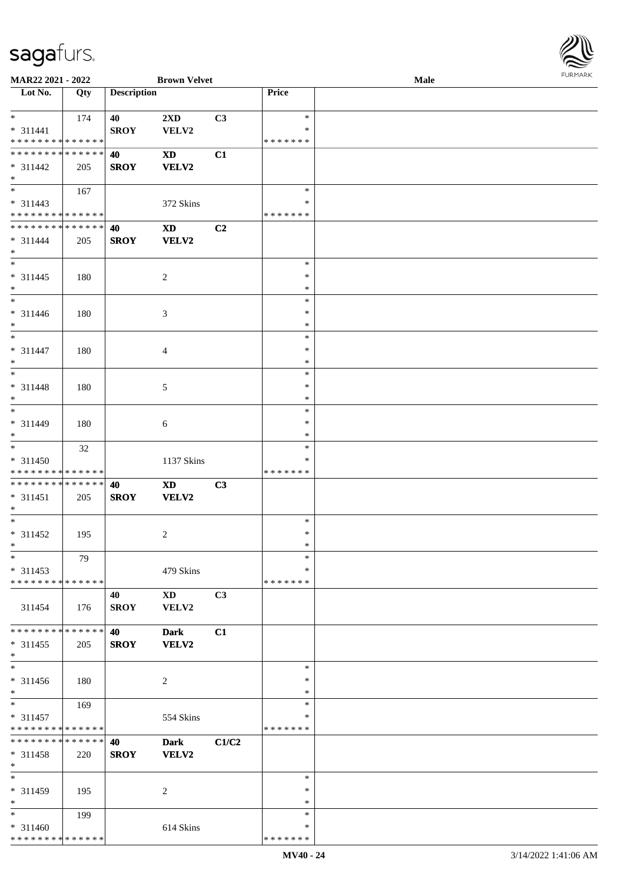**MAR22 2021 - 2022** **Brown Velvet** **Male**

| Lot No. | Qty | Description | | | Price | |
|---|---|---|---|---|---|---|
| * | 174 | **40** | **2XD** | **C3** | * | |
| * 311441 | | **SROY** | **VELV2** | | * | |
| * * * * * * * * * * * * * * | | | | | * * * * * * * | |
| * * * * * * * * * * * * * * | | **40** | **XD** | **C1** | | |
| * 311442 | 205 | **SROY** | **VELV2** | | | |
| * | | | | | | |
| * | 167 | | | | * | |
| * 311443 | | | 372 Skins | | * | |
| * * * * * * * * * * * * * * | | | | | * * * * * * * | |
| * * * * * * * * * * * * * * | | **40** | **XD** | **C2** | | |
| * 311444 | 205 | **SROY** | **VELV2** | | | |
| * | | | | | | |
| * | | | | | * | |
| * 311445 | 180 | | 2 | | * | |
| * | | | | | * | |
| * | | | | | * | |
| * 311446 | 180 | | 3 | | * | |
| * | | | | | * | |
| * | | | | | * | |
| * 311447 | 180 | | 4 | | * | |
| * | | | | | * | |
| * | | | | | * | |
| * 311448 | 180 | | 5 | | * | |
| * | | | | | * | |
| * | | | | | * | |
| * 311449 | 180 | | 6 | | * | |
| * | | | | | * | |
| * | 32 | | | | * | |
| * 311450 | | | 1137 Skins | | * | |
| * * * * * * * * * * * * * * | | | | | * * * * * * * | |
| * * * * * * * * * * * * * * | | **40** | **XD** | **C3** | | |
| * 311451 | 205 | **SROY** | **VELV2** | | | |
| * | | | | | | |
| * | | | | | * | |
| * 311452 | 195 | | 2 | | * | |
| * | | | | | * | |
| * | 79 | | | | * | |
| * 311453 | | | 479 Skins | | * | |
| * * * * * * * * * * * * * * | | | | | * * * * * * * | |
| | | **40** | **XD** | **C3** | | |
| 311454 | 176 | **SROY** | **VELV2** | | | |
| * * * * * * * * * * * * * * | | **40** | **Dark** | **C1** | | |
| * 311455 | 205 | **SROY** | **VELV2** | | | |
| * | | | | | | |
| * | | | | | * | |
| * 311456 | 180 | | 2 | | * | |
| * | | | | | * | |
| * | 169 | | | | * | |
| * 311457 | | | 554 Skins | | * | |
| * * * * * * * * * * * * * * | | | | | * * * * * * * | |
| * * * * * * * * * * * * * * | | **40** | **Dark** | **C1/C2** | | |
| * 311458 | 220 | **SROY** | **VELV2** | | | |
| * | | | | | | |
| * | | | | | * | |
| * 311459 | 195 | | 2 | | * | |
| * | | | | | * | |
| * | 199 | | | | * | |
| * 311460 | | | 614 Skins | | * | |
| * * * * * * * * * * * * * * | | | | | * * * * * * * | |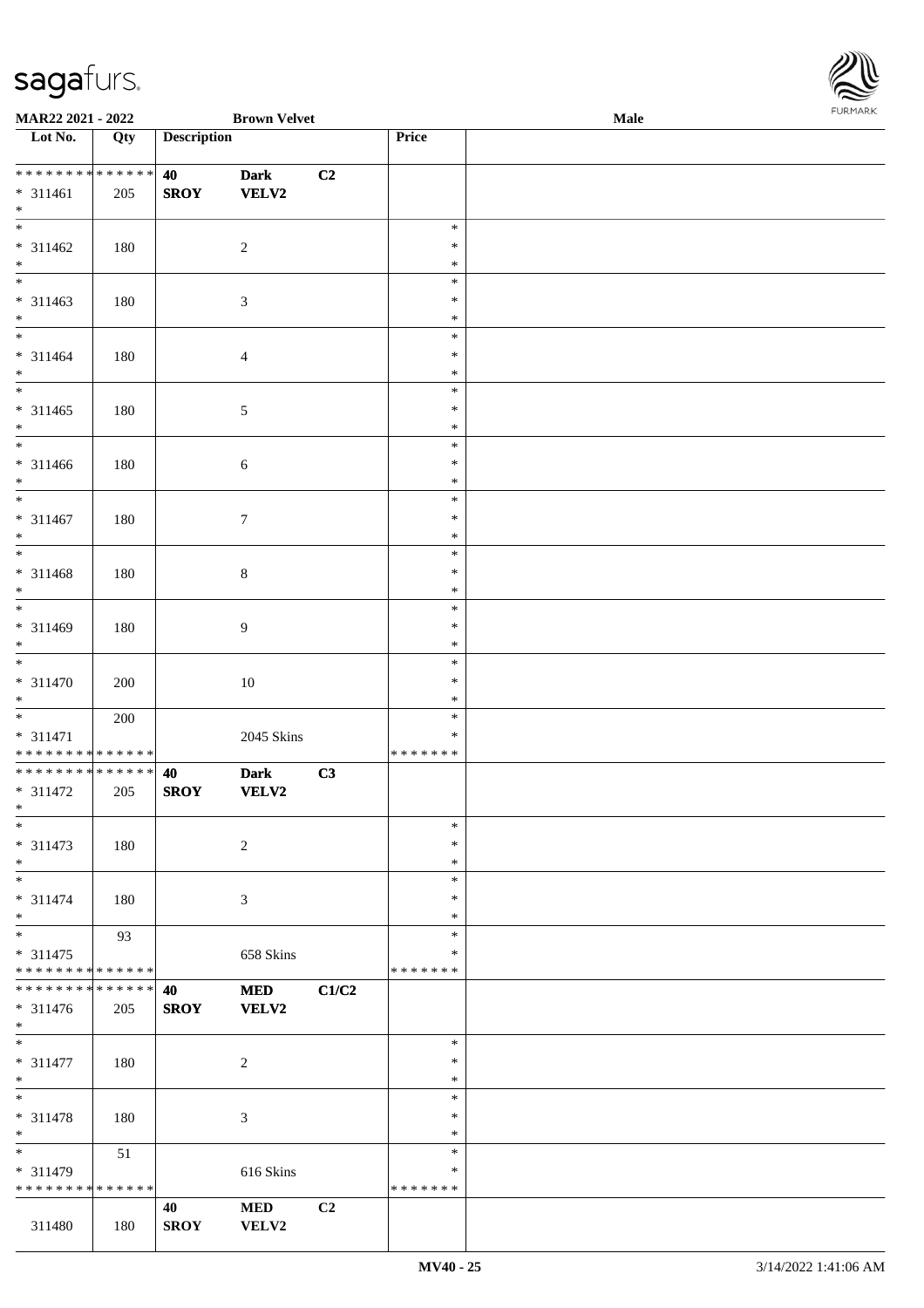**MAR22 2021 - 2022** **Brown Velvet** **Male**

| Lot No. | Qty | Description | | | Price | |
|---|---|---|---|---|---|---|
| * * * * * * * * * * * * * * | | **40** | **Dark** | **C2** | | |
| * 311461 | 205 | **SROY** | **VELV2** | | | |
| * | | | | | | |
| * 311462 | 180 | | 2 | | * * * | |
| * 311463 | 180 | | 3 | | * * * | |
| * 311464 | 180 | | 4 | | * * * | |
| * 311465 | 180 | | 5 | | * * * | |
| * 311466 | 180 | | 6 | | * * * | |
| * 311467 | 180 | | 7 | | * * * | |
| * 311468 | 180 | | 8 | | * * * | |
| * 311469 | 180 | | 9 | | * * * | |
| * 311470 | 200 | | 10 | | * * * | |
| * 311471 | 200 | | 2045 Skins | | * * * * * * * * | |
| * * * * * * * * * * * * * * | | | | | | |
| * * * * * * * * * * * * * * | | **40** | **Dark** | **C3** | | |
| * 311472 | 205 | **SROY** | **VELV2** | | | |
| * | | | | | | |
| * 311473 | 180 | | 2 | | * * * | |
| * 311474 | 180 | | 3 | | * * * | |
| * 311475 | 93 | | 658 Skins | | * * * * * * * * | |
| * * * * * * * * * * * * * * | | | | | | |
| * * * * * * * * * * * * * * | | **40** | **MED** | **C1/C2** | | |
| * 311476 | 205 | **SROY** | **VELV2** | | | |
| * | | | | | | |
| * 311477 | 180 | | 2 | | * * * | |
| * 311478 | 180 | | 3 | | * * * | |
| * 311479 | 51 | | 616 Skins | | * * * * * * * * | |
| * * * * * * * * * * * * * * | | | | | | |
| | | **40** | **MED** | **C2** | | |
| 311480 | 180 | **SROY** | **VELV2** | | | |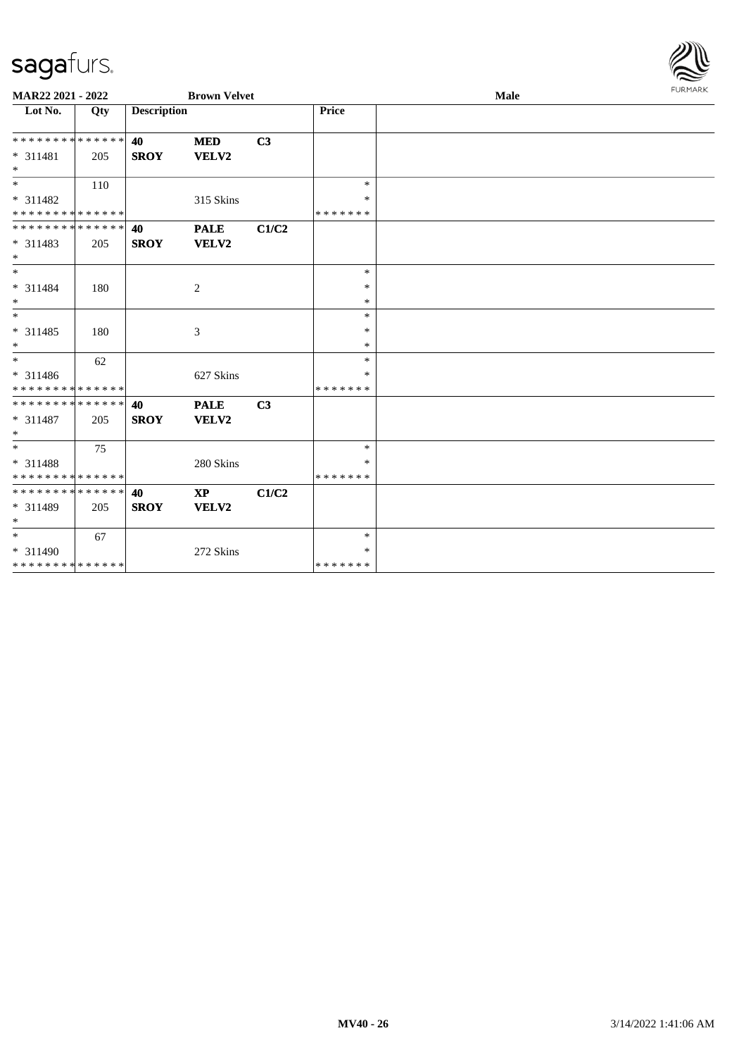**MAR22 2021 - 2022** **Brown Velvet** **Male**

| Lot No. | Qty | Description | | | Price | |
|---|---|---|---|---|---|---|
| * * * * * * * * * * * * * * | | **40** | **MED** | **C3** | | |
| * 311481 | 205 | **SROY** | **VELV2** | | | |
| * | | | | | | |
| * | 110 | | | | * | |
| * 311482 | | | 315 Skins | | * | |
| * * * * * * * * * * * * * * | | | | | * * * * * * * | |
| * * * * * * * * * * * * * * | | **40** | **PALE** | **C1/C2** | | |
| * 311483 | 205 | **SROY** | **VELV2** | | | |
| * | | | | | | |
| * | | | | | * | |
| * 311484 | 180 | | 2 | | * | |
| * | | | | | * | |
| * | | | | | * | |
| * 311485 | 180 | | 3 | | * | |
| * | | | | | * | |
| * | 62 | | | | * | |
| * 311486 | | | 627 Skins | | * | |
| * * * * * * * * * * * * * * | | | | | * * * * * * * | |
| * * * * * * * * * * * * * * | | **40** | **PALE** | **C3** | | |
| * 311487 | 205 | **SROY** | **VELV2** | | | |
| * | | | | | | |
| * | 75 | | | | * | |
| * 311488 | | | 280 Skins | | * | |
| * * * * * * * * * * * * * * | | | | | * * * * * * * | |
| * * * * * * * * * * * * * * | | **40** | **XP** | **C1/C2** | | |
| * 311489 | 205 | **SROY** | **VELV2** | | | |
| * | | | | | | |
| * | 67 | | | | * | |
| * 311490 | | | 272 Skins | | * | |
| * * * * * * * * * * * * * * | | | | | * * * * * * * | |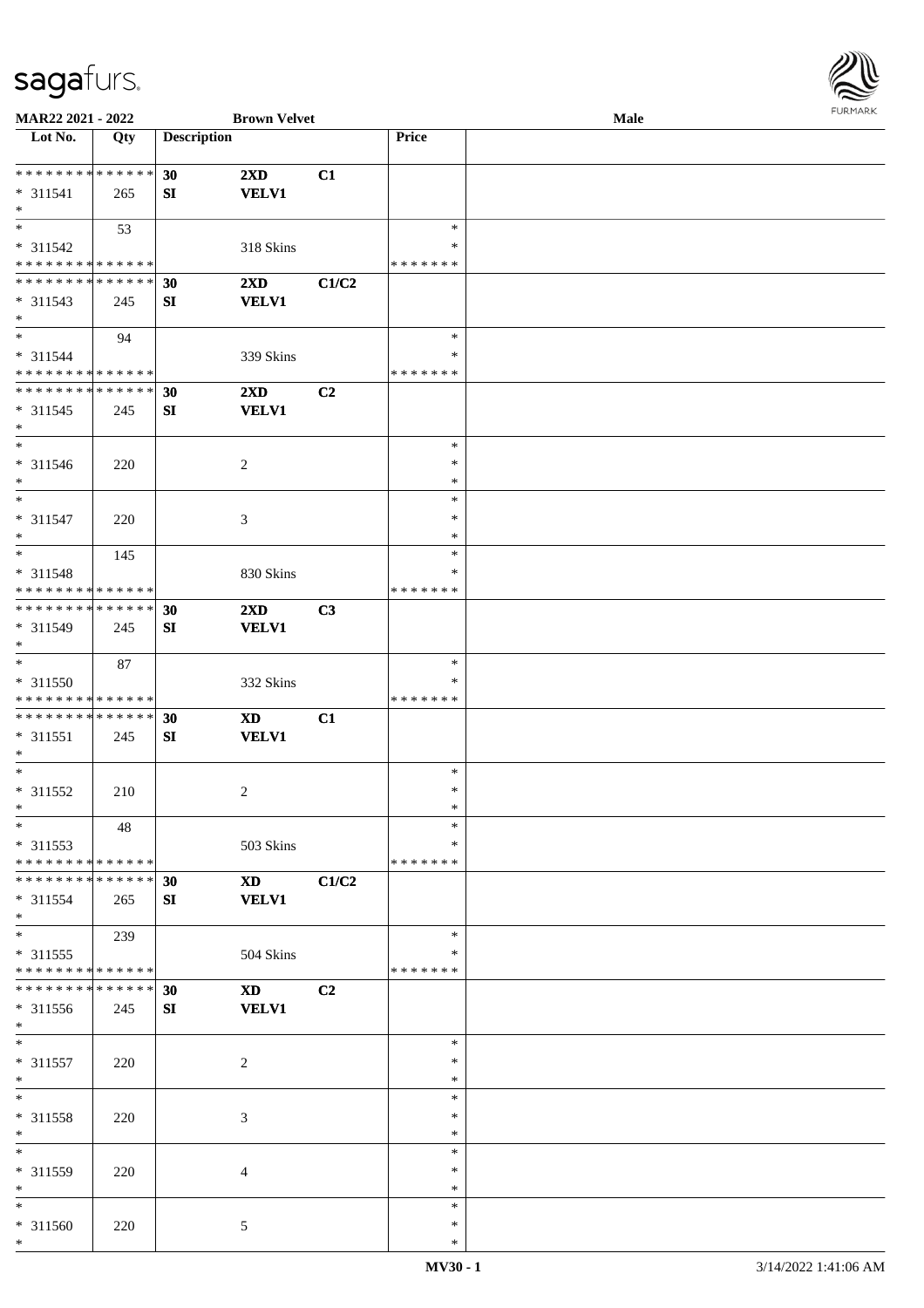MAR22 2021 - 2022 | Brown Velvet | Male

| Lot No. | Qty | Description | | | Price | |
|---|---|---|---|---|---|---|
| * * * * * * * * * * * * * * | | 30 | 2XD | C1 | | |
| * 311541 | 265 | SI | VELV1 | | | |
| * | | | | | | |
| * | 53 | | | | * | |
| * 311542 | | | 318 Skins | | * | |
| * * * * * * * * * * * * * * | | | | | * * * * * * * | |
| * * * * * * * * * * * * * * | | 30 | 2XD | C1/C2 | | |
| * 311543 | 245 | SI | VELV1 | | | |
| * | | | | | | |
| * | 94 | | | | * | |
| * 311544 | | | 339 Skins | | * | |
| * * * * * * * * * * * * * * | | | | | * * * * * * * | |
| * * * * * * * * * * * * * * | | 30 | 2XD | C2 | | |
| * 311545 | 245 | SI | VELV1 | | | |
| * | | | | | | |
| * | | | | | * | |
| * 311546 | 220 | | 2 | | * | |
| * | | | | | * | |
| * | | | | | * | |
| * 311547 | 220 | | 3 | | * | |
| * | | | | | * | |
| * | 145 | | | | * | |
| * 311548 | | | 830 Skins | | * | |
| * * * * * * * * * * * * * * | | | | | * * * * * * * | |
| * * * * * * * * * * * * * * | | 30 | 2XD | C3 | | |
| * 311549 | 245 | SI | VELV1 | | | |
| * | | | | | | |
| * | 87 | | | | * | |
| * 311550 | | | 332 Skins | | * | |
| * * * * * * * * * * * * * * | | | | | * * * * * * * | |
| * * * * * * * * * * * * * * | | 30 | XD | C1 | | |
| * 311551 | 245 | SI | VELV1 | | | |
| * | | | | | | |
| * | | | | | * | |
| * 311552 | 210 | | 2 | | * | |
| * | | | | | * | |
| * | 48 | | | | * | |
| * 311553 | | | 503 Skins | | * | |
| * * * * * * * * * * * * * * | | | | | * * * * * * * | |
| * * * * * * * * * * * * * * | | 30 | XD | C1/C2 | | |
| * 311554 | 265 | SI | VELV1 | | | |
| * | | | | | | |
| * | 239 | | | | * | |
| * 311555 | | | 504 Skins | | * | |
| * * * * * * * * * * * * * * | | | | | * * * * * * * | |
| * * * * * * * * * * * * * * | | 30 | XD | C2 | | |
| * 311556 | 245 | SI | VELV1 | | | |
| * | | | | | | |
| * | | | | | * | |
| * 311557 | 220 | | 2 | | * | |
| * | | | | | * | |
| * | | | | | * | |
| * 311558 | 220 | | 3 | | * | |
| * | | | | | * | |
| * | | | | | * | |
| * 311559 | 220 | | 4 | | * | |
| * | | | | | * | |
| * | | | | | * | |
| * 311560 | 220 | | 5 | | * | |
| * | | | | | * | |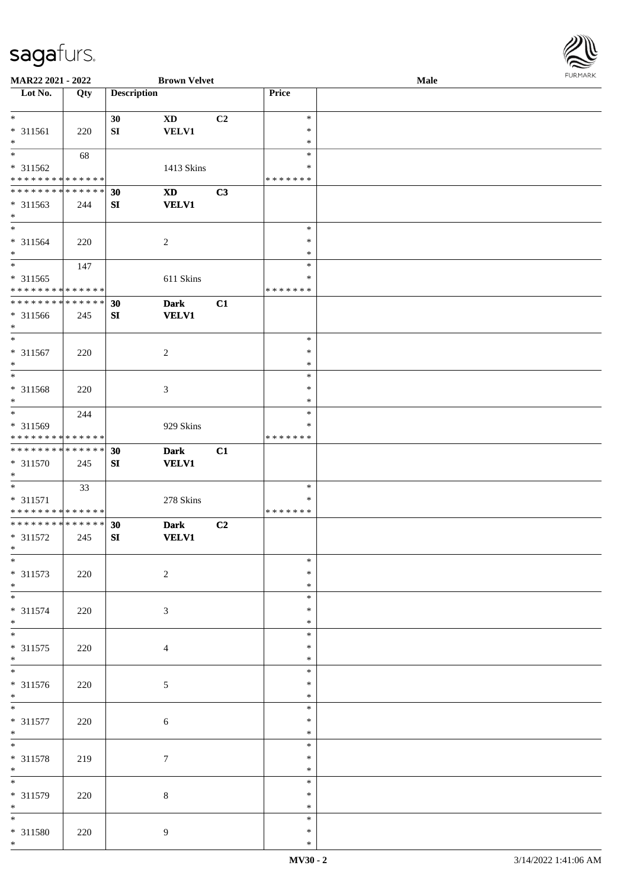MAR22 2021 - 2022 | Brown Velvet | Male

| Lot No. | Qty | Description | | | Price | |
|---|---|---|---|---|---|---|
| * | | 30 | XD | C2 | * | |
| * 311561 | 220 | SI | VELV1 | | * | |
| * | | | | | * | |
| * | 68 | | | | * | |
| * 311562 | | | 1413 Skins | | * | |
| * * * * * * * * * * * * * * | | | | | * * * * * * * | |
| * * * * * * * * * * * * * * | | 30 | XD | C3 | | |
| * 311563 | 244 | SI | VELV1 | | | |
| * | | | | | | |
| * | | | | | * | |
| * 311564 | 220 | | 2 | | * | |
| * | | | | | * | |
| * | 147 | | | | * | |
| * 311565 | | | 611 Skins | | * | |
| * * * * * * * * * * * * * * | | | | | * * * * * * * | |
| * * * * * * * * * * * * * * | | 30 | Dark | C1 | | |
| * 311566 | 245 | SI | VELV1 | | | |
| * | | | | | | |
| * | | | | | * | |
| * 311567 | 220 | | 2 | | * | |
| * | | | | | * | |
| * | | | | | * | |
| * 311568 | 220 | | 3 | | * | |
| * | | | | | * | |
| * | 244 | | | | * | |
| * 311569 | | | 929 Skins | | * | |
| * * * * * * * * * * * * * * | | | | | * * * * * * * | |
| * * * * * * * * * * * * * * | | 30 | Dark | C1 | | |
| * 311570 | 245 | SI | VELV1 | | | |
| * | | | | | | |
| * | 33 | | | | * | |
| * 311571 | | | 278 Skins | | * | |
| * * * * * * * * * * * * * * | | | | | * * * * * * * | |
| * * * * * * * * * * * * * * | | 30 | Dark | C2 | | |
| * 311572 | 245 | SI | VELV1 | | | |
| * | | | | | | |
| * | | | | | * | |
| * 311573 | 220 | | 2 | | * | |
| * | | | | | * | |
| * | | | | | * | |
| * 311574 | 220 | | 3 | | * | |
| * | | | | | * | |
| * | | | | | * | |
| * 311575 | 220 | | 4 | | * | |
| * | | | | | * | |
| * | | | | | * | |
| * 311576 | 220 | | 5 | | * | |
| * | | | | | * | |
| * | | | | | * | |
| * 311577 | 220 | | 6 | | * | |
| * | | | | | * | |
| * | | | | | * | |
| * 311578 | 219 | | 7 | | * | |
| * | | | | | * | |
| * | | | | | * | |
| * 311579 | 220 | | 8 | | * | |
| * | | | | | * | |
| * | | | | | * | |
| * 311580 | 220 | | 9 | | * | |
| * | | | | | * | |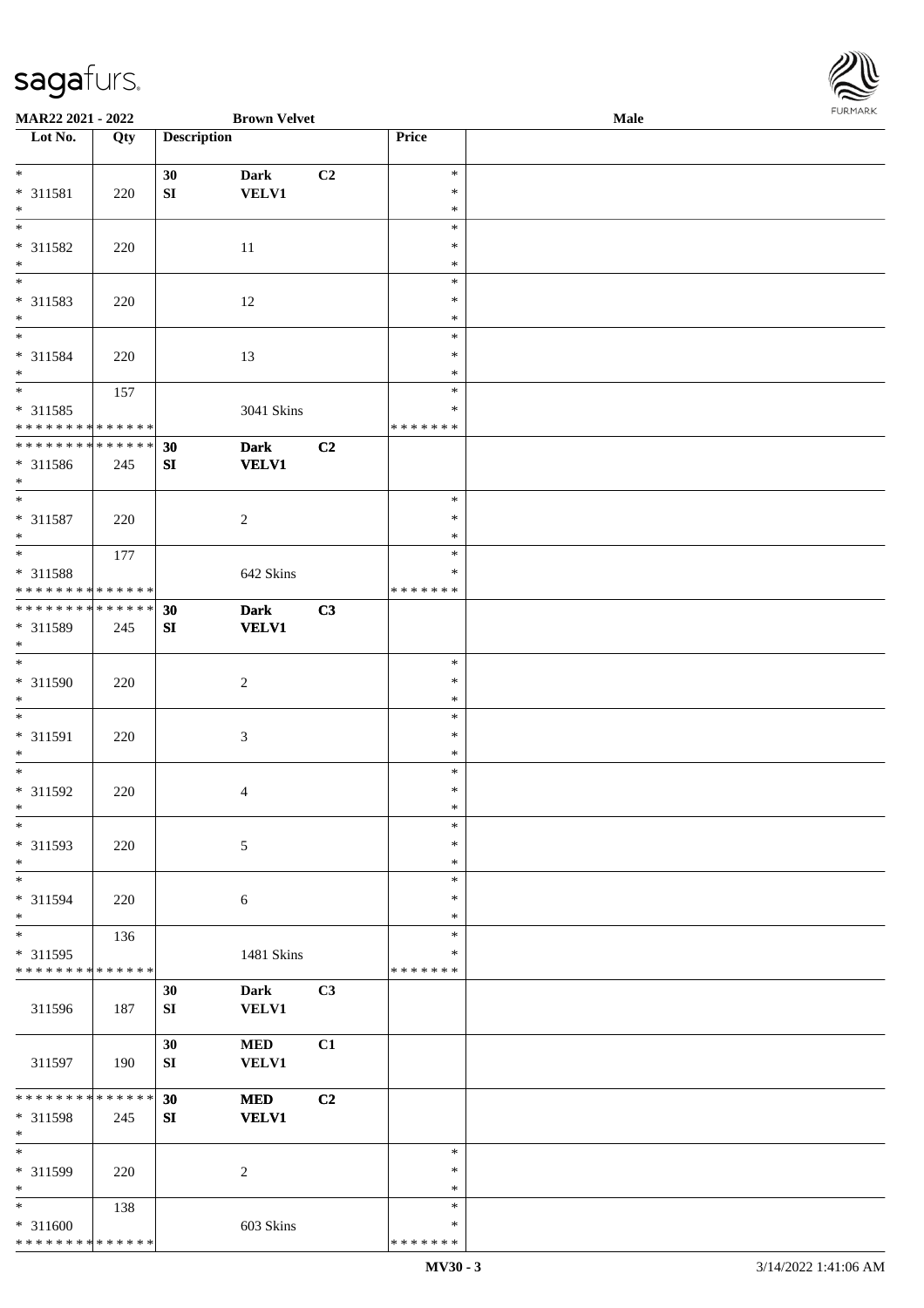**MAR22 2021 - 2022** **Brown Velvet** **Male**

| Lot No. | Qty | Description | | | Price | |
|---|---|---|---|---|---|---|
| * | | 30 | Dark | C2 | * | |
| * 311581 | 220 | SI | VELV1 | | * | |
| * | | | | | * | |
| * | | | | | * | |
| * 311582 | 220 | | 11 | | * | |
| * | | | | | * | |
| * | | | | | * | |
| * 311583 | 220 | | 12 | | * | |
| * | | | | | * | |
| * | | | | | * | |
| * 311584 | 220 | | 13 | | * | |
| * | | | | | * | |
| * | 157 | | | | * | |
| * 311585 | | | 3041 Skins | | * | |
| * * * * * * * * * * * * * * | | | | | * * * * * * * | |
| * * * * * * * * * * * * * * | | 30 | Dark | C2 | | |
| * 311586 | 245 | SI | VELV1 | | | |
| * | | | | | | |
| * | | | | | * | |
| * 311587 | 220 | | 2 | | * | |
| * | | | | | * | |
| * | 177 | | | | * | |
| * 311588 | | | 642 Skins | | * | |
| * * * * * * * * * * * * * * | | | | | * * * * * * * | |
| * * * * * * * * * * * * * * | | 30 | Dark | C3 | | |
| * 311589 | 245 | SI | VELV1 | | | |
| * | | | | | | |
| * | | | | | * | |
| * 311590 | 220 | | 2 | | * | |
| * | | | | | * | |
| * | | | | | * | |
| * 311591 | 220 | | 3 | | * | |
| * | | | | | * | |
| * | | | | | * | |
| * 311592 | 220 | | 4 | | * | |
| * | | | | | * | |
| * | | | | | * | |
| * 311593 | 220 | | 5 | | * | |
| * | | | | | * | |
| * | | | | | * | |
| * 311594 | 220 | | 6 | | * | |
| * | | | | | * | |
| * | 136 | | | | * | |
| * 311595 | | | 1481 Skins | | * | |
| * * * * * * * * * * * * * * | | | | | * * * * * * * | |
| | | 30 | Dark | C3 | | |
| 311596 | 187 | SI | VELV1 | | | |
| | | 30 | MED | C1 | | |
| 311597 | 190 | SI | VELV1 | | | |
| * * * * * * * * * * * * * * | | 30 | MED | C2 | | |
| * 311598 | 245 | SI | VELV1 | | | |
| * | | | | | | |
| * | | | | | * | |
| * 311599 | 220 | | 2 | | * | |
| * | | | | | * | |
| * | 138 | | | | * | |
| * 311600 | | | 603 Skins | | * | |
| * * * * * * * * * * * * * * | | | | | * * * * * * * | |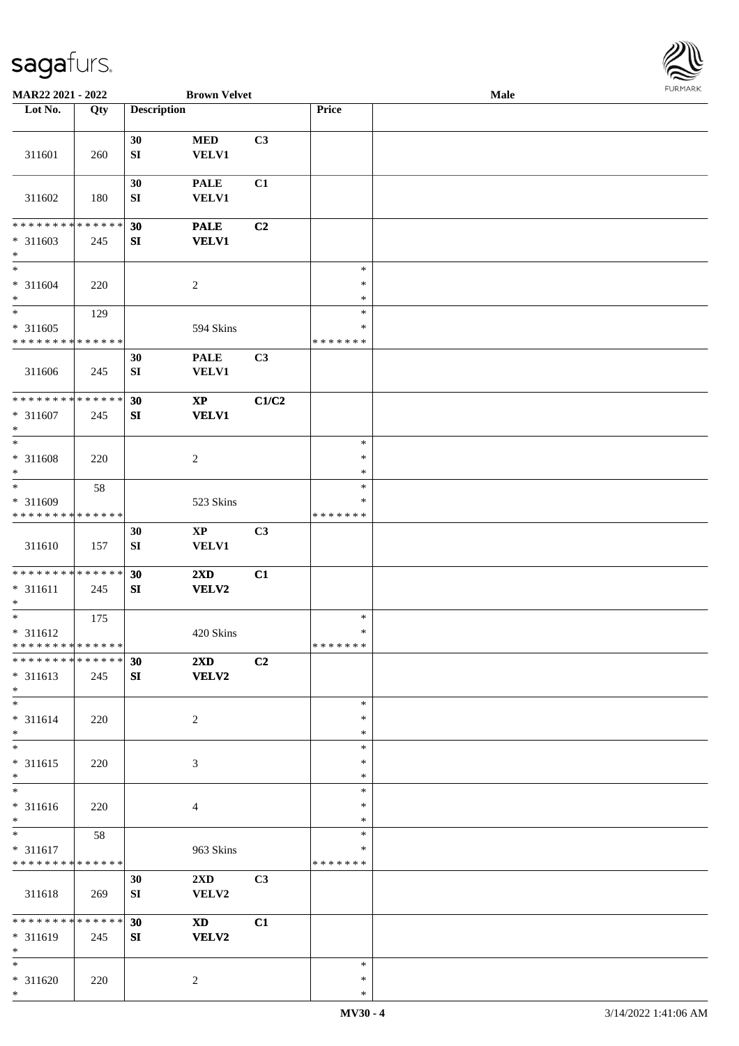MAR22 2021 - 2022 | Brown Velvet | Male

| Lot No. | Qty | Description | | | Price | |
|---|---|---|---|---|---|---|
| 311601 | 260 | 30 SI | MED VELV1 | C3 | | |
| 311602 | 180 | 30 SI | PALE VELV1 | C1 | | |
| * * * * * * * * * * * * * * * 311603 * | 245 | 30 SI | PALE VELV1 | C2 | | |
| * * 311604 * | 220 | | 2 | | * * * | |
| * * 311605 * * * * * * * * * * * * * * | 129 | | 594 Skins | | * * * * * * * * * | |
| 311606 | 245 | 30 SI | PALE VELV1 | C3 | | |
| * * * * * * * * * * * * * * * 311607 * | 245 | 30 SI | XP VELV1 | C1/C2 | | |
| * * 311608 * | 220 | | 2 | | * * * | |
| * * 311609 * * * * * * * * * * * * * * | 58 | | 523 Skins | | * * * * * * * * * | |
| 311610 | 157 | 30 SI | XP VELV1 | C3 | | |
| * * * * * * * * * * * * * * * 311611 * | 245 | 30 SI | 2XD VELV2 | C1 | | |
| * * 311612 * * * * * * * * * * * * * * | 175 | | 420 Skins | | * * * * * * * * * | |
| * * * * * * * * * * * * * * * 311613 * | 245 | 30 SI | 2XD VELV2 | C2 | | |
| * * 311614 * | 220 | | 2 | | * * * | |
| * * 311615 * | 220 | | 3 | | * * * | |
| * * 311616 * | 220 | | 4 | | * * * | |
| * * 311617 * * * * * * * * * * * * * * | 58 | | 963 Skins | | * * * * * * * * * | |
| 311618 | 269 | 30 SI | 2XD VELV2 | C3 | | |
| * * * * * * * * * * * * * * * 311619 * | 245 | 30 SI | XD VELV2 | C1 | | |
| * * 311620 * | 220 | | 2 | | * * * | |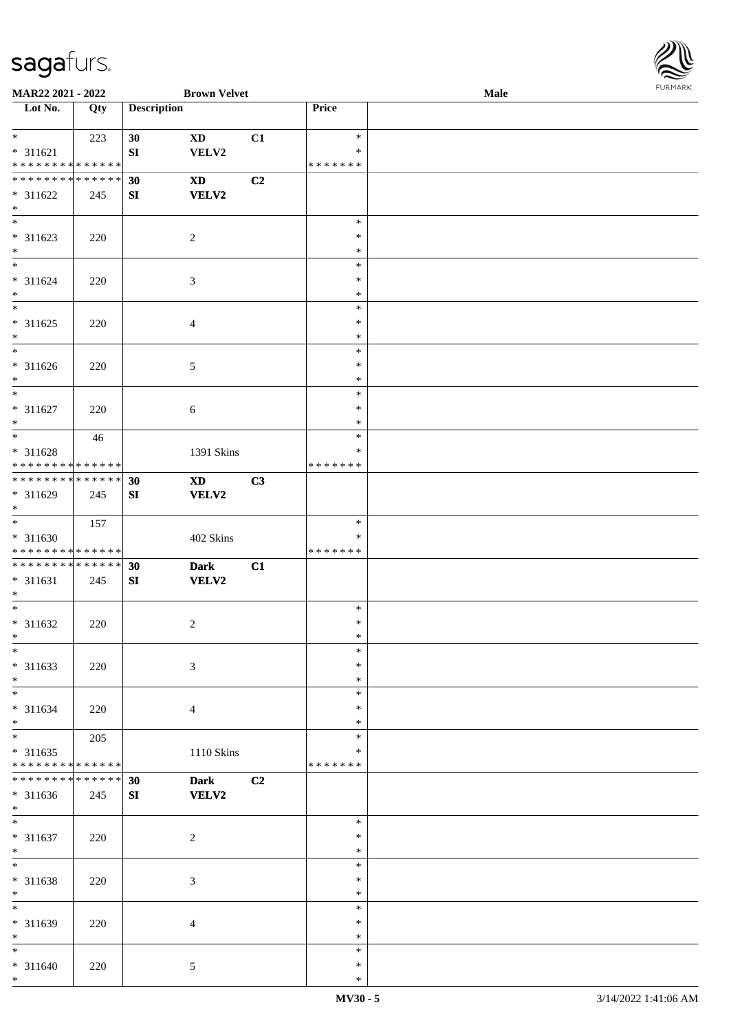MAR22 2021 - 2022 | Brown Velvet | Male

| Lot No. | Qty | Description | | | Price | |
|---|---|---|---|---|---|---|
| * | 223 | 30 | XD | C1 | * | |
| * 311621 | | SI | VELV2 | | * | |
| * * * * * * * * * * * * * * | | | | | * * * * * * * | |
| * * * * * * * * * * * * * * | | 30 | XD | C2 | | |
| * 311622 | 245 | SI | VELV2 | | | |
| * | | | | | | |
| * | | | | | * | |
| * 311623 | 220 | | 2 | | * | |
| * | | | | | * | |
| * | | | | | * | |
| * 311624 | 220 | | 3 | | * | |
| * | | | | | * | |
| * | | | | | * | |
| * 311625 | 220 | | 4 | | * | |
| * | | | | | * | |
| * | | | | | * | |
| * 311626 | 220 | | 5 | | * | |
| * | | | | | * | |
| * | | | | | * | |
| * 311627 | 220 | | 6 | | * | |
| * | | | | | * | |
| * | 46 | | | | * | |
| * 311628 | | | 1391 Skins | | * | |
| * * * * * * * * * * * * * * | | | | | * * * * * * * | |
| * * * * * * * * * * * * * * | | 30 | XD | C3 | | |
| * 311629 | 245 | SI | VELV2 | | | |
| * | | | | | | |
| * | 157 | | | | * | |
| * 311630 | | | 402 Skins | | * | |
| * * * * * * * * * * * * * * | | | | | * * * * * * * | |
| * * * * * * * * * * * * * * | | 30 | Dark | C1 | | |
| * 311631 | 245 | SI | VELV2 | | | |
| * | | | | | | |
| * | | | | | * | |
| * 311632 | 220 | | 2 | | * | |
| * | | | | | * | |
| * | | | | | * | |
| * 311633 | 220 | | 3 | | * | |
| * | | | | | * | |
| * | | | | | * | |
| * 311634 | 220 | | 4 | | * | |
| * | | | | | * | |
| * | 205 | | | | * | |
| * 311635 | | | 1110 Skins | | * | |
| * * * * * * * * * * * * * * | | | | | * * * * * * * | |
| * * * * * * * * * * * * * * | | 30 | Dark | C2 | | |
| * 311636 | 245 | SI | VELV2 | | | |
| * | | | | | | |
| * | | | | | * | |
| * 311637 | 220 | | 2 | | * | |
| * | | | | | * | |
| * | | | | | * | |
| * 311638 | 220 | | 3 | | * | |
| * | | | | | * | |
| * | | | | | * | |
| * 311639 | 220 | | 4 | | * | |
| * | | | | | * | |
| * | | | | | * | |
| * 311640 | 220 | | 5 | | * | |
| * | | | | | * | |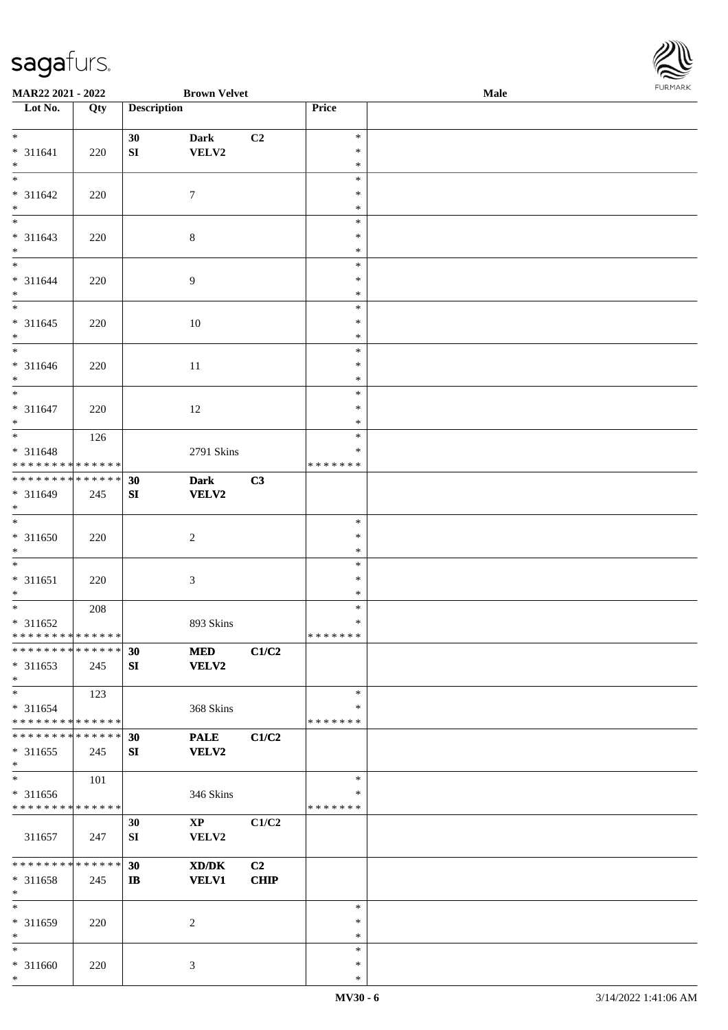**MAR22 2021 - 2022** **Brown Velvet** **Male**

| Lot No. | Qty | Description | | | Price | |
|---|---|---|---|---|---|---|
| * <br> * 311641 <br> * | 220 | **30** <br> **SI** | **Dark** <br> **VELV2** | **C2** | * <br> * <br> * | |
| * <br> * 311642 <br> * | 220 | | 7 | | * <br> * <br> * | |
| * <br> * 311643 <br> * | 220 | | 8 | | * <br> * <br> * | |
| * <br> * 311644 <br> * | 220 | | 9 | | * <br> * <br> * | |
| * <br> * 311645 <br> * | 220 | | 10 | | * <br> * <br> * | |
| * <br> * 311646 <br> * | 220 | | 11 | | * <br> * <br> * | |
| * <br> * 311647 <br> * | 220 | | 12 | | * <br> * <br> * | |
| * <br> * 311648 <br> * * * * * * * * * * * * * * | 126 | | 2791 Skins | | * <br> * <br> * * * * * * * | |
| * * * * * * * * * * * * * * <br> * 311649 <br> * | 245 | **30** <br> **SI** | **Dark** <br> **VELV2** | **C3** | | |
| * <br> * 311650 <br> * | 220 | | 2 | | * <br> * <br> * | |
| * <br> * 311651 <br> * | 220 | | 3 | | * <br> * <br> * | |
| * <br> * 311652 <br> * * * * * * * * * * * * * * | 208 | | 893 Skins | | * <br> * <br> * * * * * * * | |
| * * * * * * * * * * * * * * <br> * 311653 <br> * | 245 | **30** <br> **SI** | **MED** <br> **VELV2** | **C1/C2** | | |
| * <br> * 311654 <br> * * * * * * * * * * * * * * | 123 | | 368 Skins | | * <br> * <br> * * * * * * * | |
| * * * * * * * * * * * * * * <br> * 311655 <br> * | 245 | **30** <br> **SI** | **PALE** <br> **VELV2** | **C1/C2** | | |
| * <br> * 311656 <br> * * * * * * * * * * * * * * | 101 | | 346 Skins | | * <br> * <br> * * * * * * * | |
| 311657 | 247 | **30** <br> **SI** | **XP** <br> **VELV2** | **C1/C2** | | |
| * * * * * * * * * * * * * * <br> * 311658 <br> * | 245 | **30** <br> **IB** | **XD/DK** <br> **VELV1** | **C2** <br> **CHIP** | | |
| * <br> * 311659 <br> * | 220 | | 2 | | * <br> * <br> * | |
| * <br> * 311660 <br> * | 220 | | 3 | | * <br> * <br> * | |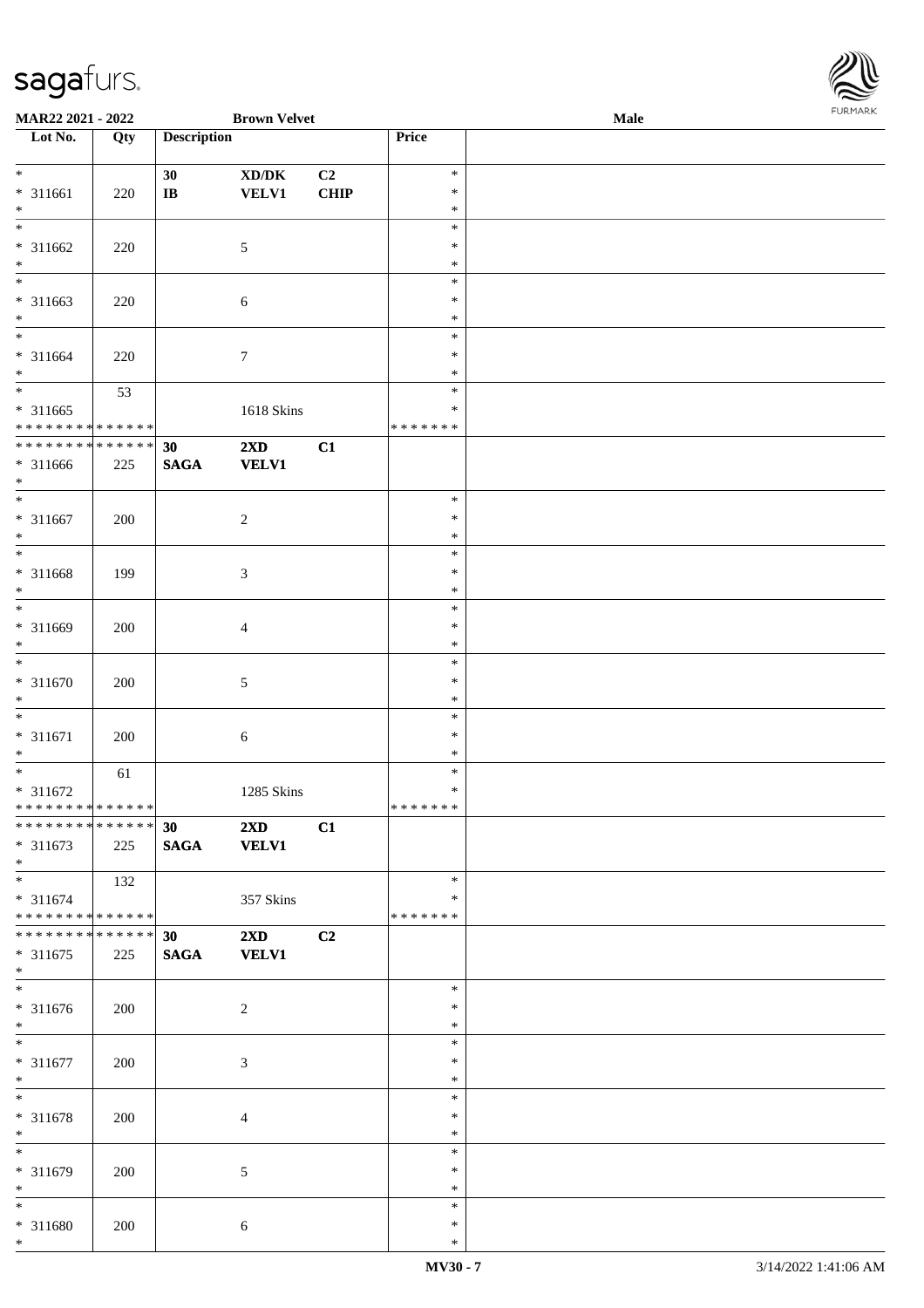| Lot No. | Qty | Description | | | Price | |
|---|---|---|---|---|---|---|
| * | | 30 | XD/DK | C2 | * | |
| * 311661 | 220 | IB | VELV1 | CHIP | * | |
| * | | | | | * | |
| * | | | | | * | |
| * 311662 | 220 | | 5 | | * | |
| * | | | | | * | |
| * | | | | | * | |
| * 311663 | 220 | | 6 | | * | |
| * | | | | | * | |
| * | | | | | * | |
| * 311664 | 220 | | 7 | | * | |
| * | | | | | * | |
| * | 53 | | | | * | |
| * 311665 | | | 1618 Skins | | * | |
| * * * * * * * * * * * * * * | | | | | * * * * * * * | |
| * * * * * * * * * * * * * * | | 30 | 2XD | C1 | | |
| * 311666 | 225 | SAGA | VELV1 | | | |
| * | | | | | | |
| * | | | | | * | |
| * 311667 | 200 | | 2 | | * | |
| * | | | | | * | |
| * | | | | | * | |
| * 311668 | 199 | | 3 | | * | |
| * | | | | | * | |
| * | | | | | * | |
| * 311669 | 200 | | 4 | | * | |
| * | | | | | * | |
| * | | | | | * | |
| * 311670 | 200 | | 5 | | * | |
| * | | | | | * | |
| * | | | | | * | |
| * 311671 | 200 | | 6 | | * | |
| * | | | | | * | |
| * | 61 | | | | * | |
| * 311672 | | | 1285 Skins | | * | |
| * * * * * * * * * * * * * * | | | | | * * * * * * * | |
| * * * * * * * * * * * * * * | | 30 | 2XD | C1 | | |
| * 311673 | 225 | SAGA | VELV1 | | | |
| * | | | | | | |
| * | 132 | | | | * | |
| * 311674 | | | 357 Skins | | * | |
| * * * * * * * * * * * * * * | | | | | * * * * * * * | |
| * * * * * * * * * * * * * * | | 30 | 2XD | C2 | | |
| * 311675 | 225 | SAGA | VELV1 | | | |
| * | | | | | | |
| * | | | | | * | |
| * 311676 | 200 | | 2 | | * | |
| * | | | | | * | |
| * | | | | | * | |
| * 311677 | 200 | | 3 | | * | |
| * | | | | | * | |
| * | | | | | * | |
| * 311678 | 200 | | 4 | | * | |
| * | | | | | * | |
| * | | | | | * | |
| * 311679 | 200 | | 5 | | * | |
| * | | | | | * | |
| * | | | | | * | |
| * 311680 | 200 | | 6 | | * | |
| * | | | | | * | |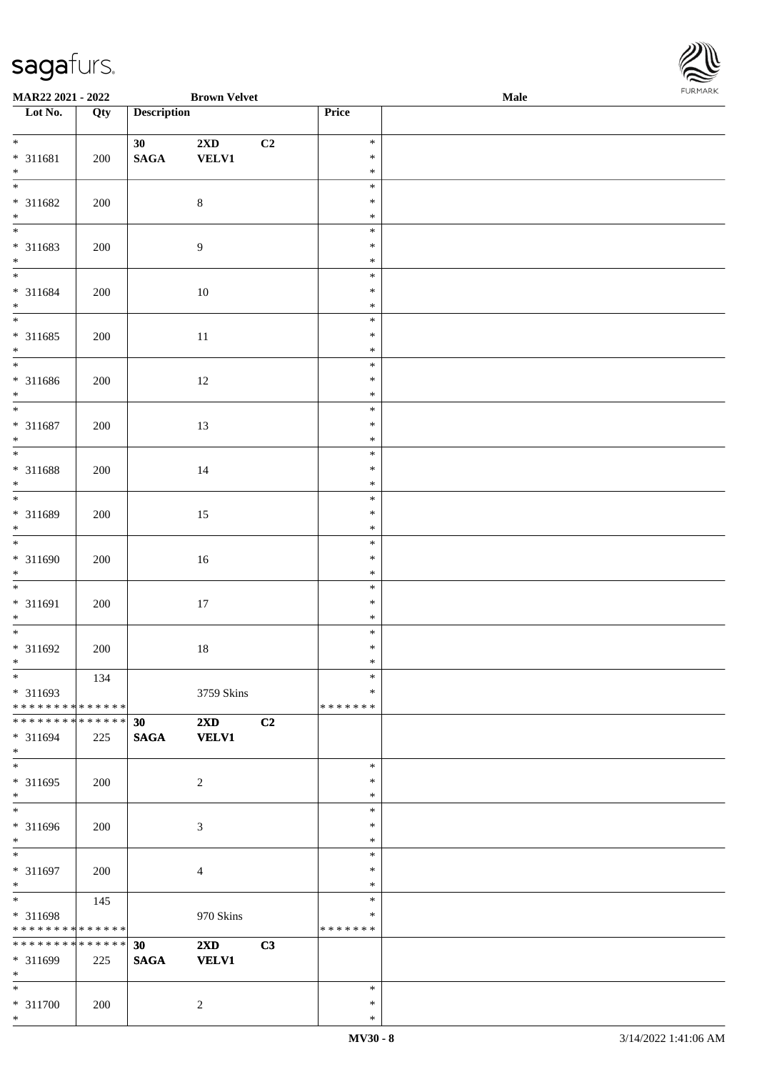| Lot No. | Qty | Description | | | Price | |
|---|---|---|---|---|---|---|
| * | | 30 | 2XD | C2 | * | |
| * 311681 | 200 | SAGA | VELV1 | | * | |
| * | | | | | * | |
| * | | | | | * | |
| * 311682 | 200 | | 8 | | * | |
| * | | | | | * | |
| * | | | | | * | |
| * 311683 | 200 | | 9 | | * | |
| * | | | | | * | |
| * | | | | | * | |
| * 311684 | 200 | | 10 | | * | |
| * | | | | | * | |
| * | | | | | * | |
| * 311685 | 200 | | 11 | | * | |
| * | | | | | * | |
| * | | | | | * | |
| * 311686 | 200 | | 12 | | * | |
| * | | | | | * | |
| * | | | | | * | |
| * 311687 | 200 | | 13 | | * | |
| * | | | | | * | |
| * | | | | | * | |
| * 311688 | 200 | | 14 | | * | |
| * | | | | | * | |
| * | | | | | * | |
| * 311689 | 200 | | 15 | | * | |
| * | | | | | * | |
| * | | | | | * | |
| * 311690 | 200 | | 16 | | * | |
| * | | | | | * | |
| * | | | | | * | |
| * 311691 | 200 | | 17 | | * | |
| * | | | | | * | |
| * | | | | | * | |
| * 311692 | 200 | | 18 | | * | |
| * | | | | | * | |
| * | 134 | | | | * | |
| * 311693 | | | 3759 Skins | | * | |
| * * * * * * * * * * * * * * | | | | | * * * * * * * | |
| * * * * * * * * * * * * * * | | 30 | 2XD | C2 | | |
| * 311694 | 225 | SAGA | VELV1 | | | |
| * | | | | | | |
| * | | | | | * | |
| * 311695 | 200 | | 2 | | * | |
| * | | | | | * | |
| * | | | | | * | |
| * 311696 | 200 | | 3 | | * | |
| * | | | | | * | |
| * | | | | | * | |
| * 311697 | 200 | | 4 | | * | |
| * | | | | | * | |
| * | 145 | | | | * | |
| * 311698 | | | 970 Skins | | * | |
| * * * * * * * * * * * * * * | | | | | * * * * * * * | |
| * * * * * * * * * * * * * * | | 30 | 2XD | C3 | | |
| * 311699 | 225 | SAGA | VELV1 | | | |
| * | | | | | | |
| * | | | | | * | |
| * 311700 | 200 | | 2 | | * | |
| * | | | | | * | |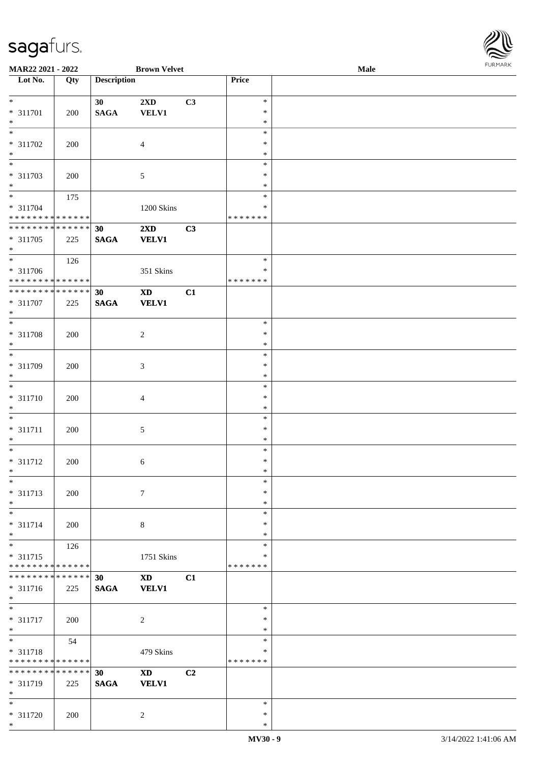**MAR22 2021 - 2022** **Brown Velvet** **Male**

| Lot No. | Qty | Description | | | Price |
|---|---|---|---|---|---|
| * | | 30 | 2XD | C3 | * |
| * 311701 | 200 | SAGA | VELV1 | | * |
| * | | | | | * |
| * | | | | | * |
| * 311702 | 200 | | 4 | | * |
| * | | | | | * |
| * | | | | | * |
| * 311703 | 200 | | 5 | | * |
| * | | | | | * |
| * | 175 | | | | * |
| * 311704 | | | 1200 Skins | | * |
| * * * * * * * * * * * * * * | | | | | * * * * * * * |
| * * * * * * * * * * * * * * | | 30 | 2XD | C3 | |
| * 311705 | 225 | SAGA | VELV1 | | |
| * | | | | | |
| * | 126 | | | | * |
| * 311706 | | | 351 Skins | | * |
| * * * * * * * * * * * * * * | | | | | * * * * * * * |
| * * * * * * * * * * * * * * | | 30 | XD | C1 | |
| * 311707 | 225 | SAGA | VELV1 | | |
| * | | | | | |
| * | | | | | * |
| * 311708 | 200 | | 2 | | * |
| * | | | | | * |
| * | | | | | * |
| * 311709 | 200 | | 3 | | * |
| * | | | | | * |
| * | | | | | * |
| * 311710 | 200 | | 4 | | * |
| * | | | | | * |
| * | | | | | * |
| * 311711 | 200 | | 5 | | * |
| * | | | | | * |
| * | | | | | * |
| * 311712 | 200 | | 6 | | * |
| * | | | | | * |
| * | | | | | * |
| * 311713 | 200 | | 7 | | * |
| * | | | | | * |
| * | | | | | * |
| * 311714 | 200 | | 8 | | * |
| * | | | | | * |
| * | 126 | | | | * |
| * 311715 | | | 1751 Skins | | * |
| * * * * * * * * * * * * * * | | | | | * * * * * * * |
| * * * * * * * * * * * * * * | | 30 | XD | C1 | |
| * 311716 | 225 | SAGA | VELV1 | | |
| * | | | | | |
| * | | | | | * |
| * 311717 | 200 | | 2 | | * |
| * | | | | | * |
| * | 54 | | | | * |
| * 311718 | | | 479 Skins | | * |
| * * * * * * * * * * * * * * | | | | | * * * * * * * |
| * * * * * * * * * * * * * * | | 30 | XD | C2 | |
| * 311719 | 225 | SAGA | VELV1 | | |
| * | | | | | |
| * | | | | | * |
| * 311720 | 200 | | 2 | | * |
| * | | | | | * |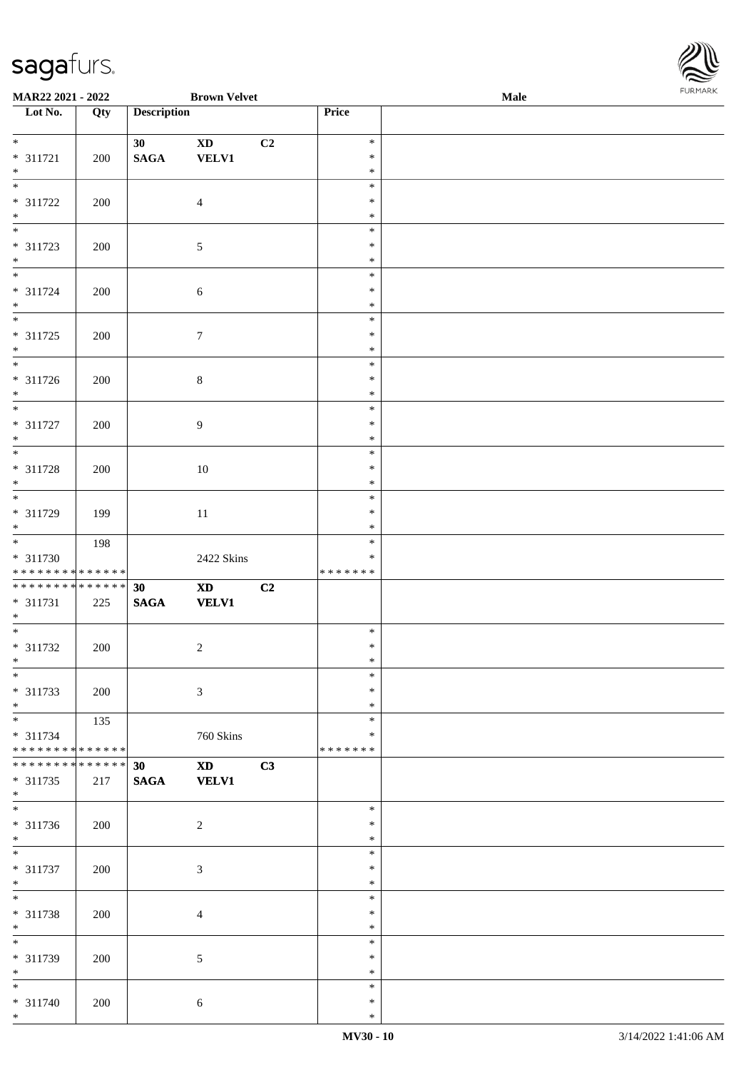| Lot No. | Qty | Description | | | Price | |
|---|---|---|---|---|---|---|
| * | | 30 | XD | C2 | * | |
| * 311721 | 200 | SAGA | VELV1 | | * | |
| * | | | | | * | |
| * | | | | | * | |
| * 311722 | 200 | | 4 | | * | |
| * | | | | | * | |
| * | | | | | * | |
| * 311723 | 200 | | 5 | | * | |
| * | | | | | * | |
| * | | | | | * | |
| * 311724 | 200 | | 6 | | * | |
| * | | | | | * | |
| * | | | | | * | |
| * 311725 | 200 | | 7 | | * | |
| * | | | | | * | |
| * | | | | | * | |
| * 311726 | 200 | | 8 | | * | |
| * | | | | | * | |
| * | | | | | * | |
| * 311727 | 200 | | 9 | | * | |
| * | | | | | * | |
| * | | | | | * | |
| * 311728 | 200 | | 10 | | * | |
| * | | | | | * | |
| * | | | | | * | |
| * 311729 | 199 | | 11 | | * | |
| * | | | | | * | |
| * | 198 | | | | * | |
| * 311730 | | | 2422 Skins | | * | |
| * * * * * * * * * * * * * * | | | | | * * * * * * * | |
| * * * * * * * * * * * * * * | | 30 | XD | C2 | | |
| * 311731 | 225 | SAGA | VELV1 | | | |
| * | | | | | | |
| * | | | | | * | |
| * 311732 | 200 | | 2 | | * | |
| * | | | | | * | |
| * | | | | | * | |
| * 311733 | 200 | | 3 | | * | |
| * | | | | | * | |
| * | 135 | | | | * | |
| * 311734 | | | 760 Skins | | * | |
| * * * * * * * * * * * * * * | | | | | * * * * * * * | |
| * * * * * * * * * * * * * * | | 30 | XD | C3 | | |
| * 311735 | 217 | SAGA | VELV1 | | | |
| * | | | | | | |
| * | | | | | * | |
| * 311736 | 200 | | 2 | | * | |
| * | | | | | * | |
| * | | | | | * | |
| * 311737 | 200 | | 3 | | * | |
| * | | | | | * | |
| * | | | | | * | |
| * 311738 | 200 | | 4 | | * | |
| * | | | | | * | |
| * | | | | | * | |
| * 311739 | 200 | | 5 | | * | |
| * | | | | | * | |
| * | | | | | * | |
| * 311740 | 200 | | 6 | | * | |
| * | | | | | * | |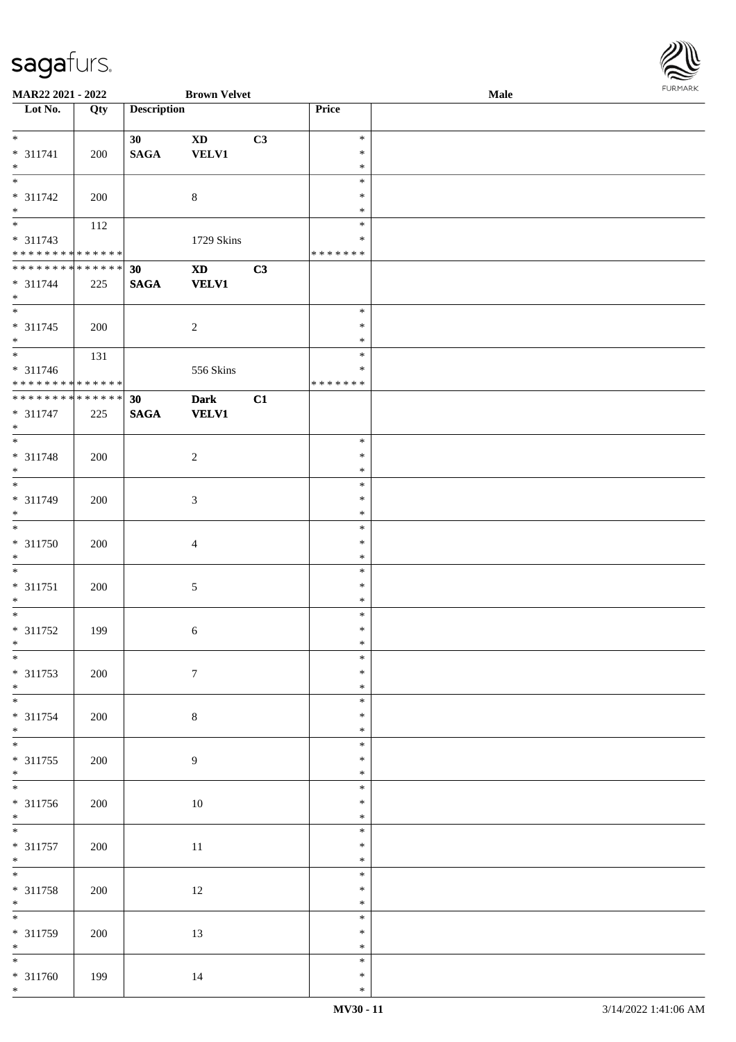| Lot No. | Qty | Description | | | Price |
|---|---|---|---|---|---|
| * | | 30 | XD | C3 | * |
| * 311741 | 200 | SAGA | VELV1 | | * |
| * | | | | | * |
| * | | | | | * |
| * 311742 | 200 | | 8 | | * |
| * | | | | | * |
| * | 112 | | | | * |
| * 311743 | | | 1729 Skins | | * |
| * * * * * * * * * * * * * * | | | | | * * * * * * * |
| * * * * * * * * * * * * * * | | 30 | XD | C3 | |
| * 311744 | 225 | SAGA | VELV1 | | |
| * | | | | | |
| * | | | | | * |
| * 311745 | 200 | | 2 | | * |
| * | | | | | * |
| * | 131 | | | | * |
| * 311746 | | | 556 Skins | | * |
| * * * * * * * * * * * * * * | | | | | * * * * * * * |
| * * * * * * * * * * * * * * | | 30 | Dark | C1 | |
| * 311747 | 225 | SAGA | VELV1 | | |
| * | | | | | |
| * | | | | | * |
| * 311748 | 200 | | 2 | | * |
| * | | | | | * |
| * | | | | | * |
| * 311749 | 200 | | 3 | | * |
| * | | | | | * |
| * | | | | | * |
| * 311750 | 200 | | 4 | | * |
| * | | | | | * |
| * | | | | | * |
| * 311751 | 200 | | 5 | | * |
| * | | | | | * |
| * | | | | | * |
| * 311752 | 199 | | 6 | | * |
| * | | | | | * |
| * | | | | | * |
| * 311753 | 200 | | 7 | | * |
| * | | | | | * |
| * | | | | | * |
| * 311754 | 200 | | 8 | | * |
| * | | | | | * |
| * | | | | | * |
| * 311755 | 200 | | 9 | | * |
| * | | | | | * |
| * | | | | | * |
| * 311756 | 200 | | 10 | | * |
| * | | | | | * |
| * | | | | | * |
| * 311757 | 200 | | 11 | | * |
| * | | | | | * |
| * | | | | | * |
| * 311758 | 200 | | 12 | | * |
| * | | | | | * |
| * | | | | | * |
| * 311759 | 200 | | 13 | | * |
| * | | | | | * |
| * | | | | | * |
| * 311760 | 199 | | 14 | | * |
| * | | | | | * |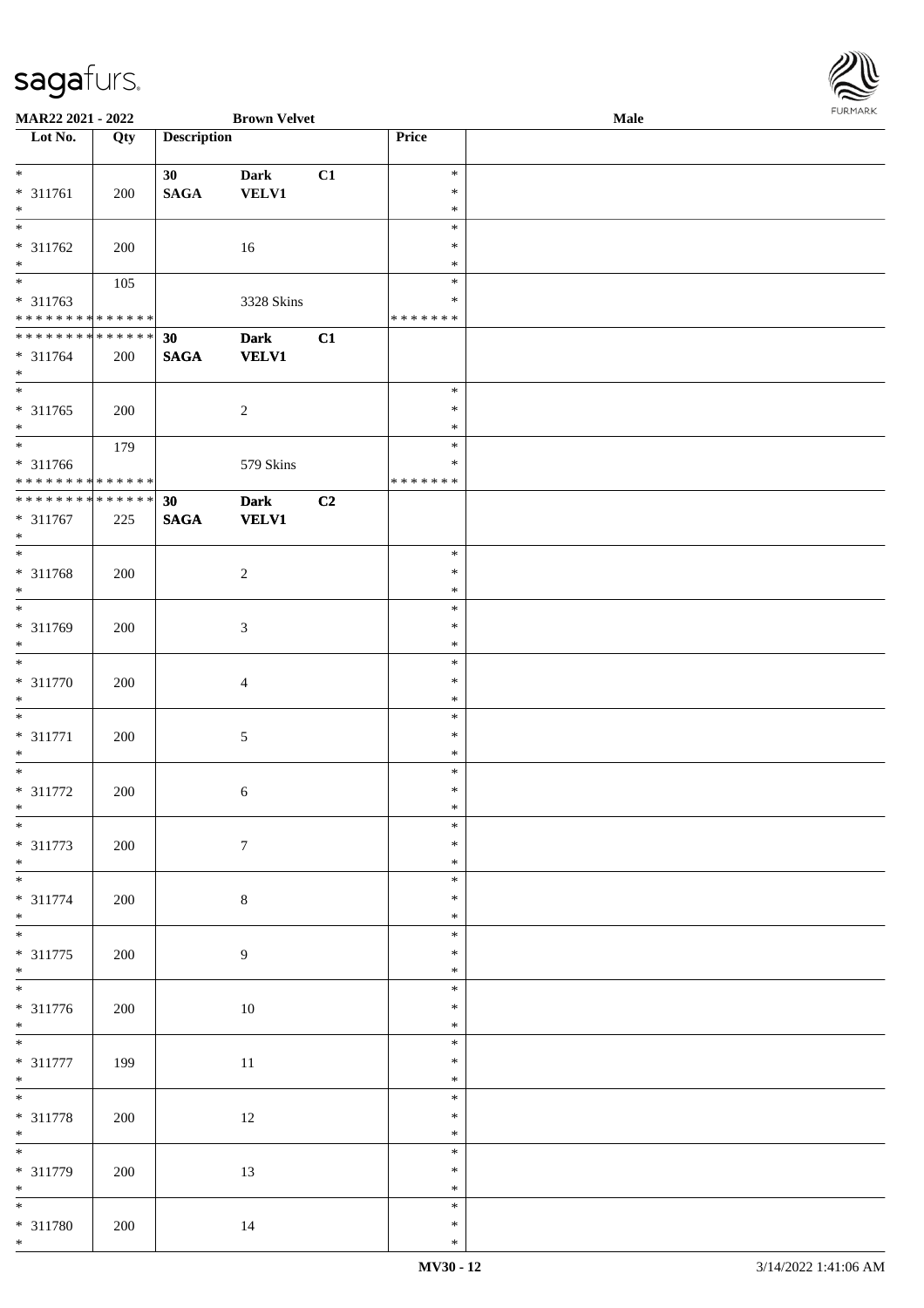**MAR22 2021 - 2022** **Brown Velvet** **Male**

| Lot No. | Qty | Description | | | Price | |
|---|---|---|---|---|---|---|
| * | | 30 | Dark | C1 | * | |
| * 311761 | 200 | SAGA | VELV1 | | * | |
| * | | | | | * | |
| * | | | | | * | |
| * 311762 | 200 | | 16 | | * | |
| * | | | | | * | |
| * | 105 | | | | * | |
| * 311763 | | | 3328 Skins | | * | |
| * * * * * * * * * * * * * * | | | | | * * * * * * * | |
| * * * * * * * * * * * * * * | | 30 | Dark | C1 | | |
| * 311764 | 200 | SAGA | VELV1 | | | |
| * | | | | | | |
| * | | | | | * | |
| * 311765 | 200 | | 2 | | * | |
| * | | | | | * | |
| * | 179 | | | | * | |
| * 311766 | | | 579 Skins | | * | |
| * * * * * * * * * * * * * * | | | | | * * * * * * * | |
| * * * * * * * * * * * * * * | | 30 | Dark | C2 | | |
| * 311767 | 225 | SAGA | VELV1 | | | |
| * | | | | | | |
| * | | | | | * | |
| * 311768 | 200 | | 2 | | * | |
| * | | | | | * | |
| * | | | | | * | |
| * 311769 | 200 | | 3 | | * | |
| * | | | | | * | |
| * | | | | | * | |
| * 311770 | 200 | | 4 | | * | |
| * | | | | | * | |
| * | | | | | * | |
| * 311771 | 200 | | 5 | | * | |
| * | | | | | * | |
| * | | | | | * | |
| * 311772 | 200 | | 6 | | * | |
| * | | | | | * | |
| * | | | | | * | |
| * 311773 | 200 | | 7 | | * | |
| * | | | | | * | |
| * | | | | | * | |
| * 311774 | 200 | | 8 | | * | |
| * | | | | | * | |
| * | | | | | * | |
| * 311775 | 200 | | 9 | | * | |
| * | | | | | * | |
| * | | | | | * | |
| * 311776 | 200 | | 10 | | * | |
| * | | | | | * | |
| * | | | | | * | |
| * 311777 | 199 | | 11 | | * | |
| * | | | | | * | |
| * | | | | | * | |
| * 311778 | 200 | | 12 | | * | |
| * | | | | | * | |
| * | | | | | * | |
| * 311779 | 200 | | 13 | | * | |
| * | | | | | * | |
| * | | | | | * | |
| * 311780 | 200 | | 14 | | * | |
| * | | | | | * | |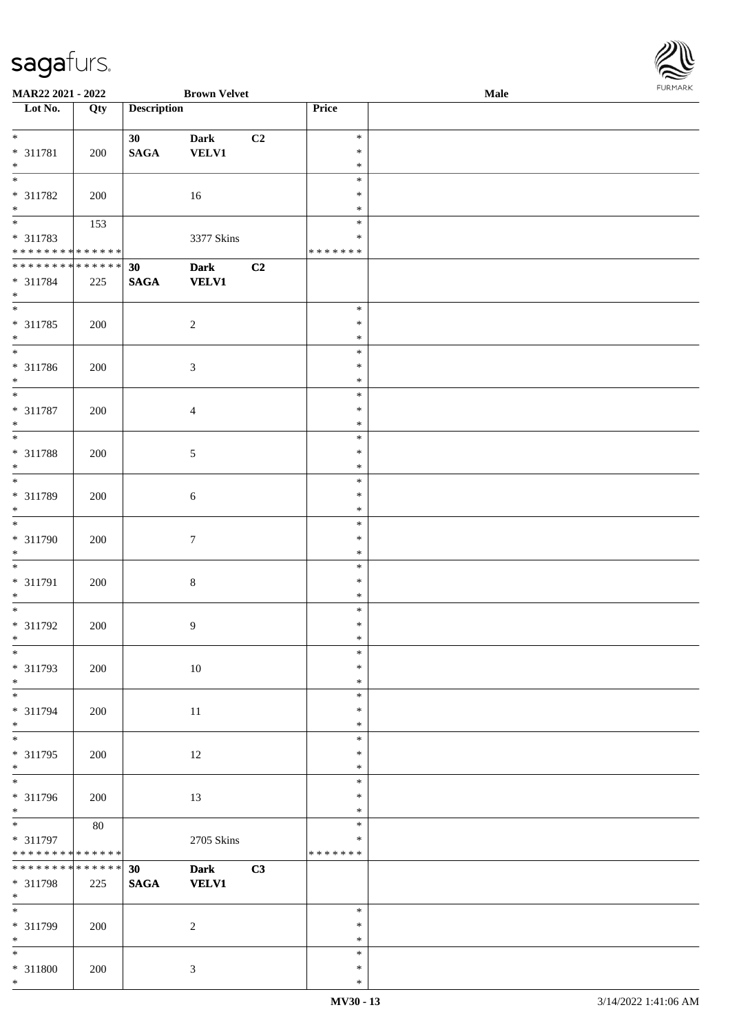MAR22 2021 - 2022 &nbsp;&nbsp;&nbsp; Brown Velvet &nbsp;&nbsp;&nbsp; Male

| Lot No. | Qty | Description | | | Price | |
|---|---|---|---|---|---|---|
| * | | 30 | Dark | C2 | * | |
| * 311781 | 200 | SAGA | VELV1 | | * | |
| * | | | | | * | |
| * | | | | | * | |
| * 311782 | 200 | | 16 | | * | |
| * | | | | | * | |
| * | 153 | | | | * | |
| * 311783 | | | 3377 Skins | | * | |
| * * * * * * * * * * * * * * | | | | | * * * * * * * | |
| * * * * * * * * * * * * * * | | 30 | Dark | C2 | | |
| * 311784 | 225 | SAGA | VELV1 | | | |
| * | | | | | | |
| * | | | | | * | |
| * 311785 | 200 | | 2 | | * | |
| * | | | | | * | |
| * | | | | | * | |
| * 311786 | 200 | | 3 | | * | |
| * | | | | | * | |
| * | | | | | * | |
| * 311787 | 200 | | 4 | | * | |
| * | | | | | * | |
| * | | | | | * | |
| * 311788 | 200 | | 5 | | * | |
| * | | | | | * | |
| * | | | | | * | |
| * 311789 | 200 | | 6 | | * | |
| * | | | | | * | |
| * | | | | | * | |
| * 311790 | 200 | | 7 | | * | |
| * | | | | | * | |
| * | | | | | * | |
| * 311791 | 200 | | 8 | | * | |
| * | | | | | * | |
| * | | | | | * | |
| * 311792 | 200 | | 9 | | * | |
| * | | | | | * | |
| * | | | | | * | |
| * 311793 | 200 | | 10 | | * | |
| * | | | | | * | |
| * | | | | | * | |
| * 311794 | 200 | | 11 | | * | |
| * | | | | | * | |
| * | | | | | * | |
| * 311795 | 200 | | 12 | | * | |
| * | | | | | * | |
| * | | | | | * | |
| * 311796 | 200 | | 13 | | * | |
| * | | | | | * | |
| * | 80 | | | | * | |
| * 311797 | | | 2705 Skins | | * | |
| * * * * * * * * * * * * * * | | | | | * * * * * * * | |
| * * * * * * * * * * * * * * | | 30 | Dark | C3 | | |
| * 311798 | 225 | SAGA | VELV1 | | | |
| * | | | | | | |
| * | | | | | * | |
| * 311799 | 200 | | 2 | | * | |
| * | | | | | * | |
| * | | | | | * | |
| * 311800 | 200 | | 3 | | * | |
| * | | | | | * | |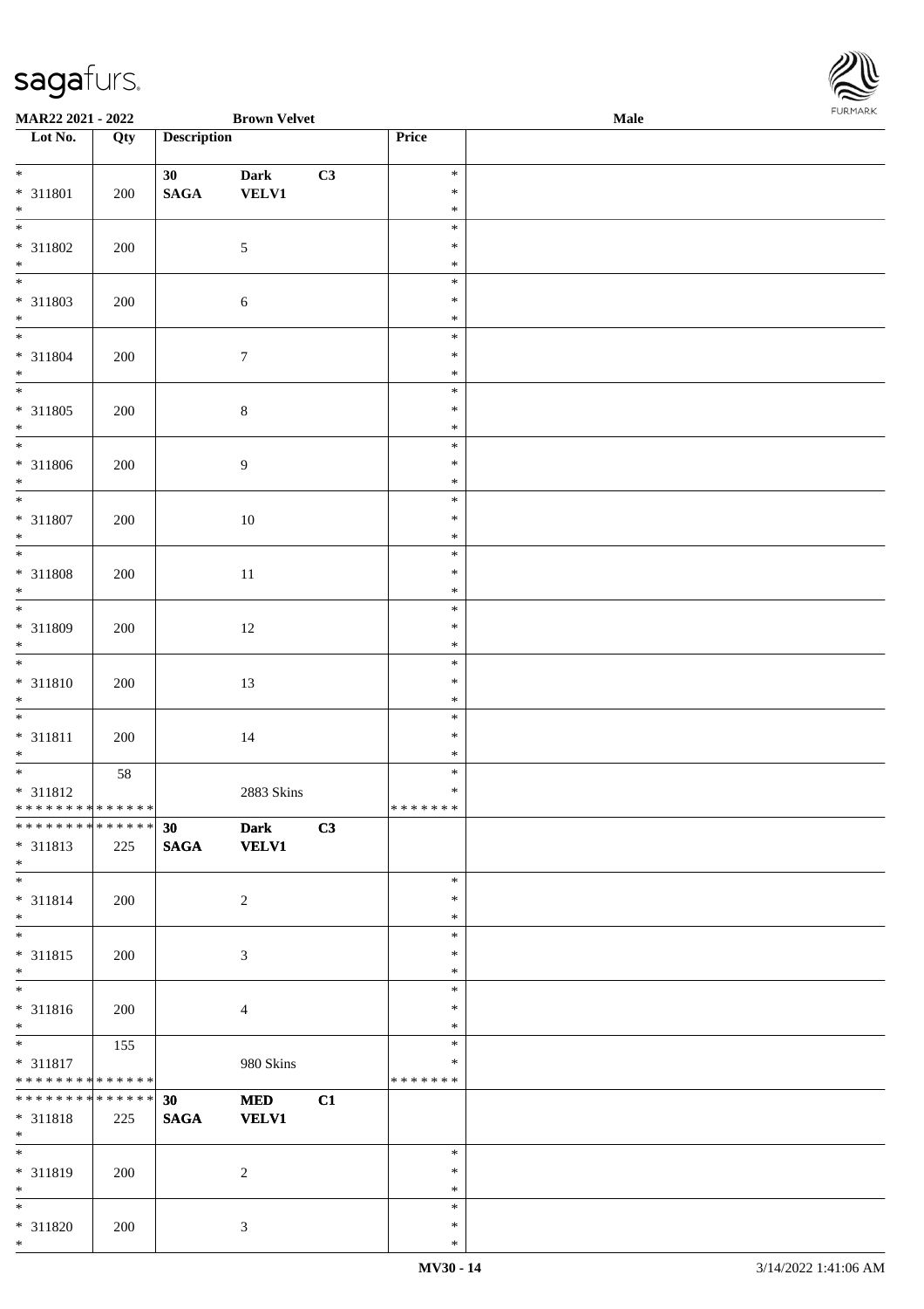**MAR22 2021 - 2022** **Brown Velvet** **Male**

| Lot No. | Qty | Description | | | Price | |
|---|---|---|---|---|---|---|
| * | | 30 | Dark | C3 | * | |
| * 311801 | 200 | SAGA | VELV1 | | * | |
| * | | | | | * | |
| * | | | | | * | |
| * 311802 | 200 | | 5 | | * | |
| * | | | | | * | |
| * | | | | | * | |
| * 311803 | 200 | | 6 | | * | |
| * | | | | | * | |
| * | | | | | * | |
| * 311804 | 200 | | 7 | | * | |
| * | | | | | * | |
| * | | | | | * | |
| * 311805 | 200 | | 8 | | * | |
| * | | | | | * | |
| * | | | | | * | |
| * 311806 | 200 | | 9 | | * | |
| * | | | | | * | |
| * | | | | | * | |
| * 311807 | 200 | | 10 | | * | |
| * | | | | | * | |
| * | | | | | * | |
| * 311808 | 200 | | 11 | | * | |
| * | | | | | * | |
| * | | | | | * | |
| * 311809 | 200 | | 12 | | * | |
| * | | | | | * | |
| * | | | | | * | |
| * 311810 | 200 | | 13 | | * | |
| * | | | | | * | |
| * | | | | | * | |
| * 311811 | 200 | | 14 | | * | |
| * | | | | | * | |
| * | 58 | | | | * | |
| * 311812 | | | 2883 Skins | | * | |
| ************** | | | | | ******* | |
| ************** | | 30 | Dark | C3 | | |
| * 311813 | 225 | SAGA | VELV1 | | | |
| * | | | | | | |
| * | | | | | * | |
| * 311814 | 200 | | 2 | | * | |
| * | | | | | * | |
| * | | | | | * | |
| * 311815 | 200 | | 3 | | * | |
| * | | | | | * | |
| * | | | | | * | |
| * 311816 | 200 | | 4 | | * | |
| * | | | | | * | |
| * | 155 | | | | * | |
| * 311817 | | | 980 Skins | | * | |
| ************** | | | | | ******* | |
| ************** | | 30 | MED | C1 | | |
| * 311818 | 225 | SAGA | VELV1 | | | |
| * | | | | | | |
| * | | | | | * | |
| * 311819 | 200 | | 2 | | * | |
| * | | | | | * | |
| * | | | | | * | |
| * 311820 | 200 | | 3 | | * | |
| * | | | | | * | |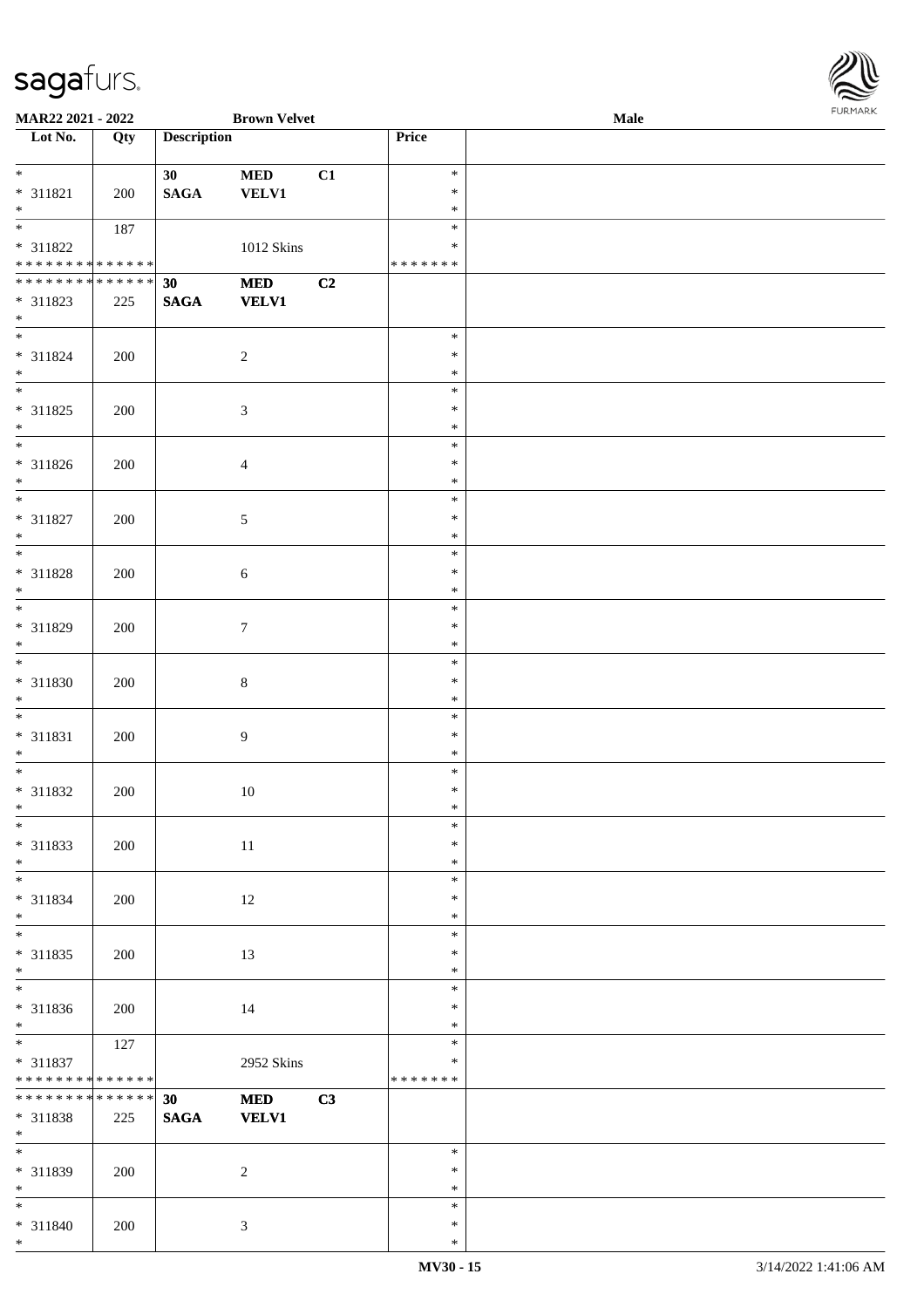| Lot No. | Qty | Description | | | Price | |
|---|---|---|---|---|---|---|
| * | | 30 | MED | C1 | * | |
| * 311821 | 200 | SAGA | VELV1 | | * | |
| * | | | | | * | |
| * | 187 | | | | * | |
| * 311822 | | | 1012 Skins | | * | |
| * * * * * * * * * * * * * * | | | | | * * * * * * * | |
| * * * * * * * * * * * * * * | | 30 | MED | C2 | | |
| * 311823 | 225 | SAGA | VELV1 | | | |
| * | | | | | | |
| * | | | | | * | |
| * 311824 | 200 | | 2 | | * | |
| * | | | | | * | |
| * | | | | | * | |
| * 311825 | 200 | | 3 | | * | |
| * | | | | | * | |
| * | | | | | * | |
| * 311826 | 200 | | 4 | | * | |
| * | | | | | * | |
| * | | | | | * | |
| * 311827 | 200 | | 5 | | * | |
| * | | | | | * | |
| * | | | | | * | |
| * 311828 | 200 | | 6 | | * | |
| * | | | | | * | |
| * | | | | | * | |
| * 311829 | 200 | | 7 | | * | |
| * | | | | | * | |
| * | | | | | * | |
| * 311830 | 200 | | 8 | | * | |
| * | | | | | * | |
| * | | | | | * | |
| * 311831 | 200 | | 9 | | * | |
| * | | | | | * | |
| * | | | | | * | |
| * 311832 | 200 | | 10 | | * | |
| * | | | | | * | |
| * | | | | | * | |
| * 311833 | 200 | | 11 | | * | |
| * | | | | | * | |
| * | | | | | * | |
| * 311834 | 200 | | 12 | | * | |
| * | | | | | * | |
| * | | | | | * | |
| * 311835 | 200 | | 13 | | * | |
| * | | | | | * | |
| * | | | | | * | |
| * 311836 | 200 | | 14 | | * | |
| * | | | | | * | |
| * | 127 | | | | * | |
| * 311837 | | | 2952 Skins | | * | |
| * * * * * * * * * * * * * * | | | | | * * * * * * * | |
| * * * * * * * * * * * * * * | | 30 | MED | C3 | | |
| * 311838 | 225 | SAGA | VELV1 | | | |
| * | | | | | | |
| * | | | | | * | |
| * 311839 | 200 | | 2 | | * | |
| * | | | | | * | |
| * | | | | | * | |
| * 311840 | 200 | | 3 | | * | |
| * | | | | | * | |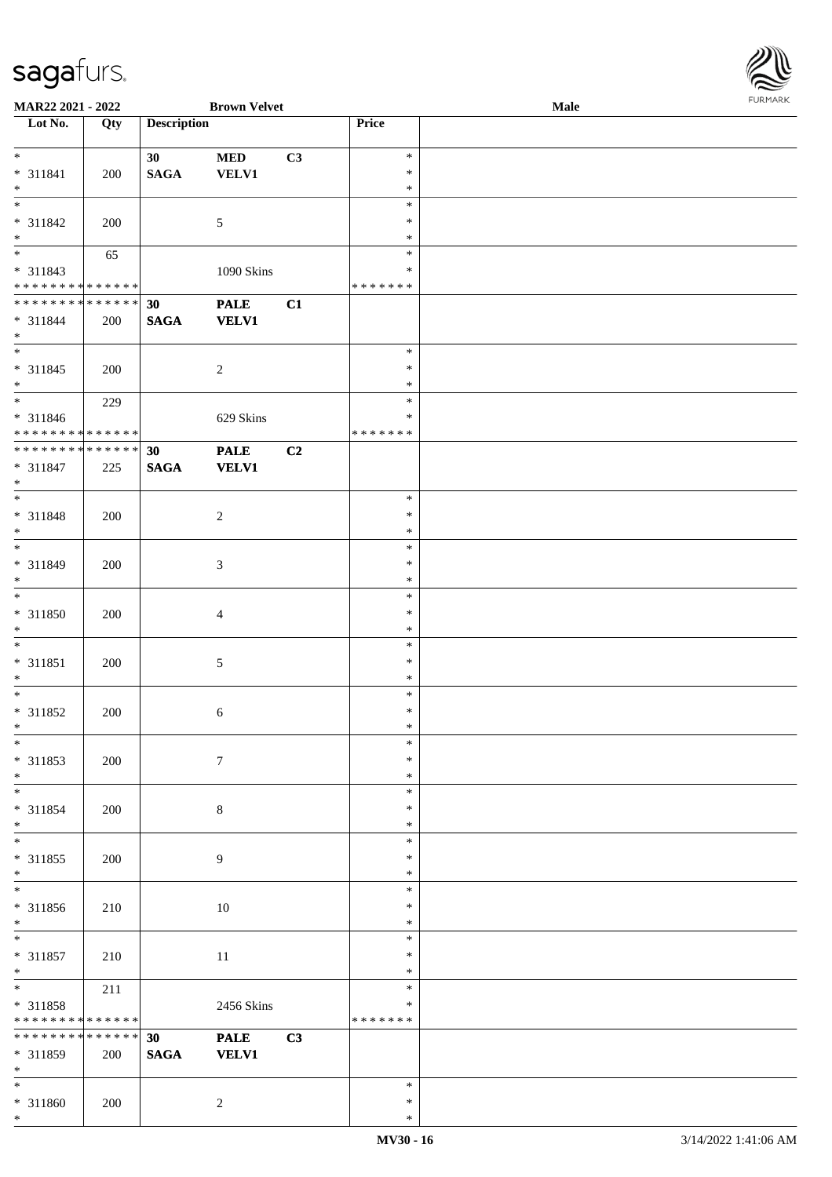| Lot No. | Qty | Description | | | Price | |
|---|---|---|---|---|---|---|
| * | | 30 | MED | C3 | * | |
| * 311841 | 200 | SAGA | VELV1 | | * | |
| * | | | | | * | |
| * | | | | | * | |
| * 311842 | 200 | | 5 | | * | |
| * | | | | | * | |
| * | 65 | | | | * | |
| * 311843 | | | 1090 Skins | | * | |
| * * * * * * * * * * * * * * | | | | | * * * * * * * | |
| * * * * * * * * * * * * * * | | 30 | PALE | C1 | | |
| * 311844 | 200 | SAGA | VELV1 | | | |
| * | | | | | | |
| * | | | | | * | |
| * 311845 | 200 | | 2 | | * | |
| * | | | | | * | |
| * | 229 | | | | * | |
| * 311846 | | | 629 Skins | | * | |
| * * * * * * * * * * * * * * | | | | | * * * * * * * | |
| * * * * * * * * * * * * * * | | 30 | PALE | C2 | | |
| * 311847 | 225 | SAGA | VELV1 | | | |
| * | | | | | | |
| * | | | | | * | |
| * 311848 | 200 | | 2 | | * | |
| * | | | | | * | |
| * | | | | | * | |
| * 311849 | 200 | | 3 | | * | |
| * | | | | | * | |
| * | | | | | * | |
| * 311850 | 200 | | 4 | | * | |
| * | | | | | * | |
| * | | | | | * | |
| * 311851 | 200 | | 5 | | * | |
| * | | | | | * | |
| * | | | | | * | |
| * 311852 | 200 | | 6 | | * | |
| * | | | | | * | |
| * | | | | | * | |
| * 311853 | 200 | | 7 | | * | |
| * | | | | | * | |
| * | | | | | * | |
| * 311854 | 200 | | 8 | | * | |
| * | | | | | * | |
| * | | | | | * | |
| * 311855 | 200 | | 9 | | * | |
| * | | | | | * | |
| * | | | | | * | |
| * 311856 | 210 | | 10 | | * | |
| * | | | | | * | |
| * | | | | | * | |
| * 311857 | 210 | | 11 | | * | |
| * | | | | | * | |
| * | 211 | | | | * | |
| * 311858 | | | 2456 Skins | | * | |
| * * * * * * * * * * * * * * | | | | | * * * * * * * | |
| * * * * * * * * * * * * * * | | 30 | PALE | C3 | | |
| * 311859 | 200 | SAGA | VELV1 | | | |
| * | | | | | | |
| * | | | | | * | |
| * 311860 | 200 | | 2 | | * | |
| * | | | | | * | |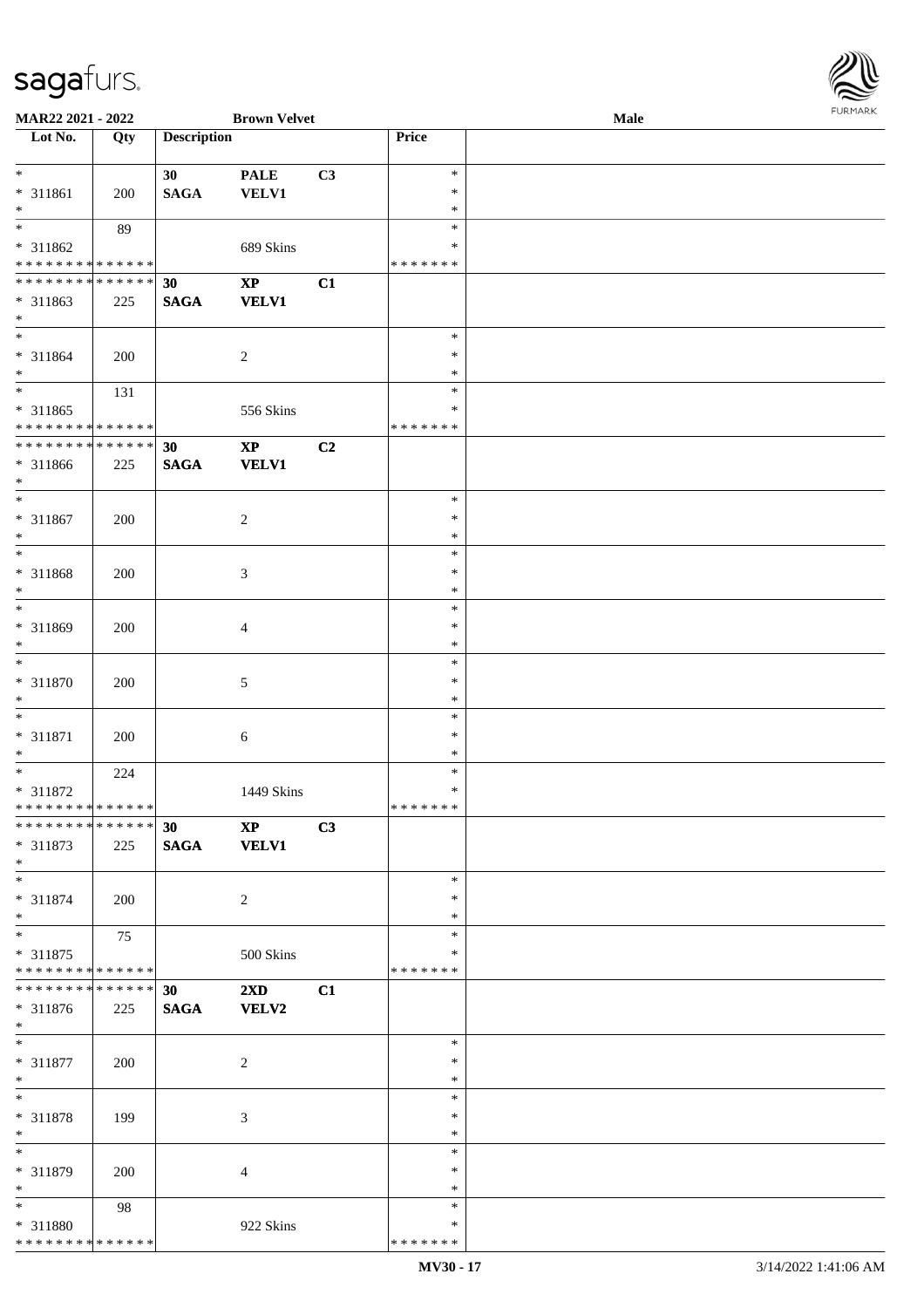**MAR22 2021 - 2022** **Brown Velvet** **Male**

| Lot No. | Qty | Description | | | Price | |
|---|---|---|---|---|---|---|
| * | | **30** | **PALE** | **C3** | * | |
| * 311861 | 200 | **SAGA** | **VELV1** | | * | |
| * | | | | | * | |
| * | 89 | | | | * | |
| * 311862 | | | 689 Skins | | * | |
| * * * * * * * * * * * * * * | | | | | * * * * * * * | |
| * * * * * * * * * * * * * * | | **30** | **XP** | **C1** | | |
| * 311863 | 225 | **SAGA** | **VELV1** | | | |
| * | | | | | | |
| * | | | | | * | |
| * 311864 | 200 | | 2 | | * | |
| * | | | | | * | |
| * | 131 | | | | * | |
| * 311865 | | | 556 Skins | | * | |
| * * * * * * * * * * * * * * | | | | | * * * * * * * | |
| * * * * * * * * * * * * * * | | **30** | **XP** | **C2** | | |
| * 311866 | 225 | **SAGA** | **VELV1** | | | |
| * | | | | | | |
| * | | | | | * | |
| * 311867 | 200 | | 2 | | * | |
| * | | | | | * | |
| * | | | | | * | |
| * 311868 | 200 | | 3 | | * | |
| * | | | | | * | |
| * | | | | | * | |
| * 311869 | 200 | | 4 | | * | |
| * | | | | | * | |
| * | | | | | * | |
| * 311870 | 200 | | 5 | | * | |
| * | | | | | * | |
| * | | | | | * | |
| * 311871 | 200 | | 6 | | * | |
| * | | | | | * | |
| * | 224 | | | | * | |
| * 311872 | | | 1449 Skins | | * | |
| * * * * * * * * * * * * * * | | | | | * * * * * * * | |
| * * * * * * * * * * * * * * | | **30** | **XP** | **C3** | | |
| * 311873 | 225 | **SAGA** | **VELV1** | | | |
| * | | | | | | |
| * | | | | | * | |
| * 311874 | 200 | | 2 | | * | |
| * | | | | | * | |
| * | 75 | | | | * | |
| * 311875 | | | 500 Skins | | * | |
| * * * * * * * * * * * * * * | | | | | * * * * * * * | |
| * * * * * * * * * * * * * * | | **30** | **2XD** | **C1** | | |
| * 311876 | 225 | **SAGA** | **VELV2** | | | |
| * | | | | | | |
| * | | | | | * | |
| * 311877 | 200 | | 2 | | * | |
| * | | | | | * | |
| * | | | | | * | |
| * 311878 | 199 | | 3 | | * | |
| * | | | | | * | |
| * | | | | | * | |
| * 311879 | 200 | | 4 | | * | |
| * | | | | | * | |
| * | 98 | | | | * | |
| * 311880 | | | 922 Skins | | * | |
| * * * * * * * * * * * * * * | | | | | * * * * * * * | |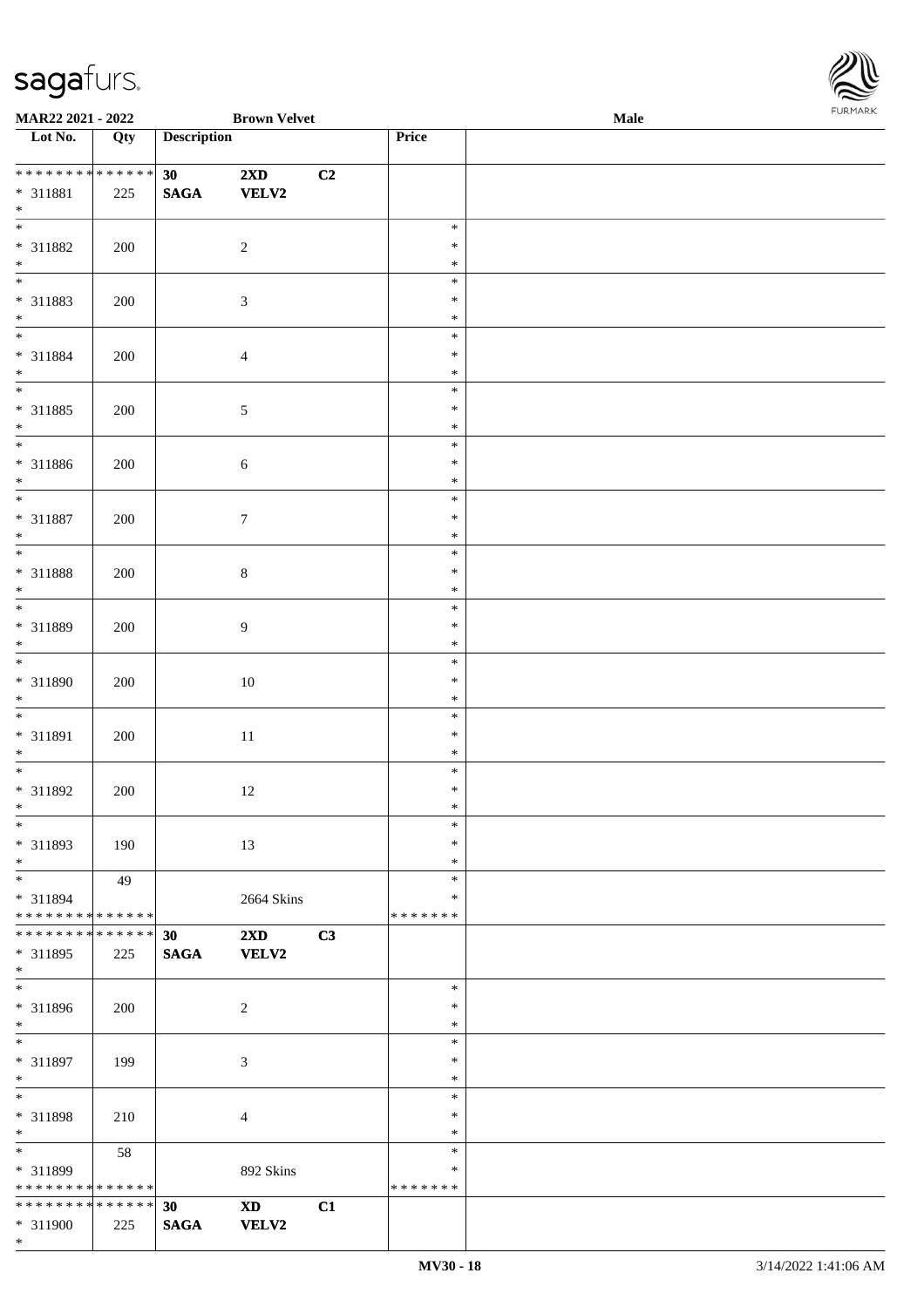**MAR22 2021 - 2022** **Brown Velvet** **Male**

| Lot No. | Qty | Description | | | Price | |
|---|---|---|---|---|---|---|
| * * * * * * * * * * * * * * | | **30** | **2XD** | **C2** | | |
| * 311881 | 225 | **SAGA** | **VELV2** | | | |
| * | | | | | | |
| * 311882 | 200 | | 2 | | * * * | |
| * 311883 | 200 | | 3 | | * * * | |
| * 311884 | 200 | | 4 | | * * * | |
| * 311885 | 200 | | 5 | | * * * | |
| * 311886 | 200 | | 6 | | * * * | |
| * 311887 | 200 | | 7 | | * * * | |
| * 311888 | 200 | | 8 | | * * * | |
| * 311889 | 200 | | 9 | | * * * | |
| * 311890 | 200 | | 10 | | * * * | |
| * 311891 | 200 | | 11 | | * * * | |
| * 311892 | 200 | | 12 | | * * * | |
| * 311893 | 190 | | 13 | | * * * | |
| * 311894 | 49 | | 2664 Skins | | * * * * * * * * * | |
| * * * * * * * * * * * * * * | | **30** | **2XD** | **C3** | | |
| * 311895 | 225 | **SAGA** | **VELV2** | | | |
| * 311896 | 200 | | 2 | | * * * | |
| * 311897 | 199 | | 3 | | * * * | |
| * 311898 | 210 | | 4 | | * * * | |
| * 311899 | 58 | | 892 Skins | | * * * * * * * * * | |
| * * * * * * * * * * * * * * | | **30** | **XD** | **C1** | | |
| * 311900 | 225 | **SAGA** | **VELV2** | | | |
| * | | | | | | |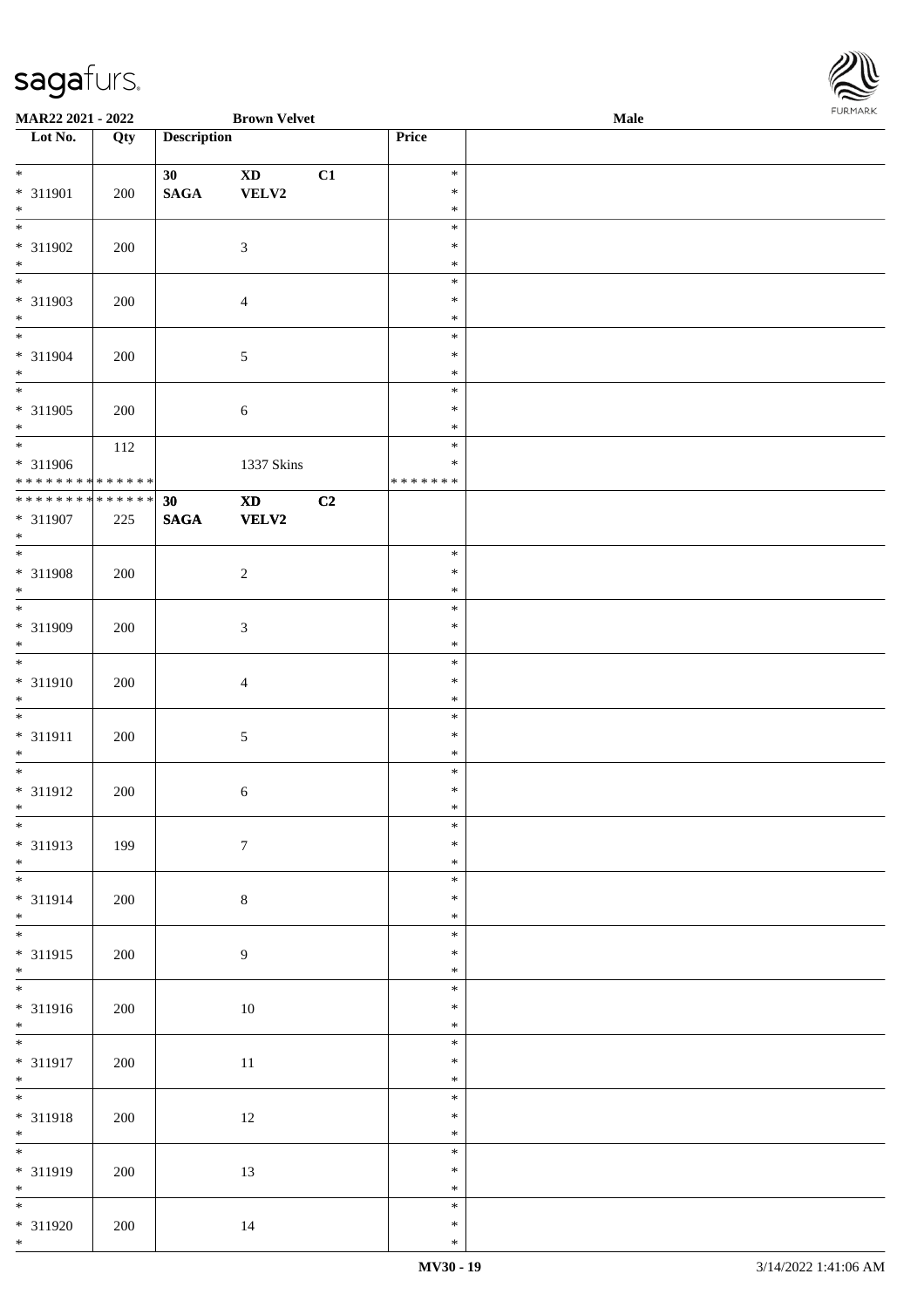MAR22 2021 - 2022 | Brown Velvet | Male

| Lot No. | Qty | Description | | | Price | |
|---|---|---|---|---|---|---|
| * | | 30 | XD | C1 | * | |
| * 311901 | 200 | SAGA | VELV2 | | * | |
| * | | | | | * | |
| * 311902 | 200 | | 3 | | * | |
| * 311903 | 200 | | 4 | | * | |
| * 311904 | 200 | | 5 | | * | |
| * 311905 | 200 | | 6 | | * | |
| * 311906 | 112 | | 1337 Skins | | * | |
| * * * * * * * * * * * * * * | | | | | * * * * * * * | |
| * * * * * * * * * * * * * * | | 30 | XD | C2 | | |
| * 311907 | 225 | SAGA | VELV2 | | | |
| * 311908 | 200 | | 2 | | * | |
| * 311909 | 200 | | 3 | | * | |
| * 311910 | 200 | | 4 | | * | |
| * 311911 | 200 | | 5 | | * | |
| * 311912 | 200 | | 6 | | * | |
| * 311913 | 199 | | 7 | | * | |
| * 311914 | 200 | | 8 | | * | |
| * 311915 | 200 | | 9 | | * | |
| * 311916 | 200 | | 10 | | * | |
| * 311917 | 200 | | 11 | | * | |
| * 311918 | 200 | | 12 | | * | |
| * 311919 | 200 | | 13 | | * | |
| * 311920 | 200 | | 14 | | * | |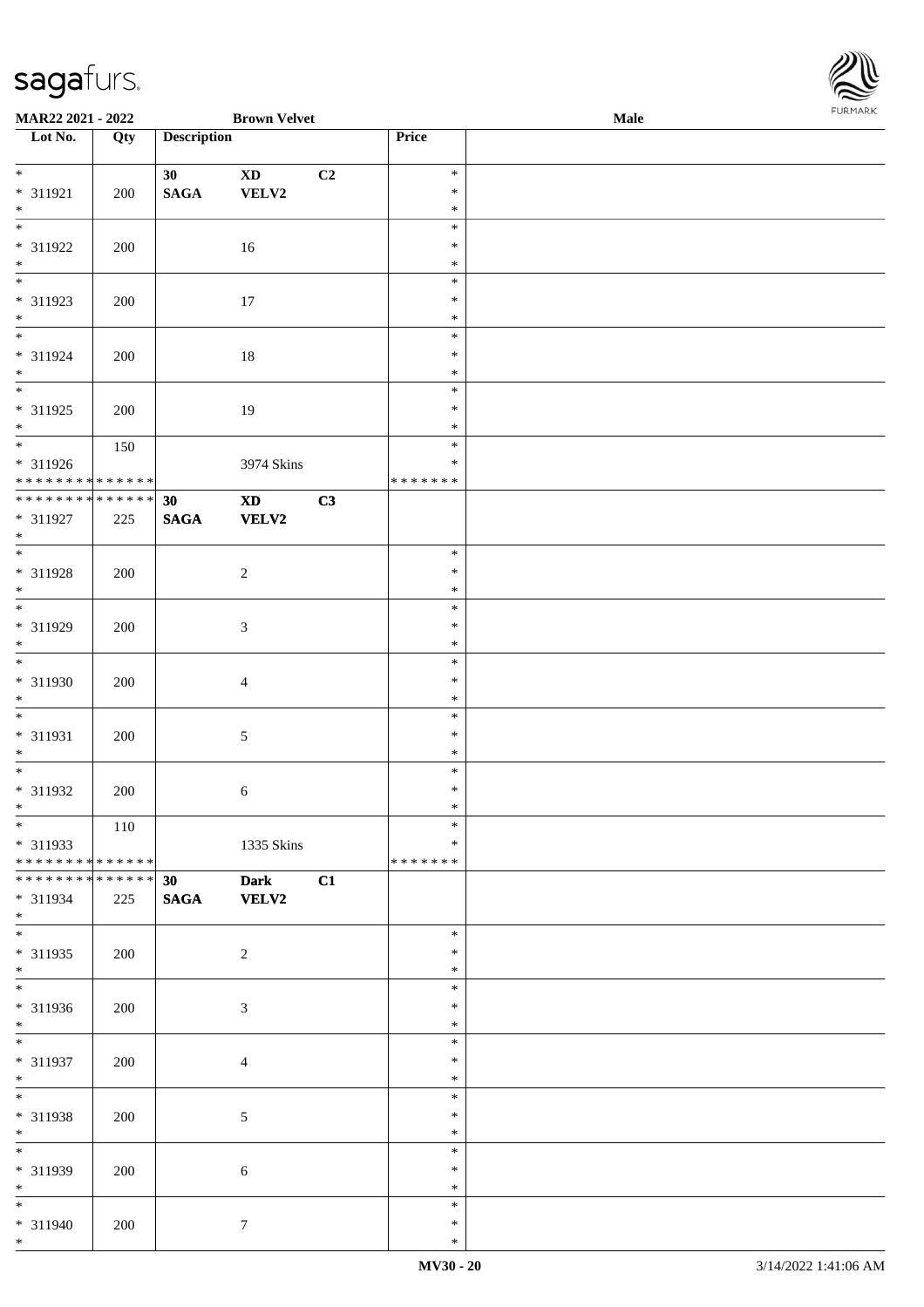**MAR22 2021 - 2022** **Brown Velvet** **Male**

| Lot No. | Qty | Description | | | Price | |
|---|---|---|---|---|---|---|
| * | | 30 | XD | C2 | * | |
| * 311921 | 200 | SAGA | VELV2 | | * | |
| * | | | | | * | |
| * | | | | | * | |
| * 311922 | 200 | | 16 | | * | |
| * | | | | | * | |
| * | | | | | * | |
| * 311923 | 200 | | 17 | | * | |
| * | | | | | * | |
| * | | | | | * | |
| * 311924 | 200 | | 18 | | * | |
| * | | | | | * | |
| * | | | | | * | |
| * 311925 | 200 | | 19 | | * | |
| * | | | | | * | |
| * | 150 | | | | * | |
| * 311926 | | | 3974 Skins | | * | |
| * * * * * * * * * * * * * * | | | | | * * * * * * * | |
| * * * * * * * * * * * * * * | | 30 | XD | C3 | | |
| * 311927 | 225 | SAGA | VELV2 | | | |
| * | | | | | | |
| * | | | | | * | |
| * 311928 | 200 | | 2 | | * | |
| * | | | | | * | |
| * | | | | | * | |
| * 311929 | 200 | | 3 | | * | |
| * | | | | | * | |
| * | | | | | * | |
| * 311930 | 200 | | 4 | | * | |
| * | | | | | * | |
| * | | | | | * | |
| * 311931 | 200 | | 5 | | * | |
| * | | | | | * | |
| * | | | | | * | |
| * 311932 | 200 | | 6 | | * | |
| * | | | | | * | |
| * | 110 | | | | * | |
| * 311933 | | | 1335 Skins | | * | |
| * * * * * * * * * * * * * * | | | | | * * * * * * * | |
| * * * * * * * * * * * * * * | | 30 | Dark | C1 | | |
| * 311934 | 225 | SAGA | VELV2 | | | |
| * | | | | | | |
| * | | | | | * | |
| * 311935 | 200 | | 2 | | * | |
| * | | | | | * | |
| * | | | | | * | |
| * 311936 | 200 | | 3 | | * | |
| * | | | | | * | |
| * | | | | | * | |
| * 311937 | 200 | | 4 | | * | |
| * | | | | | * | |
| * | | | | | * | |
| * 311938 | 200 | | 5 | | * | |
| * | | | | | * | |
| * | | | | | * | |
| * 311939 | 200 | | 6 | | * | |
| * | | | | | * | |
| * | | | | | * | |
| * 311940 | 200 | | 7 | | * | |
| * | | | | | * | |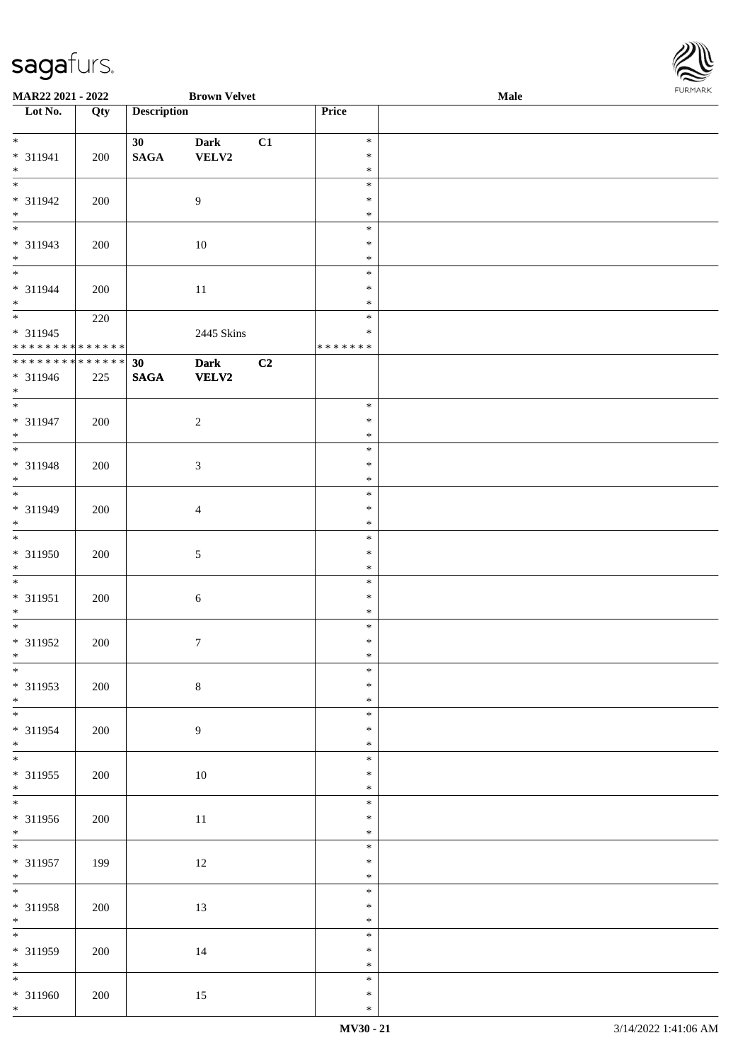MAR22 2021 - 2022 | Brown Velvet | Male

| Lot No. | Qty | Description | | | Price | |
|---|---|---|---|---|---|---|
| * <br> * 311941 <br> * | 200 | 30 <br> **SAGA** | **Dark** <br> **VELV2** | C1 | * <br> * <br> * | |
| * <br> * 311942 <br> * | 200 | | 9 | | * <br> * <br> * | |
| * <br> * 311943 <br> * | 200 | | 10 | | * <br> * <br> * | |
| * <br> * 311944 <br> * | 200 | | 11 | | * <br> * <br> * | |
| * <br> * 311945 <br> * * * * * * * * * * * * * * | 220 | | 2445 Skins | | * <br> * <br> * * * * * * * | |
| * * * * * * * * * * * * * * <br> * 311946 <br> * | 225 | **30** <br> **SAGA** | **Dark** <br> **VELV2** | **C2** | | |
| * <br> * 311947 <br> * | 200 | | 2 | | * <br> * <br> * | |
| * <br> * 311948 <br> * | 200 | | 3 | | * <br> * <br> * | |
| * <br> * 311949 <br> * | 200 | | 4 | | * <br> * <br> * | |
| * <br> * 311950 <br> * | 200 | | 5 | | * <br> * <br> * | |
| * <br> * 311951 <br> * | 200 | | 6 | | * <br> * <br> * | |
| * <br> * 311952 <br> * | 200 | | 7 | | * <br> * <br> * | |
| * <br> * 311953 <br> * | 200 | | 8 | | * <br> * <br> * | |
| * <br> * 311954 <br> * | 200 | | 9 | | * <br> * <br> * | |
| * <br> * 311955 <br> * | 200 | | 10 | | * <br> * <br> * | |
| * <br> * 311956 <br> * | 200 | | 11 | | * <br> * <br> * | |
| * <br> * 311957 <br> * | 199 | | 12 | | * <br> * <br> * | |
| * <br> * 311958 <br> * | 200 | | 13 | | * <br> * <br> * | |
| * <br> * 311959 <br> * | 200 | | 14 | | * <br> * <br> * | |
| * <br> * 311960 <br> * | 200 | | 15 | | * <br> * <br> * | |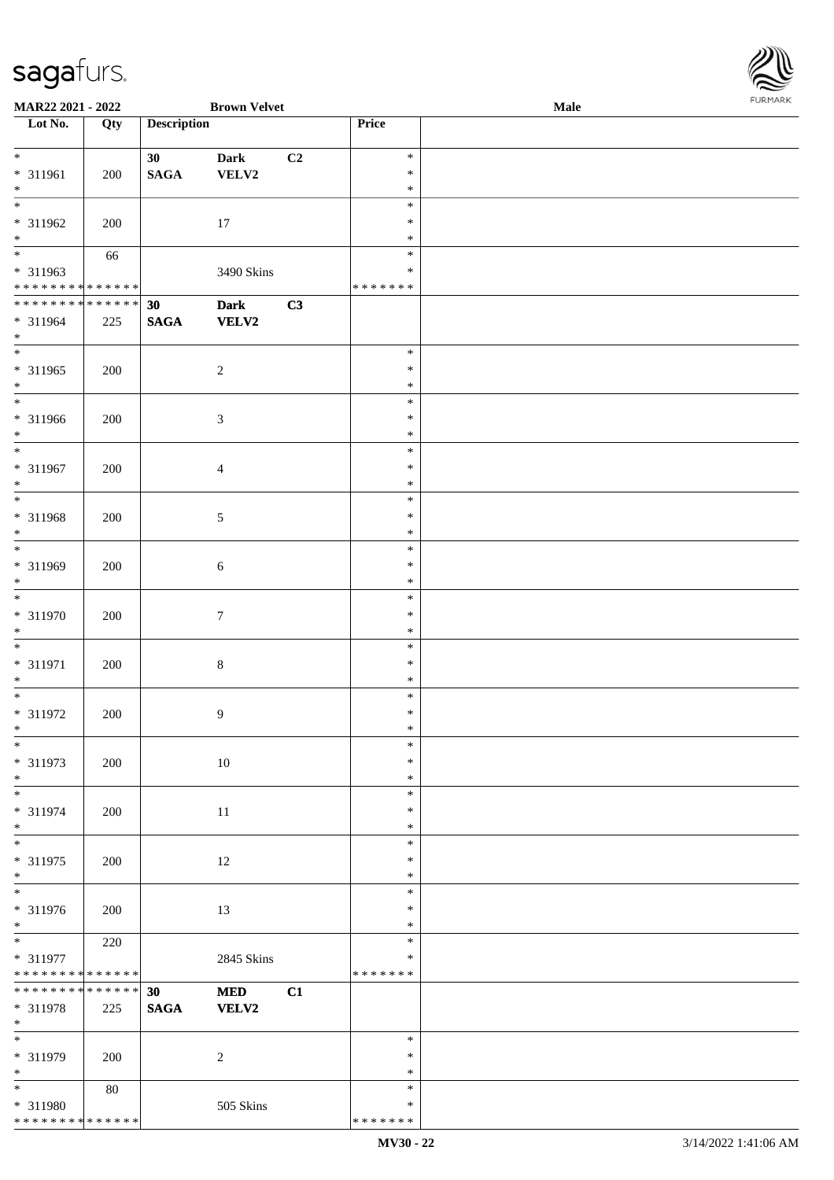MAR22 2021 - 2022 **Brown Velvet** **Male**

| Lot No. | Qty | Description | | | Price | |
|---|---|---|---|---|---|---|
| * | | 30 | Dark | C2 | * | |
| * 311961 | 200 | SAGA | VELV2 | | * | |
| * | | | | | * | |
| * | | | | | * | |
| * 311962 | 200 | | 17 | | * | |
| * | | | | | * | |
| * | 66 | | | | * | |
| * 311963 | | | 3490 Skins | | * | |
| * * * * * * * * * * * * * * | | | | | * * * * * * * | |
| * * * * * * * * * * * * * * | | **30** | **Dark** | **C3** | | |
| * 311964 | 225 | **SAGA** | **VELV2** | | | |
| * | | | | | | |
| * | | | | | * | |
| * 311965 | 200 | | 2 | | * | |
| * | | | | | * | |
| * | | | | | * | |
| * 311966 | 200 | | 3 | | * | |
| * | | | | | * | |
| * | | | | | * | |
| * 311967 | 200 | | 4 | | * | |
| * | | | | | * | |
| * | | | | | * | |
| * 311968 | 200 | | 5 | | * | |
| * | | | | | * | |
| * | | | | | * | |
| * 311969 | 200 | | 6 | | * | |
| * | | | | | * | |
| * | | | | | * | |
| * 311970 | 200 | | 7 | | * | |
| * | | | | | * | |
| * | | | | | * | |
| * 311971 | 200 | | 8 | | * | |
| * | | | | | * | |
| * | | | | | * | |
| * 311972 | 200 | | 9 | | * | |
| * | | | | | * | |
| * | | | | | * | |
| * 311973 | 200 | | 10 | | * | |
| * | | | | | * | |
| * | | | | | * | |
| * 311974 | 200 | | 11 | | * | |
| * | | | | | * | |
| * | | | | | * | |
| * 311975 | 200 | | 12 | | * | |
| * | | | | | * | |
| * | | | | | * | |
| * 311976 | 200 | | 13 | | * | |
| * | | | | | * | |
| * | 220 | | | | * | |
| * 311977 | | | 2845 Skins | | * | |
| * * * * * * * * * * * * * * | | | | | * * * * * * * | |
| * * * * * * * * * * * * * * | | **30** | **MED** | **C1** | | |
| * 311978 | 225 | **SAGA** | **VELV2** | | | |
| * | | | | | | |
| * | | | | | * | |
| * 311979 | 200 | | 2 | | * | |
| * | | | | | * | |
| * | 80 | | | | * | |
| * 311980 | | | 505 Skins | | * | |
| * * * * * * * * * * * * * * | | | | | * * * * * * * | |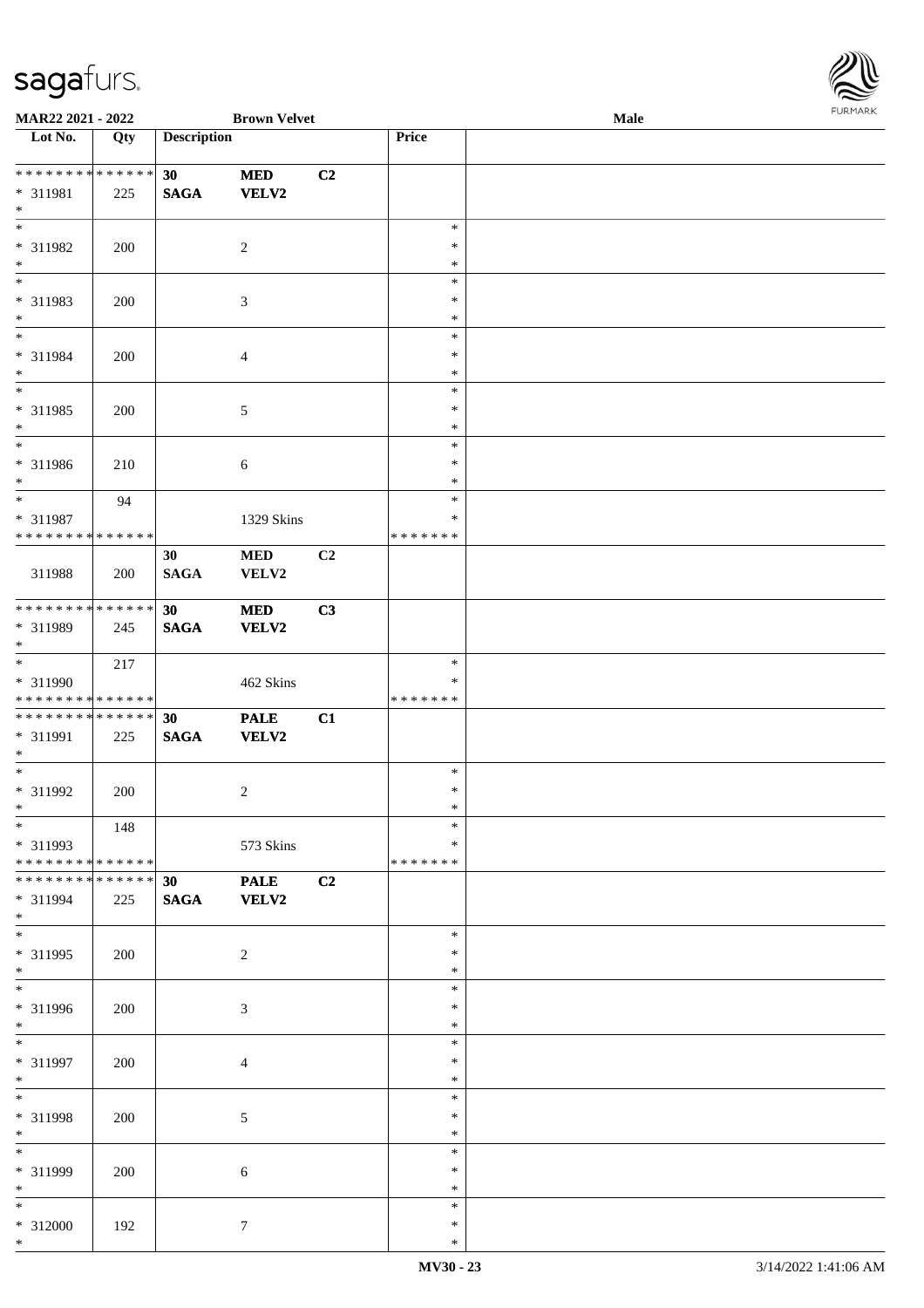| Lot No. | Qty | Description | | | Price | |
|---|---|---|---|---|---|---|
| * * * * * * * * * * * * * * | | 30 | MED | C2 | | |
| * 311981 | 225 | SAGA | VELV2 | | | |
| * | | | | | | |
| * | | | | | * | |
| * 311982 | 200 | | 2 | | * | |
| * | | | | | * | |
| * | | | | | * | |
| * 311983 | 200 | | 3 | | * | |
| * | | | | | * | |
| * | | | | | * | |
| * 311984 | 200 | | 4 | | * | |
| * | | | | | * | |
| * | | | | | * | |
| * 311985 | 200 | | 5 | | * | |
| * | | | | | * | |
| * | | | | | * | |
| * 311986 | 210 | | 6 | | * | |
| * | | | | | * | |
| * | 94 | | | | * | |
| * 311987 | | | 1329 Skins | | * | |
| * * * * * * * * * * * * * * | | | | | * * * * * * * | |
| | | 30 | MED | C2 | | |
| 311988 | 200 | SAGA | VELV2 | | | |
| * * * * * * * * * * * * * * | | 30 | MED | C3 | | |
| * 311989 | 245 | SAGA | VELV2 | | | |
| * | | | | | | |
| * | 217 | | | | * | |
| * 311990 | | | 462 Skins | | * | |
| * * * * * * * * * * * * * * | | | | | * * * * * * * | |
| * * * * * * * * * * * * * * | | 30 | PALE | C1 | | |
| * 311991 | 225 | SAGA | VELV2 | | | |
| * | | | | | | |
| * | | | | | * | |
| * 311992 | 200 | | 2 | | * | |
| * | | | | | * | |
| * | 148 | | | | * | |
| * 311993 | | | 573 Skins | | * | |
| * * * * * * * * * * * * * * | | | | | * * * * * * * | |
| * * * * * * * * * * * * * * | | 30 | PALE | C2 | | |
| * 311994 | 225 | SAGA | VELV2 | | | |
| * | | | | | | |
| * | | | | | * | |
| * 311995 | 200 | | 2 | | * | |
| * | | | | | * | |
| * | | | | | * | |
| * 311996 | 200 | | 3 | | * | |
| * | | | | | * | |
| * | | | | | * | |
| * 311997 | 200 | | 4 | | * | |
| * | | | | | * | |
| * | | | | | * | |
| * 311998 | 200 | | 5 | | * | |
| * | | | | | * | |
| * | | | | | * | |
| * 311999 | 200 | | 6 | | * | |
| * | | | | | * | |
| * | | | | | * | |
| * 312000 | 192 | | 7 | | * | |
| * | | | | | * | |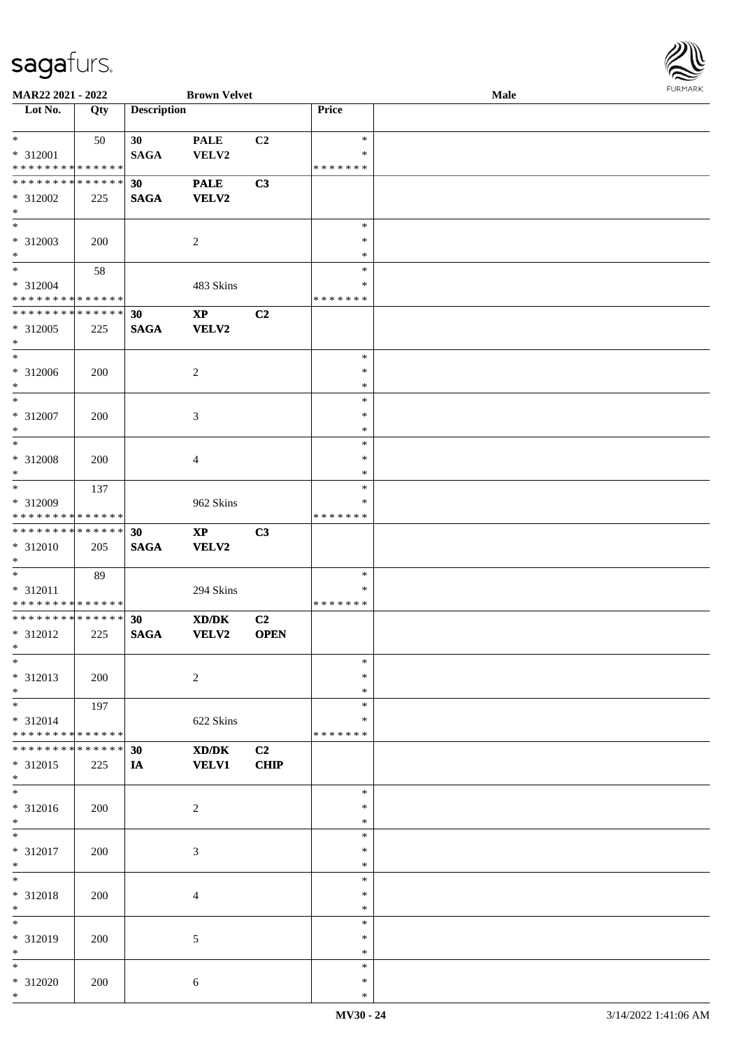**MAR22 2021 - 2022** **Brown Velvet** **Male**

| Lot No. | Qty | Description | | | Price | |
|---|---|---|---|---|---|---|
| * | 50 | **30** | **PALE** | **C2** | * | |
| * 312001 | | **SAGA** | **VELV2** | | * | |
| * * * * * * * * * * * * * * | | | | | * * * * * * * | |
| * * * * * * * * * * * * * * | | **30** | **PALE** | **C3** | | |
| * 312002 | 225 | **SAGA** | **VELV2** | | | |
| * | | | | | | |
| * | | | | | * | |
| * 312003 | 200 | | 2 | | * | |
| * | | | | | * | |
| * | 58 | | | | * | |
| * 312004 | | | 483 Skins | | * | |
| * * * * * * * * * * * * * * | | | | | * * * * * * * | |
| * * * * * * * * * * * * * * | | **30** | **XP** | **C2** | | |
| * 312005 | 225 | **SAGA** | **VELV2** | | | |
| * | | | | | | |
| * | | | | | * | |
| * 312006 | 200 | | 2 | | * | |
| * | | | | | * | |
| * | | | | | * | |
| * 312007 | 200 | | 3 | | * | |
| * | | | | | * | |
| * | | | | | * | |
| * 312008 | 200 | | 4 | | * | |
| * | | | | | * | |
| * | 137 | | | | * | |
| * 312009 | | | 962 Skins | | * | |
| * * * * * * * * * * * * * * | | | | | * * * * * * * | |
| * * * * * * * * * * * * * * | | **30** | **XP** | **C3** | | |
| * 312010 | 205 | **SAGA** | **VELV2** | | | |
| * | | | | | | |
| * | 89 | | | | * | |
| * 312011 | | | 294 Skins | | * | |
| * * * * * * * * * * * * * * | | | | | * * * * * * * | |
| * * * * * * * * * * * * * * | | **30** | **XD/DK** | **C2** | | |
| * 312012 | 225 | **SAGA** | **VELV2** | **OPEN** | | |
| * | | | | | | |
| * | | | | | * | |
| * 312013 | 200 | | 2 | | * | |
| * | | | | | * | |
| * | 197 | | | | * | |
| * 312014 | | | 622 Skins | | * | |
| * * * * * * * * * * * * * * | | | | | * * * * * * * | |
| * * * * * * * * * * * * * * | | **30** | **XD/DK** | **C2** | | |
| * 312015 | 225 | **IA** | **VELV1** | **CHIP** | | |
| * | | | | | | |
| * | | | | | * | |
| * 312016 | 200 | | 2 | | * | |
| * | | | | | * | |
| * | | | | | * | |
| * 312017 | 200 | | 3 | | * | |
| * | | | | | * | |
| * | | | | | * | |
| * 312018 | 200 | | 4 | | * | |
| * | | | | | * | |
| * | | | | | * | |
| * 312019 | 200 | | 5 | | * | |
| * | | | | | * | |
| * | | | | | * | |
| * 312020 | 200 | | 6 | | * | |
| * | | | | | * | |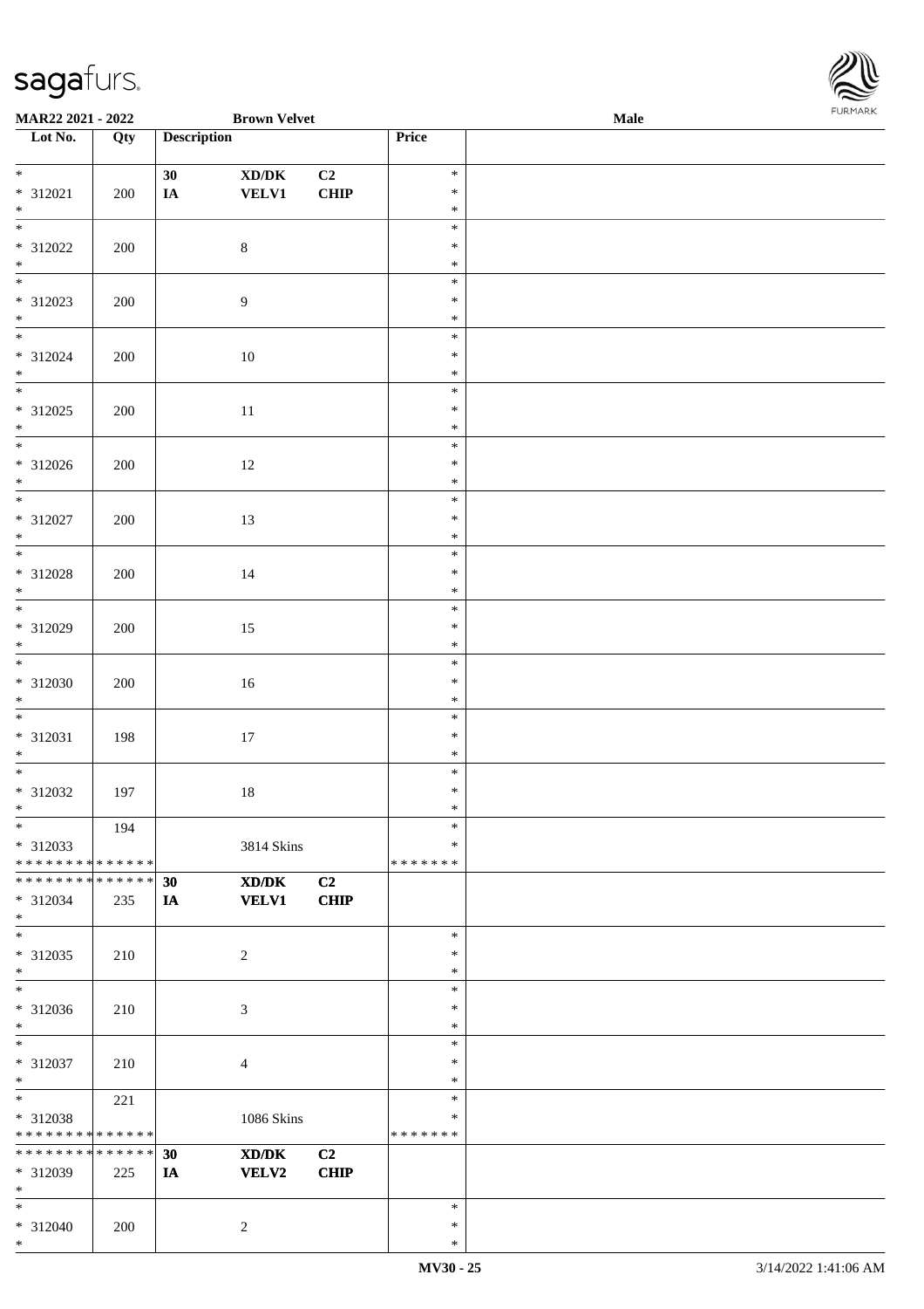**MAR22 2021 - 2022** **Brown Velvet** **Male**

| Lot No. | Qty | Description | | | Price | |
|---|---|---|---|---|---|---|
| * | | 30 | XD/DK | C2 | * | |
| * 312021 | 200 | IA | VELV1 | CHIP | * | |
| * | | | | | * | |
| * | | | | | * | |
| * 312022 | 200 | | 8 | | * | |
| * | | | | | * | |
| * | | | | | * | |
| * 312023 | 200 | | 9 | | * | |
| * | | | | | * | |
| * | | | | | * | |
| * 312024 | 200 | | 10 | | * | |
| * | | | | | * | |
| * | | | | | * | |
| * 312025 | 200 | | 11 | | * | |
| * | | | | | * | |
| * | | | | | * | |
| * 312026 | 200 | | 12 | | * | |
| * | | | | | * | |
| * | | | | | * | |
| * 312027 | 200 | | 13 | | * | |
| * | | | | | * | |
| * | | | | | * | |
| * 312028 | 200 | | 14 | | * | |
| * | | | | | * | |
| * | | | | | * | |
| * 312029 | 200 | | 15 | | * | |
| * | | | | | * | |
| * | | | | | * | |
| * 312030 | 200 | | 16 | | * | |
| * | | | | | * | |
| * | | | | | * | |
| * 312031 | 198 | | 17 | | * | |
| * | | | | | * | |
| * | | | | | * | |
| * 312032 | 197 | | 18 | | * | |
| * | | | | | * | |
| * | 194 | | | | * | |
| * 312033 | | | 3814 Skins | | * | |
| * * * * * * * * * * * * * * | | | | | * * * * * * * | |
| * * * * * * * * * * * * * * | | 30 | XD/DK | C2 | | |
| * 312034 | 235 | IA | VELV1 | CHIP | | |
| * | | | | | | |
| * | | | | | * | |
| * 312035 | 210 | | 2 | | * | |
| * | | | | | * | |
| * | | | | | * | |
| * 312036 | 210 | | 3 | | * | |
| * | | | | | * | |
| * | | | | | * | |
| * 312037 | 210 | | 4 | | * | |
| * | | | | | * | |
| * | 221 | | | | * | |
| * 312038 | | | 1086 Skins | | * | |
| * * * * * * * * * * * * * * | | | | | * * * * * * * | |
| * * * * * * * * * * * * * * | | 30 | XD/DK | C2 | | |
| * 312039 | 225 | IA | VELV2 | CHIP | | |
| * | | | | | | |
| * | | | | | * | |
| * 312040 | 200 | | 2 | | * | |
| * | | | | | * | |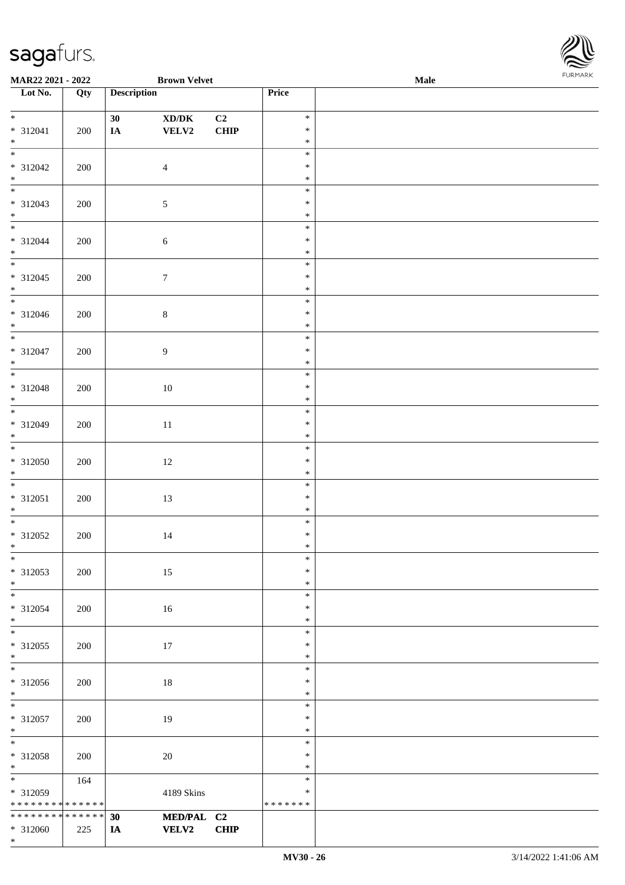**MAR22 2021 - 2022** | **Brown Velvet** | **Male**

| Lot No. | Qty | Description | | | Price | |
|---|---|---|---|---|---|---|
| * <br> * 312041 <br> * | 200 | 30 <br> IA | XD/DK <br> VELV2 | C2 <br> CHIP | * <br> * <br> * | |
| * <br> * 312042 <br> * | 200 | | 4 | | * <br> * <br> * | |
| * <br> * 312043 <br> * | 200 | | 5 | | * <br> * <br> * | |
| * <br> * 312044 <br> * | 200 | | 6 | | * <br> * <br> * | |
| * <br> * 312045 <br> * | 200 | | 7 | | * <br> * <br> * | |
| * <br> * 312046 <br> * | 200 | | 8 | | * <br> * <br> * | |
| * <br> * 312047 <br> * | 200 | | 9 | | * <br> * <br> * | |
| * <br> * 312048 <br> * | 200 | | 10 | | * <br> * <br> * | |
| * <br> * 312049 <br> * | 200 | | 11 | | * <br> * <br> * | |
| * <br> * 312050 <br> * | 200 | | 12 | | * <br> * <br> * | |
| * <br> * 312051 <br> * | 200 | | 13 | | * <br> * <br> * | |
| * <br> * 312052 <br> * | 200 | | 14 | | * <br> * <br> * | |
| * <br> * 312053 <br> * | 200 | | 15 | | * <br> * <br> * | |
| * <br> * 312054 <br> * | 200 | | 16 | | * <br> * <br> * | |
| * <br> * 312055 <br> * | 200 | | 17 | | * <br> * <br> * | |
| * <br> * 312056 <br> * | 200 | | 18 | | * <br> * <br> * | |
| * <br> * 312057 <br> * | 200 | | 19 | | * <br> * <br> * | |
| * <br> * 312058 <br> * | 200 | | 20 | | * <br> * <br> * | |
| * <br> * 312059 <br> * * * * * * * * * * * * * * | 164 | | 4189 Skins | | * <br> * <br> * * * * * * * | |
| * * * * * * * * * * * * * * <br> * 312060 <br> * | 225 | 30 <br> IA | MED/PAL <br> VELV2 | C2 <br> CHIP | | |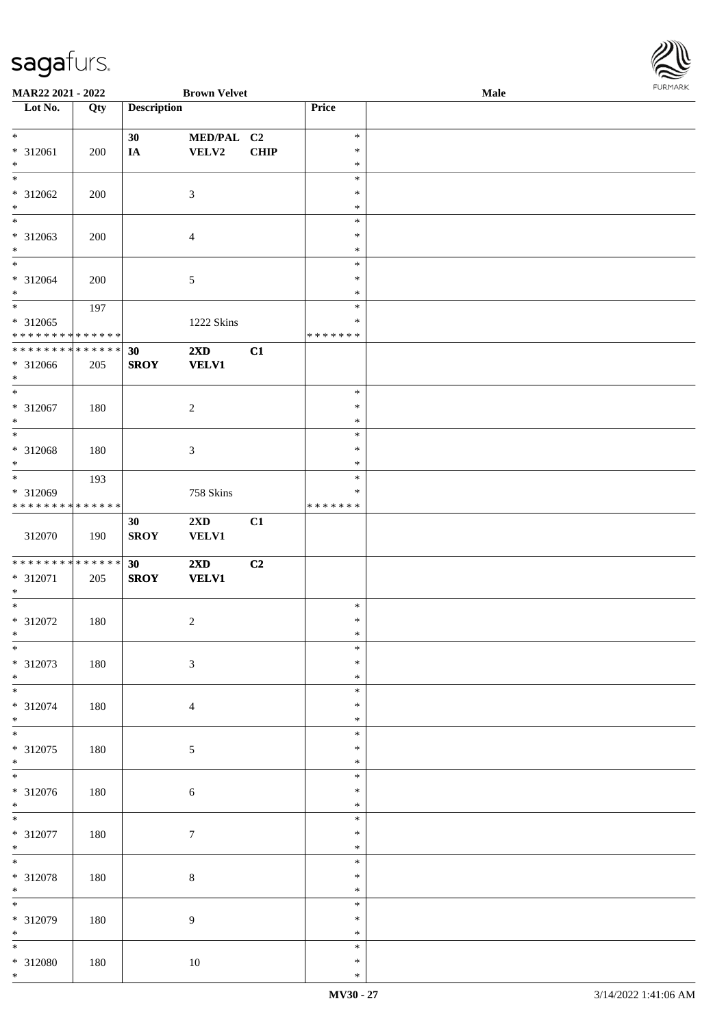| Lot No. | Qty | Description | | | Price | |
|---|---|---|---|---|---|---|
| * | | 30 | MED/PAL | C2 | * | |
| * 312061 | 200 | IA | VELV2 | CHIP | * | |
| * | | | | | * | |
| * | | | | | * | |
| * 312062 | 200 | | 3 | | * | |
| * | | | | | * | |
| * | | | | | * | |
| * 312063 | 200 | | 4 | | * | |
| * | | | | | * | |
| * | | | | | * | |
| * 312064 | 200 | | 5 | | * | |
| * | | | | | * | |
| * | 197 | | | | * | |
| * 312065 | | | 1222 Skins | | * | |
| * * * * * * * * * * * * * * | | | | | * * * * * * * | |
| * * * * * * * * * * * * * * | | 30 | 2XD | C1 | | |
| * 312066 | 205 | SROY | VELV1 | | | |
| * | | | | | | |
| * | | | | | * | |
| * 312067 | 180 | | 2 | | * | |
| * | | | | | * | |
| * | | | | | * | |
| * 312068 | 180 | | 3 | | * | |
| * | | | | | * | |
| * | 193 | | | | * | |
| * 312069 | | | 758 Skins | | * | |
| * * * * * * * * * * * * * * | | | | | * * * * * * * | |
| | | 30 | 2XD | C1 | | |
| 312070 | 190 | SROY | VELV1 | | | |
| * * * * * * * * * * * * * * | | 30 | 2XD | C2 | | |
| * 312071 | 205 | SROY | VELV1 | | | |
| * | | | | | | |
| * | | | | | * | |
| * 312072 | 180 | | 2 | | * | |
| * | | | | | * | |
| * | | | | | * | |
| * 312073 | 180 | | 3 | | * | |
| * | | | | | * | |
| * | | | | | * | |
| * 312074 | 180 | | 4 | | * | |
| * | | | | | * | |
| * | | | | | * | |
| * 312075 | 180 | | 5 | | * | |
| * | | | | | * | |
| * | | | | | * | |
| * 312076 | 180 | | 6 | | * | |
| * | | | | | * | |
| * | | | | | * | |
| * 312077 | 180 | | 7 | | * | |
| * | | | | | * | |
| * | | | | | * | |
| * 312078 | 180 | | 8 | | * | |
| * | | | | | * | |
| * | | | | | * | |
| * 312079 | 180 | | 9 | | * | |
| * | | | | | * | |
| * | | | | | * | |
| * 312080 | 180 | | 10 | | * | |
| * | | | | | * | |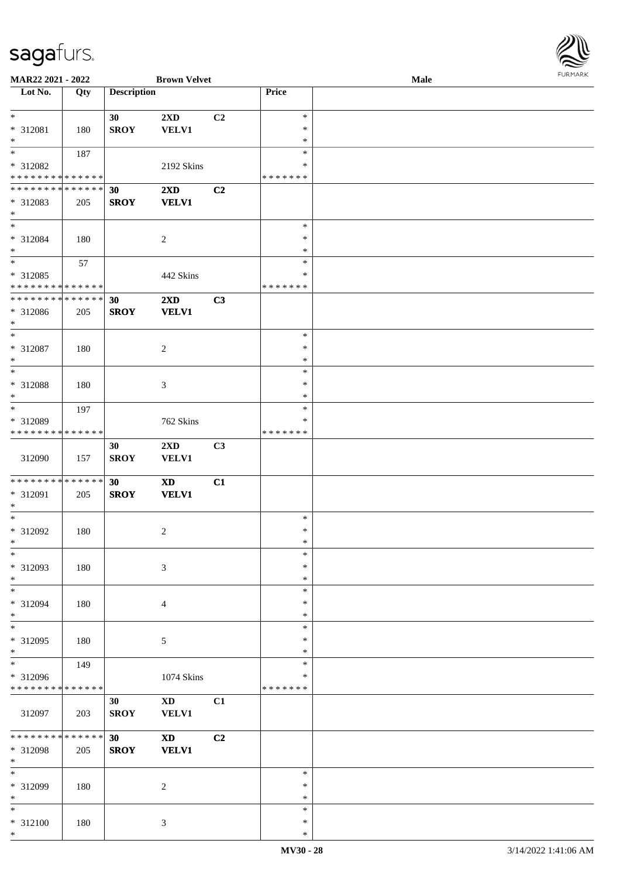**MAR22 2021 - 2022** **Brown Velvet** **Male**

| Lot No. | Qty | Description | | | Price | |
|---|---|---|---|---|---|---|
| * | | 30 | 2XD | C2 | * | |
| * 312081 | 180 | SROY | VELV1 | | * | |
| * | | | | | * | |
| * | 187 | | | | * | |
| * 312082 | | | 2192 Skins | | * | |
| * * * * * * * * * * * * * * | | | | | * * * * * * * | |
| * * * * * * * * * * * * * * | | 30 | 2XD | C2 | | |
| * 312083 | 205 | SROY | VELV1 | | | |
| * | | | | | | |
| * | | | | | * | |
| * 312084 | 180 | | 2 | | * | |
| * | | | | | * | |
| * | 57 | | | | * | |
| * 312085 | | | 442 Skins | | * | |
| * * * * * * * * * * * * * * | | | | | * * * * * * * | |
| * * * * * * * * * * * * * * | | 30 | 2XD | C3 | | |
| * 312086 | 205 | SROY | VELV1 | | | |
| * | | | | | | |
| * | | | | | * | |
| * 312087 | 180 | | 2 | | * | |
| * | | | | | * | |
| * | | | | | * | |
| * 312088 | 180 | | 3 | | * | |
| * | | | | | * | |
| * | 197 | | | | * | |
| * 312089 | | | 762 Skins | | * | |
| * * * * * * * * * * * * * * | | | | | * * * * * * * | |
| 312090 | 157 | 30 SROY | 2XD VELV1 | C3 | | |
| * * * * * * * * * * * * * * | | 30 | XD | C1 | | |
| * 312091 | 205 | SROY | VELV1 | | | |
| * | | | | | | |
| * | | | | | * | |
| * 312092 | 180 | | 2 | | * | |
| * | | | | | * | |
| * | | | | | * | |
| * 312093 | 180 | | 3 | | * | |
| * | | | | | * | |
| * | | | | | * | |
| * 312094 | 180 | | 4 | | * | |
| * | | | | | * | |
| * | | | | | * | |
| * 312095 | 180 | | 5 | | * | |
| * | | | | | * | |
| * | 149 | | | | * | |
| * 312096 | | | 1074 Skins | | * | |
| * * * * * * * * * * * * * * | | | | | * * * * * * * | |
| 312097 | 203 | 30 SROY | XD VELV1 | C1 | | |
| * * * * * * * * * * * * * * | | 30 | XD | C2 | | |
| * 312098 | 205 | SROY | VELV1 | | | |
| * | | | | | | |
| * | | | | | * | |
| * 312099 | 180 | | 2 | | * | |
| * | | | | | * | |
| * | | | | | * | |
| * 312100 | 180 | | 3 | | * | |
| * | | | | | * | |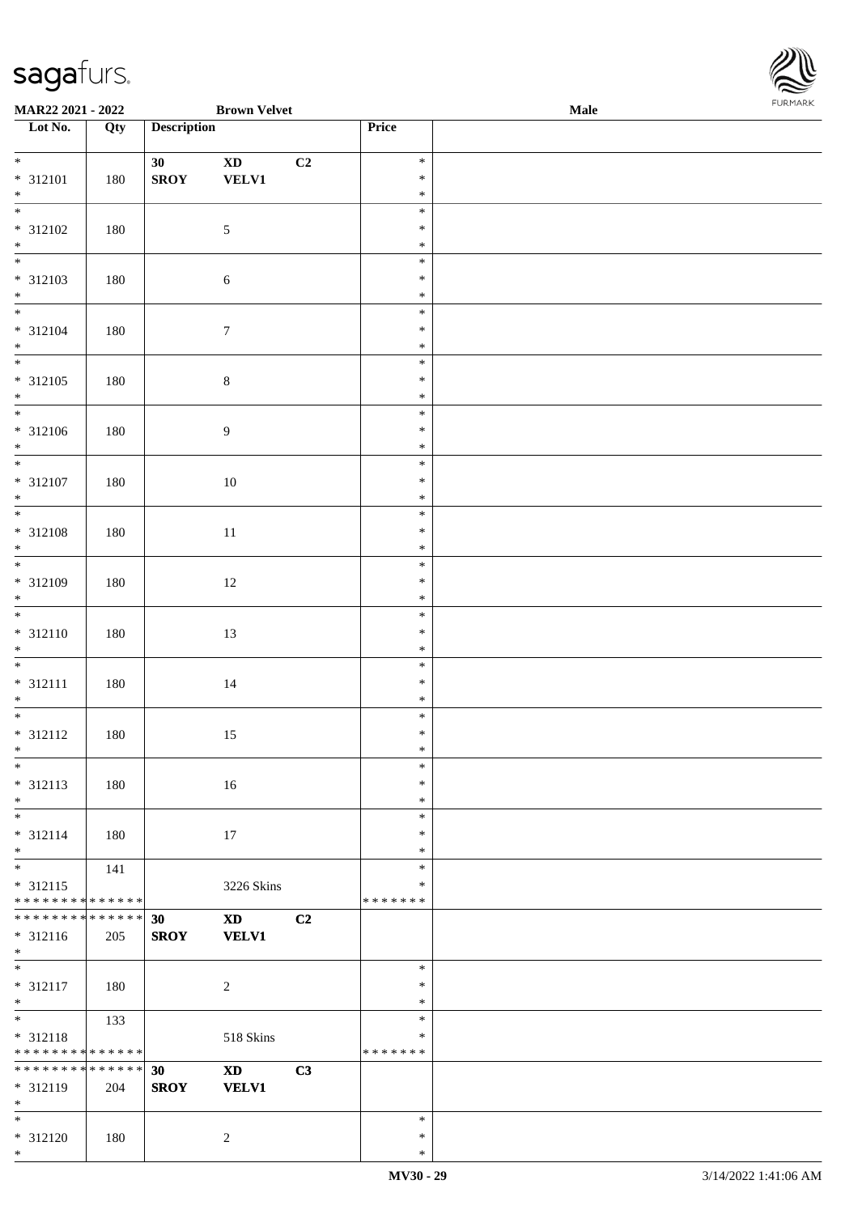**MAR22 2021 - 2022** **Brown Velvet** **Male**

| Lot No. | Qty | Description | | | Price | |
|---|---|---|---|---|---|---|
| * <br> * 312101 <br> * | 180 | 30 <br> SROY | XD <br> VELV1 | C2 | * <br> * <br> * | |
| * <br> * 312102 <br> * | 180 | | 5 | | * <br> * <br> * | |
| * <br> * 312103 <br> * | 180 | | 6 | | * <br> * <br> * | |
| * <br> * 312104 <br> * | 180 | | 7 | | * <br> * <br> * | |
| * <br> * 312105 <br> * | 180 | | 8 | | * <br> * <br> * | |
| * <br> * 312106 <br> * | 180 | | 9 | | * <br> * <br> * | |
| * <br> * 312107 <br> * | 180 | | 10 | | * <br> * <br> * | |
| * <br> * 312108 <br> * | 180 | | 11 | | * <br> * <br> * | |
| * <br> * 312109 <br> * | 180 | | 12 | | * <br> * <br> * | |
| * <br> * 312110 <br> * | 180 | | 13 | | * <br> * <br> * | |
| * <br> * 312111 <br> * | 180 | | 14 | | * <br> * <br> * | |
| * <br> * 312112 <br> * | 180 | | 15 | | * <br> * <br> * | |
| * <br> * 312113 <br> * | 180 | | 16 | | * <br> * <br> * | |
| * <br> * 312114 <br> * | 180 | | 17 | | * <br> * <br> * | |
| * <br> * 312115 <br> * * * * * * * * * * * * * * | 141 | | 3226 Skins | | * <br> * <br> * * * * * * * | |
| * * * * * * * * * * * * * * <br> * 312116 <br> * | 205 | 30 <br> SROY | XD <br> VELV1 | C2 | | |
| * <br> * 312117 <br> * | 180 | | 2 | | * <br> * <br> * | |
| * <br> * 312118 <br> * * * * * * * * * * * * * * | 133 | | 518 Skins | | * <br> * <br> * * * * * * * | |
| * * * * * * * * * * * * * * <br> * 312119 <br> * | 204 | 30 <br> SROY | XD <br> VELV1 | C3 | | |
| * <br> * 312120 <br> * | 180 | | 2 | | * <br> * <br> * | |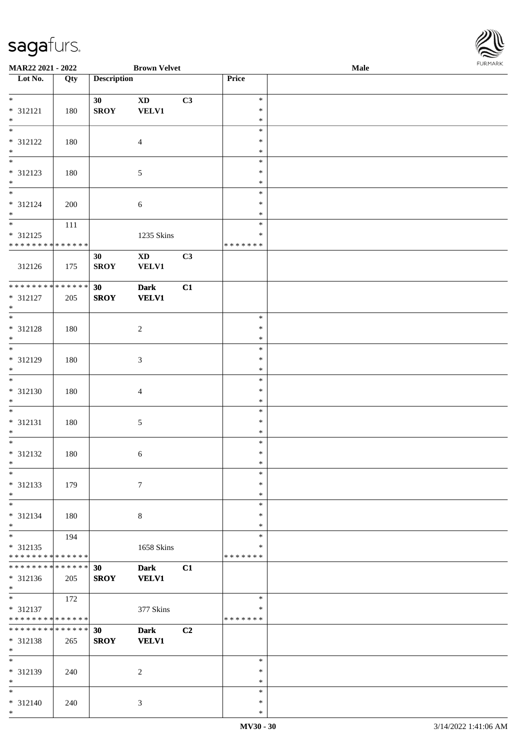| Lot No. | Qty | Description | | | Price | |
|---|---|---|---|---|---|---|
| * | | 30 | XD | C3 | * | |
| * 312121 | 180 | SROY | VELV1 | | * | |
| * | | | | | * | |
| * | | | | | * | |
| * 312122 | 180 | | 4 | | * | |
| * | | | | | * | |
| * | | | | | * | |
| * 312123 | 180 | | 5 | | * | |
| * | | | | | * | |
| * | | | | | * | |
| * 312124 | 200 | | 6 | | * | |
| * | | | | | * | |
| * | 111 | | | | * | |
| * 312125 | | | 1235 Skins | | * | |
| * * * * * * * * * * * * * * | | | | | * * * * * * * | |
| | | 30 | XD | C3 | | |
| 312126 | 175 | SROY | VELV1 | | | |
| * * * * * * * * * * * * * * | | 30 | Dark | C1 | | |
| * 312127 | 205 | SROY | VELV1 | | | |
| * | | | | | | |
| * | | | | | * | |
| * 312128 | 180 | | 2 | | * | |
| * | | | | | * | |
| * | | | | | * | |
| * 312129 | 180 | | 3 | | * | |
| * | | | | | * | |
| * | | | | | * | |
| * 312130 | 180 | | 4 | | * | |
| * | | | | | * | |
| * | | | | | * | |
| * 312131 | 180 | | 5 | | * | |
| * | | | | | * | |
| * | | | | | * | |
| * 312132 | 180 | | 6 | | * | |
| * | | | | | * | |
| * | | | | | * | |
| * 312133 | 179 | | 7 | | * | |
| * | | | | | * | |
| * | | | | | * | |
| * 312134 | 180 | | 8 | | * | |
| * | | | | | * | |
| * | 194 | | | | * | |
| * 312135 | | | 1658 Skins | | * | |
| * * * * * * * * * * * * * * | | | | | * * * * * * * | |
| * * * * * * * * * * * * * * | | 30 | Dark | C1 | | |
| * 312136 | 205 | SROY | VELV1 | | | |
| * | | | | | | |
| * | 172 | | | | * | |
| * 312137 | | | 377 Skins | | * | |
| * * * * * * * * * * * * * * | | | | | * * * * * * * | |
| * * * * * * * * * * * * * * | | 30 | Dark | C2 | | |
| * 312138 | 265 | SROY | VELV1 | | | |
| * | | | | | | |
| * | | | | | * | |
| * 312139 | 240 | | 2 | | * | |
| * | | | | | * | |
| * | | | | | * | |
| * 312140 | 240 | | 3 | | * | |
| * | | | | | * | |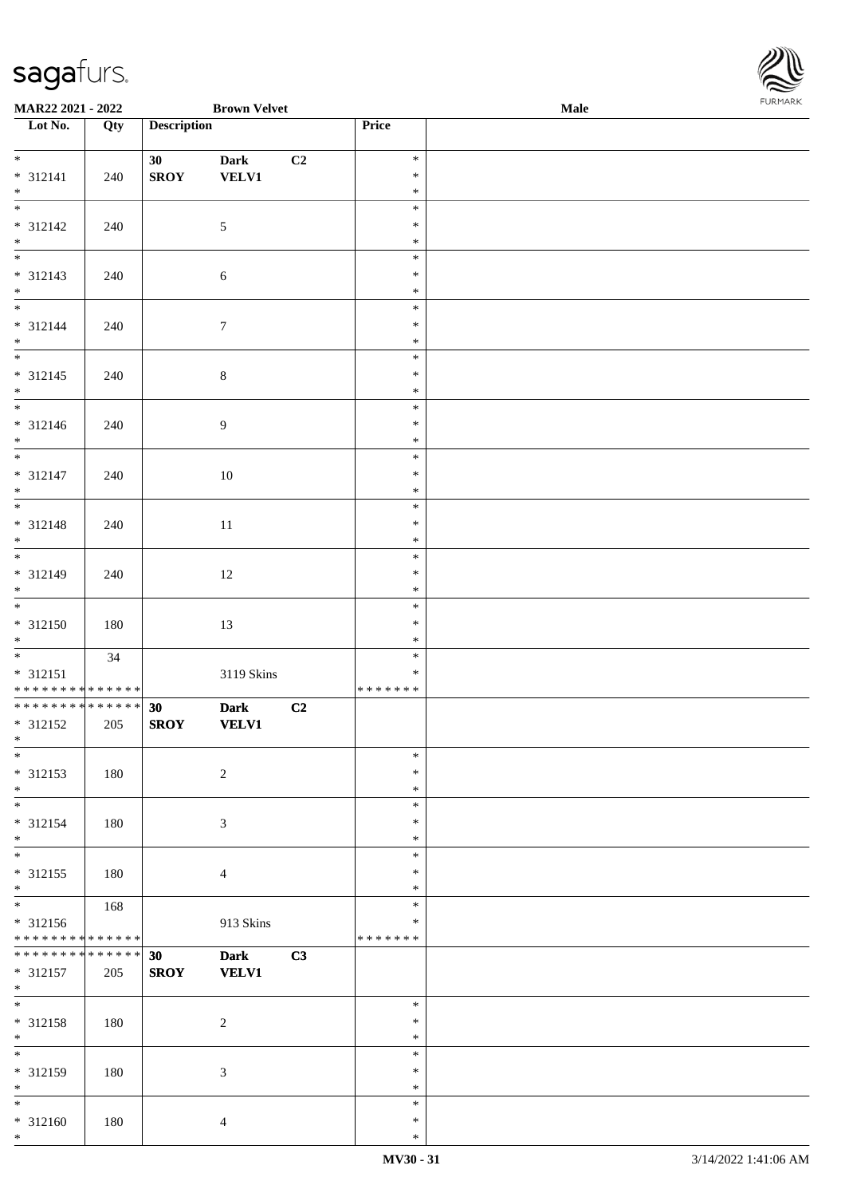**MAR22 2021 - 2022** **Brown Velvet** **Male**

| Lot No. | Qty | Description | | | Price | |
|---|---|---|---|---|---|---|
| * * 312141 * | 240 | 30 SROY | Dark VELV1 | C2 | * * * | |
| * * 312142 * | 240 | | 5 | | * * * | |
| * * 312143 * | 240 | | 6 | | * * * | |
| * * 312144 * | 240 | | 7 | | * * * | |
| * * 312145 * | 240 | | 8 | | * * * | |
| * * 312146 * | 240 | | 9 | | * * * | |
| * * 312147 * | 240 | | 10 | | * * * | |
| * * 312148 * | 240 | | 11 | | * * * | |
| * * 312149 * | 240 | | 12 | | * * * | |
| * * 312150 * | 180 | | 13 | | * * * | |
| * * 312151 * * * * * * * * * * * * * * | 34 | | 3119 Skins | | * * * * * * * * * | |
| * * * * * * * * * * * * * * * 312152 * | 205 | 30 SROY | Dark VELV1 | C2 | | |
| * * 312153 * | 180 | | 2 | | * * * | |
| * * 312154 * | 180 | | 3 | | * * * | |
| * * 312155 * | 180 | | 4 | | * * * | |
| * * 312156 * * * * * * * * * * * * * * | 168 | | 913 Skins | | * * * * * * * * * | |
| * * * * * * * * * * * * * * * 312157 * | 205 | 30 SROY | Dark VELV1 | C3 | | |
| * * 312158 * | 180 | | 2 | | * * * | |
| * * 312159 * | 180 | | 3 | | * * * | |
| * * 312160 * | 180 | | 4 | | * * * | |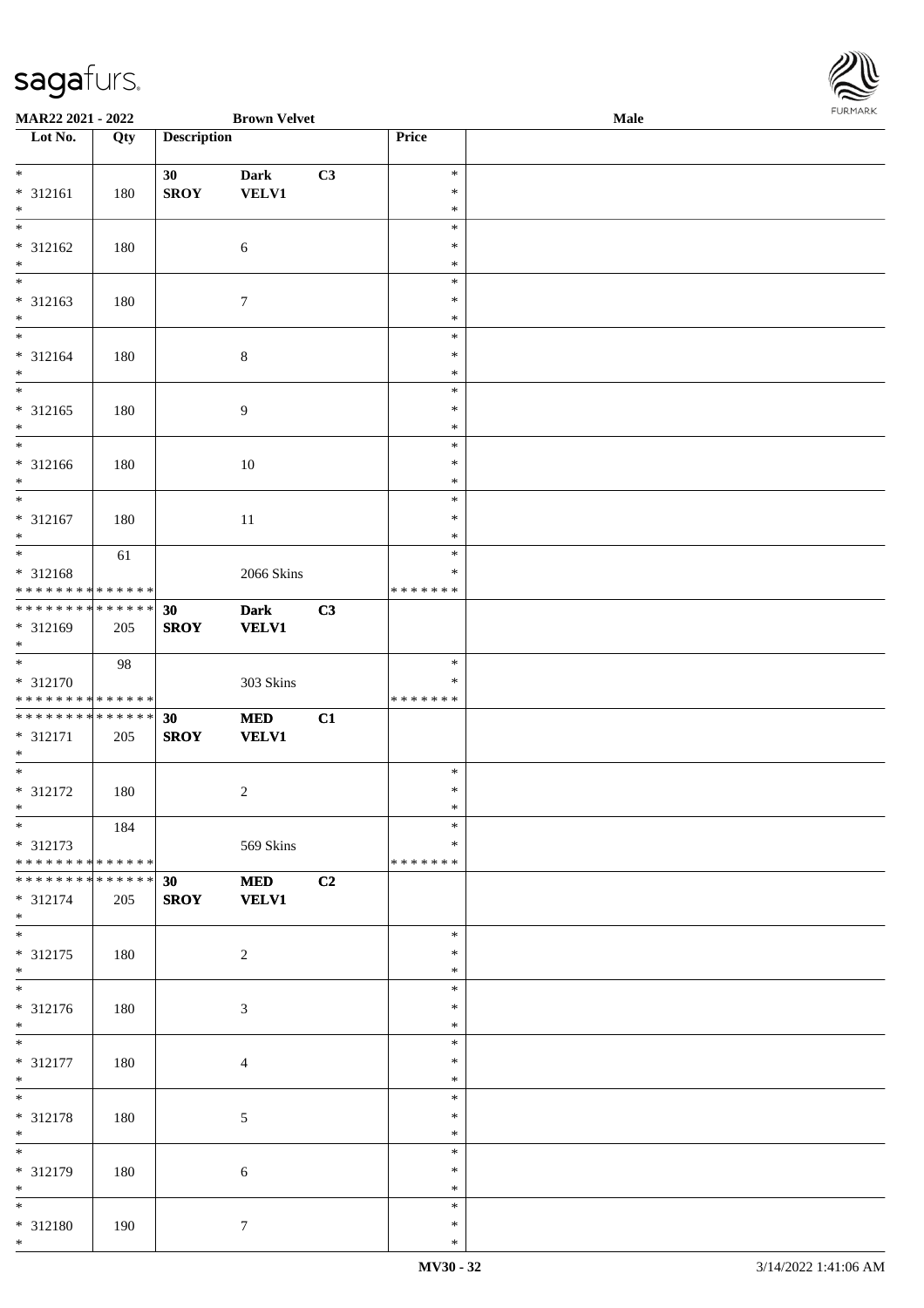| Lot No. | Qty | Description | | | Price | |
|---|---|---|---|---|---|---|
| * | | 30 | Dark | C3 | * | |
| * 312161 | 180 | SROY | VELV1 | | * | |
| * | | | | | * | |
| * | | | | | * | |
| * 312162 | 180 | | 6 | | * | |
| * | | | | | * | |
| * | | | | | * | |
| * 312163 | 180 | | 7 | | * | |
| * | | | | | * | |
| * | | | | | * | |
| * 312164 | 180 | | 8 | | * | |
| * | | | | | * | |
| * | | | | | * | |
| * 312165 | 180 | | 9 | | * | |
| * | | | | | * | |
| * | | | | | * | |
| * 312166 | 180 | | 10 | | * | |
| * | | | | | * | |
| * | | | | | * | |
| * 312167 | 180 | | 11 | | * | |
| * | | | | | * | |
| * | 61 | | | | * | |
| * 312168 | | | 2066 Skins | | * | |
| ************** | | | | | ******* | |
| ************** | | 30 | Dark | C3 | | |
| * 312169 | 205 | SROY | VELV1 | | | |
| * | | | | | | |
| * | 98 | | | | * | |
| * 312170 | | | 303 Skins | | * | |
| ************** | | | | | ******* | |
| ************** | | 30 | MED | C1 | | |
| * 312171 | 205 | SROY | VELV1 | | | |
| * | | | | | | |
| * | | | | | * | |
| * 312172 | 180 | | 2 | | * | |
| * | | | | | * | |
| * | 184 | | | | * | |
| * 312173 | | | 569 Skins | | * | |
| ************** | | | | | ******* | |
| ************** | | 30 | MED | C2 | | |
| * 312174 | 205 | SROY | VELV1 | | | |
| * | | | | | | |
| * | | | | | * | |
| * 312175 | 180 | | 2 | | * | |
| * | | | | | * | |
| * | | | | | * | |
| * 312176 | 180 | | 3 | | * | |
| * | | | | | * | |
| * | | | | | * | |
| * 312177 | 180 | | 4 | | * | |
| * | | | | | * | |
| * | | | | | * | |
| * 312178 | 180 | | 5 | | * | |
| * | | | | | * | |
| * | | | | | * | |
| * 312179 | 180 | | 6 | | * | |
| * | | | | | * | |
| * | | | | | * | |
| * 312180 | 190 | | 7 | | * | |
| * | | | | | * | |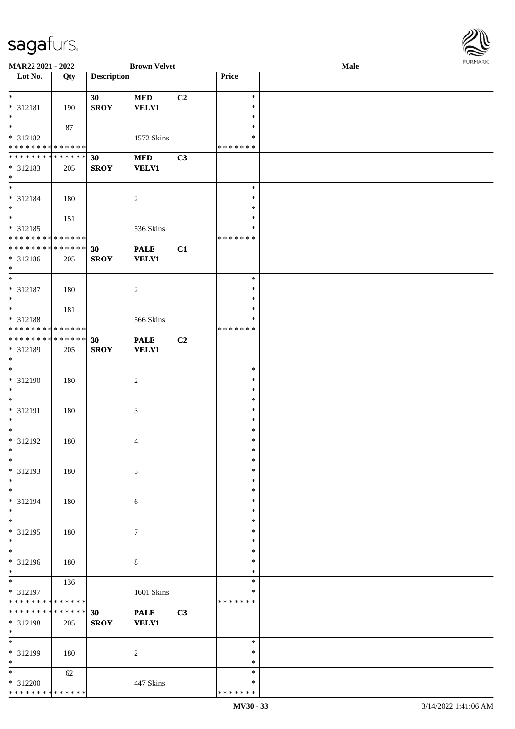**MAR22 2021 - 2022** **Brown Velvet** **Male**

| Lot No. | Qty | Description | | | Price | |
|---|---|---|---|---|---|---|
| * | | 30 | MED | C2 | * | |
| * 312181 | 190 | SROY | VELV1 | | * | |
| * | | | | | * | |
| * | 87 | | | | * | |
| * 312182 | | | 1572 Skins | | * | |
| * * * * * * * * * * * * * * | | | | | * * * * * * * | |
| * * * * * * * * * * * * * * | | 30 | MED | C3 | | |
| * 312183 | 205 | SROY | VELV1 | | | |
| * | | | | | | |
| * | | | | | * | |
| * 312184 | 180 | | 2 | | * | |
| * | | | | | * | |
| * | 151 | | | | * | |
| * 312185 | | | 536 Skins | | * | |
| * * * * * * * * * * * * * * | | | | | * * * * * * * | |
| * * * * * * * * * * * * * * | | 30 | PALE | C1 | | |
| * 312186 | 205 | SROY | VELV1 | | | |
| * | | | | | | |
| * | | | | | * | |
| * 312187 | 180 | | 2 | | * | |
| * | | | | | * | |
| * | 181 | | | | * | |
| * 312188 | | | 566 Skins | | * | |
| * * * * * * * * * * * * * * | | | | | * * * * * * * | |
| * * * * * * * * * * * * * * | | 30 | PALE | C2 | | |
| * 312189 | 205 | SROY | VELV1 | | | |
| * | | | | | | |
| * | | | | | * | |
| * 312190 | 180 | | 2 | | * | |
| * | | | | | * | |
| * | | | | | * | |
| * 312191 | 180 | | 3 | | * | |
| * | | | | | * | |
| * | | | | | * | |
| * 312192 | 180 | | 4 | | * | |
| * | | | | | * | |
| * | | | | | * | |
| * 312193 | 180 | | 5 | | * | |
| * | | | | | * | |
| * | | | | | * | |
| * 312194 | 180 | | 6 | | * | |
| * | | | | | * | |
| * | | | | | * | |
| * 312195 | 180 | | 7 | | * | |
| * | | | | | * | |
| * | | | | | * | |
| * 312196 | 180 | | 8 | | * | |
| * | | | | | * | |
| * | 136 | | | | * | |
| * 312197 | | | 1601 Skins | | * | |
| * * * * * * * * * * * * * * | | | | | * * * * * * * | |
| * * * * * * * * * * * * * * | | 30 | PALE | C3 | | |
| * 312198 | 205 | SROY | VELV1 | | | |
| * | | | | | | |
| * | | | | | * | |
| * 312199 | 180 | | 2 | | * | |
| * | | | | | * | |
| * | 62 | | | | * | |
| * 312200 | | | 447 Skins | | * | |
| * * * * * * * * * * * * * * | | | | | * * * * * * * | |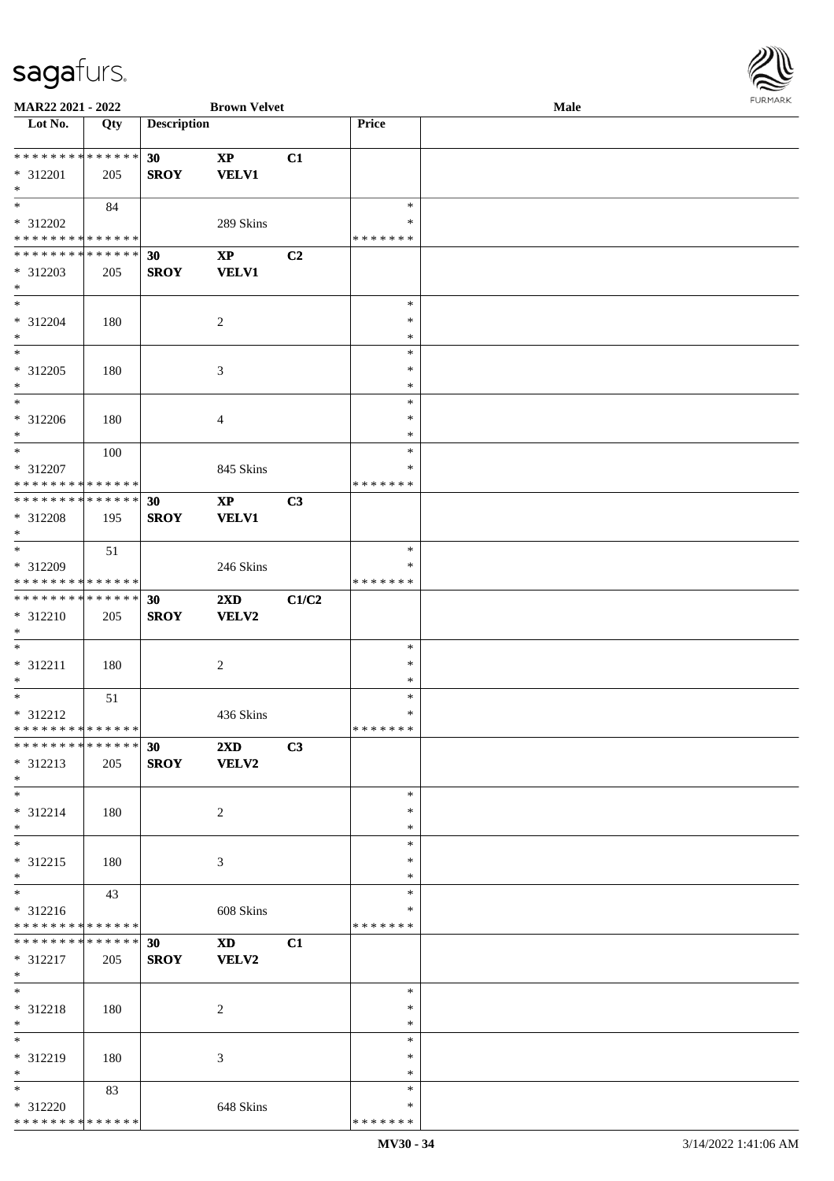MAR22 2021 - 2022 | Brown Velvet | Male

| Lot No. | Qty | Description | | | Price | |
|---|---|---|---|---|---|---|
| * * * * * * * * * * * * * * | | 30 | XP | C1 | | |
| * 312201 | 205 | SROY | VELV1 | | | |
| * | | | | | | |
| * | 84 | | | | * | |
| * 312202 | | | 289 Skins | | * | |
| * * * * * * * * * * * * * * | | | | | * * * * * * * | |
| * * * * * * * * * * * * * * | | 30 | XP | C2 | | |
| * 312203 | 205 | SROY | VELV1 | | | |
| * | | | | | | |
| * | | | | | * | |
| * 312204 | 180 | | 2 | | * | |
| * | | | | | * | |
| * | | | | | * | |
| * 312205 | 180 | | 3 | | * | |
| * | | | | | * | |
| * | | | | | * | |
| * 312206 | 180 | | 4 | | * | |
| * | | | | | * | |
| * | 100 | | | | * | |
| * 312207 | | | 845 Skins | | * | |
| * * * * * * * * * * * * * * | | | | | * * * * * * * | |
| * * * * * * * * * * * * * * | | 30 | XP | C3 | | |
| * 312208 | 195 | SROY | VELV1 | | | |
| * | | | | | | |
| * | 51 | | | | * | |
| * 312209 | | | 246 Skins | | * | |
| * * * * * * * * * * * * * * | | | | | * * * * * * * | |
| * * * * * * * * * * * * * * | | 30 | 2XD | C1/C2 | | |
| * 312210 | 205 | SROY | VELV2 | | | |
| * | | | | | | |
| * | | | | | * | |
| * 312211 | 180 | | 2 | | * | |
| * | | | | | * | |
| * | 51 | | | | * | |
| * 312212 | | | 436 Skins | | * | |
| * * * * * * * * * * * * * * | | | | | * * * * * * * | |
| * * * * * * * * * * * * * * | | 30 | 2XD | C3 | | |
| * 312213 | 205 | SROY | VELV2 | | | |
| * | | | | | | |
| * | | | | | * | |
| * 312214 | 180 | | 2 | | * | |
| * | | | | | * | |
| * | | | | | * | |
| * 312215 | 180 | | 3 | | * | |
| * | | | | | * | |
| * | 43 | | | | * | |
| * 312216 | | | 608 Skins | | * | |
| * * * * * * * * * * * * * * | | | | | * * * * * * * | |
| * * * * * * * * * * * * * * | | 30 | XD | C1 | | |
| * 312217 | 205 | SROY | VELV2 | | | |
| * | | | | | | |
| * | | | | | * | |
| * 312218 | 180 | | 2 | | * | |
| * | | | | | * | |
| * | | | | | * | |
| * 312219 | 180 | | 3 | | * | |
| * | | | | | * | |
| * | 83 | | | | * | |
| * 312220 | | | 648 Skins | | * | |
| * * * * * * * * * * * * * * | | | | | * * * * * * * | |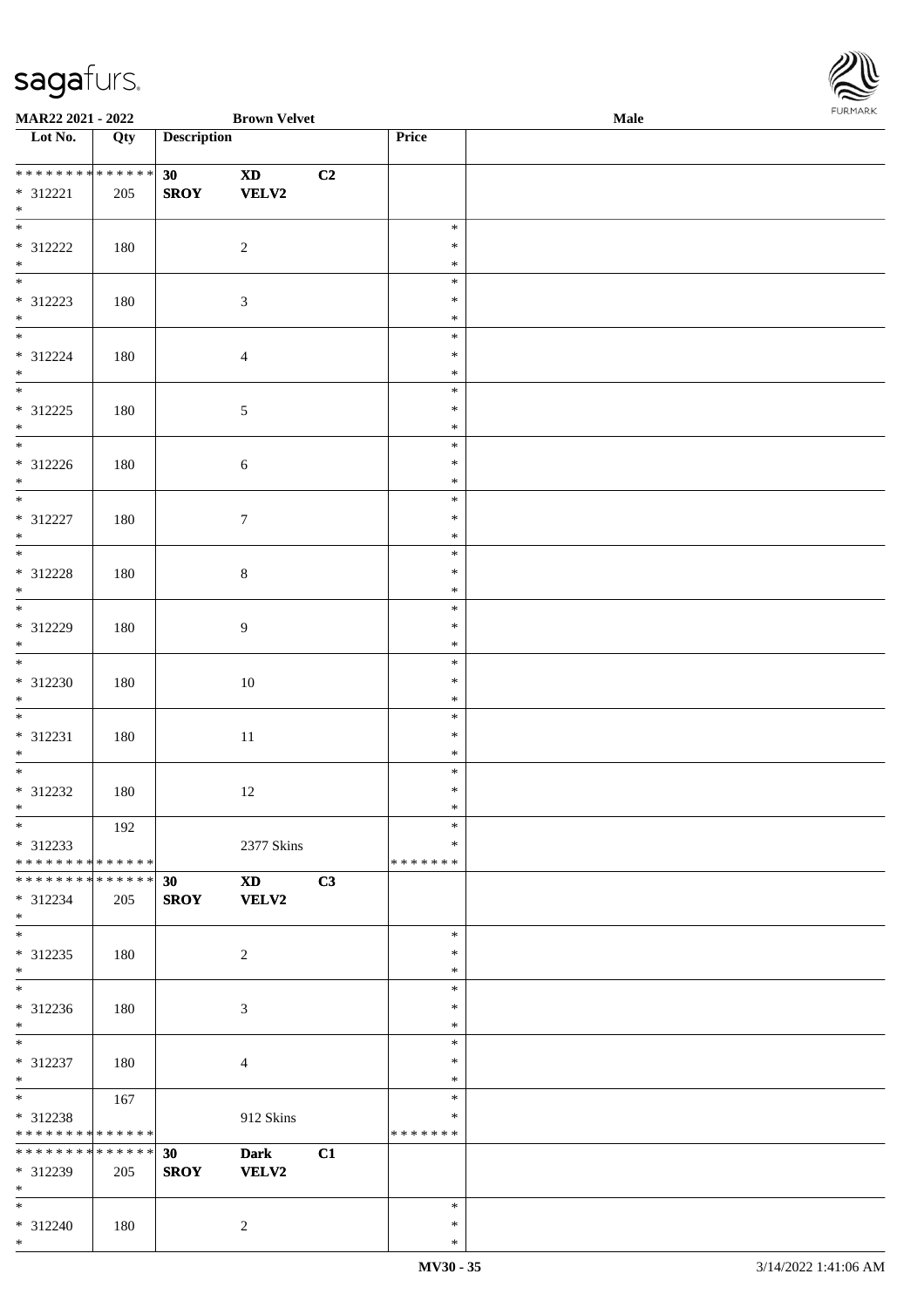| Lot No. | Qty | Description | | | Price | |
|---|---|---|---|---|---|---|
| * * * * * * * * * * * * * * | | 30 | XD | C2 | | |
| * 312221 | 205 | SROY | VELV2 | | | |
| * | | | | | | |
| * | | | | | * | |
| * 312222 | 180 | | 2 | | * | |
| * | | | | | * | |
| * | | | | | * | |
| * 312223 | 180 | | 3 | | * | |
| * | | | | | * | |
| * | | | | | * | |
| * 312224 | 180 | | 4 | | * | |
| * | | | | | * | |
| * | | | | | * | |
| * 312225 | 180 | | 5 | | * | |
| * | | | | | * | |
| * | | | | | * | |
| * 312226 | 180 | | 6 | | * | |
| * | | | | | * | |
| * | | | | | * | |
| * 312227 | 180 | | 7 | | * | |
| * | | | | | * | |
| * | | | | | * | |
| * 312228 | 180 | | 8 | | * | |
| * | | | | | * | |
| * | | | | | * | |
| * 312229 | 180 | | 9 | | * | |
| * | | | | | * | |
| * | | | | | * | |
| * 312230 | 180 | | 10 | | * | |
| * | | | | | * | |
| * | | | | | * | |
| * 312231 | 180 | | 11 | | * | |
| * | | | | | * | |
| * | | | | | * | |
| * 312232 | 180 | | 12 | | * | |
| * | | | | | * | |
| * | 192 | | | | * | |
| * 312233 | | | 2377 Skins | | * | |
| * * * * * * * * * * * * * * | | | | | * * * * * * * | |
| * * * * * * * * * * * * * * | | 30 | XD | C3 | | |
| * 312234 | 205 | SROY | VELV2 | | | |
| * | | | | | | |
| * | | | | | * | |
| * 312235 | 180 | | 2 | | * | |
| * | | | | | * | |
| * | | | | | * | |
| * 312236 | 180 | | 3 | | * | |
| * | | | | | * | |
| * | | | | | * | |
| * 312237 | 180 | | 4 | | * | |
| * | | | | | * | |
| * | 167 | | | | * | |
| * 312238 | | | 912 Skins | | * | |
| * * * * * * * * * * * * * * | | | | | * * * * * * * | |
| * * * * * * * * * * * * * * | | 30 | Dark | C1 | | |
| * 312239 | 205 | SROY | VELV2 | | | |
| * | | | | | | |
| * | | | | | * | |
| * 312240 | 180 | | 2 | | * | |
| * | | | | | * | |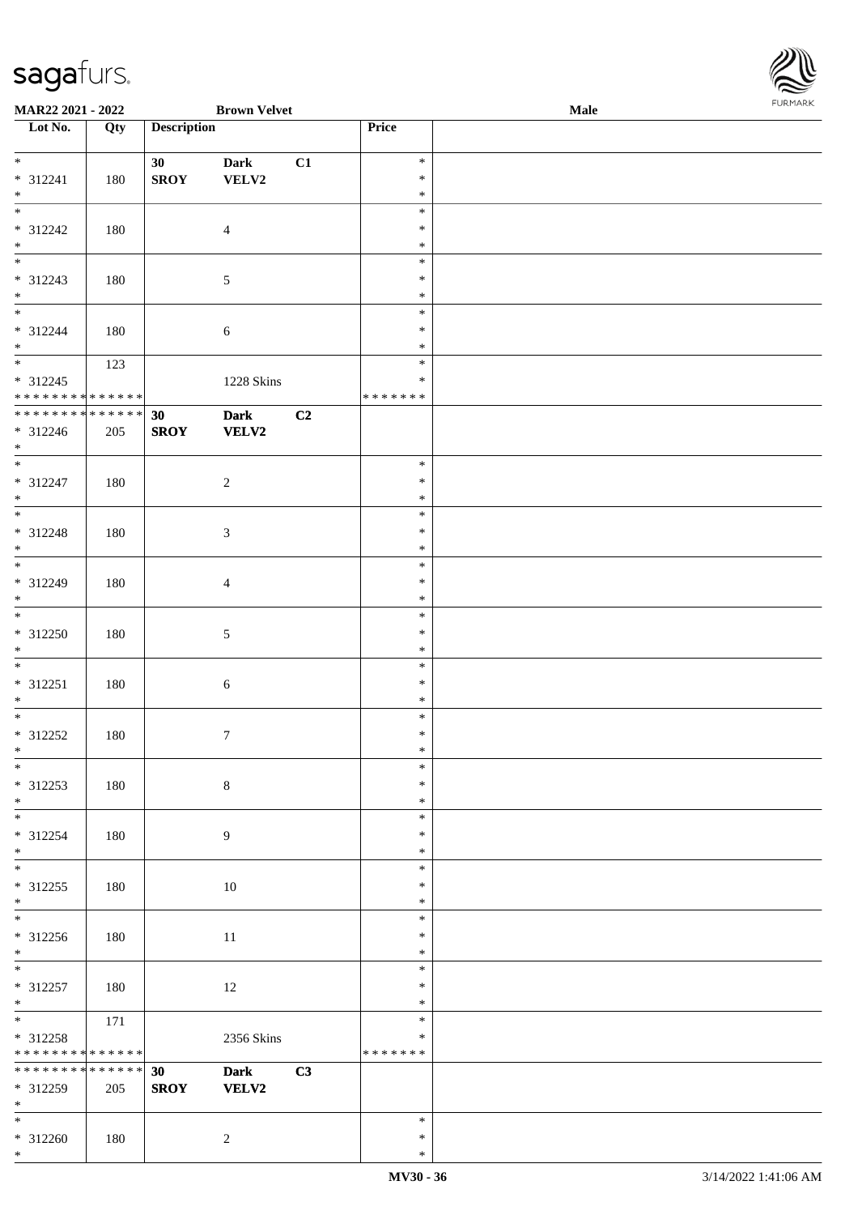| Lot No. | Qty | Description | | | Price | |
|---|---|---|---|---|---|---|
| * | | 30 | Dark | C1 | * | |
| * 312241 | 180 | SROY | VELV2 | | * | |
| * | | | | | * | |
| * | | | | | * | |
| * 312242 | 180 | | 4 | | * | |
| * | | | | | * | |
| * | | | | | * | |
| * 312243 | 180 | | 5 | | * | |
| * | | | | | * | |
| * | | | | | * | |
| * 312244 | 180 | | 6 | | * | |
| * | | | | | * | |
| * | 123 | | | | * | |
| * 312245 | | | 1228 Skins | | * | |
| * * * * * * * * * * * * * * | | | | | * * * * * * * | |
| * * * * * * * * * * * * * * | | 30 | Dark | C2 | | |
| * 312246 | 205 | SROY | VELV2 | | | |
| * | | | | | | |
| * | | | | | * | |
| * 312247 | 180 | | 2 | | * | |
| * | | | | | * | |
| * | | | | | * | |
| * 312248 | 180 | | 3 | | * | |
| * | | | | | * | |
| * | | | | | * | |
| * 312249 | 180 | | 4 | | * | |
| * | | | | | * | |
| * | | | | | * | |
| * 312250 | 180 | | 5 | | * | |
| * | | | | | * | |
| * | | | | | * | |
| * 312251 | 180 | | 6 | | * | |
| * | | | | | * | |
| * | | | | | * | |
| * 312252 | 180 | | 7 | | * | |
| * | | | | | * | |
| * | | | | | * | |
| * 312253 | 180 | | 8 | | * | |
| * | | | | | * | |
| * | | | | | * | |
| * 312254 | 180 | | 9 | | * | |
| * | | | | | * | |
| * | | | | | * | |
| * 312255 | 180 | | 10 | | * | |
| * | | | | | * | |
| * | | | | | * | |
| * 312256 | 180 | | 11 | | * | |
| * | | | | | * | |
| * | | | | | * | |
| * 312257 | 180 | | 12 | | * | |
| * | | | | | * | |
| * | 171 | | | | * | |
| * 312258 | | | 2356 Skins | | * | |
| * * * * * * * * * * * * * * | | | | | * * * * * * * | |
| * * * * * * * * * * * * * * | | 30 | Dark | C3 | | |
| * 312259 | 205 | SROY | VELV2 | | | |
| * | | | | | | |
| * | | | | | * | |
| * 312260 | 180 | | 2 | | * | |
| * | | | | | * | |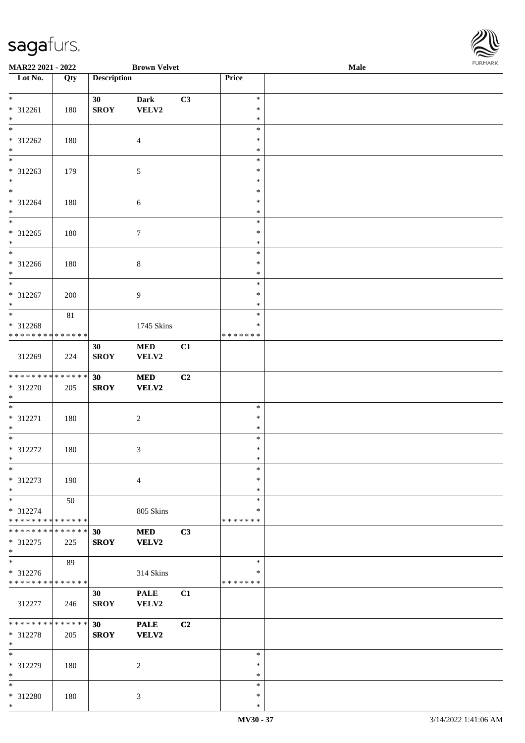MAR22 2021 - 2022 | Brown Velvet | Male

| Lot No. | Qty | Description | | | Price | |
|---|---|---|---|---|---|---|
| * <br> * 312261 <br> * | 180 | 30 <br> SROY | Dark <br> VELV2 | C3 | * <br> * <br> * | |
| * <br> * 312262 <br> * | 180 | | 4 | | * <br> * <br> * | |
| * <br> * 312263 <br> * | 179 | | 5 | | * <br> * <br> * | |
| * <br> * 312264 <br> * | 180 | | 6 | | * <br> * <br> * | |
| * <br> * 312265 <br> * | 180 | | 7 | | * <br> * <br> * | |
| * <br> * 312266 <br> * | 180 | | 8 | | * <br> * <br> * | |
| * <br> * 312267 <br> * | 200 | | 9 | | * <br> * <br> * | |
| * <br> * 312268 <br> * * * * * * * * * * * * * * | 81 | | 1745 Skins | | * <br> * <br> * * * * * * * | |
| 312269 | 224 | 30 <br> SROY | MED <br> VELV2 | C1 | | |
| * * * * * * * * * * * * * * <br> * 312270 <br> * | 205 | **30** <br> **SROY** | **MED** <br> **VELV2** | **C2** | | |
| * <br> * 312271 <br> * | 180 | | 2 | | * <br> * <br> * | |
| * <br> * 312272 <br> * | 180 | | 3 | | * <br> * <br> * | |
| * <br> * 312273 <br> * | 190 | | 4 | | * <br> * <br> * | |
| * <br> * 312274 <br> * * * * * * * * * * * * * * | 50 | | 805 Skins | | * <br> * <br> * * * * * * * | |
| * * * * * * * * * * * * * * <br> * 312275 <br> * | 225 | **30** <br> **SROY** | **MED** <br> **VELV2** | **C3** | | |
| * <br> * 312276 <br> * * * * * * * * * * * * * * | 89 | | 314 Skins | | * <br> * <br> * * * * * * * | |
| 312277 | 246 | 30 <br> SROY | PALE <br> VELV2 | C1 | | |
| * * * * * * * * * * * * * * <br> * 312278 <br> * | 205 | **30** <br> **SROY** | **PALE** <br> **VELV2** | **C2** | | |
| * <br> * 312279 <br> * | 180 | | 2 | | * <br> * <br> * | |
| * <br> * 312280 <br> * | 180 | | 3 | | * <br> * <br> * | |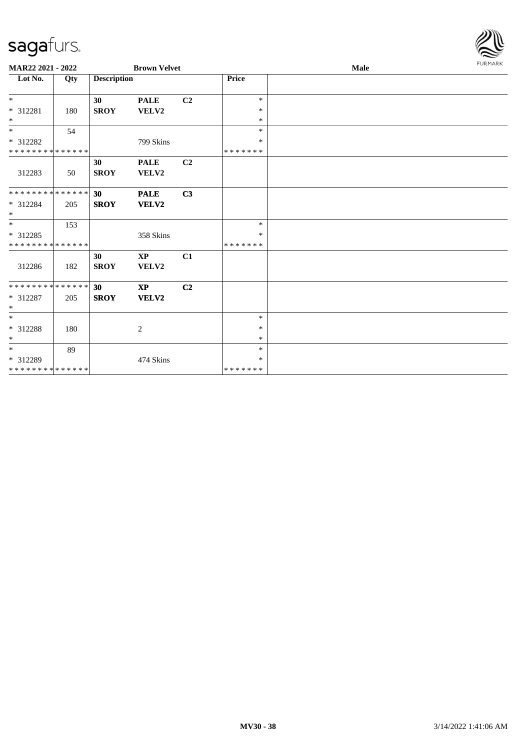MAR22 2021 - 2022 &nbsp;&nbsp;&nbsp; **Brown Velvet** &nbsp;&nbsp;&nbsp; **Male**

| Lot No. | Qty | Description | | | Price | |
|---|---|---|---|---|---|---|
| *<br>* 312281<br>* | 180 | **30**<br>**SROY** | **PALE**<br>**VELV2** | **C2** | *<br>*<br>* | |
| *<br>* 312282<br>* * * * * * * * * * * * * * | 54 | | 799 Skins | | *<br>*<br>* * * * * * * | |
| 312283 | 50 | **30**<br>**SROY** | **PALE**<br>**VELV2** | **C2** | | |
| * * * * * * * * * * * * * *<br>* 312284<br>* | 205 | **30**<br>**SROY** | **PALE**<br>**VELV2** | **C3** | | |
| *<br>* 312285<br>* * * * * * * * * * * * * * | 153 | | 358 Skins | | *<br>*<br>* * * * * * * | |
| 312286 | 182 | **30**<br>**SROY** | **XP**<br>**VELV2** | **C1** | | |
| * * * * * * * * * * * * * *<br>* 312287<br>* | 205 | **30**<br>**SROY** | **XP**<br>**VELV2** | **C2** | | |
| *<br>* 312288<br>* | 180 | | 2 | | *<br>*<br>* | |
| *<br>* 312289<br>* * * * * * * * * * * * * * | 89 | | 474 Skins | | *<br>*<br>* * * * * * * | |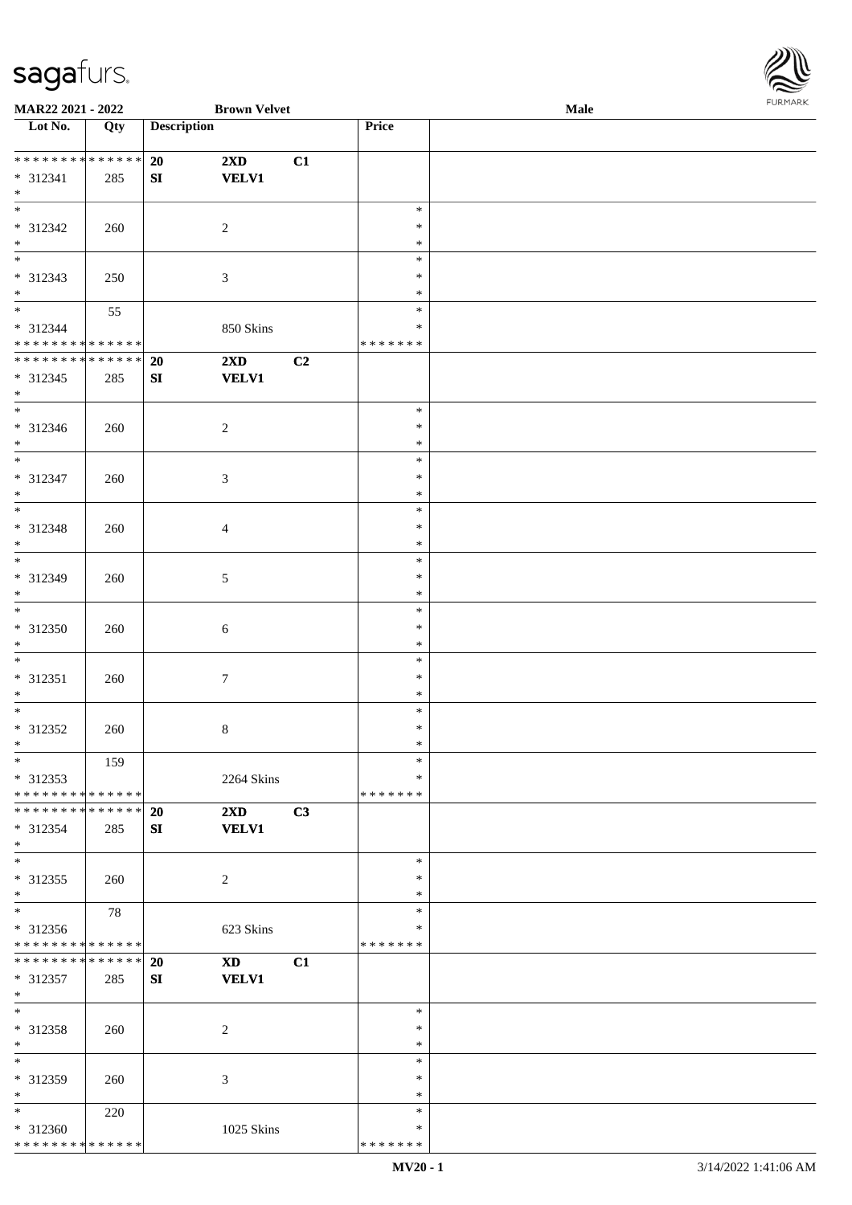**MAR22 2021 - 2022** **Brown Velvet** **Male**

| Lot No. | Qty | Description | | | Price | |
|---|---|---|---|---|---|---|
| * * * * * * * * * * * * * * | | 20 | 2XD | C1 | | |
| * 312341 | 285 | SI | VELV1 | | | |
| * | | | | | | |
| * | | | | | * | |
| * 312342 | 260 | | 2 | | * | |
| * | | | | | * | |
| * | | | | | * | |
| * 312343 | 250 | | 3 | | * | |
| * | | | | | * | |
| * | 55 | | | | * | |
| * 312344 | | | 850 Skins | | * | |
| * * * * * * * * * * * * * * | | | | | * * * * * * * | |
| * * * * * * * * * * * * * * | | 20 | 2XD | C2 | | |
| * 312345 | 285 | SI | VELV1 | | | |
| * | | | | | | |
| * | | | | | * | |
| * 312346 | 260 | | 2 | | * | |
| * | | | | | * | |
| * | | | | | * | |
| * 312347 | 260 | | 3 | | * | |
| * | | | | | * | |
| * | | | | | * | |
| * 312348 | 260 | | 4 | | * | |
| * | | | | | * | |
| * | | | | | * | |
| * 312349 | 260 | | 5 | | * | |
| * | | | | | * | |
| * | | | | | * | |
| * 312350 | 260 | | 6 | | * | |
| * | | | | | * | |
| * | | | | | * | |
| * 312351 | 260 | | 7 | | * | |
| * | | | | | * | |
| * | | | | | * | |
| * 312352 | 260 | | 8 | | * | |
| * | | | | | * | |
| * | 159 | | | | * | |
| * 312353 | | | 2264 Skins | | * | |
| * * * * * * * * * * * * * * | | | | | * * * * * * * | |
| * * * * * * * * * * * * * * | | 20 | 2XD | C3 | | |
| * 312354 | 285 | SI | VELV1 | | | |
| * | | | | | | |
| * | | | | | * | |
| * 312355 | 260 | | 2 | | * | |
| * | | | | | * | |
| * | 78 | | | | * | |
| * 312356 | | | 623 Skins | | * | |
| * * * * * * * * * * * * * * | | | | | * * * * * * * | |
| * * * * * * * * * * * * * * | | 20 | XD | C1 | | |
| * 312357 | 285 | SI | VELV1 | | | |
| * | | | | | | |
| * | | | | | * | |
| * 312358 | 260 | | 2 | | * | |
| * | | | | | * | |
| * | | | | | * | |
| * 312359 | 260 | | 3 | | * | |
| * | | | | | * | |
| * | 220 | | | | * | |
| * 312360 | | | 1025 Skins | | * | |
| * * * * * * * * * * * * * * | | | | | * * * * * * * | |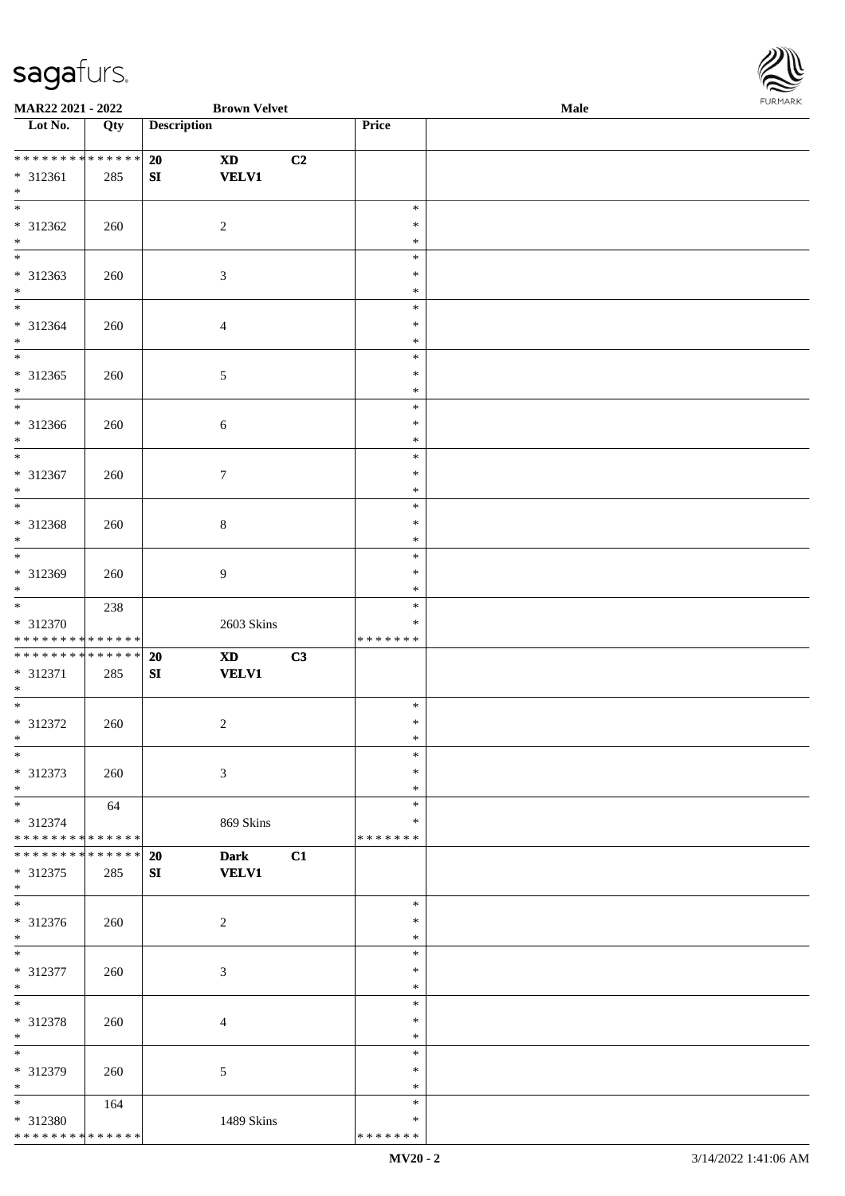MAR22 2021 - 2022 — Brown Velvet — Male

| Lot No. | Qty | Description | | | Price | |
|---|---|---|---|---|---|---|
| * * * * * * * * * * * * * * | | 20 | XD | C2 | | |
| * 312361 | 285 | SI | VELV1 | | | |
| * | | | | | | |
| * 312362 | 260 | | 2 | | * * * | |
| * 312363 | 260 | | 3 | | * * * | |
| * 312364 | 260 | | 4 | | * * * | |
| * 312365 | 260 | | 5 | | * * * | |
| * 312366 | 260 | | 6 | | * * * | |
| * 312367 | 260 | | 7 | | * * * | |
| * 312368 | 260 | | 8 | | * * * | |
| * 312369 | 260 | | 9 | | * * * | |
| * 312370 | 238 | | 2603 Skins | | * * * * * * * * * | |
| * * * * * * * * * * * * * * | | 20 | XD | C3 | | |
| * 312371 | 285 | SI | VELV1 | | | |
| * | | | | | | |
| * 312372 | 260 | | 2 | | * * * | |
| * 312373 | 260 | | 3 | | * * * | |
| * 312374 | 64 | | 869 Skins | | * * * * * * * * * | |
| * * * * * * * * * * * * * * | | 20 | Dark | C1 | | |
| * 312375 | 285 | SI | VELV1 | | | |
| * | | | | | | |
| * 312376 | 260 | | 2 | | * * * | |
| * 312377 | 260 | | 3 | | * * * | |
| * 312378 | 260 | | 4 | | * * * | |
| * 312379 | 260 | | 5 | | * * * | |
| * 312380 | 164 | | 1489 Skins | | * * * * * * * * * | |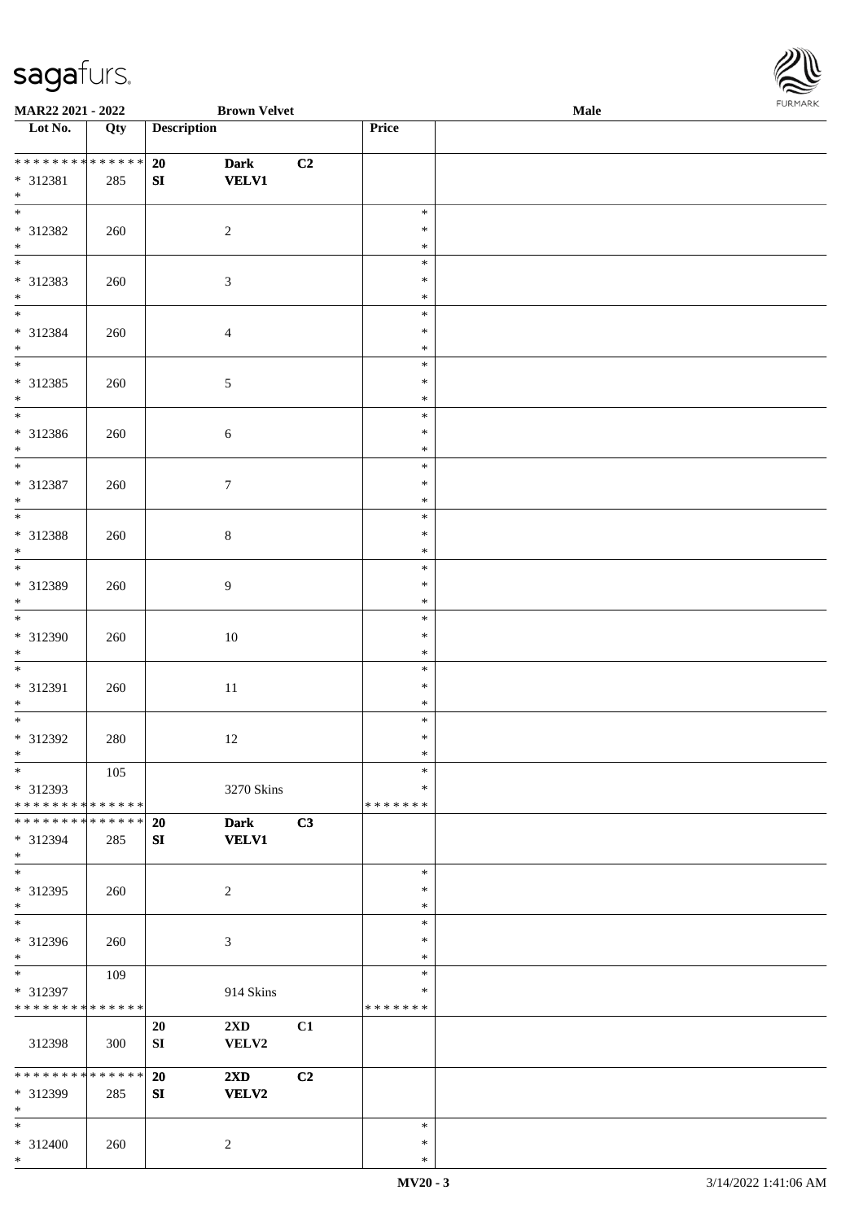| Lot No. | Qty | Description | | | Price | |
|---|---|---|---|---|---|---|
| * * * * * * * * * * * * * * | | 20 | Dark | C2 | | |
| * 312381 | 285 | SI | VELV1 | | | |
| * | | | | | | |
| * | | | | | * | |
| * 312382 | 260 | | 2 | | * | |
| * | | | | | * | |
| * | | | | | * | |
| * 312383 | 260 | | 3 | | * | |
| * | | | | | * | |
| * | | | | | * | |
| * 312384 | 260 | | 4 | | * | |
| * | | | | | * | |
| * | | | | | * | |
| * 312385 | 260 | | 5 | | * | |
| * | | | | | * | |
| * | | | | | * | |
| * 312386 | 260 | | 6 | | * | |
| * | | | | | * | |
| * | | | | | * | |
| * 312387 | 260 | | 7 | | * | |
| * | | | | | * | |
| * | | | | | * | |
| * 312388 | 260 | | 8 | | * | |
| * | | | | | * | |
| * | | | | | * | |
| * 312389 | 260 | | 9 | | * | |
| * | | | | | * | |
| * | | | | | * | |
| * 312390 | 260 | | 10 | | * | |
| * | | | | | * | |
| * | | | | | * | |
| * 312391 | 260 | | 11 | | * | |
| * | | | | | * | |
| * | | | | | * | |
| * 312392 | 280 | | 12 | | * | |
| * | | | | | * | |
| * | 105 | | | | * | |
| * 312393 | | | 3270 Skins | | * | |
| * * * * * * * * * * * * * * | | | | | * * * * * * * | |
| * * * * * * * * * * * * * * | | 20 | Dark | C3 | | |
| * 312394 | 285 | SI | VELV1 | | | |
| * | | | | | | |
| * | | | | | * | |
| * 312395 | 260 | | 2 | | * | |
| * | | | | | * | |
| * | | | | | * | |
| * 312396 | 260 | | 3 | | * | |
| * | | | | | * | |
| * | 109 | | | | * | |
| * 312397 | | | 914 Skins | | * | |
| * * * * * * * * * * * * * * | | | | | * * * * * * * | |
| | | 20 | 2XD | C1 | | |
| 312398 | 300 | SI | VELV2 | | | |
| * * * * * * * * * * * * * * | | 20 | 2XD | C2 | | |
| * 312399 | 285 | SI | VELV2 | | | |
| * | | | | | | |
| * | | | | | * | |
| * 312400 | 260 | | 2 | | * | |
| * | | | | | * | |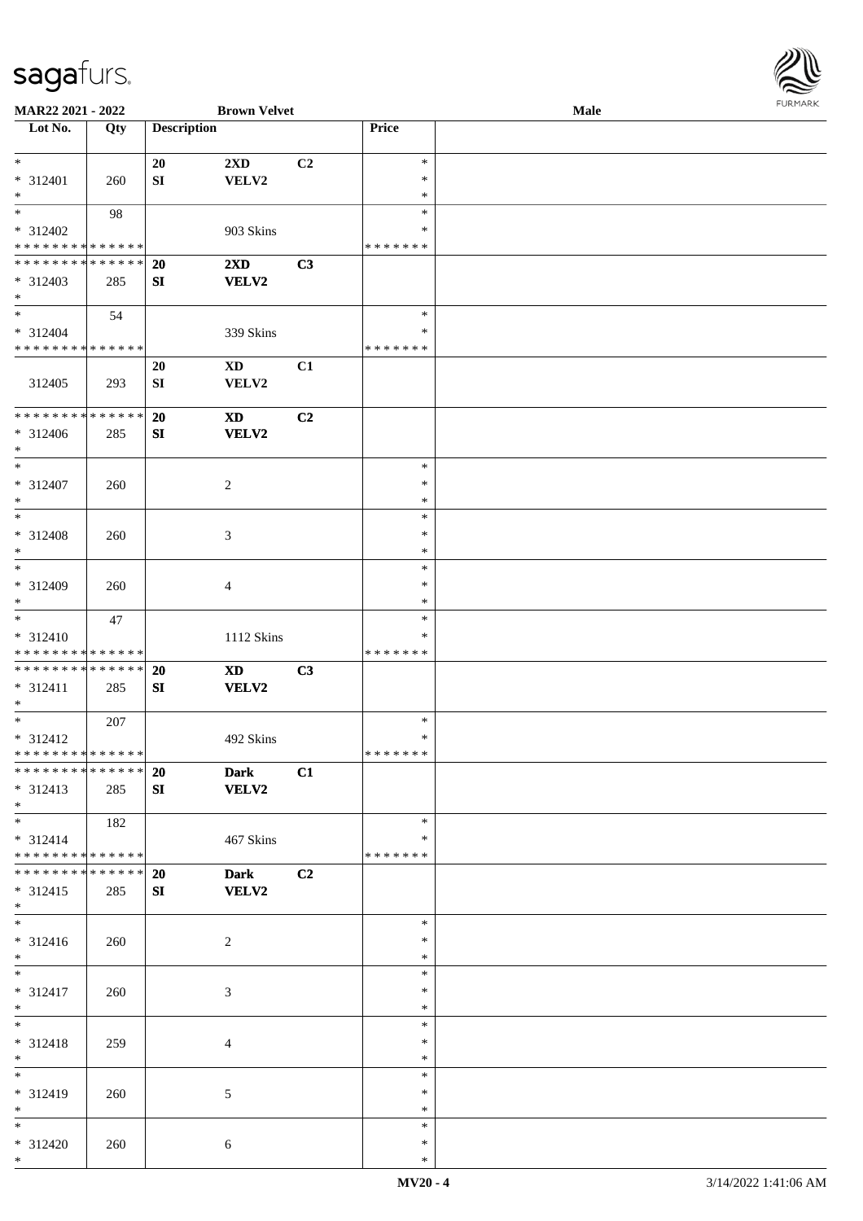**MAR22 2021 - 2022** **Brown Velvet** **Male**

| Lot No. | Qty | Description | | | Price | |
|---|---|---|---|---|---|---|
| * | | 20 | 2XD | C2 | * | |
| * 312401 | 260 | SI | VELV2 | | * | |
| * | | | | | * | |
| * | 98 | | | | * | |
| * 312402 | | | 903 Skins | | * | |
| * * * * * * * * * * * * * * | | | | | * * * * * * * | |
| * * * * * * * * * * * * * * | | **20** | **2XD** | **C3** | | |
| * 312403 | 285 | **SI** | **VELV2** | | | |
| * | | | | | | |
| * | 54 | | | | * | |
| * 312404 | | | 339 Skins | | * | |
| * * * * * * * * * * * * * * | | | | | * * * * * * * | |
| | | 20 | XD | C1 | | |
| 312405 | 293 | SI | VELV2 | | | |
| * * * * * * * * * * * * * * | | **20** | **XD** | **C2** | | |
| * 312406 | 285 | **SI** | **VELV2** | | | |
| * | | | | | | |
| * | | | | | * | |
| * 312407 | 260 | | 2 | | * | |
| * | | | | | * | |
| * | | | | | * | |
| * 312408 | 260 | | 3 | | * | |
| * | | | | | * | |
| * | | | | | * | |
| * 312409 | 260 | | 4 | | * | |
| * | | | | | * | |
| * | 47 | | | | * | |
| * 312410 | | | 1112 Skins | | * | |
| * * * * * * * * * * * * * * | | | | | * * * * * * * | |
| * * * * * * * * * * * * * * | | **20** | **XD** | **C3** | | |
| * 312411 | 285 | **SI** | **VELV2** | | | |
| * | | | | | | |
| * | 207 | | | | * | |
| * 312412 | | | 492 Skins | | * | |
| * * * * * * * * * * * * * * | | | | | * * * * * * * | |
| * * * * * * * * * * * * * * | | **20** | **Dark** | **C1** | | |
| * 312413 | 285 | **SI** | **VELV2** | | | |
| * | | | | | | |
| * | 182 | | | | * | |
| * 312414 | | | 467 Skins | | * | |
| * * * * * * * * * * * * * * | | | | | * * * * * * * | |
| * * * * * * * * * * * * * * | | **20** | **Dark** | **C2** | | |
| * 312415 | 285 | **SI** | **VELV2** | | | |
| * | | | | | | |
| * | | | | | * | |
| * 312416 | 260 | | 2 | | * | |
| * | | | | | * | |
| * | | | | | * | |
| * 312417 | 260 | | 3 | | * | |
| * | | | | | * | |
| * | | | | | * | |
| * 312418 | 259 | | 4 | | * | |
| * | | | | | * | |
| * | | | | | * | |
| * 312419 | 260 | | 5 | | * | |
| * | | | | | * | |
| * | | | | | * | |
| * 312420 | 260 | | 6 | | * | |
| * | | | | | * | |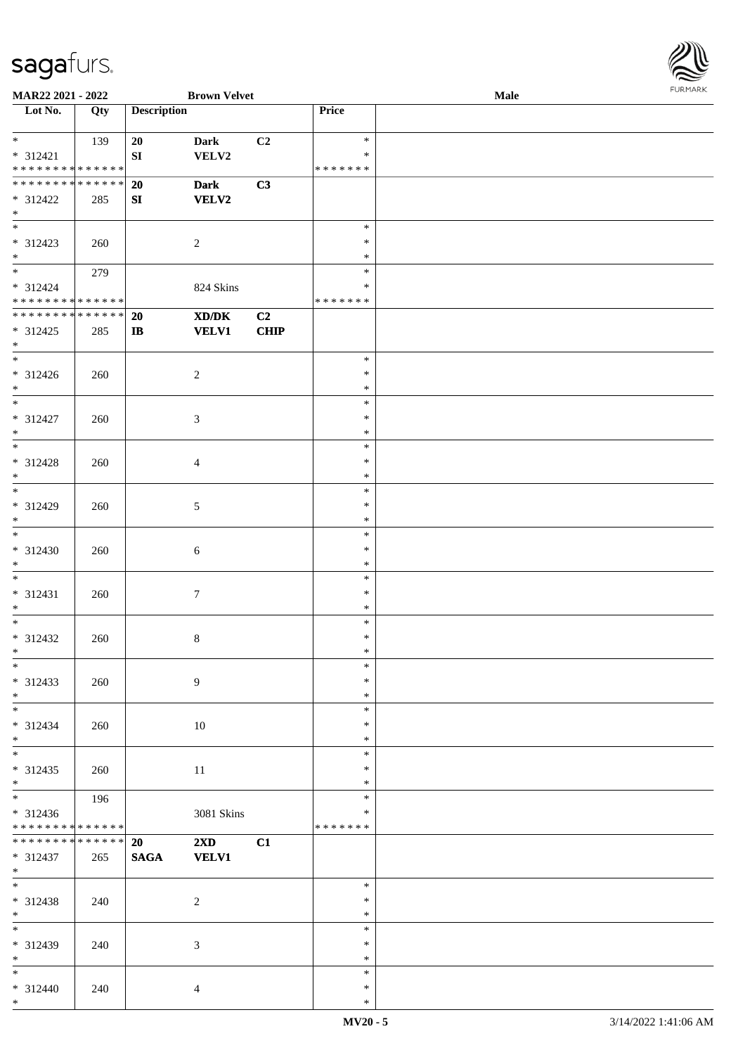**MAR22 2021 - 2022** **Brown Velvet** **Male**

| Lot No. | Qty | Description | | | Price | |
|---|---|---|---|---|---|---|
| * | 139 | 20 | Dark | C2 | * | |
| * 312421 | | SI | VELV2 | | * | |
| * * * * * * * * * * * * * * | | | | | * * * * * * * | |
| * * * * * * * * * * * * * * | | **20** | **Dark** | **C3** | | |
| * 312422 | 285 | **SI** | **VELV2** | | | |
| * | | | | | | |
| * | | | | | * | |
| * 312423 | 260 | | 2 | | * | |
| * | | | | | * | |
| * | 279 | | | | * | |
| * 312424 | | | 824 Skins | | * | |
| * * * * * * * * * * * * * * | | | | | * * * * * * * | |
| * * * * * * * * * * * * * * | | **20** | **XD/DK** | **C2** | | |
| * 312425 | 285 | **IB** | **VELV1** | **CHIP** | | |
| * | | | | | | |
| * | | | | | * | |
| * 312426 | 260 | | 2 | | * | |
| * | | | | | * | |
| * | | | | | * | |
| * 312427 | 260 | | 3 | | * | |
| * | | | | | * | |
| * | | | | | * | |
| * 312428 | 260 | | 4 | | * | |
| * | | | | | * | |
| * | | | | | * | |
| * 312429 | 260 | | 5 | | * | |
| * | | | | | * | |
| * | | | | | * | |
| * 312430 | 260 | | 6 | | * | |
| * | | | | | * | |
| * | | | | | * | |
| * 312431 | 260 | | 7 | | * | |
| * | | | | | * | |
| * | | | | | * | |
| * 312432 | 260 | | 8 | | * | |
| * | | | | | * | |
| * | | | | | * | |
| * 312433 | 260 | | 9 | | * | |
| * | | | | | * | |
| * | | | | | * | |
| * 312434 | 260 | | 10 | | * | |
| * | | | | | * | |
| * | | | | | * | |
| * 312435 | 260 | | 11 | | * | |
| * | | | | | * | |
| * | 196 | | | | * | |
| * 312436 | | | 3081 Skins | | * | |
| * * * * * * * * * * * * * * | | | | | * * * * * * * | |
| * * * * * * * * * * * * * * | | **20** | **2XD** | **C1** | | |
| * 312437 | 265 | **SAGA** | **VELV1** | | | |
| * | | | | | | |
| * | | | | | * | |
| * 312438 | 240 | | 2 | | * | |
| * | | | | | * | |
| * | | | | | * | |
| * 312439 | 240 | | 3 | | * | |
| * | | | | | * | |
| * | | | | | * | |
| * 312440 | 240 | | 4 | | * | |
| * | | | | | * | |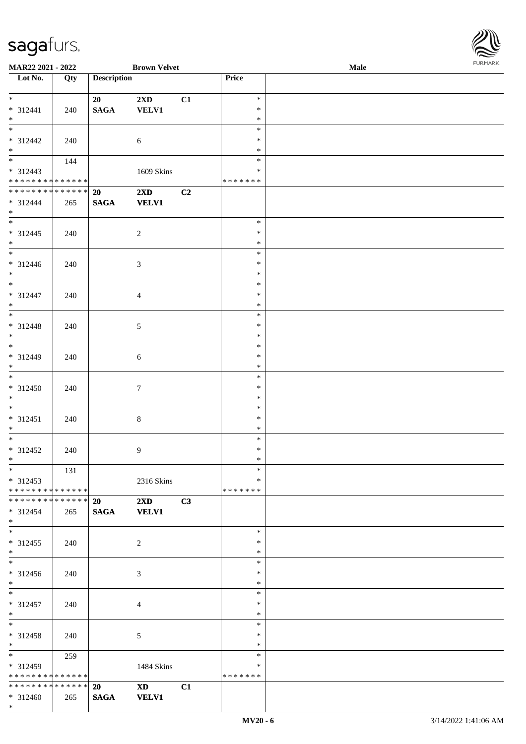| Lot No. | Qty | Description | | | Price | |
|---|---|---|---|---|---|---|
| * | | 20 | 2XD | C1 | * | |
| * 312441 | 240 | SAGA | VELV1 | | * | |
| * | | | | | * | |
| * | | | | | * | |
| * 312442 | 240 | | 6 | | * | |
| * | | | | | * | |
| * | 144 | | | | * | |
| * 312443 | | | 1609 Skins | | * | |
| * * * * * * * * * * * * * * | | | | | * * * * * * * | |
| * * * * * * * * * * * * * * | | 20 | 2XD | C2 | | |
| * 312444 | 265 | SAGA | VELV1 | | | |
| * | | | | | | |
| * | | | | | * | |
| * 312445 | 240 | | 2 | | * | |
| * | | | | | * | |
| * | | | | | * | |
| * 312446 | 240 | | 3 | | * | |
| * | | | | | * | |
| * | | | | | * | |
| * 312447 | 240 | | 4 | | * | |
| * | | | | | * | |
| * | | | | | * | |
| * 312448 | 240 | | 5 | | * | |
| * | | | | | * | |
| * | | | | | * | |
| * 312449 | 240 | | 6 | | * | |
| * | | | | | * | |
| * | | | | | * | |
| * 312450 | 240 | | 7 | | * | |
| * | | | | | * | |
| * | | | | | * | |
| * 312451 | 240 | | 8 | | * | |
| * | | | | | * | |
| * | | | | | * | |
| * 312452 | 240 | | 9 | | * | |
| * | | | | | * | |
| * | 131 | | | | * | |
| * 312453 | | | 2316 Skins | | * | |
| * * * * * * * * * * * * * * | | | | | * * * * * * * | |
| * * * * * * * * * * * * * * | | 20 | 2XD | C3 | | |
| * 312454 | 265 | SAGA | VELV1 | | | |
| * | | | | | | |
| * | | | | | * | |
| * 312455 | 240 | | 2 | | * | |
| * | | | | | * | |
| * | | | | | * | |
| * 312456 | 240 | | 3 | | * | |
| * | | | | | * | |
| * | | | | | * | |
| * 312457 | 240 | | 4 | | * | |
| * | | | | | * | |
| * | | | | | * | |
| * 312458 | 240 | | 5 | | * | |
| * | | | | | * | |
| * | 259 | | | | * | |
| * 312459 | | | 1484 Skins | | * | |
| * * * * * * * * * * * * * * | | | | | * * * * * * * | |
| * * * * * * * * * * * * * * | | 20 | XD | C1 | | |
| * 312460 | 265 | SAGA | VELV1 | | | |
| * | | | | | | |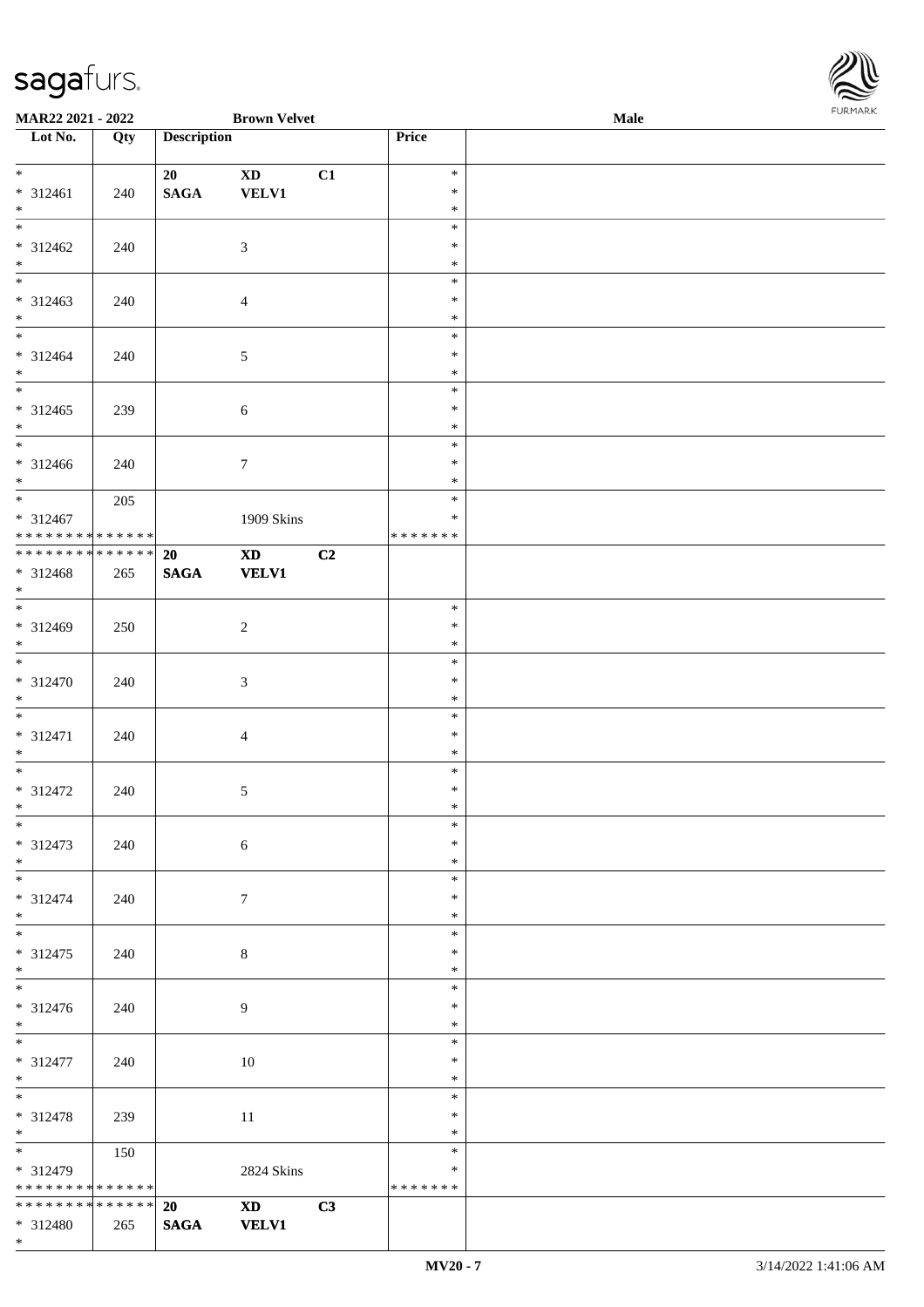**MAR22 2021 - 2022** **Brown Velvet** **Male**

| Lot No. | Qty | Description | | | Price | |
|---|---|---|---|---|---|---|
| * | | **20** | **XD** | **C1** | * | |
| * 312461 | 240 | **SAGA** | **VELV1** | | * | |
| * | | | | | * | |
| * | | | | | * | |
| * 312462 | 240 | | 3 | | * | |
| * | | | | | * | |
| * | | | | | * | |
| * 312463 | 240 | | 4 | | * | |
| * | | | | | * | |
| * | | | | | * | |
| * 312464 | 240 | | 5 | | * | |
| * | | | | | * | |
| * | | | | | * | |
| * 312465 | 239 | | 6 | | * | |
| * | | | | | * | |
| * | | | | | * | |
| * 312466 | 240 | | 7 | | * | |
| * | | | | | * | |
| * | 205 | | | | * | |
| * 312467 | | | 1909 Skins | | * | |
| * * * * * * * * * * * * * * | | | | | * * * * * * * | |
| * * * * * * * * * * * * * * | | **20** | **XD** | **C2** | | |
| * 312468 | 265 | **SAGA** | **VELV1** | | | |
| * | | | | | | |
| * | | | | | * | |
| * 312469 | 250 | | 2 | | * | |
| * | | | | | * | |
| * | | | | | * | |
| * 312470 | 240 | | 3 | | * | |
| * | | | | | * | |
| * | | | | | * | |
| * 312471 | 240 | | 4 | | * | |
| * | | | | | * | |
| * | | | | | * | |
| * 312472 | 240 | | 5 | | * | |
| * | | | | | * | |
| * | | | | | * | |
| * 312473 | 240 | | 6 | | * | |
| * | | | | | * | |
| * | | | | | * | |
| * 312474 | 240 | | 7 | | * | |
| * | | | | | * | |
| * | | | | | * | |
| * 312475 | 240 | | 8 | | * | |
| * | | | | | * | |
| * | | | | | * | |
| * 312476 | 240 | | 9 | | * | |
| * | | | | | * | |
| * | | | | | * | |
| * 312477 | 240 | | 10 | | * | |
| * | | | | | * | |
| * | | | | | * | |
| * 312478 | 239 | | 11 | | * | |
| * | | | | | * | |
| * | 150 | | | | * | |
| * 312479 | | | 2824 Skins | | * | |
| * * * * * * * * * * * * * * | | | | | * * * * * * * | |
| * * * * * * * * * * * * * * | | **20** | **XD** | **C3** | | |
| * 312480 | 265 | **SAGA** | **VELV1** | | | |
| * | | | | | | |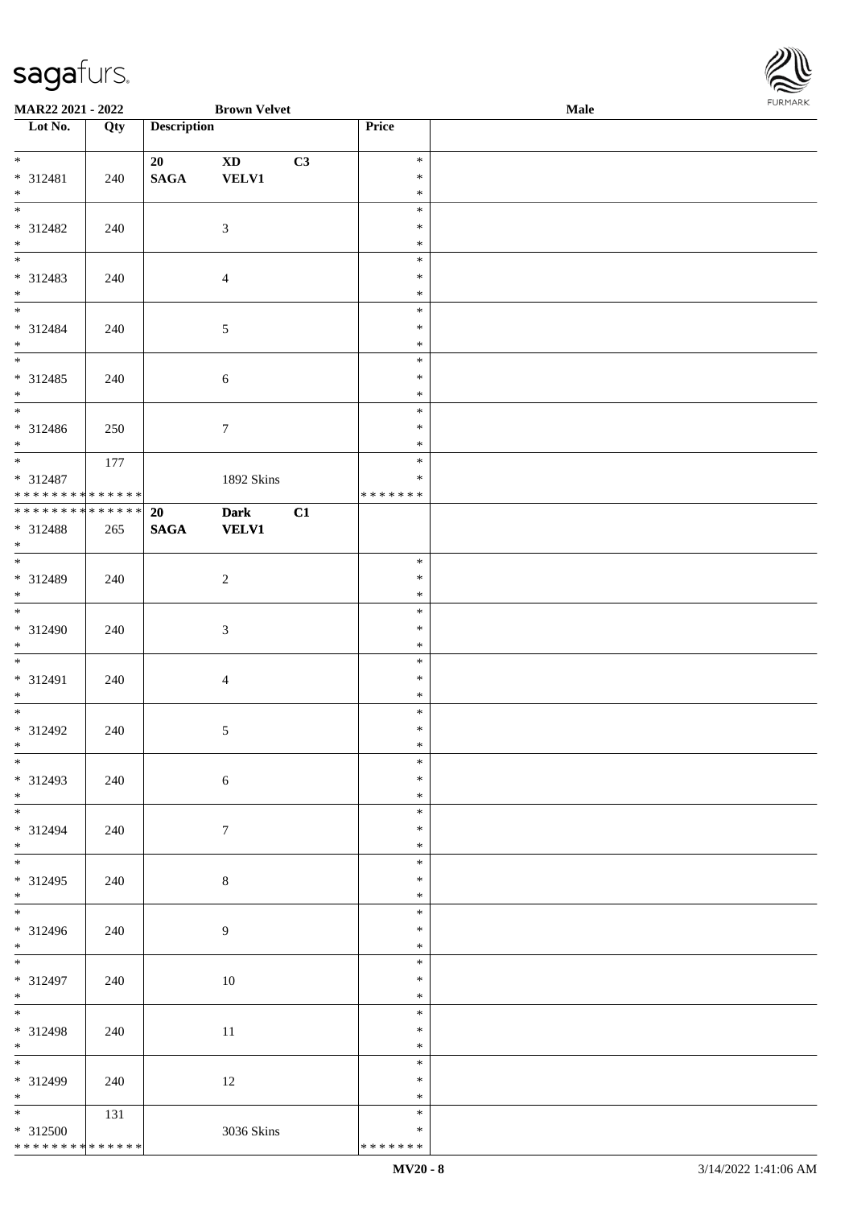**MAR22 2021 - 2022** **Brown Velvet** **Male**

| Lot No. | Qty | Description | | | Price | |
|---|---|---|---|---|---|---|
| * | | 20 | XD | C3 | * | |
| * 312481 | 240 | SAGA | VELV1 | | * | |
| * | | | | | * | |
| * | | | | | * | |
| * 312482 | 240 | | 3 | | * | |
| * | | | | | * | |
| * | | | | | * | |
| * 312483 | 240 | | 4 | | * | |
| * | | | | | * | |
| * | | | | | * | |
| * 312484 | 240 | | 5 | | * | |
| * | | | | | * | |
| * | | | | | * | |
| * 312485 | 240 | | 6 | | * | |
| * | | | | | * | |
| * | | | | | * | |
| * 312486 | 250 | | 7 | | * | |
| * | | | | | * | |
| * | 177 | | | | * | |
| * 312487 | | | 1892 Skins | | * | |
| * * * * * * * * * * * * * * | | | | | * * * * * * * | |
| * * * * * * * * * * * * * * | | 20 | Dark | C1 | | |
| * 312488 | 265 | SAGA | VELV1 | | | |
| * | | | | | | |
| * | | | | | * | |
| * 312489 | 240 | | 2 | | * | |
| * | | | | | * | |
| * | | | | | * | |
| * 312490 | 240 | | 3 | | * | |
| * | | | | | * | |
| * | | | | | * | |
| * 312491 | 240 | | 4 | | * | |
| * | | | | | * | |
| * | | | | | * | |
| * 312492 | 240 | | 5 | | * | |
| * | | | | | * | |
| * | | | | | * | |
| * 312493 | 240 | | 6 | | * | |
| * | | | | | * | |
| * | | | | | * | |
| * 312494 | 240 | | 7 | | * | |
| * | | | | | * | |
| * | | | | | * | |
| * 312495 | 240 | | 8 | | * | |
| * | | | | | * | |
| * | | | | | * | |
| * 312496 | 240 | | 9 | | * | |
| * | | | | | * | |
| * | | | | | * | |
| * 312497 | 240 | | 10 | | * | |
| * | | | | | * | |
| * | | | | | * | |
| * 312498 | 240 | | 11 | | * | |
| * | | | | | * | |
| * | | | | | * | |
| * 312499 | 240 | | 12 | | * | |
| * | | | | | * | |
| * | 131 | | | | * | |
| * 312500 | | | 3036 Skins | | * | |
| * * * * * * * * * * * * * * | | | | | * * * * * * * | |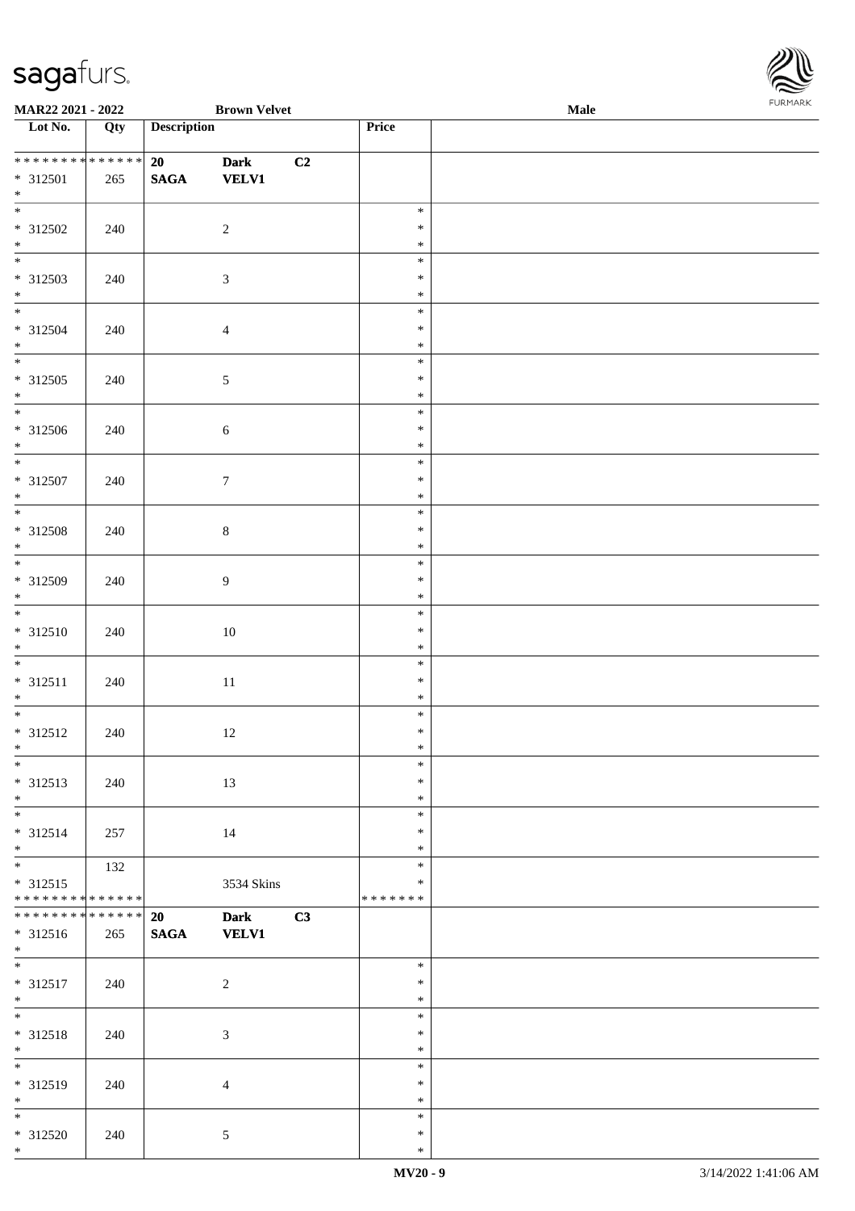| Lot No. | Qty | Description | | | Price | |
|---|---|---|---|---|---|---|
| * * * * * * * * * * * * * * | | 20 | Dark | C2 | | |
| * 312501 | 265 | SAGA | VELV1 | | | |
| * | | | | | | |
| * | | | | | * | |
| * 312502 | 240 | | 2 | | * | |
| * | | | | | * | |
| * | | | | | * | |
| * 312503 | 240 | | 3 | | * | |
| * | | | | | * | |
| * | | | | | * | |
| * 312504 | 240 | | 4 | | * | |
| * | | | | | * | |
| * | | | | | * | |
| * 312505 | 240 | | 5 | | * | |
| * | | | | | * | |
| * | | | | | * | |
| * 312506 | 240 | | 6 | | * | |
| * | | | | | * | |
| * | | | | | * | |
| * 312507 | 240 | | 7 | | * | |
| * | | | | | * | |
| * | | | | | * | |
| * 312508 | 240 | | 8 | | * | |
| * | | | | | * | |
| * | | | | | * | |
| * 312509 | 240 | | 9 | | * | |
| * | | | | | * | |
| * | | | | | * | |
| * 312510 | 240 | | 10 | | * | |
| * | | | | | * | |
| * | | | | | * | |
| * 312511 | 240 | | 11 | | * | |
| * | | | | | * | |
| * | | | | | * | |
| * 312512 | 240 | | 12 | | * | |
| * | | | | | * | |
| * | | | | | * | |
| * 312513 | 240 | | 13 | | * | |
| * | | | | | * | |
| * | | | | | * | |
| * 312514 | 257 | | 14 | | * | |
| * | | | | | * | |
| * | 132 | | | | * | |
| * 312515 | | | 3534 Skins | | * | |
| * * * * * * * * * * * * * * | | | | | * * * * * * * | |
| * * * * * * * * * * * * * * | | 20 | Dark | C3 | | |
| * 312516 | 265 | SAGA | VELV1 | | | |
| * | | | | | | |
| * | | | | | * | |
| * 312517 | 240 | | 2 | | * | |
| * | | | | | * | |
| * | | | | | * | |
| * 312518 | 240 | | 3 | | * | |
| * | | | | | * | |
| * | | | | | * | |
| * 312519 | 240 | | 4 | | * | |
| * | | | | | * | |
| * | | | | | * | |
| * 312520 | 240 | | 5 | | * | |
| * | | | | | * | |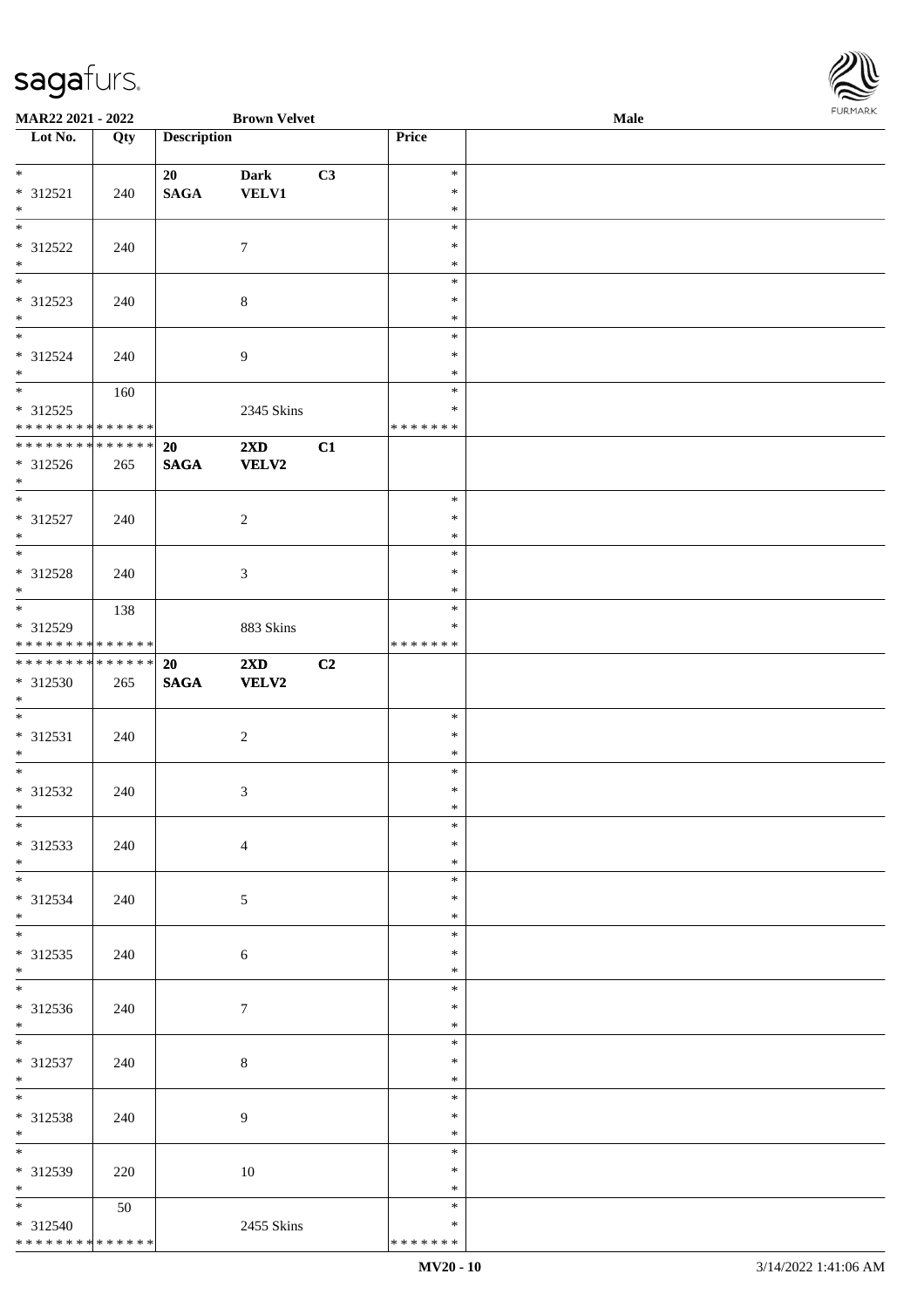**MAR22 2021 - 2022** **Brown Velvet** **Male**

| Lot No. | Qty | Description | | | Price | |
|---|---|---|---|---|---|---|
| * | | 20 | Dark | C3 | * | |
| * 312521 | 240 | SAGA | VELV1 | | * | |
| * | | | | | * | |
| * | | | | | * | |
| * 312522 | 240 | | 7 | | * | |
| * | | | | | * | |
| * | | | | | * | |
| * 312523 | 240 | | 8 | | * | |
| * | | | | | * | |
| * | | | | | * | |
| * 312524 | 240 | | 9 | | * | |
| * | | | | | * | |
| * | 160 | | | | * | |
| * 312525 | | | 2345 Skins | | * | |
| * * * * * * * * * * * * * * | | | | | * * * * * * * | |
| * * * * * * * * * * * * * * | | 20 | 2XD | C1 | | |
| * 312526 | 265 | SAGA | VELV2 | | | |
| * | | | | | | |
| * | | | | | * | |
| * 312527 | 240 | | 2 | | * | |
| * | | | | | * | |
| * | | | | | * | |
| * 312528 | 240 | | 3 | | * | |
| * | | | | | * | |
| * | 138 | | | | * | |
| * 312529 | | | 883 Skins | | * | |
| * * * * * * * * * * * * * * | | | | | * * * * * * * | |
| * * * * * * * * * * * * * * | | 20 | 2XD | C2 | | |
| * 312530 | 265 | SAGA | VELV2 | | | |
| * | | | | | | |
| * | | | | | * | |
| * 312531 | 240 | | 2 | | * | |
| * | | | | | * | |
| * | | | | | * | |
| * 312532 | 240 | | 3 | | * | |
| * | | | | | * | |
| * | | | | | * | |
| * 312533 | 240 | | 4 | | * | |
| * | | | | | * | |
| * | | | | | * | |
| * 312534 | 240 | | 5 | | * | |
| * | | | | | * | |
| * | | | | | * | |
| * 312535 | 240 | | 6 | | * | |
| * | | | | | * | |
| * | | | | | * | |
| * 312536 | 240 | | 7 | | * | |
| * | | | | | * | |
| * | | | | | * | |
| * 312537 | 240 | | 8 | | * | |
| * | | | | | * | |
| * | | | | | * | |
| * 312538 | 240 | | 9 | | * | |
| * | | | | | * | |
| * | | | | | * | |
| * 312539 | 220 | | 10 | | * | |
| * | | | | | * | |
| * | 50 | | | | * | |
| * 312540 | | | 2455 Skins | | * | |
| * * * * * * * * * * * * * * | | | | | * * * * * * * | |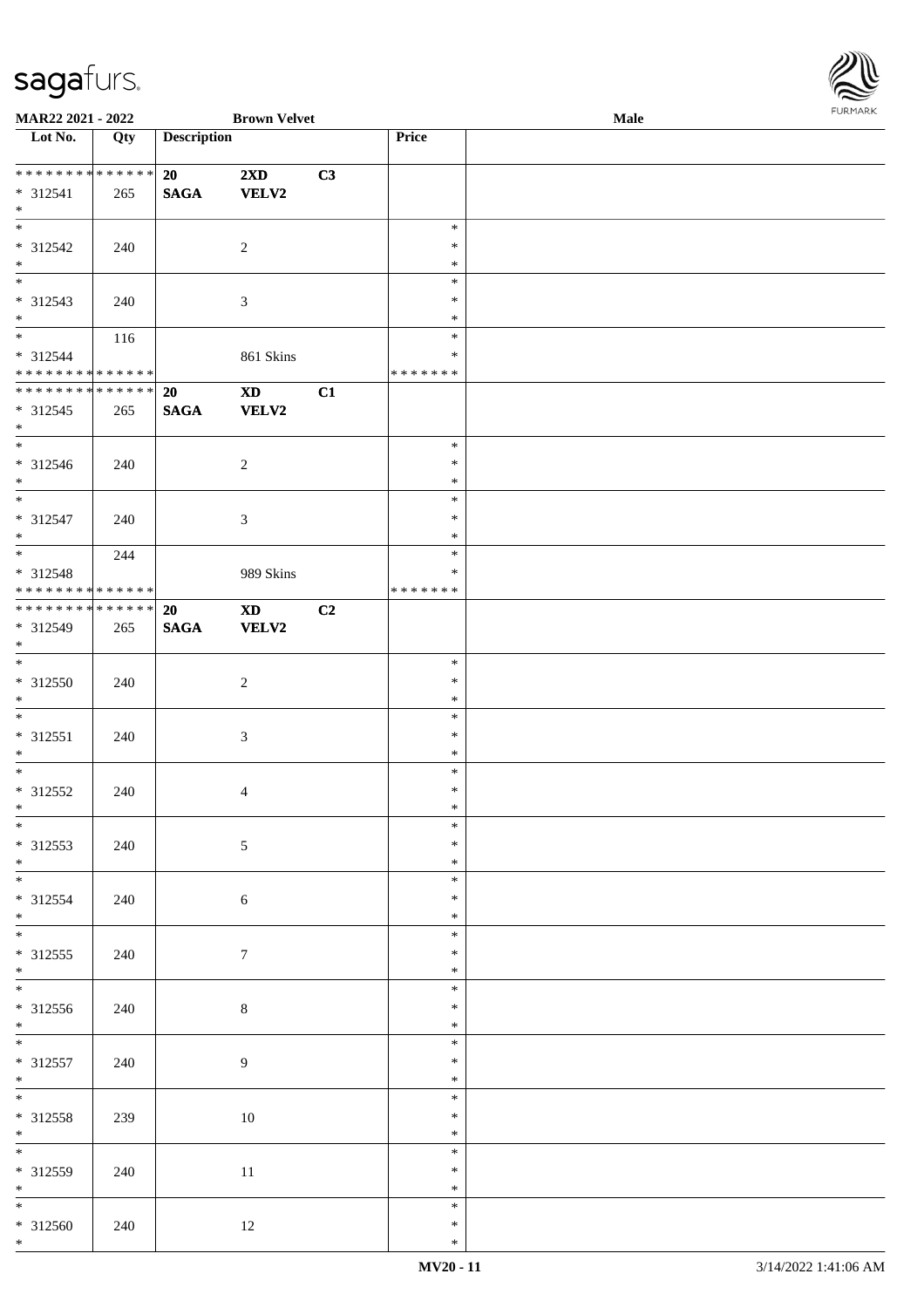| Lot No. | Qty | Description | | | Price | |
|---|---|---|---|---|---|---|
| * * * * * * * * * * * * * * | | 20 | 2XD | C3 | | |
| * 312541 | 265 | SAGA | VELV2 | | | |
| * | | | | | | |
| * 312542 | 240 | | 2 | | * | |
| * 312543 | 240 | | 3 | | * | |
| * 312544 | 116 | | 861 Skins | | * | |
| * * * * * * * * * * * * * * | | | | | * * * * * * * | |
| * * * * * * * * * * * * * * | | 20 | XD | C1 | | |
| * 312545 | 265 | SAGA | VELV2 | | | |
| * 312546 | 240 | | 2 | | * | |
| * 312547 | 240 | | 3 | | * | |
| * 312548 | 244 | | 989 Skins | | * | |
| * * * * * * * * * * * * * * | | | | | * * * * * * * | |
| * * * * * * * * * * * * * * | | 20 | XD | C2 | | |
| * 312549 | 265 | SAGA | VELV2 | | | |
| * 312550 | 240 | | 2 | | * | |
| * 312551 | 240 | | 3 | | * | |
| * 312552 | 240 | | 4 | | * | |
| * 312553 | 240 | | 5 | | * | |
| * 312554 | 240 | | 6 | | * | |
| * 312555 | 240 | | 7 | | * | |
| * 312556 | 240 | | 8 | | * | |
| * 312557 | 240 | | 9 | | * | |
| * 312558 | 239 | | 10 | | * | |
| * 312559 | 240 | | 11 | | * | |
| * 312560 | 240 | | 12 | | * | |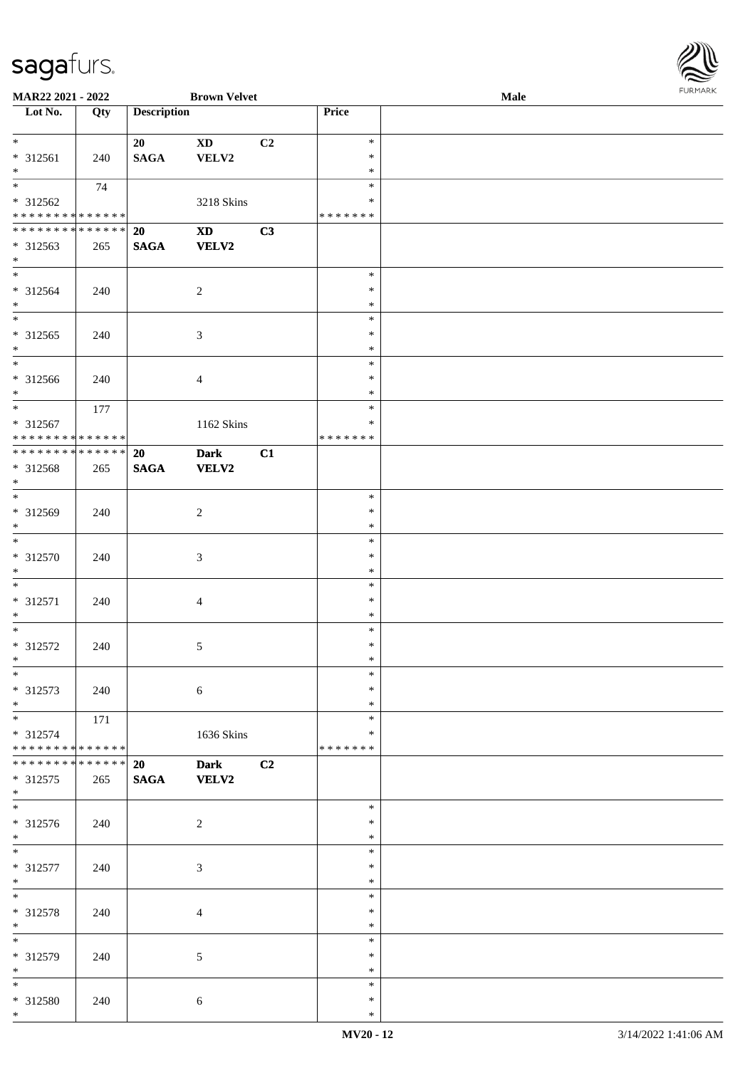**MAR22 2021 - 2022** **Brown Velvet** **Male**

| Lot No. | Qty | Description | | | Price | |
|---|---|---|---|---|---|---|
| * | | 20 | XD | C2 | * | |
| * 312561 | 240 | SAGA | VELV2 | | * | |
| * | | | | | * | |
| * | 74 | | | | * | |
| * 312562 | | | 3218 Skins | | * | |
| * * * * * * * * * * * * * * | | | | | * * * * * * * | |
| * * * * * * * * * * * * * * | | **20** | **XD** | **C3** | | |
| * 312563 | 265 | **SAGA** | **VELV2** | | | |
| * | | | | | | |
| * | | | | | * | |
| * 312564 | 240 | | 2 | | * | |
| * | | | | | * | |
| * | | | | | * | |
| * 312565 | 240 | | 3 | | * | |
| * | | | | | * | |
| * | | | | | * | |
| * 312566 | 240 | | 4 | | * | |
| * | | | | | * | |
| * | 177 | | | | * | |
| * 312567 | | | 1162 Skins | | * | |
| * * * * * * * * * * * * * * | | | | | * * * * * * * | |
| * * * * * * * * * * * * * * | | **20** | **Dark** | **C1** | | |
| * 312568 | 265 | **SAGA** | **VELV2** | | | |
| * | | | | | | |
| * | | | | | * | |
| * 312569 | 240 | | 2 | | * | |
| * | | | | | * | |
| * | | | | | * | |
| * 312570 | 240 | | 3 | | * | |
| * | | | | | * | |
| * | | | | | * | |
| * 312571 | 240 | | 4 | | * | |
| * | | | | | * | |
| * | | | | | * | |
| * 312572 | 240 | | 5 | | * | |
| * | | | | | * | |
| * | | | | | * | |
| * 312573 | 240 | | 6 | | * | |
| * | | | | | * | |
| * | 171 | | | | * | |
| * 312574 | | | 1636 Skins | | * | |
| * * * * * * * * * * * * * * | | | | | * * * * * * * | |
| * * * * * * * * * * * * * * | | **20** | **Dark** | **C2** | | |
| * 312575 | 265 | **SAGA** | **VELV2** | | | |
| * | | | | | | |
| * | | | | | * | |
| * 312576 | 240 | | 2 | | * | |
| * | | | | | * | |
| * | | | | | * | |
| * 312577 | 240 | | 3 | | * | |
| * | | | | | * | |
| * | | | | | * | |
| * 312578 | 240 | | 4 | | * | |
| * | | | | | * | |
| * | | | | | * | |
| * 312579 | 240 | | 5 | | * | |
| * | | | | | * | |
| * | | | | | * | |
| * 312580 | 240 | | 6 | | * | |
| * | | | | | * | |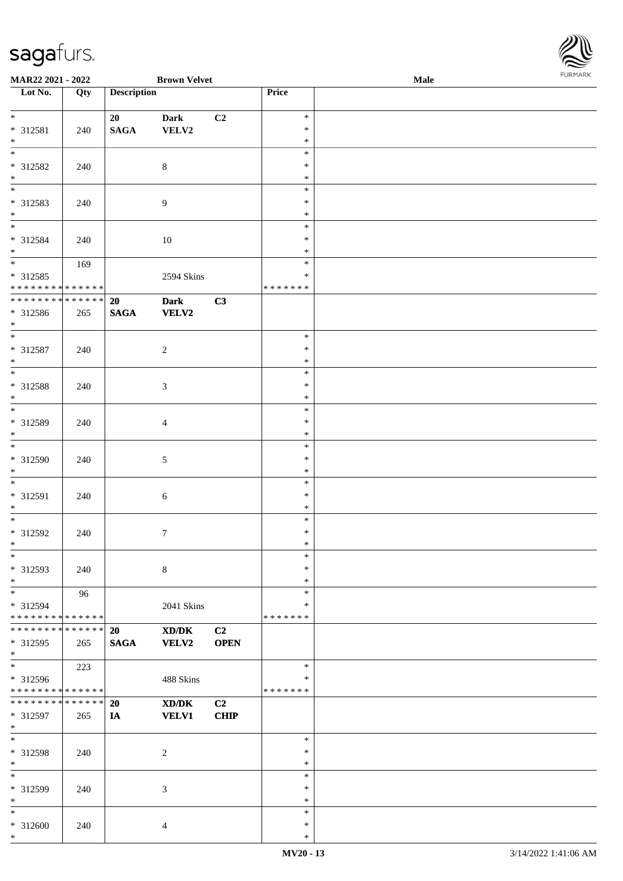MAR22 2021 - 2022 | Brown Velvet | Male

| Lot No. | Qty | Description | | | Price | |
|---|---|---|---|---|---|---|
| * <br> * 312581 <br> * | 240 | 20 <br> SAGA | Dark <br> VELV2 | C2 | * <br> * <br> * | |
| * <br> * 312582 <br> * | 240 | | 8 | | * <br> * <br> * | |
| * <br> * 312583 <br> * | 240 | | 9 | | * <br> * <br> * | |
| * <br> * 312584 <br> * | 240 | | 10 | | * <br> * <br> * | |
| * <br> * 312585 <br> * * * * * * * * * * * * * * | 169 | | 2594 Skins | | * <br> * <br> * * * * * * * | |
| * * * * * * * * * * * * * * <br> * 312586 <br> * | 265 | 20 <br> SAGA | Dark <br> VELV2 | C3 | | |
| * <br> * 312587 <br> * | 240 | | 2 | | * <br> * <br> * | |
| * <br> * 312588 <br> * | 240 | | 3 | | * <br> * <br> * | |
| * <br> * 312589 <br> * | 240 | | 4 | | * <br> * <br> * | |
| * <br> * 312590 <br> * | 240 | | 5 | | * <br> * <br> * | |
| * <br> * 312591 <br> * | 240 | | 6 | | * <br> * <br> * | |
| * <br> * 312592 <br> * | 240 | | 7 | | * <br> * <br> * | |
| * <br> * 312593 <br> * | 240 | | 8 | | * <br> * <br> * | |
| * <br> * 312594 <br> * * * * * * * * * * * * * * | 96 | | 2041 Skins | | * <br> * <br> * * * * * * * | |
| * * * * * * * * * * * * * * <br> * 312595 <br> * | 265 | 20 <br> SAGA | XD/DK <br> VELV2 | C2 <br> OPEN | | |
| * <br> * 312596 <br> * * * * * * * * * * * * * * | 223 | | 488 Skins | | * <br> * <br> * * * * * * * | |
| * * * * * * * * * * * * * * <br> * 312597 <br> * | 265 | 20 <br> IA | XD/DK <br> VELV1 | C2 <br> CHIP | | |
| * <br> * 312598 <br> * | 240 | | 2 | | * <br> * <br> * | |
| * <br> * 312599 <br> * | 240 | | 3 | | * <br> * <br> * | |
| * <br> * 312600 <br> * | 240 | | 4 | | * <br> * <br> * | |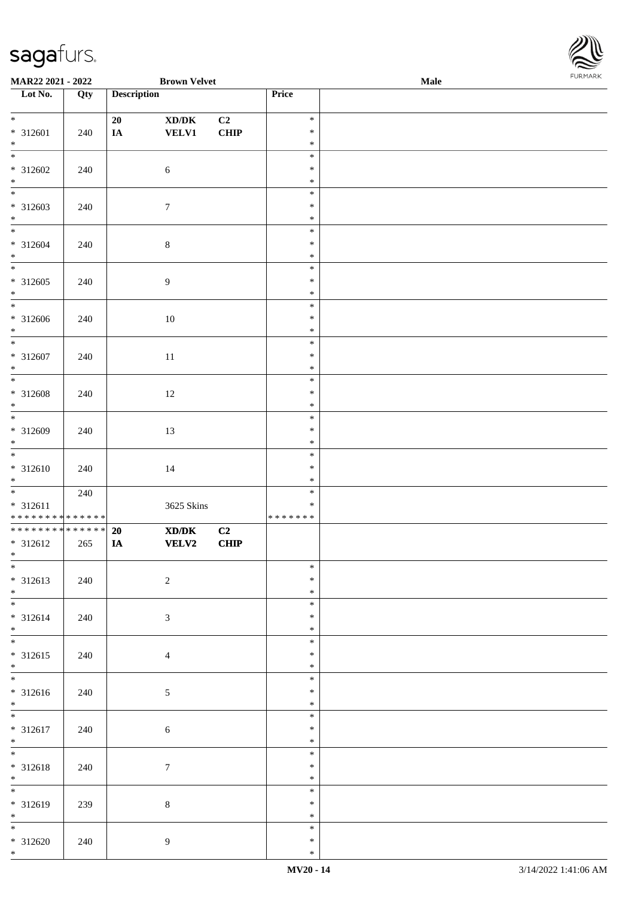| Lot No. | Qty | Description | | | Price | |
|---|---|---|---|---|---|---|
| *<br>* 312601<br>* | 240 | 20<br>IA | XD/DK<br>VELV1 | C2<br>CHIP | *<br>*<br>* | |
| *<br>* 312602<br>* | 240 | | 6 | | *<br>*<br>* | |
| *<br>* 312603<br>* | 240 | | 7 | | *<br>*<br>* | |
| *<br>* 312604<br>* | 240 | | 8 | | *<br>*<br>* | |
| *<br>* 312605<br>* | 240 | | 9 | | *<br>*<br>* | |
| *<br>* 312606<br>* | 240 | | 10 | | *<br>*<br>* | |
| *<br>* 312607<br>* | 240 | | 11 | | *<br>*<br>* | |
| *<br>* 312608<br>* | 240 | | 12 | | *<br>*<br>* | |
| *<br>* 312609<br>* | 240 | | 13 | | *<br>*<br>* | |
| *<br>* 312610<br>* | 240 | | 14 | | *<br>*<br>* | |
| *<br>* 312611<br>************** | 240 | | 3625 Skins | | *<br>*<br>******* | |
| **************<br>* 312612<br>* | 265 | 20<br>IA | XD/DK<br>VELV2 | C2<br>CHIP | | |
| *<br>* 312613<br>* | 240 | | 2 | | *<br>*<br>* | |
| *<br>* 312614<br>* | 240 | | 3 | | *<br>*<br>* | |
| *<br>* 312615<br>* | 240 | | 4 | | *<br>*<br>* | |
| *<br>* 312616<br>* | 240 | | 5 | | *<br>*<br>* | |
| *<br>* 312617<br>* | 240 | | 6 | | *<br>*<br>* | |
| *<br>* 312618<br>* | 240 | | 7 | | *<br>*<br>* | |
| *<br>* 312619<br>* | 239 | | 8 | | *<br>*<br>* | |
| *<br>* 312620<br>* | 240 | | 9 | | *<br>*<br>* | |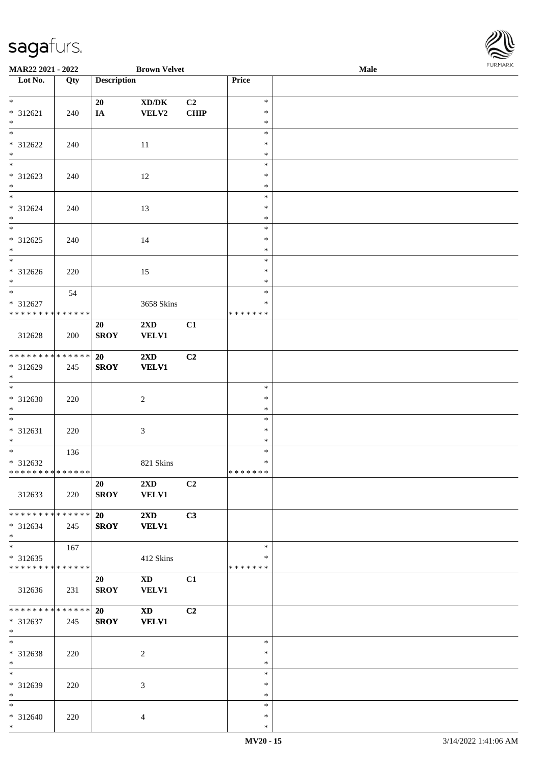| Lot No. | Qty | Description | | | Price | |
|---|---|---|---|---|---|---|
| * | | 20 | XD/DK | C2 | * | |
| * 312621 | 240 | IA | VELV2 | CHIP | * | |
| * | | | | | * | |
| * | | | | | * | |
| * 312622 | 240 | | 11 | | * | |
| * | | | | | * | |
| * | | | | | * | |
| * 312623 | 240 | | 12 | | * | |
| * | | | | | * | |
| * | | | | | * | |
| * 312624 | 240 | | 13 | | * | |
| * | | | | | * | |
| * | | | | | * | |
| * 312625 | 240 | | 14 | | * | |
| * | | | | | * | |
| * | | | | | * | |
| * 312626 | 220 | | 15 | | * | |
| * | | | | | * | |
| * | 54 | | | | * | |
| * 312627 | | | 3658 Skins | | * | |
| * * * * * * * * * * * * * * | | | | | * * * * * * * | |
| | | 20 | 2XD | C1 | | |
| 312628 | 200 | SROY | VELV1 | | | |
| * * * * * * * * * * * * * * | | 20 | 2XD | C2 | | |
| * 312629 | 245 | SROY | VELV1 | | | |
| * | | | | | | |
| * | | | | | * | |
| * 312630 | 220 | | 2 | | * | |
| * | | | | | * | |
| * | | | | | * | |
| * 312631 | 220 | | 3 | | * | |
| * | | | | | * | |
| * | 136 | | | | * | |
| * 312632 | | | 821 Skins | | * | |
| * * * * * * * * * * * * * * | | | | | * * * * * * * | |
| | | 20 | 2XD | C2 | | |
| 312633 | 220 | SROY | VELV1 | | | |
| * * * * * * * * * * * * * * | | 20 | 2XD | C3 | | |
| * 312634 | 245 | SROY | VELV1 | | | |
| * | | | | | | |
| * | 167 | | | | * | |
| * 312635 | | | 412 Skins | | * | |
| * * * * * * * * * * * * * * | | | | | * * * * * * * | |
| | | 20 | XD | C1 | | |
| 312636 | 231 | SROY | VELV1 | | | |
| * * * * * * * * * * * * * * | | 20 | XD | C2 | | |
| * 312637 | 245 | SROY | VELV1 | | | |
| * | | | | | | |
| * | | | | | * | |
| * 312638 | 220 | | 2 | | * | |
| * | | | | | * | |
| * | | | | | * | |
| * 312639 | 220 | | 3 | | * | |
| * | | | | | * | |
| * | | | | | * | |
| * 312640 | 220 | | 4 | | * | |
| * | | | | | * | |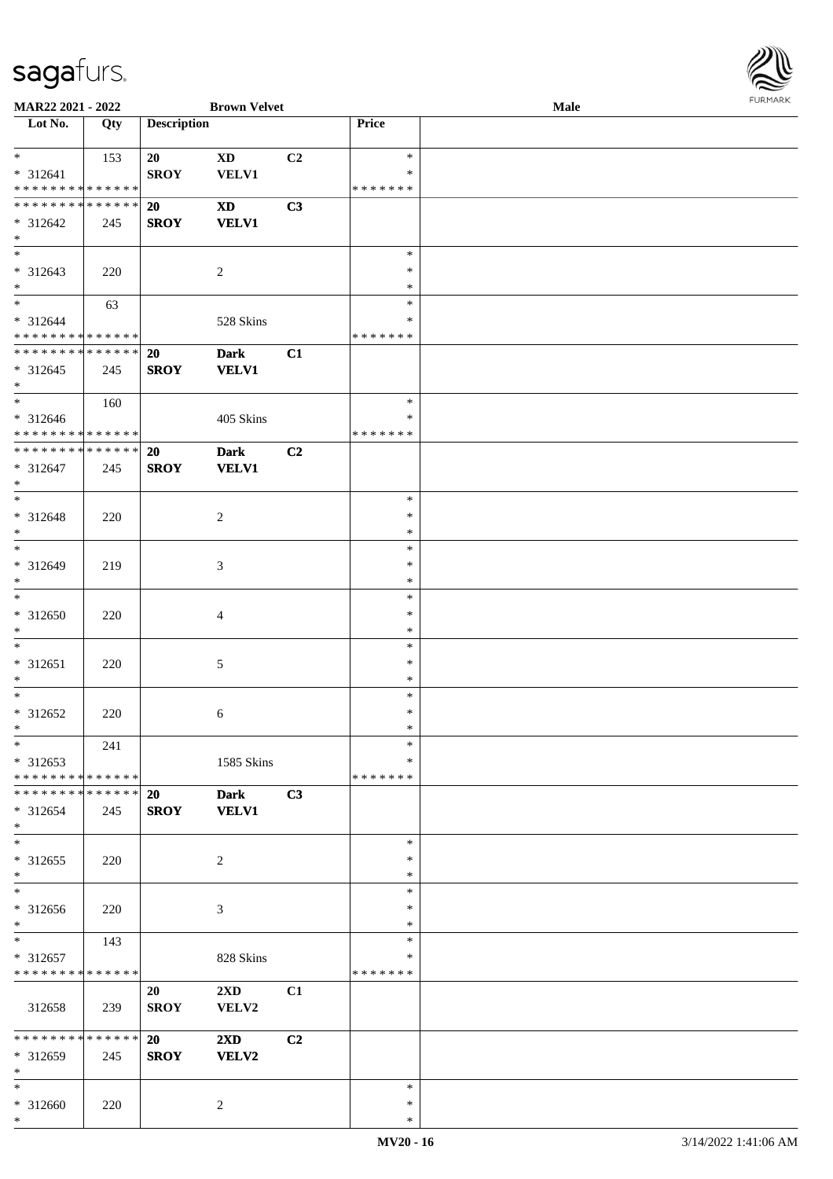| Lot No. | Qty | Description | | | Price | |
|---|---|---|---|---|---|---|
| * | 153 | 20 | XD | C2 | * | |
| * 312641 | | SROY | VELV1 | | * | |
| * * * * * * * * * * * * * * | | | | | * * * * * * * | |
| * * * * * * * * * * * * * * | | 20 | XD | C3 | | |
| * 312642 | 245 | SROY | VELV1 | | | |
| * | | | | | | |
| * | | | | | * | |
| * 312643 | 220 | | 2 | | * | |
| * | | | | | * | |
| * | 63 | | | | * | |
| * 312644 | | | 528 Skins | | * | |
| * * * * * * * * * * * * * * | | | | | * * * * * * * | |
| * * * * * * * * * * * * * * | | 20 | Dark | C1 | | |
| * 312645 | 245 | SROY | VELV1 | | | |
| * | | | | | | |
| * | 160 | | | | * | |
| * 312646 | | | 405 Skins | | * | |
| * * * * * * * * * * * * * * | | | | | * * * * * * * | |
| * * * * * * * * * * * * * * | | 20 | Dark | C2 | | |
| * 312647 | 245 | SROY | VELV1 | | | |
| * | | | | | | |
| * | | | | | * | |
| * 312648 | 220 | | 2 | | * | |
| * | | | | | * | |
| * | | | | | * | |
| * 312649 | 219 | | 3 | | * | |
| * | | | | | * | |
| * | | | | | * | |
| * 312650 | 220 | | 4 | | * | |
| * | | | | | * | |
| * | | | | | * | |
| * 312651 | 220 | | 5 | | * | |
| * | | | | | * | |
| * | | | | | * | |
| * 312652 | 220 | | 6 | | * | |
| * | | | | | * | |
| * | 241 | | | | * | |
| * 312653 | | | 1585 Skins | | * | |
| * * * * * * * * * * * * * * | | | | | * * * * * * * | |
| * * * * * * * * * * * * * * | | 20 | Dark | C3 | | |
| * 312654 | 245 | SROY | VELV1 | | | |
| * | | | | | | |
| * | | | | | * | |
| * 312655 | 220 | | 2 | | * | |
| * | | | | | * | |
| * | | | | | * | |
| * 312656 | 220 | | 3 | | * | |
| * | | | | | * | |
| * | 143 | | | | * | |
| * 312657 | | | 828 Skins | | * | |
| * * * * * * * * * * * * * * | | | | | * * * * * * * | |
| | | 20 | 2XD | C1 | | |
| 312658 | 239 | SROY | VELV2 | | | |
| * * * * * * * * * * * * * * | | 20 | 2XD | C2 | | |
| * 312659 | 245 | SROY | VELV2 | | | |
| * | | | | | | |
| * | | | | | * | |
| * 312660 | 220 | | 2 | | * | |
| * | | | | | * | |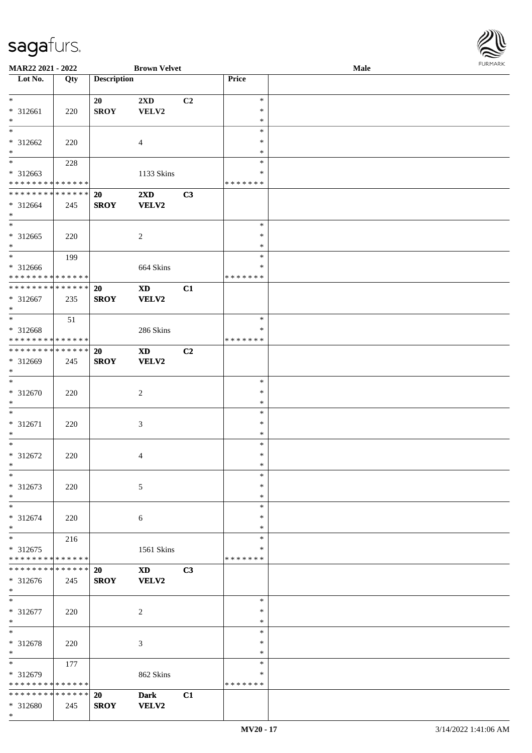| Lot No. | Qty | Description | | | Price | |
|---|---|---|---|---|---|---|
| * | | 20 | 2XD | C2 | * | |
| * 312661 | 220 | SROY | VELV2 | | * | |
| * | | | | | * | |
| * | | | | | * | |
| * 312662 | 220 | | 4 | | * | |
| * | | | | | * | |
| * | 228 | | | | * | |
| * 312663 | | | 1133 Skins | | * | |
| * * * * * * * * * * * * * * | | | | | * * * * * * * | |
| * * * * * * * * * * * * * * | | 20 | 2XD | C3 | | |
| * 312664 | 245 | SROY | VELV2 | | | |
| * | | | | | | |
| * | | | | | * | |
| * 312665 | 220 | | 2 | | * | |
| * | | | | | * | |
| * | 199 | | | | * | |
| * 312666 | | | 664 Skins | | * | |
| * * * * * * * * * * * * * * | | | | | * * * * * * * | |
| * * * * * * * * * * * * * * | | 20 | XD | C1 | | |
| * 312667 | 235 | SROY | VELV2 | | | |
| * | | | | | | |
| * | 51 | | | | * | |
| * 312668 | | | 286 Skins | | * | |
| * * * * * * * * * * * * * * | | | | | * * * * * * * | |
| * * * * * * * * * * * * * * | | 20 | XD | C2 | | |
| * 312669 | 245 | SROY | VELV2 | | | |
| * | | | | | | |
| * | | | | | * | |
| * 312670 | 220 | | 2 | | * | |
| * | | | | | * | |
| * | | | | | * | |
| * 312671 | 220 | | 3 | | * | |
| * | | | | | * | |
| * | | | | | * | |
| * 312672 | 220 | | 4 | | * | |
| * | | | | | * | |
| * | | | | | * | |
| * 312673 | 220 | | 5 | | * | |
| * | | | | | * | |
| * | | | | | * | |
| * 312674 | 220 | | 6 | | * | |
| * | | | | | * | |
| * | 216 | | | | * | |
| * 312675 | | | 1561 Skins | | * | |
| * * * * * * * * * * * * * * | | | | | * * * * * * * | |
| * * * * * * * * * * * * * * | | 20 | XD | C3 | | |
| * 312676 | 245 | SROY | VELV2 | | | |
| * | | | | | | |
| * | | | | | * | |
| * 312677 | 220 | | 2 | | * | |
| * | | | | | * | |
| * | | | | | * | |
| * 312678 | 220 | | 3 | | * | |
| * | | | | | * | |
| * | 177 | | | | * | |
| * 312679 | | | 862 Skins | | * | |
| * * * * * * * * * * * * * * | | | | | * * * * * * * | |
| * * * * * * * * * * * * * * | | 20 | Dark | C1 | | |
| * 312680 | 245 | SROY | VELV2 | | | |
| * | | | | | | |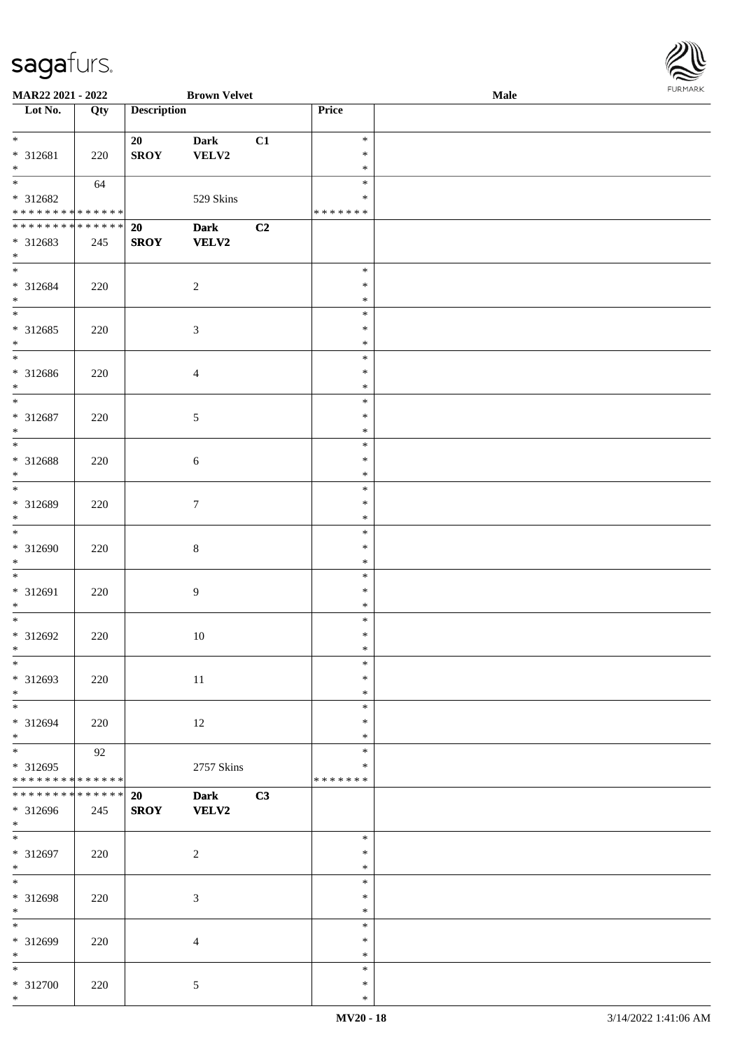| Lot No. | Qty | Description | | | Price | |
|---|---|---|---|---|---|---|
| * | | 20 | Dark | C1 | * | |
| * 312681 | 220 | SROY | VELV2 | | * | |
| * | | | | | * | |
| * | 64 | | | | * | |
| * 312682 | | | 529 Skins | | * | |
| * * * * * * * * * * * * * * | | | | | * * * * * * * | |
| * * * * * * * * * * * * * * | | 20 | Dark | C2 | | |
| * 312683 | 245 | SROY | VELV2 | | | |
| * | | | | | | |
| * | | | | | * | |
| * 312684 | 220 | | 2 | | * | |
| * | | | | | * | |
| * | | | | | * | |
| * 312685 | 220 | | 3 | | * | |
| * | | | | | * | |
| * | | | | | * | |
| * 312686 | 220 | | 4 | | * | |
| * | | | | | * | |
| * | | | | | * | |
| * 312687 | 220 | | 5 | | * | |
| * | | | | | * | |
| * | | | | | * | |
| * 312688 | 220 | | 6 | | * | |
| * | | | | | * | |
| * | | | | | * | |
| * 312689 | 220 | | 7 | | * | |
| * | | | | | * | |
| * | | | | | * | |
| * 312690 | 220 | | 8 | | * | |
| * | | | | | * | |
| * | | | | | * | |
| * 312691 | 220 | | 9 | | * | |
| * | | | | | * | |
| * | | | | | * | |
| * 312692 | 220 | | 10 | | * | |
| * | | | | | * | |
| * | | | | | * | |
| * 312693 | 220 | | 11 | | * | |
| * | | | | | * | |
| * | | | | | * | |
| * 312694 | 220 | | 12 | | * | |
| * | | | | | * | |
| * | 92 | | | | * | |
| * 312695 | | | 2757 Skins | | * | |
| * * * * * * * * * * * * * * | | | | | * * * * * * * | |
| * * * * * * * * * * * * * * | | 20 | Dark | C3 | | |
| * 312696 | 245 | SROY | VELV2 | | | |
| * | | | | | | |
| * | | | | | * | |
| * 312697 | 220 | | 2 | | * | |
| * | | | | | * | |
| * | | | | | * | |
| * 312698 | 220 | | 3 | | * | |
| * | | | | | * | |
| * | | | | | * | |
| * 312699 | 220 | | 4 | | * | |
| * | | | | | * | |
| * | | | | | * | |
| * 312700 | 220 | | 5 | | * | |
| * | | | | | * | |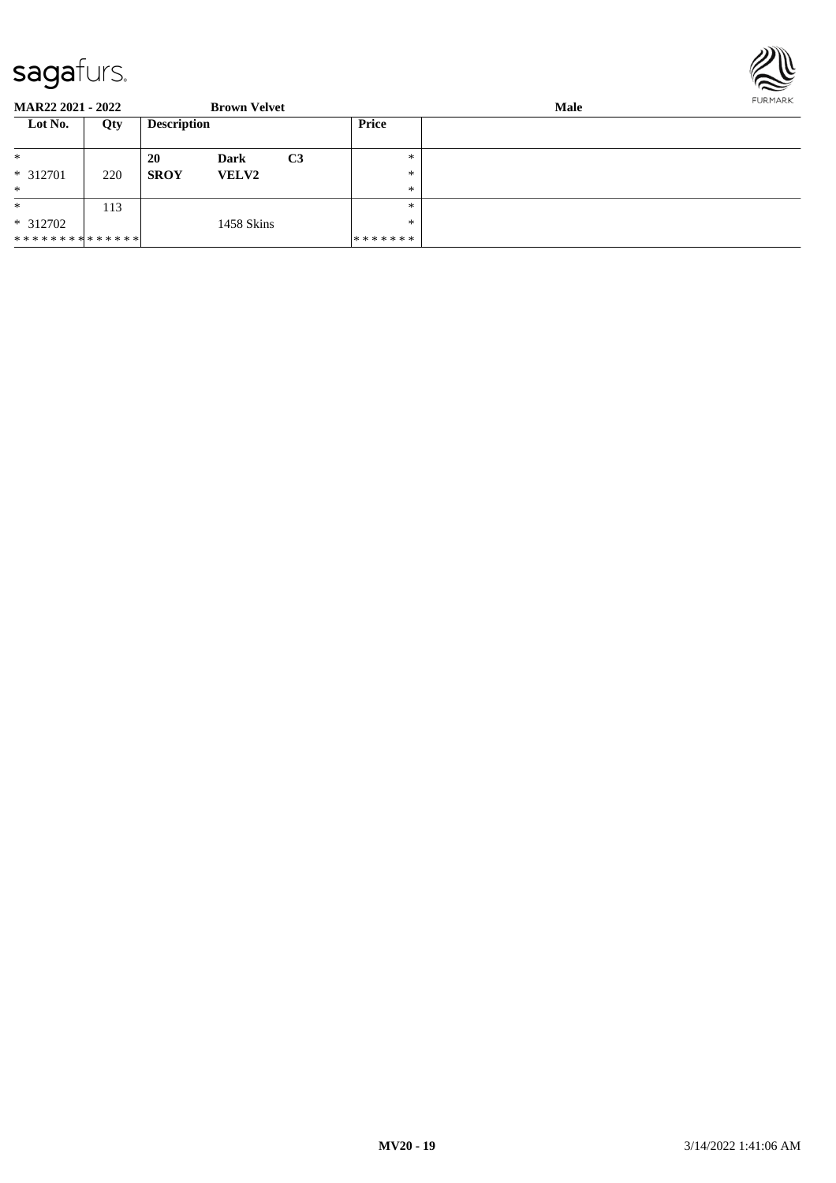**MAR22 2021 - 2022** **Brown Velvet** **Male**

| Lot No. | Qty | Description | | | Price |
|---|---|---|---|---|---|
| * | | **20** | **Dark** | **C3** | * |
| * 312701 | 220 | **SROY** | **VELV2** | | * |
| * | | | | | * |
| * | 113 | | | | * |
| * 312702 | | | 1458 Skins | | * |
| * * * * * * * * * * * * * * | | | | | * * * * * * * |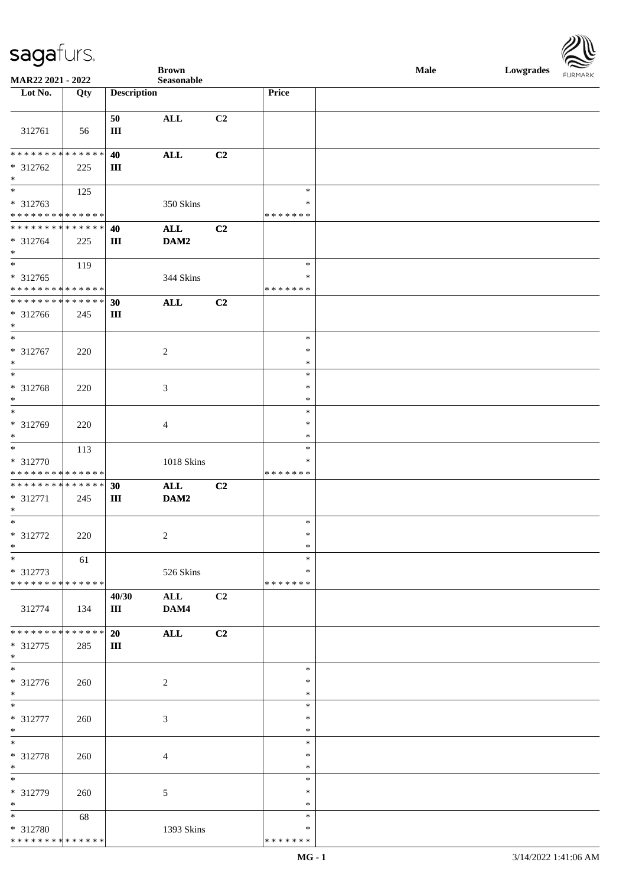**Brown**
**Seasonable**

**Male** **Lowgrades**

**MAR22 2021 - 2022**

| Lot No. | Qty | Description | | | Price |
|---|---|---|---|---|---|
| 312761 | 56 | 50 III | ALL | C2 | |
| * * * * * * * * * * * * * * * 312762 * | 225 | 40 III | ALL | C2 | |
| * * 312763 * * * * * * * * * * * * * * | 125 | | 350 Skins | | * * * * * * * * * |
| * * * * * * * * * * * * * * * 312764 * | 225 | 40 III | ALL DAM2 | C2 | |
| * * 312765 * * * * * * * * * * * * * * | 119 | | 344 Skins | | * * * * * * * * * |
| * * * * * * * * * * * * * * * 312766 * | 245 | 30 III | ALL | C2 | |
| * * 312767 * | 220 | | 2 | | * * * |
| * * 312768 * | 220 | | 3 | | * * * |
| * * 312769 * | 220 | | 4 | | * * * |
| * * 312770 * * * * * * * * * * * * * * | 113 | | 1018 Skins | | * * * * * * * * * |
| * * * * * * * * * * * * * * * 312771 * | 245 | 30 III | ALL DAM2 | C2 | |
| * * 312772 * | 220 | | 2 | | * * * |
| * * 312773 * * * * * * * * * * * * * * | 61 | | 526 Skins | | * * * * * * * * * |
| 312774 | 134 | 40/30 III | ALL DAM4 | C2 | |
| * * * * * * * * * * * * * * * 312775 * | 285 | 20 III | ALL | C2 | |
| * * 312776 * | 260 | | 2 | | * * * |
| * * 312777 * | 260 | | 3 | | * * * |
| * * 312778 * | 260 | | 4 | | * * * |
| * * 312779 * | 260 | | 5 | | * * * |
| * * 312780 * * * * * * * * * * * * * * | 68 | | 1393 Skins | | * * * * * * * * * |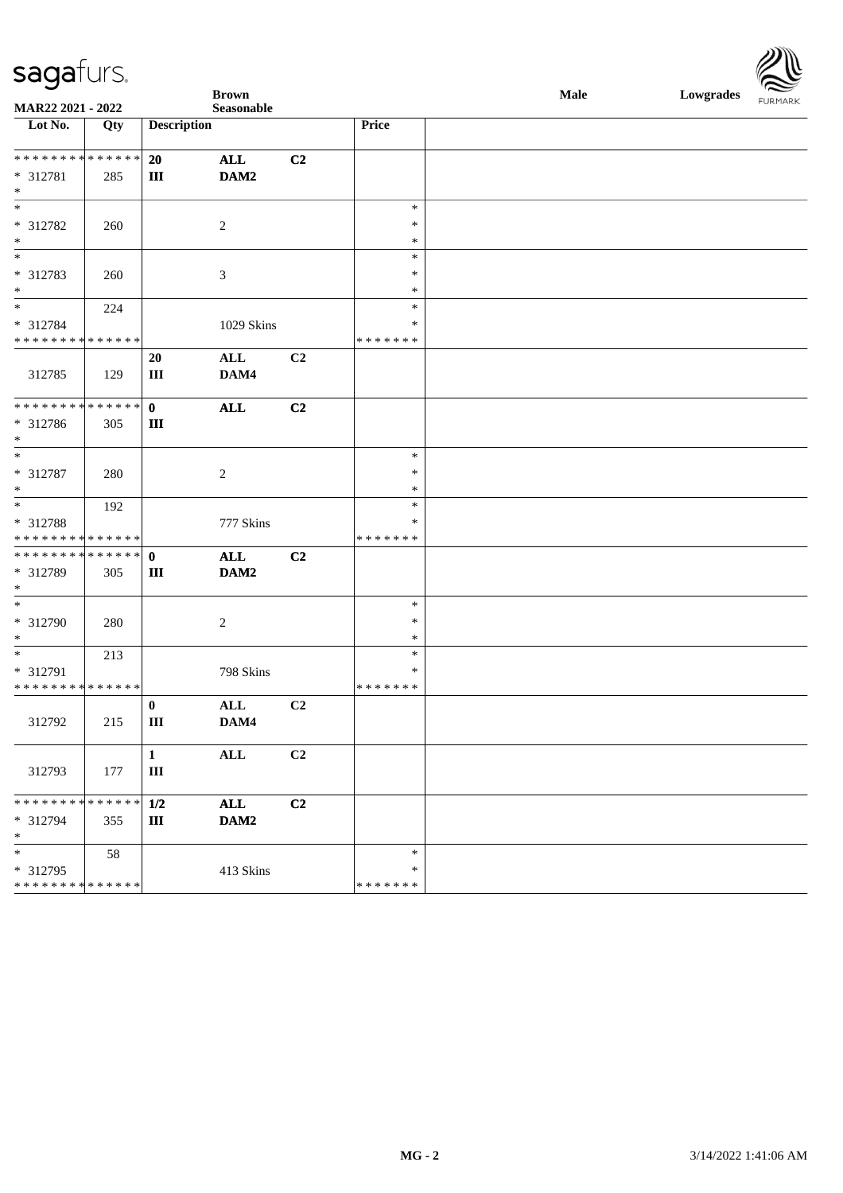| Lot No. | Qty | Description | | | Price |
|---|---|---|---|---|---|
| * * * * * * * * * * * * * * | | 20 | ALL | C2 | |
| * 312781 | 285 | III | DAM2 | | |
| * | | | | | |
| * | | | | | * |
| * 312782 | 260 | | 2 | | * |
| * | | | | | * |
| * | | | | | * |
| * 312783 | 260 | | 3 | | * |
| * | | | | | * |
| * | 224 | | | | * |
| * 312784 | | | 1029 Skins | | * |
| * * * * * * * * * * * * * * | | | | | * * * * * * * |
| | | 20 | ALL | C2 | |
| 312785 | 129 | III | DAM4 | | |
| * * * * * * * * * * * * * * | | 0 | ALL | C2 | |
| * 312786 | 305 | III | | | |
| * | | | | | |
| * | | | | | * |
| * 312787 | 280 | | 2 | | * |
| * | | | | | * |
| * | 192 | | | | * |
| * 312788 | | | 777 Skins | | * |
| * * * * * * * * * * * * * * | | | | | * * * * * * * |
| * * * * * * * * * * * * * * | | 0 | ALL | C2 | |
| * 312789 | 305 | III | DAM2 | | |
| * | | | | | |
| * | | | | | * |
| * 312790 | 280 | | 2 | | * |
| * | | | | | * |
| * | 213 | | | | * |
| * 312791 | | | 798 Skins | | * |
| * * * * * * * * * * * * * * | | | | | * * * * * * * |
| | | 0 | ALL | C2 | |
| 312792 | 215 | III | DAM4 | | |
| | | 1 | ALL | C2 | |
| 312793 | 177 | III | | | |
| * * * * * * * * * * * * * * | | 1/2 | ALL | C2 | |
| * 312794 | 355 | III | DAM2 | | |
| * | | | | | |
| * | 58 | | | | * |
| * 312795 | | | 413 Skins | | * |
| * * * * * * * * * * * * * * | | | | | * * * * * * * |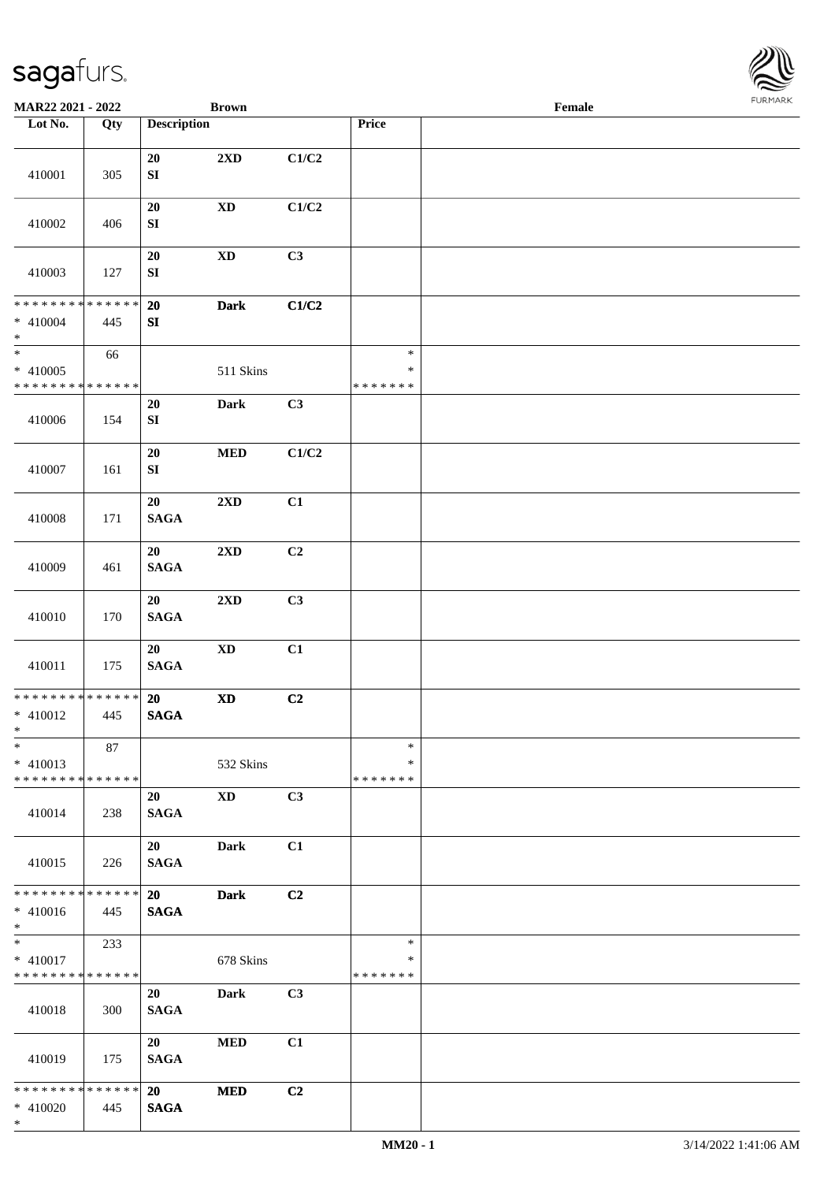**MAR22 2021 - 2022** **Brown** **Female**

| Lot No. | Qty | Description | | | Price | |
|---|---|---|---|---|---|---|
| 410001 | 305 | 20 SI | 2XD | C1/C2 | | |
| 410002 | 406 | 20 SI | XD | C1/C2 | | |
| 410003 | 127 | 20 SI | XD | C3 | | |
| * * * * * * * * * * * * * * * 410004 * | 445 | 20 SI | Dark | C1/C2 | | |
| * * 410005 * * * * * * * * * * * * * * | 66 | | 511 Skins | | * * * * * * * * * | |
| 410006 | 154 | 20 SI | Dark | C3 | | |
| 410007 | 161 | 20 SI | MED | C1/C2 | | |
| 410008 | 171 | 20 SAGA | 2XD | C1 | | |
| 410009 | 461 | 20 SAGA | 2XD | C2 | | |
| 410010 | 170 | 20 SAGA | 2XD | C3 | | |
| 410011 | 175 | 20 SAGA | XD | C1 | | |
| * * * * * * * * * * * * * * * 410012 * | 445 | 20 SAGA | XD | C2 | | |
| * * 410013 * * * * * * * * * * * * * * | 87 | | 532 Skins | | * * * * * * * * * | |
| 410014 | 238 | 20 SAGA | XD | C3 | | |
| 410015 | 226 | 20 SAGA | Dark | C1 | | |
| * * * * * * * * * * * * * * * 410016 * | 445 | 20 SAGA | Dark | C2 | | |
| * * 410017 * * * * * * * * * * * * * * | 233 | | 678 Skins | | * * * * * * * * * | |
| 410018 | 300 | 20 SAGA | Dark | C3 | | |
| 410019 | 175 | 20 SAGA | MED | C1 | | |
| * * * * * * * * * * * * * * * 410020 * | 445 | 20 SAGA | MED | C2 | | |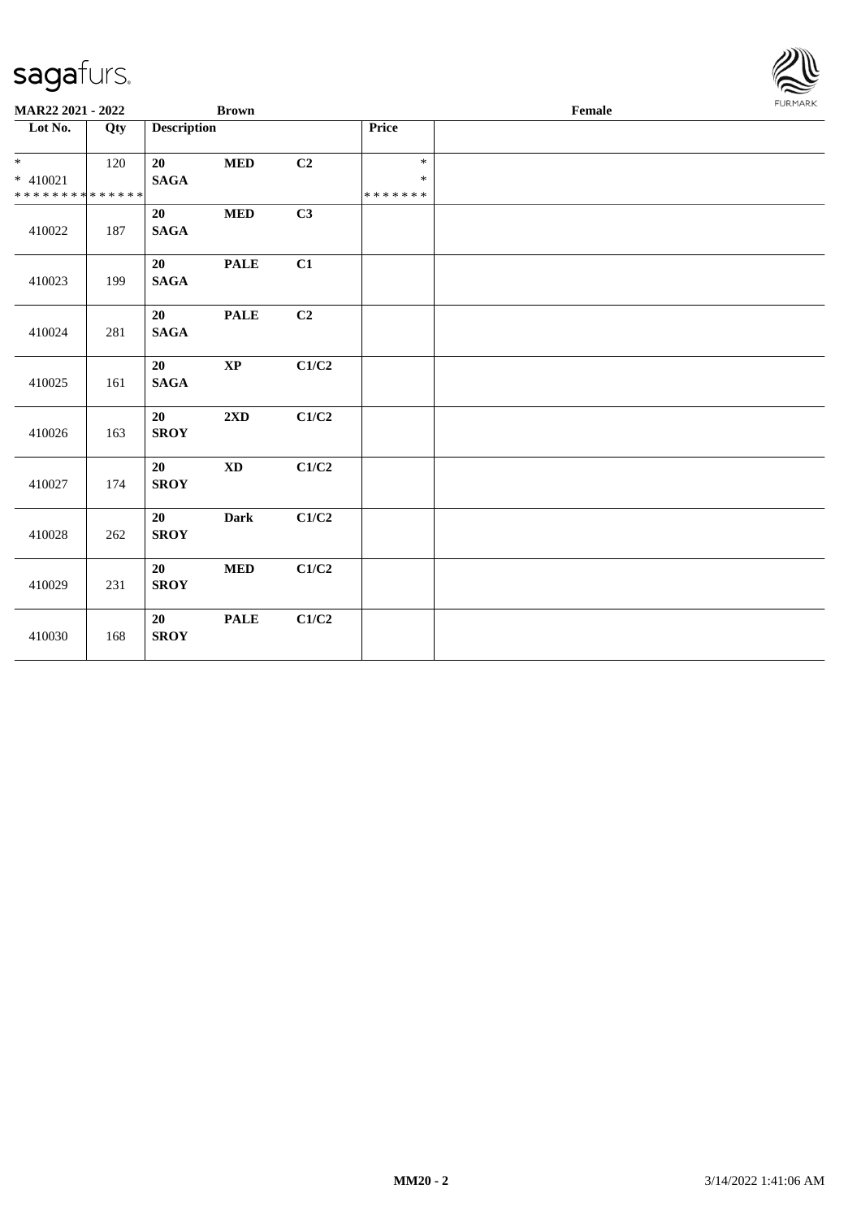**MAR22 2021 - 2022** | **Brown** | **Female**

| Lot No. | Qty | Description | | | Price | |
|---|---|---|---|---|---|---|
| * <br> * 410021 <br> * * * * * * * * * * * * * * | 120 | **20** <br> **SAGA** | **MED** | **C2** | * <br> * <br> * * * * * * * | |
| 410022 | 187 | **20** <br> **SAGA** | **MED** | **C3** | | |
| 410023 | 199 | **20** <br> **SAGA** | **PALE** | **C1** | | |
| 410024 | 281 | **20** <br> **SAGA** | **PALE** | **C2** | | |
| 410025 | 161 | **20** <br> **SAGA** | **XP** | **C1/C2** | | |
| 410026 | 163 | **20** <br> **SROY** | **2XD** | **C1/C2** | | |
| 410027 | 174 | **20** <br> **SROY** | **XD** | **C1/C2** | | |
| 410028 | 262 | **20** <br> **SROY** | **Dark** | **C1/C2** | | |
| 410029 | 231 | **20** <br> **SROY** | **MED** | **C1/C2** | | |
| 410030 | 168 | **20** <br> **SROY** | **PALE** | **C1/C2** | | |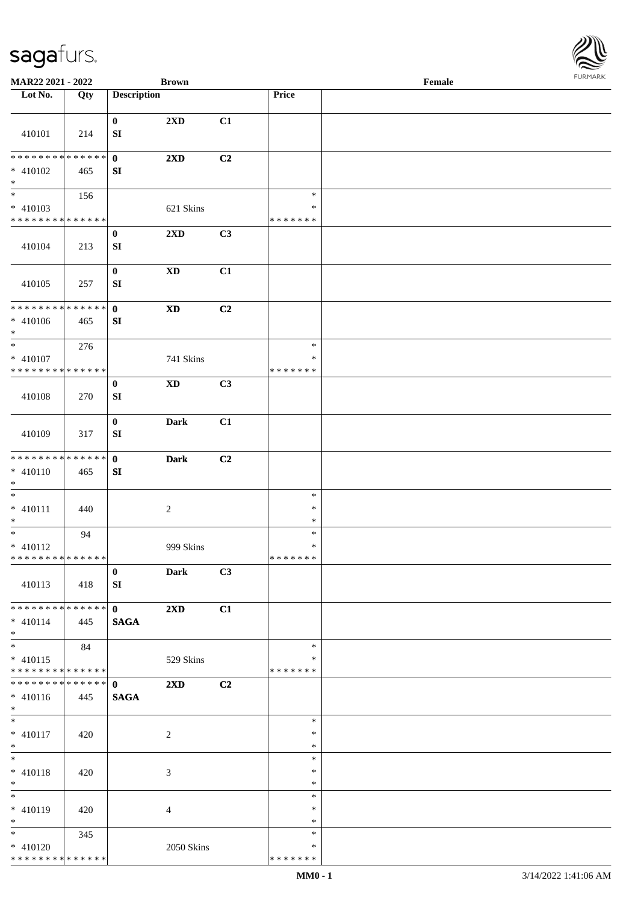MAR22 2021 - 2022 | Brown | Female

| Lot No. | Qty | Description | | | Price | |
|---|---|---|---|---|---|---|
| 410101 | 214 | 0 SI | 2XD | C1 | | |
| * * * * * * * * * * * * * * * 410102 * | 465 | 0 SI | 2XD | C2 | | |
| * * 410103 * * * * * * * * * * * * * * | 156 | | 621 Skins | | * * * * * * * * * | |
| 410104 | 213 | 0 SI | 2XD | C3 | | |
| 410105 | 257 | 0 SI | XD | C1 | | |
| * * * * * * * * * * * * * * * 410106 * | 465 | 0 SI | XD | C2 | | |
| * * 410107 * * * * * * * * * * * * * * | 276 | | 741 Skins | | * * * * * * * * * | |
| 410108 | 270 | 0 SI | XD | C3 | | |
| 410109 | 317 | 0 SI | Dark | C1 | | |
| * * * * * * * * * * * * * * * 410110 * | 465 | 0 SI | Dark | C2 | | |
| * * 410111 * | 440 | | 2 | | * * * | |
| * * 410112 * * * * * * * * * * * * * * | 94 | | 999 Skins | | * * * * * * * * * | |
| 410113 | 418 | 0 SI | Dark | C3 | | |
| * * * * * * * * * * * * * * * 410114 * | 445 | 0 SAGA | 2XD | C1 | | |
| * * 410115 * * * * * * * * * * * * * * | 84 | | 529 Skins | | * * * * * * * * * | |
| * * * * * * * * * * * * * * * 410116 * | 445 | 0 SAGA | 2XD | C2 | | |
| * * 410117 * | 420 | | 2 | | * * * | |
| * * 410118 * | 420 | | 3 | | * * * | |
| * * 410119 * | 420 | | 4 | | * * * | |
| * * 410120 * * * * * * * * * * * * * * | 345 | | 2050 Skins | | * * * * * * * * * | |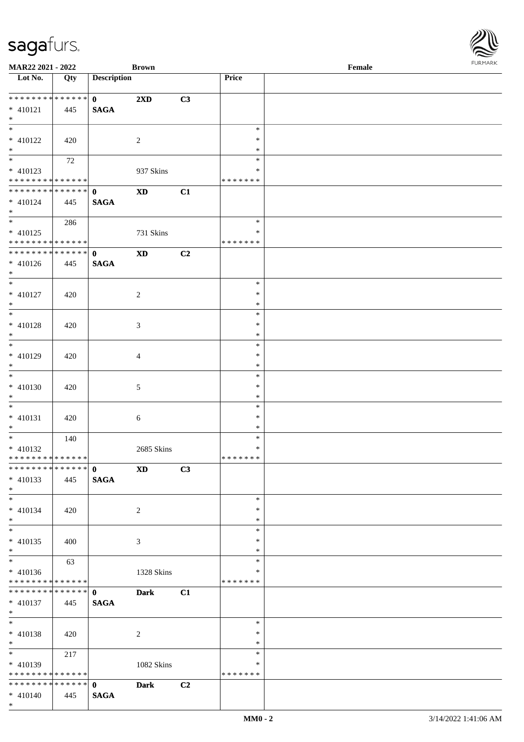MAR22 2021 - 2022 Brown Female

| Lot No. | Qty | Description | | | Price | |
|---|---|---|---|---|---|---|
| * * * * * * * * * * * * * * | * 410121 | 445 | 0 SAGA | 2XD | C3 | | |
| * 410122 | 420 | | 2 | | * * * | |
| * 410123 | 72 | | 937 Skins | | * * * * * * * * | |
| * * * * * * * * * * * * * * | * 410124 | 445 | 0 SAGA | XD | C1 | | |
| * 410125 | 286 | | 731 Skins | | * * * * * * * * | |
| * * * * * * * * * * * * * * | * 410126 | 445 | 0 SAGA | XD | C2 | | |
| * 410127 | 420 | | 2 | | * * * | |
| * 410128 | 420 | | 3 | | * * * | |
| * 410129 | 420 | | 4 | | * * * | |
| * 410130 | 420 | | 5 | | * * * | |
| * 410131 | 420 | | 6 | | * * * | |
| * 410132 | 140 | | 2685 Skins | | * * * * * * * * | |
| * * * * * * * * * * * * * * | * 410133 | 445 | 0 SAGA | XD | C3 | | |
| * 410134 | 420 | | 2 | | * * * | |
| * 410135 | 400 | | 3 | | * * * | |
| * 410136 | 63 | | 1328 Skins | | * * * * * * * * | |
| * * * * * * * * * * * * * * | * 410137 | 445 | 0 SAGA | Dark | C1 | | |
| * 410138 | 420 | | 2 | | * * * | |
| * 410139 | 217 | | 1082 Skins | | * * * * * * * * | |
| * * * * * * * * * * * * * * | * 410140 | 445 | 0 SAGA | Dark | C2 | | |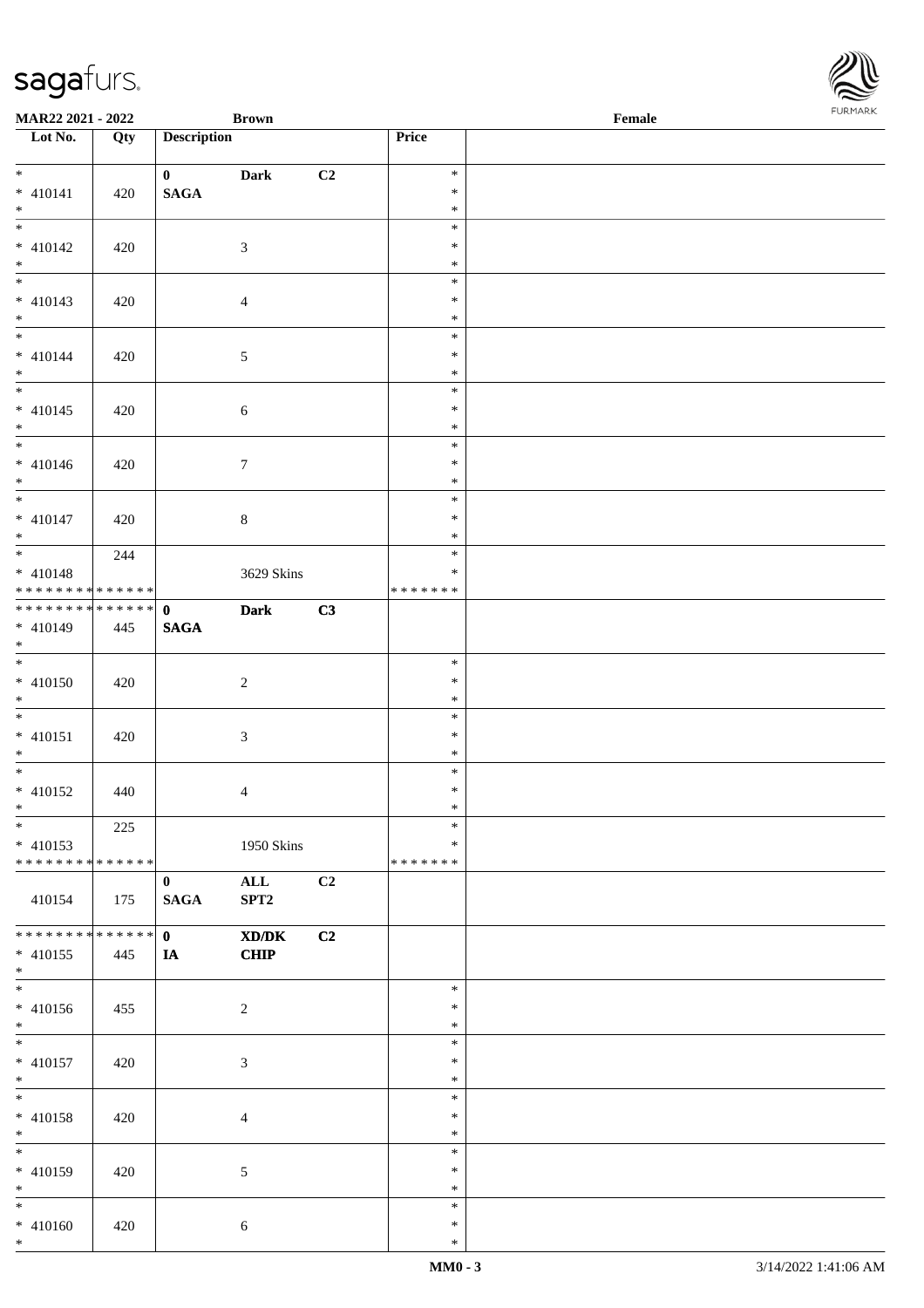MAR22 2021 - 2022 | Brown | Female

| Lot No. | Qty | Description | | | Price | |
|---|---|---|---|---|---|---|
| * 410141 * | 420 | 0 SAGA | Dark | C2 | * * * | |
| * 410142 * | 420 | | 3 | | * * * | |
| * 410143 * | 420 | | 4 | | * * * | |
| * 410144 * | 420 | | 5 | | * * * | |
| * 410145 * | 420 | | 6 | | * * * | |
| * 410146 * | 420 | | 7 | | * * * | |
| * 410147 * | 420 | | 8 | | * * * | |
| * 410148 * * * * * * * * * * * * * * | 244 | | 3629 Skins | | * * * * * * * * | |
| * * * * * * * * * * * * * * * 410149 * | 445 | 0 SAGA | Dark | C3 | | |
| * 410150 * | 420 | | 2 | | * * * | |
| * 410151 * | 420 | | 3 | | * * * | |
| * 410152 * | 440 | | 4 | | * * * | |
| * 410153 * * * * * * * * * * * * * * | 225 | | 1950 Skins | | * * * * * * * * | |
| 410154 | 175 | 0 SAGA | ALL SPT2 | C2 | | |
| * * * * * * * * * * * * * * * 410155 * | 445 | 0 IA | XD/DK CHIP | C2 | | |
| * 410156 * | 455 | | 2 | | * * * | |
| * 410157 * | 420 | | 3 | | * * * | |
| * 410158 * | 420 | | 4 | | * * * | |
| * 410159 * | 420 | | 5 | | * * * | |
| * 410160 * | 420 | | 6 | | * * * | |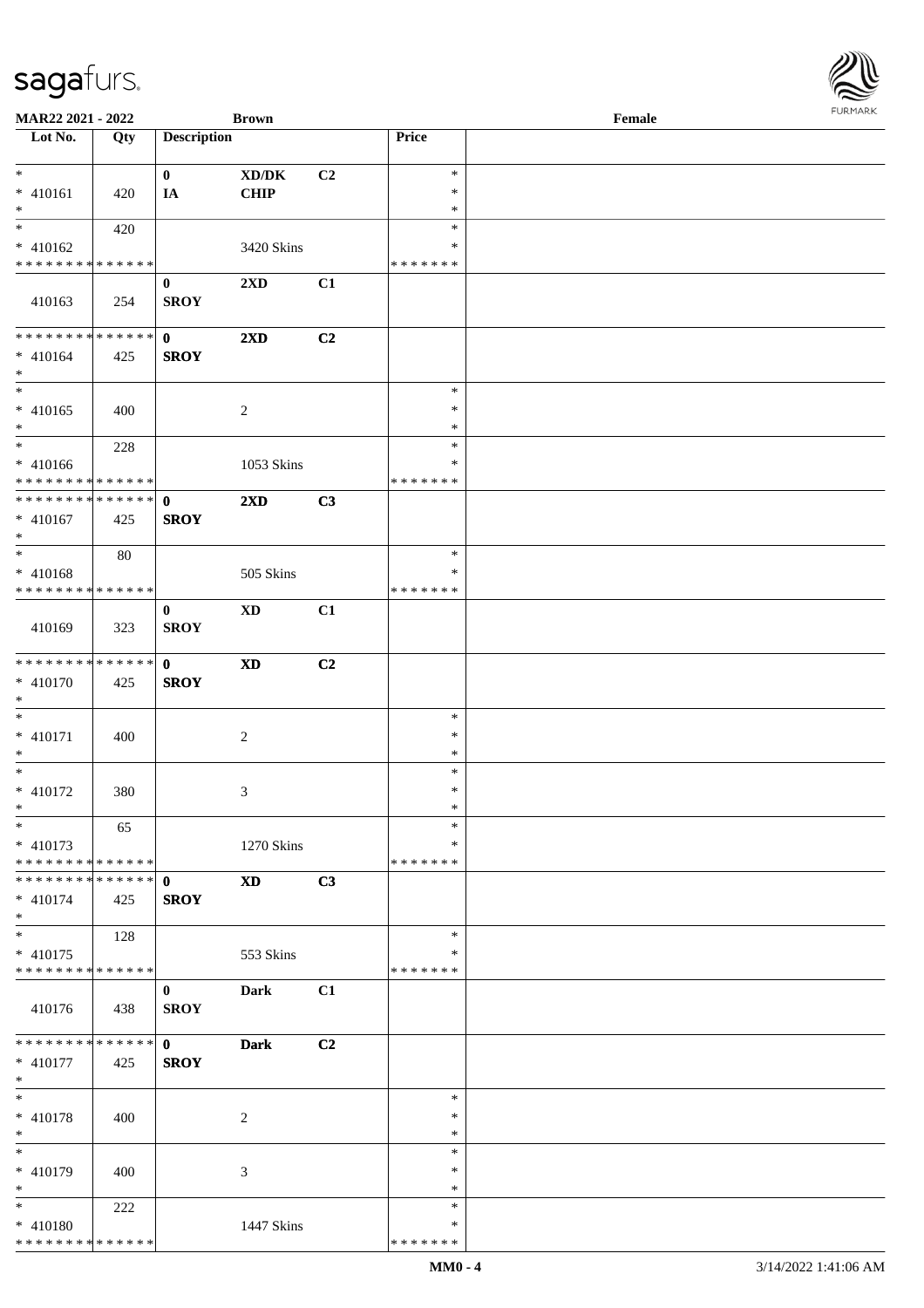MAR22 2021 - 2022 | Brown | Female

| Lot No. | Qty | Description | | | Price | |
|---|---|---|---|---|---|---|
| * | | 0 | XD/DK | C2 | * | |
| * 410161 | 420 | IA | CHIP | | * | |
| * | | | | | * | |
| * | 420 | | | | * | |
| * 410162 | | | 3420 Skins | | * | |
| * * * * * * * * * * * * * * | | | | | * * * * * * * | |
| | | 0 | 2XD | C1 | | |
| 410163 | 254 | SROY | | | | |
| * * * * * * * * * * * * * * | | 0 | 2XD | C2 | | |
| * 410164 | 425 | SROY | | | | |
| * | | | | | | |
| * | | | | | * | |
| * 410165 | 400 | | 2 | | * | |
| * | | | | | * | |
| * | 228 | | | | * | |
| * 410166 | | | 1053 Skins | | * | |
| * * * * * * * * * * * * * * | | | | | * * * * * * * | |
| * * * * * * * * * * * * * * | | 0 | 2XD | C3 | | |
| * 410167 | 425 | SROY | | | | |
| * | | | | | | |
| * | 80 | | | | * | |
| * 410168 | | | 505 Skins | | * | |
| * * * * * * * * * * * * * * | | | | | * * * * * * * | |
| | | 0 | XD | C1 | | |
| 410169 | 323 | SROY | | | | |
| * * * * * * * * * * * * * * | | 0 | XD | C2 | | |
| * 410170 | 425 | SROY | | | | |
| * | | | | | | |
| * | | | | | * | |
| * 410171 | 400 | | 2 | | * | |
| * | | | | | * | |
| * | | | | | * | |
| * 410172 | 380 | | 3 | | * | |
| * | | | | | * | |
| * | 65 | | | | * | |
| * 410173 | | | 1270 Skins | | * | |
| * * * * * * * * * * * * * * | | | | | * * * * * * * | |
| * * * * * * * * * * * * * * | | 0 | XD | C3 | | |
| * 410174 | 425 | SROY | | | | |
| * | | | | | | |
| * | 128 | | | | * | |
| * 410175 | | | 553 Skins | | * | |
| * * * * * * * * * * * * * * | | | | | * * * * * * * | |
| | | 0 | Dark | C1 | | |
| 410176 | 438 | SROY | | | | |
| * * * * * * * * * * * * * * | | 0 | Dark | C2 | | |
| * 410177 | 425 | SROY | | | | |
| * | | | | | | |
| * | | | | | * | |
| * 410178 | 400 | | 2 | | * | |
| * | | | | | * | |
| * | | | | | * | |
| * 410179 | 400 | | 3 | | * | |
| * | | | | | * | |
| * | 222 | | | | * | |
| * 410180 | | | 1447 Skins | | * | |
| * * * * * * * * * * * * * * | | | | | * * * * * * * | |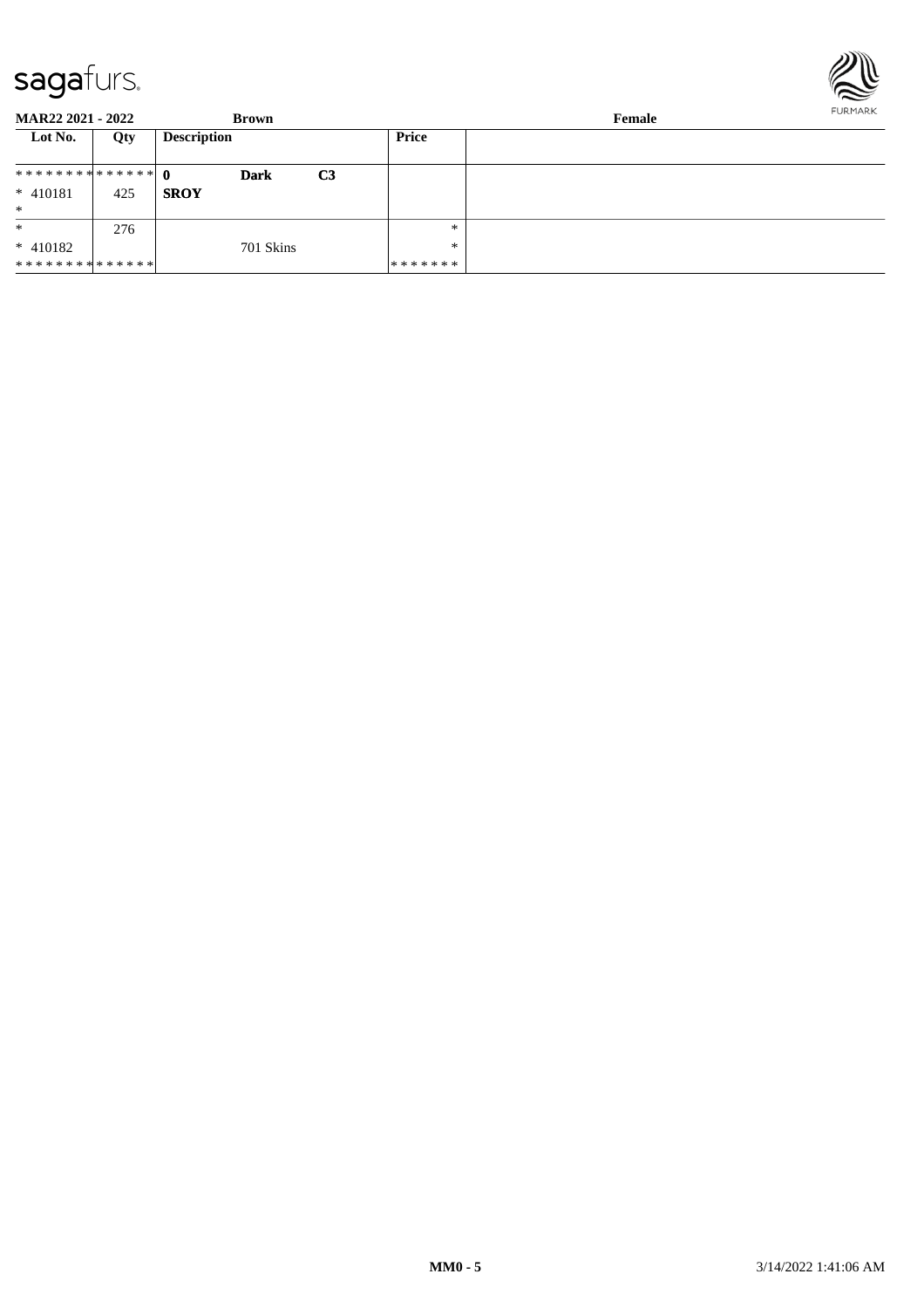**MAR22 2021 - 2022** **Brown** **Female**

| Lot No. | Qty | Description | | | Price | |
|---|---|---|---|---|---|---|
| ************** | | **0** | **Dark** | **C3** | | |
| * 410181 | 425 | **SROY** | | | | |
| * | | | | | | |
| * | 276 | | | | * | |
| * 410182 | | | 701 Skins | | * | |
| ************** | | | | | ******* | |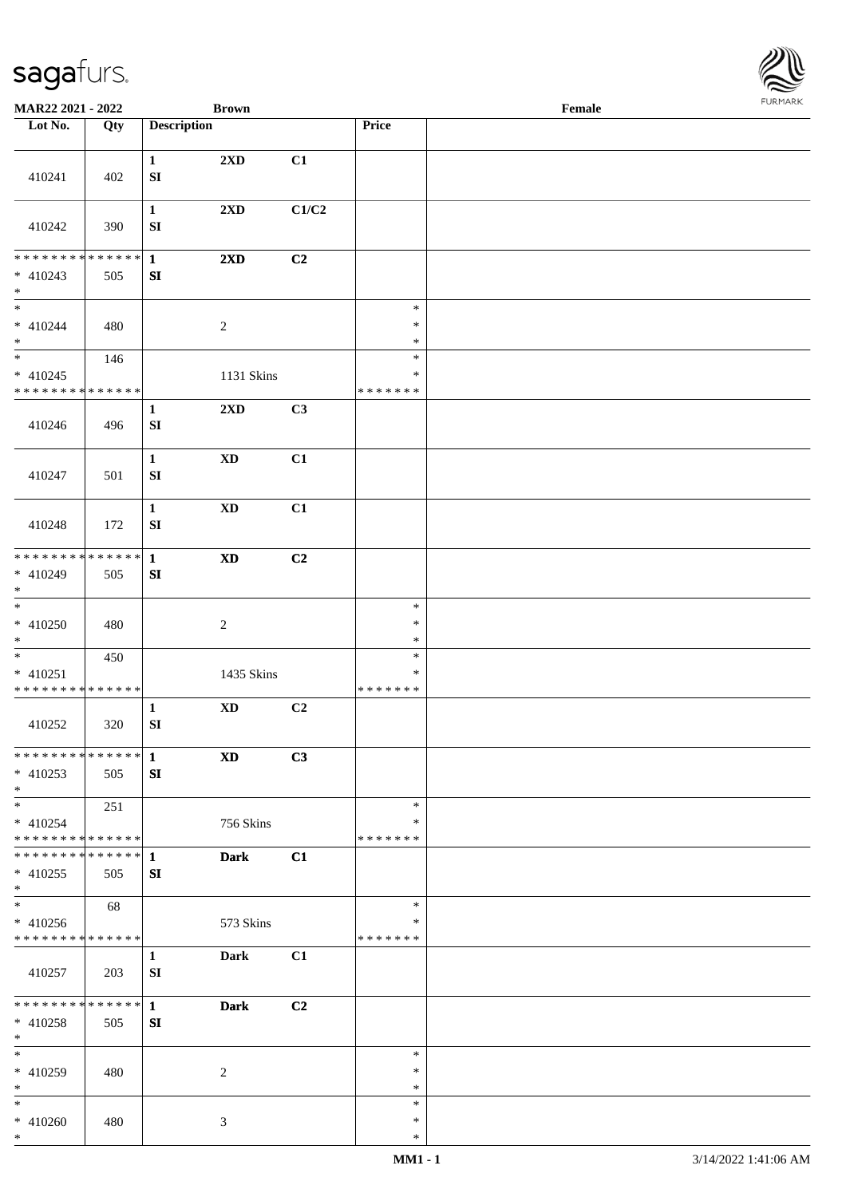MAR22 2021 - 2022 | Brown | Female

| Lot No. | Qty | Description | | | Price | |
|---|---|---|---|---|---|---|
| 410241 | 402 | 1 SI | 2XD | C1 | | |
| 410242 | 390 | 1 SI | 2XD | C1/C2 | | |
| * * * * * * * * * * * * * * * 410243 * | 505 | 1 SI | 2XD | C2 | | |
| * * 410244 * | 480 | | 2 | | * * * | |
| * * 410245 * * * * * * * * * * * * * * | 146 | | 1131 Skins | | * * * * * * * * * | |
| 410246 | 496 | 1 SI | 2XD | C3 | | |
| 410247 | 501 | 1 SI | XD | C1 | | |
| 410248 | 172 | 1 SI | XD | C1 | | |
| * * * * * * * * * * * * * * * 410249 * | 505 | 1 SI | XD | C2 | | |
| * * 410250 * | 480 | | 2 | | * * * | |
| * * 410251 * * * * * * * * * * * * * * | 450 | | 1435 Skins | | * * * * * * * * * | |
| 410252 | 320 | 1 SI | XD | C2 | | |
| * * * * * * * * * * * * * * * 410253 * | 505 | 1 SI | XD | C3 | | |
| * * 410254 * * * * * * * * * * * * * * | 251 | | 756 Skins | | * * * * * * * * * | |
| * * * * * * * * * * * * * * * 410255 * | 505 | 1 SI | Dark | C1 | | |
| * * 410256 * * * * * * * * * * * * * * | 68 | | 573 Skins | | * * * * * * * * * | |
| 410257 | 203 | 1 SI | Dark | C1 | | |
| * * * * * * * * * * * * * * * 410258 * | 505 | 1 SI | Dark | C2 | | |
| * * 410259 * | 480 | | 2 | | * * * | |
| * * 410260 * | 480 | | 3 | | * * * | |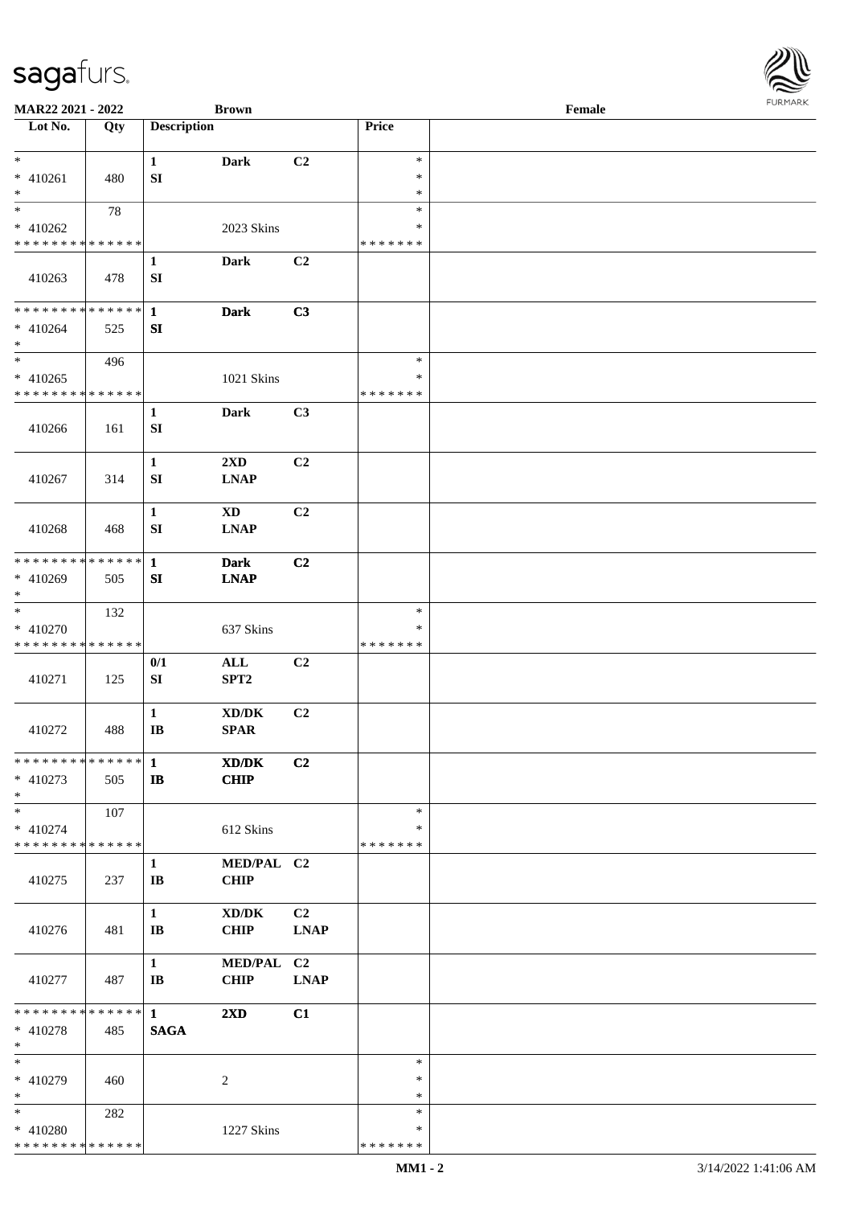MAR22 2021 - 2022 | Brown | Female

| Lot No. | Qty | Description | | | Price | |
|---|---|---|---|---|---|---|
| * <br> * 410261 <br> * | 480 | 1 <br> SI | Dark | C2 | * <br> * <br> * | |
| * <br> * 410262 <br> * * * * * * * * * * * * * * | 78 | | 2023 Skins | | * <br> * <br> * * * * * * * | |
| 410263 | 478 | 1 <br> SI | Dark | C2 | | |
| * * * * * * * * * * * * * * <br> * 410264 <br> * | 525 | 1 <br> SI | Dark | C3 | | |
| * <br> * 410265 <br> * * * * * * * * * * * * * * | 496 | | 1021 Skins | | * <br> * <br> * * * * * * * | |
| 410266 | 161 | 1 <br> SI | Dark | C3 | | |
| 410267 | 314 | 1 <br> SI | 2XD <br> LNAP | C2 | | |
| 410268 | 468 | 1 <br> SI | XD <br> LNAP | C2 | | |
| * * * * * * * * * * * * * * <br> * 410269 <br> * | 505 | 1 <br> SI | Dark <br> LNAP | C2 | | |
| * <br> * 410270 <br> * * * * * * * * * * * * * * | 132 | | 637 Skins | | * <br> * <br> * * * * * * * | |
| 410271 | 125 | 0/1 <br> SI | ALL <br> SPT2 | C2 | | |
| 410272 | 488 | 1 <br> IB | XD/DK <br> SPAR | C2 | | |
| * * * * * * * * * * * * * * <br> * 410273 <br> * | 505 | 1 <br> IB | XD/DK <br> CHIP | C2 | | |
| * <br> * 410274 <br> * * * * * * * * * * * * * * | 107 | | 612 Skins | | * <br> * <br> * * * * * * * | |
| 410275 | 237 | 1 <br> IB | MED/PAL <br> CHIP | C2 | | |
| 410276 | 481 | 1 <br> IB | XD/DK <br> CHIP | C2 <br> LNAP | | |
| 410277 | 487 | 1 <br> IB | MED/PAL <br> CHIP | C2 <br> LNAP | | |
| * * * * * * * * * * * * * * <br> * 410278 <br> * | 485 | 1 <br> SAGA | 2XD | C1 | | |
| * <br> * 410279 <br> * | 460 | | 2 | | * <br> * <br> * | |
| * <br> * 410280 <br> * * * * * * * * * * * * * * | 282 | | 1227 Skins | | * <br> * <br> * * * * * * * | |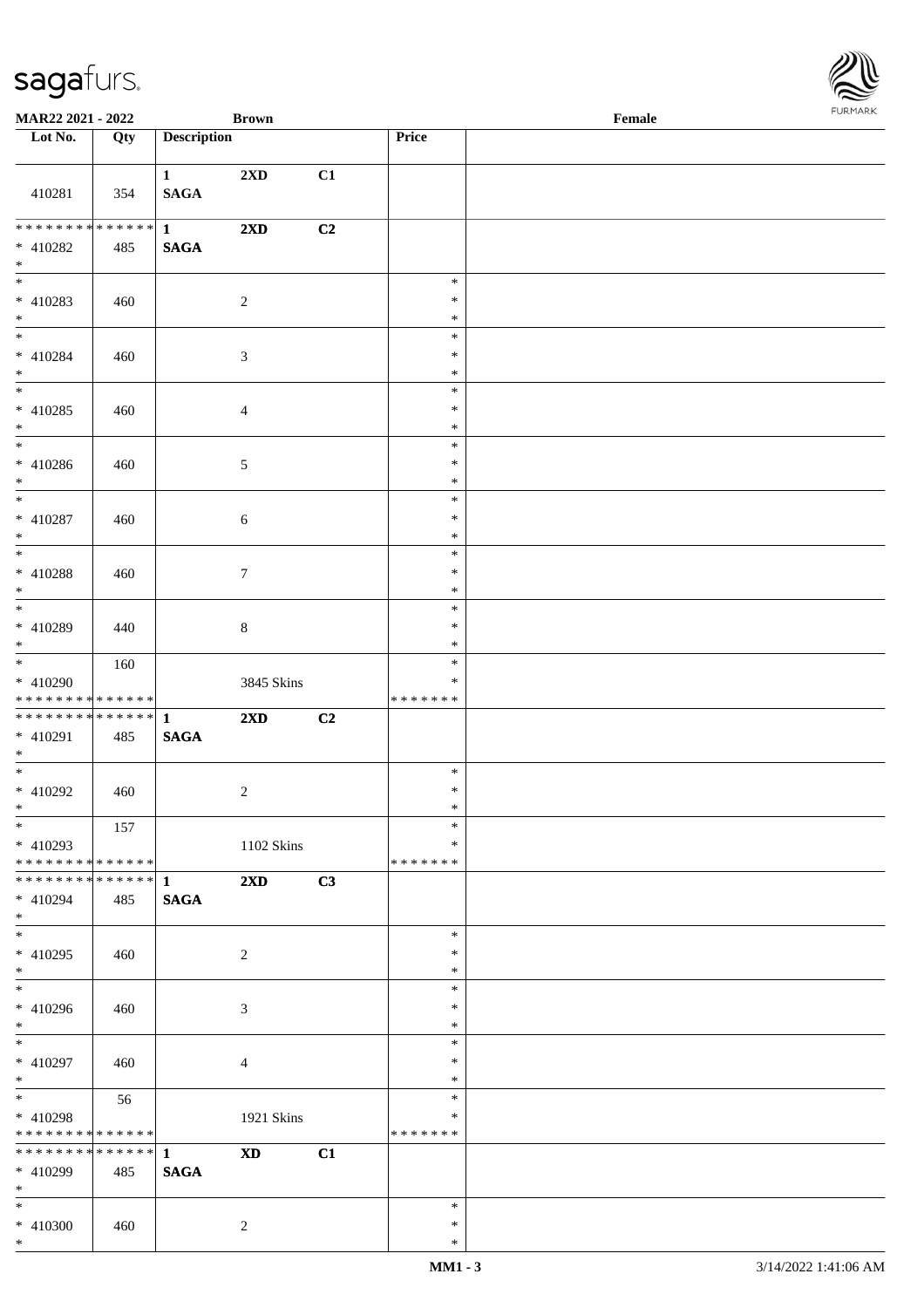MAR22 2021 - 2022 | Brown | Female

| Lot No. | Qty | Description | | | Price | |
|---|---|---|---|---|---|---|
| 410281 | 354 | 1 SAGA | 2XD | C1 | | |
| * * * * * * * * * * * * * * * 410282 * | 485 | 1 SAGA | 2XD | C2 | | |
| * * 410283 * | 460 | | 2 | | * * * | |
| * * 410284 * | 460 | | 3 | | * * * | |
| * * 410285 * | 460 | | 4 | | * * * | |
| * * 410286 * | 460 | | 5 | | * * * | |
| * * 410287 * | 460 | | 6 | | * * * | |
| * * 410288 * | 460 | | 7 | | * * * | |
| * * 410289 * | 440 | | 8 | | * * * | |
| * * 410290 * * * * * * * * * * * * * * | 160 | | 3845 Skins | | * * * * * * * * * | |
| * * * * * * * * * * * * * * * 410291 * | 485 | 1 SAGA | 2XD | C2 | | |
| * * 410292 * | 460 | | 2 | | * * * | |
| * * 410293 * * * * * * * * * * * * * * | 157 | | 1102 Skins | | * * * * * * * * * | |
| * * * * * * * * * * * * * * * 410294 * | 485 | 1 SAGA | 2XD | C3 | | |
| * * 410295 * | 460 | | 2 | | * * * | |
| * * 410296 * | 460 | | 3 | | * * * | |
| * * 410297 * | 460 | | 4 | | * * * | |
| * * 410298 * * * * * * * * * * * * * * | 56 | | 1921 Skins | | * * * * * * * * * | |
| * * * * * * * * * * * * * * * 410299 * | 485 | 1 SAGA | XD | C1 | | |
| * * 410300 * | 460 | | 2 | | * * * | |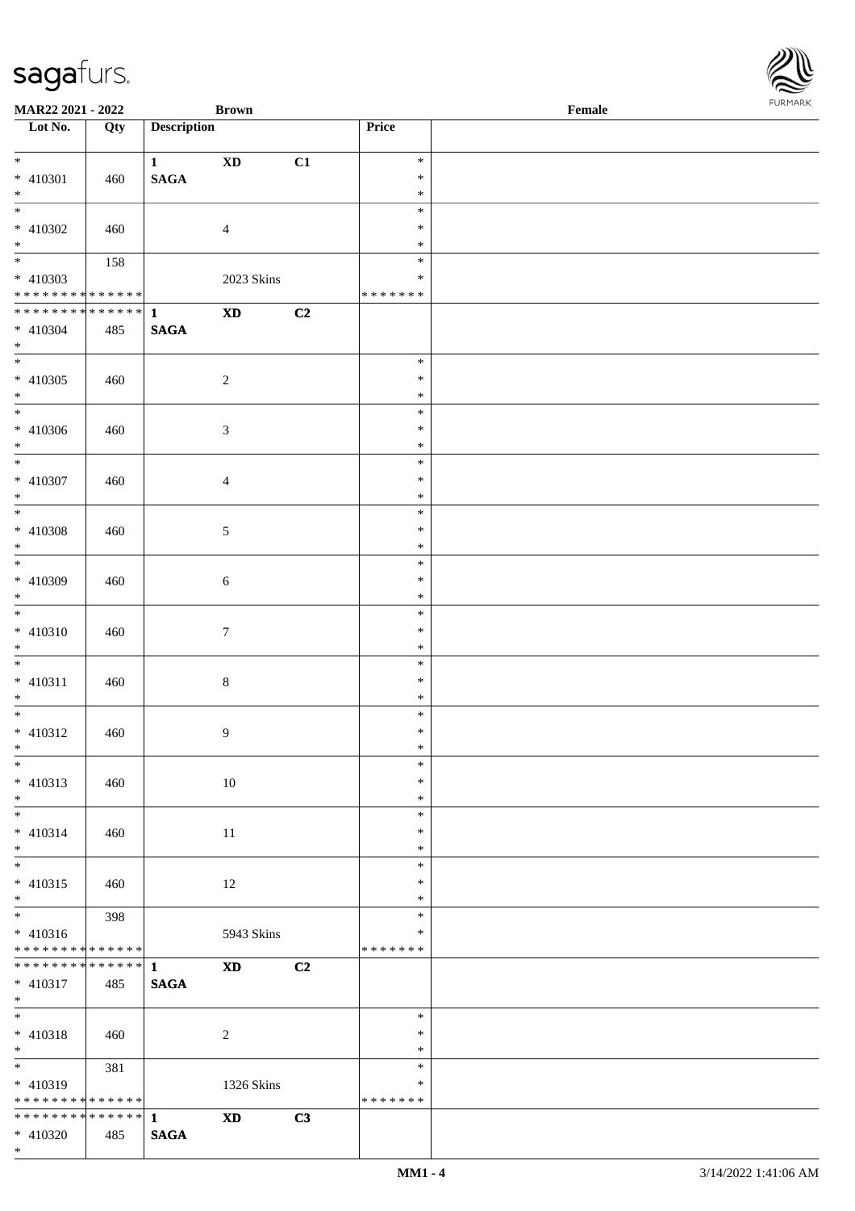MAR22 2021 - 2022 Brown Female

| Lot No. | Qty | Description | | | Price | |
|---|---|---|---|---|---|---|
| * 410301 * | 460 | 1 SAGA | XD | C1 | * * * | |
| * 410302 * | 460 | | 4 | | * * * | |
| * 410303 * * * * * * * * * * * * * * | 158 | | 2023 Skins | | * * * * * * * * * | |
| * * * * * * * * * * * * * * 410304 * | 485 | 1 SAGA | XD | C2 | | |
| * 410305 * | 460 | | 2 | | * * * | |
| * 410306 * | 460 | | 3 | | * * * | |
| * 410307 * | 460 | | 4 | | * * * | |
| * 410308 * | 460 | | 5 | | * * * | |
| * 410309 * | 460 | | 6 | | * * * | |
| * 410310 * | 460 | | 7 | | * * * | |
| * 410311 * | 460 | | 8 | | * * * | |
| * 410312 * | 460 | | 9 | | * * * | |
| * 410313 * | 460 | | 10 | | * * * | |
| * 410314 * | 460 | | 11 | | * * * | |
| * 410315 * | 460 | | 12 | | * * * | |
| * 410316 * * * * * * * * * * * * * * | 398 | | 5943 Skins | | * * * * * * * * * | |
| * * * * * * * * * * * * * * 410317 * | 485 | 1 SAGA | XD | C2 | | |
| * 410318 * | 460 | | 2 | | * * * | |
| * 410319 * * * * * * * * * * * * * * | 381 | | 1326 Skins | | * * * * * * * * * | |
| * * * * * * * * * * * * * * 410320 * | 485 | 1 SAGA | XD | C3 | | |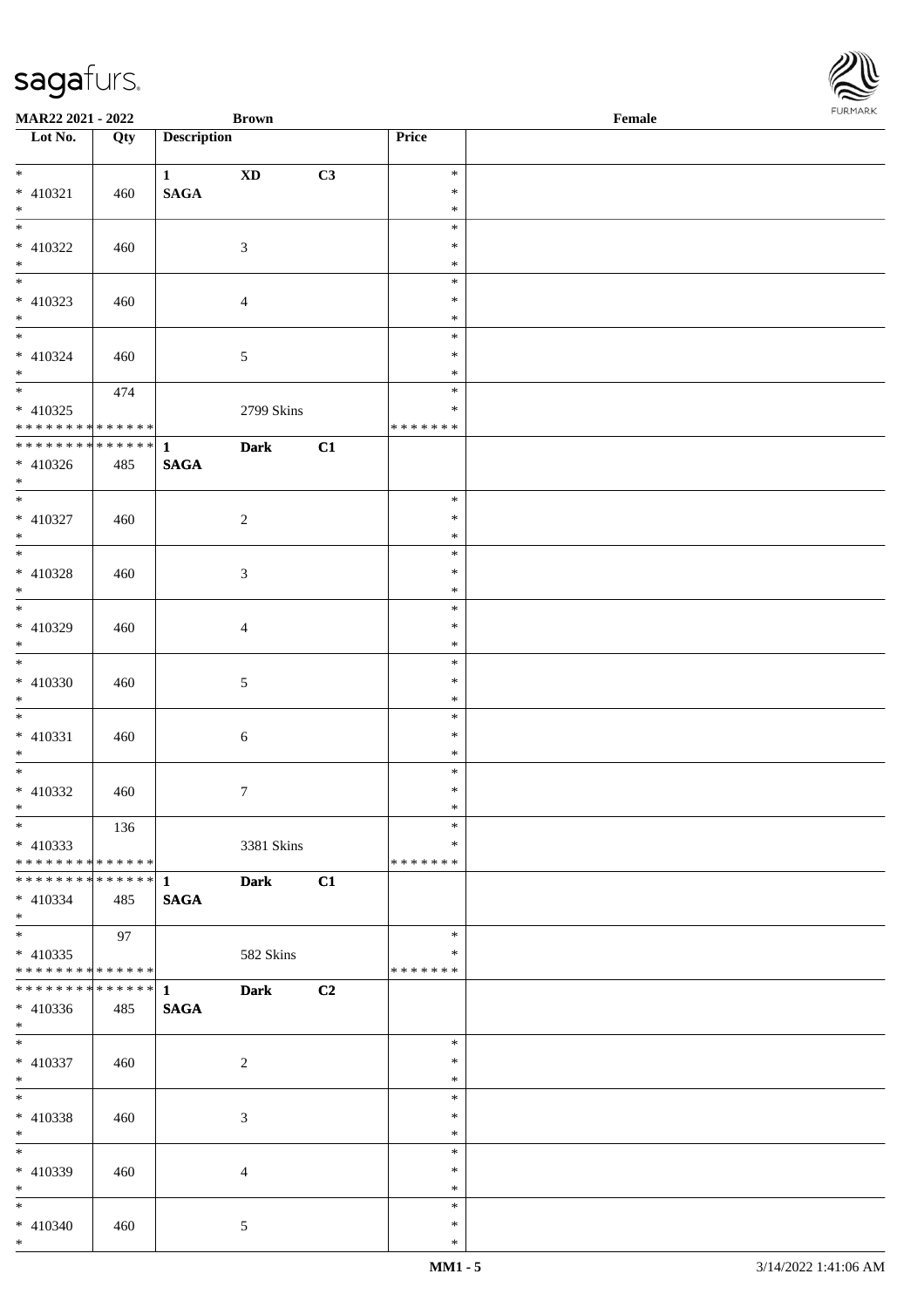| Lot No. | Qty | Description | | | Price | |
|---|---|---|---|---|---|---|
| * | | 1 | **XD** | **C3** | * | |
| * 410321 | 460 | **SAGA** | | | * | |
| * | | | | | * | |
| * | | | | | * | |
| * 410322 | 460 | | 3 | | * | |
| * | | | | | * | |
| * | | | | | * | |
| * 410323 | 460 | | 4 | | * | |
| * | | | | | * | |
| * | | | | | * | |
| * 410324 | 460 | | 5 | | * | |
| * | | | | | * | |
| * | 474 | | | | * | |
| * 410325 | | | 2799 Skins | | * | |
| * * * * * * * * * * * * * * | | | | | * * * * * * * | |
| * * * * * * * * * * * * * * | | 1 | **Dark** | **C1** | | |
| * 410326 | 485 | **SAGA** | | | | |
| * | | | | | | |
| * | | | | | * | |
| * 410327 | 460 | | 2 | | * | |
| * | | | | | * | |
| * | | | | | * | |
| * 410328 | 460 | | 3 | | * | |
| * | | | | | * | |
| * | | | | | * | |
| * 410329 | 460 | | 4 | | * | |
| * | | | | | * | |
| * | | | | | * | |
| * 410330 | 460 | | 5 | | * | |
| * | | | | | * | |
| * | | | | | * | |
| * 410331 | 460 | | 6 | | * | |
| * | | | | | * | |
| * | | | | | * | |
| * 410332 | 460 | | 7 | | * | |
| * | | | | | * | |
| * | 136 | | | | * | |
| * 410333 | | | 3381 Skins | | * | |
| * * * * * * * * * * * * * * | | | | | * * * * * * * | |
| * * * * * * * * * * * * * * | | 1 | **Dark** | **C1** | | |
| * 410334 | 485 | **SAGA** | | | | |
| * | | | | | | |
| * | 97 | | | | * | |
| * 410335 | | | 582 Skins | | * | |
| * * * * * * * * * * * * * * | | | | | * * * * * * * | |
| * * * * * * * * * * * * * * | | 1 | **Dark** | **C2** | | |
| * 410336 | 485 | **SAGA** | | | | |
| * | | | | | | |
| * | | | | | * | |
| * 410337 | 460 | | 2 | | * | |
| * | | | | | * | |
| * | | | | | * | |
| * 410338 | 460 | | 3 | | * | |
| * | | | | | * | |
| * | | | | | * | |
| * 410339 | 460 | | 4 | | * | |
| * | | | | | * | |
| * | | | | | * | |
| * 410340 | 460 | | 5 | | * | |
| * | | | | | * | |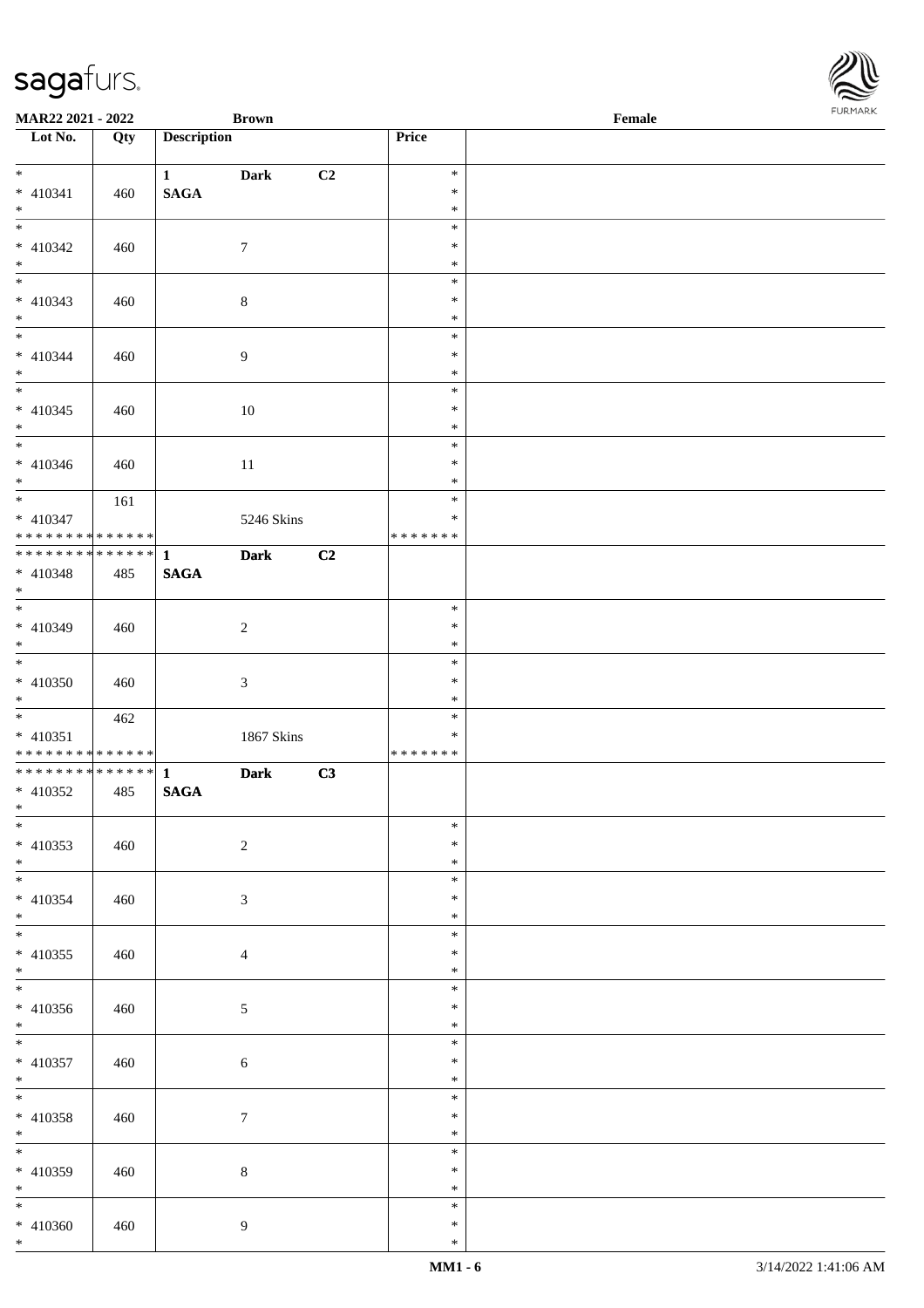MAR22 2021 - 2022 | Brown | Female

| Lot No. | Qty | Description | | | Price | |
|---|---|---|---|---|---|---|
| * 410341 * | 460 | 1 SAGA | Dark | C2 | * * * | |
| * 410342 * | 460 | | 7 | | * * * | |
| * 410343 * | 460 | | 8 | | * * * | |
| * 410344 * | 460 | | 9 | | * * * | |
| * 410345 * | 460 | | 10 | | * * * | |
| * 410346 * | 460 | | 11 | | * * * | |
| * 410347 * * * * * * * * * * * * * * | 161 | | 5246 Skins | | * * * * * * * * | |
| * * * * * * * * * * * * * * 410348 * | 485 | 1 SAGA | Dark | C2 | | |
| * 410349 * | 460 | | 2 | | * * * | |
| * 410350 * | 460 | | 3 | | * * * | |
| * 410351 * * * * * * * * * * * * * * | 462 | | 1867 Skins | | * * * * * * * * | |
| * * * * * * * * * * * * * * 410352 * | 485 | 1 SAGA | Dark | C3 | | |
| * 410353 * | 460 | | 2 | | * * * | |
| * 410354 * | 460 | | 3 | | * * * | |
| * 410355 * | 460 | | 4 | | * * * | |
| * 410356 * | 460 | | 5 | | * * * | |
| * 410357 * | 460 | | 6 | | * * * | |
| * 410358 * | 460 | | 7 | | * * * | |
| * 410359 * | 460 | | 8 | | * * * | |
| * 410360 * | 460 | | 9 | | * * * | |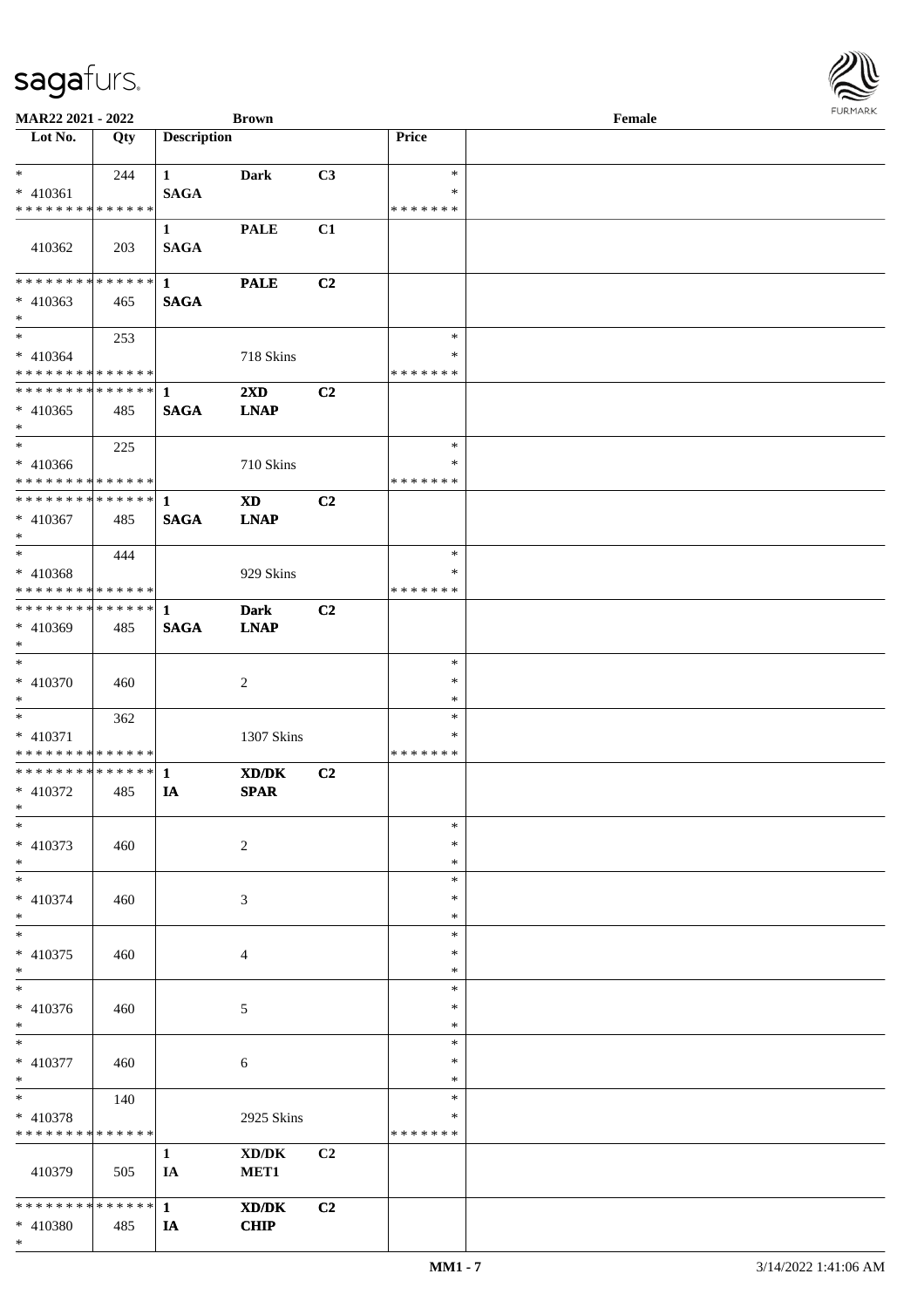MAR22 2021 - 2022 **Brown** **Female**

| Lot No. | Qty | Description | | | Price | |
|---|---|---|---|---|---|---|
| * | 244 | **1** | **Dark** | **C3** | * | |
| * 410361 | | **SAGA** | | | * | |
| * * * * * * * * * * * * * * | | | | | * * * * * * * | |
| | | **1** | **PALE** | **C1** | | |
| 410362 | 203 | **SAGA** | | | | |
| * * * * * * * * * * * * * * | | **1** | **PALE** | **C2** | | |
| * 410363 | 465 | **SAGA** | | | | |
| * | | | | | | |
| * | 253 | | | | * | |
| * 410364 | | | 718 Skins | | * | |
| * * * * * * * * * * * * * * | | | | | * * * * * * * | |
| * * * * * * * * * * * * * * | | **1** | **2XD** | **C2** | | |
| * 410365 | 485 | **SAGA** | **LNAP** | | | |
| * | | | | | | |
| * | 225 | | | | * | |
| * 410366 | | | 710 Skins | | * | |
| * * * * * * * * * * * * * * | | | | | * * * * * * * | |
| * * * * * * * * * * * * * * | | **1** | **XD** | **C2** | | |
| * 410367 | 485 | **SAGA** | **LNAP** | | | |
| * | | | | | | |
| * | 444 | | | | * | |
| * 410368 | | | 929 Skins | | * | |
| * * * * * * * * * * * * * * | | | | | * * * * * * * | |
| * * * * * * * * * * * * * * | | **1** | **Dark** | **C2** | | |
| * 410369 | 485 | **SAGA** | **LNAP** | | | |
| * | | | | | | |
| * | | | | | * | |
| * 410370 | 460 | | 2 | | * | |
| * | | | | | * | |
| * | 362 | | | | * | |
| * 410371 | | | 1307 Skins | | * | |
| * * * * * * * * * * * * * * | | | | | * * * * * * * | |
| * * * * * * * * * * * * * * | | **1** | **XD/DK** | **C2** | | |
| * 410372 | 485 | **IA** | **SPAR** | | | |
| * | | | | | | |
| * | | | | | * | |
| * 410373 | 460 | | 2 | | * | |
| * | | | | | * | |
| * | | | | | * | |
| * 410374 | 460 | | 3 | | * | |
| * | | | | | * | |
| * | | | | | * | |
| * 410375 | 460 | | 4 | | * | |
| * | | | | | * | |
| * | | | | | * | |
| * 410376 | 460 | | 5 | | * | |
| * | | | | | * | |
| * | | | | | * | |
| * 410377 | 460 | | 6 | | * | |
| * | | | | | * | |
| * | 140 | | | | * | |
| * 410378 | | | 2925 Skins | | * | |
| * * * * * * * * * * * * * * | | | | | * * * * * * * | |
| | | **1** | **XD/DK** | **C2** | | |
| 410379 | 505 | **IA** | **MET1** | | | |
| * * * * * * * * * * * * * * | | **1** | **XD/DK** | **C2** | | |
| * 410380 | 485 | **IA** | **CHIP** | | | |
| * | | | | | | |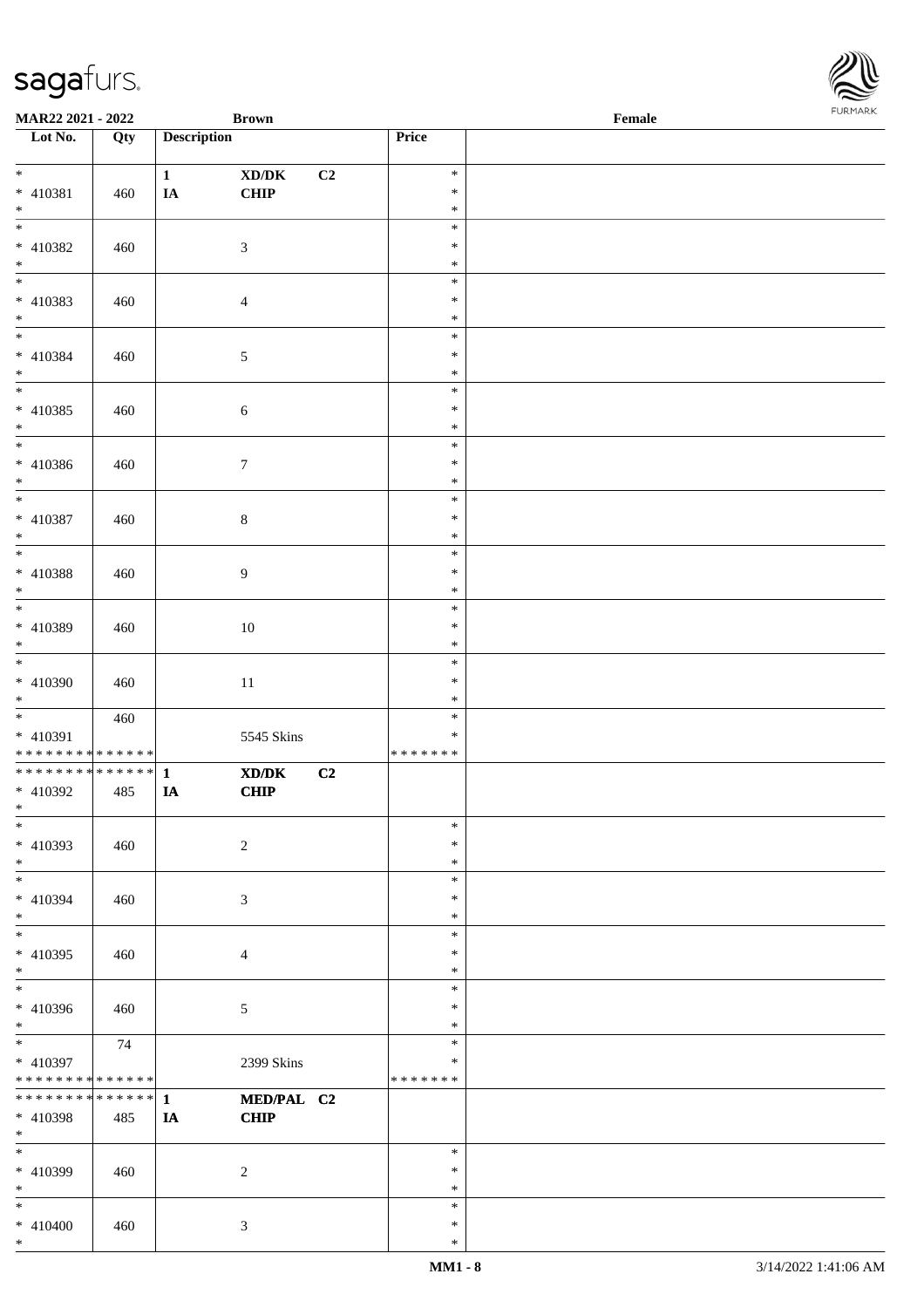**MAR22 2021 - 2022** | **Brown** | **Female**

| Lot No. | Qty | Description | | | Price | |
|---|---|---|---|---|---|---|
| * | | 1 | XD/DK | C2 | * | |
| * 410381 | 460 | IA | CHIP | | * | |
| * | | | | | * | |
| * | | | | | * | |
| * 410382 | 460 | | 3 | | * | |
| * | | | | | * | |
| * | | | | | * | |
| * 410383 | 460 | | 4 | | * | |
| * | | | | | * | |
| * | | | | | * | |
| * 410384 | 460 | | 5 | | * | |
| * | | | | | * | |
| * | | | | | * | |
| * 410385 | 460 | | 6 | | * | |
| * | | | | | * | |
| * | | | | | * | |
| * 410386 | 460 | | 7 | | * | |
| * | | | | | * | |
| * | | | | | * | |
| * 410387 | 460 | | 8 | | * | |
| * | | | | | * | |
| * | | | | | * | |
| * 410388 | 460 | | 9 | | * | |
| * | | | | | * | |
| * | | | | | * | |
| * 410389 | 460 | | 10 | | * | |
| * | | | | | * | |
| * | | | | | * | |
| * 410390 | 460 | | 11 | | * | |
| * | | | | | * | |
| * | 460 | | | | * | |
| * 410391 | | | 5545 Skins | | * | |
| * * * * * * * * * * * * * * | | | | | * * * * * * * | |
| * * * * * * * * * * * * * * | | 1 | XD/DK | C2 | | |
| * 410392 | 485 | IA | CHIP | | | |
| * | | | | | | |
| * | | | | | * | |
| * 410393 | 460 | | 2 | | * | |
| * | | | | | * | |
| * | | | | | * | |
| * 410394 | 460 | | 3 | | * | |
| * | | | | | * | |
| * | | | | | * | |
| * 410395 | 460 | | 4 | | * | |
| * | | | | | * | |
| * | | | | | * | |
| * 410396 | 460 | | 5 | | * | |
| * | | | | | * | |
| * | 74 | | | | * | |
| * 410397 | | | 2399 Skins | | * | |
| * * * * * * * * * * * * * * | | | | | * * * * * * * | |
| * * * * * * * * * * * * * * | | 1 | MED/PAL | C2 | | |
| * 410398 | 485 | IA | CHIP | | | |
| * | | | | | | |
| * | | | | | * | |
| * 410399 | 460 | | 2 | | * | |
| * | | | | | * | |
| * | | | | | * | |
| * 410400 | 460 | | 3 | | * | |
| * | | | | | * | |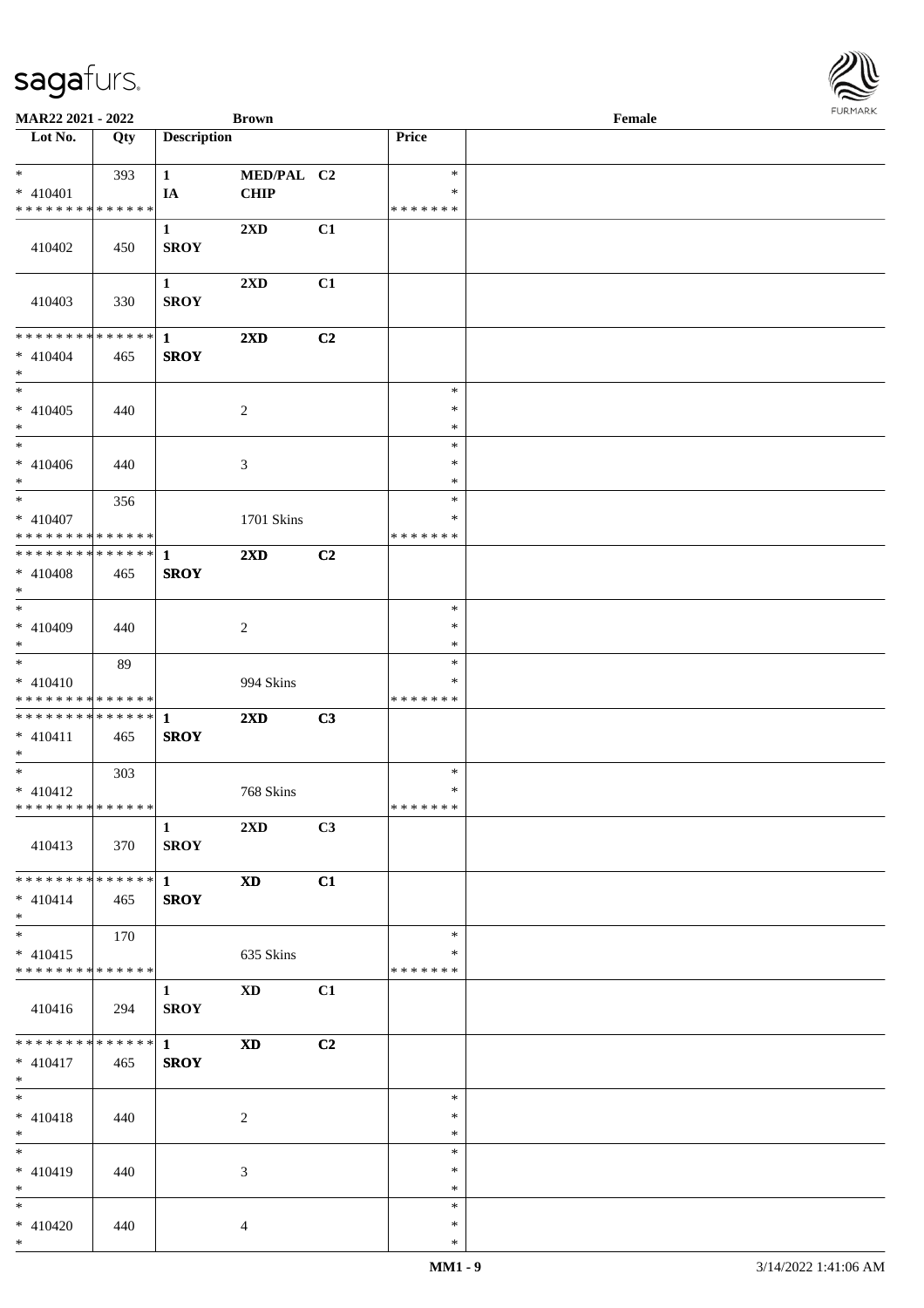MAR22 2021 - 2022 | Brown | Female

| Lot No. | Qty | Description | | | Price | |
|---|---|---|---|---|---|---|
| * | 393 | 1 | MED/PAL | C2 | * | |
| * 410401 | | IA | CHIP | | * | |
| * * * * * * * * * * * * * * | | | | | * * * * * * * | |
| | | 1 | 2XD | C1 | | |
| 410402 | 450 | SROY | | | | |
| | | 1 | 2XD | C1 | | |
| 410403 | 330 | SROY | | | | |
| * * * * * * * * * * * * * * | | 1 | 2XD | C2 | | |
| * 410404 | 465 | SROY | | | | |
| * | | | | | | |
| * | | | | | * | |
| * 410405 | 440 | | 2 | | * | |
| * | | | | | * | |
| * | | | | | * | |
| * 410406 | 440 | | 3 | | * | |
| * | | | | | * | |
| * | 356 | | | | * | |
| * 410407 | | | 1701 Skins | | * | |
| * * * * * * * * * * * * * * | | | | | * * * * * * * | |
| * * * * * * * * * * * * * * | | 1 | 2XD | C2 | | |
| * 410408 | 465 | SROY | | | | |
| * | | | | | | |
| * | | | | | * | |
| * 410409 | 440 | | 2 | | * | |
| * | | | | | * | |
| * | 89 | | | | * | |
| * 410410 | | | 994 Skins | | * | |
| * * * * * * * * * * * * * * | | | | | * * * * * * * | |
| * * * * * * * * * * * * * * | | 1 | 2XD | C3 | | |
| * 410411 | 465 | SROY | | | | |
| * | | | | | | |
| * | 303 | | | | * | |
| * 410412 | | | 768 Skins | | * | |
| * * * * * * * * * * * * * * | | | | | * * * * * * * | |
| | | 1 | 2XD | C3 | | |
| 410413 | 370 | SROY | | | | |
| * * * * * * * * * * * * * * | | 1 | XD | C1 | | |
| * 410414 | 465 | SROY | | | | |
| * | | | | | | |
| * | 170 | | | | * | |
| * 410415 | | | 635 Skins | | * | |
| * * * * * * * * * * * * * * | | | | | * * * * * * * | |
| | | 1 | XD | C1 | | |
| 410416 | 294 | SROY | | | | |
| * * * * * * * * * * * * * * | | 1 | XD | C2 | | |
| * 410417 | 465 | SROY | | | | |
| * | | | | | | |
| * | | | | | * | |
| * 410418 | 440 | | 2 | | * | |
| * | | | | | * | |
| * | | | | | * | |
| * 410419 | 440 | | 3 | | * | |
| * | | | | | * | |
| * | | | | | * | |
| * 410420 | 440 | | 4 | | * | |
| * | | | | | * | |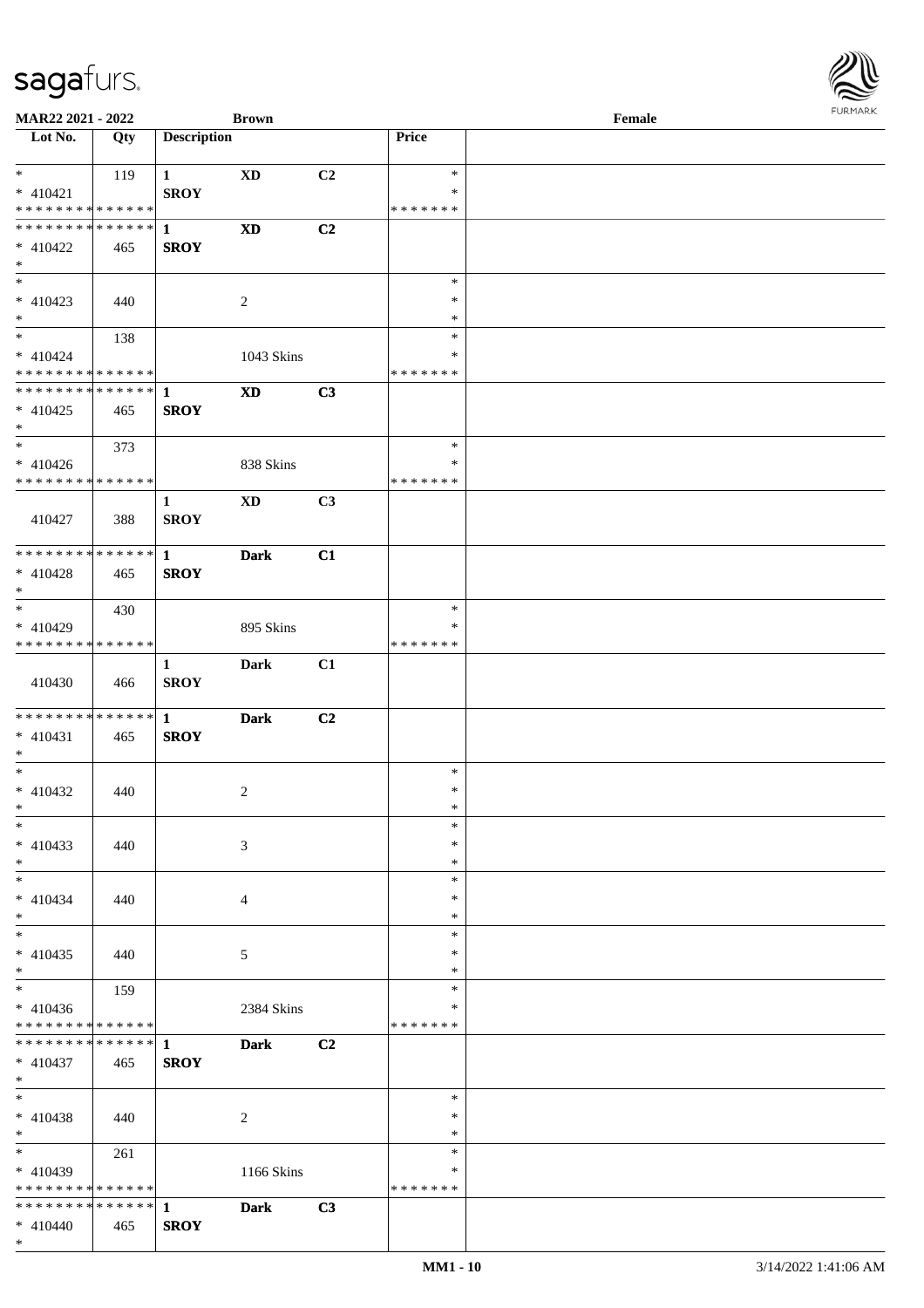MAR22 2021 - 2022 **Brown** **Female**

| Lot No. | Qty | Description | | | Price | |
|---|---|---|---|---|---|---|
| * <br> * 410421 <br> * * * * * * * * * * * * * * | 119 | **1** <br> **SROY** | **XD** | **C2** | * <br> * <br> * * * * * * * | |
| * * * * * * * * * * * * * * <br> * 410422 <br> * | 465 | **1** <br> **SROY** | **XD** | **C2** | | |
| * <br> * 410423 <br> * | 440 | | 2 | | * <br> * <br> * | |
| * <br> * 410424 <br> * * * * * * * * * * * * * * | 138 | | 1043 Skins | | * <br> * <br> * * * * * * * | |
| * * * * * * * * * * * * * * <br> * 410425 <br> * | 465 | **1** <br> **SROY** | **XD** | **C3** | | |
| * <br> * 410426 <br> * * * * * * * * * * * * * * | 373 | | 838 Skins | | * <br> * <br> * * * * * * * | |
| 410427 | 388 | **1** <br> **SROY** | **XD** | **C3** | | |
| * * * * * * * * * * * * * * <br> * 410428 <br> * | 465 | **1** <br> **SROY** | **Dark** | **C1** | | |
| * <br> * 410429 <br> * * * * * * * * * * * * * * | 430 | | 895 Skins | | * <br> * <br> * * * * * * * | |
| 410430 | 466 | **1** <br> **SROY** | **Dark** | **C1** | | |
| * * * * * * * * * * * * * * <br> * 410431 <br> * | 465 | **1** <br> **SROY** | **Dark** | **C2** | | |
| * <br> * 410432 <br> * | 440 | | 2 | | * <br> * <br> * | |
| * <br> * 410433 <br> * | 440 | | 3 | | * <br> * <br> * | |
| * <br> * 410434 <br> * | 440 | | 4 | | * <br> * <br> * | |
| * <br> * 410435 <br> * | 440 | | 5 | | * <br> * <br> * | |
| * <br> * 410436 <br> * * * * * * * * * * * * * * | 159 | | 2384 Skins | | * <br> * <br> * * * * * * * | |
| * * * * * * * * * * * * * * <br> * 410437 <br> * | 465 | **1** <br> **SROY** | **Dark** | **C2** | | |
| * <br> * 410438 <br> * | 440 | | 2 | | * <br> * <br> * | |
| * <br> * 410439 <br> * * * * * * * * * * * * * * | 261 | | 1166 Skins | | * <br> * <br> * * * * * * * | |
| * * * * * * * * * * * * * * <br> * 410440 <br> * | 465 | **1** <br> **SROY** | **Dark** | **C3** | | |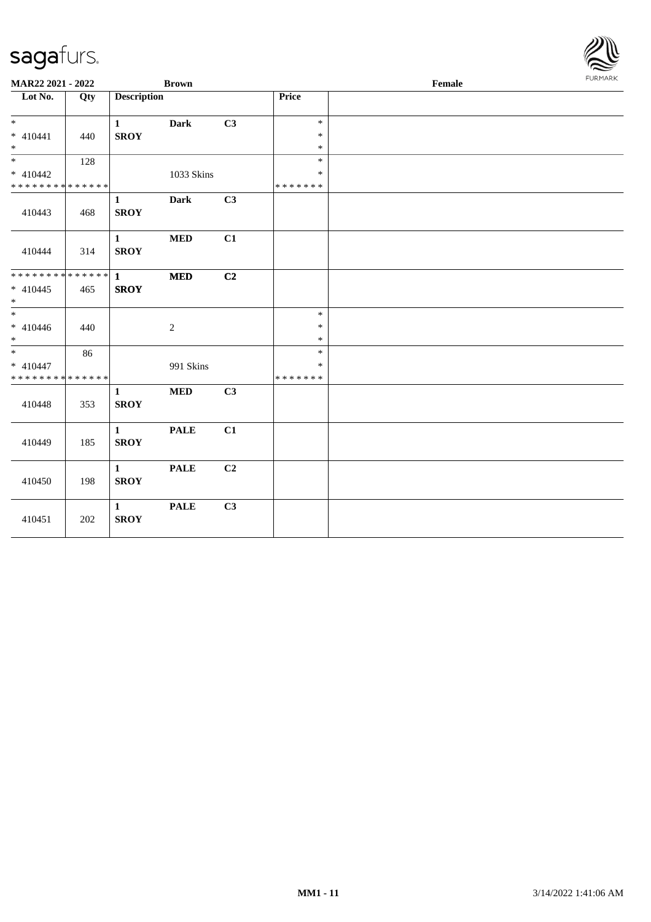**MAR22 2021 - 2022** **Brown** **Female**

| Lot No. | Qty | Description | | | Price | |
|---|---|---|---|---|---|---|
| *<br>* 410441<br>* | 440 | **1**<br>**SROY** | **Dark** | **C3** | *<br>*<br>* | |
| *<br>* 410442<br>* * * * * * * * * * * * * * | 128 | | 1033 Skins | | *<br>*<br>* * * * * * * | |
| 410443 | 468 | **1**<br>**SROY** | **Dark** | **C3** | | |
| 410444 | 314 | **1**<br>**SROY** | **MED** | **C1** | | |
| * * * * * * * * * * * * * *<br>* 410445<br>* | 465 | **1**<br>**SROY** | **MED** | **C2** | | |
| *<br>* 410446<br>* | 440 | | 2 | | *<br>*<br>* | |
| *<br>* 410447<br>* * * * * * * * * * * * * * | 86 | | 991 Skins | | *<br>*<br>* * * * * * * | |
| 410448 | 353 | **1**<br>**SROY** | **MED** | **C3** | | |
| 410449 | 185 | **1**<br>**SROY** | **PALE** | **C1** | | |
| 410450 | 198 | **1**<br>**SROY** | **PALE** | **C2** | | |
| 410451 | 202 | **1**<br>**SROY** | **PALE** | **C3** | | |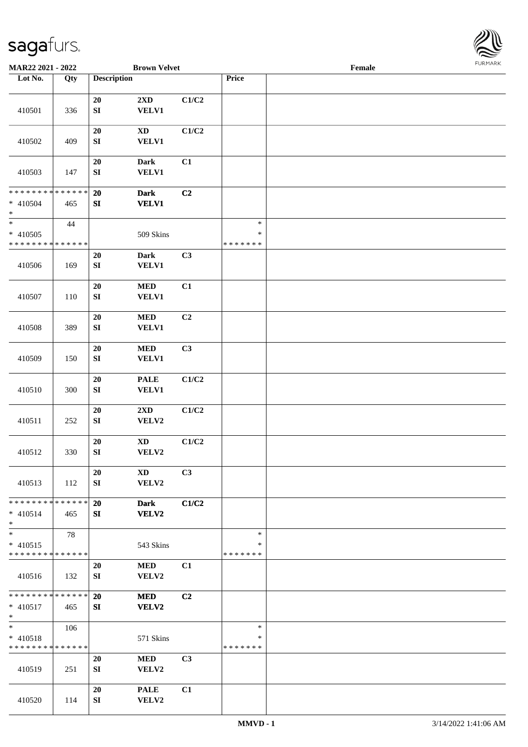MAR22 2021 - 2022 | Brown Velvet | Female

| Lot No. | Qty | Description | | | Price | |
|---|---|---|---|---|---|---|
| 410501 | 336 | 20 SI | 2XD VELV1 | C1/C2 | | |
| 410502 | 409 | 20 SI | XD VELV1 | C1/C2 | | |
| 410503 | 147 | 20 SI | Dark VELV1 | C1 | | |
| * * * * * * * * * * * * * * * 410504 * | 465 | 20 SI | Dark VELV1 | C2 | | |
| * * 410505 * * * * * * * * * * * * * * | 44 | | 509 Skins | | * * * * * * * * * | |
| 410506 | 169 | 20 SI | Dark VELV1 | C3 | | |
| 410507 | 110 | 20 SI | MED VELV1 | C1 | | |
| 410508 | 389 | 20 SI | MED VELV1 | C2 | | |
| 410509 | 150 | 20 SI | MED VELV1 | C3 | | |
| 410510 | 300 | 20 SI | PALE VELV1 | C1/C2 | | |
| 410511 | 252 | 20 SI | 2XD VELV2 | C1/C2 | | |
| 410512 | 330 | 20 SI | XD VELV2 | C1/C2 | | |
| 410513 | 112 | 20 SI | XD VELV2 | C3 | | |
| * * * * * * * * * * * * * * * 410514 * | 465 | 20 SI | Dark VELV2 | C1/C2 | | |
| * * 410515 * * * * * * * * * * * * * * | 78 | | 543 Skins | | * * * * * * * * * | |
| 410516 | 132 | 20 SI | MED VELV2 | C1 | | |
| * * * * * * * * * * * * * * * 410517 * | 465 | 20 SI | MED VELV2 | C2 | | |
| * * 410518 * * * * * * * * * * * * * * | 106 | | 571 Skins | | * * * * * * * * * | |
| 410519 | 251 | 20 SI | MED VELV2 | C3 | | |
| 410520 | 114 | 20 SI | PALE VELV2 | C1 | | |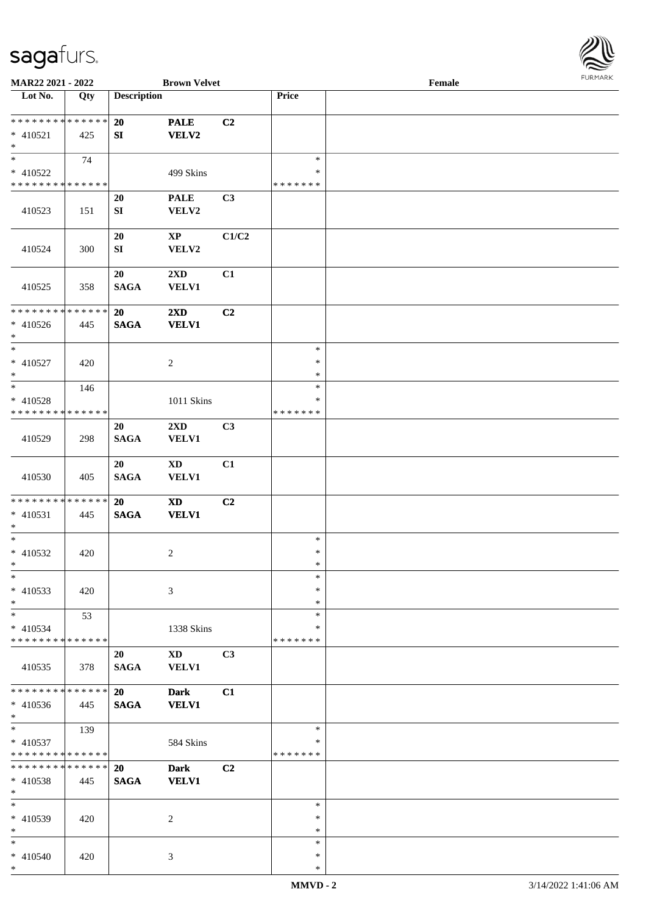MAR22 2021 - 2022 | Brown Velvet | Female

| Lot No. | Qty | Description | | | Price | |
|---|---|---|---|---|---|---|
| * * * * * * * * * * * * * * | | 20 | PALE | C2 | | |
| * 410521 | 425 | SI | VELV2 | | | |
| * | | | | | | |
| * | 74 | | | | * | |
| * 410522 | | | 499 Skins | | * | |
| * * * * * * * * * * * * * * | | | | | * * * * * * * | |
| | | 20 | PALE | C3 | | |
| 410523 | 151 | SI | VELV2 | | | |
| | | 20 | XP | C1/C2 | | |
| 410524 | 300 | SI | VELV2 | | | |
| | | 20 | 2XD | C1 | | |
| 410525 | 358 | SAGA | VELV1 | | | |
| * * * * * * * * * * * * * * | | 20 | 2XD | C2 | | |
| * 410526 | 445 | SAGA | VELV1 | | | |
| * | | | | | | |
| * | | | | | * | |
| * 410527 | 420 | | 2 | | * | |
| * | | | | | * | |
| * | 146 | | | | * | |
| * 410528 | | | 1011 Skins | | * | |
| * * * * * * * * * * * * * * | | | | | * * * * * * * | |
| | | 20 | 2XD | C3 | | |
| 410529 | 298 | SAGA | VELV1 | | | |
| | | 20 | XD | C1 | | |
| 410530 | 405 | SAGA | VELV1 | | | |
| * * * * * * * * * * * * * * | | 20 | XD | C2 | | |
| * 410531 | 445 | SAGA | VELV1 | | | |
| * | | | | | | |
| * | | | | | * | |
| * 410532 | 420 | | 2 | | * | |
| * | | | | | * | |
| * | | | | | * | |
| * 410533 | 420 | | 3 | | * | |
| * | | | | | * | |
| * | 53 | | | | * | |
| * 410534 | | | 1338 Skins | | * | |
| * * * * * * * * * * * * * * | | | | | * * * * * * * | |
| | | 20 | XD | C3 | | |
| 410535 | 378 | SAGA | VELV1 | | | |
| * * * * * * * * * * * * * * | | 20 | Dark | C1 | | |
| * 410536 | 445 | SAGA | VELV1 | | | |
| * | | | | | | |
| * | 139 | | | | * | |
| * 410537 | | | 584 Skins | | * | |
| * * * * * * * * * * * * * * | | | | | * * * * * * * | |
| * * * * * * * * * * * * * * | | 20 | Dark | C2 | | |
| * 410538 | 445 | SAGA | VELV1 | | | |
| * | | | | | | |
| * | | | | | * | |
| * 410539 | 420 | | 2 | | * | |
| * | | | | | * | |
| * | | | | | * | |
| * 410540 | 420 | | 3 | | * | |
| * | | | | | * | |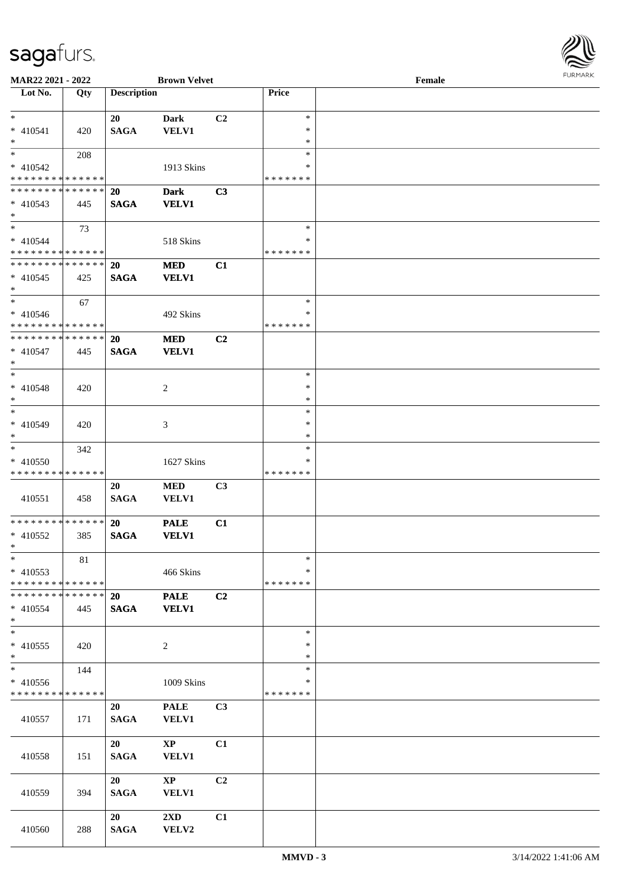**MAR22 2021 - 2022** **Brown Velvet** **Female**

| Lot No. | Qty | Description | | | Price | |
|---|---|---|---|---|---|---|
| * <br> * 410541 <br> * | 420 | **20** <br> **SAGA** | **Dark** <br> **VELV1** | **C2** | * <br> * <br> * | |
| * <br> * 410542 <br> * * * * * * * * * * * * * * | 208 | | 1913 Skins | | * <br> * <br> * * * * * * * | |
| * * * * * * * * * * * * * * <br> * 410543 <br> * | 445 | **20** <br> **SAGA** | **Dark** <br> **VELV1** | **C3** | | |
| * <br> * 410544 <br> * * * * * * * * * * * * * * | 73 | | 518 Skins | | * <br> * <br> * * * * * * * | |
| * * * * * * * * * * * * * * <br> * 410545 <br> * | 425 | **20** <br> **SAGA** | **MED** <br> **VELV1** | **C1** | | |
| * <br> * 410546 <br> * * * * * * * * * * * * * * | 67 | | 492 Skins | | * <br> * <br> * * * * * * * | |
| * * * * * * * * * * * * * * <br> * 410547 <br> * | 445 | **20** <br> **SAGA** | **MED** <br> **VELV1** | **C2** | | |
| * <br> * 410548 <br> * | 420 | | 2 | | * <br> * <br> * | |
| * <br> * 410549 <br> * | 420 | | 3 | | * <br> * <br> * | |
| * <br> * 410550 <br> * * * * * * * * * * * * * * | 342 | | 1627 Skins | | * <br> * <br> * * * * * * * | |
| 410551 | 458 | **20** <br> **SAGA** | **MED** <br> **VELV1** | **C3** | | |
| * * * * * * * * * * * * * * <br> * 410552 <br> * | 385 | **20** <br> **SAGA** | **PALE** <br> **VELV1** | **C1** | | |
| * <br> * 410553 <br> * * * * * * * * * * * * * * | 81 | | 466 Skins | | * <br> * <br> * * * * * * * | |
| * * * * * * * * * * * * * * <br> * 410554 <br> * | 445 | **20** <br> **SAGA** | **PALE** <br> **VELV1** | **C2** | | |
| * <br> * 410555 <br> * | 420 | | 2 | | * <br> * <br> * | |
| * <br> * 410556 <br> * * * * * * * * * * * * * * | 144 | | 1009 Skins | | * <br> * <br> * * * * * * * | |
| 410557 | 171 | **20** <br> **SAGA** | **PALE** <br> **VELV1** | **C3** | | |
| 410558 | 151 | **20** <br> **SAGA** | **XP** <br> **VELV1** | **C1** | | |
| 410559 | 394 | **20** <br> **SAGA** | **XP** <br> **VELV1** | **C2** | | |
| 410560 | 288 | **20** <br> **SAGA** | **2XD** <br> **VELV2** | **C1** | | |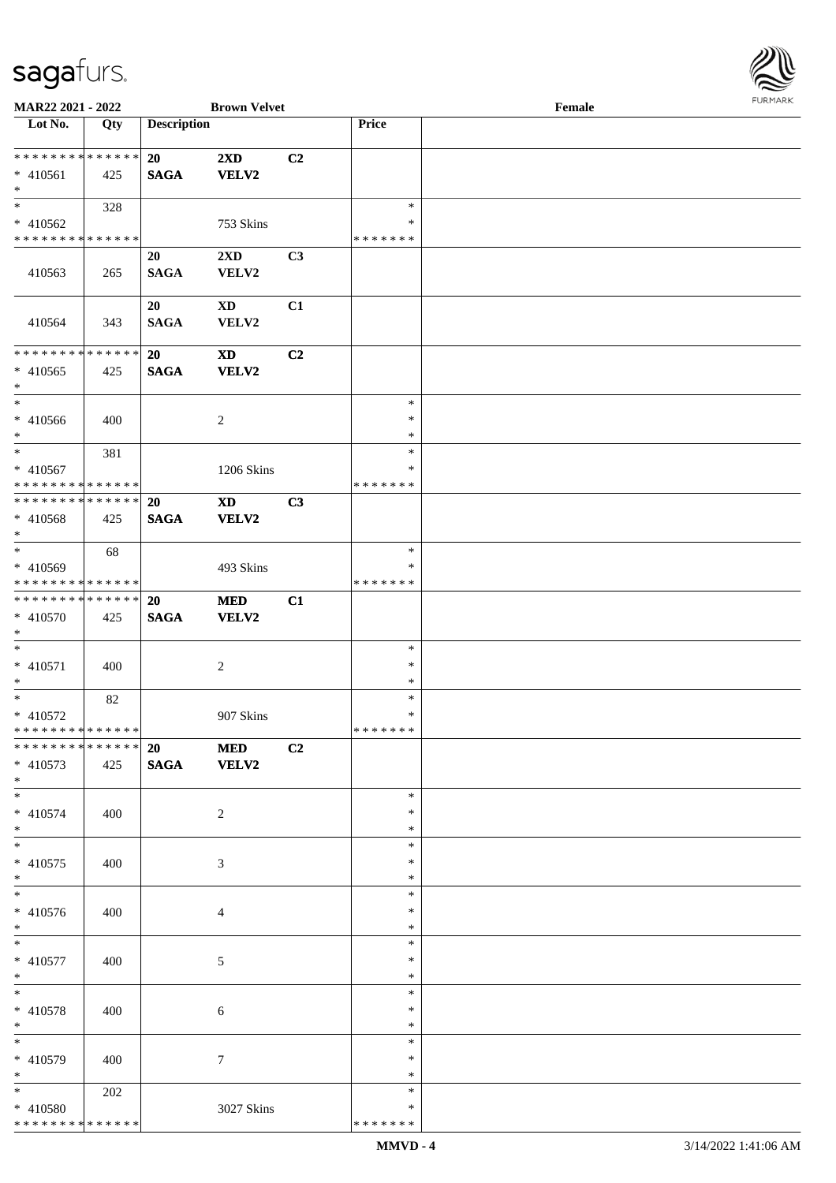MAR22 2021 - 2022 Brown Velvet Female

| Lot No. | Qty | Description | | | Price | |
|---|---|---|---|---|---|---|
| * * * * * * * * * * * * * * | | 20 | 2XD | C2 | | |
| * 410561 | 425 | SAGA | VELV2 | | | |
| * | | | | | | |
| * | 328 | | | | * | |
| * 410562 | | | 753 Skins | | * | |
| * * * * * * * * * * * * * * | | | | | * * * * * * * | |
| | | 20 | 2XD | C3 | | |
| 410563 | 265 | SAGA | VELV2 | | | |
| | | 20 | XD | C1 | | |
| 410564 | 343 | SAGA | VELV2 | | | |
| * * * * * * * * * * * * * * | | 20 | XD | C2 | | |
| * 410565 | 425 | SAGA | VELV2 | | | |
| * | | | | | | |
| * | | | | | * | |
| * 410566 | 400 | | 2 | | * | |
| * | | | | | * | |
| * | 381 | | | | * | |
| * 410567 | | | 1206 Skins | | * | |
| * * * * * * * * * * * * * * | | | | | * * * * * * * | |
| * * * * * * * * * * * * * * | | 20 | XD | C3 | | |
| * 410568 | 425 | SAGA | VELV2 | | | |
| * | | | | | | |
| * | 68 | | | | * | |
| * 410569 | | | 493 Skins | | * | |
| * * * * * * * * * * * * * * | | | | | * * * * * * * | |
| * * * * * * * * * * * * * * | | 20 | MED | C1 | | |
| * 410570 | 425 | SAGA | VELV2 | | | |
| * | | | | | | |
| * | | | | | * | |
| * 410571 | 400 | | 2 | | * | |
| * | | | | | * | |
| * | 82 | | | | * | |
| * 410572 | | | 907 Skins | | * | |
| * * * * * * * * * * * * * * | | | | | * * * * * * * | |
| * * * * * * * * * * * * * * | | 20 | MED | C2 | | |
| * 410573 | 425 | SAGA | VELV2 | | | |
| * | | | | | | |
| * | | | | | * | |
| * 410574 | 400 | | 2 | | * | |
| * | | | | | * | |
| * | | | | | * | |
| * 410575 | 400 | | 3 | | * | |
| * | | | | | * | |
| * | | | | | * | |
| * 410576 | 400 | | 4 | | * | |
| * | | | | | * | |
| * | | | | | * | |
| * 410577 | 400 | | 5 | | * | |
| * | | | | | * | |
| * | | | | | * | |
| * 410578 | 400 | | 6 | | * | |
| * | | | | | * | |
| * | | | | | * | |
| * 410579 | 400 | | 7 | | * | |
| * | | | | | * | |
| * | 202 | | | | * | |
| * 410580 | | | 3027 Skins | | * | |
| * * * * * * * * * * * * * * | | | | | * * * * * * * | |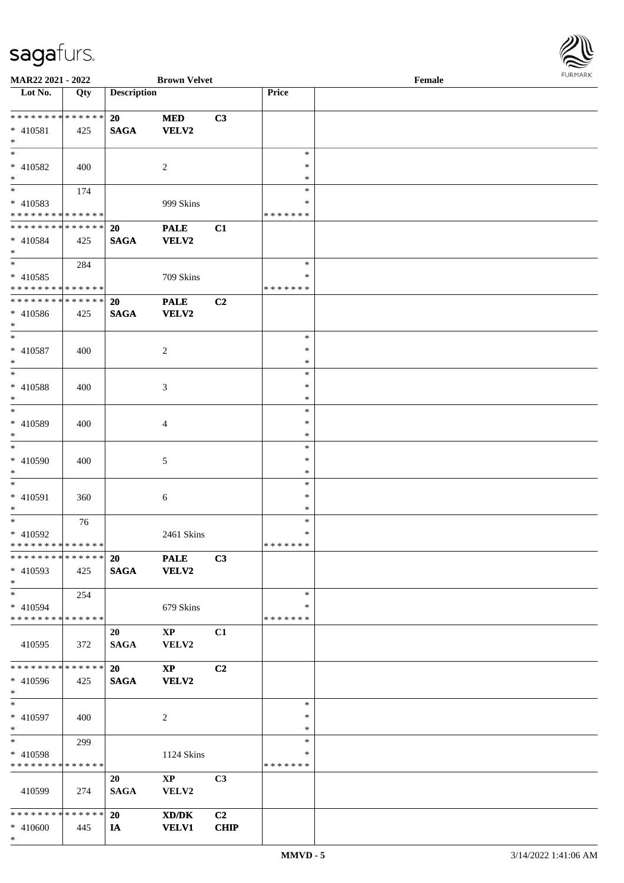**MAR22 2021 - 2022** **Brown Velvet** **Female**

| Lot No. | Qty | Description | | | Price | |
|---|---|---|---|---|---|---|
| * * * * * * * * * * * * * * | | 20 | MED | C3 | | |
| * 410581 | 425 | SAGA | VELV2 | | | |
| * | | | | | | |
| * | | | | | * | |
| * 410582 | 400 | | 2 | | * | |
| * | | | | | * | |
| * | 174 | | | | * | |
| * 410583 | | | 999 Skins | | * | |
| * * * * * * * * * * * * * * | | | | | * * * * * * * | |
| * * * * * * * * * * * * * * | | 20 | PALE | C1 | | |
| * 410584 | 425 | SAGA | VELV2 | | | |
| * | | | | | | |
| * | 284 | | | | * | |
| * 410585 | | | 709 Skins | | * | |
| * * * * * * * * * * * * * * | | | | | * * * * * * * | |
| * * * * * * * * * * * * * * | | 20 | PALE | C2 | | |
| * 410586 | 425 | SAGA | VELV2 | | | |
| * | | | | | | |
| * | | | | | * | |
| * 410587 | 400 | | 2 | | * | |
| * | | | | | * | |
| * | | | | | * | |
| * 410588 | 400 | | 3 | | * | |
| * | | | | | * | |
| * | | | | | * | |
| * 410589 | 400 | | 4 | | * | |
| * | | | | | * | |
| * | | | | | * | |
| * 410590 | 400 | | 5 | | * | |
| * | | | | | * | |
| * | | | | | * | |
| * 410591 | 360 | | 6 | | * | |
| * | | | | | * | |
| * | 76 | | | | * | |
| * 410592 | | | 2461 Skins | | * | |
| * * * * * * * * * * * * * * | | | | | * * * * * * * | |
| * * * * * * * * * * * * * * | | 20 | PALE | C3 | | |
| * 410593 | 425 | SAGA | VELV2 | | | |
| * | | | | | | |
| * | 254 | | | | * | |
| * 410594 | | | 679 Skins | | * | |
| * * * * * * * * * * * * * * | | | | | * * * * * * * | |
| | | 20 | XP | C1 | | |
| 410595 | 372 | SAGA | VELV2 | | | |
| * * * * * * * * * * * * * * | | 20 | XP | C2 | | |
| * 410596 | 425 | SAGA | VELV2 | | | |
| * | | | | | | |
| * | | | | | * | |
| * 410597 | 400 | | 2 | | * | |
| * | | | | | * | |
| * | 299 | | | | * | |
| * 410598 | | | 1124 Skins | | * | |
| * * * * * * * * * * * * * * | | | | | * * * * * * * | |
| | | 20 | XP | C3 | | |
| 410599 | 274 | SAGA | VELV2 | | | |
| * * * * * * * * * * * * * * | | 20 | XD/DK | C2 | | |
| * 410600 | 445 | IA | VELV1 | CHIP | | |
| * | | | | | | |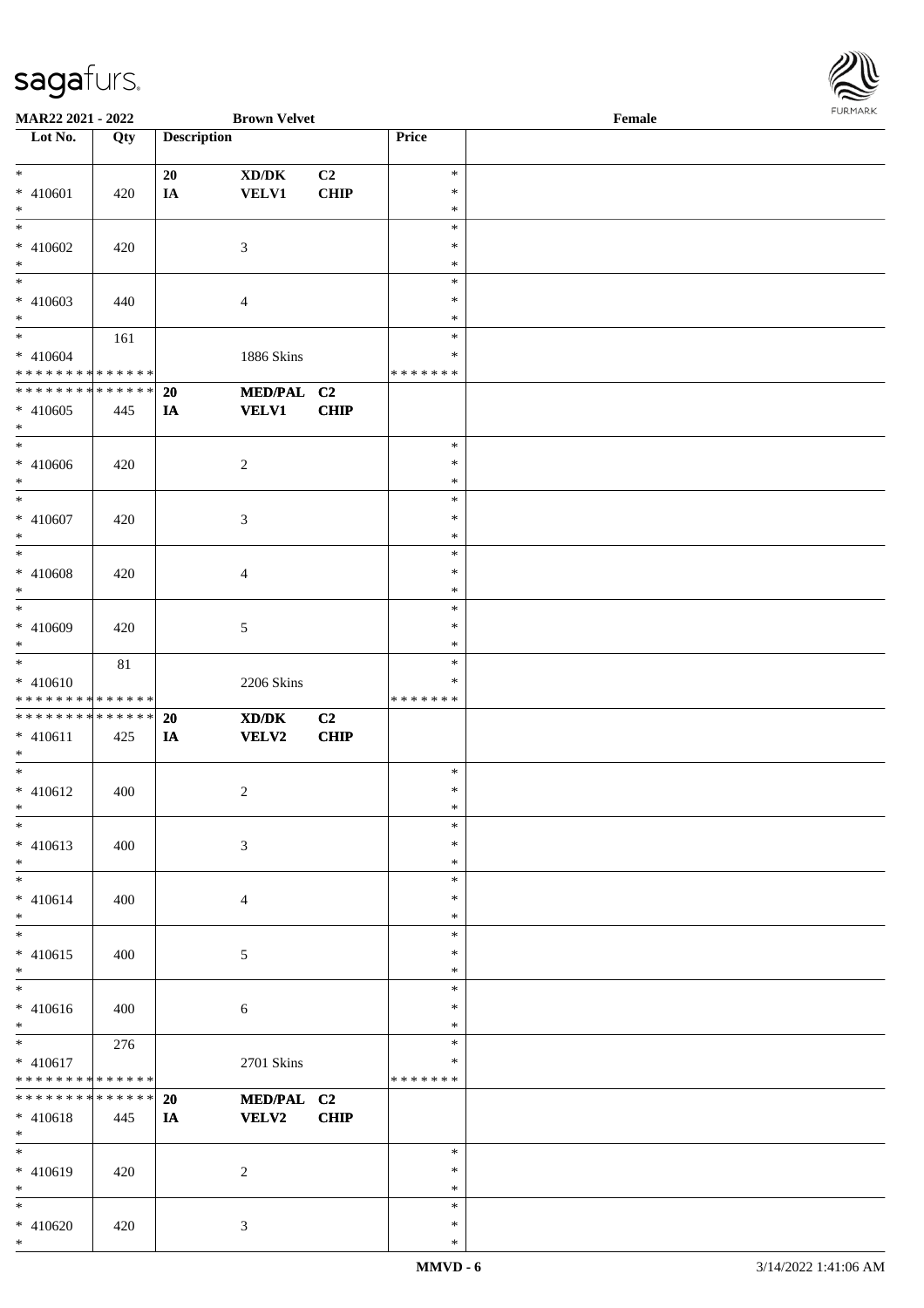| Lot No. | Qty | Description | | | Price | |
|---|---|---|---|---|---|---|
| * <br> * 410601 <br> * | 420 | 20 <br> IA | XD/DK <br> VELV1 | C2 <br> CHIP | * <br> * <br> * | |
| * <br> * 410602 <br> * | 420 | | 3 | | * <br> * <br> * | |
| * <br> * 410603 <br> * | 440 | | 4 | | * <br> * <br> * | |
| * <br> * 410604 <br> * * * * * * * * * * * * * * | 161 | | 1886 Skins | | * <br> * <br> * * * * * * * | |
| * * * * * * * * * * * * * * <br> * 410605 <br> * | 445 | **20** <br> **IA** | **MED/PAL** <br> **VELV1** | **C2** <br> **CHIP** | | |
| * <br> * 410606 <br> * | 420 | | 2 | | * <br> * <br> * | |
| * <br> * 410607 <br> * | 420 | | 3 | | * <br> * <br> * | |
| * <br> * 410608 <br> * | 420 | | 4 | | * <br> * <br> * | |
| * <br> * 410609 <br> * | 420 | | 5 | | * <br> * <br> * | |
| * <br> * 410610 <br> * * * * * * * * * * * * * * | 81 | | 2206 Skins | | * <br> * <br> * * * * * * * | |
| * * * * * * * * * * * * * * <br> * 410611 <br> * | 425 | **20** <br> **IA** | **XD/DK** <br> **VELV2** | **C2** <br> **CHIP** | | |
| * <br> * 410612 <br> * | 400 | | 2 | | * <br> * <br> * | |
| * <br> * 410613 <br> * | 400 | | 3 | | * <br> * <br> * | |
| * <br> * 410614 <br> * | 400 | | 4 | | * <br> * <br> * | |
| * <br> * 410615 <br> * | 400 | | 5 | | * <br> * <br> * | |
| * <br> * 410616 <br> * | 400 | | 6 | | * <br> * <br> * | |
| * <br> * 410617 <br> * * * * * * * * * * * * * * | 276 | | 2701 Skins | | * <br> * <br> * * * * * * * | |
| * * * * * * * * * * * * * * <br> * 410618 <br> * | 445 | **20** <br> **IA** | **MED/PAL** <br> **VELV2** | **C2** <br> **CHIP** | | |
| * <br> * 410619 <br> * | 420 | | 2 | | * <br> * <br> * | |
| * <br> * 410620 <br> * | 420 | | 3 | | * <br> * <br> * | |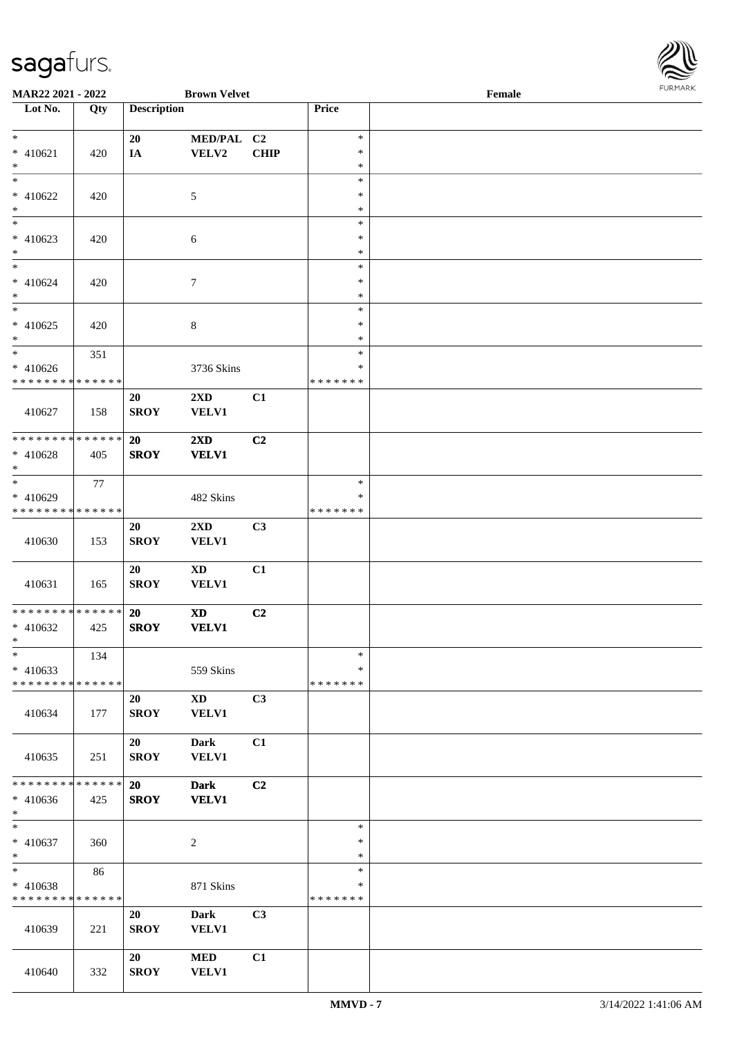| Lot No. | Qty | Description | | | Price | |
|---|---|---|---|---|---|---|
| * 410621 * | 420 | 20 IA | MED/PAL VELV2 | C2 CHIP | * * * | |
| * 410622 * | 420 | | 5 | | * * * | |
| * 410623 * | 420 | | 6 | | * * * | |
| * 410624 * | 420 | | 7 | | * * * | |
| * 410625 * | 420 | | 8 | | * * * | |
| * 410626 * * * * * * * * * * * * * * | 351 | | 3736 Skins | | * * * * * * * * | |
| 410627 | 158 | 20 SROY | 2XD VELV1 | C1 | | |
| * * * * * * * * * * * * * * 410628 * | 405 | 20 SROY | 2XD VELV1 | C2 | | |
| * 410629 * * * * * * * * * * * * * * | 77 | | 482 Skins | | * * * * * * * * | |
| 410630 | 153 | 20 SROY | 2XD VELV1 | C3 | | |
| 410631 | 165 | 20 SROY | XD VELV1 | C1 | | |
| * * * * * * * * * * * * * * 410632 * | 425 | 20 SROY | XD VELV1 | C2 | | |
| * 410633 * * * * * * * * * * * * * * | 134 | | 559 Skins | | * * * * * * * * | |
| 410634 | 177 | 20 SROY | XD VELV1 | C3 | | |
| 410635 | 251 | 20 SROY | Dark VELV1 | C1 | | |
| * * * * * * * * * * * * * * 410636 * | 425 | 20 SROY | Dark VELV1 | C2 | | |
| * 410637 * | 360 | | 2 | | * * * | |
| * 410638 * * * * * * * * * * * * * * | 86 | | 871 Skins | | * * * * * * * * | |
| 410639 | 221 | 20 SROY | Dark VELV1 | C3 | | |
| 410640 | 332 | 20 SROY | MED VELV1 | C1 | | |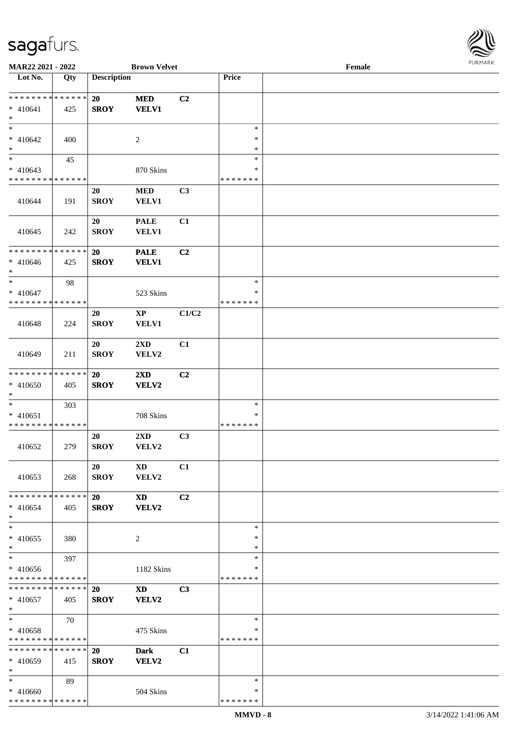**MAR22 2021 - 2022** **Brown Velvet** **Female**

| Lot No. | Qty | Description | | | Price | |
|---|---|---|---|---|---|---|
| * * * * * * * * * * * * * * | | 20 | MED | C2 | | |
| * 410641 | 425 | SROY | VELV1 | | | |
| * | | | | | | |
| * | | | | | * | |
| * 410642 | 400 | | 2 | | * | |
| * | | | | | * | |
| * | 45 | | | | * | |
| * 410643 | | | 870 Skins | | * | |
| * * * * * * * * * * * * * * | | | | | * * * * * * * | |
| | | 20 | MED | C3 | | |
| 410644 | 191 | SROY | VELV1 | | | |
| | | 20 | PALE | C1 | | |
| 410645 | 242 | SROY | VELV1 | | | |
| * * * * * * * * * * * * * * | | 20 | PALE | C2 | | |
| * 410646 | 425 | SROY | VELV1 | | | |
| * | | | | | | |
| * | 98 | | | | * | |
| * 410647 | | | 523 Skins | | * | |
| * * * * * * * * * * * * * * | | | | | * * * * * * * | |
| | | 20 | XP | C1/C2 | | |
| 410648 | 224 | SROY | VELV1 | | | |
| | | 20 | 2XD | C1 | | |
| 410649 | 211 | SROY | VELV2 | | | |
| * * * * * * * * * * * * * * | | 20 | 2XD | C2 | | |
| * 410650 | 405 | SROY | VELV2 | | | |
| * | | | | | | |
| * | 303 | | | | * | |
| * 410651 | | | 708 Skins | | * | |
| * * * * * * * * * * * * * * | | | | | * * * * * * * | |
| | | 20 | 2XD | C3 | | |
| 410652 | 279 | SROY | VELV2 | | | |
| | | 20 | XD | C1 | | |
| 410653 | 268 | SROY | VELV2 | | | |
| * * * * * * * * * * * * * * | | 20 | XD | C2 | | |
| * 410654 | 405 | SROY | VELV2 | | | |
| * | | | | | | |
| * | | | | | * | |
| * 410655 | 380 | | 2 | | * | |
| * | | | | | * | |
| * | 397 | | | | * | |
| * 410656 | | | 1182 Skins | | * | |
| * * * * * * * * * * * * * * | | | | | * * * * * * * | |
| * * * * * * * * * * * * * * | | 20 | XD | C3 | | |
| * 410657 | 405 | SROY | VELV2 | | | |
| * | | | | | | |
| * | 70 | | | | * | |
| * 410658 | | | 475 Skins | | * | |
| * * * * * * * * * * * * * * | | | | | * * * * * * * | |
| * * * * * * * * * * * * * * | | 20 | Dark | C1 | | |
| * 410659 | 415 | SROY | VELV2 | | | |
| * | | | | | | |
| * | 89 | | | | * | |
| * 410660 | | | 504 Skins | | * | |
| * * * * * * * * * * * * * * | | | | | * * * * * * * | |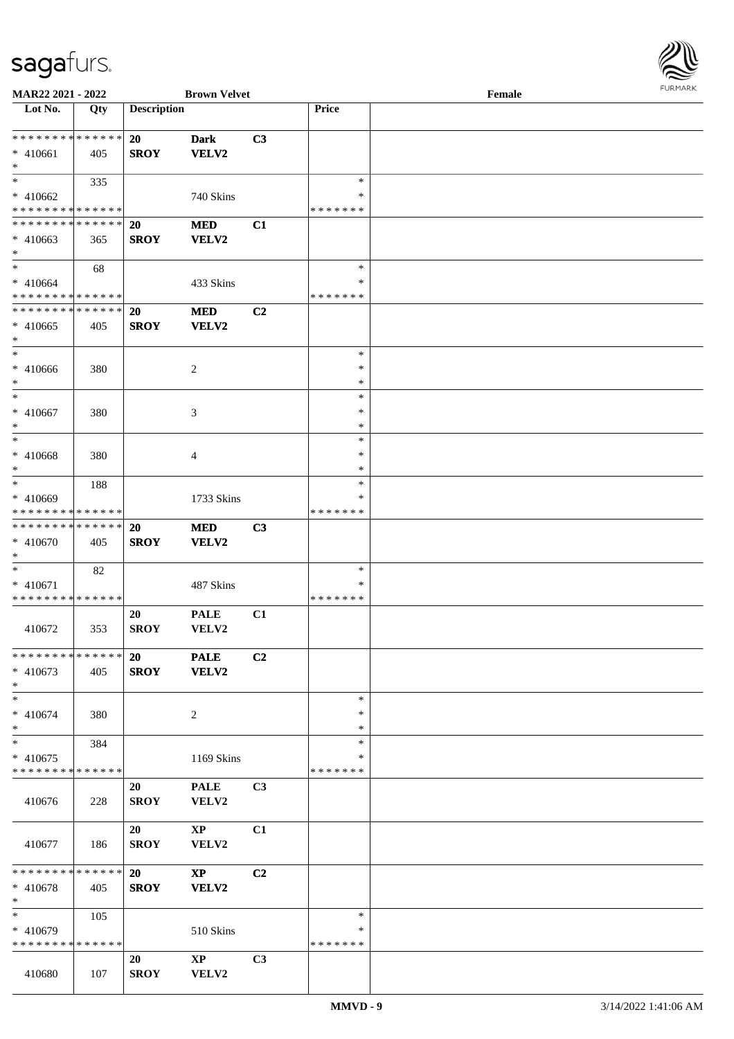**MAR22 2021 - 2022** | **Brown Velvet** | **Female**

| Lot No. | Qty | Description | | | Price | |
|---|---|---|---|---|---|---|
| * * * * * * * * * * * * * * | | **20** | **Dark** | **C3** | | |
| * 410661 | 405 | **SROY** | **VELV2** | | | |
| * | | | | | | |
| * | 335 | | | | * | |
| * 410662 | | | 740 Skins | | * | |
| * * * * * * * * * * * * * * | | | | | * * * * * * * | |
| * * * * * * * * * * * * * * | | **20** | **MED** | **C1** | | |
| * 410663 | 365 | **SROY** | **VELV2** | | | |
| * | | | | | | |
| * | 68 | | | | * | |
| * 410664 | | | 433 Skins | | * | |
| * * * * * * * * * * * * * * | | | | | * * * * * * * | |
| * * * * * * * * * * * * * * | | **20** | **MED** | **C2** | | |
| * 410665 | 405 | **SROY** | **VELV2** | | | |
| * | | | | | | |
| * | | | | | * | |
| * 410666 | 380 | | 2 | | * | |
| * | | | | | * | |
| * | | | | | * | |
| * 410667 | 380 | | 3 | | * | |
| * | | | | | * | |
| * | | | | | * | |
| * 410668 | 380 | | 4 | | * | |
| * | | | | | * | |
| * | 188 | | | | * | |
| * 410669 | | | 1733 Skins | | * | |
| * * * * * * * * * * * * * * | | | | | * * * * * * * | |
| * * * * * * * * * * * * * * | | **20** | **MED** | **C3** | | |
| * 410670 | 405 | **SROY** | **VELV2** | | | |
| * | | | | | | |
| * | 82 | | | | * | |
| * 410671 | | | 487 Skins | | * | |
| * * * * * * * * * * * * * * | | | | | * * * * * * * | |
| 410672 | 353 | **20** **SROY** | **PALE** **VELV2** | **C1** | | |
| * * * * * * * * * * * * * * | | **20** | **PALE** | **C2** | | |
| * 410673 | 405 | **SROY** | **VELV2** | | | |
| * | | | | | | |
| * | | | | | * | |
| * 410674 | 380 | | 2 | | * | |
| * | | | | | * | |
| * | 384 | | | | * | |
| * 410675 | | | 1169 Skins | | * | |
| * * * * * * * * * * * * * * | | | | | * * * * * * * | |
| 410676 | 228 | **20** **SROY** | **PALE** **VELV2** | **C3** | | |
| 410677 | 186 | **20** **SROY** | **XP** **VELV2** | **C1** | | |
| * * * * * * * * * * * * * * | | **20** | **XP** | **C2** | | |
| * 410678 | 405 | **SROY** | **VELV2** | | | |
| * | | | | | | |
| * | 105 | | | | * | |
| * 410679 | | | 510 Skins | | * | |
| * * * * * * * * * * * * * * | | | | | * * * * * * * | |
| 410680 | 107 | **20** **SROY** | **XP** **VELV2** | **C3** | | |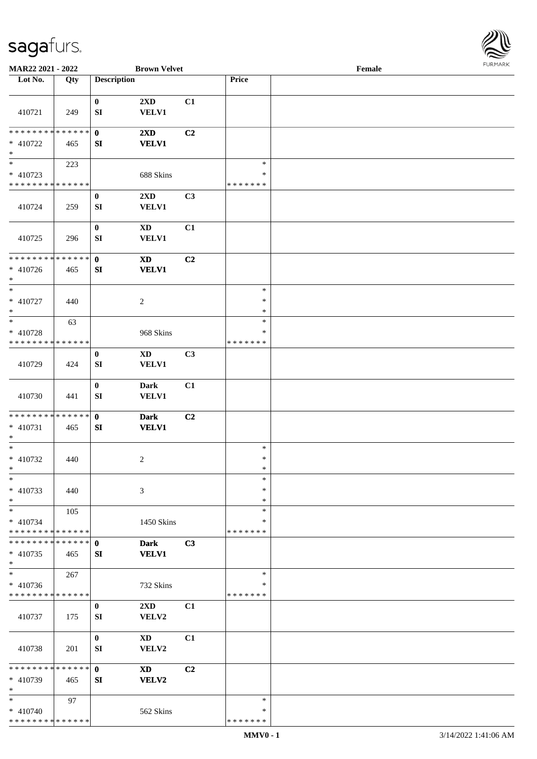**MAR22 2021 - 2022** **Brown Velvet** **Female**

| Lot No. | Qty | Description | | | Price | |
|---|---|---|---|---|---|---|
| 410721 | 249 | 0<br>SI | 2XD<br>VELV1 | C1 | | |
| * * * * * * * * * * * * * *<br>* 410722<br>* | 465 | 0<br>SI | 2XD<br>VELV1 | C2 | | |
| *<br>* 410723<br>* * * * * * * * * * * * * * | 223 | | 688 Skins | | *<br>*<br>* * * * * * * | |
| 410724 | 259 | 0<br>SI | 2XD<br>VELV1 | C3 | | |
| 410725 | 296 | 0<br>SI | XD<br>VELV1 | C1 | | |
| * * * * * * * * * * * * * *<br>* 410726<br>* | 465 | 0<br>SI | XD<br>VELV1 | C2 | | |
| *<br>* 410727<br>* | 440 | | 2 | | *<br>*<br>* | |
| *<br>* 410728<br>* * * * * * * * * * * * * * | 63 | | 968 Skins | | *<br>*<br>* * * * * * * | |
| 410729 | 424 | 0<br>SI | XD<br>VELV1 | C3 | | |
| 410730 | 441 | 0<br>SI | Dark<br>VELV1 | C1 | | |
| * * * * * * * * * * * * * *<br>* 410731<br>* | 465 | 0<br>SI | Dark<br>VELV1 | C2 | | |
| *<br>* 410732<br>* | 440 | | 2 | | *<br>*<br>* | |
| *<br>* 410733<br>* | 440 | | 3 | | *<br>*<br>* | |
| *<br>* 410734<br>* * * * * * * * * * * * * * | 105 | | 1450 Skins | | *<br>*<br>* * * * * * * | |
| * * * * * * * * * * * * * *<br>* 410735<br>* | 465 | 0<br>SI | Dark<br>VELV1 | C3 | | |
| *<br>* 410736<br>* * * * * * * * * * * * * * | 267 | | 732 Skins | | *<br>*<br>* * * * * * * | |
| 410737 | 175 | 0<br>SI | 2XD<br>VELV2 | C1 | | |
| 410738 | 201 | 0<br>SI | XD<br>VELV2 | C1 | | |
| * * * * * * * * * * * * * *<br>* 410739<br>* | 465 | 0<br>SI | XD<br>VELV2 | C2 | | |
| *<br>* 410740<br>* * * * * * * * * * * * * * | 97 | | 562 Skins | | *<br>*<br>* * * * * * * | |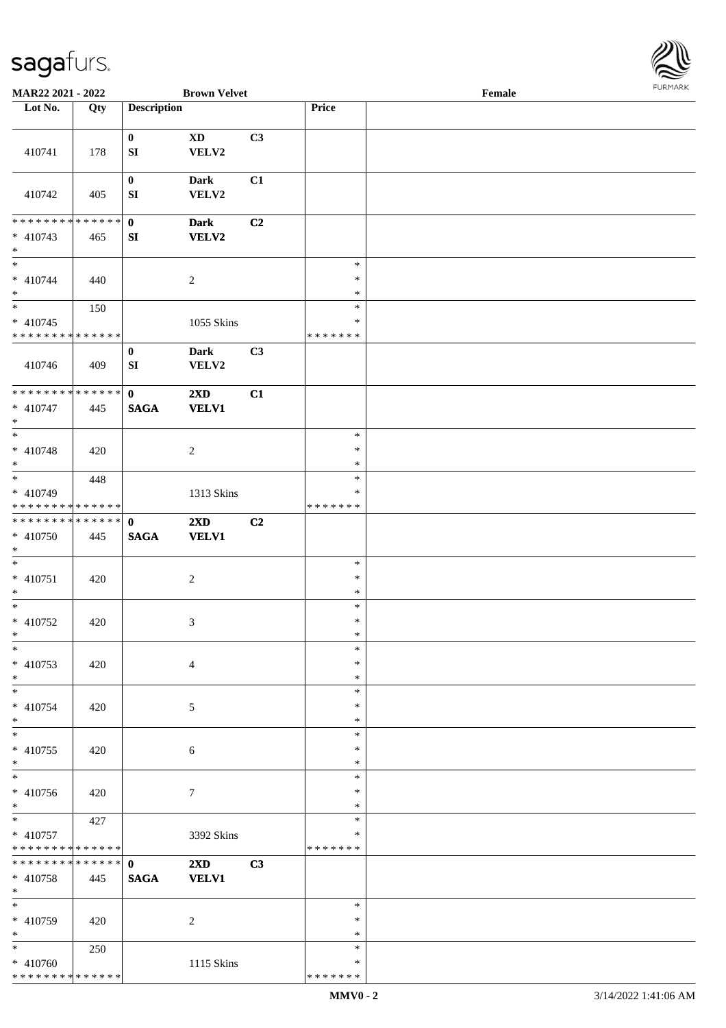MAR22 2021 - 2022 | Brown Velvet | Female

| Lot No. | Qty | Description | | | Price | |
|---|---|---|---|---|---|---|
| 410741 | 178 | 0<br>SI | XD<br>VELV2 | C3 | | |
| 410742 | 405 | 0<br>SI | Dark<br>VELV2 | C1 | | |
| * * * * * * * * * * * * * *<br>* 410743<br>* | 465 | 0<br>SI | Dark<br>VELV2 | C2 | | |
| *<br>* 410744<br>* | 440 | | 2 | | *<br>*<br>* | |
| *<br>* 410745<br>* * * * * * * * * * * * * * | 150 | | 1055 Skins | | *<br>*<br>* * * * * * * | |
| 410746 | 409 | 0<br>SI | Dark<br>VELV2 | C3 | | |
| * * * * * * * * * * * * * *<br>* 410747<br>* | 445 | 0<br>SAGA | 2XD<br>VELV1 | C1 | | |
| *<br>* 410748<br>* | 420 | | 2 | | *<br>*<br>* | |
| *<br>* 410749<br>* * * * * * * * * * * * * * | 448 | | 1313 Skins | | *<br>*<br>* * * * * * * | |
| * * * * * * * * * * * * * *<br>* 410750<br>* | 445 | 0<br>SAGA | 2XD<br>VELV1 | C2 | | |
| *<br>* 410751<br>* | 420 | | 2 | | *<br>*<br>* | |
| *<br>* 410752<br>* | 420 | | 3 | | *<br>*<br>* | |
| *<br>* 410753<br>* | 420 | | 4 | | *<br>*<br>* | |
| *<br>* 410754<br>* | 420 | | 5 | | *<br>*<br>* | |
| *<br>* 410755<br>* | 420 | | 6 | | *<br>*<br>* | |
| *<br>* 410756<br>* | 420 | | 7 | | *<br>*<br>* | |
| *<br>* 410757<br>* * * * * * * * * * * * * * | 427 | | 3392 Skins | | *<br>*<br>* * * * * * * | |
| * * * * * * * * * * * * * *<br>* 410758<br>* | 445 | 0<br>SAGA | 2XD<br>VELV1 | C3 | | |
| *<br>* 410759<br>* | 420 | | 2 | | *<br>*<br>* | |
| *<br>* 410760<br>* * * * * * * * * * * * * * | 250 | | 1115 Skins | | *<br>*<br>* * * * * * * | |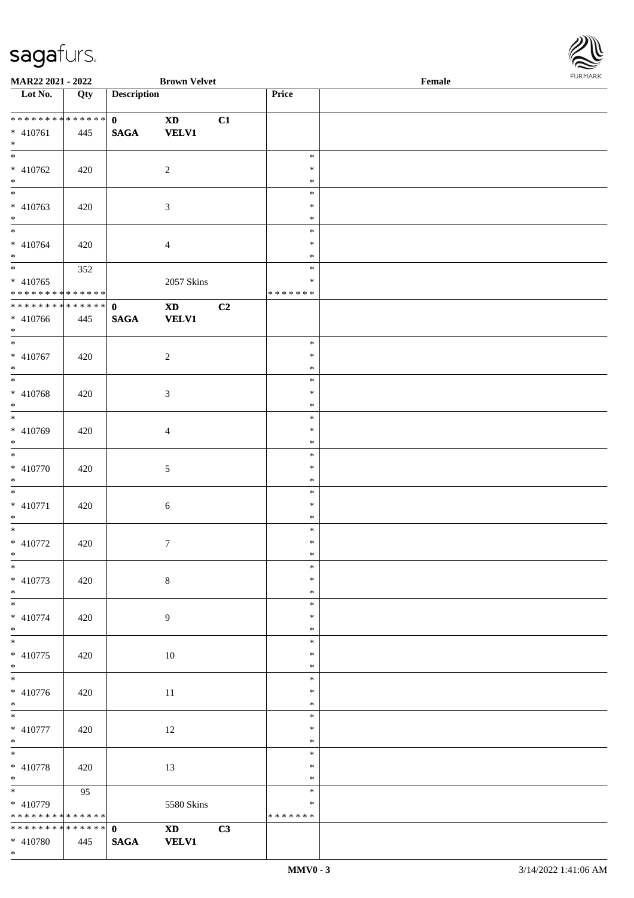MAR22 2021 - 2022 | Brown Velvet | Female

| Lot No. | Qty | Description | | | Price | |
|---|---|---|---|---|---|---|
| * * * * * * * * * * * * * * | | 0 | XD | C1 | | |
| * 410761 | 445 | SAGA | VELV1 | | | |
| * | | | | | | |
| * 410762 | 420 | | 2 | | * | |
| * 410763 | 420 | | 3 | | * | |
| * 410764 | 420 | | 4 | | * | |
| * | 352 | | | | * | |
| * 410765 | | | 2057 Skins | | * | |
| * * * * * * * * * * * * * * | | | | | * * * * * * * | |
| * * * * * * * * * * * * * * | | 0 | XD | C2 | | |
| * 410766 | 445 | SAGA | VELV1 | | | |
| * | | | | | | |
| * 410767 | 420 | | 2 | | * | |
| * 410768 | 420 | | 3 | | * | |
| * 410769 | 420 | | 4 | | * | |
| * 410770 | 420 | | 5 | | * | |
| * 410771 | 420 | | 6 | | * | |
| * 410772 | 420 | | 7 | | * | |
| * 410773 | 420 | | 8 | | * | |
| * 410774 | 420 | | 9 | | * | |
| * 410775 | 420 | | 10 | | * | |
| * 410776 | 420 | | 11 | | * | |
| * 410777 | 420 | | 12 | | * | |
| * 410778 | 420 | | 13 | | * | |
| * | 95 | | | | * | |
| * 410779 | | | 5580 Skins | | * | |
| * * * * * * * * * * * * * * | | | | | * * * * * * * | |
| * * * * * * * * * * * * * * | | 0 | XD | C3 | | |
| * 410780 | 445 | SAGA | VELV1 | | | |
| * | | | | | | |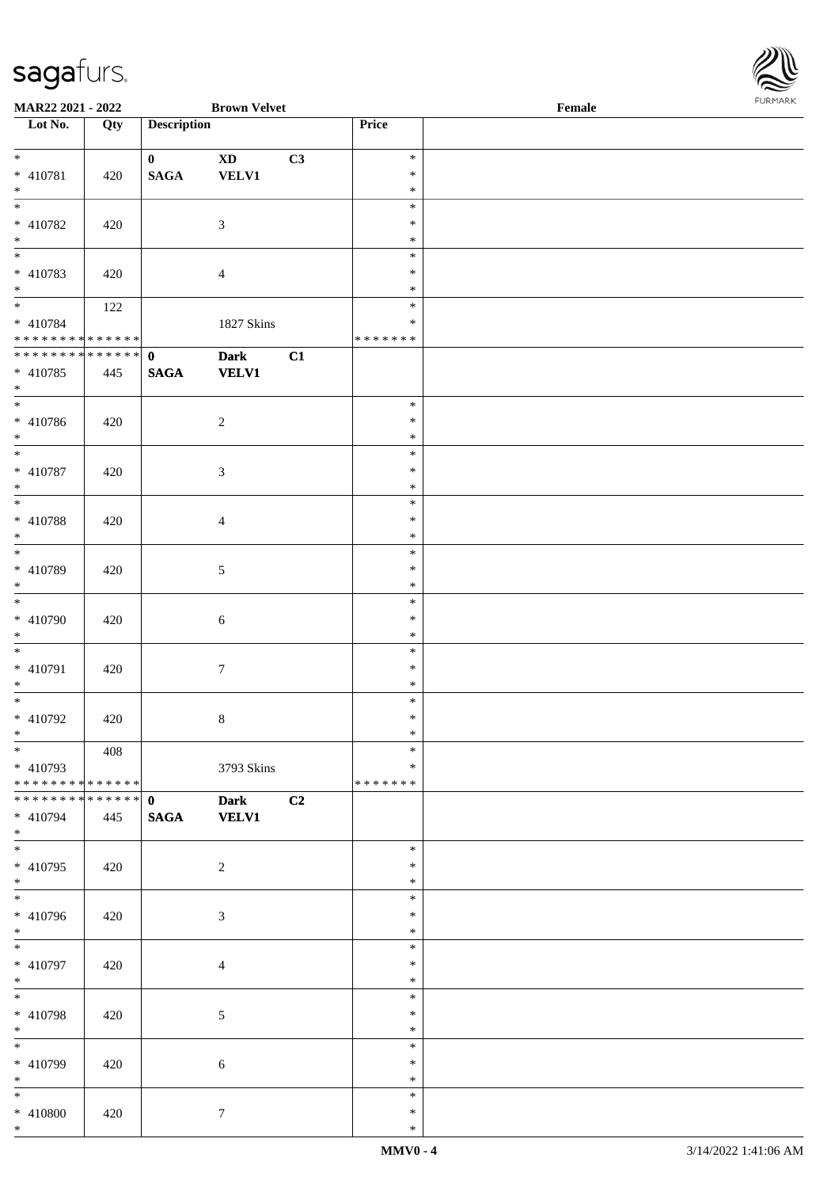**MAR22 2021 - 2022** **Brown Velvet** **Female**

| Lot No. | Qty | Description | | | Price | |
|---|---|---|---|---|---|---|
| * 410781 * | 420 | **0** **SAGA** | **XD** **VELV1** | **C3** | * * * | |
| * 410782 * | 420 | | 3 | | * * * | |
| * 410783 * | 420 | | 4 | | * * * | |
| * 410784 * * * * * * * * * * * * * * | 122 | | 1827 Skins | | * * * * * * * * | |
| * * * * * * * * * * * * * * 410785 * | 445 | **0** **SAGA** | **Dark** **VELV1** | **C1** | | |
| * 410786 * | 420 | | 2 | | * * * | |
| * 410787 * | 420 | | 3 | | * * * | |
| * 410788 * | 420 | | 4 | | * * * | |
| * 410789 * | 420 | | 5 | | * * * | |
| * 410790 * | 420 | | 6 | | * * * | |
| * 410791 * | 420 | | 7 | | * * * | |
| * 410792 * | 420 | | 8 | | * * * | |
| * 410793 * * * * * * * * * * * * * * | 408 | | 3793 Skins | | * * * * * * * * | |
| * * * * * * * * * * * * * * 410794 * | 445 | **0** **SAGA** | **Dark** **VELV1** | **C2** | | |
| * 410795 * | 420 | | 2 | | * * * | |
| * 410796 * | 420 | | 3 | | * * * | |
| * 410797 * | 420 | | 4 | | * * * | |
| * 410798 * | 420 | | 5 | | * * * | |
| * 410799 * | 420 | | 6 | | * * * | |
| * 410800 * | 420 | | 7 | | * * * | |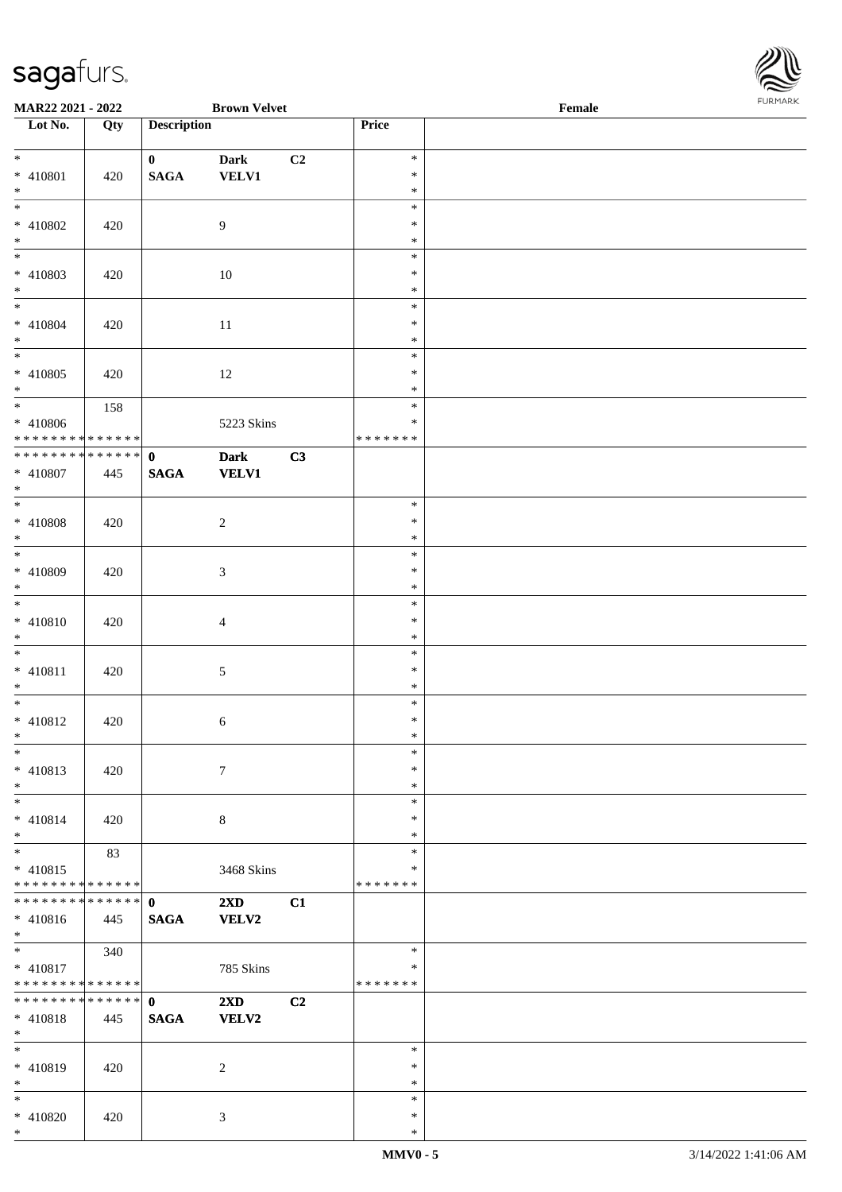**MAR22 2021 - 2022** **Brown Velvet** **Female**

| Lot No. | Qty | Description | | | Price | |
|---|---|---|---|---|---|---|
| * 410801 * | 420 | **0 SAGA** | **Dark VELV1** | **C2** | * * * | |
| * 410802 * | 420 | | 9 | | * * * | |
| * 410803 * | 420 | | 10 | | * * * | |
| * 410804 * | 420 | | 11 | | * * * | |
| * 410805 * | 420 | | 12 | | * * * | |
| * 410806 * * * * * * * * * * * * * * | 158 | | 5223 Skins | | * * * * * * * * * | |
| * * * * * * * * * * * * * * 410807 * | 445 | **0 SAGA** | **Dark VELV1** | **C3** | | |
| * 410808 * | 420 | | 2 | | * * * | |
| * 410809 * | 420 | | 3 | | * * * | |
| * 410810 * | 420 | | 4 | | * * * | |
| * 410811 * | 420 | | 5 | | * * * | |
| * 410812 * | 420 | | 6 | | * * * | |
| * 410813 * | 420 | | 7 | | * * * | |
| * 410814 * | 420 | | 8 | | * * * | |
| * 410815 * * * * * * * * * * * * * * | 83 | | 3468 Skins | | * * * * * * * * * | |
| * * * * * * * * * * * * * * 410816 * | 445 | **0 SAGA** | **2XD VELV2** | **C1** | | |
| * 410817 * * * * * * * * * * * * * * | 340 | | 785 Skins | | * * * * * * * * * | |
| * * * * * * * * * * * * * * 410818 * | 445 | **0 SAGA** | **2XD VELV2** | **C2** | | |
| * 410819 * | 420 | | 2 | | * * * | |
| * 410820 * | 420 | | 3 | | * * * | |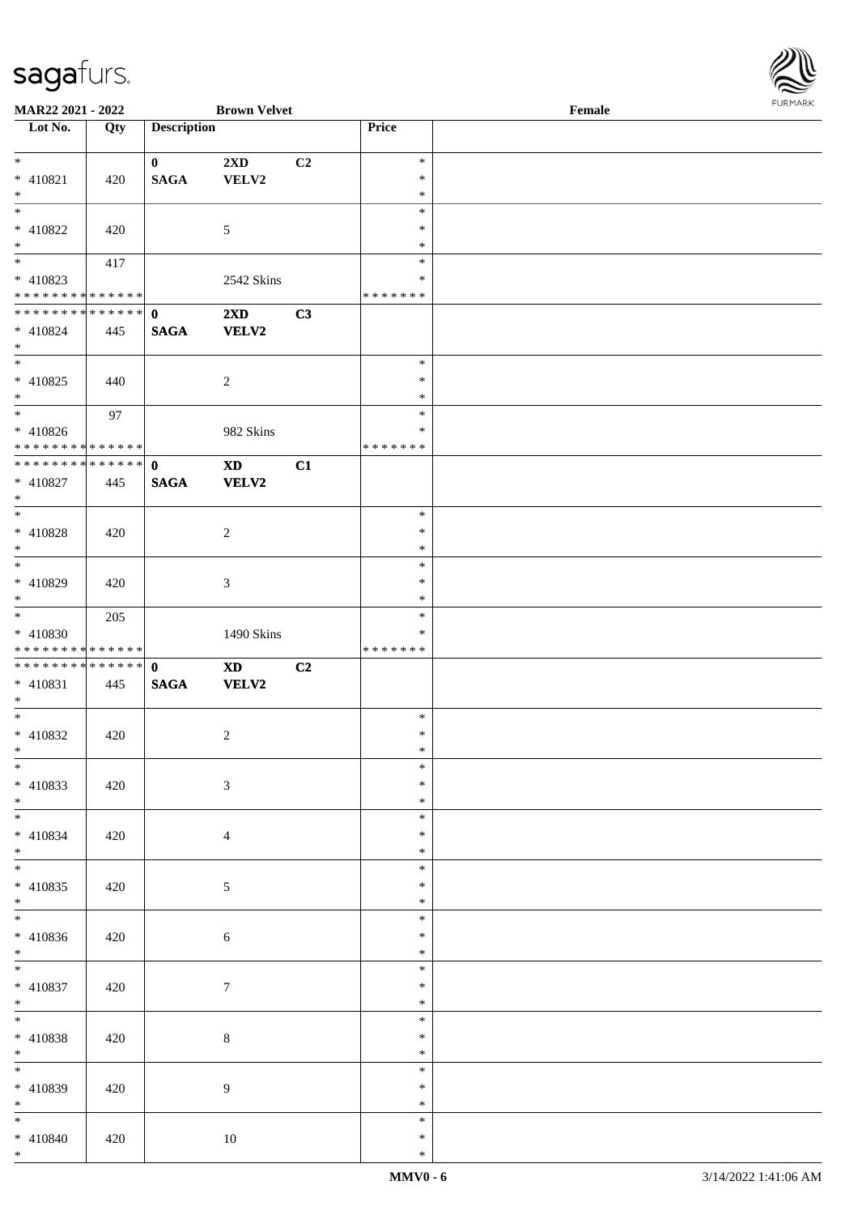MAR22 2021 - 2022 | Brown Velvet | Female

| Lot No. | Qty | Description | | | Price | |
|---|---|---|---|---|---|---|
| * 410821 * | 420 | 0 SAGA | 2XD VELV2 | C2 | * * * | |
| * 410822 * | 420 | | 5 | | * * * | |
| * 410823 * * * * * * * * * * * * * * | 417 | | 2542 Skins | | * * * * * * * * | |
| * * * * * * * * * * * * * * 410824 * | 445 | 0 SAGA | 2XD VELV2 | C3 | | |
| * 410825 * | 440 | | 2 | | * * * | |
| * 410826 * * * * * * * * * * * * * * | 97 | | 982 Skins | | * * * * * * * * | |
| * * * * * * * * * * * * * * 410827 * | 445 | 0 SAGA | XD VELV2 | C1 | | |
| * 410828 * | 420 | | 2 | | * * * | |
| * 410829 * | 420 | | 3 | | * * * | |
| * 410830 * * * * * * * * * * * * * * | 205 | | 1490 Skins | | * * * * * * * * | |
| * * * * * * * * * * * * * * 410831 * | 445 | 0 SAGA | XD VELV2 | C2 | | |
| * 410832 * | 420 | | 2 | | * * * | |
| * 410833 * | 420 | | 3 | | * * * | |
| * 410834 * | 420 | | 4 | | * * * | |
| * 410835 * | 420 | | 5 | | * * * | |
| * 410836 * | 420 | | 6 | | * * * | |
| * 410837 * | 420 | | 7 | | * * * | |
| * 410838 * | 420 | | 8 | | * * * | |
| * 410839 * | 420 | | 9 | | * * * | |
| * 410840 * | 420 | | 10 | | * * * | |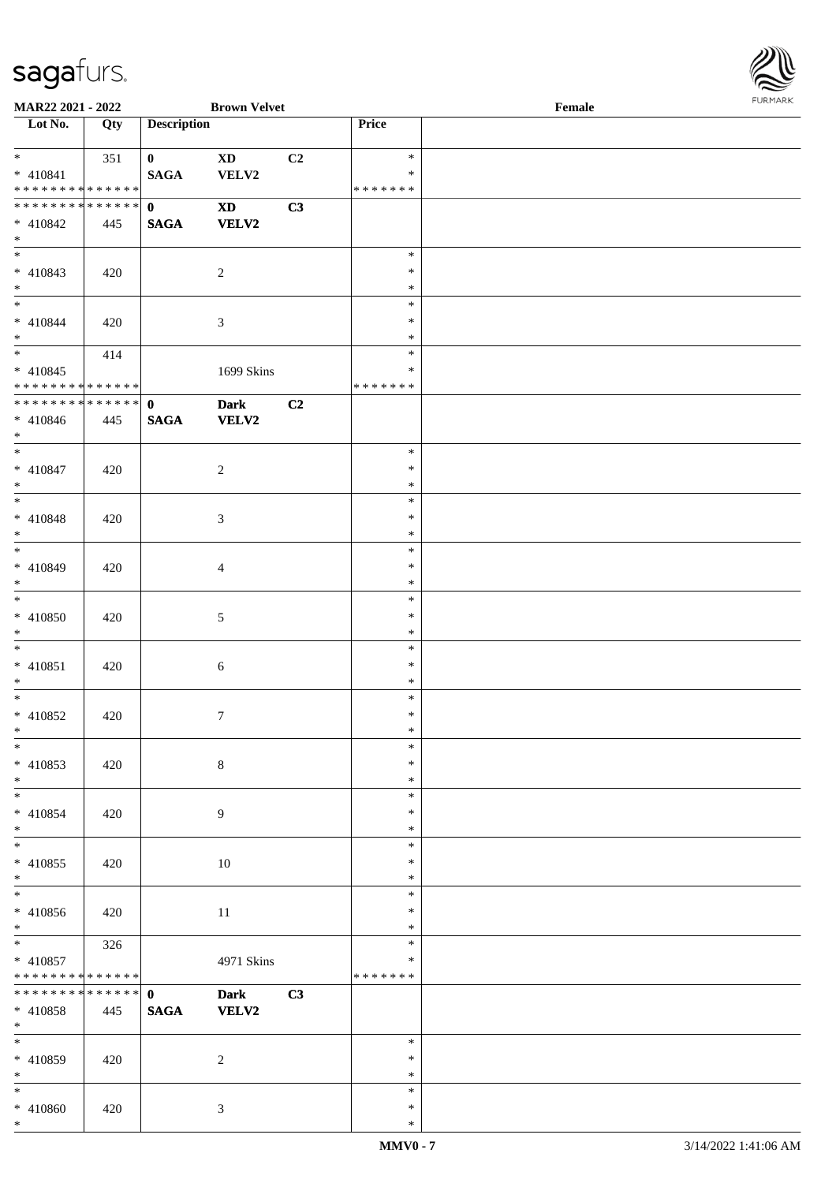MAR22 2021 - 2022 | Brown Velvet | Female

| Lot No. | Qty | Description | | | Price | |
|---|---|---|---|---|---|---|
| * | 351 | 0 | XD | C2 | * | |
| * 410841 | | SAGA | VELV2 | | * | |
| * * * * * * * * * * * * * * | | | | | * * * * * * * | |
| * * * * * * * * * * * * * * | | 0 | XD | C3 | | |
| * 410842 | 445 | SAGA | VELV2 | | | |
| * | | | | | | |
| * | | | | | * | |
| * 410843 | 420 | | 2 | | * | |
| * | | | | | * | |
| * | | | | | * | |
| * 410844 | 420 | | 3 | | * | |
| * | | | | | * | |
| * | 414 | | | | * | |
| * 410845 | | | 1699 Skins | | * | |
| * * * * * * * * * * * * * * | | | | | * * * * * * * | |
| * * * * * * * * * * * * * * | | 0 | Dark | C2 | | |
| * 410846 | 445 | SAGA | VELV2 | | | |
| * | | | | | | |
| * | | | | | * | |
| * 410847 | 420 | | 2 | | * | |
| * | | | | | * | |
| * | | | | | * | |
| * 410848 | 420 | | 3 | | * | |
| * | | | | | * | |
| * | | | | | * | |
| * 410849 | 420 | | 4 | | * | |
| * | | | | | * | |
| * | | | | | * | |
| * 410850 | 420 | | 5 | | * | |
| * | | | | | * | |
| * | | | | | * | |
| * 410851 | 420 | | 6 | | * | |
| * | | | | | * | |
| * | | | | | * | |
| * 410852 | 420 | | 7 | | * | |
| * | | | | | * | |
| * | | | | | * | |
| * 410853 | 420 | | 8 | | * | |
| * | | | | | * | |
| * | | | | | * | |
| * 410854 | 420 | | 9 | | * | |
| * | | | | | * | |
| * | | | | | * | |
| * 410855 | 420 | | 10 | | * | |
| * | | | | | * | |
| * | | | | | * | |
| * 410856 | 420 | | 11 | | * | |
| * | | | | | * | |
| * | 326 | | | | * | |
| * 410857 | | | 4971 Skins | | * | |
| * * * * * * * * * * * * * * | | | | | * * * * * * * | |
| * * * * * * * * * * * * * * | | 0 | Dark | C3 | | |
| * 410858 | 445 | SAGA | VELV2 | | | |
| * | | | | | | |
| * | | | | | * | |
| * 410859 | 420 | | 2 | | * | |
| * | | | | | * | |
| * | | | | | * | |
| * 410860 | 420 | | 3 | | * | |
| * | | | | | * | |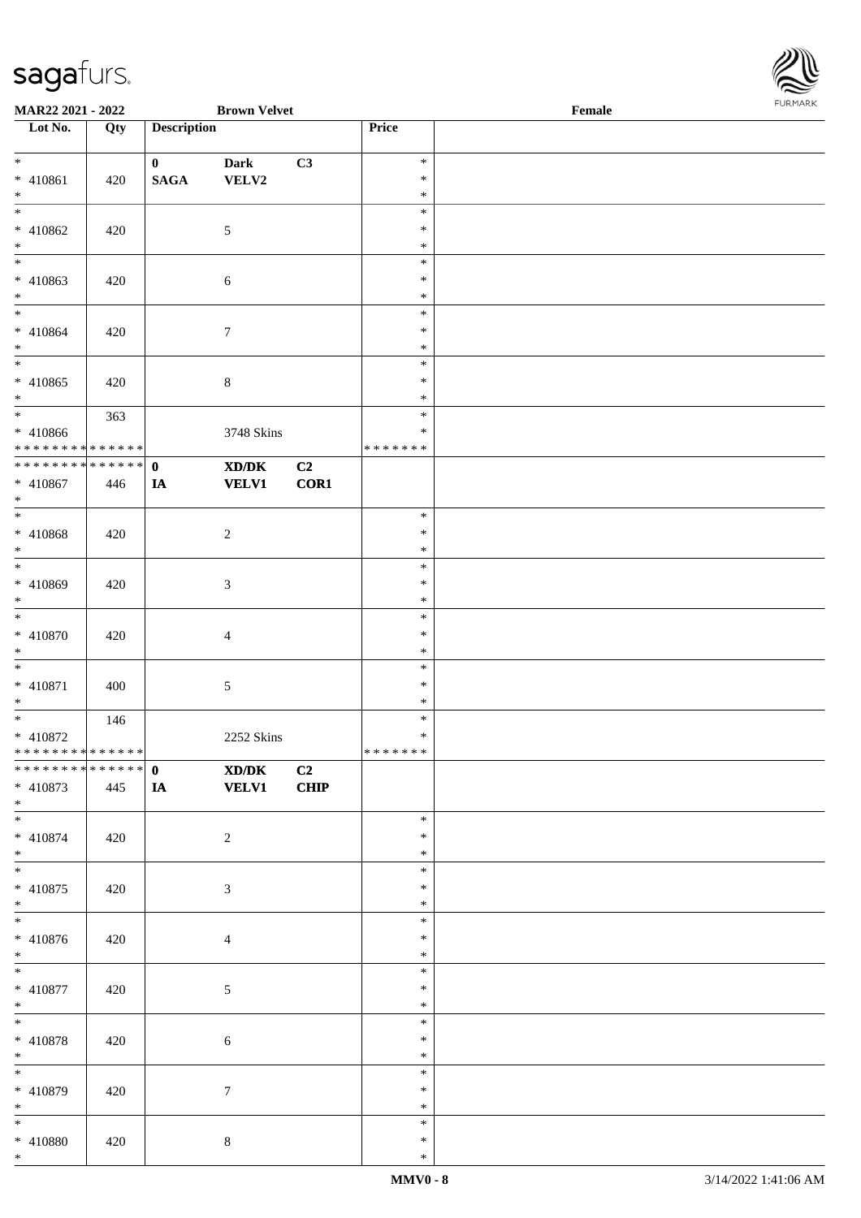**MAR22 2021 - 2022** **Brown Velvet** **Female**

| Lot No. | Qty | Description | | | Price | |
|---|---|---|---|---|---|---|
| * 410861 * | 420 | 0 SAGA | Dark VELV2 | C3 | * * * | |
| * 410862 * | 420 | | 5 | | * * * | |
| * 410863 * | 420 | | 6 | | * * * | |
| * 410864 * | 420 | | 7 | | * * * | |
| * 410865 * | 420 | | 8 | | * * * | |
| * 410866 * * * * * * * * * * * * * * | 363 | | 3748 Skins | | * * * * * * * * * | |
| * * * * * * * * * * * * * * 410867 * | 446 | 0 IA | XD/DK VELV1 | C2 COR1 | | |
| * 410868 * | 420 | | 2 | | * * * | |
| * 410869 * | 420 | | 3 | | * * * | |
| * 410870 * | 420 | | 4 | | * * * | |
| * 410871 * | 400 | | 5 | | * * * | |
| * 410872 * * * * * * * * * * * * * * | 146 | | 2252 Skins | | * * * * * * * * * | |
| * * * * * * * * * * * * * * 410873 * | 445 | 0 IA | XD/DK VELV1 | C2 CHIP | | |
| * 410874 * | 420 | | 2 | | * * * | |
| * 410875 * | 420 | | 3 | | * * * | |
| * 410876 * | 420 | | 4 | | * * * | |
| * 410877 * | 420 | | 5 | | * * * | |
| * 410878 * | 420 | | 6 | | * * * | |
| * 410879 * | 420 | | 7 | | * * * | |
| * 410880 * | 420 | | 8 | | * * * | |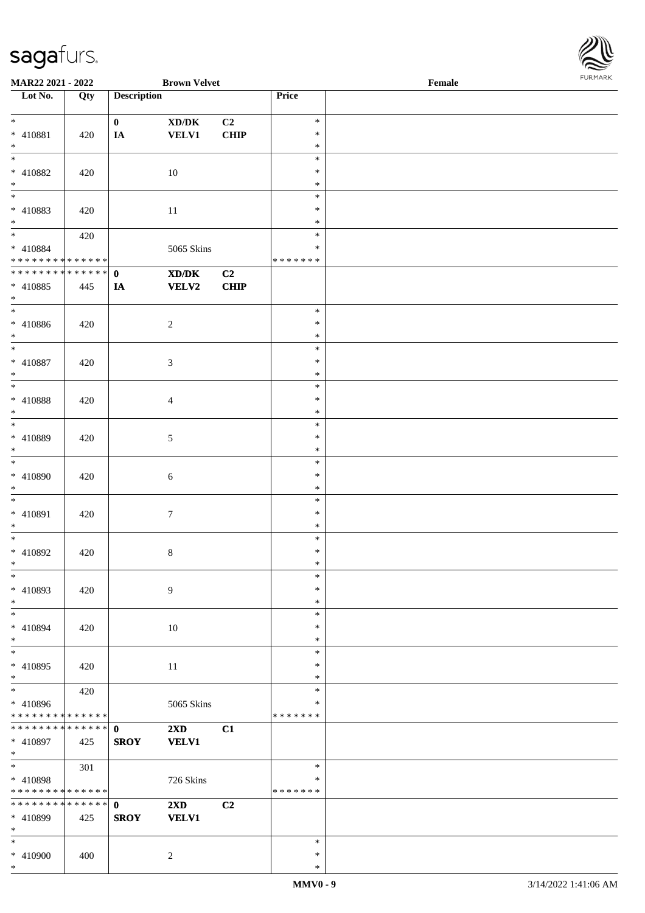MAR22 2021 - 2022 | Brown Velvet | Female

| Lot No. | Qty | Description | | | Price | |
|---|---|---|---|---|---|---|
| * | | 0 | XD/DK | C2 | * | |
| * 410881 | 420 | IA | VELV1 | CHIP | * | |
| * | | | | | * | |
| * | | | | | * | |
| * 410882 | 420 | | 10 | | * | |
| * | | | | | * | |
| * | | | | | * | |
| * 410883 | 420 | | 11 | | * | |
| * | | | | | * | |
| * | 420 | | | | * | |
| * 410884 | | | 5065 Skins | | * | |
| * * * * * * * * * * * * * * | | | | | * * * * * * * | |
| * * * * * * * * * * * * * * | | 0 | XD/DK | C2 | | |
| * 410885 | 445 | IA | VELV2 | CHIP | | |
| * | | | | | | |
| * | | | | | * | |
| * 410886 | 420 | | 2 | | * | |
| * | | | | | * | |
| * | | | | | * | |
| * 410887 | 420 | | 3 | | * | |
| * | | | | | * | |
| * | | | | | * | |
| * 410888 | 420 | | 4 | | * | |
| * | | | | | * | |
| * | | | | | * | |
| * 410889 | 420 | | 5 | | * | |
| * | | | | | * | |
| * | | | | | * | |
| * 410890 | 420 | | 6 | | * | |
| * | | | | | * | |
| * | | | | | * | |
| * 410891 | 420 | | 7 | | * | |
| * | | | | | * | |
| * | | | | | * | |
| * 410892 | 420 | | 8 | | * | |
| * | | | | | * | |
| * | | | | | * | |
| * 410893 | 420 | | 9 | | * | |
| * | | | | | * | |
| * | | | | | * | |
| * 410894 | 420 | | 10 | | * | |
| * | | | | | * | |
| * | | | | | * | |
| * 410895 | 420 | | 11 | | * | |
| * | | | | | * | |
| * | 420 | | | | * | |
| * 410896 | | | 5065 Skins | | * | |
| * * * * * * * * * * * * * * | | | | | * * * * * * * | |
| * * * * * * * * * * * * * * | | 0 | 2XD | C1 | | |
| * 410897 | 425 | SROY | VELV1 | | | |
| * | | | | | | |
| * | 301 | | | | * | |
| * 410898 | | | 726 Skins | | * | |
| * * * * * * * * * * * * * * | | | | | * * * * * * * | |
| * * * * * * * * * * * * * * | | 0 | 2XD | C2 | | |
| * 410899 | 425 | SROY | VELV1 | | | |
| * | | | | | | |
| * | | | | | * | |
| * 410900 | 400 | | 2 | | * | |
| * | | | | | * | |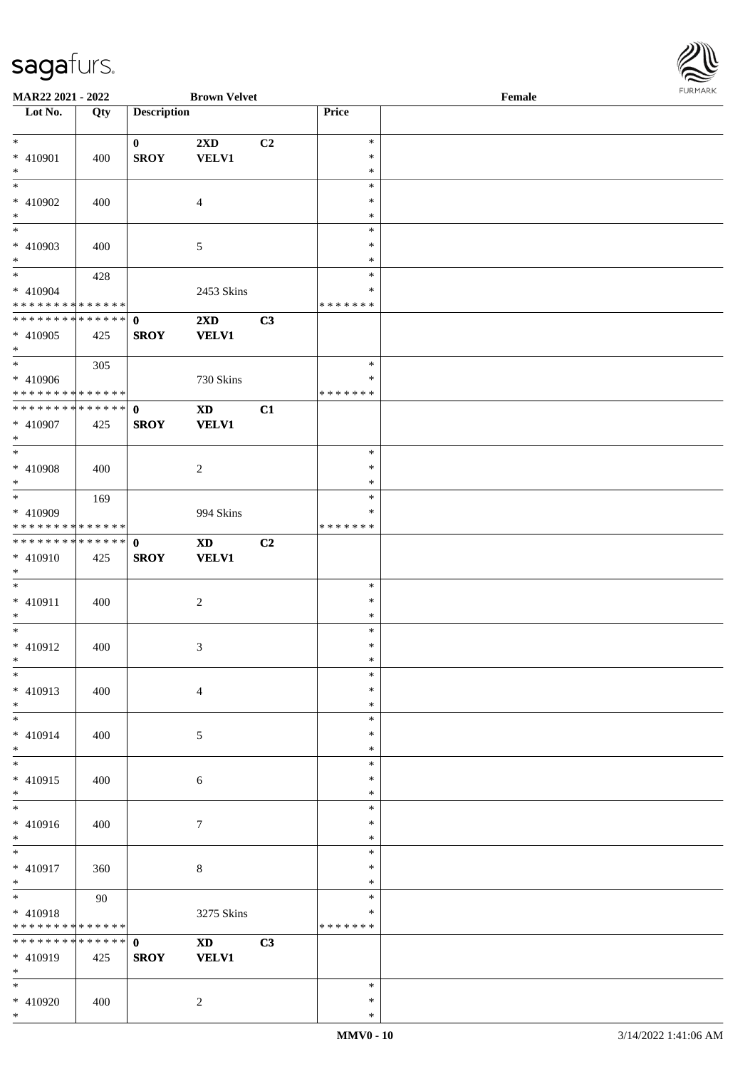MAR22 2021 - 2022 **Brown Velvet** Female

| Lot No. | Qty | Description | | | Price | |
|---|---|---|---|---|---|---|
| * | | **0** | **2XD** | **C2** | * | |
| * 410901 | 400 | **SROY** | **VELV1** | | * | |
| * | | | | | * | |
| * | | | | | * | |
| * 410902 | 400 | | 4 | | * | |
| * | | | | | * | |
| * | | | | | * | |
| * 410903 | 400 | | 5 | | * | |
| * | | | | | * | |
| * | 428 | | | | * | |
| * 410904 | | | 2453 Skins | | * | |
| * * * * * * * * * * * * * * | | | | | * * * * * * * | |
| * * * * * * * * * * * * * * | | **0** | **2XD** | **C3** | | |
| * 410905 | 425 | **SROY** | **VELV1** | | | |
| * | | | | | | |
| * | 305 | | | | * | |
| * 410906 | | | 730 Skins | | * | |
| * * * * * * * * * * * * * * | | | | | * * * * * * * | |
| * * * * * * * * * * * * * * | | **0** | **XD** | **C1** | | |
| * 410907 | 425 | **SROY** | **VELV1** | | | |
| * | | | | | | |
| * | | | | | * | |
| * 410908 | 400 | | 2 | | * | |
| * | | | | | * | |
| * | 169 | | | | * | |
| * 410909 | | | 994 Skins | | * | |
| * * * * * * * * * * * * * * | | | | | * * * * * * * | |
| * * * * * * * * * * * * * * | | **0** | **XD** | **C2** | | |
| * 410910 | 425 | **SROY** | **VELV1** | | | |
| * | | | | | | |
| * | | | | | * | |
| * 410911 | 400 | | 2 | | * | |
| * | | | | | * | |
| * | | | | | * | |
| * 410912 | 400 | | 3 | | * | |
| * | | | | | * | |
| * | | | | | * | |
| * 410913 | 400 | | 4 | | * | |
| * | | | | | * | |
| * | | | | | * | |
| * 410914 | 400 | | 5 | | * | |
| * | | | | | * | |
| * | | | | | * | |
| * 410915 | 400 | | 6 | | * | |
| * | | | | | * | |
| * | | | | | * | |
| * 410916 | 400 | | 7 | | * | |
| * | | | | | * | |
| * | | | | | * | |
| * 410917 | 360 | | 8 | | * | |
| * | | | | | * | |
| * | 90 | | | | * | |
| * 410918 | | | 3275 Skins | | * | |
| * * * * * * * * * * * * * * | | | | | * * * * * * * | |
| * * * * * * * * * * * * * * | | **0** | **XD** | **C3** | | |
| * 410919 | 425 | **SROY** | **VELV1** | | | |
| * | | | | | | |
| * | | | | | * | |
| * 410920 | 400 | | 2 | | * | |
| * | | | | | * | |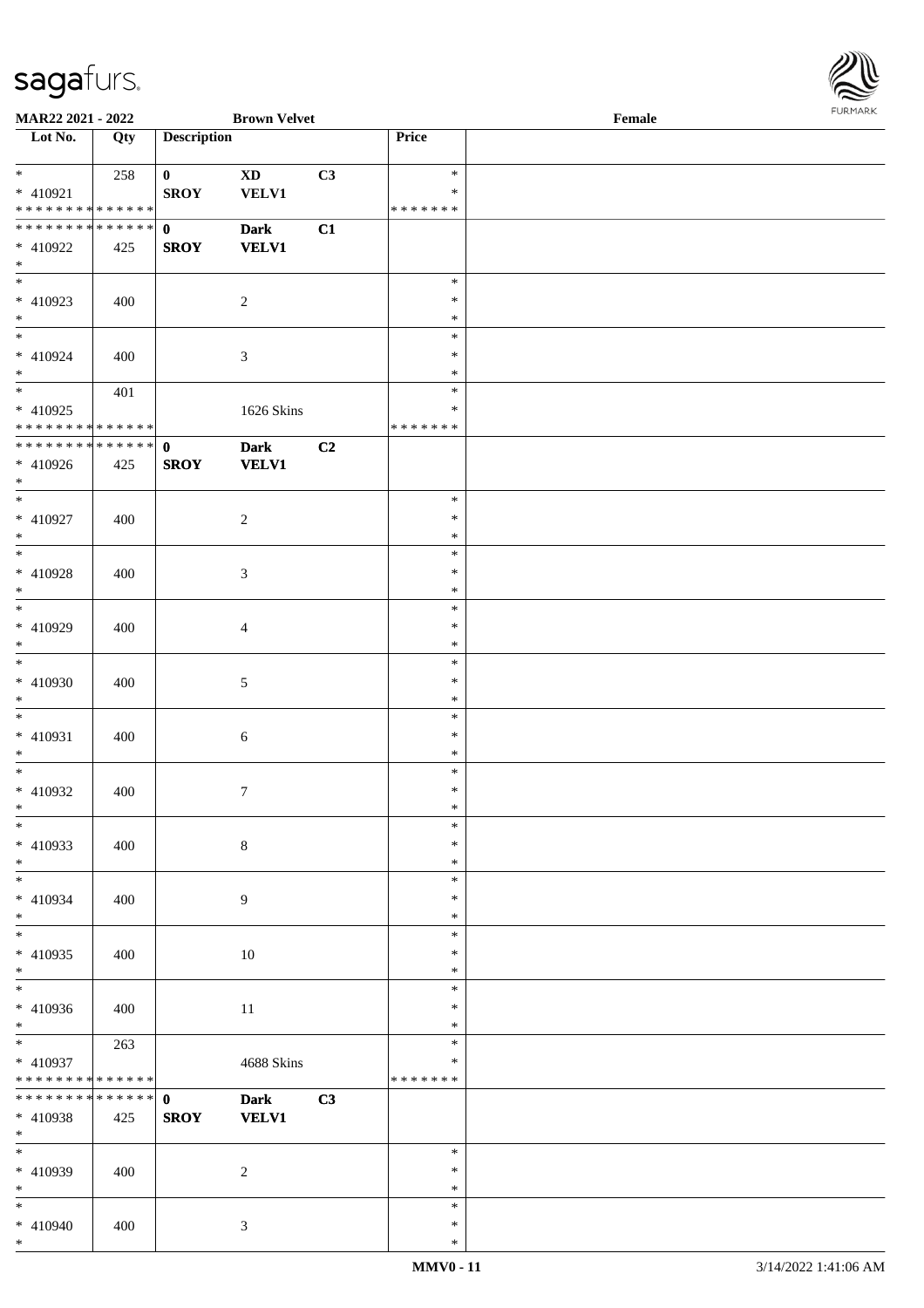**MAR22 2021 - 2022** **Brown Velvet** **Female**

| Lot No. | Qty | Description | | | Price | |
|---|---|---|---|---|---|---|
| * | 258 | **0** | **XD** | **C3** | * | |
| * 410921 | | **SROY** | **VELV1** | | * | |
| * * * * * * * * * * * * * * | | | | | * * * * * * * | |
| * * * * * * * * * * * * * * | | **0** | **Dark** | **C1** | | |
| * 410922 | 425 | **SROY** | **VELV1** | | | |
| * | | | | | | |
| * | | | | | * | |
| * 410923 | 400 | | 2 | | * | |
| * | | | | | * | |
| * | | | | | * | |
| * 410924 | 400 | | 3 | | * | |
| * | | | | | * | |
| * | 401 | | | | * | |
| * 410925 | | | 1626 Skins | | * | |
| * * * * * * * * * * * * * * | | | | | * * * * * * * | |
| * * * * * * * * * * * * * * | | **0** | **Dark** | **C2** | | |
| * 410926 | 425 | **SROY** | **VELV1** | | | |
| * | | | | | | |
| * | | | | | * | |
| * 410927 | 400 | | 2 | | * | |
| * | | | | | * | |
| * | | | | | * | |
| * 410928 | 400 | | 3 | | * | |
| * | | | | | * | |
| * | | | | | * | |
| * 410929 | 400 | | 4 | | * | |
| * | | | | | * | |
| * | | | | | * | |
| * 410930 | 400 | | 5 | | * | |
| * | | | | | * | |
| * | | | | | * | |
| * 410931 | 400 | | 6 | | * | |
| * | | | | | * | |
| * | | | | | * | |
| * 410932 | 400 | | 7 | | * | |
| * | | | | | * | |
| * | | | | | * | |
| * 410933 | 400 | | 8 | | * | |
| * | | | | | * | |
| * | | | | | * | |
| * 410934 | 400 | | 9 | | * | |
| * | | | | | * | |
| * | | | | | * | |
| * 410935 | 400 | | 10 | | * | |
| * | | | | | * | |
| * | | | | | * | |
| * 410936 | 400 | | 11 | | * | |
| * | | | | | * | |
| * | 263 | | | | * | |
| * 410937 | | | 4688 Skins | | * | |
| * * * * * * * * * * * * * * | | | | | * * * * * * * | |
| * * * * * * * * * * * * * * | | **0** | **Dark** | **C3** | | |
| * 410938 | 425 | **SROY** | **VELV1** | | | |
| * | | | | | | |
| * | | | | | * | |
| * 410939 | 400 | | 2 | | * | |
| * | | | | | * | |
| * | | | | | * | |
| * 410940 | 400 | | 3 | | * | |
| * | | | | | * | |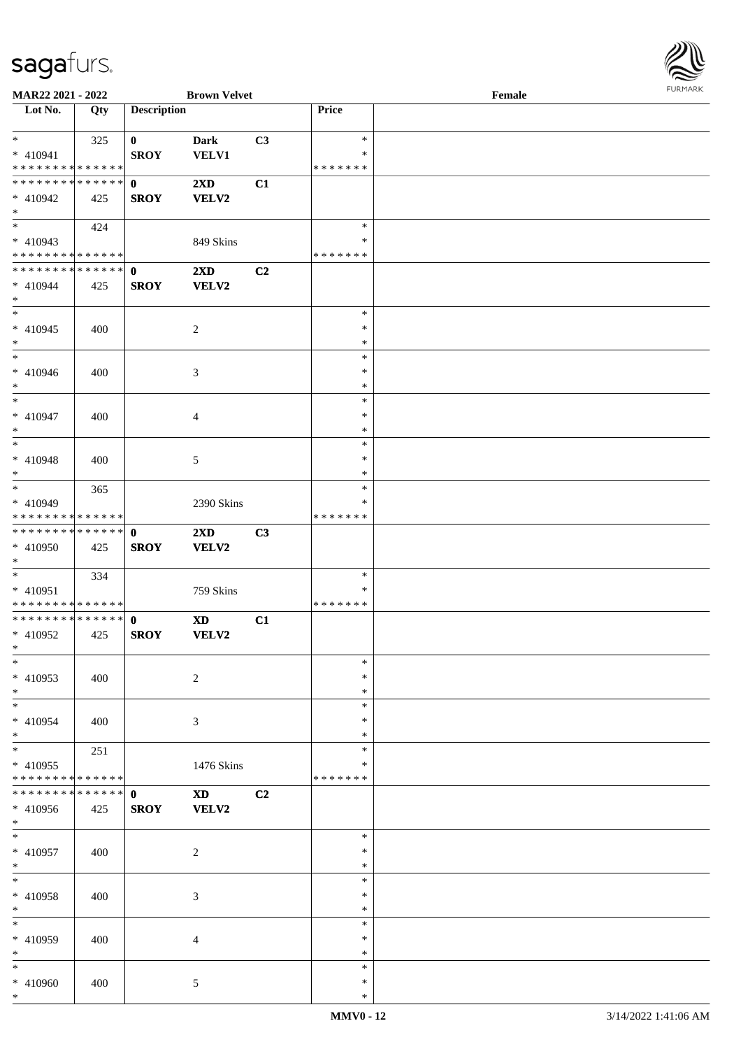| Lot No. | Qty | Description | | | Price | |
|---|---|---|---|---|---|---|
| * | 325 | **0** | **Dark** | **C3** | * | |
| * 410941 | | **SROY** | **VELV1** | | * | |
| * * * * * * * * * * * * * * | | | | | * * * * * * * | |
| * * * * * * * * * * * * * * | | **0** | **2XD** | **C1** | | |
| * 410942 | 425 | **SROY** | **VELV2** | | | |
| * | | | | | | |
| * | 424 | | | | * | |
| * 410943 | | | 849 Skins | | * | |
| * * * * * * * * * * * * * * | | | | | * * * * * * * | |
| * * * * * * * * * * * * * * | | **0** | **2XD** | **C2** | | |
| * 410944 | 425 | **SROY** | **VELV2** | | | |
| * | | | | | | |
| * | | | | | * | |
| * 410945 | 400 | | 2 | | * | |
| * | | | | | * | |
| * | | | | | * | |
| * 410946 | 400 | | 3 | | * | |
| * | | | | | * | |
| * | | | | | * | |
| * 410947 | 400 | | 4 | | * | |
| * | | | | | * | |
| * | | | | | * | |
| * 410948 | 400 | | 5 | | * | |
| * | | | | | * | |
| * | 365 | | | | * | |
| * 410949 | | | 2390 Skins | | * | |
| * * * * * * * * * * * * * * | | | | | * * * * * * * | |
| * * * * * * * * * * * * * * | | **0** | **2XD** | **C3** | | |
| * 410950 | 425 | **SROY** | **VELV2** | | | |
| * | | | | | | |
| * | 334 | | | | * | |
| * 410951 | | | 759 Skins | | * | |
| * * * * * * * * * * * * * * | | | | | * * * * * * * | |
| * * * * * * * * * * * * * * | | **0** | **XD** | **C1** | | |
| * 410952 | 425 | **SROY** | **VELV2** | | | |
| * | | | | | | |
| * | | | | | * | |
| * 410953 | 400 | | 2 | | * | |
| * | | | | | * | |
| * | | | | | * | |
| * 410954 | 400 | | 3 | | * | |
| * | | | | | * | |
| * | 251 | | | | * | |
| * 410955 | | | 1476 Skins | | * | |
| * * * * * * * * * * * * * * | | | | | * * * * * * * | |
| * * * * * * * * * * * * * * | | **0** | **XD** | **C2** | | |
| * 410956 | 425 | **SROY** | **VELV2** | | | |
| * | | | | | | |
| * | | | | | * | |
| * 410957 | 400 | | 2 | | * | |
| * | | | | | * | |
| * | | | | | * | |
| * 410958 | 400 | | 3 | | * | |
| * | | | | | * | |
| * | | | | | * | |
| * 410959 | 400 | | 4 | | * | |
| * | | | | | * | |
| * | | | | | * | |
| * 410960 | 400 | | 5 | | * | |
| * | | | | | * | |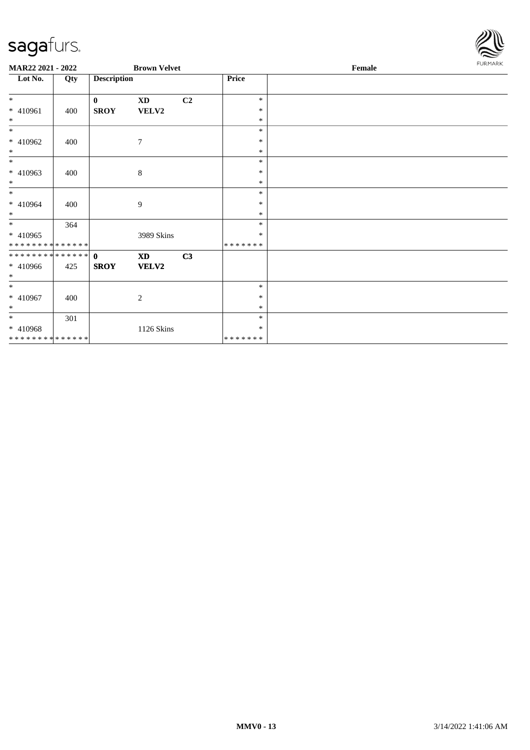MAR22 2021 - 2022 | Brown Velvet | Female

| Lot No. | Qty | Description | | | Price | |
|---|---|---|---|---|---|---|
| * <br> * 410961 <br> * | 400 | 0 <br> SROY | XD <br> VELV2 | C2 | * <br> * <br> * | |
| * <br> * 410962 <br> * | 400 | | 7 | | * <br> * <br> * | |
| * <br> * 410963 <br> * | 400 | | 8 | | * <br> * <br> * | |
| * <br> * 410964 <br> * | 400 | | 9 | | * <br> * <br> * | |
| * <br> * 410965 <br> * * * * * * * * * * * * * * | 364 | | 3989 Skins | | * <br> * <br> * * * * * * * | |
| * * * * * * * * * * * * * * <br> * 410966 <br> * | 425 | 0 <br> SROY | XD <br> VELV2 | C3 | | |
| * <br> * 410967 <br> * | 400 | | 2 | | * <br> * <br> * | |
| * <br> * 410968 <br> * * * * * * * * * * * * * * | 301 | | 1126 Skins | | * <br> * <br> * * * * * * * | |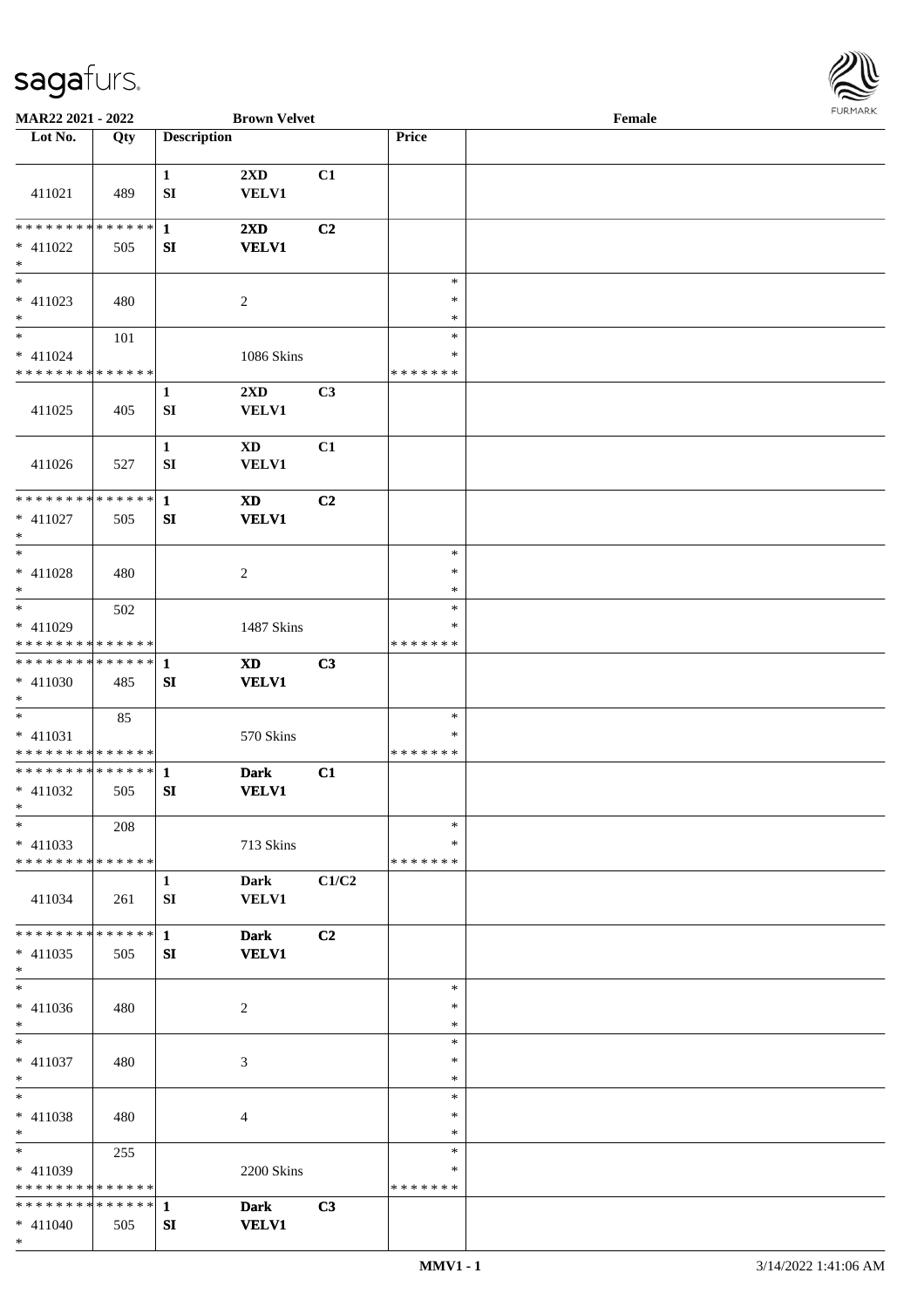MAR22 2021 - 2022 | Brown Velvet | Female

| Lot No. | Qty | Description | | | Price | |
|---|---|---|---|---|---|---|
| 411021 | 489 | 1 SI | 2XD VELV1 | C1 | | |
| * * * * * * * * * * * * * * * 411022 * | 505 | 1 SI | 2XD VELV1 | C2 | | |
| * * 411023 * | 480 | | 2 | | * * * | |
| * * 411024 * * * * * * * * * * * * * * | 101 | | 1086 Skins | | * * * * * * * * | |
| 411025 | 405 | 1 SI | 2XD VELV1 | C3 | | |
| 411026 | 527 | 1 SI | XD VELV1 | C1 | | |
| * * * * * * * * * * * * * * * 411027 * | 505 | 1 SI | XD VELV1 | C2 | | |
| * * 411028 * | 480 | | 2 | | * * * | |
| * * 411029 * * * * * * * * * * * * * * | 502 | | 1487 Skins | | * * * * * * * * | |
| * * * * * * * * * * * * * * * 411030 * | 485 | 1 SI | XD VELV1 | C3 | | |
| * * 411031 * * * * * * * * * * * * * * | 85 | | 570 Skins | | * * * * * * * * | |
| * * * * * * * * * * * * * * * 411032 * | 505 | 1 SI | Dark VELV1 | C1 | | |
| * * 411033 * * * * * * * * * * * * * * | 208 | | 713 Skins | | * * * * * * * * | |
| 411034 | 261 | 1 SI | Dark VELV1 | C1/C2 | | |
| * * * * * * * * * * * * * * * 411035 * | 505 | 1 SI | Dark VELV1 | C2 | | |
| * * 411036 * | 480 | | 2 | | * * * | |
| * * 411037 * | 480 | | 3 | | * * * | |
| * * 411038 * | 480 | | 4 | | * * * | |
| * * 411039 * * * * * * * * * * * * * * | 255 | | 2200 Skins | | * * * * * * * * | |
| * * * * * * * * * * * * * * * 411040 * | 505 | 1 SI | Dark VELV1 | C3 | | |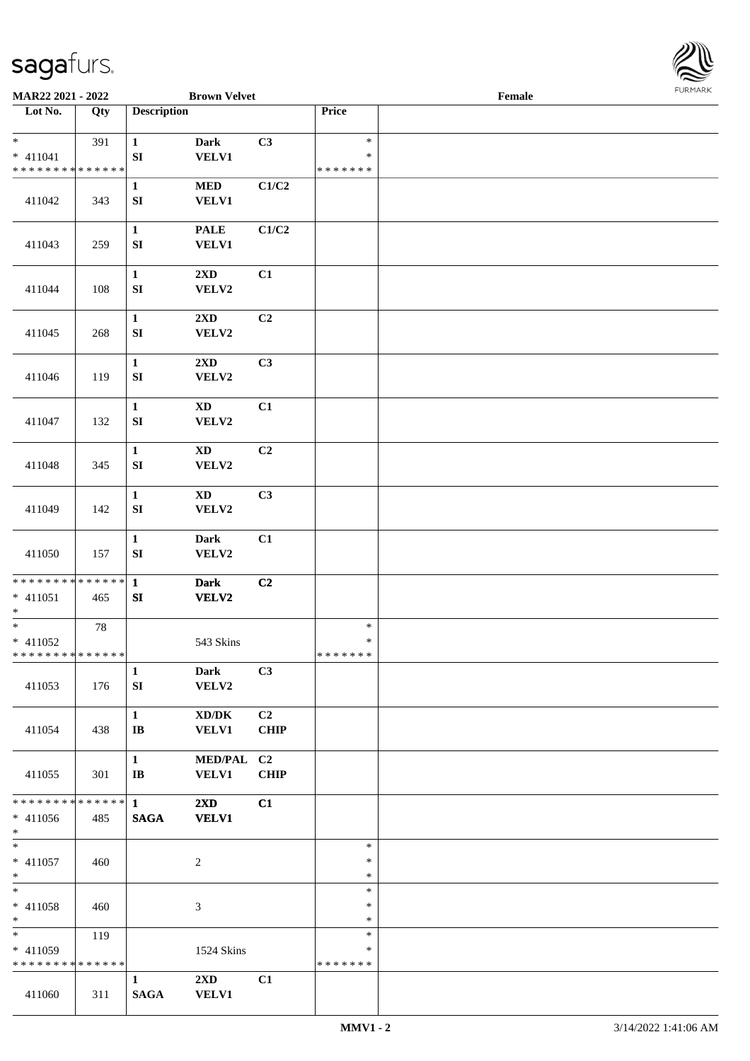MAR22 2021 - 2022 | Brown Velvet | Female

| Lot No. | Qty | Description | | | Price | |
|---|---|---|---|---|---|---|
| * | 391 | 1 | Dark | C3 | * | |
| * 411041 | | SI | VELV1 | | * | |
| * * * * * * * * * * * * * * | | | | | * * * * * * * | |
| 411042 | 343 | 1 SI | MED VELV1 | C1/C2 | | |
| 411043 | 259 | 1 SI | PALE VELV1 | C1/C2 | | |
| 411044 | 108 | 1 SI | 2XD VELV2 | C1 | | |
| 411045 | 268 | 1 SI | 2XD VELV2 | C2 | | |
| 411046 | 119 | 1 SI | 2XD VELV2 | C3 | | |
| 411047 | 132 | 1 SI | XD VELV2 | C1 | | |
| 411048 | 345 | 1 SI | XD VELV2 | C2 | | |
| 411049 | 142 | 1 SI | XD VELV2 | C3 | | |
| 411050 | 157 | 1 SI | Dark VELV2 | C1 | | |
| * * * * * * * * * * * * * * | | 1 | Dark | C2 | | |
| * 411051 | 465 | SI | VELV2 | | | |
| * | | | | | | |
| * | 78 | | | | * | |
| * 411052 | | | 543 Skins | | * | |
| * * * * * * * * * * * * * * | | | | | * * * * * * * | |
| 411053 | 176 | 1 SI | Dark VELV2 | C3 | | |
| 411054 | 438 | 1 IB | XD/DK VELV1 | C2 CHIP | | |
| 411055 | 301 | 1 IB | MED/PAL VELV1 | C2 CHIP | | |
| * * * * * * * * * * * * * * | | 1 | 2XD | C1 | | |
| * 411056 | 485 | SAGA | VELV1 | | | |
| * | | | | | | |
| * | | | | | * | |
| * 411057 | 460 | | 2 | | * | |
| * | | | | | * | |
| * | | | | | * | |
| * 411058 | 460 | | 3 | | * | |
| * | | | | | * | |
| * | 119 | | | | * | |
| * 411059 | | | 1524 Skins | | * | |
| * * * * * * * * * * * * * * | | | | | * * * * * * * | |
| 411060 | 311 | 1 SAGA | 2XD VELV1 | C1 | | |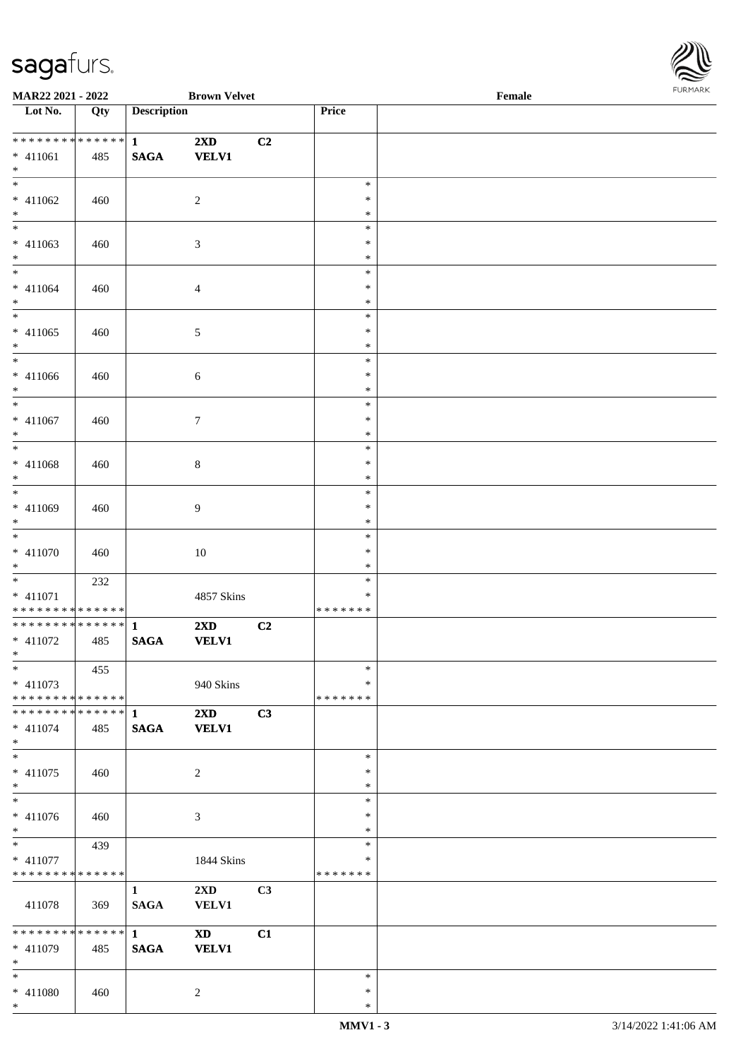**MAR22 2021 - 2022** **Brown Velvet** **Female**

| Lot No. | Qty | Description | | | Price | |
|---|---|---|---|---|---|---|
| * * * * * * * * * * * * * * | | 1 | 2XD | C2 | | |
| * 411061 | 485 | SAGA | VELV1 | | | |
| * | | | | | | |
| * | | | | | * | |
| * 411062 | 460 | | 2 | | * | |
| * | | | | | * | |
| * | | | | | * | |
| * 411063 | 460 | | 3 | | * | |
| * | | | | | * | |
| * | | | | | * | |
| * 411064 | 460 | | 4 | | * | |
| * | | | | | * | |
| * | | | | | * | |
| * 411065 | 460 | | 5 | | * | |
| * | | | | | * | |
| * | | | | | * | |
| * 411066 | 460 | | 6 | | * | |
| * | | | | | * | |
| * | | | | | * | |
| * 411067 | 460 | | 7 | | * | |
| * | | | | | * | |
| * | | | | | * | |
| * 411068 | 460 | | 8 | | * | |
| * | | | | | * | |
| * | | | | | * | |
| * 411069 | 460 | | 9 | | * | |
| * | | | | | * | |
| * | | | | | * | |
| * 411070 | 460 | | 10 | | * | |
| * | | | | | * | |
| * | 232 | | | | * | |
| * 411071 | | | 4857 Skins | | * | |
| * * * * * * * * * * * * * * | | | | | * * * * * * * | |
| * * * * * * * * * * * * * * | | 1 | 2XD | C2 | | |
| * 411072 | 485 | SAGA | VELV1 | | | |
| * | | | | | | |
| * | 455 | | | | * | |
| * 411073 | | | 940 Skins | | * | |
| * * * * * * * * * * * * * * | | | | | * * * * * * * | |
| * * * * * * * * * * * * * * | | 1 | 2XD | C3 | | |
| * 411074 | 485 | SAGA | VELV1 | | | |
| * | | | | | | |
| * | | | | | * | |
| * 411075 | 460 | | 2 | | * | |
| * | | | | | * | |
| * | | | | | * | |
| * 411076 | 460 | | 3 | | * | |
| * | | | | | * | |
| * | 439 | | | | * | |
| * 411077 | | | 1844 Skins | | * | |
| * * * * * * * * * * * * * * | | | | | * * * * * * * | |
| | | 1 | 2XD | C3 | | |
| 411078 | 369 | SAGA | VELV1 | | | |
| * * * * * * * * * * * * * * | | 1 | XD | C1 | | |
| * 411079 | 485 | SAGA | VELV1 | | | |
| * | | | | | | |
| * | | | | | * | |
| * 411080 | 460 | | 2 | | * | |
| * | | | | | * | |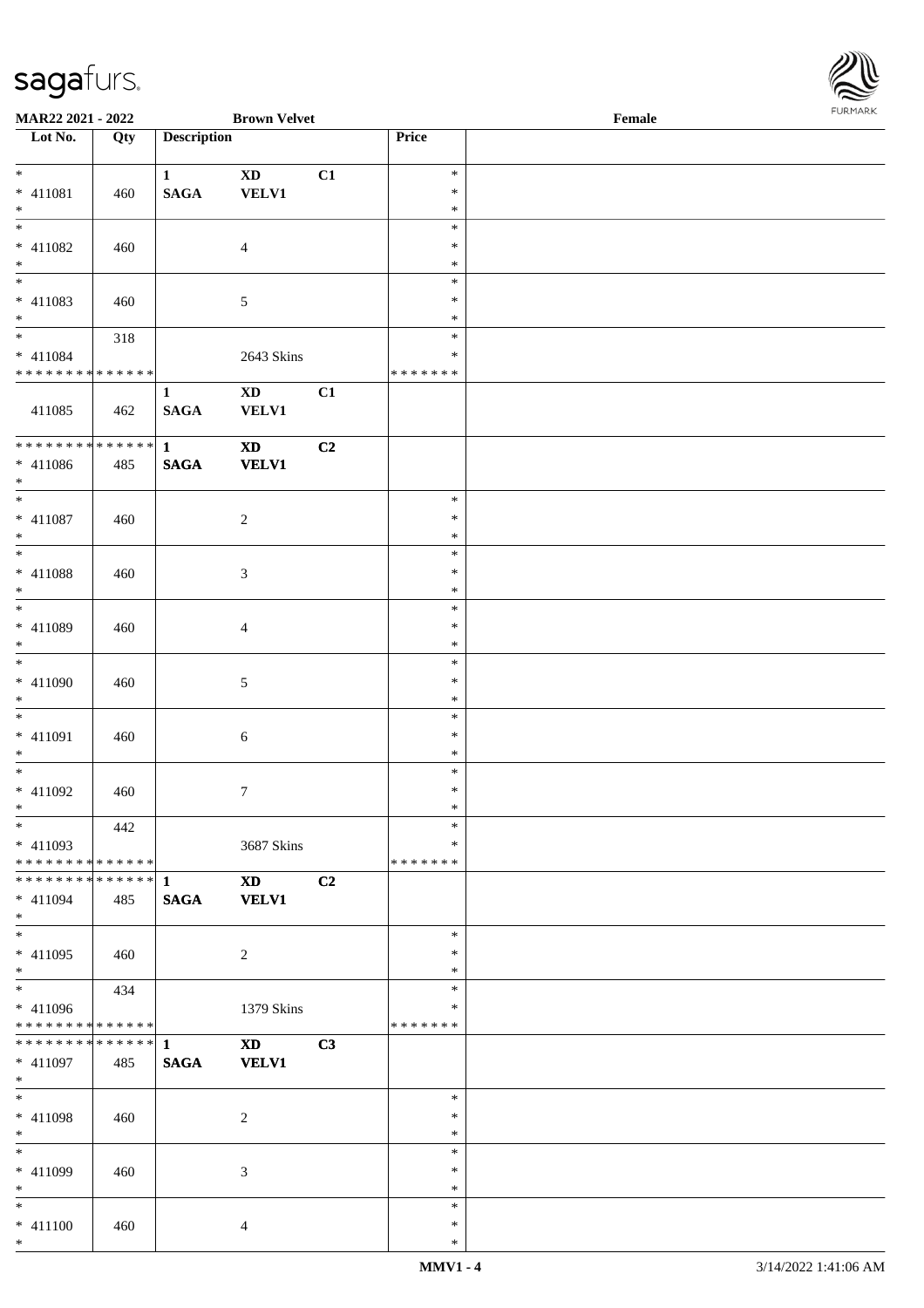**MAR22 2021 - 2022** **Brown Velvet** **Female**

| Lot No. | Qty | Description | | | Price | |
|---|---|---|---|---|---|---|
| * | | **1** | **XD** | **C1** | * | |
| * 411081 | 460 | **SAGA** | **VELV1** | | * | |
| * | | | | | * | |
| * | | | | | * | |
| * 411082 | 460 | | 4 | | * | |
| * | | | | | * | |
| * | | | | | * | |
| * 411083 | 460 | | 5 | | * | |
| * | | | | | * | |
| * | 318 | | | | * | |
| * 411084 | | | 2643 Skins | | * | |
| * * * * * * * * * * * * * * | | | | | * * * * * * * | |
| | | **1** | **XD** | **C1** | | |
| 411085 | 462 | **SAGA** | **VELV1** | | | |
| * * * * * * * * * * * * * * | | **1** | **XD** | **C2** | | |
| * 411086 | 485 | **SAGA** | **VELV1** | | | |
| * | | | | | | |
| * | | | | | * | |
| * 411087 | 460 | | 2 | | * | |
| * | | | | | * | |
| * | | | | | * | |
| * 411088 | 460 | | 3 | | * | |
| * | | | | | * | |
| * | | | | | * | |
| * 411089 | 460 | | 4 | | * | |
| * | | | | | * | |
| * | | | | | * | |
| * 411090 | 460 | | 5 | | * | |
| * | | | | | * | |
| * | | | | | * | |
| * 411091 | 460 | | 6 | | * | |
| * | | | | | * | |
| * | | | | | * | |
| * 411092 | 460 | | 7 | | * | |
| * | | | | | * | |
| * | 442 | | | | * | |
| * 411093 | | | 3687 Skins | | * | |
| * * * * * * * * * * * * * * | | | | | * * * * * * * | |
| * * * * * * * * * * * * * * | | **1** | **XD** | **C2** | | |
| * 411094 | 485 | **SAGA** | **VELV1** | | | |
| * | | | | | | |
| * | | | | | * | |
| * 411095 | 460 | | 2 | | * | |
| * | | | | | * | |
| * | 434 | | | | * | |
| * 411096 | | | 1379 Skins | | * | |
| * * * * * * * * * * * * * * | | | | | * * * * * * * | |
| * * * * * * * * * * * * * * | | **1** | **XD** | **C3** | | |
| * 411097 | 485 | **SAGA** | **VELV1** | | | |
| * | | | | | | |
| * | | | | | * | |
| * 411098 | 460 | | 2 | | * | |
| * | | | | | * | |
| * | | | | | * | |
| * 411099 | 460 | | 3 | | * | |
| * | | | | | * | |
| * | | | | | * | |
| * 411100 | 460 | | 4 | | * | |
| * | | | | | * | |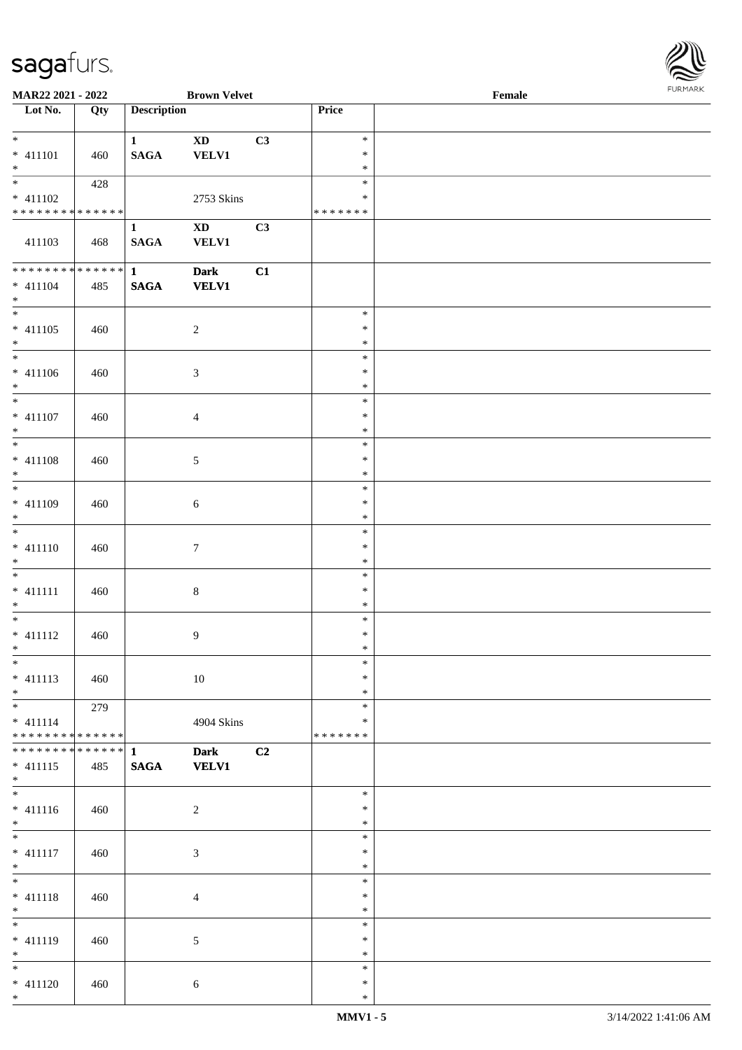MAR22 2021 - 2022 | Brown Velvet | Female

| Lot No. | Qty | Description | | | Price | |
|---|---|---|---|---|---|---|
| * | | 1 | XD | C3 | * | |
| * 411101 | 460 | SAGA | VELV1 | | * | |
| * | | | | | * | |
| * | 428 | | | | * | |
| * 411102 | | | 2753 Skins | | * | |
| * * * * * * * * * * * * * * | | | | | * * * * * * * | |
| | | 1 | XD | C3 | | |
| 411103 | 468 | SAGA | VELV1 | | | |
| * * * * * * * * * * * * * * | | 1 | Dark | C1 | | |
| * 411104 | 485 | SAGA | VELV1 | | | |
| * | | | | | | |
| * | | | | | * | |
| * 411105 | 460 | | 2 | | * | |
| * | | | | | * | |
| * | | | | | * | |
| * 411106 | 460 | | 3 | | * | |
| * | | | | | * | |
| * | | | | | * | |
| * 411107 | 460 | | 4 | | * | |
| * | | | | | * | |
| * | | | | | * | |
| * 411108 | 460 | | 5 | | * | |
| * | | | | | * | |
| * | | | | | * | |
| * 411109 | 460 | | 6 | | * | |
| * | | | | | * | |
| * | | | | | * | |
| * 411110 | 460 | | 7 | | * | |
| * | | | | | * | |
| * | | | | | * | |
| * 411111 | 460 | | 8 | | * | |
| * | | | | | * | |
| * | | | | | * | |
| * 411112 | 460 | | 9 | | * | |
| * | | | | | * | |
| * | | | | | * | |
| * 411113 | 460 | | 10 | | * | |
| * | | | | | * | |
| * | 279 | | | | * | |
| * 411114 | | | 4904 Skins | | * | |
| * * * * * * * * * * * * * * | | | | | * * * * * * * | |
| * * * * * * * * * * * * * * | | 1 | Dark | C2 | | |
| * 411115 | 485 | SAGA | VELV1 | | | |
| * | | | | | | |
| * | | | | | * | |
| * 411116 | 460 | | 2 | | * | |
| * | | | | | * | |
| * | | | | | * | |
| * 411117 | 460 | | 3 | | * | |
| * | | | | | * | |
| * | | | | | * | |
| * 411118 | 460 | | 4 | | * | |
| * | | | | | * | |
| * | | | | | * | |
| * 411119 | 460 | | 5 | | * | |
| * | | | | | * | |
| * | | | | | * | |
| * 411120 | 460 | | 6 | | * | |
| * | | | | | * | |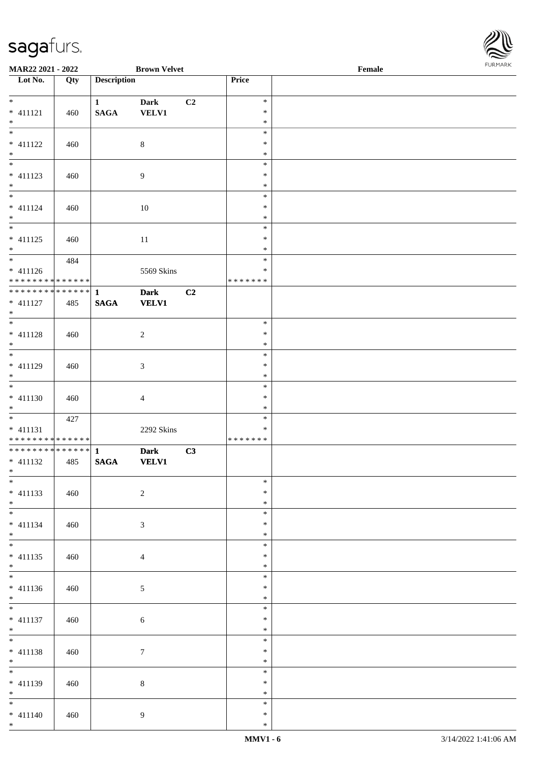MAR22 2021 - 2022 | Brown Velvet | Female

| Lot No. | Qty | Description | | | Price | |
|---|---|---|---|---|---|---|
| * 411121 * | 460 | 1 SAGA | Dark VELV1 | C2 | * * * | |
| * 411122 * | 460 | | 8 | | * * * | |
| * 411123 * | 460 | | 9 | | * * * | |
| * 411124 * | 460 | | 10 | | * * * | |
| * 411125 * | 460 | | 11 | | * * * | |
| * 411126 * * * * * * * * * * * * * * | 484 | | 5569 Skins | | * * * * * * * * * | |
| * * * * * * * * * * * * * * 411127 * | 485 | 1 SAGA | Dark VELV1 | C2 | | |
| * 411128 * | 460 | | 2 | | * * * | |
| * 411129 * | 460 | | 3 | | * * * | |
| * 411130 * | 460 | | 4 | | * * * | |
| * 411131 * * * * * * * * * * * * * * | 427 | | 2292 Skins | | * * * * * * * * * | |
| * * * * * * * * * * * * * * 411132 * | 485 | 1 SAGA | Dark VELV1 | C3 | | |
| * 411133 * | 460 | | 2 | | * * * | |
| * 411134 * | 460 | | 3 | | * * * | |
| * 411135 * | 460 | | 4 | | * * * | |
| * 411136 * | 460 | | 5 | | * * * | |
| * 411137 * | 460 | | 6 | | * * * | |
| * 411138 * | 460 | | 7 | | * * * | |
| * 411139 * | 460 | | 8 | | * * * | |
| * 411140 * | 460 | | 9 | | * * * | |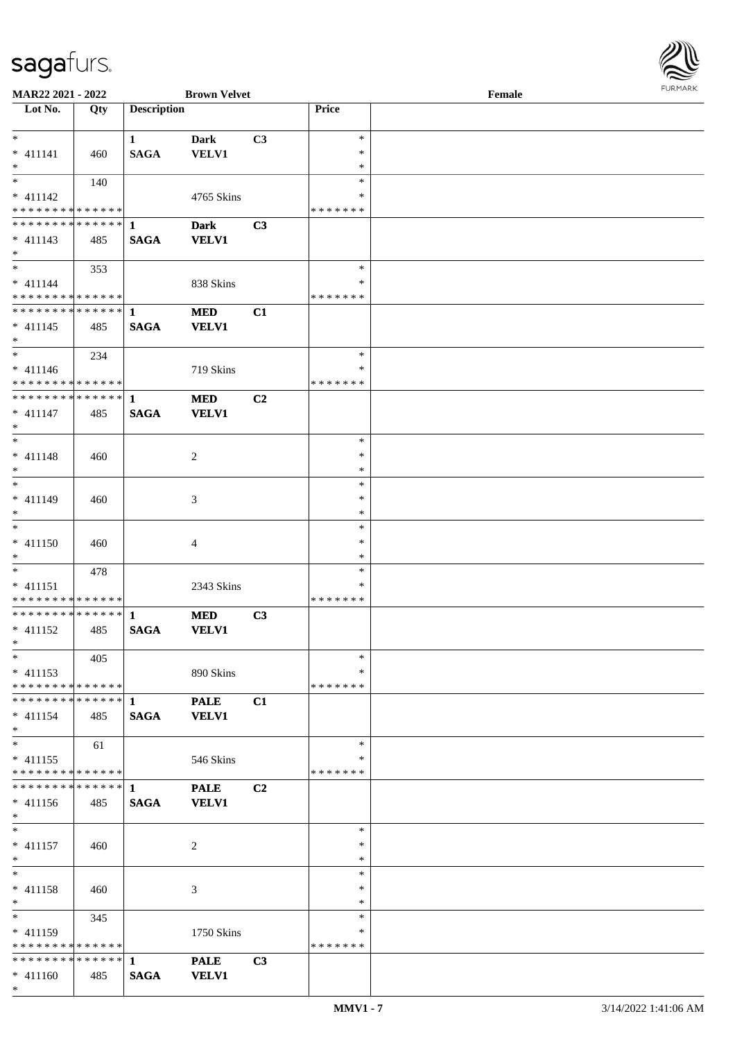MAR22 2021 - 2022 Brown Velvet Female

| Lot No. | Qty | Description | | | Price | |
|---|---|---|---|---|---|---|
| * 411141 * | 460 | 1 SAGA | Dark VELV1 | C3 | * * * | |
| * 411142 * * * * * * * * * * * * * * | 140 | | 4765 Skins | | * * * * * * * * * | |
| * * * * * * * * * * * * * * 411143 * | 485 | 1 SAGA | Dark VELV1 | C3 | | |
| * 411144 * * * * * * * * * * * * * * | 353 | | 838 Skins | | * * * * * * * * * | |
| * * * * * * * * * * * * * * 411145 * | 485 | 1 SAGA | MED VELV1 | C1 | | |
| * 411146 * * * * * * * * * * * * * * | 234 | | 719 Skins | | * * * * * * * * * | |
| * * * * * * * * * * * * * * 411147 * | 485 | 1 SAGA | MED VELV1 | C2 | | |
| * 411148 * | 460 | | 2 | | * * * | |
| * 411149 * | 460 | | 3 | | * * * | |
| * 411150 * | 460 | | 4 | | * * * | |
| * 411151 * * * * * * * * * * * * * * | 478 | | 2343 Skins | | * * * * * * * * * | |
| * * * * * * * * * * * * * * 411152 * | 485 | 1 SAGA | MED VELV1 | C3 | | |
| * 411153 * * * * * * * * * * * * * * | 405 | | 890 Skins | | * * * * * * * * * | |
| * * * * * * * * * * * * * * 411154 * | 485 | 1 SAGA | PALE VELV1 | C1 | | |
| * 411155 * * * * * * * * * * * * * * | 61 | | 546 Skins | | * * * * * * * * * | |
| * * * * * * * * * * * * * * 411156 * | 485 | 1 SAGA | PALE VELV1 | C2 | | |
| * 411157 * | 460 | | 2 | | * * * | |
| * 411158 * | 460 | | 3 | | * * * | |
| * 411159 * * * * * * * * * * * * * * | 345 | | 1750 Skins | | * * * * * * * * * | |
| * * * * * * * * * * * * * * 411160 * | 485 | 1 SAGA | PALE VELV1 | C3 | | |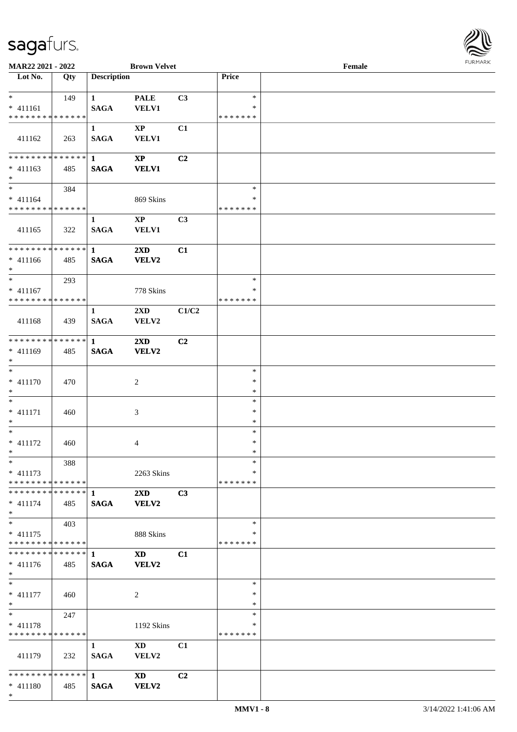MAR22 2021 - 2022 | Brown Velvet | Female

| Lot No. | Qty | Description | | | Price | |
|---|---|---|---|---|---|---|
| * | 149 | 1 | PALE | C3 | * | |
| * 411161 | | SAGA | VELV1 | | * | |
| * * * * * * * * * * * * * * | | | | | * * * * * * * | |
| | | 1 | XP | C1 | | |
| 411162 | 263 | SAGA | VELV1 | | | |
| * * * * * * * * * * * * * * | | 1 | XP | C2 | | |
| * 411163 | 485 | SAGA | VELV1 | | | |
| * | | | | | | |
| * | 384 | | | | * | |
| * 411164 | | | 869 Skins | | * | |
| * * * * * * * * * * * * * * | | | | | * * * * * * * | |
| | | 1 | XP | C3 | | |
| 411165 | 322 | SAGA | VELV1 | | | |
| * * * * * * * * * * * * * * | | 1 | 2XD | C1 | | |
| * 411166 | 485 | SAGA | VELV2 | | | |
| * | | | | | | |
| * | 293 | | | | * | |
| * 411167 | | | 778 Skins | | * | |
| * * * * * * * * * * * * * * | | | | | * * * * * * * | |
| | | 1 | 2XD | C1/C2 | | |
| 411168 | 439 | SAGA | VELV2 | | | |
| * * * * * * * * * * * * * * | | 1 | 2XD | C2 | | |
| * 411169 | 485 | SAGA | VELV2 | | | |
| * | | | | | | |
| * | | | | | * | |
| * 411170 | 470 | | 2 | | * | |
| * | | | | | * | |
| * | | | | | * | |
| * 411171 | 460 | | 3 | | * | |
| * | | | | | * | |
| * | | | | | * | |
| * 411172 | 460 | | 4 | | * | |
| * | | | | | * | |
| * | 388 | | | | * | |
| * 411173 | | | 2263 Skins | | * | |
| * * * * * * * * * * * * * * | | | | | * * * * * * * | |
| * * * * * * * * * * * * * * | | 1 | 2XD | C3 | | |
| * 411174 | 485 | SAGA | VELV2 | | | |
| * | | | | | | |
| * | 403 | | | | * | |
| * 411175 | | | 888 Skins | | * | |
| * * * * * * * * * * * * * * | | | | | * * * * * * * | |
| * * * * * * * * * * * * * * | | 1 | XD | C1 | | |
| * 411176 | 485 | SAGA | VELV2 | | | |
| * | | | | | | |
| * | | | | | * | |
| * 411177 | 460 | | 2 | | * | |
| * | | | | | * | |
| * | 247 | | | | * | |
| * 411178 | | | 1192 Skins | | * | |
| * * * * * * * * * * * * * * | | | | | * * * * * * * | |
| | | 1 | XD | C1 | | |
| 411179 | 232 | SAGA | VELV2 | | | |
| * * * * * * * * * * * * * * | | 1 | XD | C2 | | |
| * 411180 | 485 | SAGA | VELV2 | | | |
| * | | | | | | |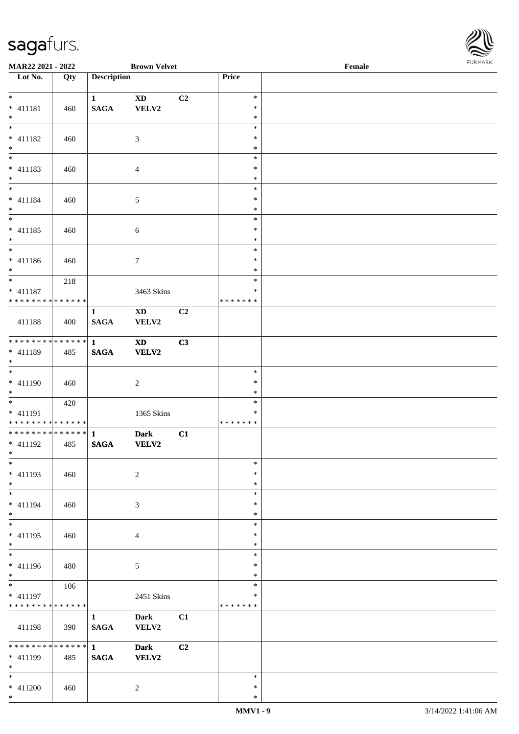MAR22 2021 - 2022 **Brown Velvet** **Female**

| Lot No. | Qty | Description | | | Price | |
|---|---|---|---|---|---|---|
| * | | 1 | XD | C2 | * | |
| * 411181 | 460 | SAGA | VELV2 | | * | |
| * | | | | | * | |
| * | | | | | * | |
| * 411182 | 460 | | 3 | | * | |
| * | | | | | * | |
| * | | | | | * | |
| * 411183 | 460 | | 4 | | * | |
| * | | | | | * | |
| * | | | | | * | |
| * 411184 | 460 | | 5 | | * | |
| * | | | | | * | |
| * | | | | | * | |
| * 411185 | 460 | | 6 | | * | |
| * | | | | | * | |
| * | | | | | * | |
| * 411186 | 460 | | 7 | | * | |
| * | | | | | * | |
| * | 218 | | | | * | |
| * 411187 | | | 3463 Skins | | * | |
| * * * * * * * * * * * * * * | | | | | * * * * * * * | |
| | | 1 | XD | C2 | | |
| 411188 | 400 | SAGA | VELV2 | | | |
| * * * * * * * * * * * * * * | | **1** | **XD** | **C3** | | |
| * 411189 | 485 | **SAGA** | **VELV2** | | | |
| * | | | | | | |
| * | | | | | * | |
| * 411190 | 460 | | 2 | | * | |
| * | | | | | * | |
| * | 420 | | | | * | |
| * 411191 | | | 1365 Skins | | * | |
| * * * * * * * * * * * * * * | | | | | * * * * * * * | |
| * * * * * * * * * * * * * * | | **1** | **Dark** | **C1** | | |
| * 411192 | 485 | **SAGA** | **VELV2** | | | |
| * | | | | | | |
| * | | | | | * | |
| * 411193 | 460 | | 2 | | * | |
| * | | | | | * | |
| * | | | | | * | |
| * 411194 | 460 | | 3 | | * | |
| * | | | | | * | |
| * | | | | | * | |
| * 411195 | 460 | | 4 | | * | |
| * | | | | | * | |
| * | | | | | * | |
| * 411196 | 480 | | 5 | | * | |
| * | | | | | * | |
| * | 106 | | | | * | |
| * 411197 | | | 2451 Skins | | * | |
| * * * * * * * * * * * * * * | | | | | * * * * * * * | |
| | | 1 | Dark | C1 | | |
| 411198 | 390 | SAGA | VELV2 | | | |
| * * * * * * * * * * * * * * | | **1** | **Dark** | **C2** | | |
| * 411199 | 485 | **SAGA** | **VELV2** | | | |
| * | | | | | | |
| * | | | | | * | |
| * 411200 | 460 | | 2 | | * | |
| * | | | | | * | |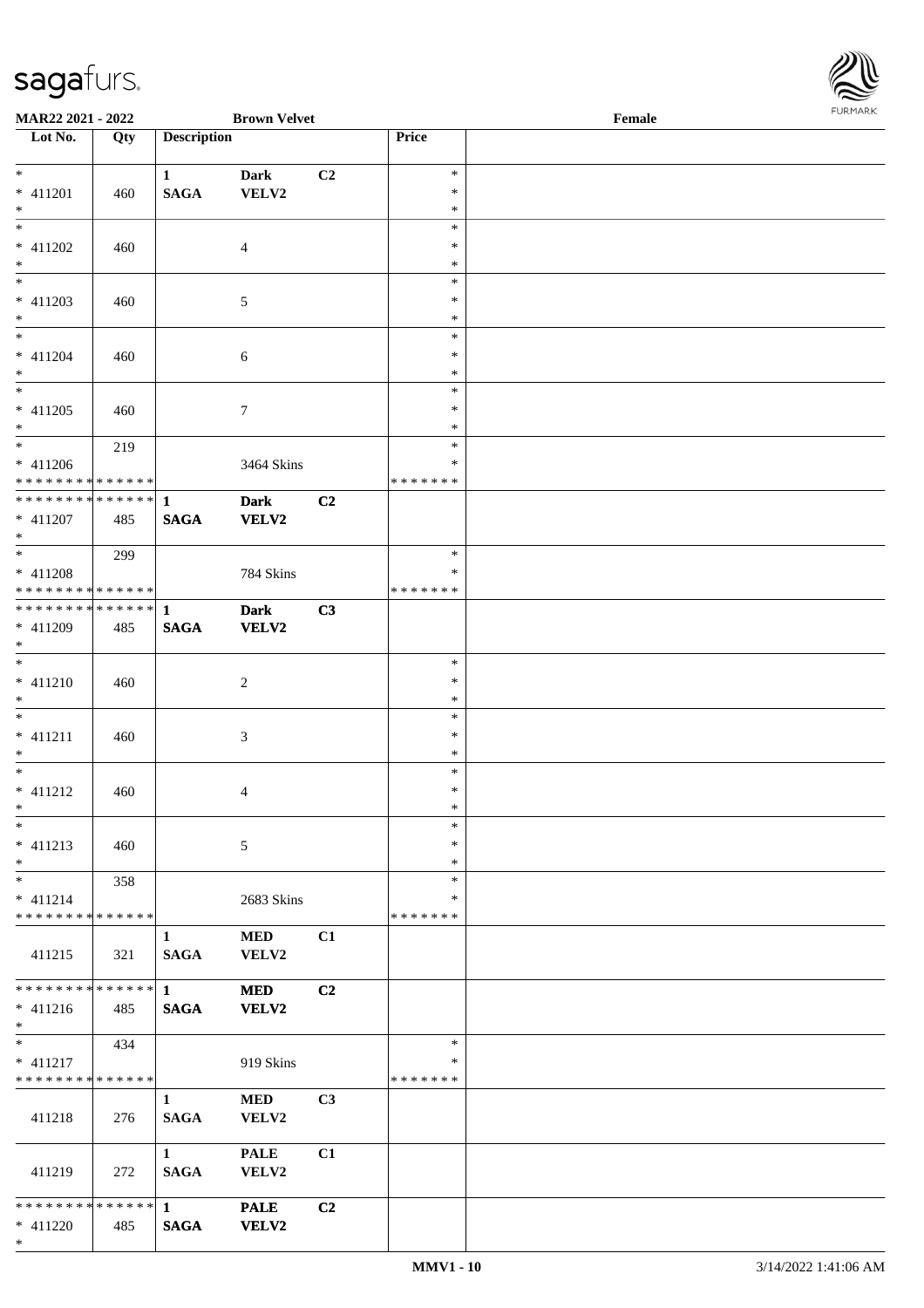MAR22 2021 - 2022 Brown Velvet Female

| Lot No. | Qty | Description | | | Price | |
|---|---|---|---|---|---|---|
| * | | 1 | Dark | C2 | * | |
| * 411201 | 460 | SAGA | VELV2 | | * | |
| * | | | | | * | |
| * | | | | | * | |
| * 411202 | 460 | | 4 | | * | |
| * | | | | | * | |
| * | | | | | * | |
| * 411203 | 460 | | 5 | | * | |
| * | | | | | * | |
| * | | | | | * | |
| * 411204 | 460 | | 6 | | * | |
| * | | | | | * | |
| * | | | | | * | |
| * 411205 | 460 | | 7 | | * | |
| * | | | | | * | |
| * | 219 | | | | * | |
| * 411206 | | | 3464 Skins | | * | |
| * * * * * * * * * * * * * * | | | | | * * * * * * * | |
| * * * * * * * * * * * * * * | | 1 | **Dark** | **C2** | | |
| * 411207 | 485 | **SAGA** | **VELV2** | | | |
| * | | | | | | |
| * | 299 | | | | * | |
| * 411208 | | | 784 Skins | | * | |
| * * * * * * * * * * * * * * | | | | | * * * * * * * | |
| * * * * * * * * * * * * * * | | 1 | **Dark** | **C3** | | |
| * 411209 | 485 | **SAGA** | **VELV2** | | | |
| * | | | | | | |
| * | | | | | * | |
| * 411210 | 460 | | 2 | | * | |
| * | | | | | * | |
| * | | | | | * | |
| * 411211 | 460 | | 3 | | * | |
| * | | | | | * | |
| * | | | | | * | |
| * 411212 | 460 | | 4 | | * | |
| * | | | | | * | |
| * | | | | | * | |
| * 411213 | 460 | | 5 | | * | |
| * | | | | | * | |
| * | 358 | | | | * | |
| * 411214 | | | 2683 Skins | | * | |
| * * * * * * * * * * * * * * | | | | | * * * * * * * | |
| 411215 | 321 | 1 SAGA | MED VELV2 | C1 | | |
| * * * * * * * * * * * * * * | | 1 | **MED** | **C2** | | |
| * 411216 | 485 | **SAGA** | **VELV2** | | | |
| * | | | | | | |
| * | 434 | | | | * | |
| * 411217 | | | 919 Skins | | * | |
| * * * * * * * * * * * * * * | | | | | * * * * * * * | |
| 411218 | 276 | 1 SAGA | MED VELV2 | C3 | | |
| 411219 | 272 | 1 SAGA | PALE VELV2 | C1 | | |
| * * * * * * * * * * * * * * | | 1 | **PALE** | **C2** | | |
| * 411220 | 485 | **SAGA** | **VELV2** | | | |
| * | | | | | | |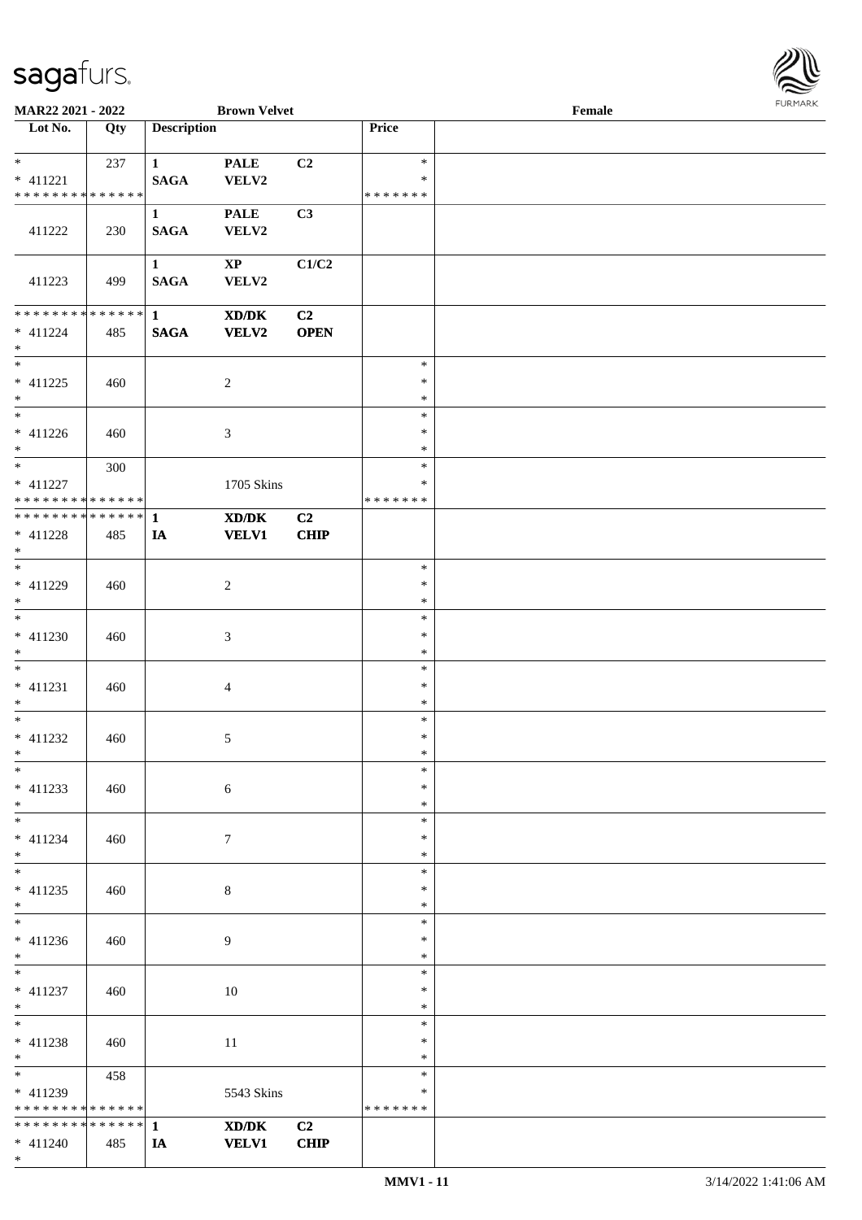| Lot No. | Qty | Description | | | Price | |
|---|---|---|---|---|---|---|
| * | 237 | 1 | PALE | C2 | * | |
| * 411221 | | SAGA | VELV2 | | * | |
| * * * * * * * * * * * * * * | | | | | * * * * * * * | |
| 411222 | 230 | 1<br>SAGA | PALE<br>VELV2 | C3 | | |
| 411223 | 499 | 1<br>SAGA | XP<br>VELV2 | C1/C2 | | |
| * * * * * * * * * * * * * * | | 1 | XD/DK | C2 | | |
| * 411224 | 485 | SAGA | VELV2 | OPEN | | |
| * | | | | | | |
| * 411225 | 460 | | 2 | | * | |
| * 411226 | 460 | | 3 | | * | |
| * | 300 | | | | * | |
| * 411227 | | | 1705 Skins | | * | |
| * * * * * * * * * * * * * * | | | | | * * * * * * * | |
| * * * * * * * * * * * * * * | | 1 | XD/DK | C2 | | |
| * 411228 | 485 | IA | VELV1 | CHIP | | |
| * 411229 | 460 | | 2 | | * | |
| * 411230 | 460 | | 3 | | * | |
| * 411231 | 460 | | 4 | | * | |
| * 411232 | 460 | | 5 | | * | |
| * 411233 | 460 | | 6 | | * | |
| * 411234 | 460 | | 7 | | * | |
| * 411235 | 460 | | 8 | | * | |
| * 411236 | 460 | | 9 | | * | |
| * 411237 | 460 | | 10 | | * | |
| * 411238 | 460 | | 11 | | * | |
| * | 458 | | | | * | |
| * 411239 | | | 5543 Skins | | * | |
| * * * * * * * * * * * * * * | | | | | * * * * * * * | |
| * * * * * * * * * * * * * * | | 1 | XD/DK | C2 | | |
| * 411240 | 485 | IA | VELV1 | CHIP | | |
| * | | | | | | |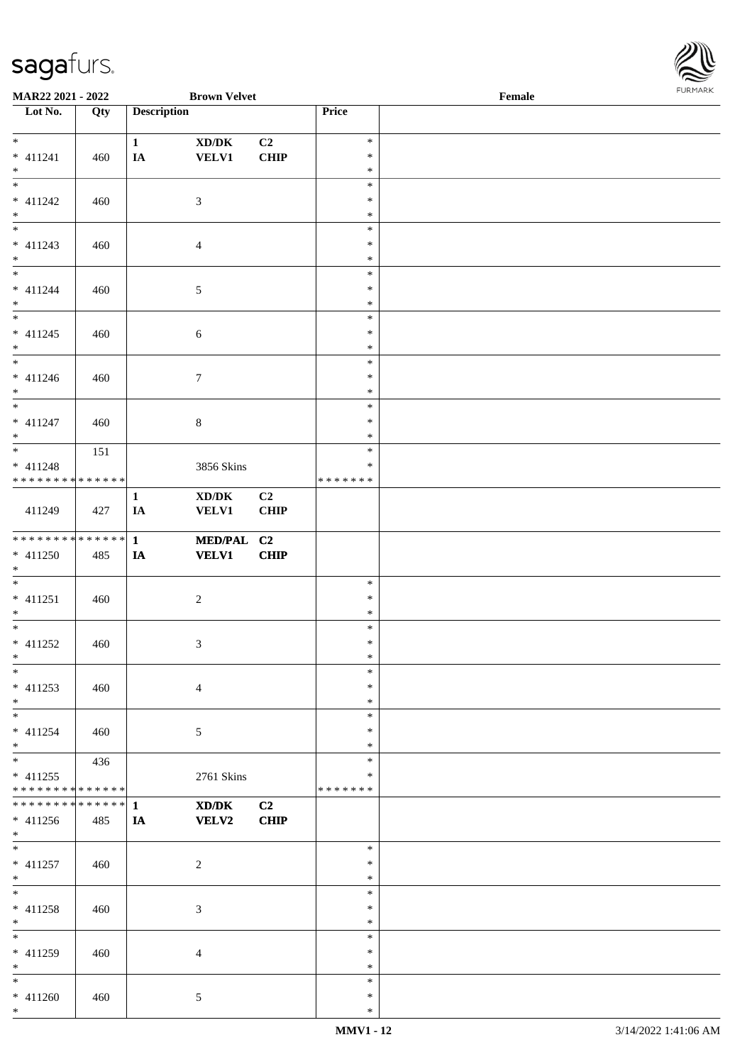**MAR22 2021 - 2022** **Brown Velvet** **Female**

| Lot No. | Qty | Description | | | Price | |
|---|---|---|---|---|---|---|
| * <br> * 411241 <br> * | 460 | 1 <br> IA | XD/DK <br> VELV1 | C2 <br> CHIP | * <br> * <br> * | |
| * <br> * 411242 <br> * | 460 | | 3 | | * <br> * <br> * | |
| * <br> * 411243 <br> * | 460 | | 4 | | * <br> * <br> * | |
| * <br> * 411244 <br> * | 460 | | 5 | | * <br> * <br> * | |
| * <br> * 411245 <br> * | 460 | | 6 | | * <br> * <br> * | |
| * <br> * 411246 <br> * | 460 | | 7 | | * <br> * <br> * | |
| * <br> * 411247 <br> * | 460 | | 8 | | * <br> * <br> * | |
| * <br> * 411248 <br> * * * * * * * * * * * * * * | 151 | | 3856 Skins | | * <br> * <br> * * * * * * * | |
| 411249 | 427 | 1 <br> IA | XD/DK <br> VELV1 | C2 <br> CHIP | | |
| * * * * * * * * * * * * * * <br> * 411250 <br> * | 485 | 1 <br> IA | MED/PAL <br> VELV1 | C2 <br> CHIP | | |
| * <br> * 411251 <br> * | 460 | | 2 | | * <br> * <br> * | |
| * <br> * 411252 <br> * | 460 | | 3 | | * <br> * <br> * | |
| * <br> * 411253 <br> * | 460 | | 4 | | * <br> * <br> * | |
| * <br> * 411254 <br> * | 460 | | 5 | | * <br> * <br> * | |
| * <br> * 411255 <br> * * * * * * * * * * * * * * | 436 | | 2761 Skins | | * <br> * <br> * * * * * * * | |
| * * * * * * * * * * * * * * <br> * 411256 <br> * | 485 | 1 <br> IA | XD/DK <br> VELV2 | C2 <br> CHIP | | |
| * <br> * 411257 <br> * | 460 | | 2 | | * <br> * <br> * | |
| * <br> * 411258 <br> * | 460 | | 3 | | * <br> * <br> * | |
| * <br> * 411259 <br> * | 460 | | 4 | | * <br> * <br> * | |
| * <br> * 411260 <br> * | 460 | | 5 | | * <br> * <br> * | |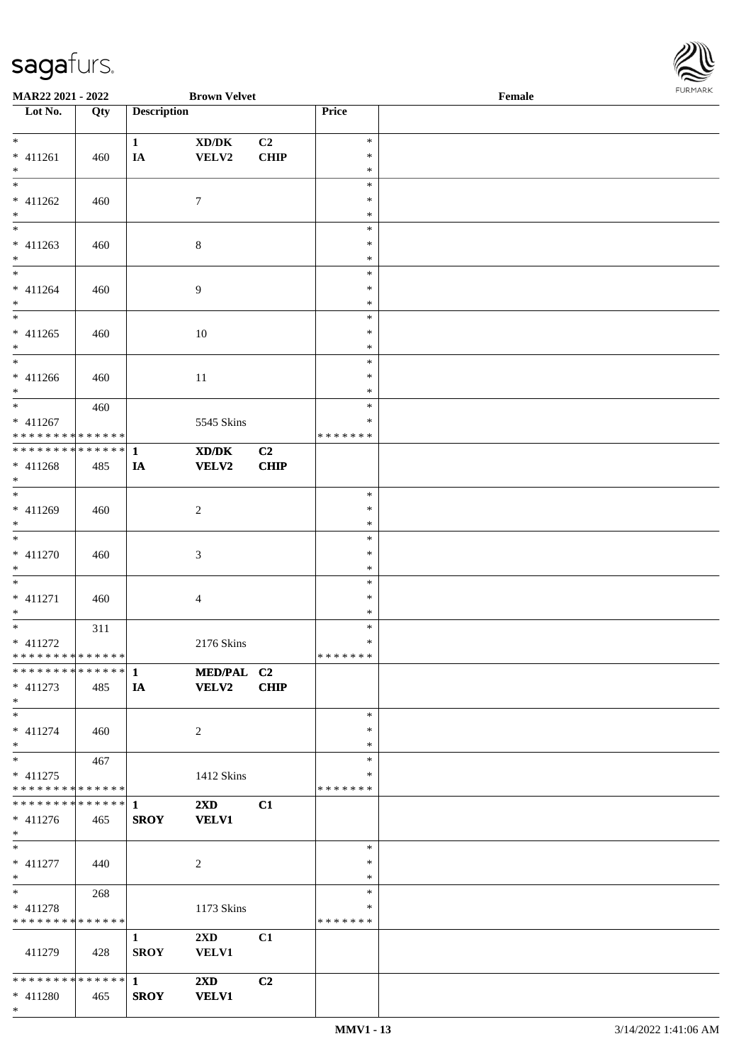MAR22 2021 - 2022 | Brown Velvet | Female

| Lot No. | Qty | Description | | | Price | |
|---|---|---|---|---|---|---|
| * | | 1 | XD/DK | C2 | * | |
| * 411261 | 460 | IA | VELV2 | CHIP | * | |
| * | | | | | * | |
| * | | | | | * | |
| * 411262 | 460 | | 7 | | * | |
| * | | | | | * | |
| * | | | | | * | |
| * 411263 | 460 | | 8 | | * | |
| * | | | | | * | |
| * | | | | | * | |
| * 411264 | 460 | | 9 | | * | |
| * | | | | | * | |
| * | | | | | * | |
| * 411265 | 460 | | 10 | | * | |
| * | | | | | * | |
| * | | | | | * | |
| * 411266 | 460 | | 11 | | * | |
| * | | | | | * | |
| * | 460 | | | | * | |
| * 411267 | | | 5545 Skins | | * | |
| * * * * * * * * * * * * * * | | | | | * * * * * * * | |
| * * * * * * * * * * * * * * | | 1 | XD/DK | C2 | | |
| * 411268 | 485 | IA | VELV2 | CHIP | | |
| * | | | | | | |
| * | | | | | * | |
| * 411269 | 460 | | 2 | | * | |
| * | | | | | * | |
| * | | | | | * | |
| * 411270 | 460 | | 3 | | * | |
| * | | | | | * | |
| * | | | | | * | |
| * 411271 | 460 | | 4 | | * | |
| * | | | | | * | |
| * | 311 | | | | * | |
| * 411272 | | | 2176 Skins | | * | |
| * * * * * * * * * * * * * * | | | | | * * * * * * * | |
| * * * * * * * * * * * * * * | | 1 | MED/PAL | C2 | | |
| * 411273 | 485 | IA | VELV2 | CHIP | | |
| * | | | | | | |
| * | | | | | * | |
| * 411274 | 460 | | 2 | | * | |
| * | | | | | * | |
| * | 467 | | | | * | |
| * 411275 | | | 1412 Skins | | * | |
| * * * * * * * * * * * * * * | | | | | * * * * * * * | |
| * * * * * * * * * * * * * * | | 1 | 2XD | C1 | | |
| * 411276 | 465 | SROY | VELV1 | | | |
| * | | | | | | |
| * | | | | | * | |
| * 411277 | 440 | | 2 | | * | |
| * | | | | | * | |
| * | 268 | | | | * | |
| * 411278 | | | 1173 Skins | | * | |
| * * * * * * * * * * * * * * | | | | | * * * * * * * | |
| | | 1 | 2XD | C1 | | |
| 411279 | 428 | SROY | VELV1 | | | |
| * * * * * * * * * * * * * * | | 1 | 2XD | C2 | | |
| * 411280 | 465 | SROY | VELV1 | | | |
| * | | | | | | |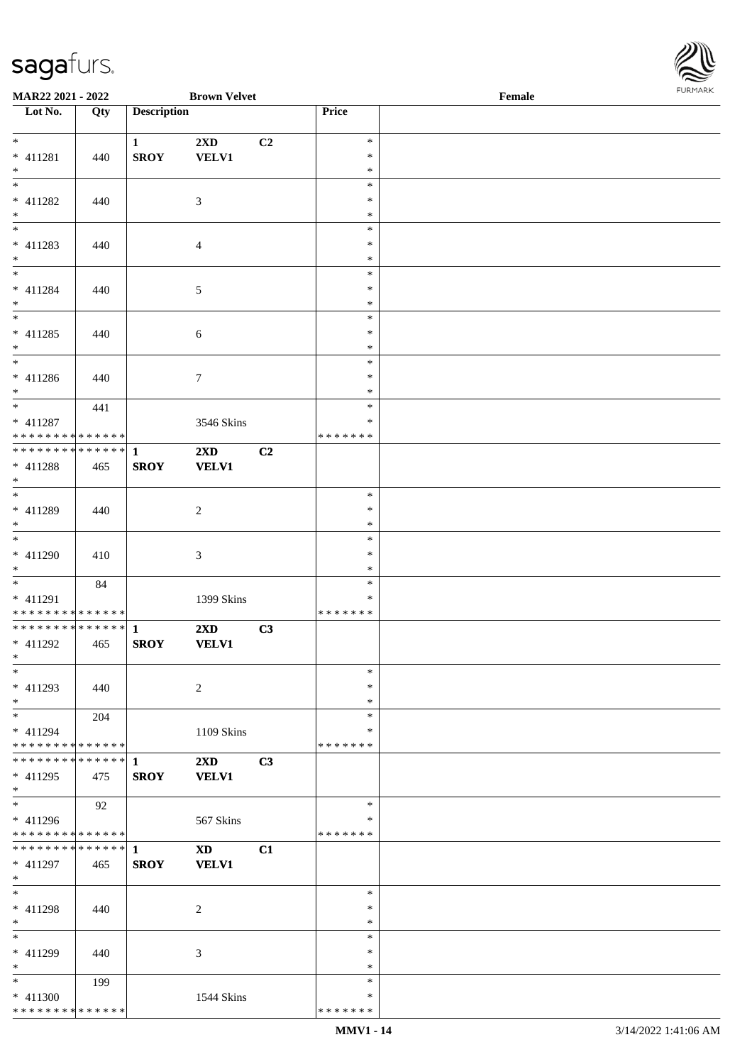MAR22 2021 - 2022 | Brown Velvet | Female

| Lot No. | Qty | Description | | | Price | |
|---|---|---|---|---|---|---|
| * | | 1 | 2XD | C2 | * | |
| * 411281 | 440 | SROY | VELV1 | | * | |
| * | | | | | * | |
| * | | | | | * | |
| * 411282 | 440 | | 3 | | * | |
| * | | | | | * | |
| * | | | | | * | |
| * 411283 | 440 | | 4 | | * | |
| * | | | | | * | |
| * | | | | | * | |
| * 411284 | 440 | | 5 | | * | |
| * | | | | | * | |
| * | | | | | * | |
| * 411285 | 440 | | 6 | | * | |
| * | | | | | * | |
| * | | | | | * | |
| * 411286 | 440 | | 7 | | * | |
| * | | | | | * | |
| * | 441 | | | | * | |
| * 411287 | | | 3546 Skins | | * | |
| * * * * * * * * * * * * * * | | | | | * * * * * * * | |
| * * * * * * * * * * * * * * | | 1 | 2XD | C2 | | |
| * 411288 | 465 | SROY | VELV1 | | | |
| * | | | | | | |
| * | | | | | * | |
| * 411289 | 440 | | 2 | | * | |
| * | | | | | * | |
| * | | | | | * | |
| * 411290 | 410 | | 3 | | * | |
| * | | | | | * | |
| * | 84 | | | | * | |
| * 411291 | | | 1399 Skins | | * | |
| * * * * * * * * * * * * * * | | | | | * * * * * * * | |
| * * * * * * * * * * * * * * | | 1 | 2XD | C3 | | |
| * 411292 | 465 | SROY | VELV1 | | | |
| * | | | | | | |
| * | | | | | * | |
| * 411293 | 440 | | 2 | | * | |
| * | | | | | * | |
| * | 204 | | | | * | |
| * 411294 | | | 1109 Skins | | * | |
| * * * * * * * * * * * * * * | | | | | * * * * * * * | |
| * * * * * * * * * * * * * * | | 1 | 2XD | C3 | | |
| * 411295 | 475 | SROY | VELV1 | | | |
| * | | | | | | |
| * | 92 | | | | * | |
| * 411296 | | | 567 Skins | | * | |
| * * * * * * * * * * * * * * | | | | | * * * * * * * | |
| * * * * * * * * * * * * * * | | 1 | XD | C1 | | |
| * 411297 | 465 | SROY | VELV1 | | | |
| * | | | | | | |
| * | | | | | * | |
| * 411298 | 440 | | 2 | | * | |
| * | | | | | * | |
| * | | | | | * | |
| * 411299 | 440 | | 3 | | * | |
| * | | | | | * | |
| * | 199 | | | | * | |
| * 411300 | | | 1544 Skins | | * | |
| * * * * * * * * * * * * * * | | | | | * * * * * * * | |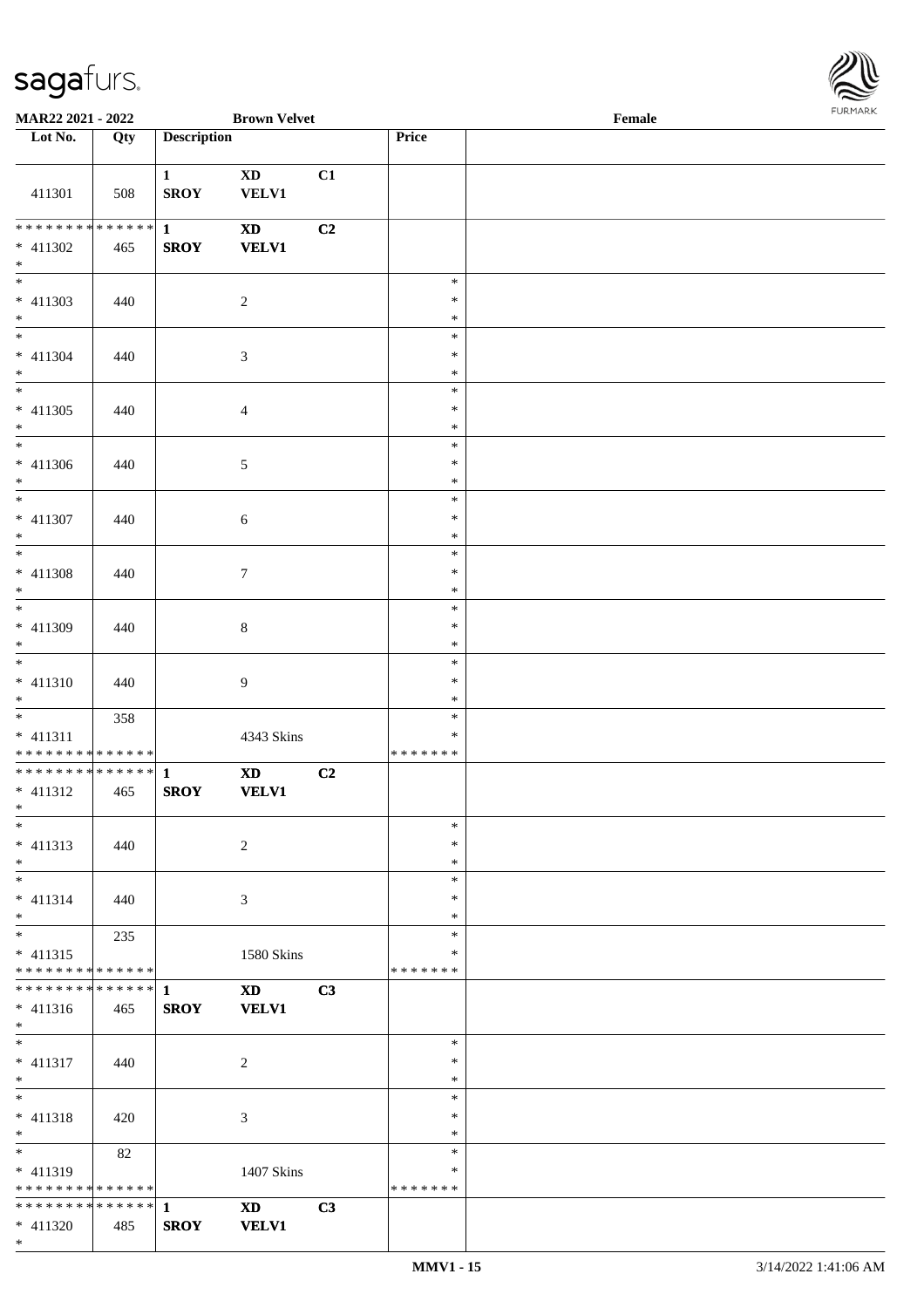MAR22 2021 - 2022 Brown Velvet Female

| Lot No. | Qty | Description | | | Price | |
|---|---|---|---|---|---|---|
| 411301 | 508 | 1 SROY | XD VELV1 | C1 | | |
| * * * * * * * * * * * * * * * 411302 * | 465 | 1 SROY | XD VELV1 | C2 | | |
| * * 411303 * | 440 | | 2 | | * * * | |
| * * 411304 * | 440 | | 3 | | * * * | |
| * * 411305 * | 440 | | 4 | | * * * | |
| * * 411306 * | 440 | | 5 | | * * * | |
| * * 411307 * | 440 | | 6 | | * * * | |
| * * 411308 * | 440 | | 7 | | * * * | |
| * * 411309 * | 440 | | 8 | | * * * | |
| * * 411310 * | 440 | | 9 | | * * * | |
| * * 411311 * * * * * * * * * * * * * * | 358 | | 4343 Skins | | * * * * * * * * * | |
| * * * * * * * * * * * * * * * 411312 * | 465 | 1 SROY | XD VELV1 | C2 | | |
| * * 411313 * | 440 | | 2 | | * * * | |
| * * 411314 * | 440 | | 3 | | * * * | |
| * * 411315 * * * * * * * * * * * * * * | 235 | | 1580 Skins | | * * * * * * * * * | |
| * * * * * * * * * * * * * * * 411316 * | 465 | 1 SROY | XD VELV1 | C3 | | |
| * * 411317 * | 440 | | 2 | | * * * | |
| * * 411318 * | 420 | | 3 | | * * * | |
| * * 411319 * * * * * * * * * * * * * * | 82 | | 1407 Skins | | * * * * * * * * * | |
| * * * * * * * * * * * * * * * 411320 * | 485 | 1 SROY | XD VELV1 | C3 | | |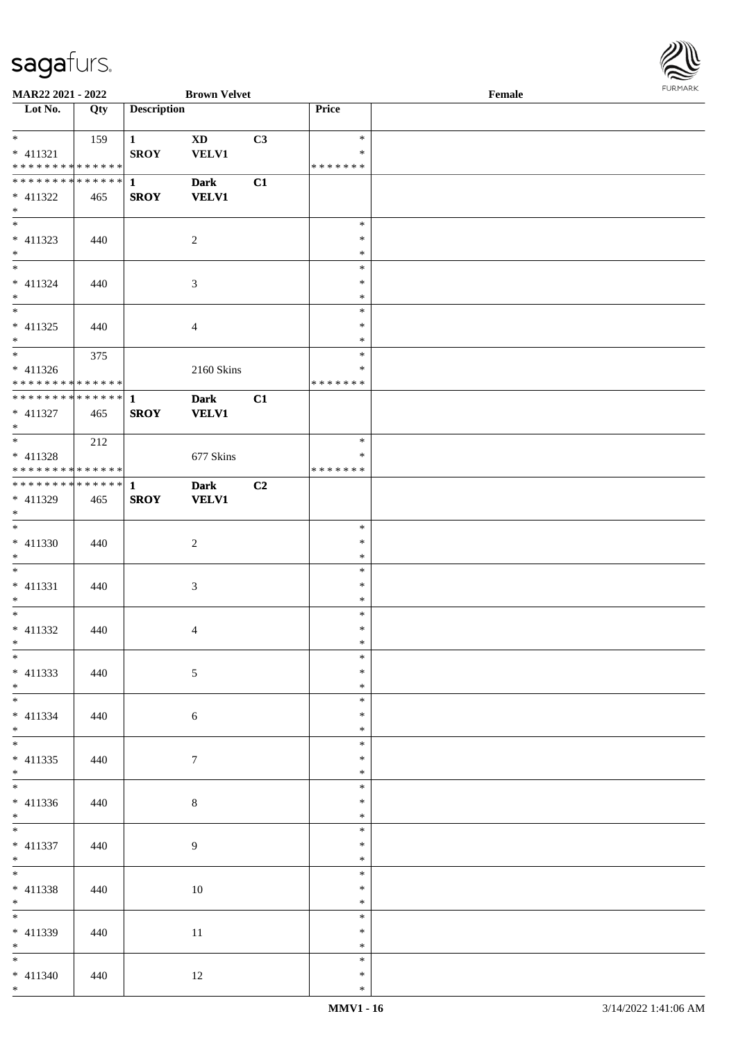MAR22 2021 - 2022 | Brown Velvet | Female

| Lot No. | Qty | Description | | | Price | |
|---|---|---|---|---|---|---|
| * | 159 | 1 | XD | C3 | * | |
| * 411321 | | SROY | VELV1 | | * | |
| * * * * * * * * * * * * * * | | | | | * * * * * * * | |
| * * * * * * * * * * * * * * | | 1 | Dark | C1 | | |
| * 411322 | 465 | SROY | VELV1 | | | |
| * | | | | | | |
| * | | | | | * | |
| * 411323 | 440 | | 2 | | * | |
| * | | | | | * | |
| * | | | | | * | |
| * 411324 | 440 | | 3 | | * | |
| * | | | | | * | |
| * | | | | | * | |
| * 411325 | 440 | | 4 | | * | |
| * | | | | | * | |
| * | 375 | | | | * | |
| * 411326 | | | 2160 Skins | | * | |
| * * * * * * * * * * * * * * | | | | | * * * * * * * | |
| * * * * * * * * * * * * * * | | 1 | Dark | C1 | | |
| * 411327 | 465 | SROY | VELV1 | | | |
| * | | | | | | |
| * | 212 | | | | * | |
| * 411328 | | | 677 Skins | | * | |
| * * * * * * * * * * * * * * | | | | | * * * * * * * | |
| * * * * * * * * * * * * * * | | 1 | Dark | C2 | | |
| * 411329 | 465 | SROY | VELV1 | | | |
| * | | | | | | |
| * | | | | | * | |
| * 411330 | 440 | | 2 | | * | |
| * | | | | | * | |
| * | | | | | * | |
| * 411331 | 440 | | 3 | | * | |
| * | | | | | * | |
| * | | | | | * | |
| * 411332 | 440 | | 4 | | * | |
| * | | | | | * | |
| * | | | | | * | |
| * 411333 | 440 | | 5 | | * | |
| * | | | | | * | |
| * | | | | | * | |
| * 411334 | 440 | | 6 | | * | |
| * | | | | | * | |
| * | | | | | * | |
| * 411335 | 440 | | 7 | | * | |
| * | | | | | * | |
| * | | | | | * | |
| * 411336 | 440 | | 8 | | * | |
| * | | | | | * | |
| * | | | | | * | |
| * 411337 | 440 | | 9 | | * | |
| * | | | | | * | |
| * | | | | | * | |
| * 411338 | 440 | | 10 | | * | |
| * | | | | | * | |
| * | | | | | * | |
| * 411339 | 440 | | 11 | | * | |
| * | | | | | * | |
| * | | | | | * | |
| * 411340 | 440 | | 12 | | * | |
| * | | | | | * | |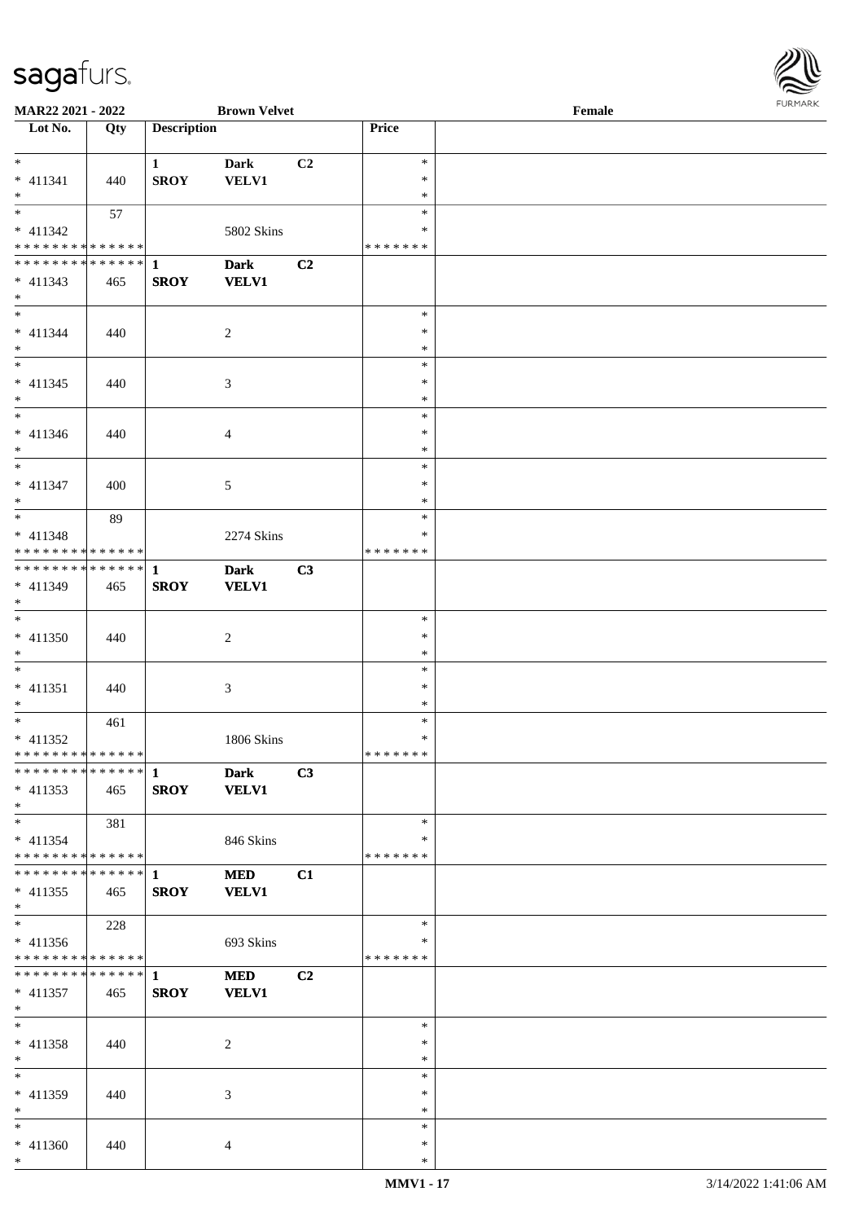MAR22 2021 - 2022 | Brown Velvet | Female

| Lot No. | Qty | Description | | | Price | |
|---|---|---|---|---|---|---|
| * 411341 * | 440 | 1 SROY | Dark VELV1 | C2 | * * * | |
| * 411342 * * * * * * * * * * * * * * | 57 | | 5802 Skins | | * * * * * * * * * | |
| * * * * * * * * * * * * * * 411343 * | 465 | 1 SROY | Dark VELV1 | C2 | | |
| * 411344 * | 440 | | 2 | | * * * | |
| * 411345 * | 440 | | 3 | | * * * | |
| * 411346 * | 440 | | 4 | | * * * | |
| * 411347 * | 400 | | 5 | | * * * | |
| * 411348 * * * * * * * * * * * * * * | 89 | | 2274 Skins | | * * * * * * * * * | |
| * * * * * * * * * * * * * * 411349 * | 465 | 1 SROY | Dark VELV1 | C3 | | |
| * 411350 * | 440 | | 2 | | * * * | |
| * 411351 * | 440 | | 3 | | * * * | |
| * 411352 * * * * * * * * * * * * * * | 461 | | 1806 Skins | | * * * * * * * * * | |
| * * * * * * * * * * * * * * 411353 * | 465 | 1 SROY | Dark VELV1 | C3 | | |
| * 411354 * * * * * * * * * * * * * * | 381 | | 846 Skins | | * * * * * * * * * | |
| * * * * * * * * * * * * * * 411355 * | 465 | 1 SROY | MED VELV1 | C1 | | |
| * 411356 * * * * * * * * * * * * * * | 228 | | 693 Skins | | * * * * * * * * * | |
| * * * * * * * * * * * * * * 411357 * | 465 | 1 SROY | MED VELV1 | C2 | | |
| * 411358 * | 440 | | 2 | | * * * | |
| * 411359 * | 440 | | 3 | | * * * | |
| * 411360 * | 440 | | 4 | | * * * | |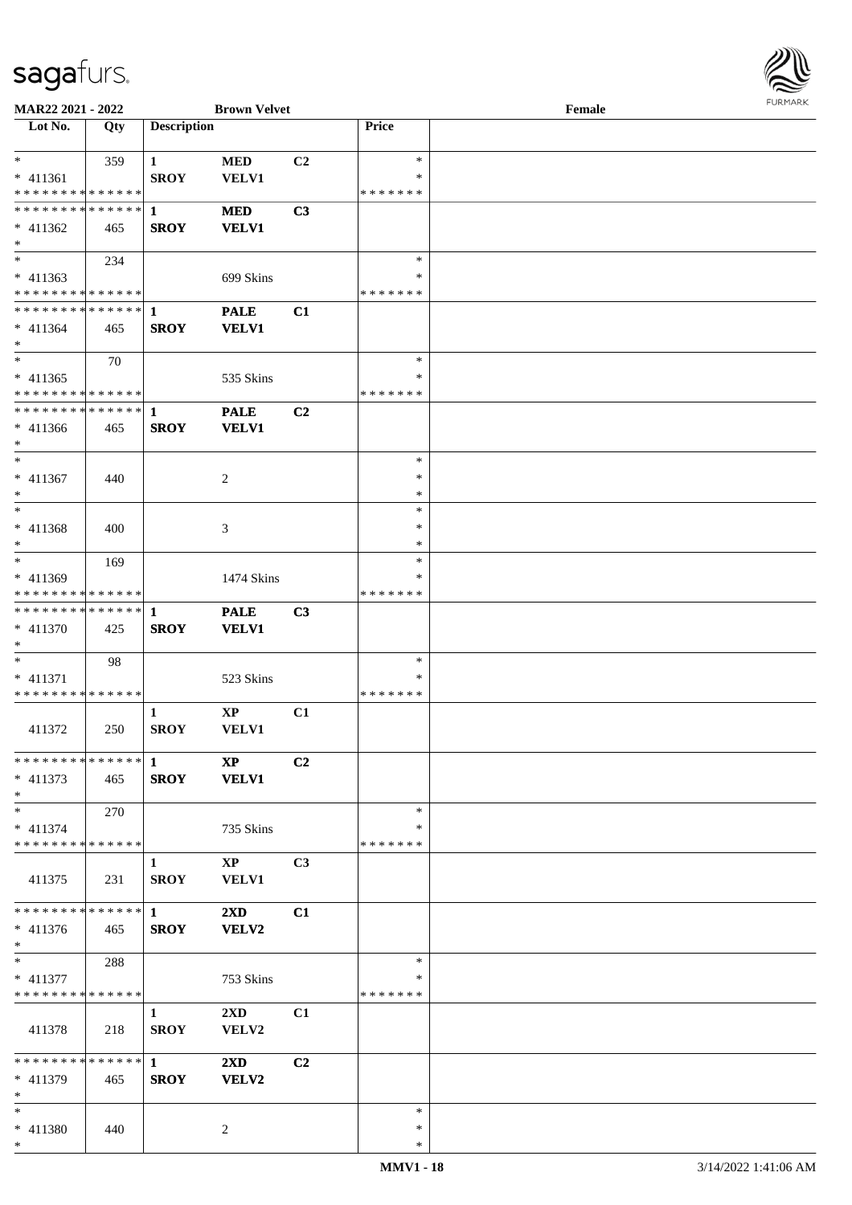| Lot No. | Qty | Description | | | Price | |
|---|---|---|---|---|---|---|
| * | 359 | 1 | MED | C2 | * | |
| * 411361 | | SROY | VELV1 | | * | |
| * * * * * * * * * * * * * * | | | | | * * * * * * * | |
| * * * * * * * * * * * * * * | | 1 | MED | C3 | | |
| * 411362 | 465 | SROY | VELV1 | | | |
| * | | | | | | |
| * | 234 | | | | * | |
| * 411363 | | | 699 Skins | | * | |
| * * * * * * * * * * * * * * | | | | | * * * * * * * | |
| * * * * * * * * * * * * * * | | 1 | PALE | C1 | | |
| * 411364 | 465 | SROY | VELV1 | | | |
| * | | | | | | |
| * | 70 | | | | * | |
| * 411365 | | | 535 Skins | | * | |
| * * * * * * * * * * * * * * | | | | | * * * * * * * | |
| * * * * * * * * * * * * * * | | 1 | PALE | C2 | | |
| * 411366 | 465 | SROY | VELV1 | | | |
| * | | | | | | |
| * | | | | | * | |
| * 411367 | 440 | | 2 | | * | |
| * | | | | | * | |
| * | | | | | * | |
| * 411368 | 400 | | 3 | | * | |
| * | | | | | * | |
| * | 169 | | | | * | |
| * 411369 | | | 1474 Skins | | * | |
| * * * * * * * * * * * * * * | | | | | * * * * * * * | |
| * * * * * * * * * * * * * * | | 1 | PALE | C3 | | |
| * 411370 | 425 | SROY | VELV1 | | | |
| * | | | | | | |
| * | 98 | | | | * | |
| * 411371 | | | 523 Skins | | * | |
| * * * * * * * * * * * * * * | | | | | * * * * * * * | |
| | | 1 | XP | C1 | | |
| 411372 | 250 | SROY | VELV1 | | | |
| * * * * * * * * * * * * * * | | 1 | XP | C2 | | |
| * 411373 | 465 | SROY | VELV1 | | | |
| * | | | | | | |
| * | 270 | | | | * | |
| * 411374 | | | 735 Skins | | * | |
| * * * * * * * * * * * * * * | | | | | * * * * * * * | |
| | | 1 | XP | C3 | | |
| 411375 | 231 | SROY | VELV1 | | | |
| * * * * * * * * * * * * * * | | 1 | 2XD | C1 | | |
| * 411376 | 465 | SROY | VELV2 | | | |
| * | | | | | | |
| * | 288 | | | | * | |
| * 411377 | | | 753 Skins | | * | |
| * * * * * * * * * * * * * * | | | | | * * * * * * * | |
| | | 1 | 2XD | C1 | | |
| 411378 | 218 | SROY | VELV2 | | | |
| * * * * * * * * * * * * * * | | 1 | 2XD | C2 | | |
| * 411379 | 465 | SROY | VELV2 | | | |
| * | | | | | | |
| * | | | | | * | |
| * 411380 | 440 | | 2 | | * | |
| * | | | | | * | |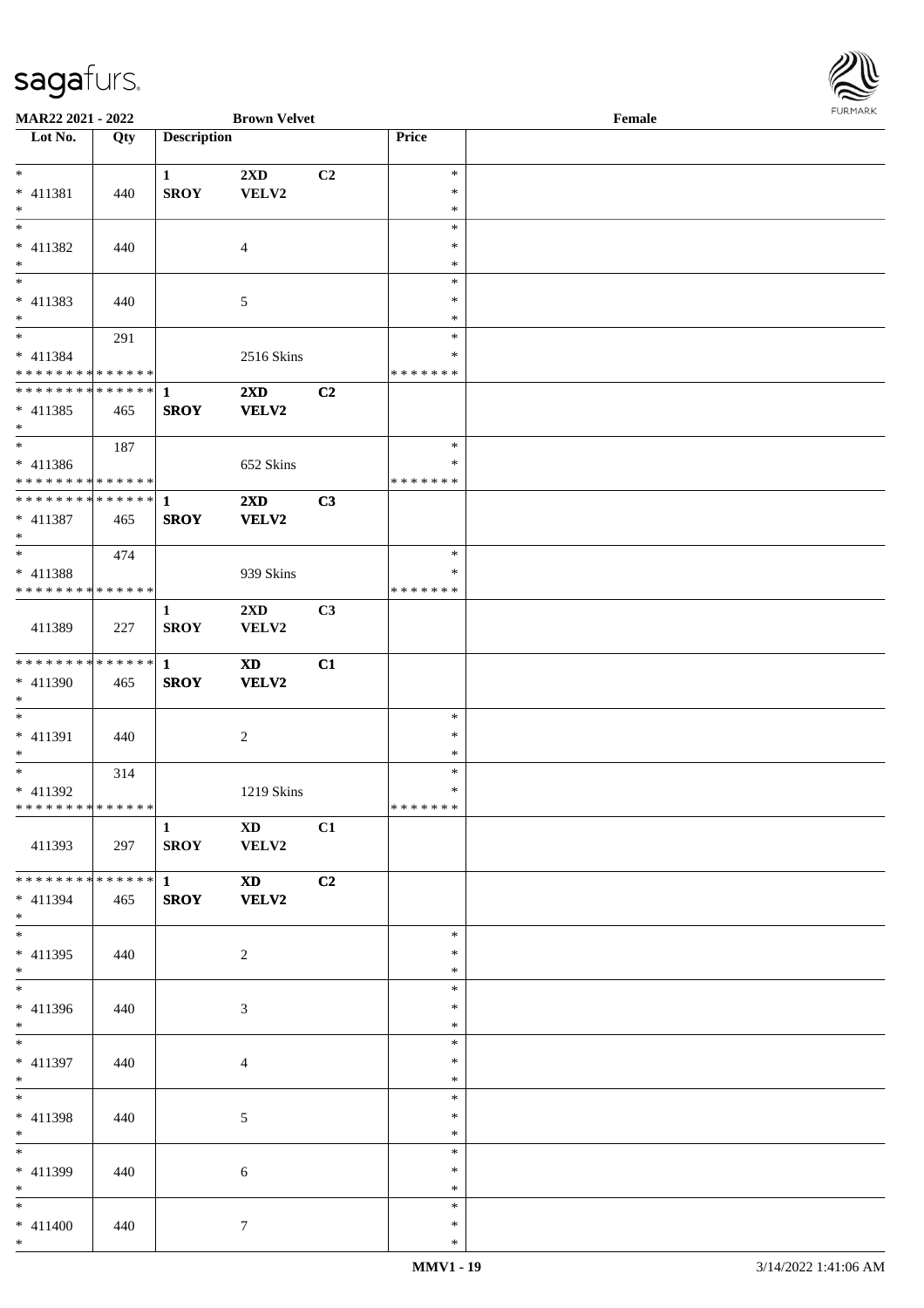**MAR22 2021 - 2022** **Brown Velvet** **Female**

| Lot No. | Qty | Description | | | Price | |
|---|---|---|---|---|---|---|
| * <br> * 411381 <br> * | 440 | 1 <br> SROY | 2XD <br> VELV2 | C2 | * <br> * <br> * | |
| * <br> * 411382 <br> * | 440 | | 4 | | * <br> * <br> * | |
| * <br> * 411383 <br> * | 440 | | 5 | | * <br> * <br> * | |
| * <br> * 411384 <br> * * * * * * * * * * * * * * | 291 | | 2516 Skins | | * <br> * <br> * * * * * * * | |
| * * * * * * * * * * * * * * <br> * 411385 <br> * | 465 | **1** <br> **SROY** | **2XD** <br> **VELV2** | **C2** | | |
| * <br> * 411386 <br> * * * * * * * * * * * * * * | 187 | | 652 Skins | | * <br> * <br> * * * * * * * | |
| * * * * * * * * * * * * * * <br> * 411387 <br> * | 465 | **1** <br> **SROY** | **2XD** <br> **VELV2** | **C3** | | |
| * <br> * 411388 <br> * * * * * * * * * * * * * * | 474 | | 939 Skins | | * <br> * <br> * * * * * * * | |
| 411389 | 227 | 1 <br> SROY | 2XD <br> VELV2 | C3 | | |
| * * * * * * * * * * * * * * <br> * 411390 <br> * | 465 | **1** <br> **SROY** | **XD** <br> **VELV2** | **C1** | | |
| * <br> * 411391 <br> * | 440 | | 2 | | * <br> * <br> * | |
| * <br> * 411392 <br> * * * * * * * * * * * * * * | 314 | | 1219 Skins | | * <br> * <br> * * * * * * * | |
| 411393 | 297 | 1 <br> SROY | XD <br> VELV2 | C1 | | |
| * * * * * * * * * * * * * * <br> * 411394 <br> * | 465 | **1** <br> **SROY** | **XD** <br> **VELV2** | **C2** | | |
| * <br> * 411395 <br> * | 440 | | 2 | | * <br> * <br> * | |
| * <br> * 411396 <br> * | 440 | | 3 | | * <br> * <br> * | |
| * <br> * 411397 <br> * | 440 | | 4 | | * <br> * <br> * | |
| * <br> * 411398 <br> * | 440 | | 5 | | * <br> * <br> * | |
| * <br> * 411399 <br> * | 440 | | 6 | | * <br> * <br> * | |
| * <br> * 411400 <br> * | 440 | | 7 | | * <br> * <br> * | |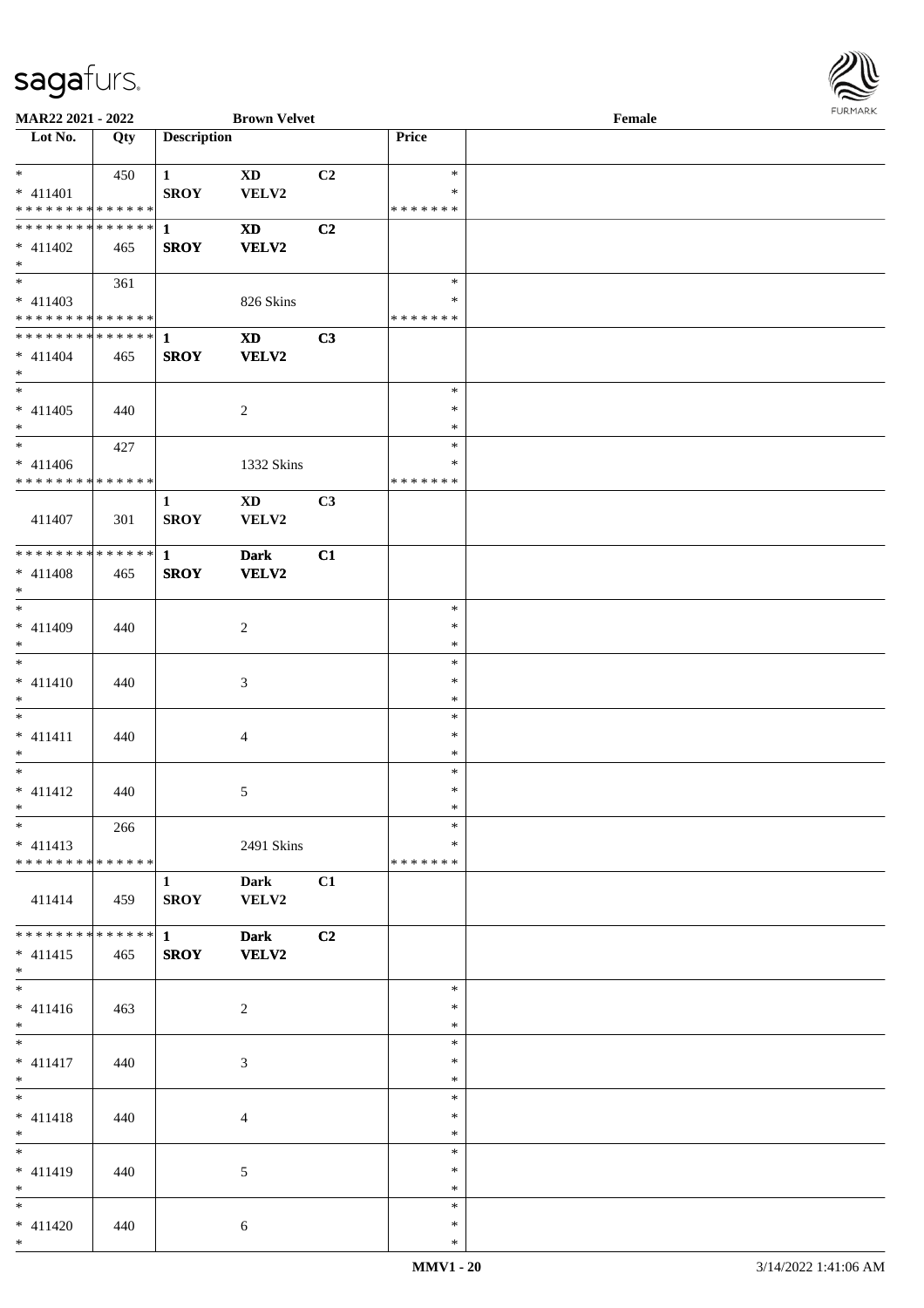MAR22 2021 - 2022 | Brown Velvet | Female

| Lot No. | Qty | Description | | | Price | |
|---|---|---|---|---|---|---|
| * | 450 | 1 | XD | C2 | * | |
| * 411401 | | SROY | VELV2 | | * | |
| * * * * * * * * * * * * * * | | | | | * * * * * * * | |
| * * * * * * * * * * * * * * | | 1 | XD | C2 | | |
| * 411402 | 465 | SROY | VELV2 | | | |
| * | | | | | | |
| * | 361 | | | | * | |
| * 411403 | | | 826 Skins | | * | |
| * * * * * * * * * * * * * * | | | | | * * * * * * * | |
| * * * * * * * * * * * * * * | | 1 | XD | C3 | | |
| * 411404 | 465 | SROY | VELV2 | | | |
| * | | | | | | |
| * | | | | | * | |
| * 411405 | 440 | | 2 | | * | |
| * | | | | | * | |
| * | 427 | | | | * | |
| * 411406 | | | 1332 Skins | | * | |
| * * * * * * * * * * * * * * | | | | | * * * * * * * | |
| | | 1 | XD | C3 | | |
| 411407 | 301 | SROY | VELV2 | | | |
| * * * * * * * * * * * * * * | | 1 | Dark | C1 | | |
| * 411408 | 465 | SROY | VELV2 | | | |
| * | | | | | | |
| * | | | | | * | |
| * 411409 | 440 | | 2 | | * | |
| * | | | | | * | |
| * | | | | | * | |
| * 411410 | 440 | | 3 | | * | |
| * | | | | | * | |
| * | | | | | * | |
| * 411411 | 440 | | 4 | | * | |
| * | | | | | * | |
| * | | | | | * | |
| * 411412 | 440 | | 5 | | * | |
| * | | | | | * | |
| * | 266 | | | | * | |
| * 411413 | | | 2491 Skins | | * | |
| * * * * * * * * * * * * * * | | | | | * * * * * * * | |
| | | 1 | Dark | C1 | | |
| 411414 | 459 | SROY | VELV2 | | | |
| * * * * * * * * * * * * * * | | 1 | Dark | C2 | | |
| * 411415 | 465 | SROY | VELV2 | | | |
| * | | | | | | |
| * | | | | | * | |
| * 411416 | 463 | | 2 | | * | |
| * | | | | | * | |
| * | | | | | * | |
| * 411417 | 440 | | 3 | | * | |
| * | | | | | * | |
| * | | | | | * | |
| * 411418 | 440 | | 4 | | * | |
| * | | | | | * | |
| * | | | | | * | |
| * 411419 | 440 | | 5 | | * | |
| * | | | | | * | |
| * | | | | | * | |
| * 411420 | 440 | | 6 | | * | |
| * | | | | | * | |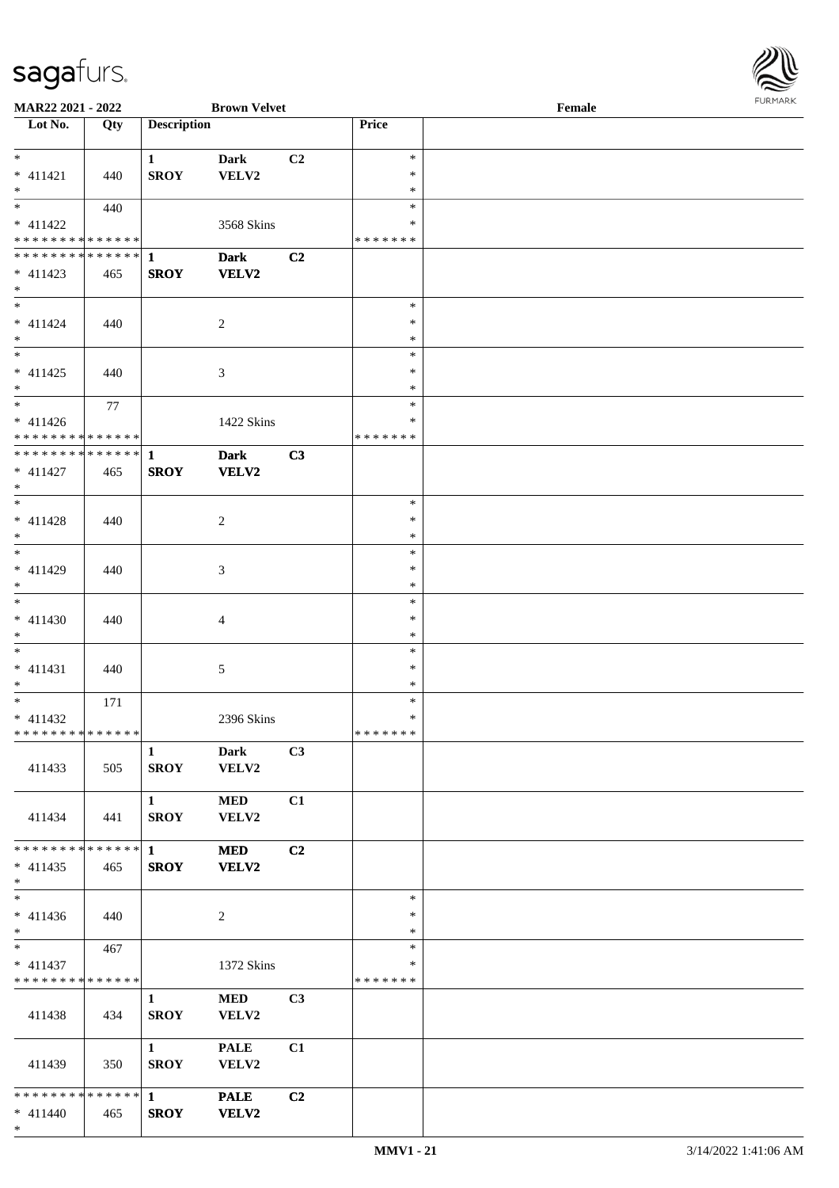MAR22 2021 - 2022 | Brown Velvet | Female

| Lot No. | Qty | Description | | | Price | |
|---|---|---|---|---|---|---|
| * | | 1 | Dark | C2 | * | |
| * 411421 | 440 | SROY | VELV2 | | * | |
| * | | | | | * | |
| * | 440 | | | | * | |
| * 411422 | | | 3568 Skins | | * | |
| * * * * * * * * * * * * * * | | | | | * * * * * * * | |
| * * * * * * * * * * * * * * | | 1 | Dark | C2 | | |
| * 411423 | 465 | SROY | VELV2 | | | |
| * | | | | | | |
| * | | | | | * | |
| * 411424 | 440 | | 2 | | * | |
| * | | | | | * | |
| * | | | | | * | |
| * 411425 | 440 | | 3 | | * | |
| * | | | | | * | |
| * | 77 | | | | * | |
| * 411426 | | | 1422 Skins | | * | |
| * * * * * * * * * * * * * * | | | | | * * * * * * * | |
| * * * * * * * * * * * * * * | | 1 | Dark | C3 | | |
| * 411427 | 465 | SROY | VELV2 | | | |
| * | | | | | | |
| * | | | | | * | |
| * 411428 | 440 | | 2 | | * | |
| * | | | | | * | |
| * | | | | | * | |
| * 411429 | 440 | | 3 | | * | |
| * | | | | | * | |
| * | | | | | * | |
| * 411430 | 440 | | 4 | | * | |
| * | | | | | * | |
| * | | | | | * | |
| * 411431 | 440 | | 5 | | * | |
| * | | | | | * | |
| * | 171 | | | | * | |
| * 411432 | | | 2396 Skins | | * | |
| * * * * * * * * * * * * * * | | | | | * * * * * * * | |
| 411433 | 505 | 1 SROY | Dark VELV2 | C3 | | |
| 411434 | 441 | 1 SROY | MED VELV2 | C1 | | |
| * * * * * * * * * * * * * * | | 1 | MED | C2 | | |
| * 411435 | 465 | SROY | VELV2 | | | |
| * | | | | | | |
| * | | | | | * | |
| * 411436 | 440 | | 2 | | * | |
| * | | | | | * | |
| * | 467 | | | | * | |
| * 411437 | | | 1372 Skins | | * | |
| * * * * * * * * * * * * * * | | | | | * * * * * * * | |
| 411438 | 434 | 1 SROY | MED VELV2 | C3 | | |
| 411439 | 350 | 1 SROY | PALE VELV2 | C1 | | |
| * * * * * * * * * * * * * * | | 1 | PALE | C2 | | |
| * 411440 | 465 | SROY | VELV2 | | | |
| * | | | | | | |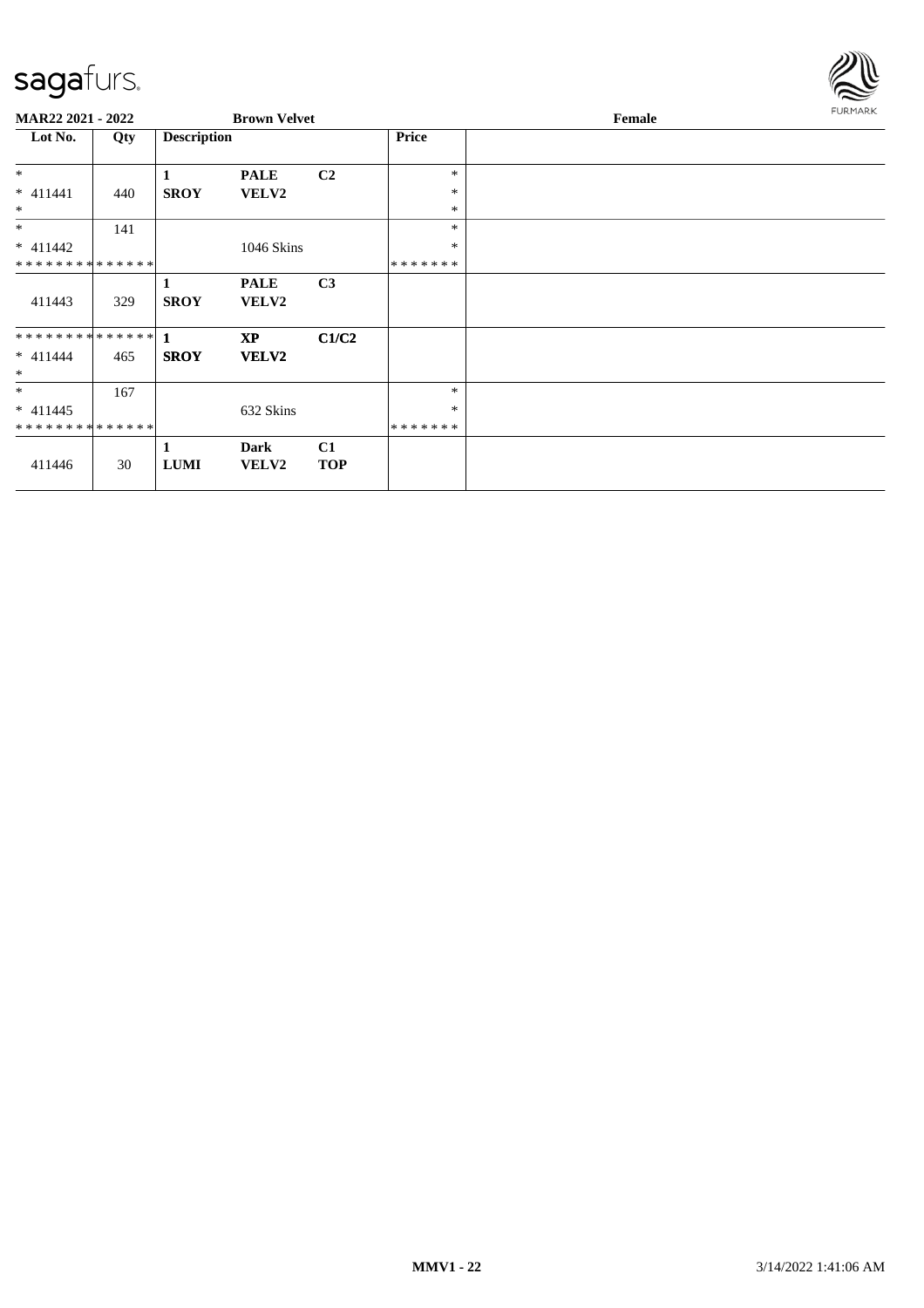**MAR22 2021 - 2022** | **Brown Velvet** | **Female**

| Lot No. | Qty | Description | | | Price | |
|---|---|---|---|---|---|---|
| * <br> * 411441 <br> * | 440 | **1** <br> **SROY** | **PALE** <br> **VELV2** | **C2** | * <br> * <br> * | |
| * <br> * 411442 <br> * * * * * * * * * * * * * * | 141 | | 1046 Skins | | * <br> * <br> * * * * * * * | |
| 411443 | 329 | **1** <br> **SROY** | **PALE** <br> **VELV2** | **C3** | | |
| * * * * * * * * * * * * * * <br> * 411444 <br> * | 465 | **1** <br> **SROY** | **XP** <br> **VELV2** | **C1/C2** | | |
| * <br> * 411445 <br> * * * * * * * * * * * * * * | 167 | | 632 Skins | | * <br> * <br> * * * * * * * | |
| 411446 | 30 | **1** <br> **LUMI** | **Dark** <br> **VELV2** | **C1** <br> **TOP** | | |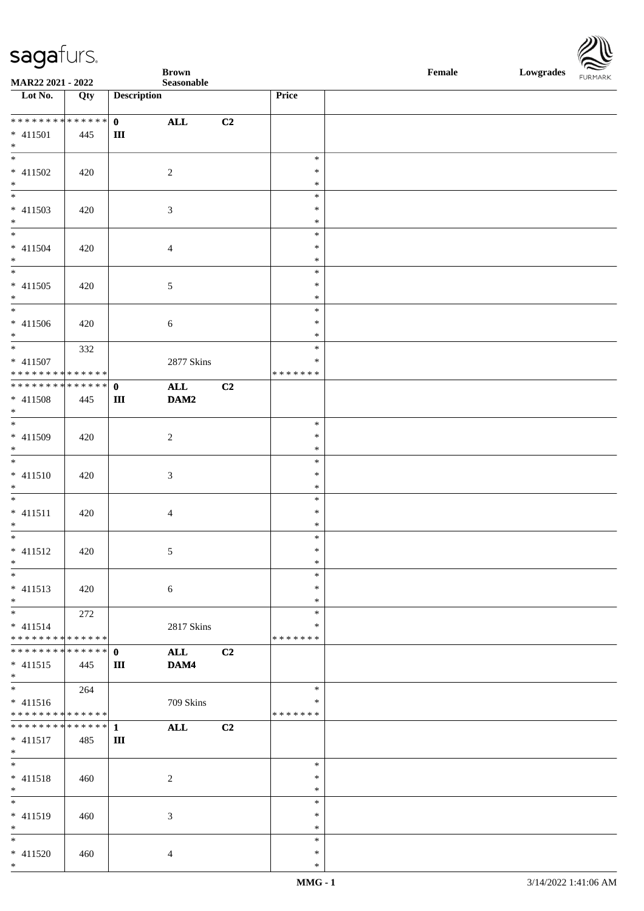| Lot No. | Qty | Description | | | Price | |
|---|---|---|---|---|---|---|
| * * * * * * * * * * * * * * | | 0 | ALL | C2 | | |
| * 411501 | 445 | III | | | | |
| * | | | | | | |
| * | | | | | * | |
| * 411502 | 420 | | 2 | | * | |
| * | | | | | * | |
| * | | | | | * | |
| * 411503 | 420 | | 3 | | * | |
| * | | | | | * | |
| * | | | | | * | |
| * 411504 | 420 | | 4 | | * | |
| * | | | | | * | |
| * | | | | | * | |
| * 411505 | 420 | | 5 | | * | |
| * | | | | | * | |
| * | | | | | * | |
| * 411506 | 420 | | 6 | | * | |
| * | | | | | * | |
| * | 332 | | | | * | |
| * 411507 | | | 2877 Skins | | * | |
| * * * * * * * * * * * * * * | | | | | * * * * * * * | |
| * * * * * * * * * * * * * * | | 0 | ALL | C2 | | |
| * 411508 | 445 | III | DAM2 | | | |
| * | | | | | | |
| * | | | | | * | |
| * 411509 | 420 | | 2 | | * | |
| * | | | | | * | |
| * | | | | | * | |
| * 411510 | 420 | | 3 | | * | |
| * | | | | | * | |
| * | | | | | * | |
| * 411511 | 420 | | 4 | | * | |
| * | | | | | * | |
| * | | | | | * | |
| * 411512 | 420 | | 5 | | * | |
| * | | | | | * | |
| * | | | | | * | |
| * 411513 | 420 | | 6 | | * | |
| * | | | | | * | |
| * | 272 | | | | * | |
| * 411514 | | | 2817 Skins | | * | |
| * * * * * * * * * * * * * * | | | | | * * * * * * * | |
| * * * * * * * * * * * * * * | | 0 | ALL | C2 | | |
| * 411515 | 445 | III | DAM4 | | | |
| * | | | | | | |
| * | 264 | | | | * | |
| * 411516 | | | 709 Skins | | * | |
| * * * * * * * * * * * * * * | | | | | * * * * * * * | |
| * * * * * * * * * * * * * * | | 1 | ALL | C2 | | |
| * 411517 | 485 | III | | | | |
| * | | | | | | |
| * | | | | | * | |
| * 411518 | 460 | | 2 | | * | |
| * | | | | | * | |
| * | | | | | * | |
| * 411519 | 460 | | 3 | | * | |
| * | | | | | * | |
| * | | | | | * | |
| * 411520 | 460 | | 4 | | * | |
| * | | | | | * | |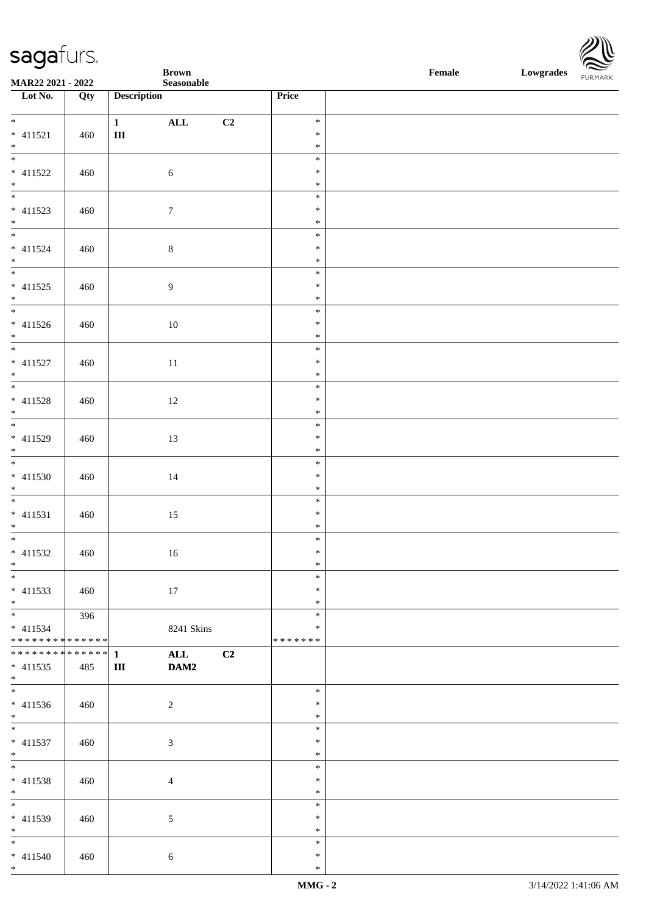**Brown Seasonable** | **Female** | **Lowgrades**

**MAR22 2021 - 2022**

| Lot No. | Qty | Description | Price |
|---|---|---|---|
| * 411521 * | 460 | 1 ALL C2 III | * * * |
| * 411522 * | 460 | 6 | * * * |
| * 411523 * | 460 | 7 | * * * |
| * 411524 * | 460 | 8 | * * * |
| * 411525 * | 460 | 9 | * * * |
| * 411526 * | 460 | 10 | * * * |
| * 411527 * | 460 | 11 | * * * |
| * 411528 * | 460 | 12 | * * * |
| * 411529 * | 460 | 13 | * * * |
| * 411530 * | 460 | 14 | * * * |
| * 411531 * | 460 | 15 | * * * |
| * 411532 * | 460 | 16 | * * * |
| * 411533 * | 460 | 17 | * * * |
| * 411534 ************** | 396 | 8241 Skins | * * ******* |
| ************** 411535 * | 485 | 1 ALL C2 III DAM2 | |
| * 411536 * | 460 | 2 | * * * |
| * 411537 * | 460 | 3 | * * * |
| * 411538 * | 460 | 4 | * * * |
| * 411539 * | 460 | 5 | * * * |
| * 411540 * | 460 | 6 | * * * |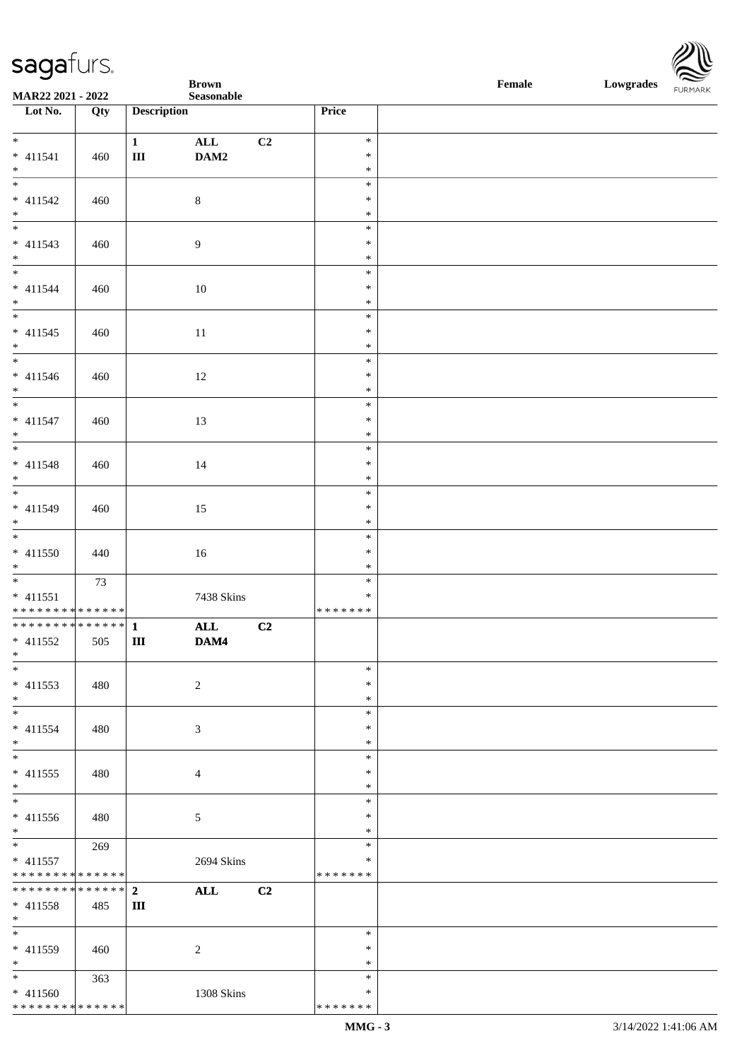| Lot No. | Qty | Description | | | Price | |
|---|---|---|---|---|---|---|
| * 411541 * | 460 | 1 III | ALL DAM2 | C2 | * * * | |
| * 411542 * | 460 | | 8 | | * * * | |
| * 411543 * | 460 | | 9 | | * * * | |
| * 411544 * | 460 | | 10 | | * * * | |
| * 411545 * | 460 | | 11 | | * * * | |
| * 411546 * | 460 | | 12 | | * * * | |
| * 411547 * | 460 | | 13 | | * * * | |
| * 411548 * | 460 | | 14 | | * * * | |
| * 411549 * | 460 | | 15 | | * * * | |
| * 411550 * | 440 | | 16 | | * * * | |
| * 411551 * * * * * * * * * * * * * * | 73 | | 7438 Skins | | * * * * * * * * * | |
| * * * * * * * * * * * * * * 411552 * | 505 | 1 III | ALL DAM4 | C2 | | |
| * 411553 * | 480 | | 2 | | * * * | |
| * 411554 * | 480 | | 3 | | * * * | |
| * 411555 * | 480 | | 4 | | * * * | |
| * 411556 * | 480 | | 5 | | * * * | |
| * 411557 * * * * * * * * * * * * * * | 269 | | 2694 Skins | | * * * * * * * * * | |
| * * * * * * * * * * * * * * 411558 * | 485 | 2 III | ALL | C2 | | |
| * 411559 * | 460 | | 2 | | * * * | |
| * 411560 * * * * * * * * * * * * * * | 363 | | 1308 Skins | | * * * * * * * * * | |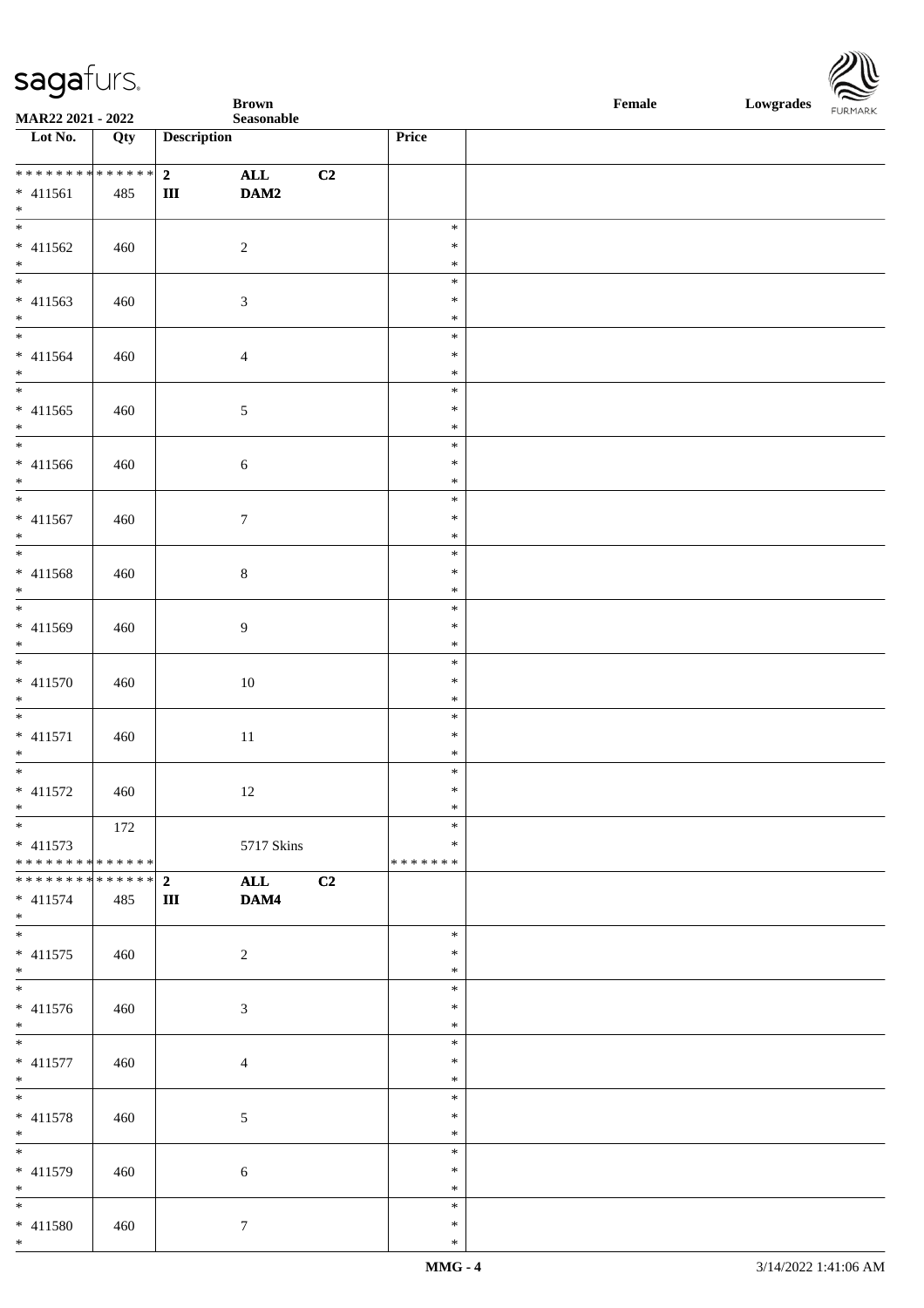**Brown Seasonable** | **Female** | **Lowgrades**

MAR22 2021 - 2022

| Lot No. | Qty | Description | | | Price | |
|---|---|---|---|---|---|---|
| * * * * * * * * * * * * * * | | 2 | ALL | C2 | | |
| * 411561 | 485 | III | DAM2 | | | |
| * | | | | | | |
| * 411562 | 460 | | 2 | | * * * | |
| * 411563 | 460 | | 3 | | * * * | |
| * 411564 | 460 | | 4 | | * * * | |
| * 411565 | 460 | | 5 | | * * * | |
| * 411566 | 460 | | 6 | | * * * | |
| * 411567 | 460 | | 7 | | * * * | |
| * 411568 | 460 | | 8 | | * * * | |
| * 411569 | 460 | | 9 | | * * * | |
| * 411570 | 460 | | 10 | | * * * | |
| * 411571 | 460 | | 11 | | * * * | |
| * 411572 | 460 | | 12 | | * * * | |
| * 411573 | 172 | | 5717 Skins | | * * | |
| * * * * * * * * * * * * * * | | | | | * * * * * * * | |
| * * * * * * * * * * * * * * | | 2 | ALL | C2 | | |
| * 411574 | 485 | III | DAM4 | | | |
| * | | | | | | |
| * 411575 | 460 | | 2 | | * * * | |
| * 411576 | 460 | | 3 | | * * * | |
| * 411577 | 460 | | 4 | | * * * | |
| * 411578 | 460 | | 5 | | * * * | |
| * 411579 | 460 | | 6 | | * * * | |
| * 411580 | 460 | | 7 | | * * * | |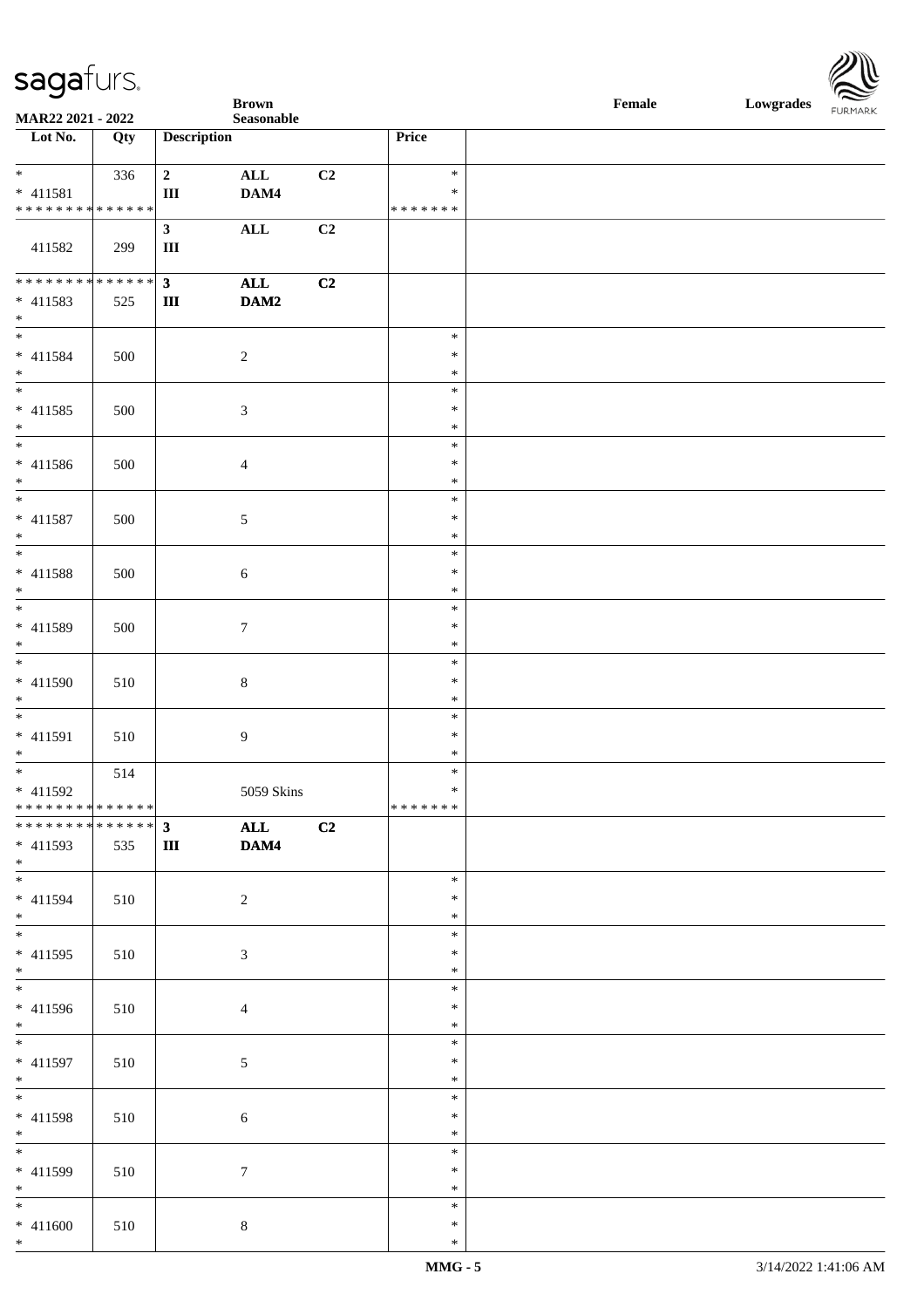**Brown Seasonable** — **Female** — **Lowgrades**

MAR22 2021 - 2022

| Lot No. | Qty | Description | | | Price |
|---|---|---|---|---|---|
| * | 336 | 2 | ALL | C2 | * |
| * 411581 | | III | DAM4 | | * |
| * * * * * * * * * * * * * * | | | | | * * * * * * * |
| | | 3 | ALL | C2 | |
| 411582 | 299 | III | | | |
| * * * * * * * * * * * * * * | | 3 | ALL | C2 | |
| * 411583 | 525 | III | DAM2 | | |
| * | | | | | |
| * | | | | | * |
| * 411584 | 500 | | 2 | | * |
| * | | | | | * |
| * | | | | | * |
| * 411585 | 500 | | 3 | | * |
| * | | | | | * |
| * | | | | | * |
| * 411586 | 500 | | 4 | | * |
| * | | | | | * |
| * | | | | | * |
| * 411587 | 500 | | 5 | | * |
| * | | | | | * |
| * | | | | | * |
| * 411588 | 500 | | 6 | | * |
| * | | | | | * |
| * | | | | | * |
| * 411589 | 500 | | 7 | | * |
| * | | | | | * |
| * | | | | | * |
| * 411590 | 510 | | 8 | | * |
| * | | | | | * |
| * | | | | | * |
| * 411591 | 510 | | 9 | | * |
| * | | | | | * |
| * | 514 | | | | * |
| * 411592 | | | 5059 Skins | | * |
| * * * * * * * * * * * * * * | | | | | * * * * * * * |
| * * * * * * * * * * * * * * | | 3 | ALL | C2 | |
| * 411593 | 535 | III | DAM4 | | |
| * | | | | | |
| * | | | | | * |
| * 411594 | 510 | | 2 | | * |
| * | | | | | * |
| * | | | | | * |
| * 411595 | 510 | | 3 | | * |
| * | | | | | * |
| * | | | | | * |
| * 411596 | 510 | | 4 | | * |
| * | | | | | * |
| * | | | | | * |
| * 411597 | 510 | | 5 | | * |
| * | | | | | * |
| * | | | | | * |
| * 411598 | 510 | | 6 | | * |
| * | | | | | * |
| * | | | | | * |
| * 411599 | 510 | | 7 | | * |
| * | | | | | * |
| * | | | | | * |
| * 411600 | 510 | | 8 | | * |
| * | | | | | * |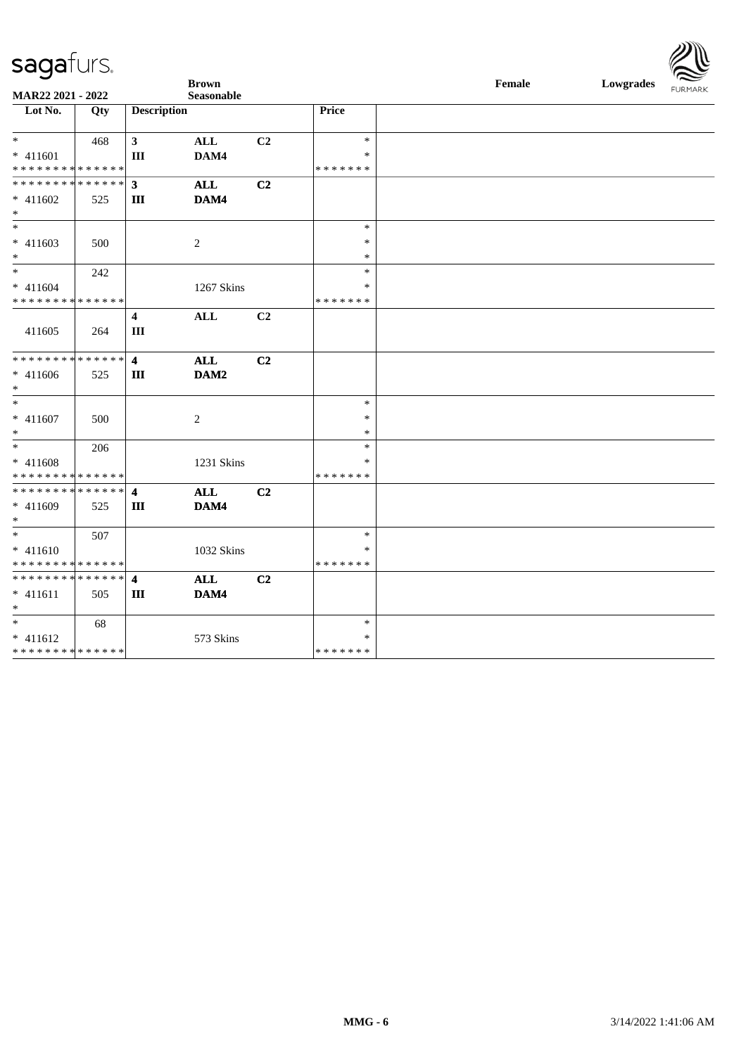Brown Seasonable | Female | Lowgrades

MAR22 2021 - 2022

| Lot No. | Qty | Description | | | Price |
|---|---|---|---|---|---|
| * | 468 | 3 | ALL | C2 | * |
| * 411601 | | III | DAM4 | | * |
| * * * * * * * * * * * * * * | | | | | * * * * * * * |
| * * * * * * * * * * * * * * | | 3 | ALL | C2 | |
| * 411602 | 525 | III | DAM4 | | |
| * | | | | | |
| * | | | | | * |
| * 411603 | 500 | | 2 | | * |
| * | | | | | * |
| * | 242 | | | | * |
| * 411604 | | | 1267 Skins | | * |
| * * * * * * * * * * * * * * | | | | | * * * * * * * |
| | | 4 | ALL | C2 | |
| 411605 | 264 | III | | | |
| * * * * * * * * * * * * * * | | 4 | ALL | C2 | |
| * 411606 | 525 | III | DAM2 | | |
| * | | | | | |
| * | | | | | * |
| * 411607 | 500 | | 2 | | * |
| * | | | | | * |
| * | 206 | | | | * |
| * 411608 | | | 1231 Skins | | * |
| * * * * * * * * * * * * * * | | | | | * * * * * * * |
| * * * * * * * * * * * * * * | | 4 | ALL | C2 | |
| * 411609 | 525 | III | DAM4 | | |
| * | | | | | |
| * | 507 | | | | * |
| * 411610 | | | 1032 Skins | | * |
| * * * * * * * * * * * * * * | | | | | * * * * * * * |
| * * * * * * * * * * * * * * | | 4 | ALL | C2 | |
| * 411611 | 505 | III | DAM4 | | |
| * | | | | | |
| * | 68 | | | | * |
| * 411612 | | | 573 Skins | | * |
| * * * * * * * * * * * * * * | | | | | * * * * * * * |